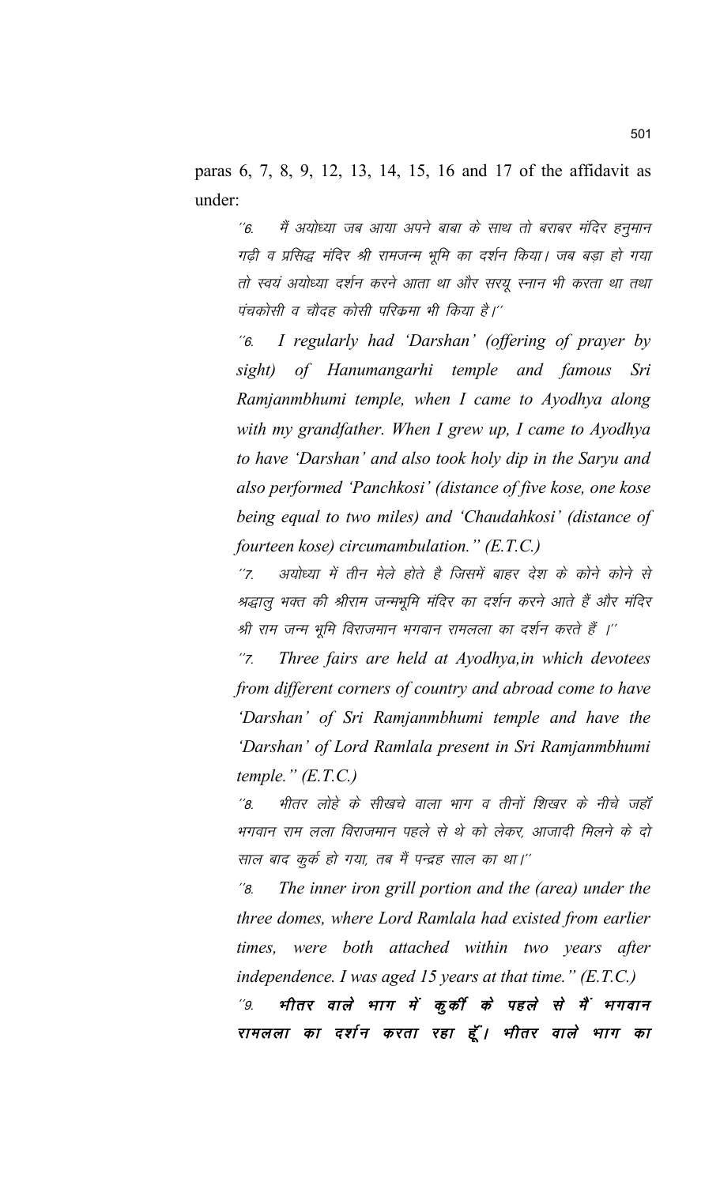paras 6, 7, 8, 9, 12, 13, 14, 15, 16 and 17 of the affidavit as under:

> "6. मैं अयोध्या जब आया अपने बाबा के साथ तो बराबर मंदिर हनुमान गढ़ी व प्रसिद्ध मंदिर श्री रामजन्म भूमि का दर्शन किया। जब बड़ा हो गया तो स्वयं अयोध्या दर्शन करने आता था और सरयू स्नान भी करता था तथा पंचकोसी व चौदह कोसी परिक्रमा भी किया है।"
>
> *"6. I regularly had 'Darshan' (offering of prayer by sight) of Hanumangarhi temple and famous Sri Ramjanmbhumi temple, when I came to Ayodhya along with my grandfather. When I grew up, I came to Ayodhya to have 'Darshan' and also took holy dip in the Saryu and also performed 'Panchkosi' (distance of five kose, one kose being equal to two miles) and 'Chaudahkosi' (distance of fourteen kose) circumambulation." (E.T.C.)*
>
> "7. अयोध्या में तीन मेले होते है जिसमें बाहर देश के कोने कोने से श्रद्धालु भक्त की श्रीराम जन्मभूमि मंदिर का दर्शन करने आते हैं और मंदिर श्री राम जन्म भूमि विराजमान भगवान रामलला का दर्शन करते हैं ।"
>
> *"7. Three fairs are held at Ayodhya,in which devotees from different corners of country and abroad come to have 'Darshan' of Sri Ramjanmbhumi temple and have the 'Darshan' of Lord Ramlala present in Sri Ramjanmbhumi temple." (E.T.C.)*
>
> "8. भीतर लोहे के सीखचे वाला भाग व तीनों शिखर के नीचे जहाँ भगवान राम लला विराजमान पहले से थे को लेकर, आजादी मिलने के दो साल बाद कुर्क हो गया, तब मैं पन्द्रह साल का था।"
>
> *"8. The inner iron grill portion and the (area) under the three domes, where Lord Ramlala had existed from earlier times, were both attached within two years after independence. I was aged 15 years at that time." (E.T.C.)*
>
> "9. **भीतर वाले भाग में कुर्की के पहले से मैं भगवान रामलला का दर्शन करता रहा हूँ। भीतर वाले भाग का**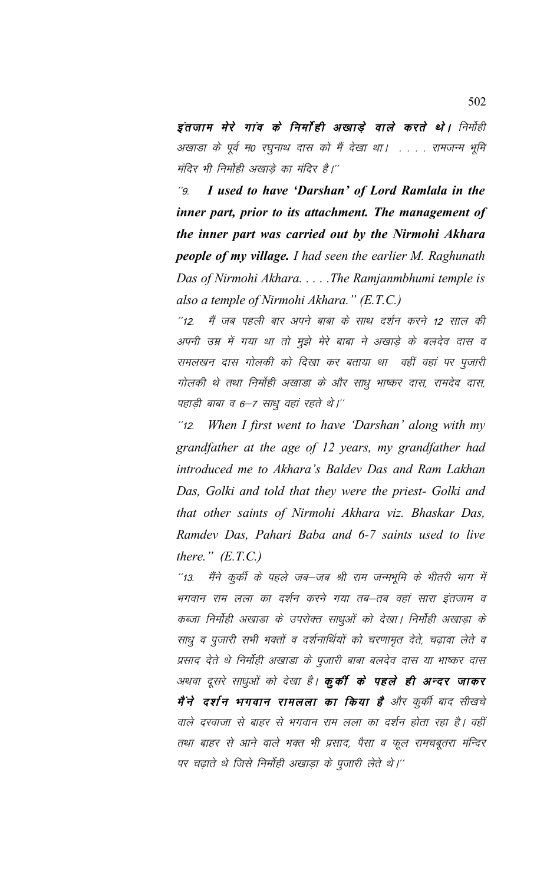***इंतजाम मेरे गांव के निर्मोही अखाड़े वाले करते थे।*** निर्मोही अखाडा के पूर्व म0 रघुनाथ दास को मैं देखा था। . . . . रामजन्म भूमि मंदिर भी निर्मोही अखाड़े का मंदिर है।''

''9. ***I used to have 'Darshan' of Lord Ramlala in the inner part, prior to its attachment. The management of the inner part was carried out by the Nirmohi Akhara people of my village.*** *I had seen the earlier M. Raghunath Das of Nirmohi Akhara. . . . .The Ramjanmbhumi temple is also a temple of Nirmohi Akhara." (E.T.C.)*

''12. मैं जब पहली बार अपने बाबा के साथ दर्शन करने 12 साल की अपनी उम्र में गया था तो मुझे मेरे बाबा ने अखाड़े के बलदेव दास व रामलखन दास गोलकी को दिखा कर बताया था वहीं वहां पर पुजारी गोलकी थे तथा निर्मोही अखाडा के और साधु भाष्कर दास, रामदेव दास, पहाड़ी बाबा व 6–7 साधु वहां रहते थे।''

*''12. When I first went to have 'Darshan' along with my grandfather at the age of 12 years, my grandfather had introduced me to Akhara's Baldev Das and Ram Lakhan Das, Golki and told that they were the priest- Golki and that other saints of Nirmohi Akhara viz. Bhaskar Das, Ramdev Das, Pahari Baba and 6-7 saints used to live there." (E.T.C.)*

''13. मैंने कुर्की के पहले जब–जब श्री राम जन्मभूमि के भीतरी भाग में भगवान राम लला का दर्शन करने गया तब–तब वहां सारा इंतजाम व कब्जा निर्मोही अखाडा के उपरोक्त साधुओं को देखा। निर्मोही अखाड़ा के साधु व पुजारी सभी भक्तों व दर्शनार्थियों को चरणामृत देते, चढ़ावा लेते व प्रसाद देते थे निर्मोही अखाडा के पुजारी बाबा बलदेव दास या भाष्कर दास अथवा दूसरे साधुओं को देखा है। ***कुर्की के पहले ही अन्दर जाकर मैंने दर्शन भगवान रामलला का किया है*** और कुर्की बाद सीखचे वाले दरवाजा से बाहर से भगवान राम लला का दर्शन होता रहा है। वहीं तथा बाहर से आने वाले भक्त भी प्रसाद, पैसा व फूल रामचबूतरा मंन्दिर पर चढ़ाते थे जिसे निर्मोही अखाड़ा के पुजारी लेते थे।''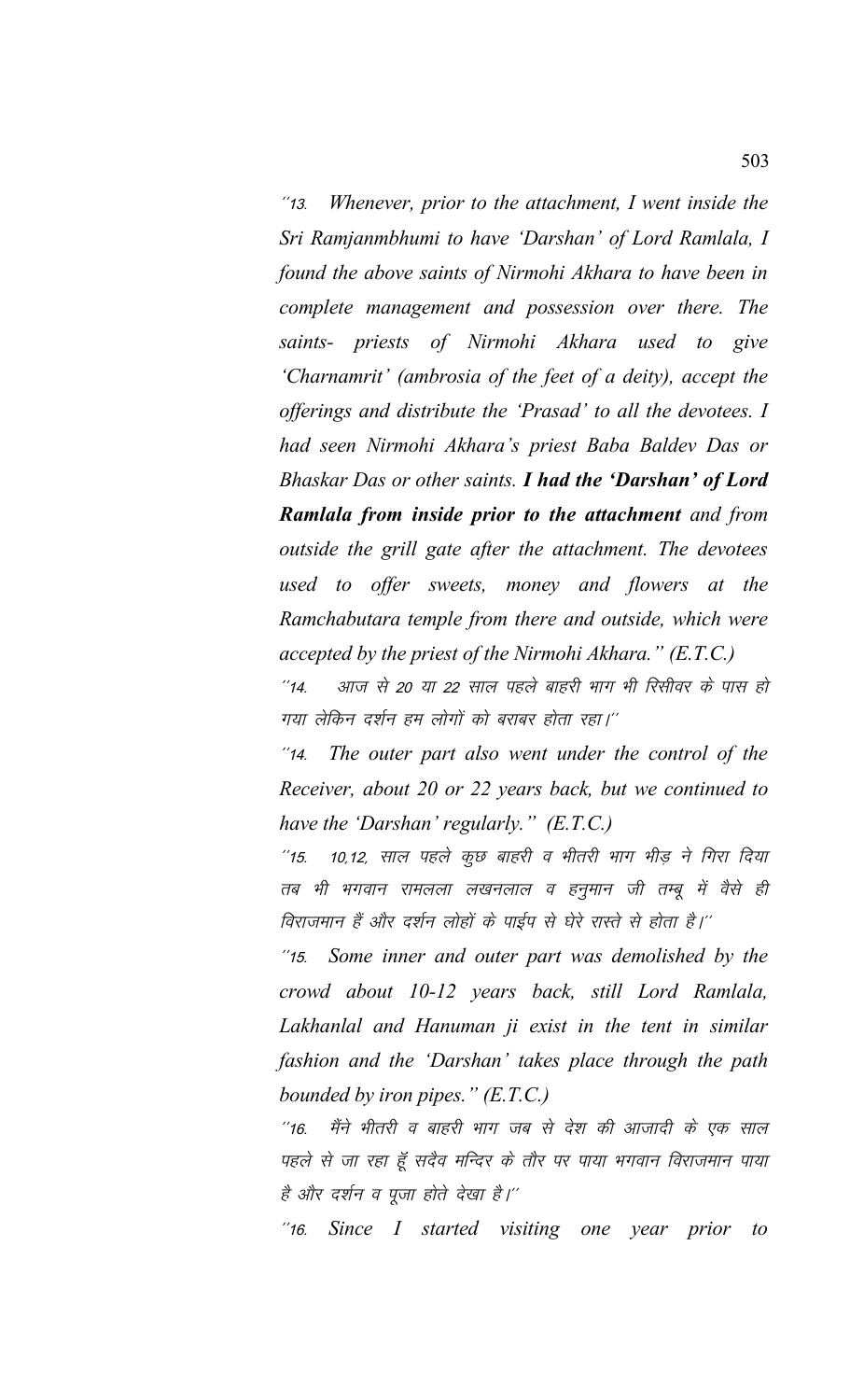*"13. Whenever, prior to the attachment, I went inside the Sri Ramjanmbhumi to have 'Darshan' of Lord Ramlala, I found the above saints of Nirmohi Akhara to have been in complete management and possession over there. The saints- priests of Nirmohi Akhara used to give 'Charnamrit' (ambrosia of the feet of a deity), accept the offerings and distribute the 'Prasad' to all the devotees. I had seen Nirmohi Akhara's priest Baba Baldev Das or Bhaskar Das or other saints.* ***I had the 'Darshan' of Lord Ramlala from inside prior to the attachment*** *and from outside the grill gate after the attachment. The devotees used to offer sweets, money and flowers at the Ramchabutara temple from there and outside, which were accepted by the priest of the Nirmohi Akhara." (E.T.C.)*

*"14. आज से 20 या 22 साल पहले बाहरी भाग भी रिसीवर के पास हो गया लेकिन दर्शन हम लोगों को बराबर होता रहा।"*

*"14. The outer part also went under the control of the Receiver, about 20 or 22 years back, but we continued to have the 'Darshan' regularly." (E.T.C.)*

*"15. 10,12, साल पहले कुछ बाहरी व भीतरी भाग भीड़ ने गिरा दिया तब भी भगवान रामलला लखनलाल व हनुमान जी तम्बू में वैसे ही विराजमान हैं और दर्शन लोहों के पाईप से घेरे रास्ते से होता है।"*

*"15. Some inner and outer part was demolished by the crowd about 10-12 years back, still Lord Ramlala, Lakhanlal and Hanuman ji exist in the tent in similar fashion and the 'Darshan' takes place through the path bounded by iron pipes." (E.T.C.)*

*"16. मैंने भीतरी व बाहरी भाग जब से देश की आजादी के एक साल पहले से जा रहा हूँ सदैव मन्दिर के तौर पर पाया भगवान विराजमान पाया है और दर्शन व पूजा होते देखा है।"*

*"16. Since I started visiting one year prior to*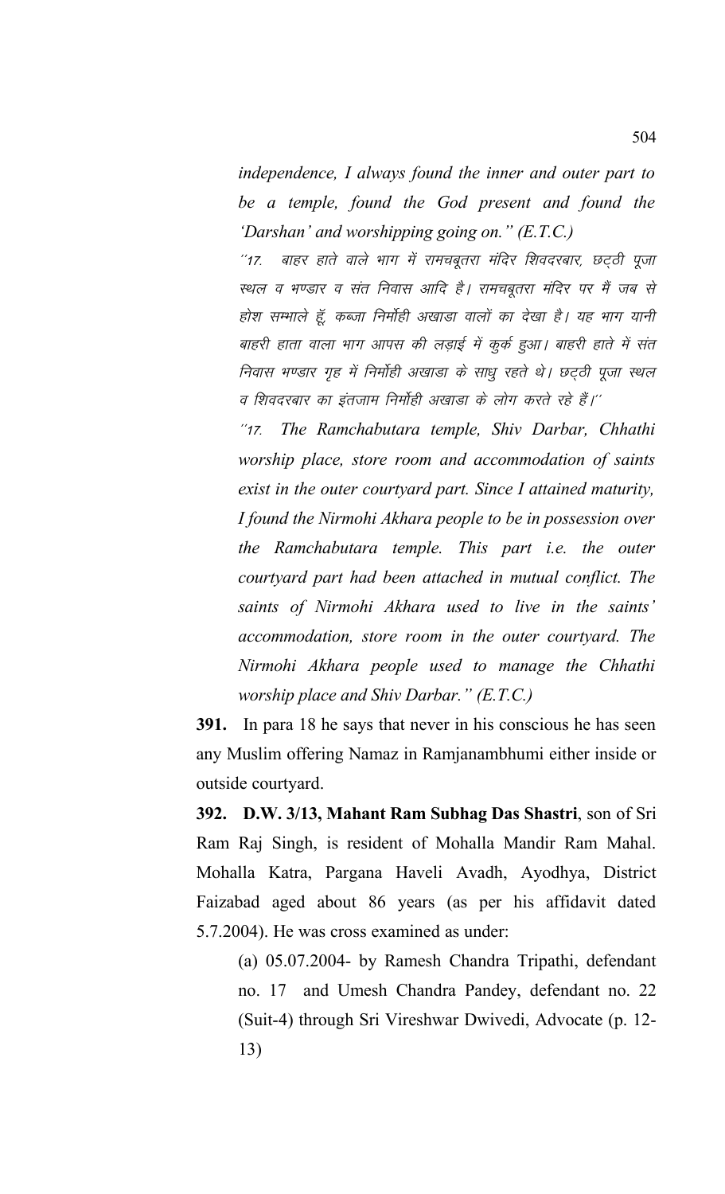*independence, I always found the inner and outer part to be a temple, found the God present and found the 'Darshan' and worshipping going on." (E.T.C.)*

´´17. बाहर हाते वाले भाग में रामचबूतरा मंदिर शिवदरबार, छट्ठी पूजा स्थल व भण्डार व संत निवास आदि है। रामचबूतरा मंदिर पर मैं जब से होश सम्भाले हूँ, कब्जा निर्मोही अखाडा वालों का देखा है। यह भाग यानी बाहरी हाता वाला भाग आपस की लड़ाई में कुर्क हुआ। बाहरी हाते में संत निवास भण्डार गृह में निर्मोही अखाडा के साधु रहते थे। छट्ठी पूजा स्थल व शिवदरबार का इंतजाम निर्मोही अखाडा के लोग करते रहे हैं।´´

*´´17. The Ramchabutara temple, Shiv Darbar, Chhathi worship place, store room and accommodation of saints exist in the outer courtyard part. Since I attained maturity, I found the Nirmohi Akhara people to be in possession over the Ramchabutara temple. This part i.e. the outer courtyard part had been attached in mutual conflict. The saints of Nirmohi Akhara used to live in the saints' accommodation, store room in the outer courtyard. The Nirmohi Akhara people used to manage the Chhathi worship place and Shiv Darbar." (E.T.C.)*

**391.** In para 18 he says that never in his conscious he has seen any Muslim offering Namaz in Ramjanambhumi either inside or outside courtyard.

**392. D.W. 3/13, Mahant Ram Subhag Das Shastri**, son of Sri Ram Raj Singh, is resident of Mohalla Mandir Ram Mahal. Mohalla Katra, Pargana Haveli Avadh, Ayodhya, District Faizabad aged about 86 years (as per his affidavit dated 5.7.2004). He was cross examined as under:

(a) 05.07.2004- by Ramesh Chandra Tripathi, defendant no. 17 and Umesh Chandra Pandey, defendant no. 22 (Suit-4) through Sri Vireshwar Dwivedi, Advocate (p. 12-13)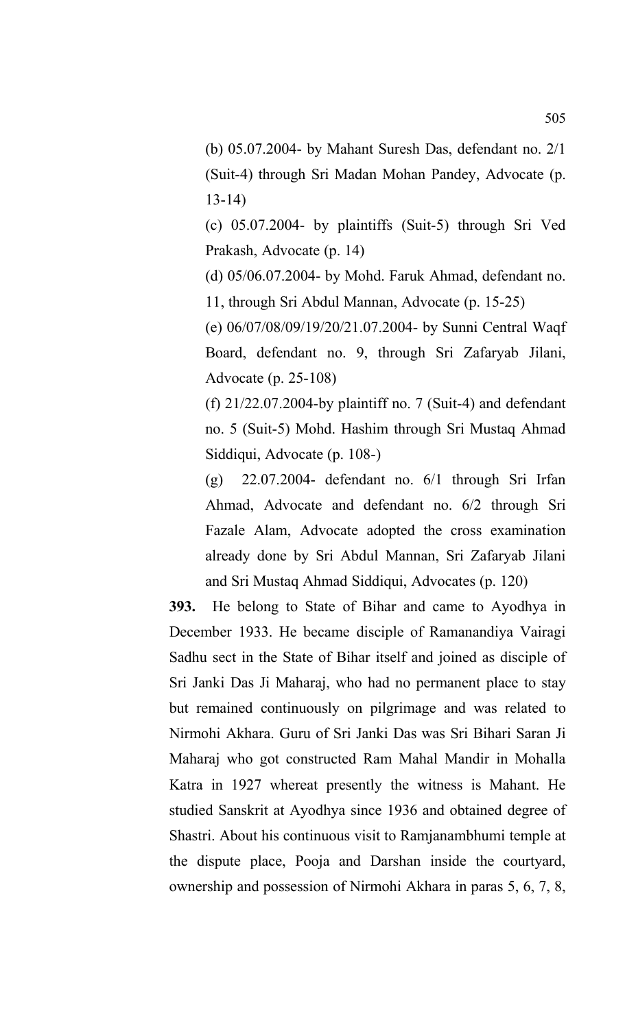(b) 05.07.2004- by Mahant Suresh Das, defendant no. 2/1 (Suit-4) through Sri Madan Mohan Pandey, Advocate (p. 13-14)

(c) 05.07.2004- by plaintiffs (Suit-5) through Sri Ved Prakash, Advocate (p. 14)

(d) 05/06.07.2004- by Mohd. Faruk Ahmad, defendant no. 11, through Sri Abdul Mannan, Advocate (p. 15-25)

(e) 06/07/08/09/19/20/21.07.2004- by Sunni Central Waqf Board, defendant no. 9, through Sri Zafaryab Jilani, Advocate (p. 25-108)

(f) 21/22.07.2004-by plaintiff no. 7 (Suit-4) and defendant no. 5 (Suit-5) Mohd. Hashim through Sri Mustaq Ahmad Siddiqui, Advocate (p. 108-)

(g) 22.07.2004- defendant no. 6/1 through Sri Irfan Ahmad, Advocate and defendant no. 6/2 through Sri Fazale Alam, Advocate adopted the cross examination already done by Sri Abdul Mannan, Sri Zafaryab Jilani and Sri Mustaq Ahmad Siddiqui, Advocates (p. 120)

**393.** He belong to State of Bihar and came to Ayodhya in December 1933. He became disciple of Ramanandiya Vairagi Sadhu sect in the State of Bihar itself and joined as disciple of Sri Janki Das Ji Maharaj, who had no permanent place to stay but remained continuously on pilgrimage and was related to Nirmohi Akhara. Guru of Sri Janki Das was Sri Bihari Saran Ji Maharaj who got constructed Ram Mahal Mandir in Mohalla Katra in 1927 whereat presently the witness is Mahant. He studied Sanskrit at Ayodhya since 1936 and obtained degree of Shastri. About his continuous visit to Ramjanambhumi temple at the dispute place, Pooja and Darshan inside the courtyard, ownership and possession of Nirmohi Akhara in paras 5, 6, 7, 8,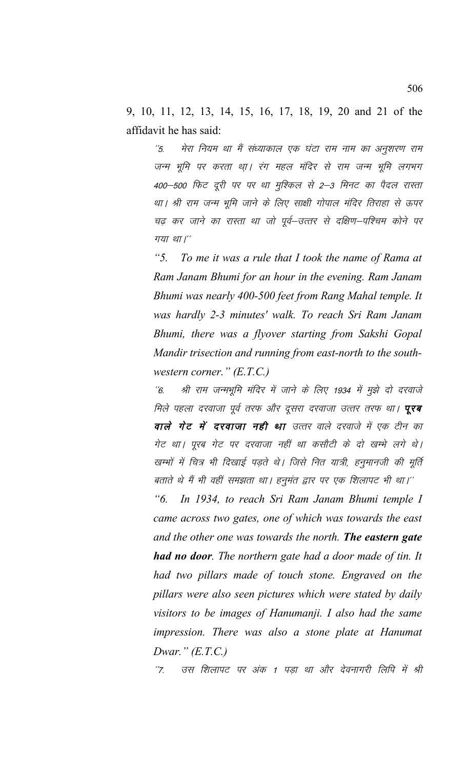9, 10, 11, 12, 13, 14, 15, 16, 17, 18, 19, 20 and 21 of the affidavit he has said:

> ''5. मेरा नियम था मैं संध्याकाल एक घंटा राम नाम का अनुशरण राम जन्म भूमि पर करता था। रंग महल मंदिर से राम जन्म भूमि लगभग 400–500 फिट दूरी पर पर था मुश्किल से 2–3 मिनट का पैदल रास्ता था। श्री राम जन्म भूमि जाने के लिए साक्षी गोपाल मंदिर तिराहा से ऊपर चढ़ कर जाने का रास्ता था जो पूर्व–उत्तर से दक्षिण–पश्चिम कोने पर गया था।''
>
> *"5. To me it was a rule that I took the name of Rama at Ram Janam Bhumi for an hour in the evening. Ram Janam Bhumi was nearly 400-500 feet from Rang Mahal temple. It was hardly 2-3 minutes' walk. To reach Sri Ram Janam Bhumi, there was a flyover starting from Sakshi Gopal Mandir trisection and running from east-north to the south-western corner." (E.T.C.)*
>
> ''6. श्री राम जन्मभूमि मंदिर में जाने के लिए 1934 में मुझे दो दरवाजे मिले पहला दरवाजा पूर्व तरफ और दूसरा दरवाजा उत्तर तरफ था। ***पूरब वाले गेट में दरवाजा नही था*** उत्तर वाले दरवाजे में एक टीन का गेट था। पूरब गेट पर दरवाजा नहीं था कसौटी के दो खम्भे लगे थे। खम्भों में चित्र भी दिखाई पड़ते थे। जिसे नित यात्री, हनुमानजी की मूर्ति बताते थे मैं भी वहीं समझता था। हनुमंत द्वार पर एक शिलापट भी था।''
>
> *"6. In 1934, to reach Sri Ram Janam Bhumi temple I came across two gates, one of which was towards the east and the other one was towards the north.* ***The eastern gate had no door****. The northern gate had a door made of tin. It had two pillars made of touch stone. Engraved on the pillars were also seen pictures which were stated by daily visitors to be images of Hanumanji. I also had the same impression. There was also a stone plate at Hanumat Dwar." (E.T.C.)*
>
> ''7. उस शिलापट पर अंक 1 पड़ा था और देवनागरी लिपि में श्री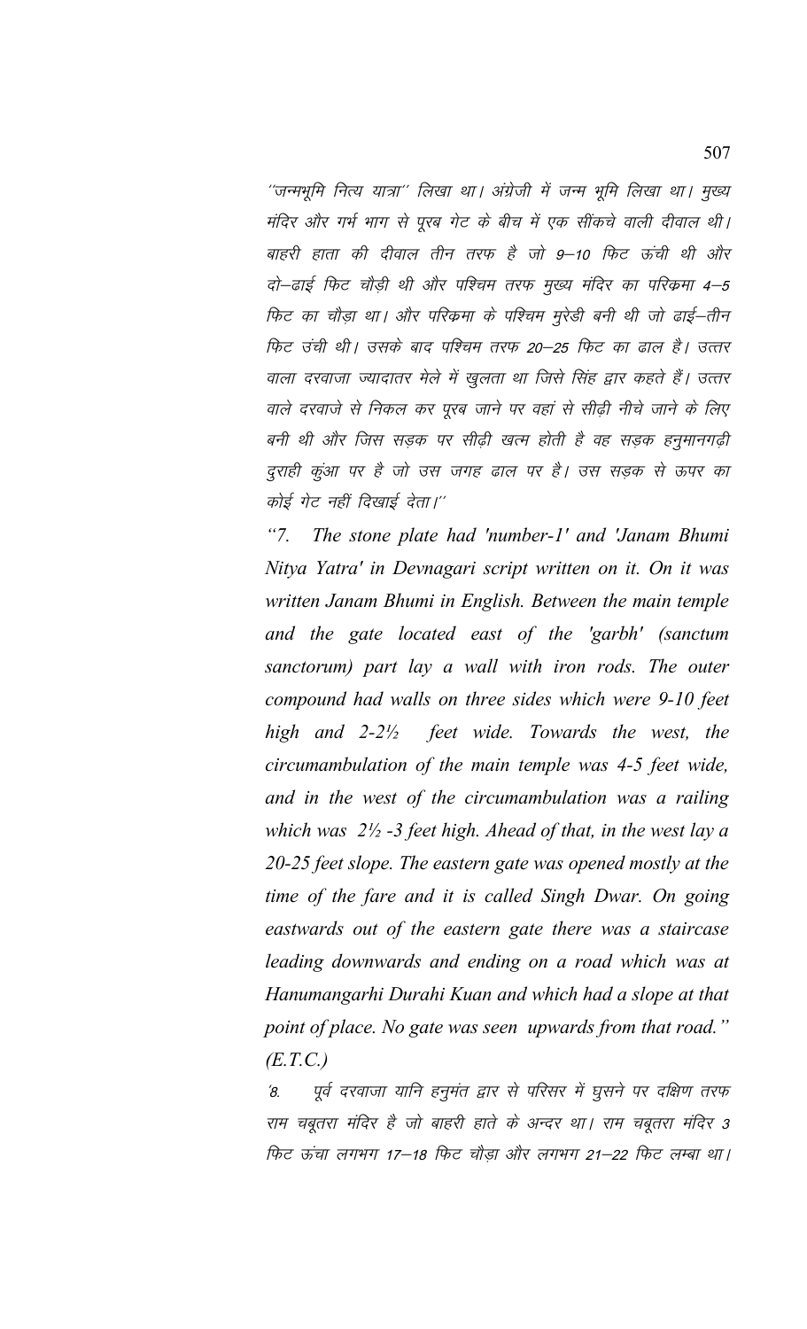*''जन्मभूमि नित्य यात्रा'' लिखा था। अंग्रेजी में जन्म भूमि लिखा था। मुख्य मंदिर और गर्भ भाग से पूरब गेट के बीच में एक सींकचे वाली दीवाल थी। बाहरी हाता की दीवाल तीन तरफ है जो 9–10 फिट ऊंची थी और दो–ढाई फिट चौड़ी थी और पश्चिम तरफ मुख्य मंदिर का परिक्रमा 4–5 फिट का चौड़ा था। और परिक्रमा के पश्चिम मुरेड़ी बनी थी जो ढाई–तीन फिट उंची थी। उसके बाद पश्चिम तरफ 20–25 फिट का ढाल है। उत्तर वाला दरवाजा ज्यादातर मेले में खुलता था जिसे सिंह द्वार कहते हैं। उत्तर वाले दरवाजे से निकल कर पूरब जाने पर वहां से सीढ़ी नीचे जाने के लिए बनी थी और जिस सड़क पर सीढ़ी खत्म होती है वह सड़क हनुमानगढ़ी दुराही कुंआ पर है जो उस जगह ढाल पर है। उस सड़क से ऊपर का कोई गेट नहीं दिखाई देता।''*

*"7. The stone plate had 'number-1' and 'Janam Bhumi Nitya Yatra' in Devnagari script written on it. On it was written Janam Bhumi in English. Between the main temple and the gate located east of the 'garbh' (sanctum sanctorum) part lay a wall with iron rods. The outer compound had walls on three sides which were 9-10 feet high and 2-2½ feet wide. Towards the west, the circumambulation of the main temple was 4-5 feet wide, and in the west of the circumambulation was a railing which was 2½ -3 feet high. Ahead of that, in the west lay a 20-25 feet slope. The eastern gate was opened mostly at the time of the fare and it is called Singh Dwar. On going eastwards out of the eastern gate there was a staircase leading downwards and ending on a road which was at Hanumangarhi Durahi Kuan and which had a slope at that point of place. No gate was seen upwards from that road." (E.T.C.)*

*'8. पूर्व दरवाजा यानि हनुमंत द्वार से परिसर में घुसने पर दक्षिण तरफ राम चबूतरा मंदिर है जो बाहरी हाते के अन्दर था। राम चबूतरा मंदिर 3 फिट ऊंचा लगभग 17–18 फिट चौड़ा और लगभग 21–22 फिट लम्बा था।*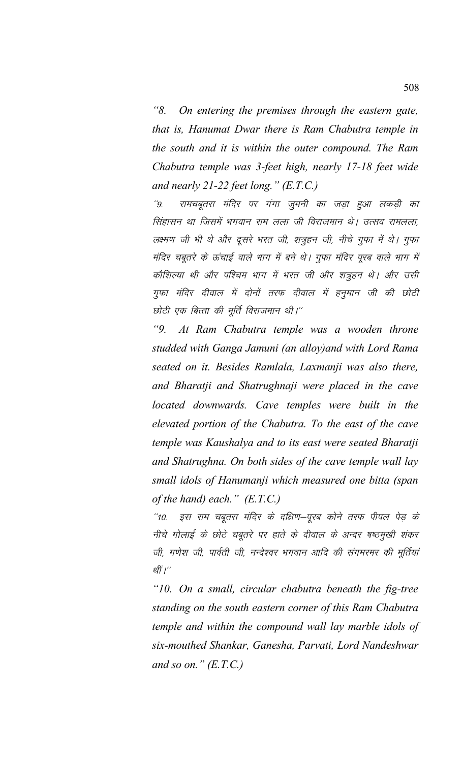*"8. On entering the premises through the eastern gate, that is, Hanumat Dwar there is Ram Chabutra temple in the south and it is within the outer compound. The Ram Chabutra temple was 3-feet high, nearly 17-18 feet wide and nearly 21-22 feet long." (E.T.C.)*

*"9. रामचबूतरा मंदिर पर गंगा जुमनी का जड़ा हुआ लकड़ी का सिंहासन था जिसमें भगवान राम लला जी विराजमान थे। उत्सव रामलला, लक्ष्मण जी भी थे और दूसरे भरत जी, शत्रुहन जी, नीचे गुफा में थे। गुफा मंदिर चबूतरे के ऊंचाई वाले भाग में बने थे। गुफा मंदिर पूरब वाले भाग में कौशिल्या थी और पश्चिम भाग में भरत जी और शत्रुहन थे। और उसी गुफा मंदिर दीवाल में दोनों तरफ दीवाल में हनुमान जी की छोटी छोटी एक बित्ता की मूर्ति विराजमान थी।"*

*"9. At Ram Chabutra temple was a wooden throne studded with Ganga Jamuni (an alloy)and with Lord Rama seated on it. Besides Ramlala, Laxmanji was also there, and Bharatji and Shatrughnaji were placed in the cave located downwards. Cave temples were built in the elevated portion of the Chabutra. To the east of the cave temple was Kaushalya and to its east were seated Bharatji and Shatrughna. On both sides of the cave temple wall lay small idols of Hanumanji which measured one bitta (span of the hand) each." (E.T.C.)*

*"10. इस राम चबूतरा मंदिर के दक्षिण–पूरब कोने तरफ पीपल पेड़ के नीचे गोलाई के छोटे चबूतरे पर हाते के दीवाल के अन्दर षष्ठमुखी शंकर जी, गणेश जी, पार्वती जी, नन्देश्वर भगवान आदि की संगमरमर की मूर्तियां थीं।"*

*"10. On a small, circular chabutra beneath the fig-tree standing on the south eastern corner of this Ram Chabutra temple and within the compound wall lay marble idols of six-mouthed Shankar, Ganesha, Parvati, Lord Nandeshwar and so on." (E.T.C.)*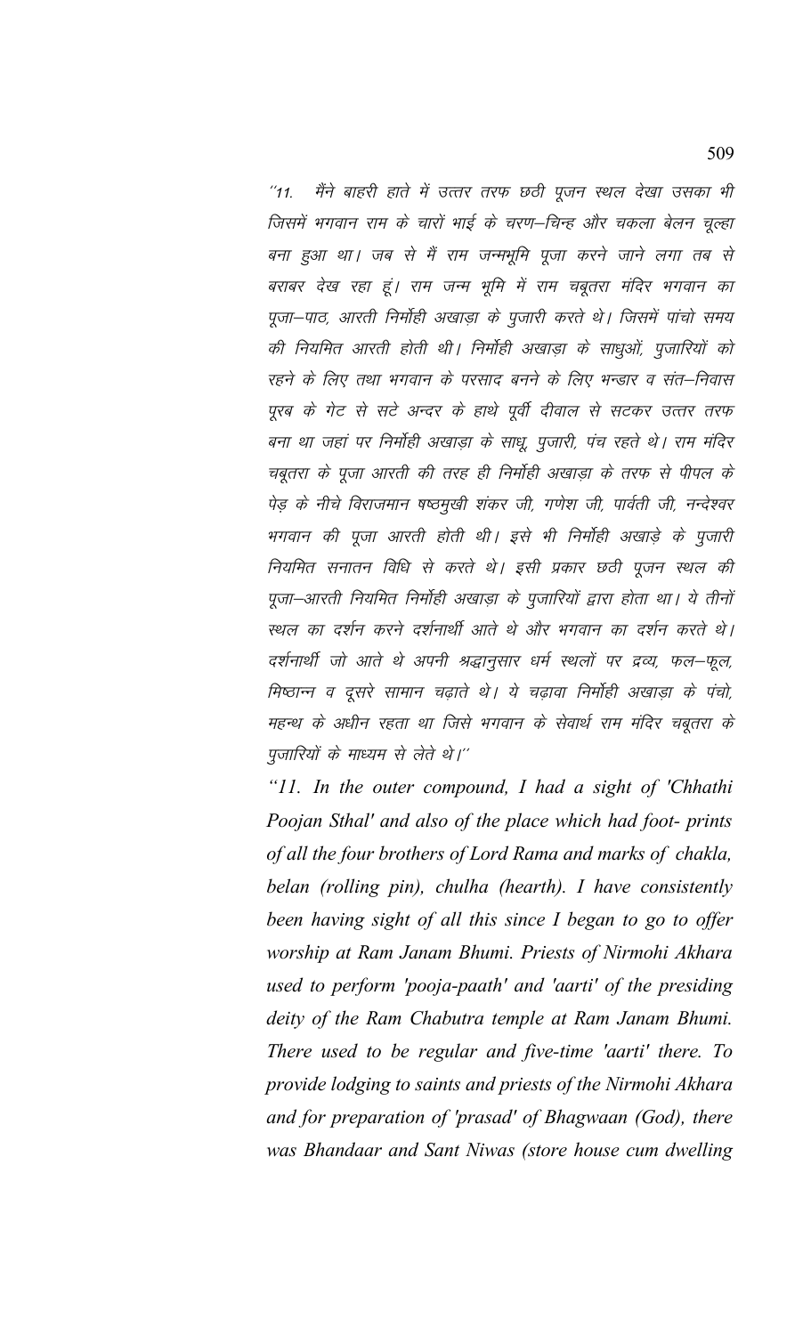"11. मैंने बाहरी हाते में उत्तर तरफ छठी पूजन स्थल देखा उसका भी जिसमें भगवान राम के चारों भाई के चरण–चिन्ह और चकला बेलन चूल्हा बना हुआ था। जब से मैं राम जन्मभूमि पूजा करने जाने लगा तब से बराबर देख रहा हूं। राम जन्म भूमि में राम चबूतरा मंदिर भगवान का पूजा–पाठ, आरती निर्मोही अखाड़ा के पुजारी करते थे। जिसमें पांचो समय की नियमित आरती होती थी। निर्मोही अखाड़ा के साधुओं, पुजारियों को रहने के लिए तथा भगवान के परसाद बनने के लिए भन्डार व संत–निवास पूरब के गेट से सटे अन्दर के हाथे पूर्वी दीवाल से सटकर उत्तर तरफ बना था जहां पर निर्मोही अखाड़ा के साधू, पुजारी, पंच रहते थे। राम मंदिर चबूतरा के पूजा आरती की तरह ही निर्मोही अखाड़ा के तरफ से पीपल के पेड़ के नीचे विराजमान षष्ठमुखी शंकर जी, गणेश जी, पार्वती जी, नन्देश्वर भगवान की पूजा आरती होती थी। इसे भी निर्मोही अखाड़े के पुजारी नियमित सनातन विधि से करते थे। इसी प्रकार छठी पूजन स्थल की पूजा–आरती नियमित निर्मोही अखाड़ा के पुजारियों द्वारा होता था। ये तीनों स्थल का दर्शन करने दर्शनार्थी आते थे और भगवान का दर्शन करते थे। दर्शनार्थी जो आते थे अपनी श्रद्धानुसार धर्म स्थलों पर द्रव्य, फल–फूल, मिष्ठान्न व दूसरे सामान चढ़ाते थे। ये चढ़ावा निर्मोही अखाड़ा के पंचो, महन्थ के अधीन रहता था जिसे भगवान के सेवार्थ राम मंदिर चबूतरा के पुजारियों के माध्यम से लेते थे।"

*"11. In the outer compound, I had a sight of 'Chhathi Poojan Sthal' and also of the place which had foot- prints of all the four brothers of Lord Rama and marks of chakla, belan (rolling pin), chulha (hearth). I have consistently been having sight of all this since I began to go to offer worship at Ram Janam Bhumi. Priests of Nirmohi Akhara used to perform 'pooja-paath' and 'aarti' of the presiding deity of the Ram Chabutra temple at Ram Janam Bhumi. There used to be regular and five-time 'aarti' there. To provide lodging to saints and priests of the Nirmohi Akhara and for preparation of 'prasad' of Bhagwaan (God), there was Bhandaar and Sant Niwas (store house cum dwelling*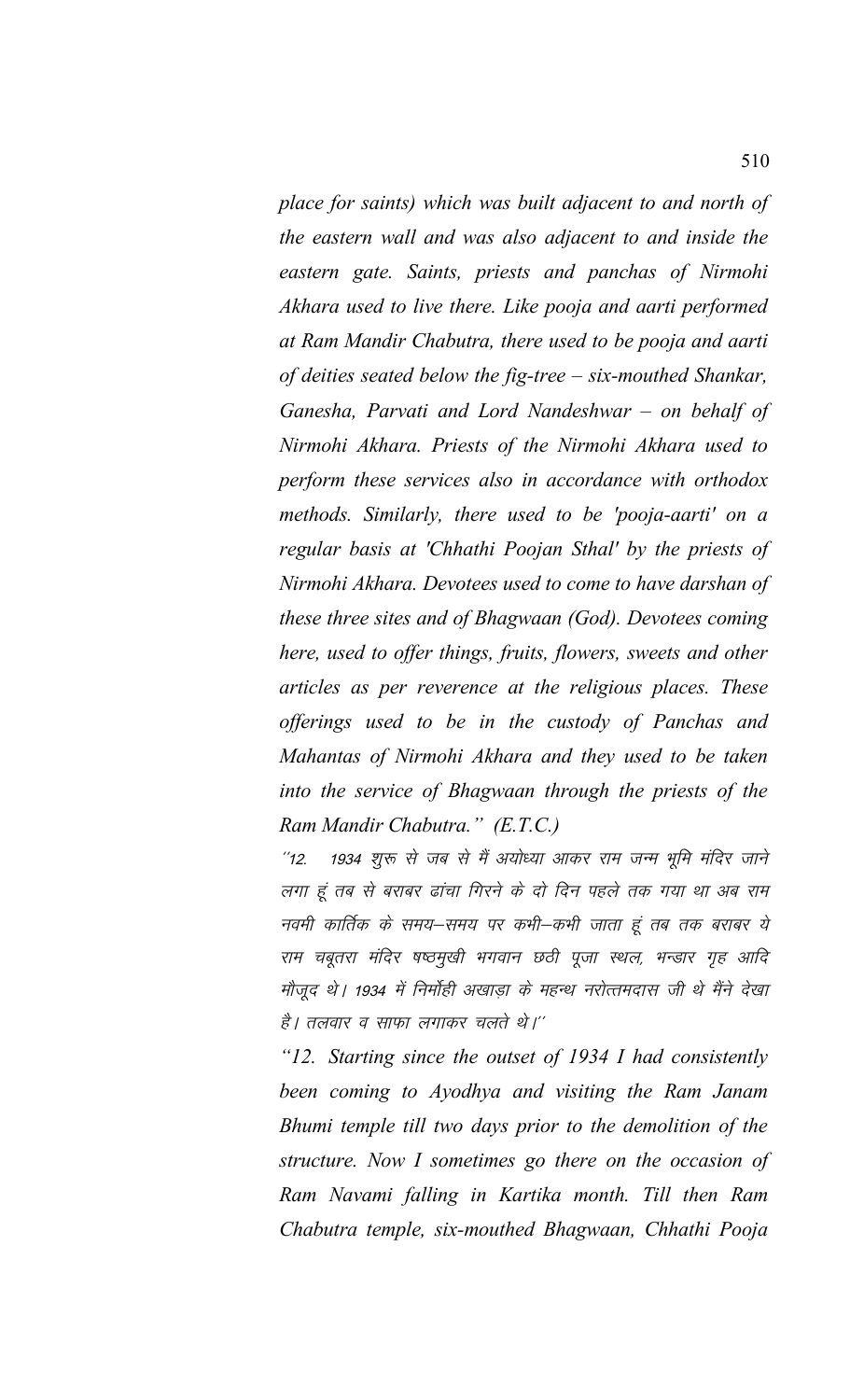*place for saints) which was built adjacent to and north of the eastern wall and was also adjacent to and inside the eastern gate. Saints, priests and panchas of Nirmohi Akhara used to live there. Like pooja and aarti performed at Ram Mandir Chabutra, there used to be pooja and aarti of deities seated below the fig-tree – six-mouthed Shankar, Ganesha, Parvati and Lord Nandeshwar – on behalf of Nirmohi Akhara. Priests of the Nirmohi Akhara used to perform these services also in accordance with orthodox methods. Similarly, there used to be 'pooja-aarti' on a regular basis at 'Chhathi Poojan Sthal' by the priests of Nirmohi Akhara. Devotees used to come to have darshan of these three sites and of Bhagwaan (God). Devotees coming here, used to offer things, fruits, flowers, sweets and other articles as per reverence at the religious places. These offerings used to be in the custody of Panchas and Mahantas of Nirmohi Akhara and they used to be taken into the service of Bhagwaan through the priests of the Ram Mandir Chabutra." (E.T.C.)*

*''12. 1934 शुरू से जब से मैं अयोध्या आकर राम जन्म भूमि मंदिर जाने लगा हूं तब से बराबर ढांचा गिरने के दो दिन पहले तक गया था अब राम नवमी कार्तिक के समय–समय पर कभी–कभी जाता हूं तब तक बराबर ये राम चबूतरा मंदिर षष्ठमुखी भगवान छठी पूजा स्थल, भन्डार गृह आदि मौजूद थे। 1934 में निर्मोही अखाड़ा के महन्थ नरोत्तमदास जी थे मैंने देखा है। तलवार व साफा लगाकर चलते थे।''*

*"12. Starting since the outset of 1934 I had consistently been coming to Ayodhya and visiting the Ram Janam Bhumi temple till two days prior to the demolition of the structure. Now I sometimes go there on the occasion of Ram Navami falling in Kartika month. Till then Ram Chabutra temple, six-mouthed Bhagwaan, Chhathi Pooja*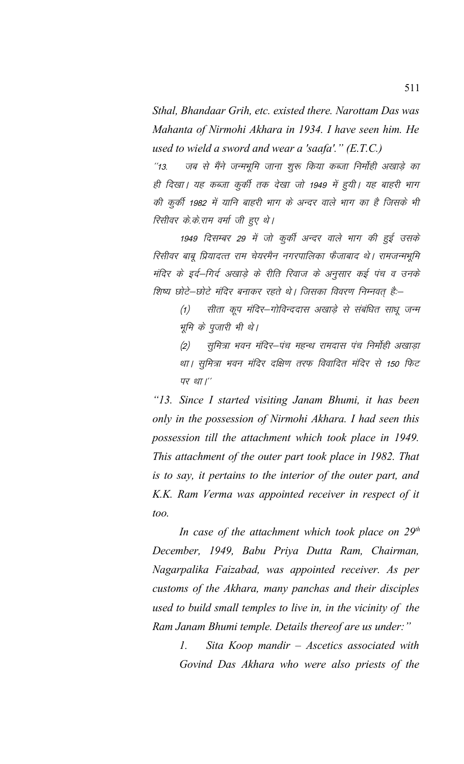*Sthal, Bhandaar Grih, etc. existed there. Narottam Das was Mahanta of Nirmohi Akhara in 1934. I have seen him. He used to wield a sword and wear a 'saafa'." (E.T.C.)*

*''13. जब से मैंने जन्मभूमि जाना शुरू किया कब्जा निर्मोही अखाड़े का ही दिखा। यह कब्जा कुर्की तक देखा जो 1949 में हुयी। यह बाहरी भाग की कुर्की 1982 में यानि बाहरी भाग के अन्दर वाले भाग का है जिसके भी रिसीवर के.के.राम वर्मा जी हुए थे।*

*1949 दिसम्बर 29 में जो कुर्की अन्दर वाले भाग की हुई उसके रिसीवर बाबू प्रियादत्त राम चेयरमैन नगरपालिका फैजाबाद थे। रामजन्मभूमि मंदिर के इर्द–गिर्द अखाड़े के रीति रिवाज के अनुसार कई पंच व उनके शिष्य छोटे–छोटे मंदिर बनाकर रहते थे। जिसका विवरण निम्नवत् है:–*

*(1) सीता कूप मंदिर–गोविन्ददास अखाड़े से संबंधित साधू जन्म भूमि के पुजारी भी थे।*

*(2) सुमित्रा भवन मंदिर–पंच महन्थ रामदास पंच निर्मोही अखाड़ा था। सुमित्रा भवन मंदिर दक्षिण तरफ विवादित मंदिर से 150 फिट पर था।''*

*"13. Since I started visiting Janam Bhumi, it has been only in the possession of Nirmohi Akhara. I had seen this possession till the attachment which took place in 1949. This attachment of the outer part took place in 1982. That is to say, it pertains to the interior of the outer part, and K.K. Ram Verma was appointed receiver in respect of it too.*

*In case of the attachment which took place on 29th December, 1949, Babu Priya Dutta Ram, Chairman, Nagarpalika Faizabad, was appointed receiver. As per customs of the Akhara, many panchas and their disciples used to build small temples to live in, in the vicinity of the Ram Janam Bhumi temple. Details thereof are us under:"*

*1. Sita Koop mandir – Ascetics associated with Govind Das Akhara who were also priests of the*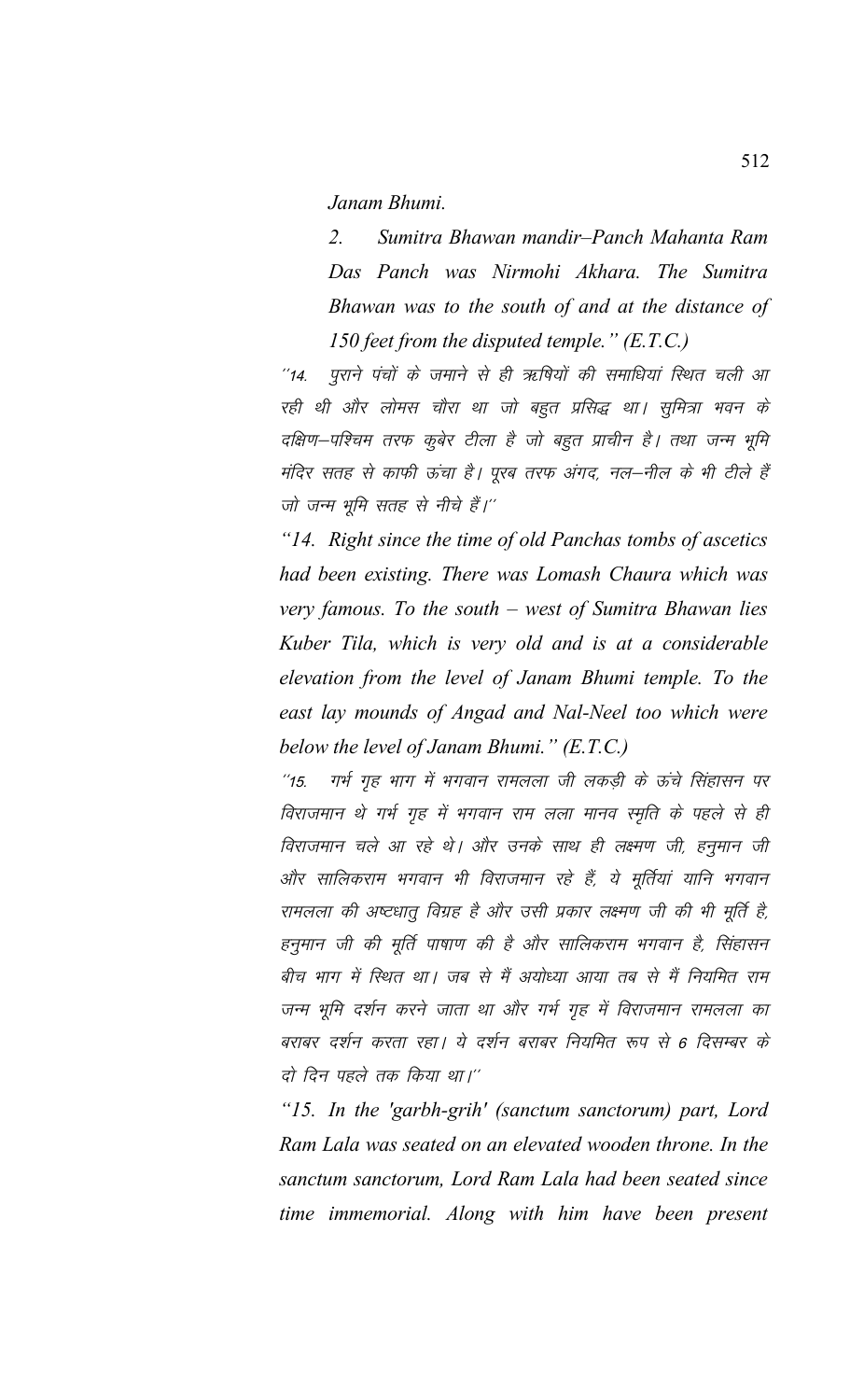*Janam Bhumi.*

*2. Sumitra Bhawan mandir–Panch Mahanta Ram Das Panch was Nirmohi Akhara. The Sumitra Bhawan was to the south of and at the distance of 150 feet from the disputed temple." (E.T.C.)*

*"14. पुराने पंचों के जमाने से ही ऋषियों की समाधियां स्थित चली आ रही थी और लोमस चौरा था जो बहुत प्रसिद्ध था। सुमित्रा भवन के दक्षिण–पश्चिम तरफ कुबेर टीला है जो बहुत प्राचीन है। तथा जन्म भूमि मंदिर सतह से काफी ऊंचा है। पूरब तरफ अंगद, नल–नील के भी टीले हैं जो जन्म भूमि सतह से नीचे हैं।"*

*"14. Right since the time of old Panchas tombs of ascetics had been existing. There was Lomash Chaura which was very famous. To the south – west of Sumitra Bhawan lies Kuber Tila, which is very old and is at a considerable elevation from the level of Janam Bhumi temple. To the east lay mounds of Angad and Nal-Neel too which were below the level of Janam Bhumi." (E.T.C.)*

*"15. गर्भ गृह भाग में भगवान रामलला जी लकड़ी के ऊंचे सिंहासन पर विराजमान थे गर्भ गृह में भगवान राम लला मानव स्मृति के पहले से ही विराजमान चले आ रहे थे। और उनके साथ ही लक्ष्मण जी, हनुमान जी और सालिकराम भगवान भी विराजमान रहे हैं, ये मूर्तियां यानि भगवान रामलला की अष्टधातु विग्रह है और उसी प्रकार लक्ष्मण जी की भी मूर्ति है, हनुमान जी की मूर्ति पाषाण की है और सालिकराम भगवान है, सिंहासन बीच भाग में स्थित था। जब से मैं अयोध्या आया तब से मैं नियमित राम जन्म भूमि दर्शन करने जाता था और गर्भ गृह में विराजमान रामलला का बराबर दर्शन करता रहा। ये दर्शन बराबर नियमित रूप से 6 दिसम्बर के दो दिन पहले तक किया था।"*

*"15. In the 'garbh-grih' (sanctum sanctorum) part, Lord Ram Lala was seated on an elevated wooden throne. In the sanctum sanctorum, Lord Ram Lala had been seated since time immemorial. Along with him have been present*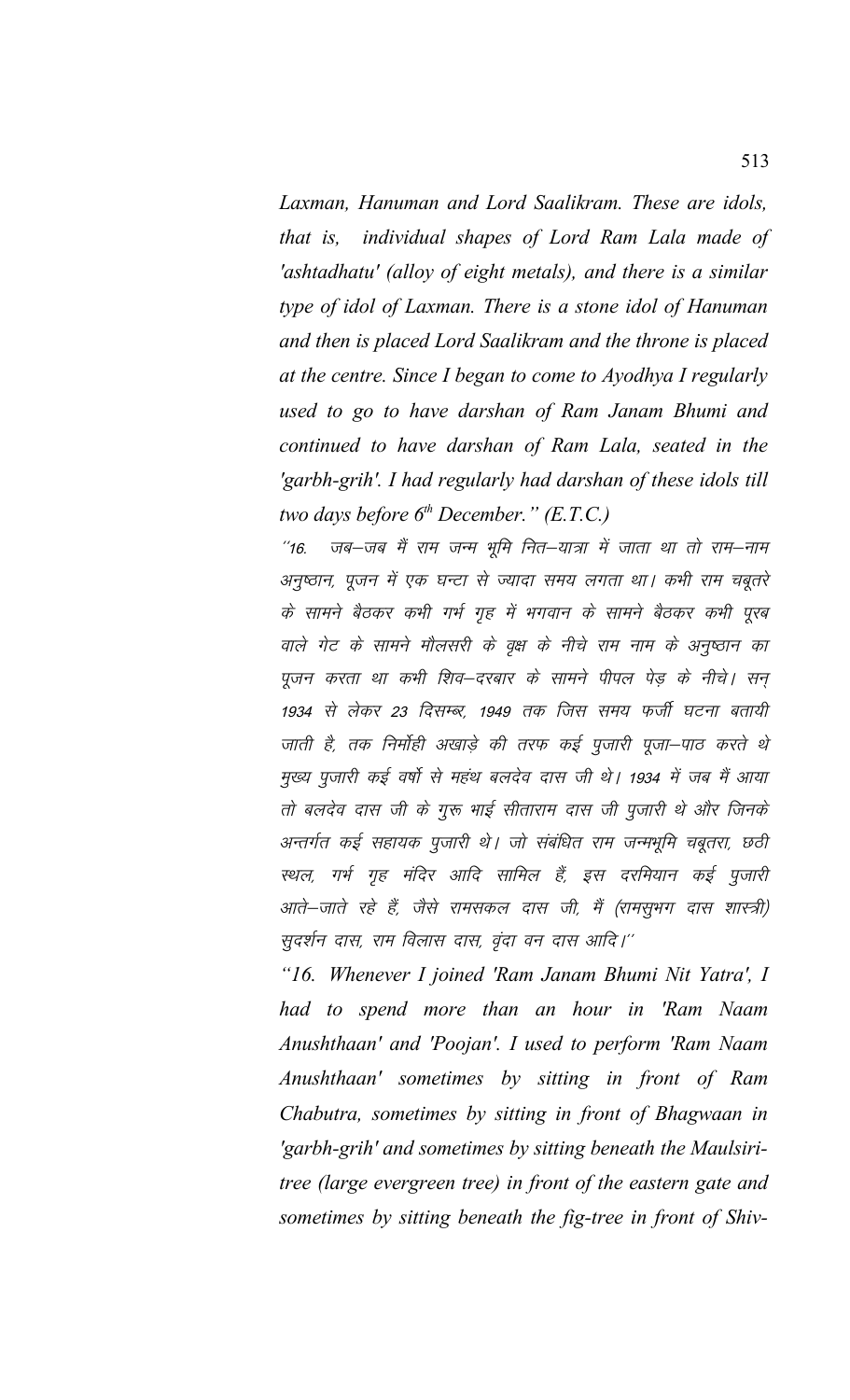*Laxman, Hanuman and Lord Saalikram. These are idols, that is, individual shapes of Lord Ram Lala made of 'ashtadhatu' (alloy of eight metals), and there is a similar type of idol of Laxman. There is a stone idol of Hanuman and then is placed Lord Saalikram and the throne is placed at the centre. Since I began to come to Ayodhya I regularly used to go to have darshan of Ram Janam Bhumi and continued to have darshan of Ram Lala, seated in the 'garbh-grih'. I had regularly had darshan of these idols till two days before 6th December." (E.T.C.)*

*"16. जब–जब मैं राम जन्म भूमि नित–यात्रा में जाता था तो राम–नाम अनुष्ठान, पूजन में एक घन्टा से ज्यादा समय लगता था। कभी राम चबूतरे के सामने बैठकर कभी गर्भ गृह में भगवान के सामने बैठकर कभी पूरब वाले गेट के सामने मौलसरी के वृक्ष के नीचे राम नाम के अनुष्ठान का पूजन करता था कभी शिव–दरबार के सामने पीपल पेड़ के नीचे। सन् 1934 से लेकर 23 दिसम्बर, 1949 तक जिस समय फर्जी घटना बतायी जाती है, तक निर्मोही अखाड़े की तरफ कई पुजारी पूजा–पाठ करते थे मुख्य पुजारी कई वर्षो से महंथ बलदेव दास जी थे। 1934 में जब मैं आया तो बलदेव दास जी के गुरू भाई सीताराम दास जी पुजारी थे और जिनके अन्तर्गत कई सहायक पुजारी थे। जो संबंधित राम जन्मभूमि चबूतरा, छठी स्थल, गर्भ गृह मंदिर आदि सामिल हैं, इस दरमियान कई पुजारी आते–जाते रहे हैं, जैसे रामसकल दास जी, मैं (रामसुभग दास शास्त्री) सुदर्शन दास, राम विलास दास, वृंदा वन दास आदि।"*

*"16. Whenever I joined 'Ram Janam Bhumi Nit Yatra', I had to spend more than an hour in 'Ram Naam Anushthaan' and 'Poojan'. I used to perform 'Ram Naam Anushthaan' sometimes by sitting in front of Ram Chabutra, sometimes by sitting in front of Bhagwaan in 'garbh-grih' and sometimes by sitting beneath the Maulsiri-tree (large evergreen tree) in front of the eastern gate and sometimes by sitting beneath the fig-tree in front of Shiv-*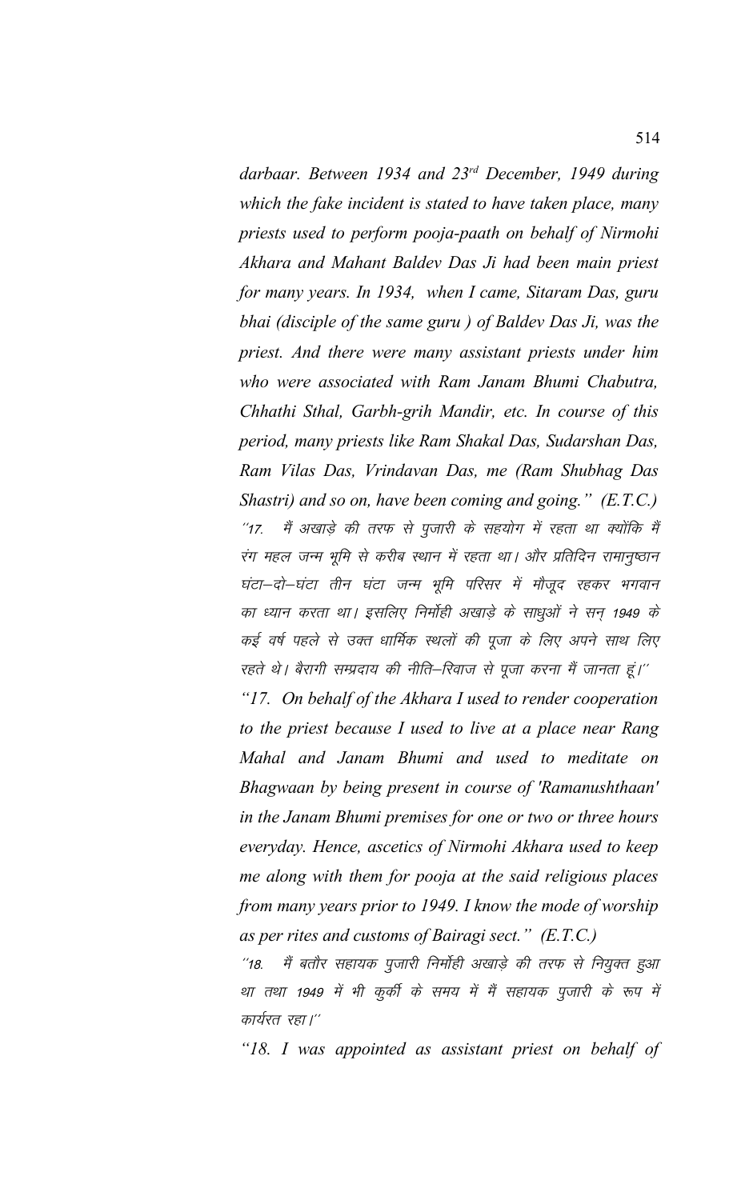*darbaar. Between 1934 and 23rd December, 1949 during which the fake incident is stated to have taken place, many priests used to perform pooja-paath on behalf of Nirmohi Akhara and Mahant Baldev Das Ji had been main priest for many years. In 1934, when I came, Sitaram Das, guru bhai (disciple of the same guru ) of Baldev Das Ji, was the priest. And there were many assistant priests under him who were associated with Ram Janam Bhumi Chabutra, Chhathi Sthal, Garbh-grih Mandir, etc. In course of this period, many priests like Ram Shakal Das, Sudarshan Das, Ram Vilas Das, Vrindavan Das, me (Ram Shubhag Das Shastri) and so on, have been coming and going." (E.T.C.)*

*´´17. मैं अखाड़े की तरफ से पुजारी के सहयोग में रहता था क्योंकि मैं रंग महल जन्म भूमि से करीब स्थान में रहता था। और प्रतिदिन रामानुष्ठान घंटा–दो–घंटा तीन घंटा जन्म भूमि परिसर में मौजूद रहकर भगवान का ध्यान करता था। इसलिए निर्मोही अखाड़े के साधुओं ने सन् 1949 के कई वर्ष पहले से उक्त धार्मिक स्थलों की पूजा के लिए अपने साथ लिए रहते थे। बैरागी सम्प्रदाय की नीति–रिवाज से पूजा करना मैं जानता हूं।´´*

*"17. On behalf of the Akhara I used to render cooperation to the priest because I used to live at a place near Rang Mahal and Janam Bhumi and used to meditate on Bhagwaan by being present in course of 'Ramanushthaan' in the Janam Bhumi premises for one or two or three hours everyday. Hence, ascetics of Nirmohi Akhara used to keep me along with them for pooja at the said religious places from many years prior to 1949. I know the mode of worship as per rites and customs of Bairagi sect." (E.T.C.)*

*´´18. मैं बतौर सहायक पुजारी निर्मोही अखाड़े की तरफ से नियुक्त हुआ था तथा 1949 में भी कुर्की के समय में मैं सहायक पुजारी के रूप में कार्यरत रहा।´´*

*"18. I was appointed as assistant priest on behalf of*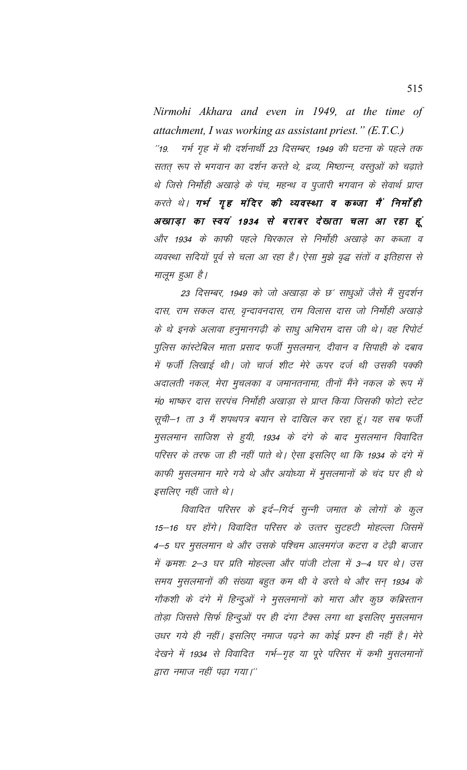*Nirmohi Akhara and even in 1949, at the time of attachment, I was working as assistant priest." (E.T.C.)*

*''19. गर्भ गृह में भी दर्शनार्थी 23 दिसम्बर, 1949 की घटना के पहले तक सतत् रूप से भगवान का दर्शन करते थे, द्रव्य, मिष्ठान्न, वस्तुओं को चढ़ाते थे जिसे निर्मोही अखाड़े के पंच, महन्थ व पुजारी भगवान के सेवार्थ प्राप्त करते थे।* ***गर्भ गृह मंदिर की व्यवस्था व कब्जा में निर्मोही अखाड़ा का स्वयं 1934 से बराबर देखता चला आ रहा हूं*** *और 1934 के काफी पहले चिरकाल से निर्मोही अखाड़े का कब्जा व व्यवस्था सदियों पूर्व से चला आ रहा है। ऐसा मुझे वृद्ध संतों व इतिहास से मालूम हुआ है।*

*23 दिसम्बर, 1949 को जो अखाड़ा के छ' साधुओं जैसे मैं सुदर्शन दास, राम सकल दास, वृन्दावनदास, राम विलास दास जो निर्मोही अखाड़े के थे इनके अलावा हनुमानगढ़ी के साधु अभिराम दास जी थे। वह रिपोर्ट पुलिस कांस्टेबिल माता प्रसाद फर्जी मुसलमान, दीवान व सिपाही के दबाव में फर्जी लिखाई थी। जो चार्ज शीट मेरे ऊपर दर्ज थी उसकी पक्की अदालती नकल, मेरा मुचलका व जमानतनामा, तीनों मैंने नकल के रूप में मं0 भाष्कर दास सरपंच निर्मोही अखाड़ा से प्राप्त किया जिसकी फोटो स्टेट सूची–1 ता 3 मैं शपथपत्र बयान से दाखिल कर रहा हूं। यह सब फर्जी मुसलमान साजिश से हुयी, 1934 के दंगे के बाद मुसलमान विवादित परिसर के तरफ जा ही नहीं पाते थे। ऐसा इसलिए था कि 1934 के दंगे में काफी मुसलमान मारे गये थे और अयोध्या में मुसलमानों के चंद घर ही थे इसलिए नहीं जाते थे।*

*विवादित परिसर के इर्द–गिर्द सुन्नी जमात के लोगों के कुल 15–16 घर होंगे। विवादित परिसर के उत्तर सुटहटी मोहल्ला जिसमें 4–5 घर मुसलमान थे और उसके पश्चिम आलमगंज कटरा व टेढ़ी बाजार में क्रमशः 2–3 घर प्रति मोहल्ला और पांजी टोला में 3–4 घर थे। उस समय मुसलमानों की संख्या बहुत कम थी वे डरते थे और सन् 1934 के गौकशी के दंगे में हिन्दुओं ने मुसलमानों को मारा और कुछ कब्रिस्तान तोड़ा जिससे सिर्फ हिन्दुओं पर ही दंगा टैक्स लगा था इसलिए मुसलमान उधर गये ही नहीं। इसलिए नमाज पढ़ने का कोई प्रश्न ही नहीं है। मेरे देखने में 1934 से विवादित गर्भ–गृह या पूरे परिसर में कभी मुसलमानों द्वारा नमाज नहीं पढ़ा गया।''*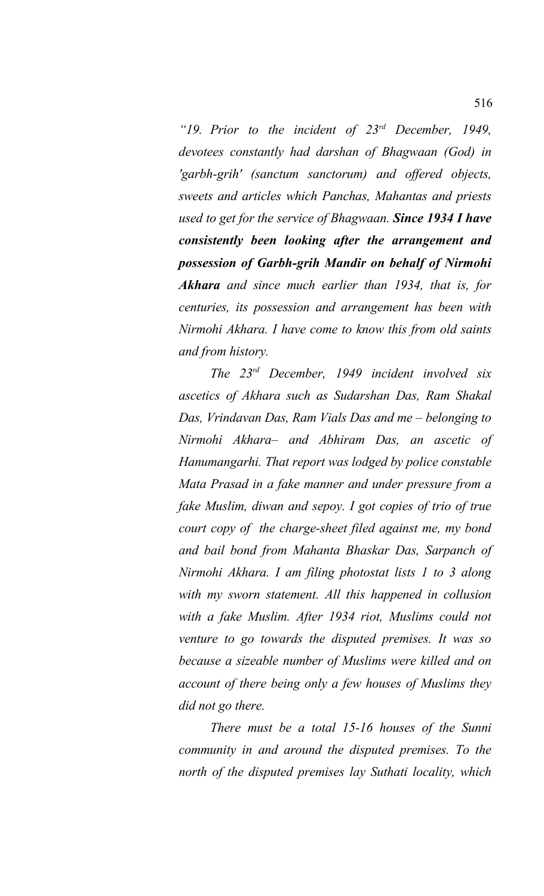*"19. Prior to the incident of 23rd December, 1949, devotees constantly had darshan of Bhagwaan (God) in 'garbh-grih' (sanctum sanctorum) and offered objects, sweets and articles which Panchas, Mahantas and priests used to get for the service of Bhagwaan.* ***Since 1934 I have consistently been looking after the arrangement and possession of Garbh-grih Mandir on behalf of Nirmohi Akhara*** *and since much earlier than 1934, that is, for centuries, its possession and arrangement has been with Nirmohi Akhara. I have come to know this from old saints and from history.*

*The 23rd December, 1949 incident involved six ascetics of Akhara such as Sudarshan Das, Ram Shakal Das, Vrindavan Das, Ram Vials Das and me – belonging to Nirmohi Akhara– and Abhiram Das, an ascetic of Hanumangarhi. That report was lodged by police constable Mata Prasad in a fake manner and under pressure from a fake Muslim, diwan and sepoy. I got copies of trio of true court copy of the charge-sheet filed against me, my bond and bail bond from Mahanta Bhaskar Das, Sarpanch of Nirmohi Akhara. I am filing photostat lists 1 to 3 along with my sworn statement. All this happened in collusion with a fake Muslim. After 1934 riot, Muslims could not venture to go towards the disputed premises. It was so because a sizeable number of Muslims were killed and on account of there being only a few houses of Muslims they did not go there.*

*There must be a total 15-16 houses of the Sunni community in and around the disputed premises. To the north of the disputed premises lay Suthati locality, which*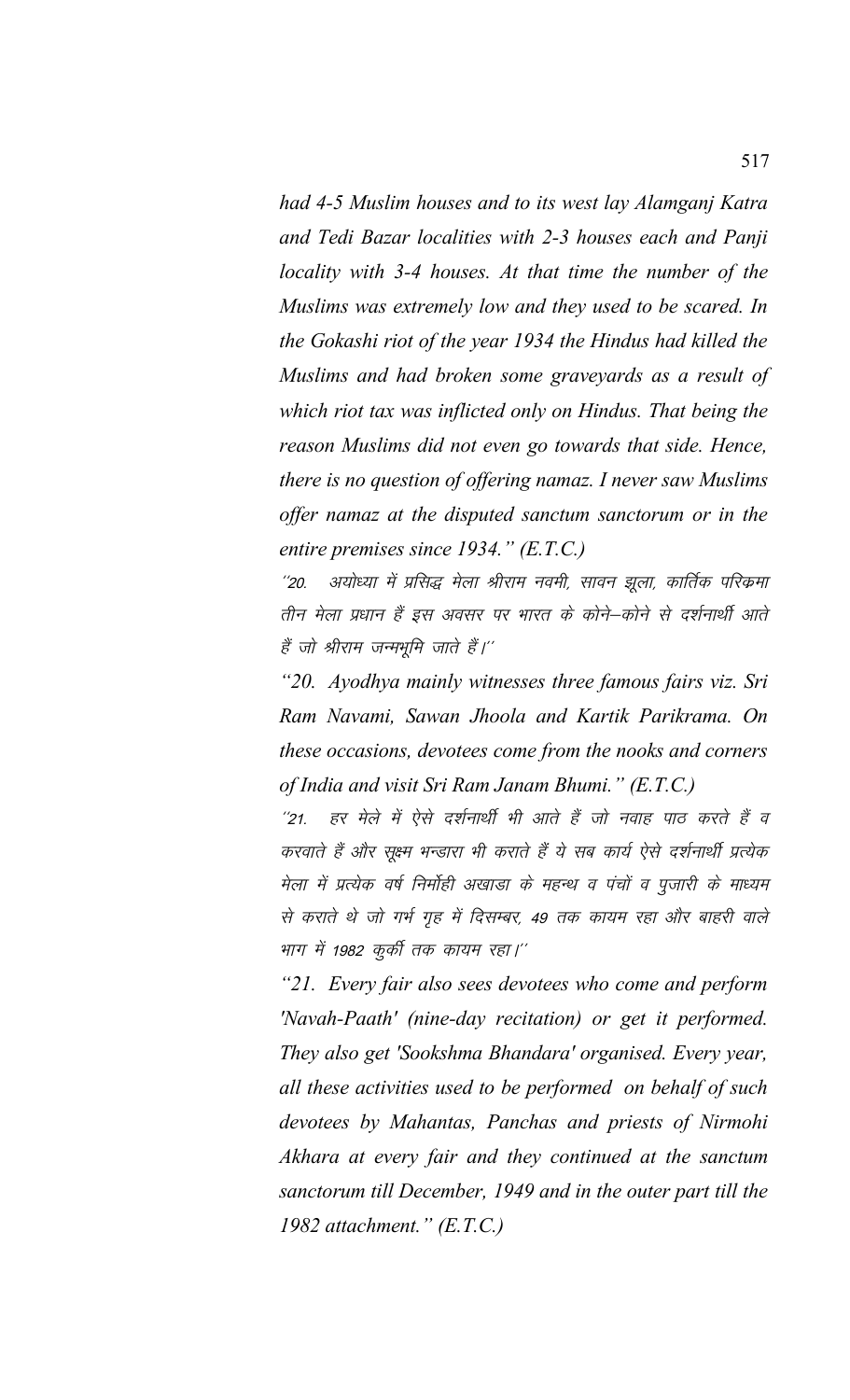*had 4-5 Muslim houses and to its west lay Alamganj Katra and Tedi Bazar localities with 2-3 houses each and Panji locality with 3-4 houses. At that time the number of the Muslims was extremely low and they used to be scared. In the Gokashi riot of the year 1934 the Hindus had killed the Muslims and had broken some graveyards as a result of which riot tax was inflicted only on Hindus. That being the reason Muslims did not even go towards that side. Hence, there is no question of offering namaz. I never saw Muslims offer namaz at the disputed sanctum sanctorum or in the entire premises since 1934." (E.T.C.)*

*''20. अयोध्या में प्रसिद्ध मेला श्रीराम नवमी, सावन झूला, कार्तिक परिक्रमा तीन मेला प्रधान हैं इस अवसर पर भारत के कोने–कोने से दर्शनार्थी आते हैं जो श्रीराम जन्मभूमि जाते हैं।''*

*"20. Ayodhya mainly witnesses three famous fairs viz. Sri Ram Navami, Sawan Jhoola and Kartik Parikrama. On these occasions, devotees come from the nooks and corners of India and visit Sri Ram Janam Bhumi." (E.T.C.)*

*''21. हर मेले में ऐसे दर्शनार्थी भी आते हैं जो नवाह पाठ करते हैं व करवाते हैं और सूक्ष्म भन्डारा भी कराते हैं ये सब कार्य ऐसे दर्शनार्थी प्रत्येक मेला में प्रत्येक वर्ष निर्मोही अखाडा के महन्थ व पंचों व पुजारी के माध्यम से कराते थे जो गर्भ गृह में दिसम्बर, 49 तक कायम रहा और बाहरी वाले भाग में 1982 कुर्की तक कायम रहा।''*

*"21. Every fair also sees devotees who come and perform 'Navah-Paath' (nine-day recitation) or get it performed. They also get 'Sookshma Bhandara' organised. Every year, all these activities used to be performed on behalf of such devotees by Mahantas, Panchas and priests of Nirmohi Akhara at every fair and they continued at the sanctum sanctorum till December, 1949 and in the outer part till the 1982 attachment." (E.T.C.)*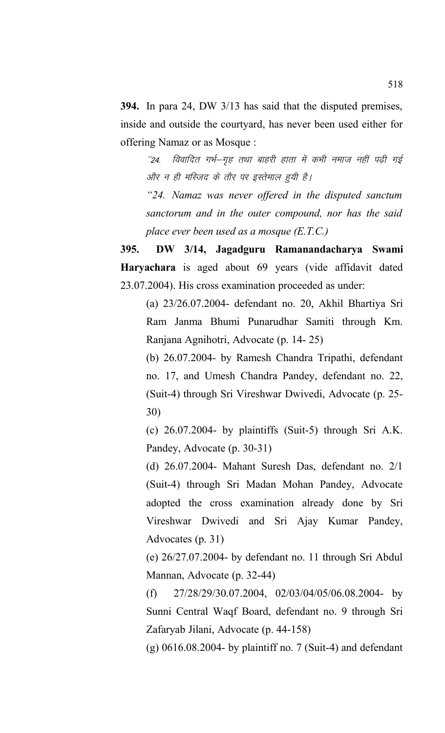**394.** In para 24, DW 3/13 has said that the disputed premises, inside and outside the courtyard, has never been used either for offering Namaz or as Mosque :

> "24. विवादित गर्भ–गृह तथा बाहरी हाता में कभी नमाज नहीं पढ़ी गई और न ही मस्जिद के तौर पर इस्तेमाल हुयी है।
>
> *"24. Namaz was never offered in the disputed sanctum sanctorum and in the outer compound, nor has the said place ever been used as a mosque (E.T.C.)*

**395. DW 3/14, Jagadguru Ramanandacharya Swami Haryachara** is aged about 69 years (vide affidavit dated 23.07.2004). His cross examination proceeded as under:

(a) 23/26.07.2004- defendant no. 20, Akhil Bhartiya Sri Ram Janma Bhumi Punarudhar Samiti through Km. Ranjana Agnihotri, Advocate (p. 14- 25)

(b) 26.07.2004- by Ramesh Chandra Tripathi, defendant no. 17, and Umesh Chandra Pandey, defendant no. 22, (Suit-4) through Sri Vireshwar Dwivedi, Advocate (p. 25-30)

(c) 26.07.2004- by plaintiffs (Suit-5) through Sri A.K. Pandey, Advocate (p. 30-31)

(d) 26.07.2004- Mahant Suresh Das, defendant no. 2/1 (Suit-4) through Sri Madan Mohan Pandey, Advocate adopted the cross examination already done by Sri Vireshwar Dwivedi and Sri Ajay Kumar Pandey, Advocates (p. 31)

(e) 26/27.07.2004- by defendant no. 11 through Sri Abdul Mannan, Advocate (p. 32-44)

(f) 27/28/29/30.07.2004, 02/03/04/05/06.08.2004- by Sunni Central Waqf Board, defendant no. 9 through Sri Zafaryab Jilani, Advocate (p. 44-158)

(g) 0616.08.2004- by plaintiff no. 7 (Suit-4) and defendant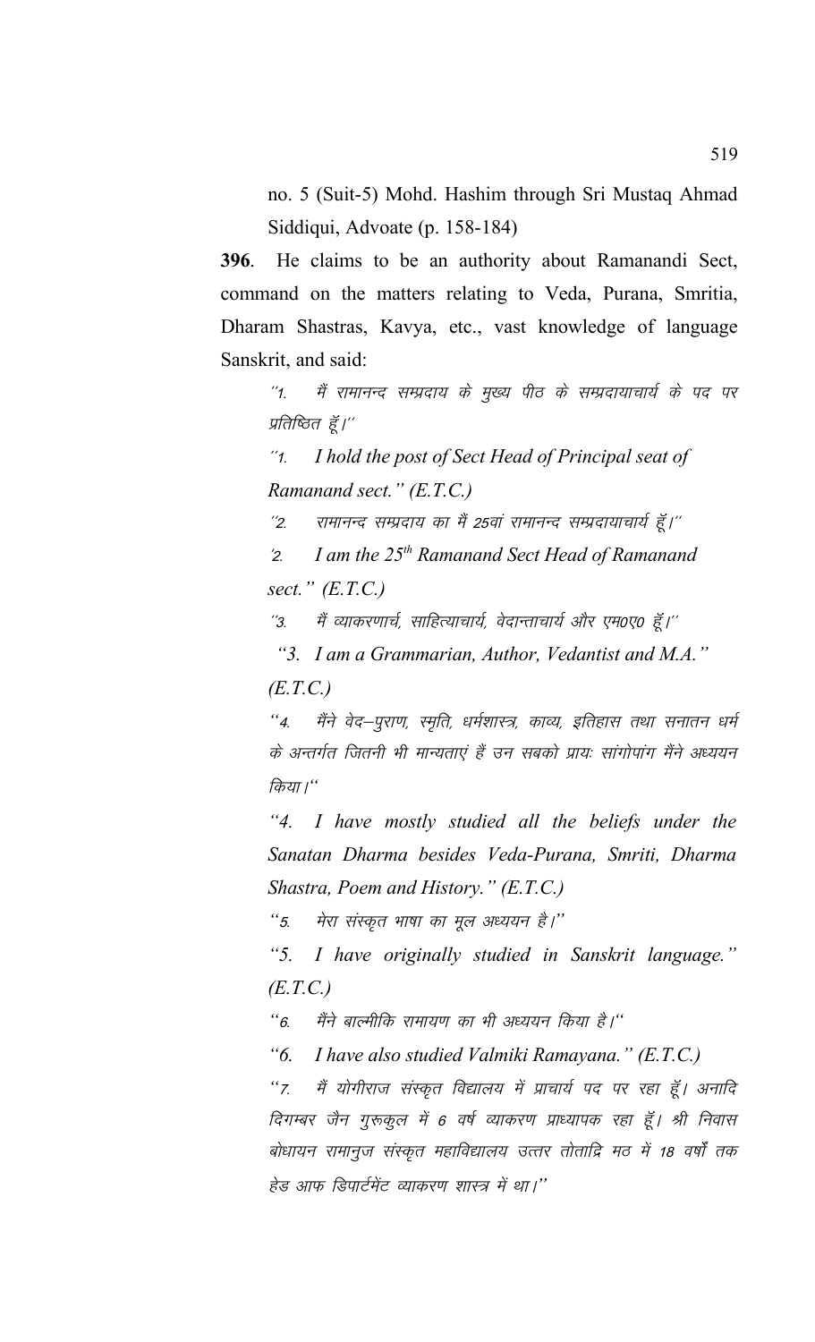no. 5 (Suit-5) Mohd. Hashim through Sri Mustaq Ahmad Siddiqui, Advoate (p. 158-184)

**396**. He claims to be an authority about Ramanandi Sect, command on the matters relating to Veda, Purana, Smritia, Dharam Shastras, Kavya, etc., vast knowledge of language Sanskrit, and said:

> ''1. मैं रामानन्द सम्प्रदाय के मुख्य पीठ के सम्प्रदायाचार्य के पद पर प्रतिष्ठित हूँ।''
>
> *''1. I hold the post of Sect Head of Principal seat of Ramanand sect." (E.T.C.)*
>
> ''2. रामानन्द सम्प्रदाय का मैं 25वां रामानन्द सम्प्रदायाचार्य हूँ।''
>
> *'2. I am the 25th Ramanand Sect Head of Ramanand sect." (E.T.C.)*
>
> ''3. मैं व्याकरणार्च, साहित्याचार्य, वेदान्ताचार्य और एम0ए0 हूँ।''
>
> *"3. I am a Grammarian, Author, Vedantist and M.A." (E.T.C.)*
>
> "4. मैंने वेद–पुराण, स्मृति, धर्मशास्त्र, काव्य, इतिहास तथा सनातन धर्म के अन्तर्गत जितनी भी मान्यताएं हैं उन सबको प्रायः सांगोपांग मैंने अध्ययन किया।"
>
> *"4. I have mostly studied all the beliefs under the Sanatan Dharma besides Veda-Purana, Smriti, Dharma Shastra, Poem and History." (E.T.C.)*
>
> "5. मेरा संस्कृत भाषा का मूल अध्ययन है।"
>
> *"5. I have originally studied in Sanskrit language." (E.T.C.)*
>
> "6. मैंने बाल्मीकि रामायण का भी अध्ययन किया है।"
>
> *"6. I have also studied Valmiki Ramayana." (E.T.C.)*
>
> "7. मैं योगीराज संस्कृत विद्यालय में प्राचार्य पद पर रहा हूँ। अनादि दिगम्बर जैन गुरूकुल में 6 वर्ष व्याकरण प्राध्यापक रहा हूँ। श्री निवास बोधायन रामानुज संस्कृत महाविद्यालय उत्तर तोताद्रि मठ में 18 वर्षों तक हेड आफ डिपार्टमेंट व्याकरण शास्त्र में था।"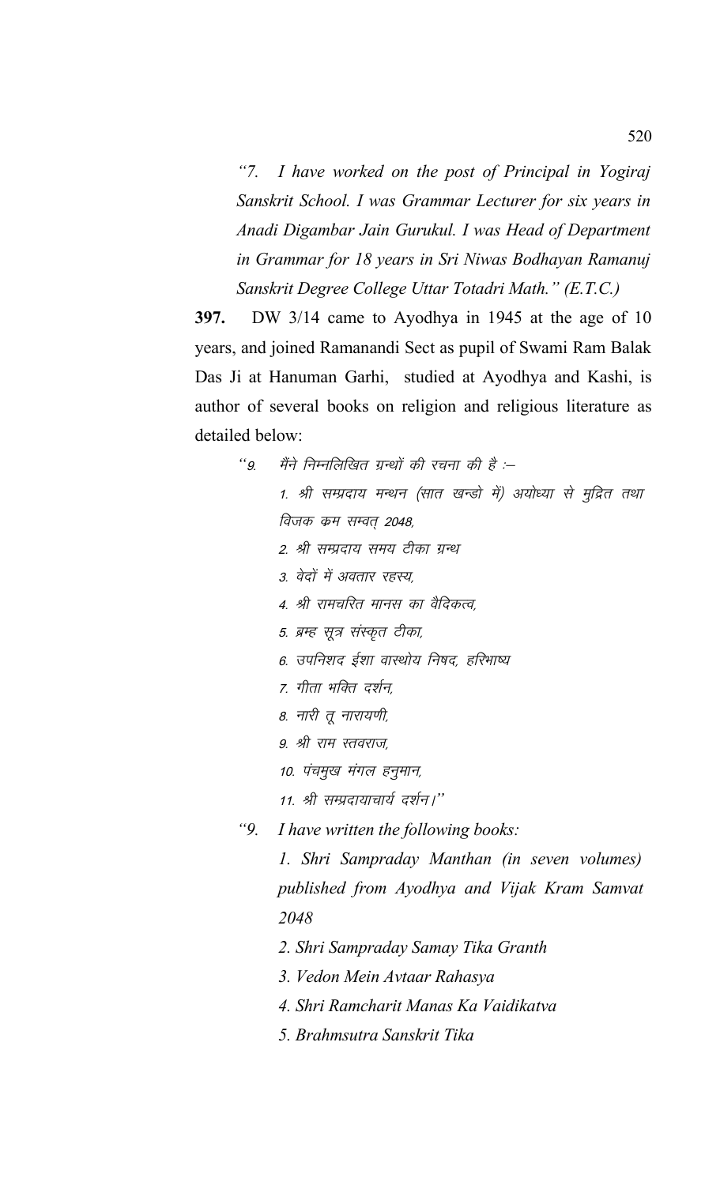*"7. I have worked on the post of Principal in Yogiraj Sanskrit School. I was Grammar Lecturer for six years in Anadi Digambar Jain Gurukul. I was Head of Department in Grammar for 18 years in Sri Niwas Bodhayan Ramanuj Sanskrit Degree College Uttar Totadri Math." (E.T.C.)*

**397.** DW 3/14 came to Ayodhya in 1945 at the age of 10 years, and joined Ramanandi Sect as pupil of Swami Ram Balak Das Ji at Hanuman Garhi, studied at Ayodhya and Kashi, is author of several books on religion and religious literature as detailed below:

*"9. मैंने निम्नलिखित ग्रन्थों की रचना की है :–*

*1. श्री सम्प्रदाय मन्थन (सात खन्डो में) अयोध्या से मुद्रित तथा विजक कम सम्वत् 2048,*

*2. श्री सम्प्रदाय समय टीका ग्रन्थ*

*3. वेदों में अवतार रहस्य,*

*4. श्री रामचरित मानस का वैदिकत्व,*

*5. ब्रम्ह सूत्र संस्कृत टीका,*

*6. उपनिशद ईशा वास्थोय निषद, हरिभाष्य*

*7. गीता भक्ति दर्शन,*

*8. नारी तू नारायणी,*

*9. श्री राम स्तवराज,*

*10. पंचमुख मंगल हनुमान,*

*11. श्री सम्प्रदायाचार्य दर्शन।"*

*"9. I have written the following books:*

*1. Shri Sampraday Manthan (in seven volumes) published from Ayodhya and Vijak Kram Samvat 2048*

*2. Shri Sampraday Samay Tika Granth*

*3. Vedon Mein Avtaar Rahasya*

*4. Shri Ramcharit Manas Ka Vaidikatva*

*5. Brahmsutra Sanskrit Tika*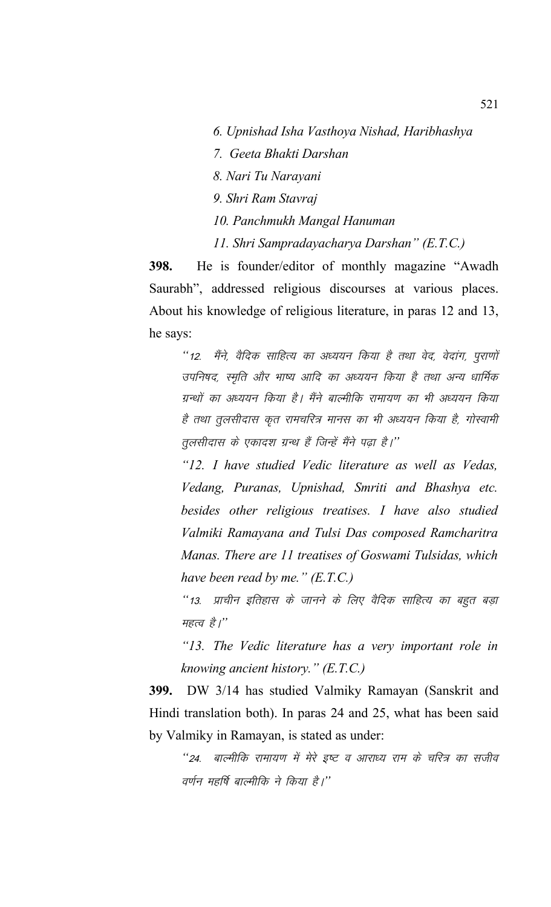*6. Upnishad Isha Vasthoya Nishad, Haribhashya*

*7. Geeta Bhakti Darshan*

*8. Nari Tu Narayani*

*9. Shri Ram Stavraj*

*10. Panchmukh Mangal Hanuman*

*11. Shri Sampradayacharya Darshan" (E.T.C.)*

**398.** He is founder/editor of monthly magazine "Awadh Saurabh", addressed religious discourses at various places. About his knowledge of religious literature, in paras 12 and 13, he says:

> *"12. मैंने, वैदिक साहित्य का अध्ययन किया है तथा वेद, वेदांग, पुराणों उपनिषद, स्मृति और भाष्य आदि का अध्ययन किया है तथा अन्य धार्मिक ग्रन्थों का अध्ययन किया है। मैंने बाल्मीकि रामायण का भी अध्ययन किया है तथा तुलसीदास कृत रामचरित्र मानस का भी अध्ययन किया है, गोस्वामी तुलसीदास के एकादश ग्रन्थ हैं जिन्हें मैंने पढ़ा है।"*
>
> *"12. I have studied Vedic literature as well as Vedas, Vedang, Puranas, Upnishad, Smriti and Bhashya etc. besides other religious treatises. I have also studied Valmiki Ramayana and Tulsi Das composed Ramcharitra Manas. There are 11 treatises of Goswami Tulsidas, which have been read by me." (E.T.C.)*
>
> *"13. प्राचीन इतिहास के जानने के लिए वैदिक साहित्य का बहुत बड़ा महत्व है।"*
>
> *"13. The Vedic literature has a very important role in knowing ancient history." (E.T.C.)*

**399.** DW 3/14 has studied Valmiky Ramayan (Sanskrit and Hindi translation both). In paras 24 and 25, what has been said by Valmiky in Ramayan, is stated as under:

> *"24. बाल्मीकि रामायण में मेरे इष्ट व आराध्य राम के चरित्र का सजीव वर्णन महर्षि बाल्मीकि ने किया है।"*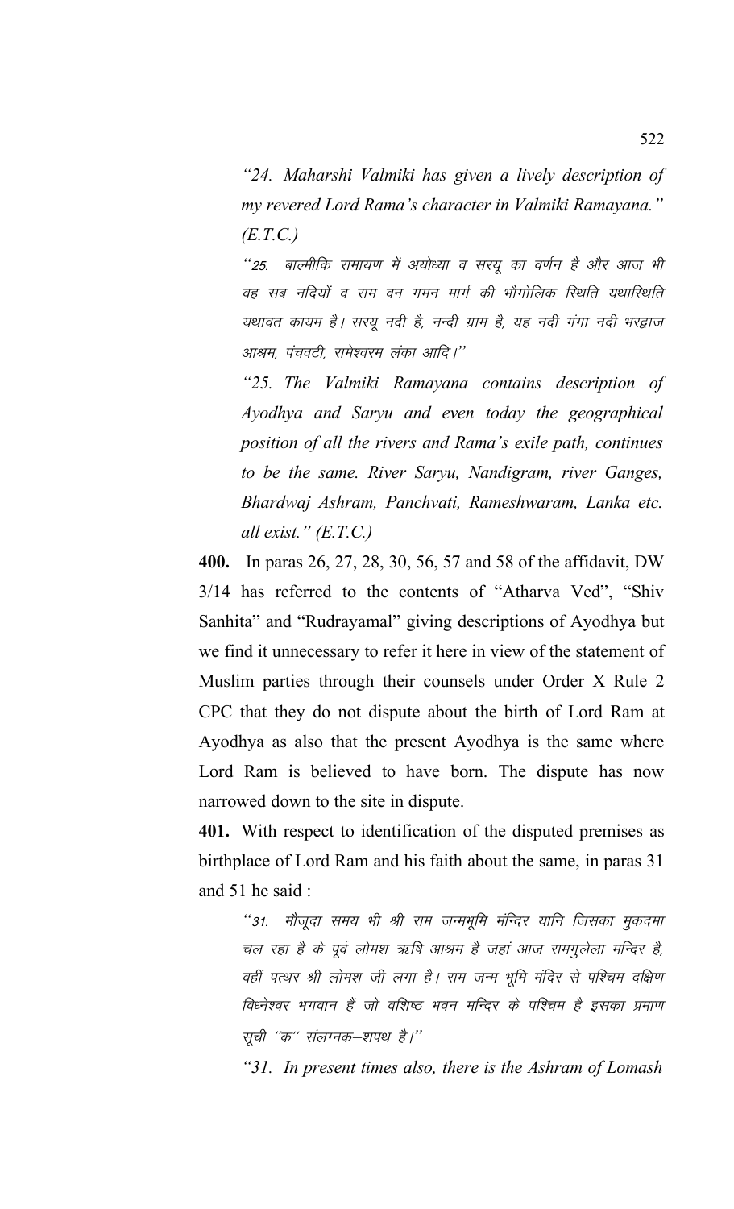*"24. Maharshi Valmiki has given a lively description of my revered Lord Rama's character in Valmiki Ramayana." (E.T.C.)*

*"25. बाल्मीकि रामायण में अयोध्या व सरयू का वर्णन है और आज भी वह सब नदियों व राम वन गमन मार्ग की भौगोलिक स्थिति यथास्थिति यथावत कायम है। सरयू नदी है, नन्दी ग्राम है, यह नदी गंगा नदी भरद्वाज आश्रम, पंचवटी, रामेश्वरम लंका आदि।"*

*"25. The Valmiki Ramayana contains description of Ayodhya and Saryu and even today the geographical position of all the rivers and Rama's exile path, continues to be the same. River Saryu, Nandigram, river Ganges, Bhardwaj Ashram, Panchvati, Rameshwaram, Lanka etc. all exist." (E.T.C.)*

**400.** In paras 26, 27, 28, 30, 56, 57 and 58 of the affidavit, DW 3/14 has referred to the contents of "Atharva Ved", "Shiv Sanhita" and "Rudrayamal" giving descriptions of Ayodhya but we find it unnecessary to refer it here in view of the statement of Muslim parties through their counsels under Order X Rule 2 CPC that they do not dispute about the birth of Lord Ram at Ayodhya as also that the present Ayodhya is the same where Lord Ram is believed to have born. The dispute has now narrowed down to the site in dispute.

**401.** With respect to identification of the disputed premises as birthplace of Lord Ram and his faith about the same, in paras 31 and 51 he said :

*"31. मौजूदा समय भी श्री राम जन्मभूमि मंन्दिर यानि जिसका मुकदमा चल रहा है के पूर्व लोमश ऋषि आश्रम है जहां आज रामगुलेला मन्दिर है, वहीं पत्थर श्री लोमश जी लगा है। राम जन्म भूमि मंदिर से पश्चिम दक्षिण विघ्नेश्वर भगवान हैं जो वशिष्ठ भवन मन्दिर के पश्चिम है इसका प्रमाण सूची ''क'' संलग्नक–शपथ है।"*

*"31. In present times also, there is the Ashram of Lomash*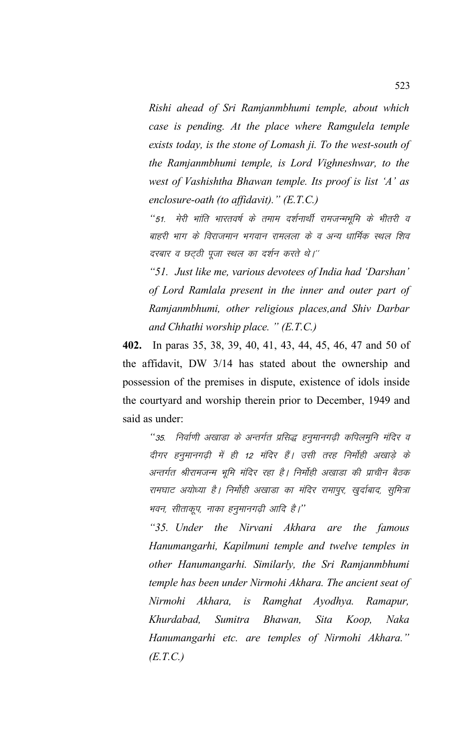*Rishi ahead of Sri Ramjanmbhumi temple, about which case is pending. At the place where Ramgulela temple exists today, is the stone of Lomash ji. To the west-south of the Ramjanmbhumi temple, is Lord Vighneshwar, to the west of Vashishtha Bhawan temple. Its proof is list 'A' as enclosure-oath (to affidavit)." (E.T.C.)*

*"51. मेरी भांति भारतवर्ष के तमाम दर्शनार्थी रामजन्मभूमि के भीतरी व बाहरी भाग के विराजमान भगवान रामलला के व अन्य धार्मिक स्थल शिव दरबार व छट्ठी पूजा स्थल का दर्शन करते थे।"*

*"51. Just like me, various devotees of India had 'Darshan' of Lord Ramlala present in the inner and outer part of Ramjanmbhumi, other religious places,and Shiv Darbar and Chhathi worship place. " (E.T.C.)*

**402.** In paras 35, 38, 39, 40, 41, 43, 44, 45, 46, 47 and 50 of the affidavit, DW 3/14 has stated about the ownership and possession of the premises in dispute, existence of idols inside the courtyard and worship therein prior to December, 1949 and said as under:

*"35. निर्वाणी अखाडा के अन्तर्गत प्रसिद्ध हनुमानगढ़ी कपिलमुनि मंदिर व दीगर हनुमानगढ़ी में ही 12 मंदिर हैं। उसी तरह निर्मोही अखाड़े के अन्तर्गत श्रीरामजन्म भूमि मंदिर रहा है। निर्मोही अखाडा की प्राचीन बैठक रामघाट अयोध्या है। निर्मोही अखाडा का मंदिर रामापुर, खुर्दाबाद, सुमित्रा भवन, सीताकूप, नाका हनुमानगढ़ी आदि है।"*

*"35. Under the Nirvani Akhara are the famous Hanumangarhi, Kapilmuni temple and twelve temples in other Hanumangarhi. Similarly, the Sri Ramjanmbhumi temple has been under Nirmohi Akhara. The ancient seat of Nirmohi Akhara, is Ramghat Ayodhya. Ramapur, Khurdabad, Sumitra Bhawan, Sita Koop, Naka Hanumangarhi etc. are temples of Nirmohi Akhara." (E.T.C.)*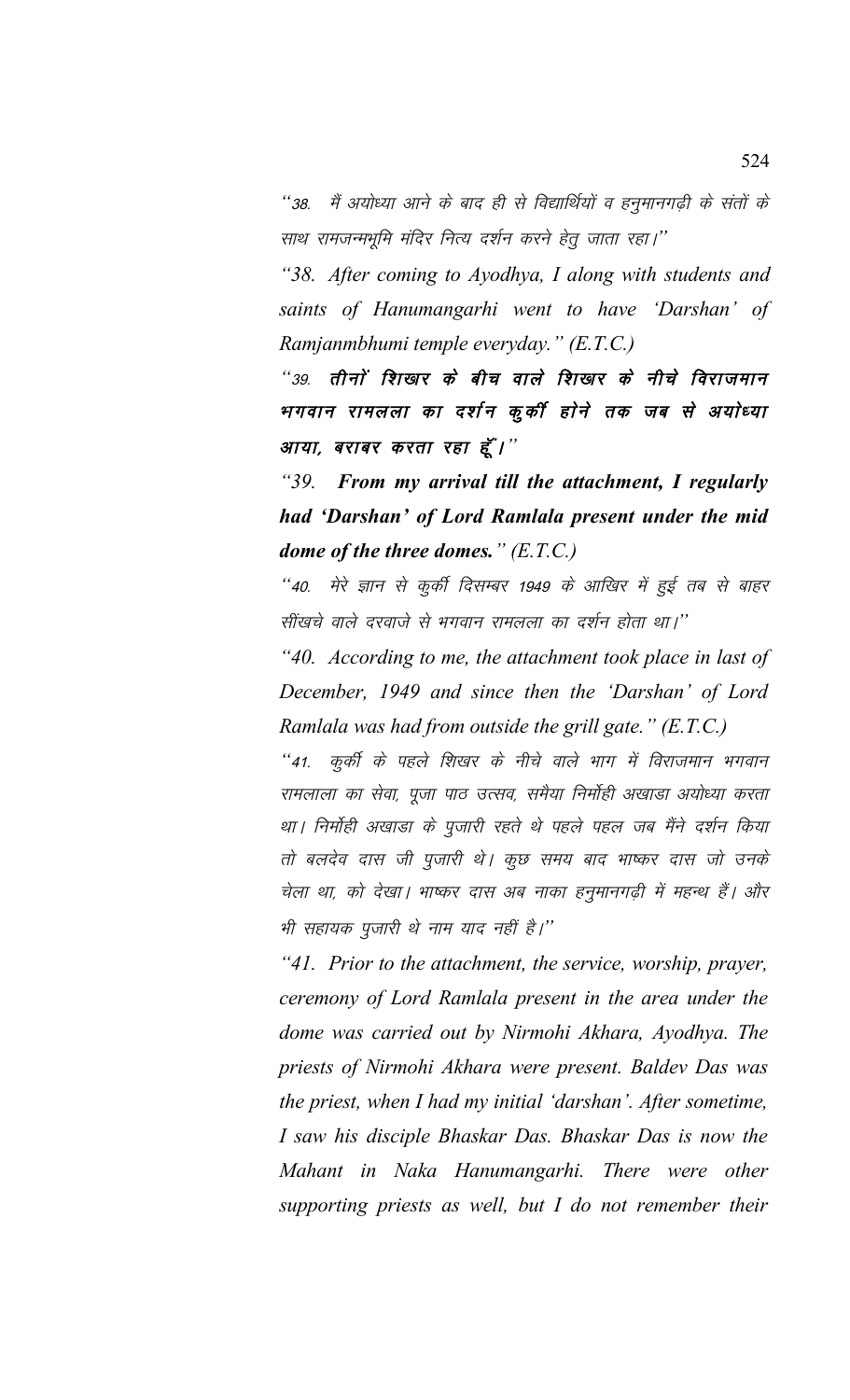"38. मैं अयोध्या आने के बाद ही से विद्यार्थियों व हनुमानगढ़ी के संतों के साथ रामजन्मभूमि मंदिर नित्य दर्शन करने हेतु जाता रहा।"

*"38. After coming to Ayodhya, I along with students and saints of Hanumangarhi went to have 'Darshan' of Ramjanmbhumi temple everyday." (E.T.C.)*

"39. **तीनों शिखर के बीच वाले शिखर के नीचे विराजमान भगवान रामलला का दर्शन कुर्की होने तक जब से अयोध्या आया, बराबर करता रहा हूँ।**"

*"39. **From my arrival till the attachment, I regularly had 'Darshan' of Lord Ramlala present under the mid dome of the three domes.**" (E.T.C.)*

"40. मेरे ज्ञान से कुर्की दिसम्बर 1949 के आखिर में हुई तब से बाहर सींखचे वाले दरवाजे से भगवान रामलला का दर्शन होता था।"

*"40. According to me, the attachment took place in last of December, 1949 and since then the 'Darshan' of Lord Ramlala was had from outside the grill gate." (E.T.C.)*

"41. कुर्की के पहले शिखर के नीचे वाले भाग में विराजमान भगवान रामलाला का सेवा, पूजा पाठ उत्सव, समैया निर्मोही अखाडा अयोध्या करता था। निर्मोही अखाडा के पुजारी रहते थे पहले पहल जब मैंने दर्शन किया तो बलदेव दास जी पुजारी थे। कुछ समय बाद भाष्कर दास जो उनके चेला था, को देखा। भाष्कर दास अब नाका हनुमानगढ़ी में महन्थ हैं। और भी सहायक पुजारी थे नाम याद नहीं है।"

*"41. Prior to the attachment, the service, worship, prayer, ceremony of Lord Ramlala present in the area under the dome was carried out by Nirmohi Akhara, Ayodhya. The priests of Nirmohi Akhara were present. Baldev Das was the priest, when I had my initial 'darshan'. After sometime, I saw his disciple Bhaskar Das. Bhaskar Das is now the Mahant in Naka Hanumangarhi. There were other supporting priests as well, but I do not remember their*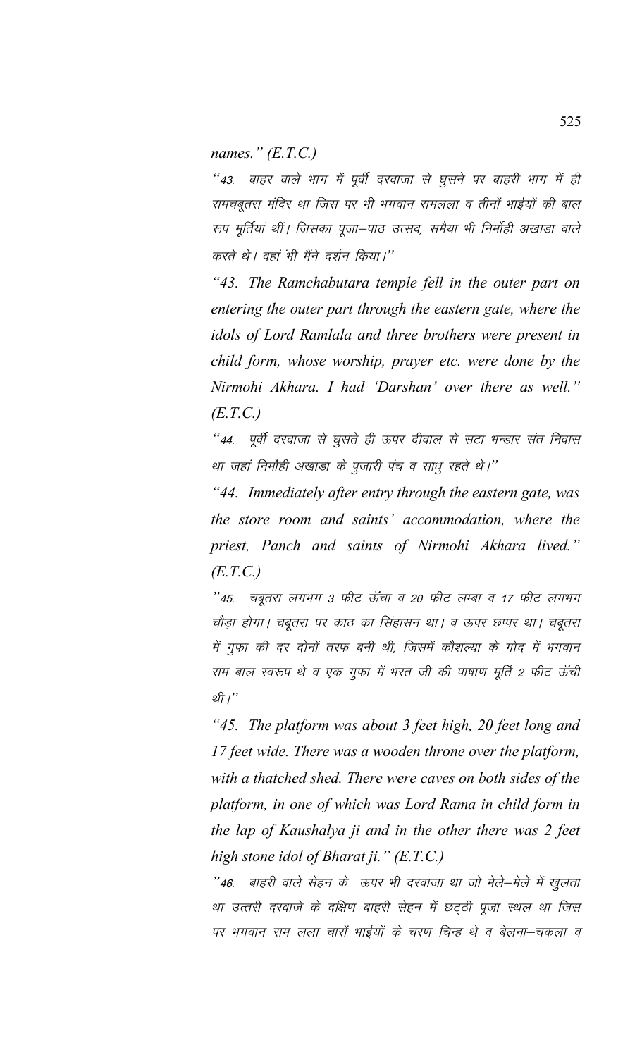*names." (E.T.C.)*

"43. बाहर वाले भाग में पूर्वी दरवाजा से घुसने पर बाहरी भाग में ही रामचबूतरा मंदिर था जिस पर भी भगवान रामलला व तीनों भाईयों की बाल रूप मूर्तियां थीं। जिसका पूजा–पाठ उत्सव, समैया भी निर्मोही अखाडा वाले करते थे। वहां भी मैंने दर्शन किया।"

*"43. The Ramchabutara temple fell in the outer part on entering the outer part through the eastern gate, where the idols of Lord Ramlala and three brothers were present in child form, whose worship, prayer etc. were done by the Nirmohi Akhara. I had 'Darshan' over there as well." (E.T.C.)*

"44. पूर्वी दरवाजा से घुसते ही ऊपर दीवाल से सटा भन्डार संत निवास था जहां निर्मोही अखाडा के पुजारी पंच व साधु रहते थे।"

*"44. Immediately after entry through the eastern gate, was the store room and saints' accommodation, where the priest, Panch and saints of Nirmohi Akhara lived." (E.T.C.)*

"45. चबूतरा लगभग 3 फीट ऊँचा व 20 फीट लम्बा व 17 फीट लगभग चौड़ा होगा। चबूतरा पर काठ का सिंहासन था। व ऊपर छप्पर था। चबूतरा में गुफा की दर दोनों तरफ बनी थी, जिसमें कौशल्या के गोद में भगवान राम बाल स्वरूप थे व एक गुफा में भरत जी की पाषाण मूर्ति 2 फीट ऊँची थी।"

*"45. The platform was about 3 feet high, 20 feet long and 17 feet wide. There was a wooden throne over the platform, with a thatched shed. There were caves on both sides of the platform, in one of which was Lord Rama in child form in the lap of Kaushalya ji and in the other there was 2 feet high stone idol of Bharat ji." (E.T.C.)*

"46. बाहरी वाले सेहन के ऊपर भी दरवाजा था जो मेले–मेले में खुलता था उत्तरी दरवाजे के दक्षिण बाहरी सेहन में छट्ठी पूजा स्थल था जिस पर भगवान राम लला चारों भाईयों के चरण चिन्ह थे व बेलना–चकला व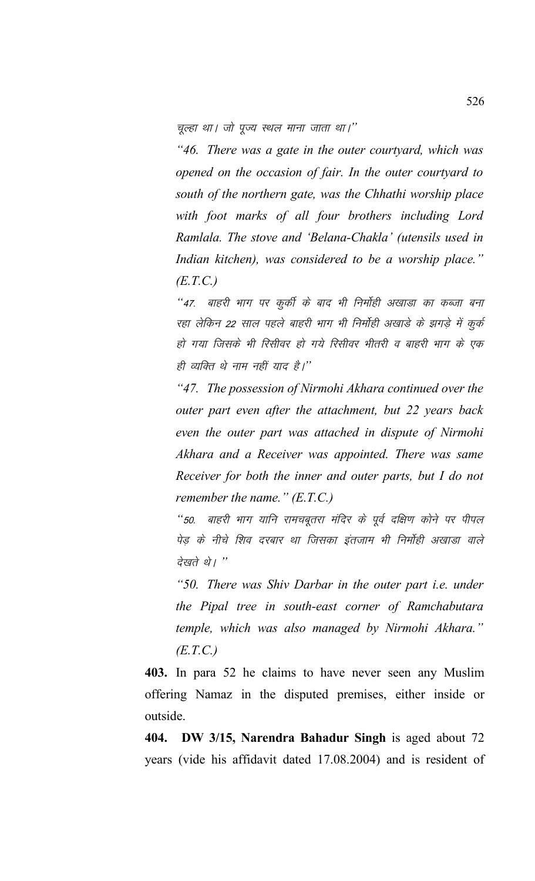चूल्हा था। जो पूज्य स्थल माना जाता था।''

*"46. There was a gate in the outer courtyard, which was opened on the occasion of fair. In the outer courtyard to south of the northern gate, was the Chhathi worship place with foot marks of all four brothers including Lord Ramlala. The stove and 'Belana-Chakla' (utensils used in Indian kitchen), was considered to be a worship place." (E.T.C.)*

''47. बाहरी भाग पर कुर्की के बाद भी निर्मोही अखाडा का कब्जा बना रहा लेकिन 22 साल पहले बाहरी भाग भी निर्मोही अखाडे के झगड़े में कुर्क हो गया जिसके भी रिसीवर हो गये रिसीवर भीतरी व बाहरी भाग के एक ही व्यक्ति थे नाम नहीं याद है।''

*"47. The possession of Nirmohi Akhara continued over the outer part even after the attachment, but 22 years back even the outer part was attached in dispute of Nirmohi Akhara and a Receiver was appointed. There was same Receiver for both the inner and outer parts, but I do not remember the name." (E.T.C.)*

''50. बाहरी भाग यानि रामचबूतरा मंदिर के पूर्व दक्षिण कोने पर पीपल पेड़ के नीचे शिव दरबार था जिसका इंतजाम भी निर्मोही अखाडा वाले देखते थे। ''

*"50. There was Shiv Darbar in the outer part i.e. under the Pipal tree in south-east corner of Ramchabutara temple, which was also managed by Nirmohi Akhara." (E.T.C.)*

**403.** In para 52 he claims to have never seen any Muslim offering Namaz in the disputed premises, either inside or outside.

**404. DW 3/15, Narendra Bahadur Singh** is aged about 72 years (vide his affidavit dated 17.08.2004) and is resident of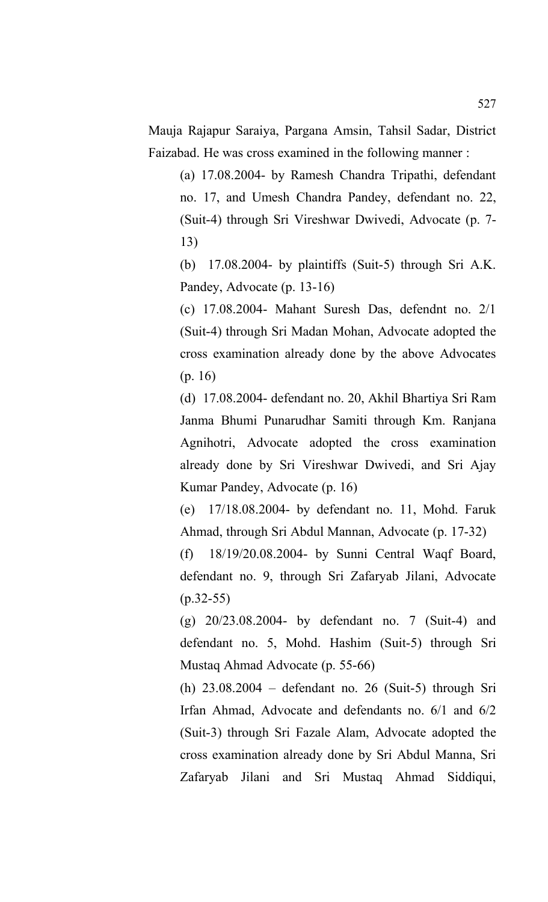Mauja Rajapur Saraiya, Pargana Amsin, Tahsil Sadar, District Faizabad. He was cross examined in the following manner :

(a) 17.08.2004- by Ramesh Chandra Tripathi, defendant no. 17, and Umesh Chandra Pandey, defendant no. 22, (Suit-4) through Sri Vireshwar Dwivedi, Advocate (p. 7-13)

(b) 17.08.2004- by plaintiffs (Suit-5) through Sri A.K. Pandey, Advocate (p. 13-16)

(c) 17.08.2004- Mahant Suresh Das, defendnt no. 2/1 (Suit-4) through Sri Madan Mohan, Advocate adopted the cross examination already done by the above Advocates (p. 16)

(d) 17.08.2004- defendant no. 20, Akhil Bhartiya Sri Ram Janma Bhumi Punarudhar Samiti through Km. Ranjana Agnihotri, Advocate adopted the cross examination already done by Sri Vireshwar Dwivedi, and Sri Ajay Kumar Pandey, Advocate (p. 16)

(e) 17/18.08.2004- by defendant no. 11, Mohd. Faruk Ahmad, through Sri Abdul Mannan, Advocate (p. 17-32)

(f) 18/19/20.08.2004- by Sunni Central Waqf Board, defendant no. 9, through Sri Zafaryab Jilani, Advocate (p.32-55)

(g) 20/23.08.2004- by defendant no. 7 (Suit-4) and defendant no. 5, Mohd. Hashim (Suit-5) through Sri Mustaq Ahmad Advocate (p. 55-66)

(h) 23.08.2004 – defendant no. 26 (Suit-5) through Sri Irfan Ahmad, Advocate and defendants no. 6/1 and 6/2 (Suit-3) through Sri Fazale Alam, Advocate adopted the cross examination already done by Sri Abdul Manna, Sri Zafaryab Jilani and Sri Mustaq Ahmad Siddiqui,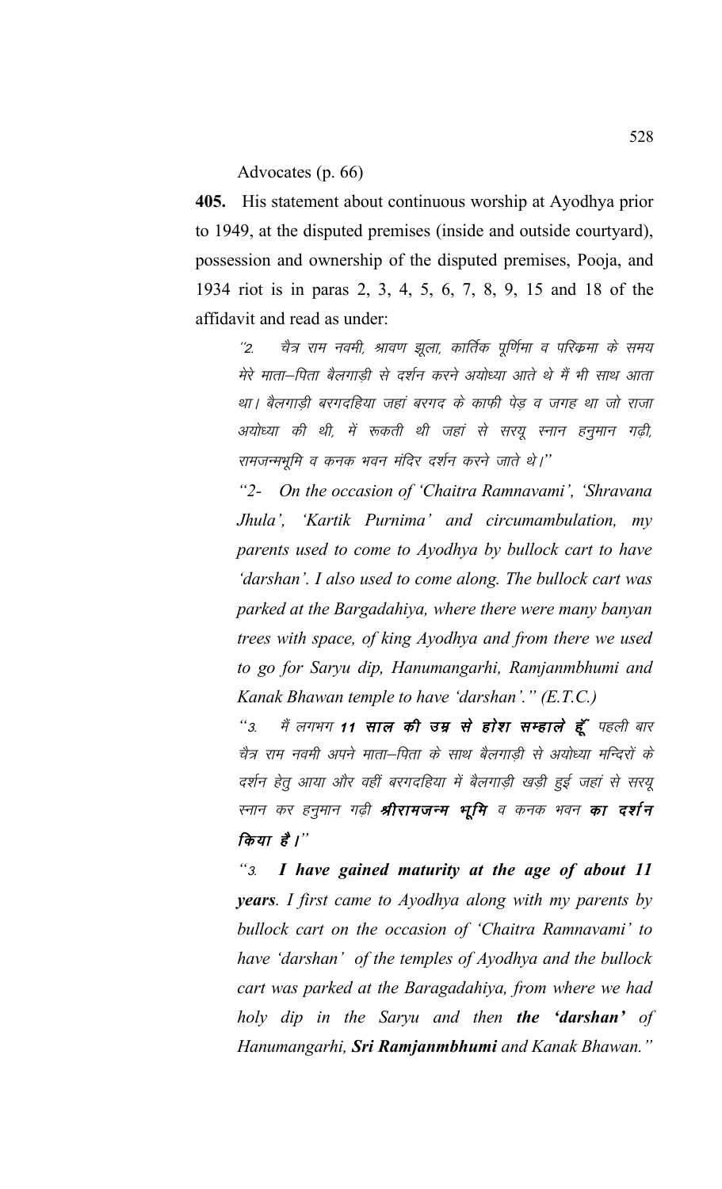Advocates (p. 66)

**405.** His statement about continuous worship at Ayodhya prior to 1949, at the disputed premises (inside and outside courtyard), possession and ownership of the disputed premises, Pooja, and 1934 riot is in paras 2, 3, 4, 5, 6, 7, 8, 9, 15 and 18 of the affidavit and read as under:

> ''2. चैत्र राम नवमी, श्रावण झूला, कार्तिक पूर्णिमा व परिक्रमा के समय मेरे माता–पिता बैलगाड़ी से दर्शन करने अयोध्या आते थे मैं भी साथ आता था। बैलगाड़ी बरगदहिया जहां बरगद के काफी पेड़ व जगह था जो राजा अयोध्या की थी, में रूकती थी जहां से सरयू स्नान हनुमान गढ़ी, रामजन्मभूमि व कनक भवन मंदिर दर्शन करने जाते थे।''
>
> *"2- On the occasion of 'Chaitra Ramnavami', 'Shravana Jhula', 'Kartik Purnima' and circumambulation, my parents used to come to Ayodhya by bullock cart to have 'darshan'. I also used to come along. The bullock cart was parked at the Bargadahiya, where there were many banyan trees with space, of king Ayodhya and from there we used to go for Saryu dip, Hanumangarhi, Ramjanmbhumi and Kanak Bhawan temple to have 'darshan'." (E.T.C.)*
>
> ''3. मैं लगभग ***11 साल की उम्र से होश सम्हाले हूँ*** पहली बार चैत्र राम नवमी अपने माता–पिता के साथ बैलगाड़ी से अयोध्या मन्दिरों के दर्शन हेतु आया और वहीं बरगदहिया में बैलगाड़ी खड़ी हुई जहां से सरयू स्नान कर हनुमान गढ़ी ***श्रीरामजन्म भूमि*** व कनक भवन ***का दर्शन किया है।***''
>
> *"3. **I have gained maturity at the age of about 11 years**. I first came to Ayodhya along with my parents by bullock cart on the occasion of 'Chaitra Ramnavami' to have 'darshan' of the temples of Ayodhya and the bullock cart was parked at the Baragadahiya, from where we had holy dip in the Saryu and then **the 'darshan'** of Hanumangarhi, **Sri Ramjanmbhumi** and Kanak Bhawan."*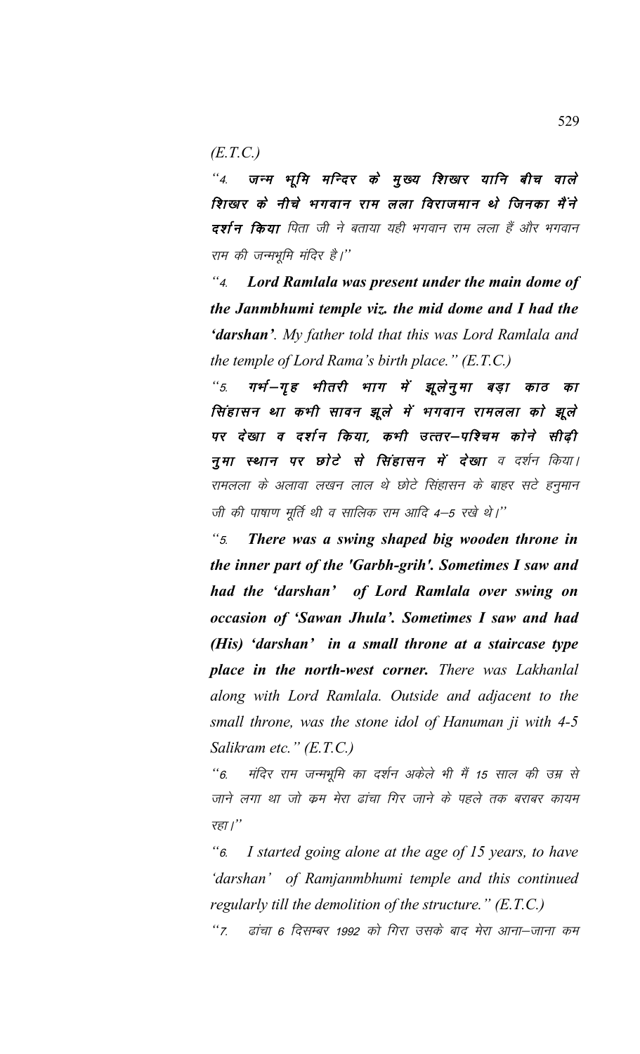(E.T.C.)

"4. ***जन्म भूमि मन्दिर के मुख्य शिखर यानि बीच वाले शिखर के नीचे भगवान राम लला विराजमान थे जिनका मैंने दर्शन किया*** पिता जी ने बताया यही भगवान राम लला हैं और भगवान राम की जन्मभूमि मंदिर है।"

"4. ***Lord Ramlala was present under the main dome of the Janmbhumi temple viz. the mid dome and I had the 'darshan'***. *My father told that this was Lord Ramlala and the temple of Lord Rama's birth place." (E.T.C.)*

"5. ***गर्भ–गृह भीतरी भाग में झूलेनुमा बड़ा काठ का सिंहासन था कभी सावन झूले में भगवान रामलला को झूले पर देखा व दर्शन किया, कभी उत्तर–पश्चिम कोने सीढ़ी नुमा स्थान पर छोटे से सिंहासन में देखा*** व दर्शन किया। रामलला के अलावा लखन लाल थे छोटे सिंहासन के बाहर सटे हनुमान जी की पाषाण मूर्ति थी व सालिक राम आदि 4–5 रखे थे।"

"5. ***There was a swing shaped big wooden throne in the inner part of the 'Garbh-grih'. Sometimes I saw and had the 'darshan' of Lord Ramlala over swing on occasion of 'Sawan Jhula'. Sometimes I saw and had (His) 'darshan' in a small throne at a staircase type place in the north-west corner.*** *There was Lakhanlal along with Lord Ramlala. Outside and adjacent to the small throne, was the stone idol of Hanuman ji with 4-5 Salikram etc." (E.T.C.)*

"6. मंदिर राम जन्मभूमि का दर्शन अकेले भी मैं 15 साल की उम्र से जाने लगा था जो क्रम मेरा ढांचा गिर जाने के पहले तक बराबर कायम रहा।"

"6. *I started going alone at the age of 15 years, to have 'darshan' of Ramjanmbhumi temple and this continued regularly till the demolition of the structure." (E.T.C.)*

"7. ढांचा 6 दिसम्बर 1992 को गिरा उसके बाद मेरा आना–जाना कम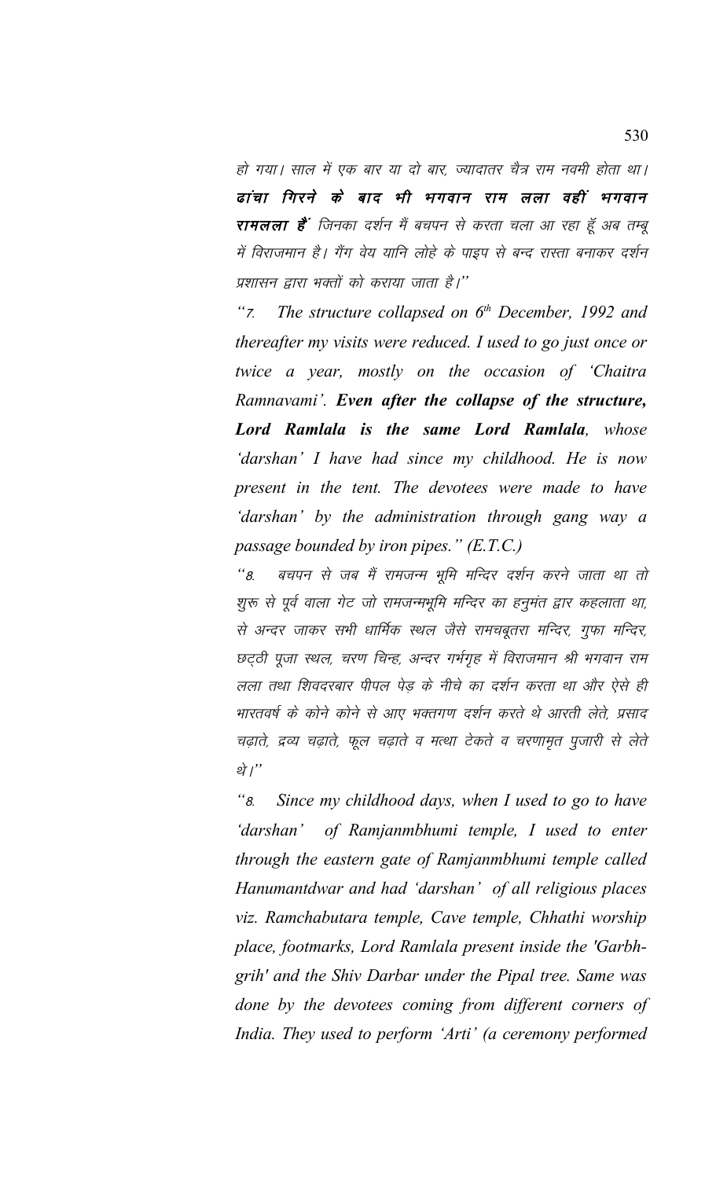*हो गया। साल में एक बार या दो बार, ज्यादातर चैत्र राम नवमी होता था। **ढांचा गिरने के बाद भी भगवान राम लला वहीं भगवान रामलला हैं** जिनका दर्शन मैं बचपन से करता चला आ रहा हूँ अब तम्बू में विराजमान है। गैंग वेय यानि लोहे के पाइप से बन्द रास्ता बनाकर दर्शन प्रशासन द्वारा भक्तों को कराया जाता है।"*

*"7. The structure collapsed on 6th December, 1992 and thereafter my visits were reduced. I used to go just once or twice a year, mostly on the occasion of 'Chaitra Ramnavami'. **Even after the collapse of the structure, Lord Ramlala is the same Lord Ramlala**, whose 'darshan' I have had since my childhood. He is now present in the tent. The devotees were made to have 'darshan' by the administration through gang way a passage bounded by iron pipes." (E.T.C.)*

*"8. बचपन से जब मैं रामजन्म भूमि मन्दिर दर्शन करने जाता था तो शुरू से पूर्व वाला गेट जो रामजन्मभूमि मन्दिर का हनुमंत द्वार कहलाता था, से अन्दर जाकर सभी धार्मिक स्थल जैसे रामचबूतरा मन्दिर, गुफा मन्दिर, छट्ठी पूजा स्थल, चरण चिन्ह, अन्दर गर्भगृह में विराजमान श्री भगवान राम लला तथा शिवदरबार पीपल पेड़ के नीचे का दर्शन करता था और ऐसे ही भारतवर्ष के कोने कोने से आए भक्तगण दर्शन करते थे आरती लेते, प्रसाद चढ़ाते, द्रव्य चढ़ाते, फूल चढ़ाते व मत्था टेकते व चरणामृत पुजारी से लेते थे।"*

*"8. Since my childhood days, when I used to go to have 'darshan' of Ramjanmbhumi temple, I used to enter through the eastern gate of Ramjanmbhumi temple called Hanumantdwar and had 'darshan' of all religious places viz. Ramchabutara temple, Cave temple, Chhathi worship place, footmarks, Lord Ramlala present inside the 'Garbh-grih' and the Shiv Darbar under the Pipal tree. Same was done by the devotees coming from different corners of India. They used to perform 'Arti' (a ceremony performed*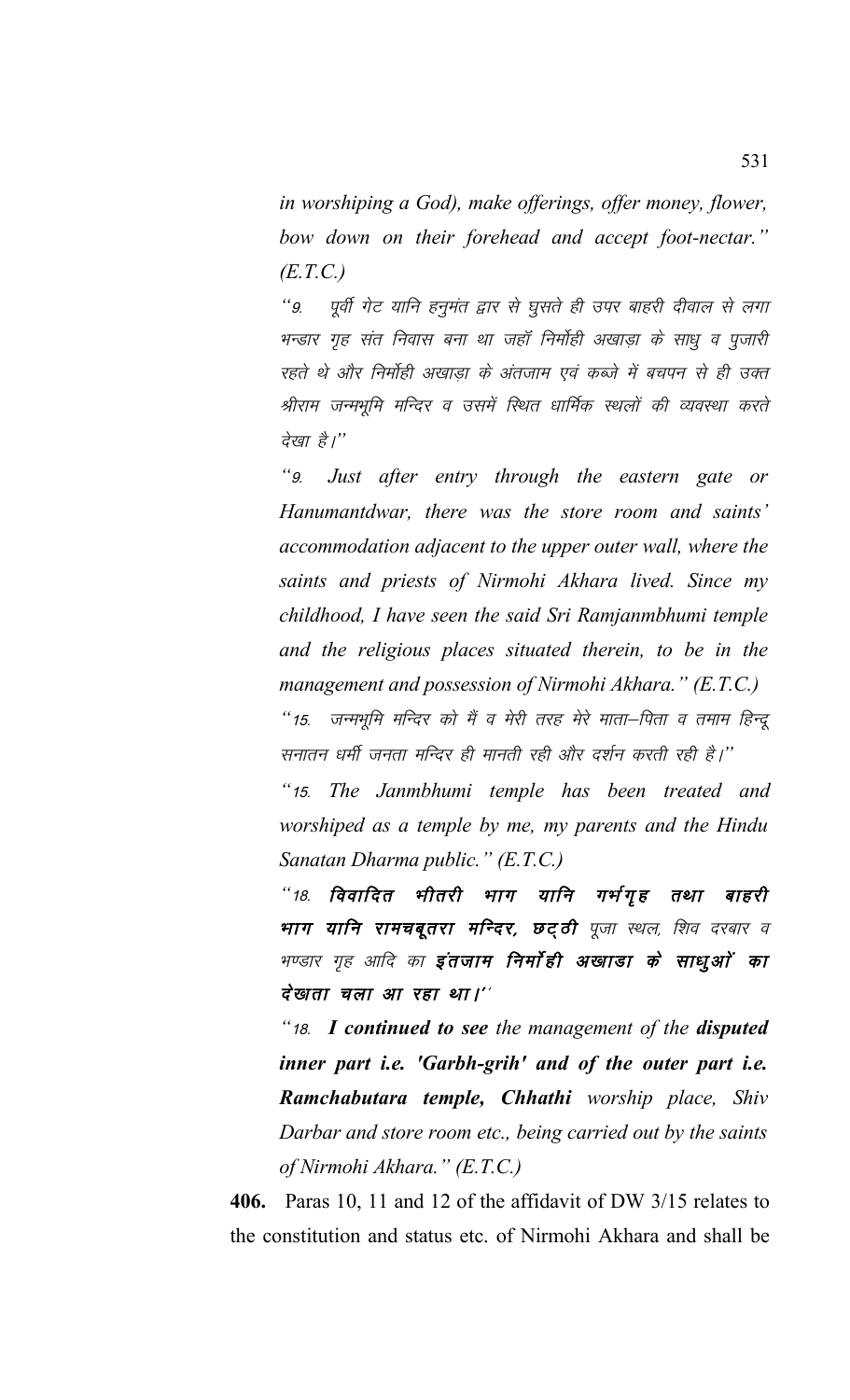*in worshiping a God), make offerings, offer money, flower, bow down on their forehead and accept foot-nectar." (E.T.C.)*

*"9. पूर्वी गेट यानि हनुमंत द्वार से घुसते ही उपर बाहरी दीवाल से लगा भन्डार गृह संत निवास बना था जहॉ निर्मोही अखाड़ा के साधु व पुजारी रहते थे और निर्मोही अखाड़ा के अंतजाम एवं कब्जे में बचपन से ही उक्त श्रीराम जन्मभूमि मन्दिर व उसमें स्थित धार्मिक स्थलों की व्यवस्था करते देखा है।"*

*"9. Just after entry through the eastern gate or Hanumantdwar, there was the store room and saints' accommodation adjacent to the upper outer wall, where the saints and priests of Nirmohi Akhara lived. Since my childhood, I have seen the said Sri Ramjanmbhumi temple and the religious places situated therein, to be in the management and possession of Nirmohi Akhara." (E.T.C.)*

*"15. जन्मभूमि मन्दिर को मैं व मेरी तरह मेरे माता–पिता व तमाम हिन्दू सनातन धर्मी जनता मन्दिर ही मानती रही और दर्शन करती रही है।"*

*"15. The Janmbhumi temple has been treated and worshiped as a temple by me, my parents and the Hindu Sanatan Dharma public." (E.T.C.)*

*"18. **विवादित भीतरी भाग यानि गर्भगृह तथा बाहरी भाग यानि रामचबूतरा मन्दिर, छट्ठी** पूजा स्थल, शिव दरबार व भण्डार गृह आदि का **इंतजाम निर्मोही अखाडा के साधुओं का देखाता चला आ रहा था।**"*

*"18. **I continued to see** the management of the **disputed inner part i.e. 'Garbh-grih' and of the outer part i.e. Ramchabutara temple, Chhathi** worship place, Shiv Darbar and store room etc., being carried out by the saints of Nirmohi Akhara." (E.T.C.)*

**406.** Paras 10, 11 and 12 of the affidavit of DW 3/15 relates to the constitution and status etc. of Nirmohi Akhara and shall be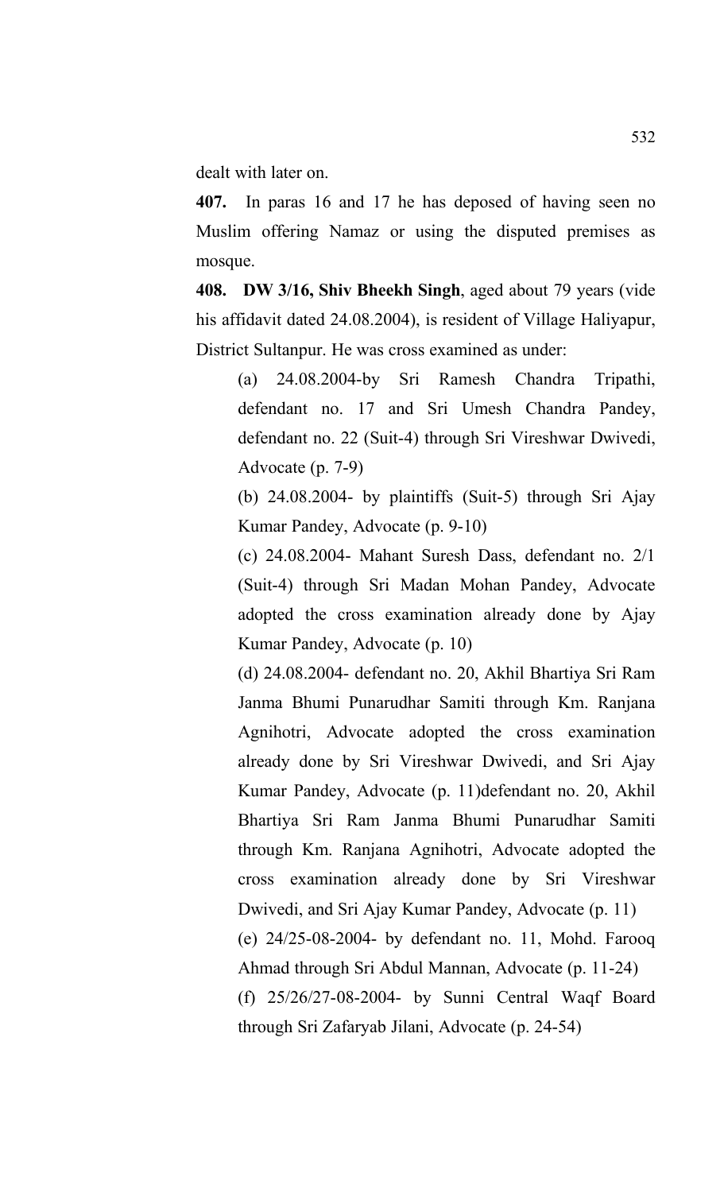dealt with later on.

**407.** In paras 16 and 17 he has deposed of having seen no Muslim offering Namaz or using the disputed premises as mosque.

**408. DW 3/16, Shiv Bheekh Singh**, aged about 79 years (vide his affidavit dated 24.08.2004), is resident of Village Haliyapur, District Sultanpur. He was cross examined as under:

> (a) 24.08.2004-by Sri Ramesh Chandra Tripathi, defendant no. 17 and Sri Umesh Chandra Pandey, defendant no. 22 (Suit-4) through Sri Vireshwar Dwivedi, Advocate (p. 7-9)
>
> (b) 24.08.2004- by plaintiffs (Suit-5) through Sri Ajay Kumar Pandey, Advocate (p. 9-10)
>
> (c) 24.08.2004- Mahant Suresh Dass, defendant no. 2/1 (Suit-4) through Sri Madan Mohan Pandey, Advocate adopted the cross examination already done by Ajay Kumar Pandey, Advocate (p. 10)
>
> (d) 24.08.2004- defendant no. 20, Akhil Bhartiya Sri Ram Janma Bhumi Punarudhar Samiti through Km. Ranjana Agnihotri, Advocate adopted the cross examination already done by Sri Vireshwar Dwivedi, and Sri Ajay Kumar Pandey, Advocate (p. 11)defendant no. 20, Akhil Bhartiya Sri Ram Janma Bhumi Punarudhar Samiti through Km. Ranjana Agnihotri, Advocate adopted the cross examination already done by Sri Vireshwar Dwivedi, and Sri Ajay Kumar Pandey, Advocate (p. 11)
>
> (e) 24/25-08-2004- by defendant no. 11, Mohd. Farooq Ahmad through Sri Abdul Mannan, Advocate (p. 11-24)
>
> (f) 25/26/27-08-2004- by Sunni Central Waqf Board through Sri Zafaryab Jilani, Advocate (p. 24-54)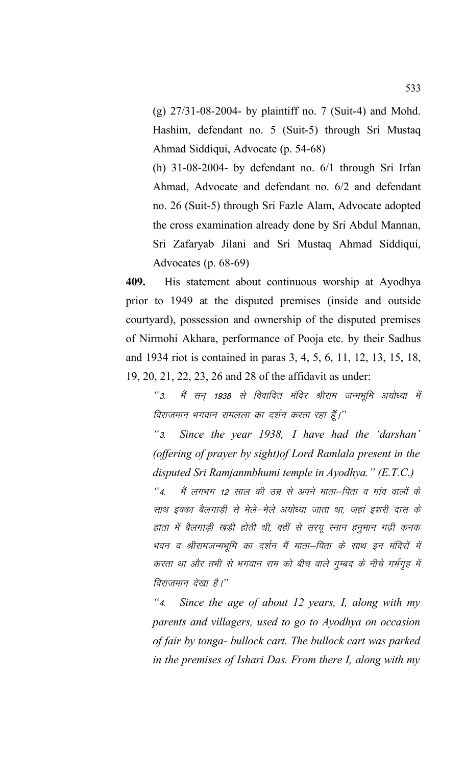(g) 27/31-08-2004- by plaintiff no. 7 (Suit-4) and Mohd. Hashim, defendant no. 5 (Suit-5) through Sri Mustaq Ahmad Siddiqui, Advocate (p. 54-68)

(h) 31-08-2004- by defendant no. 6/1 through Sri Irfan Ahmad, Advocate and defendant no. 6/2 and defendant no. 26 (Suit-5) through Sri Fazle Alam, Advocate adopted the cross examination already done by Sri Abdul Mannan, Sri Zafaryab Jilani and Sri Mustaq Ahmad Siddiqui, Advocates (p. 68-69)

**409.** His statement about continuous worship at Ayodhya prior to 1949 at the disputed premises (inside and outside courtyard), possession and ownership of the disputed premises of Nirmohi Akhara, performance of Pooja etc. by their Sadhus and 1934 riot is contained in paras 3, 4, 5, 6, 11, 12, 13, 15, 18, 19, 20, 21, 22, 23, 26 and 28 of the affidavit as under:

*"3. मैं सन् 1938 से विवादित मंदिर श्रीराम जन्मभूमि अयोध्या में विराजमान भगवान रामलला का दर्शन करता रहा हूँ।"*

*"3. Since the year 1938, I have had the 'darshan' (offering of prayer by sight)of Lord Ramlala present in the disputed Sri Ramjanmbhumi temple in Ayodhya." (E.T.C.)*

*"4. मैं लगभग 12 साल की उम्र से अपने माता–पिता व गांव वालों के साथ इक्का बैलगाड़ी से मेले–मेले अयोध्या जाता था, जहां इशरी दास के हाता में बैलगाड़ी खड़ी होती थी, वहीं से सरयू स्नान हनुमान गढ़ी कनक भवन व श्रीरामजन्मभूमि का दर्शन मैं माता–पिता के साथ इन मंदिरों में करता था और तभी से भगवान राम को बीच वाले गुम्बद के नीचे गर्भगृह में विराजमान देखा है।"*

*"4. Since the age of about 12 years, I, along with my parents and villagers, used to go to Ayodhya on occasion of fair by tonga- bullock cart. The bullock cart was parked in the premises of Ishari Das. From there I, along with my*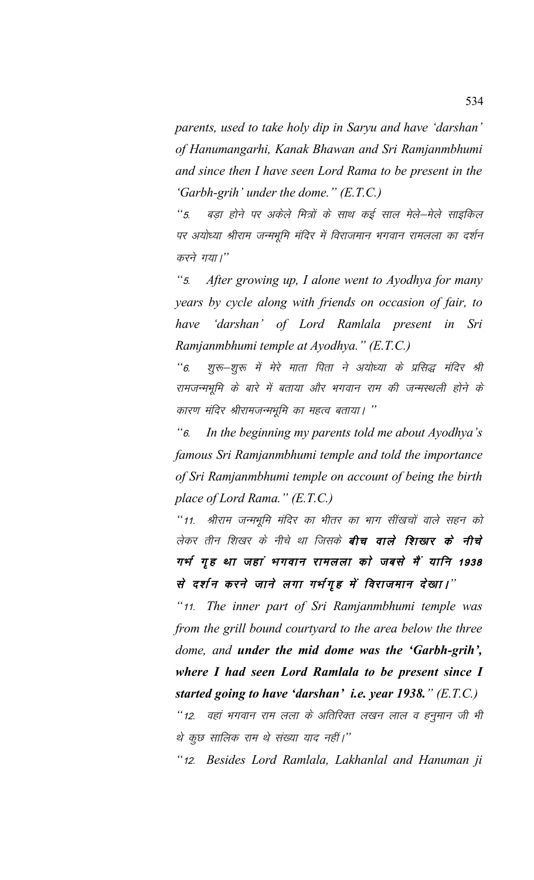*parents, used to take holy dip in Saryu and have 'darshan' of Hanumangarhi, Kanak Bhawan and Sri Ramjanmbhumi and since then I have seen Lord Rama to be present in the 'Garbh-grih' under the dome." (E.T.C.)*

"5. बड़ा होने पर अकेले मित्रों के साथ कई साल मेले–मेले साइकिल पर अयोध्या श्रीराम जन्मभूमि मंदिर में विराजमान भगवान रामलला का दर्शन करने गया।"

*"5. After growing up, I alone went to Ayodhya for many years by cycle along with friends on occasion of fair, to have 'darshan' of Lord Ramlala present in Sri Ramjanmbhumi temple at Ayodhya." (E.T.C.)*

"6. शुरू–शुरू में मेरे माता पिता ने अयोध्या के प्रसिद्ध मंदिर श्री रामजन्मभूमि के बारे में बताया और भगवान राम की जन्मस्थली होने के कारण मंदिर श्रीरामजन्मभूमि का महत्व बताया। "

*"6. In the beginning my parents told me about Ayodhya's famous Sri Ramjanmbhumi temple and told the importance of Sri Ramjanmbhumi temple on account of being the birth place of Lord Rama." (E.T.C.)*

"11. श्रीराम जन्मभूमि मंदिर का भीतर का भाग सींखचों वाले सहन को लेकर तीन शिखर के नीचे था जिसके **बीच वाले शिखर के नीचे गर्भ गृह था जहां भगवान रामलला को जबसे मैं यानि 1938 से दर्शन करने जाने लगा गर्भगृह में विराजमान देखा।**"

*"11. The inner part of Sri Ramjanmbhumi temple was from the grill bound courtyard to the area below the three dome, and **under the mid dome was the 'Garbh-grih', where I had seen Lord Ramlala to be present since I started going to have 'darshan' i.e. year 1938.**" (E.T.C.)*

"12. वहां भगवान राम लला के अतिरिक्त लखन लाल व हनुमान जी भी थे कुछ सालिक राम थे संख्या याद नहीं।"

*"12. Besides Lord Ramlala, Lakhanlal and Hanuman ji*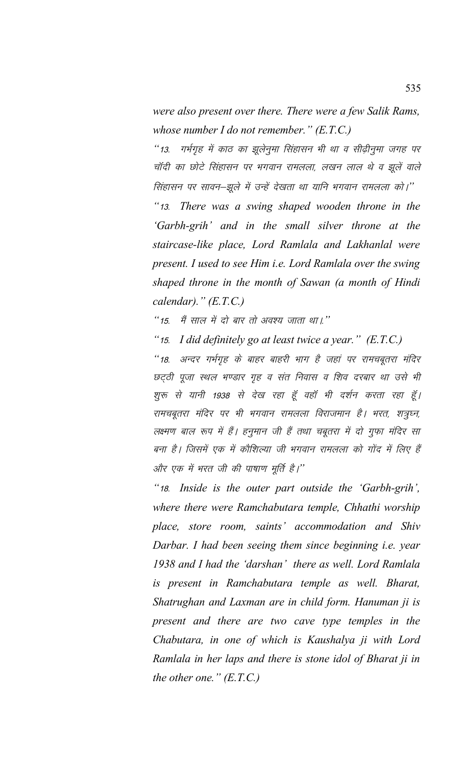*were also present over there. There were a few Salik Rams, whose number I do not remember." (E.T.C.)*

"13. गर्भगृह में काठ का झूलेनुमा सिंहासन भी था व सीढ़ीनुमा जगह पर चॉदी का छोटे सिंहासन पर भगवान रामलला, लखन लाल थे व झूलें वाले सिंहासन पर सावन–झूले में उन्हें देखता था यानि भगवान रामलला को।"

*"13. There was a swing shaped wooden throne in the 'Garbh-grih' and in the small silver throne at the staircase-like place, Lord Ramlala and Lakhanlal were present. I used to see Him i.e. Lord Ramlala over the swing shaped throne in the month of Sawan (a month of Hindi calendar)." (E.T.C.)*

"15. मैं साल में दो बार तो अवश्य जाता था।"

*"15. I did definitely go at least twice a year." (E.T.C.)*

"18. अन्दर गर्भगृह के बाहर बाहरी भाग है जहां पर रामचबूतरा मंदिर छट्ठी पूजा स्थल भण्डार गृह व संत निवास व शिव दरबार था उसे भी शुरू से यानी 1938 से देख रहा हूँ वहॉ भी दर्शन करता रहा हूँ। रामचबूतरा मंदिर पर भी भगवान रामलला विराजमान है। भरत, शत्रुघ्न, लक्ष्मण बाल रूप में हैं। हनुमान जी हैं तथा चबूतरा में दो गुफा मंदिर सा बना है। जिसमें एक में कौशिल्या जी भगवान रामलला को गोंद में लिए हैं और एक में भरत जी की पाषाण मूर्ति है।"

*"18. Inside is the outer part outside the 'Garbh-grih', where there were Ramchabutara temple, Chhathi worship place, store room, saints' accommodation and Shiv Darbar. I had been seeing them since beginning i.e. year 1938 and I had the 'darshan' there as well. Lord Ramlala is present in Ramchabutara temple as well. Bharat, Shatrughan and Laxman are in child form. Hanuman ji is present and there are two cave type temples in the Chabutara, in one of which is Kaushalya ji with Lord Ramlala in her laps and there is stone idol of Bharat ji in the other one." (E.T.C.)*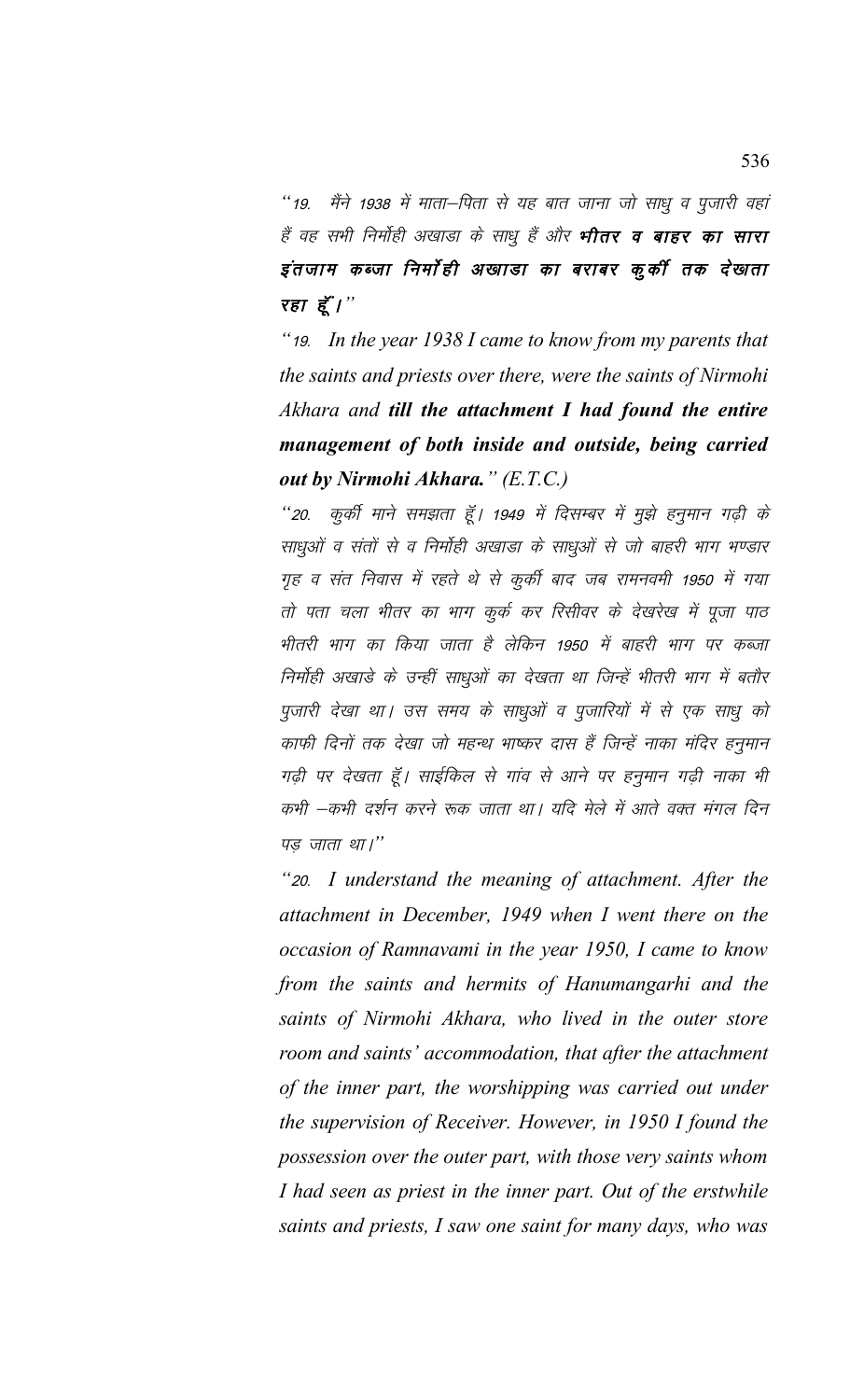"19. मैंने 1938 में माता–पिता से यह बात जाना जो साधु व पुजारी वहां हैं वह सभी निर्मोही अखाडा के साधु हैं और **भीतर व बाहर का सारा इंतजाम कब्जा निर्मोही अखाडा का बराबर कुर्की तक देखता रहा हूँ।**"

"19. In the year 1938 I came to know from my parents that the saints and priests over there, were the saints of Nirmohi Akhara and **till the attachment I had found the entire management of both inside and outside, being carried out by Nirmohi Akhara.**" (E.T.C.)

"20. कुर्की माने समझता हूँ। 1949 में दिसम्बर में मुझे हनुमान गढ़ी के साधुओं व संतों से व निर्मोही अखाडा के साधुओं से जो बाहरी भाग भण्डार गृह व संत निवास में रहते थे से कुर्की बाद जब रामनवमी 1950 में गया तो पता चला भीतर का भाग कुर्क कर रिसीवर के देखरेख में पूजा पाठ भीतरी भाग का किया जाता है लेकिन 1950 में बाहरी भाग पर कब्जा निर्मोही अखाडे के उन्हीं साधुओं का देखता था जिन्हें भीतरी भाग में बतौर पुजारी देखा था। उस समय के साधुओं व पुजारियों में से एक साधु को काफी दिनों तक देखा जो महन्थ भाष्कर दास हैं जिन्हें नाका मंदिर हनुमान गढ़ी पर देखता हूँ। साईकिल से गांव से आने पर हनुमान गढ़ी नाका भी कभी –कभी दर्शन करने रूक जाता था। यदि मेले में आते वक्त मंगल दिन पड़ जाता था।"

"20. I understand the meaning of attachment. After the attachment in December, 1949 when I went there on the occasion of Ramnavami in the year 1950, I came to know from the saints and hermits of Hanumangarhi and the saints of Nirmohi Akhara, who lived in the outer store room and saints' accommodation, that after the attachment of the inner part, the worshipping was carried out under the supervision of Receiver. However, in 1950 I found the possession over the outer part, with those very saints whom I had seen as priest in the inner part. Out of the erstwhile saints and priests, I saw one saint for many days, who was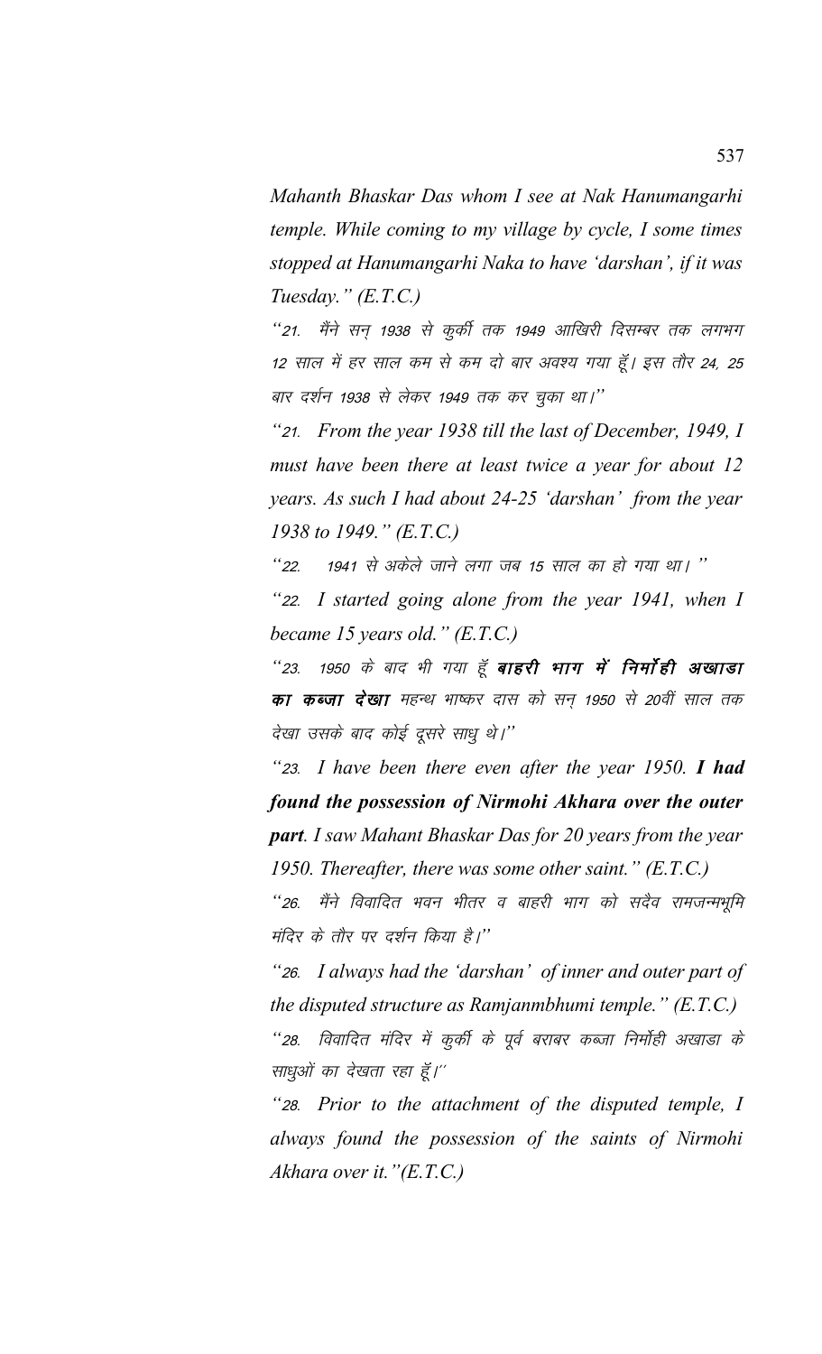*Mahanth Bhaskar Das whom I see at Nak Hanumangarhi temple. While coming to my village by cycle, I some times stopped at Hanumangarhi Naka to have 'darshan', if it was Tuesday." (E.T.C.)*

*"21. मैंने सन् 1938 से कुर्की तक 1949 आखिरी दिसम्बर तक लगभग 12 साल में हर साल कम से कम दो बार अवश्य गया हूँ। इस तौर 24, 25 बार दर्शन 1938 से लेकर 1949 तक कर चुका था।"*

*"21. From the year 1938 till the last of December, 1949, I must have been there at least twice a year for about 12 years. As such I had about 24-25 'darshan' from the year 1938 to 1949." (E.T.C.)*

*"22. 1941 से अकेले जाने लगा जब 15 साल का हो गया था।"*

*"22. I started going alone from the year 1941, when I became 15 years old." (E.T.C.)*

*"23. 1950 के बाद भी गया हूँ **बाहरी भाग में निर्मोही अखाडा का कब्जा देखा** महन्थ भाष्कर दास को सन् 1950 से 20वीं साल तक देखा उसके बाद कोई दूसरे साधु थे।"*

*"23. I have been there even after the year 1950. **I had found the possession of Nirmohi Akhara over the outer part**. I saw Mahant Bhaskar Das for 20 years from the year 1950. Thereafter, there was some other saint." (E.T.C.)*

*"26. मैंने विवादित भवन भीतर व बाहरी भाग को सदैव रामजन्मभूमि मंदिर के तौर पर दर्शन किया है।"*

*"26. I always had the 'darshan' of inner and outer part of the disputed structure as Ramjanmbhumi temple." (E.T.C.)*

*"28. विवादित मंदिर में कुर्की के पूर्व बराबर कब्जा निर्मोही अखाडा के साधुओं का देखता रहा हूँ।"*

*"28. Prior to the attachment of the disputed temple, I always found the possession of the saints of Nirmohi Akhara over it."(E.T.C.)*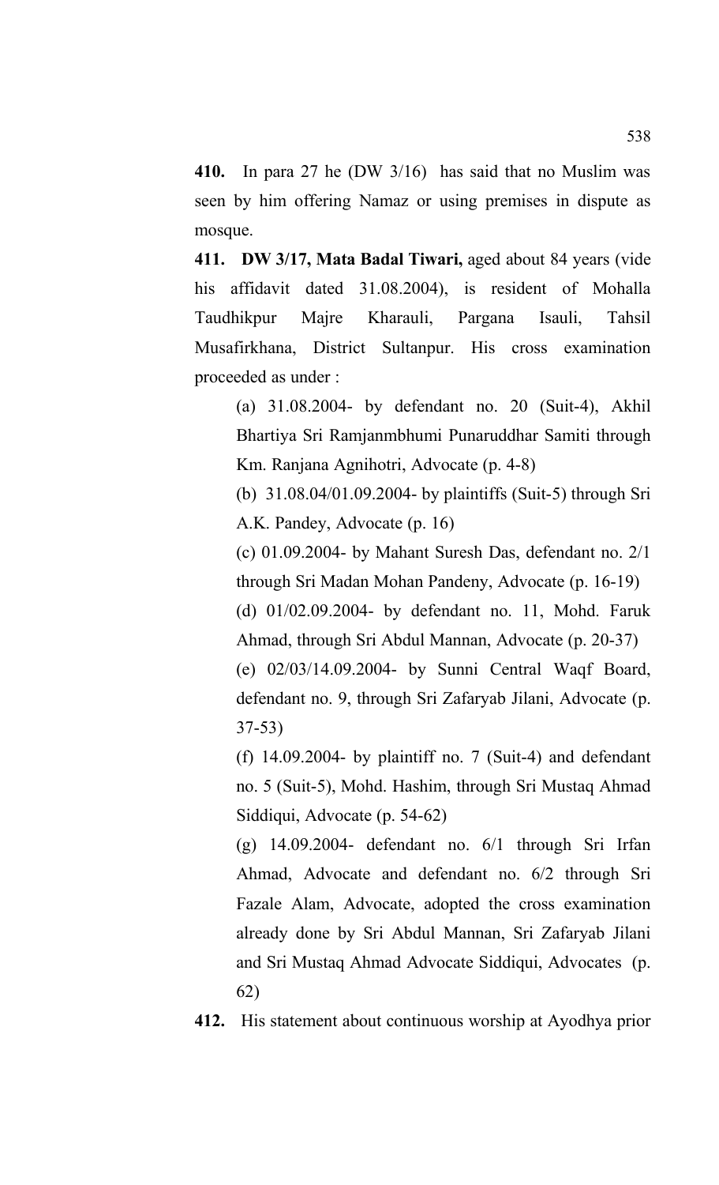**410.** In para 27 he (DW 3/16) has said that no Muslim was seen by him offering Namaz or using premises in dispute as mosque.

**411. DW 3/17, Mata Badal Tiwari,** aged about 84 years (vide his affidavit dated 31.08.2004), is resident of Mohalla Taudhikpur Majre Kharauli, Pargana Isauli, Tahsil Musafirkhana, District Sultanpur. His cross examination proceeded as under :

(a) 31.08.2004- by defendant no. 20 (Suit-4), Akhil Bhartiya Sri Ramjanmbhumi Punaruddhar Samiti through Km. Ranjana Agnihotri, Advocate (p. 4-8)

(b) 31.08.04/01.09.2004- by plaintiffs (Suit-5) through Sri A.K. Pandey, Advocate (p. 16)

(c) 01.09.2004- by Mahant Suresh Das, defendant no. 2/1 through Sri Madan Mohan Pandeny, Advocate (p. 16-19)

(d) 01/02.09.2004- by defendant no. 11, Mohd. Faruk Ahmad, through Sri Abdul Mannan, Advocate (p. 20-37)

(e) 02/03/14.09.2004- by Sunni Central Waqf Board, defendant no. 9, through Sri Zafaryab Jilani, Advocate (p. 37-53)

(f) 14.09.2004- by plaintiff no. 7 (Suit-4) and defendant no. 5 (Suit-5), Mohd. Hashim, through Sri Mustaq Ahmad Siddiqui, Advocate (p. 54-62)

(g) 14.09.2004- defendant no. 6/1 through Sri Irfan Ahmad, Advocate and defendant no. 6/2 through Sri Fazale Alam, Advocate, adopted the cross examination already done by Sri Abdul Mannan, Sri Zafaryab Jilani and Sri Mustaq Ahmad Advocate Siddiqui, Advocates (p. 62)

**412.** His statement about continuous worship at Ayodhya prior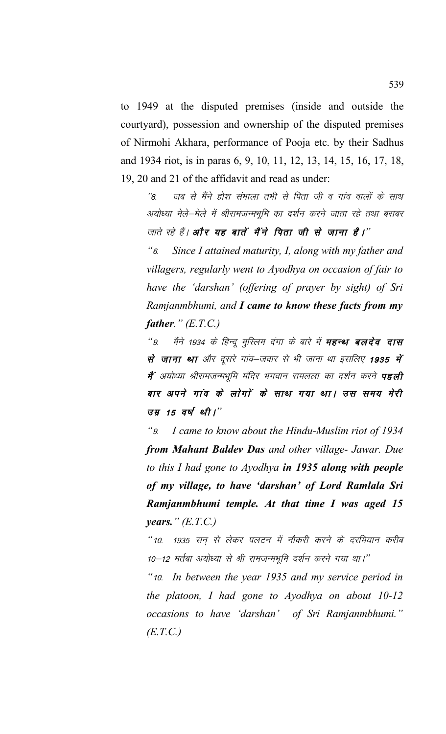to 1949 at the disputed premises (inside and outside the courtyard), possession and ownership of the disputed premises of Nirmohi Akhara, performance of Pooja etc. by their Sadhus and 1934 riot, is in paras 6, 9, 10, 11, 12, 13, 14, 15, 16, 17, 18, 19, 20 and 21 of the affidavit and read as under:

> *"6. जब से मैंने होश संभाला तभी से पिता जी व गांव वालों के साथ अयोध्या मेले–मेले में श्रीरामजन्मभूमि का दर्शन करने जाता रहे तथा बराबर जाते रहे हैं। **और यह बातें मैंने पिता जी से जाना है।**"*
>
> *"6. Since I attained maturity, I, along with my father and villagers, regularly went to Ayodhya on occasion of fair to have the 'darshan' (offering of prayer by sight) of Sri Ramjanmbhumi, and **I came to know these facts from my father**." (E.T.C.)*
>
> *"9. मैंने 1934 के हिन्दू मुस्लिम दंगा के बारे में **महन्थ बलदेव दास से जाना था** और दूसरे गांव–जवार से भी जाना था इसलिए **1935 में मैं** अयोध्या श्रीरामजन्मभूमि मंदिर भगवान रामलला का दर्शन करने **पहली बार अपने गांव के लोगों के साथ गया था। उस समय मेरी उम्र 15 वर्ष थी।**"*
>
> *"9. I came to know about the Hindu-Muslim riot of 1934 **from Mahant Baldev Das** and other village- Jawar. Due to this I had gone to Ayodhya **in 1935 along with people of my village, to have 'darshan' of Lord Ramlala Sri Ramjanmbhumi temple. At that time I was aged 15 years.**" (E.T.C.)*
>
> *"10. 1935 सन् से लेकर पलटन में नौकरी करने के दरमियान करीब 10–12 मर्तबा अयोध्या से श्री रामजन्मभूमि दर्शन करने गया था।"*
>
> *"10. In between the year 1935 and my service period in the platoon, I had gone to Ayodhya on about 10-12 occasions to have 'darshan' of Sri Ramjanmbhumi." (E.T.C.)*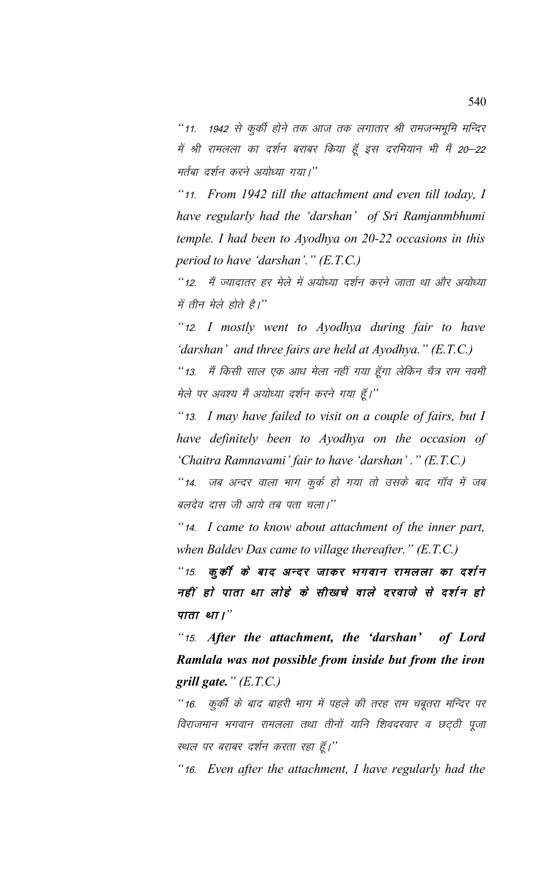*"11. 1942 से कुर्की होने तक आज तक लगातार श्री रामजन्मभूमि मन्दिर में श्री रामलला का दर्शन बराबर किया हूँ इस दरमियान भी मैं 20–22 मर्तबा दर्शन करने अयोध्या गया।"*

*"11. From 1942 till the attachment and even till today, I have regularly had the 'darshan' of Sri Ramjanmbhumi temple. I had been to Ayodhya on 20-22 occasions in this period to have 'darshan'." (E.T.C.)*

*"12. मैं ज्यादातर हर मेले में अयोध्या दर्शन करने जाता था और अयोध्या में तीन मेले होते है।"*

*"12. I mostly went to Ayodhya during fair to have 'darshan' and three fairs are held at Ayodhya." (E.T.C.)*

*"13. मैं किसी साल एक आध मेला नहीं गया हूँगा लेकिन चैत्र राम नवमी मेले पर अवश्य मैं अयोध्या दर्शन करने गया हूँ।"*

*"13. I may have failed to visit on a couple of fairs, but I have definitely been to Ayodhya on the occasion of 'Chaitra Ramnavami' fair to have 'darshan' ." (E.T.C.)*

*"14. जब अन्दर वाला भाग कुर्क हो गया तो उसके बाद गॉव में जब बलदेव दास जी आये तब पता चला।"*

*"14. I came to know about attachment of the inner part, when Baldev Das came to village thereafter." (E.T.C.)*

*"15.* ***कुर्की के बाद अन्दर जाकर भगवान रामलला का दर्शन नहीं हो पाता था लोहे के सीखचे वाले दरवाजे से दर्शन हो पाता था।****"*

*"15.* ***After the attachment, the 'darshan' of Lord Ramlala was not possible from inside but from the iron grill gate.****" (E.T.C.)*

*"16. कुर्की के बाद बाहरी भाग में पहले की तरह राम चबूतरा मन्दिर पर विराजमान भगवान रामलला तथा तीनों यानि शिवदरबार व छट्ठी पूजा स्थल पर बराबर दर्शन करता रहा हूँ।"*

*"16. Even after the attachment, I have regularly had the*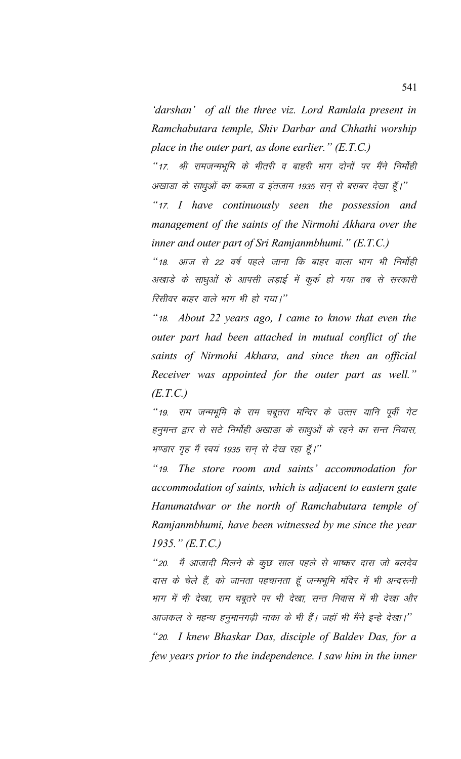*'darshan' of all the three viz. Lord Ramlala present in Ramchabutara temple, Shiv Darbar and Chhathi worship place in the outer part, as done earlier." (E.T.C.)*

"17. श्री रामजन्मभूमि के भीतरी व बाहरी भाग दोनों पर मैंने निर्मोही अखाडा के साधुओं का कब्जा व इंतजाम 1935 सन् से बराबर देखा हूँ।"

*"17. I have continuously seen the possession and management of the saints of the Nirmohi Akhara over the inner and outer part of Sri Ramjanmbhumi." (E.T.C.)*

"18. आज से 22 वर्ष पहले जाना कि बाहर वाला भाग भी निर्मोही अखाडे के साधुओं के आपसी लड़ाई में कुर्क हो गया तब से सरकारी रिसीवर बाहर वाले भाग भी हो गया।"

*"18. About 22 years ago, I came to know that even the outer part had been attached in mutual conflict of the saints of Nirmohi Akhara, and since then an official Receiver was appointed for the outer part as well." (E.T.C.)*

"19. राम जन्मभूमि के राम चबूतरा मन्दिर के उत्तर यानि पूर्वी गेट हनुमन्त द्वार से सटे निर्मोही अखाडा के साधुओं के रहने का सन्त निवास, भण्डार गृह मैं स्वयं 1935 सन् से देख रहा हूँ।"

*"19. The store room and saints' accommodation for accommodation of saints, which is adjacent to eastern gate Hanumatdwar or the north of Ramchabutara temple of Ramjanmbhumi, have been witnessed by me since the year 1935." (E.T.C.)*

"20. मैं आजादी मिलने के कुछ साल पहले से भाष्कर दास जो बलदेव दास के चेले हैं, को जानता पहचानता हूँ जन्मभूमि मंदिर में भी अन्दरूनी भाग में भी देखा, राम चबूतरे पर भी देखा, सन्त निवास में भी देखा और आजकल वे महन्थ हनुमानगढ़ी नाका के भी हैं। जहाँ भी मैंने इन्हे देखा।"

*"20. I knew Bhaskar Das, disciple of Baldev Das, for a few years prior to the independence. I saw him in the inner*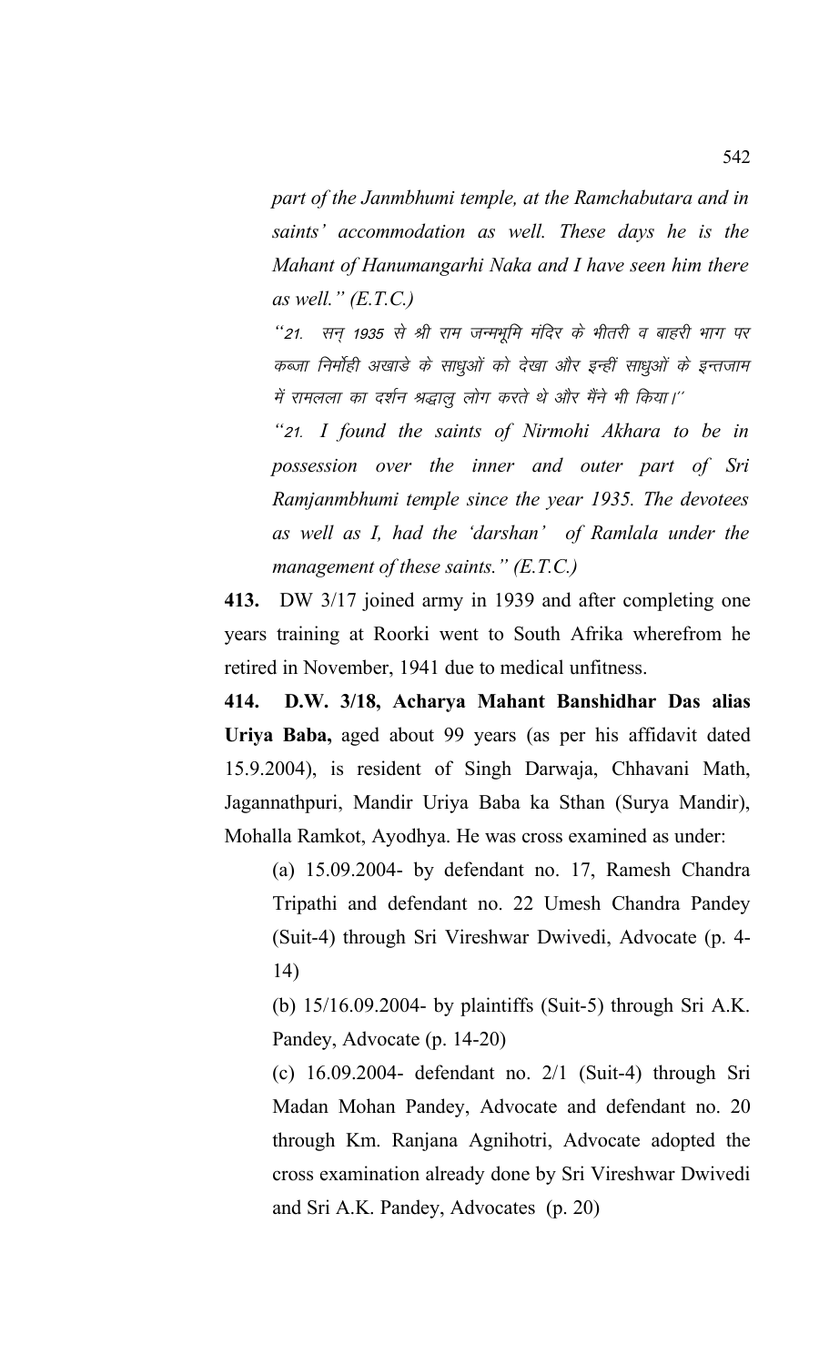*part of the Janmbhumi temple, at the Ramchabutara and in saints' accommodation as well. These days he is the Mahant of Hanumangarhi Naka and I have seen him there as well." (E.T.C.)*

*"21. सन् 1935 से श्री राम जन्मभूमि मंदिर के भीतरी व बाहरी भाग पर कब्जा निर्मोही अखाडे के साधुओं को देखा और इन्हीं साधुओं के इन्तजाम में रामलला का दर्शन श्रद्धालु लोग करते थे और मैंने भी किया।"*

*"21. I found the saints of Nirmohi Akhara to be in possession over the inner and outer part of Sri Ramjanmbhumi temple since the year 1935. The devotees as well as I, had the 'darshan' of Ramlala under the management of these saints." (E.T.C.)*

**413.** DW 3/17 joined army in 1939 and after completing one years training at Roorki went to South Afrika wherefrom he retired in November, 1941 due to medical unfitness.

**414. D.W. 3/18, Acharya Mahant Banshidhar Das alias Uriya Baba,** aged about 99 years (as per his affidavit dated 15.9.2004), is resident of Singh Darwaja, Chhavani Math, Jagannathpuri, Mandir Uriya Baba ka Sthan (Surya Mandir), Mohalla Ramkot, Ayodhya. He was cross examined as under:

(a) 15.09.2004- by defendant no. 17, Ramesh Chandra Tripathi and defendant no. 22 Umesh Chandra Pandey (Suit-4) through Sri Vireshwar Dwivedi, Advocate (p. 4-14)

(b) 15/16.09.2004- by plaintiffs (Suit-5) through Sri A.K. Pandey, Advocate (p. 14-20)

(c) 16.09.2004- defendant no. 2/1 (Suit-4) through Sri Madan Mohan Pandey, Advocate and defendant no. 20 through Km. Ranjana Agnihotri, Advocate adopted the cross examination already done by Sri Vireshwar Dwivedi and Sri A.K. Pandey, Advocates (p. 20)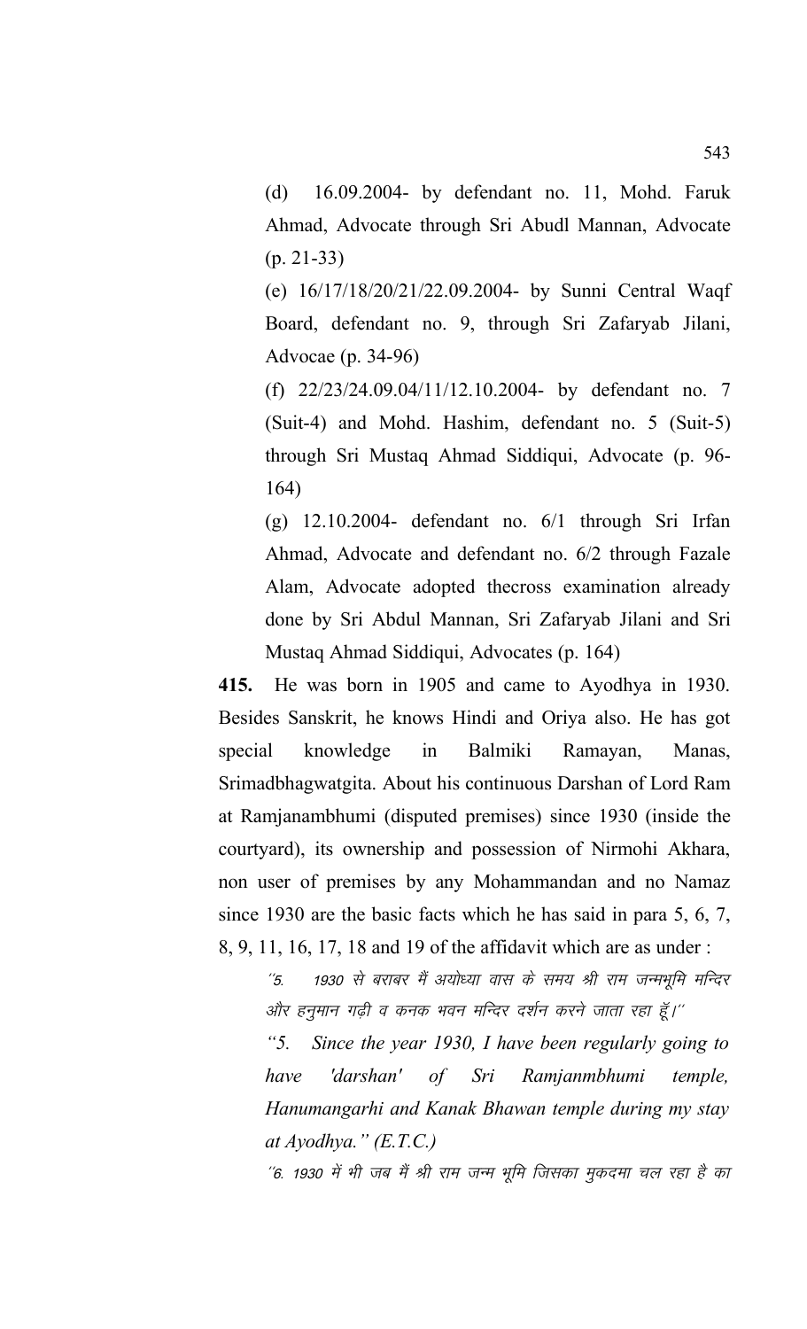(d) 16.09.2004- by defendant no. 11, Mohd. Faruk Ahmad, Advocate through Sri Abudl Mannan, Advocate (p. 21-33)

(e) 16/17/18/20/21/22.09.2004- by Sunni Central Waqf Board, defendant no. 9, through Sri Zafaryab Jilani, Advocae (p. 34-96)

(f) 22/23/24.09.04/11/12.10.2004- by defendant no. 7 (Suit-4) and Mohd. Hashim, defendant no. 5 (Suit-5) through Sri Mustaq Ahmad Siddiqui, Advocate (p. 96-164)

(g) 12.10.2004- defendant no. 6/1 through Sri Irfan Ahmad, Advocate and defendant no. 6/2 through Fazale Alam, Advocate adopted thecross examination already done by Sri Abdul Mannan, Sri Zafaryab Jilani and Sri Mustaq Ahmad Siddiqui, Advocates (p. 164)

**415.** He was born in 1905 and came to Ayodhya in 1930. Besides Sanskrit, he knows Hindi and Oriya also. He has got special knowledge in Balmiki Ramayan, Manas, Srimadbhagwatgita. About his continuous Darshan of Lord Ram at Ramjanambhumi (disputed premises) since 1930 (inside the courtyard), its ownership and possession of Nirmohi Akhara, non user of premises by any Mohammandan and no Namaz since 1930 are the basic facts which he has said in para 5, 6, 7, 8, 9, 11, 16, 17, 18 and 19 of the affidavit which are as under :

*''5. 1930 से बराबर मैं अयोध्या वास के समय श्री राम जन्मभूमि मन्दिर और हनुमान गढ़ी व कनक भवन मन्दिर दर्शन करने जाता रहा हूँ।''*

*"5. Since the year 1930, I have been regularly going to have 'darshan' of Sri Ramjanmbhumi temple, Hanumangarhi and Kanak Bhawan temple during my stay at Ayodhya." (E.T.C.)*

*''6. 1930 में भी जब मैं श्री राम जन्म भूमि जिसका मुकदमा चल रहा है का*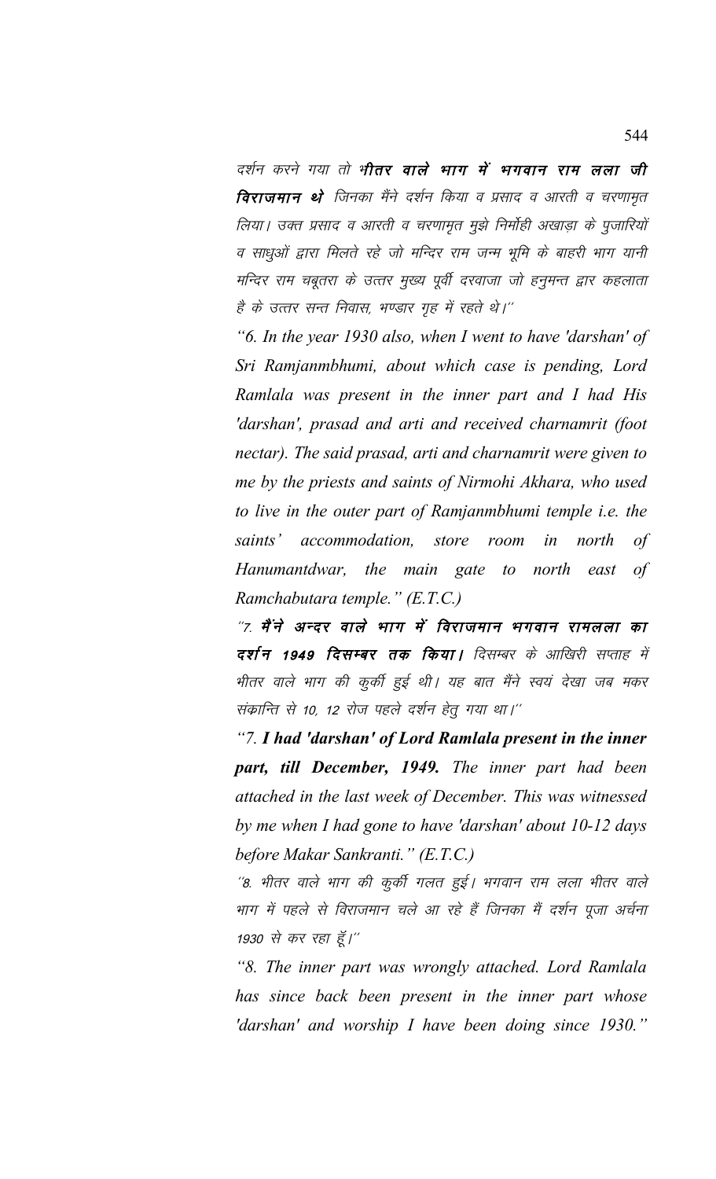दर्शन करने गया तो ***भीतर वाले भाग में भगवान राम लला जी विराजमान थे*** जिनका मैंने दर्शन किया व प्रसाद व आरती व चरणामृत लिया। उक्त प्रसाद व आरती व चरणामृत मुझे निर्मोही अखाड़ा के पुजारियों व साधुओं द्वारा मिलते रहे जो मन्दिर राम जन्म भूमि के बाहरी भाग यानी मन्दिर राम चबूतरा के उत्तर मुख्य पूर्वी दरवाजा जो हनुमन्त द्वार कहलाता है के उत्तर सन्त निवास, भण्डार गृह में रहते थे।''

*"6. In the year 1930 also, when I went to have 'darshan' of Sri Ramjanmbhumi, about which case is pending, Lord Ramlala was present in the inner part and I had His 'darshan', prasad and arti and received charnamrit (foot nectar). The said prasad, arti and charnamrit were given to me by the priests and saints of Nirmohi Akhara, who used to live in the outer part of Ramjanmbhumi temple i.e. the saints' accommodation, store room in north of Hanumantdwar, the main gate to north east of Ramchabutara temple." (E.T.C.)*

''7. ***मैंने अन्दर वाले भाग में विराजमान भगवान रामलला का दर्शन 1949 दिसम्बर तक किया।*** दिसम्बर के आखिरी सप्ताह में भीतर वाले भाग की कुर्की हुई थी। यह बात मैंने स्वयं देखा जब मकर संक्रान्ति से 10, 12 रोज पहले दर्शन हेतु गया था।''

*"7. **I had 'darshan' of Lord Ramlala present in the inner part, till December, 1949.** The inner part had been attached in the last week of December. This was witnessed by me when I had gone to have 'darshan' about 10-12 days before Makar Sankranti." (E.T.C.)*

''8. भीतर वाले भाग की कुर्की गलत हुई। भगवान राम लला भीतर वाले भाग में पहले से विराजमान चले आ रहे हैं जिनका मैं दर्शन पूजा अर्चना 1930 से कर रहा हूँ।''

*"8. The inner part was wrongly attached. Lord Ramlala has since back been present in the inner part whose 'darshan' and worship I have been doing since 1930."*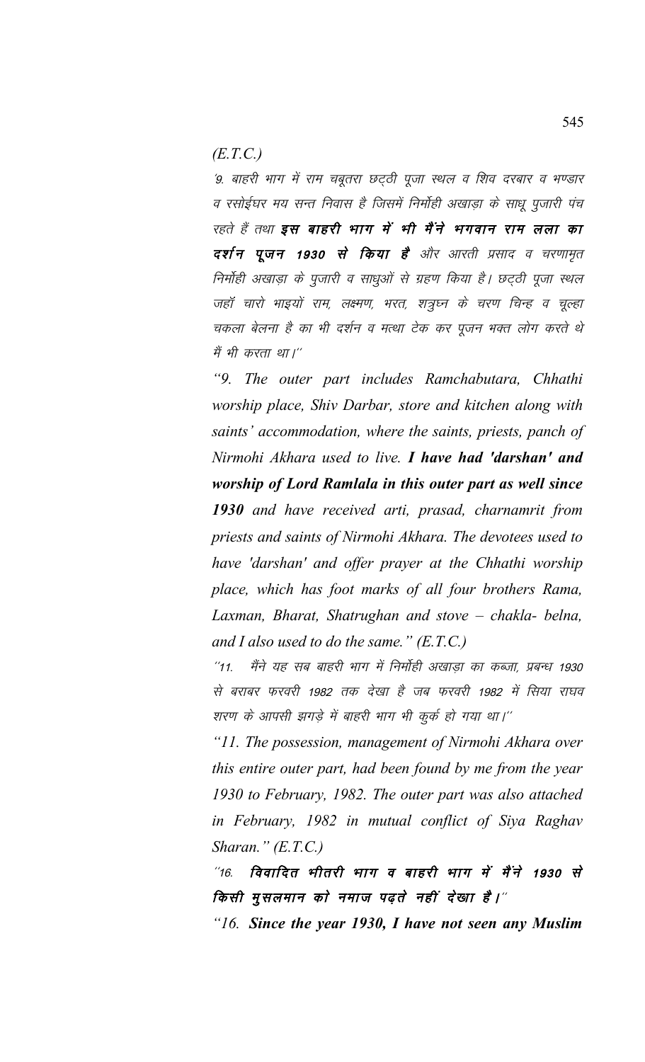(E.T.C.)

'9. बाहरी भाग में राम चबूतरा छट्ठी पूजा स्थल व शिव दरबार व भण्डार व रसोईघर मय सन्त निवास है जिसमें निर्मोही अखाड़ा के साधू पुजारी पंच रहते हैं तथा ***इस बाहरी भाग में भी मैंने भगवान राम लला का दर्शन पूजन 1930 से किया है*** और आरती प्रसाद व चरणामृत निर्मोही अखाड़ा के पुजारी व साधुओं से ग्रहण किया है। छट्ठी पूजा स्थल जहाँ चारो भाइयों राम, लक्ष्मण, भरत, शत्रुघ्न के चरण चिन्ह व चूल्हा चकला बेलना है का भी दर्शन व मत्था टेक कर पूजन भक्त लोग करते थे मैं भी करता था।''

*"9. The outer part includes Ramchabutara, Chhathi worship place, Shiv Darbar, store and kitchen along with saints' accommodation, where the saints, priests, panch of Nirmohi Akhara used to live. **I have had 'darshan' and worship of Lord Ramlala in this outer part as well since 1930** and have received arti, prasad, charnamrit from priests and saints of Nirmohi Akhara. The devotees used to have 'darshan' and offer prayer at the Chhathi worship place, which has foot marks of all four brothers Rama, Laxman, Bharat, Shatrughan and stove – chakla- belna, and I also used to do the same." (E.T.C.)*

''11. मैंने यह सब बाहरी भाग में निर्मोही अखाड़ा का कब्जा, प्रबन्ध 1930 से बराबर फरवरी 1982 तक देखा है जब फरवरी 1982 में सिया राघव शरण के आपसी झगड़े में बाहरी भाग भी कुर्क हो गया था।''

*"11. The possession, management of Nirmohi Akhara over this entire outer part, had been found by me from the year 1930 to February, 1982. The outer part was also attached in February, 1982 in mutual conflict of Siya Raghav Sharan." (E.T.C.)*

''16. ***विवादित भीतरी भाग व बाहरी भाग में मैंने 1930 से किसी मुसलमान को नमाज पढ़ते नहीं देखा है।***''

*"16. **Since the year 1930, I have not seen any Muslim***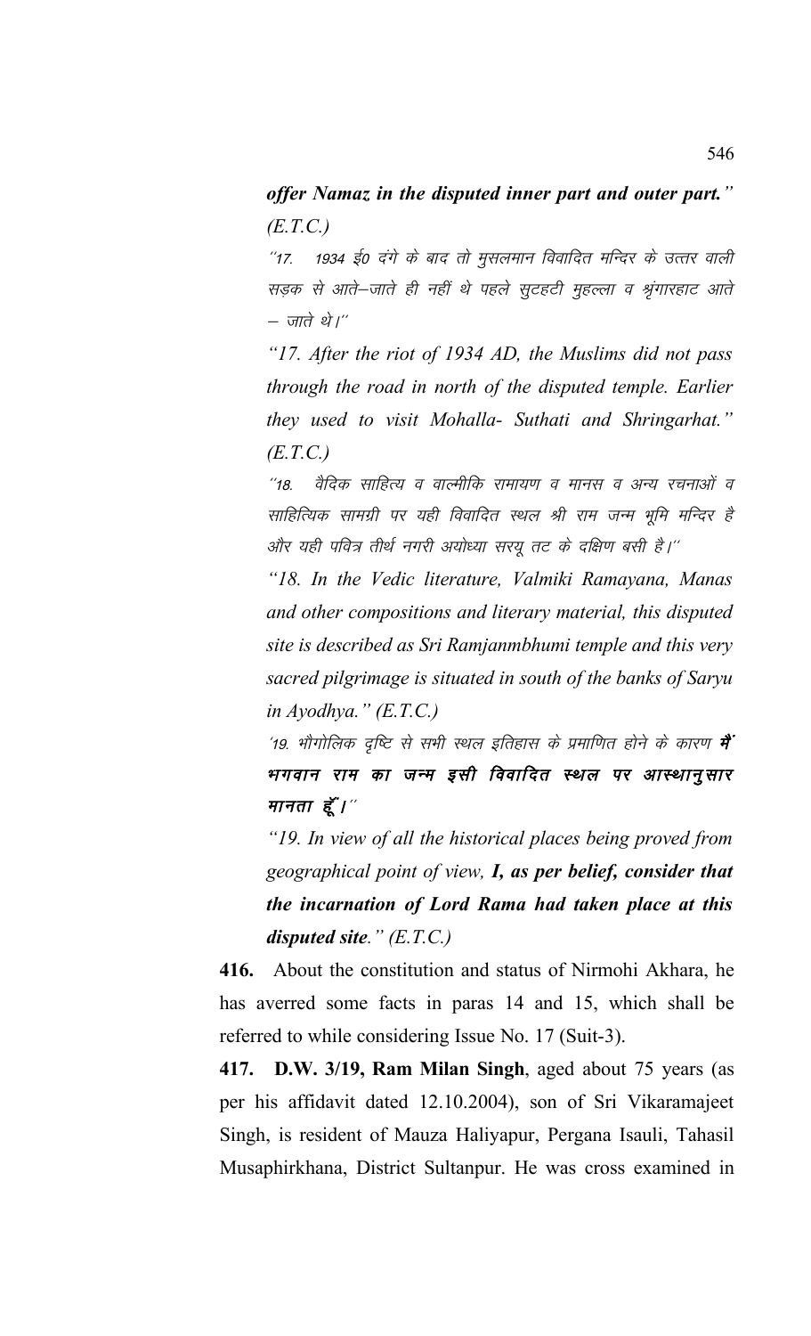***offer Namaz in the disputed inner part and outer part."* *(E.T.C.)***

*"17. 1934 ई0 दंगे के बाद तो मुसलमान विवादित मन्दिर के उत्तर वाली सड़क से आते–जाते ही नहीं थे पहले सुटहटी मुहल्ला व श्रृंगारहाट आते – जाते थे।"*

*"17. After the riot of 1934 AD, the Muslims did not pass through the road in north of the disputed temple. Earlier they used to visit Mohalla- Suthati and Shringarhat." (E.T.C.)*

*"18. वैदिक साहित्य व वाल्मीकि रामायण व मानस व अन्य रचनाओं व साहित्यिक सामग्री पर यही विवादित स्थल श्री राम जन्म भूमि मन्दिर है और यही पवित्र तीर्थ नगरी अयोध्या सरयू तट के दक्षिण बसी है।"*

*"18. In the Vedic literature, Valmiki Ramayana, Manas and other compositions and literary material, this disputed site is described as Sri Ramjanmbhumi temple and this very sacred pilgrimage is situated in south of the banks of Saryu in Ayodhya." (E.T.C.)*

*'19. भौगोलिक दृष्टि से सभी स्थल इतिहास के प्रमाणित होने के कारण* ***मैं भगवान राम का जन्म इसी विवादित स्थल पर आस्थानुसार मानता हूँ।****"*

*"19. In view of all the historical places being proved from geographical point of view,* ***I, as per belief, consider that the incarnation of Lord Rama had taken place at this disputed site****." (E.T.C.)*

**416.** About the constitution and status of Nirmohi Akhara, he has averred some facts in paras 14 and 15, which shall be referred to while considering Issue No. 17 (Suit-3).

**417. D.W. 3/19, Ram Milan Singh**, aged about 75 years (as per his affidavit dated 12.10.2004), son of Sri Vikaramajeet Singh, is resident of Mauza Haliyapur, Pergana Isauli, Tahasil Musaphirkhana, District Sultanpur. He was cross examined in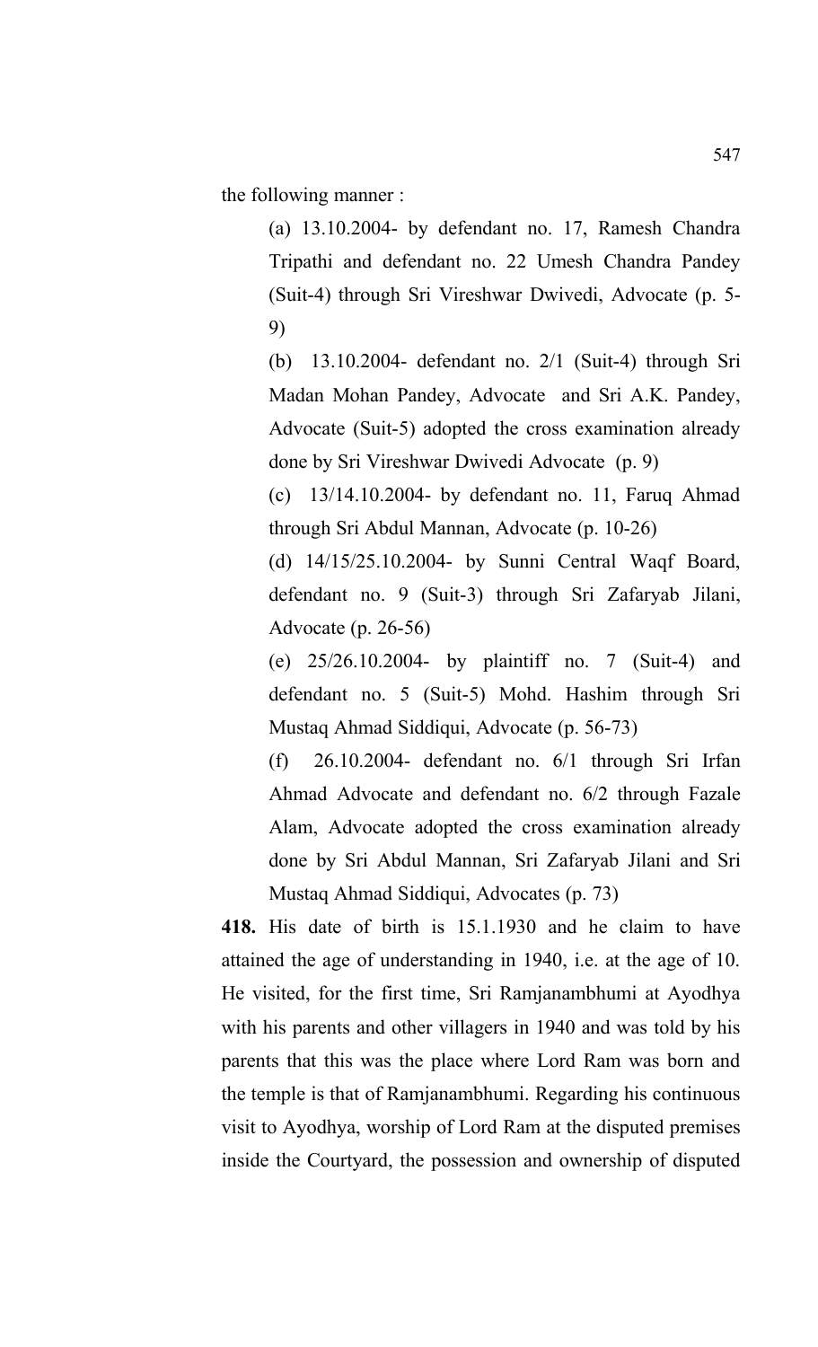the following manner :

(a) 13.10.2004- by defendant no. 17, Ramesh Chandra Tripathi and defendant no. 22 Umesh Chandra Pandey (Suit-4) through Sri Vireshwar Dwivedi, Advocate (p. 5-9)

(b) 13.10.2004- defendant no. 2/1 (Suit-4) through Sri Madan Mohan Pandey, Advocate and Sri A.K. Pandey, Advocate (Suit-5) adopted the cross examination already done by Sri Vireshwar Dwivedi Advocate (p. 9)

(c) 13/14.10.2004- by defendant no. 11, Faruq Ahmad through Sri Abdul Mannan, Advocate (p. 10-26)

(d) 14/15/25.10.2004- by Sunni Central Waqf Board, defendant no. 9 (Suit-3) through Sri Zafaryab Jilani, Advocate (p. 26-56)

(e) 25/26.10.2004- by plaintiff no. 7 (Suit-4) and defendant no. 5 (Suit-5) Mohd. Hashim through Sri Mustaq Ahmad Siddiqui, Advocate (p. 56-73)

(f) 26.10.2004- defendant no. 6/1 through Sri Irfan Ahmad Advocate and defendant no. 6/2 through Fazale Alam, Advocate adopted the cross examination already done by Sri Abdul Mannan, Sri Zafaryab Jilani and Sri Mustaq Ahmad Siddiqui, Advocates (p. 73)

**418.** His date of birth is 15.1.1930 and he claim to have attained the age of understanding in 1940, i.e. at the age of 10. He visited, for the first time, Sri Ramjanambhumi at Ayodhya with his parents and other villagers in 1940 and was told by his parents that this was the place where Lord Ram was born and the temple is that of Ramjanambhumi. Regarding his continuous visit to Ayodhya, worship of Lord Ram at the disputed premises inside the Courtyard, the possession and ownership of disputed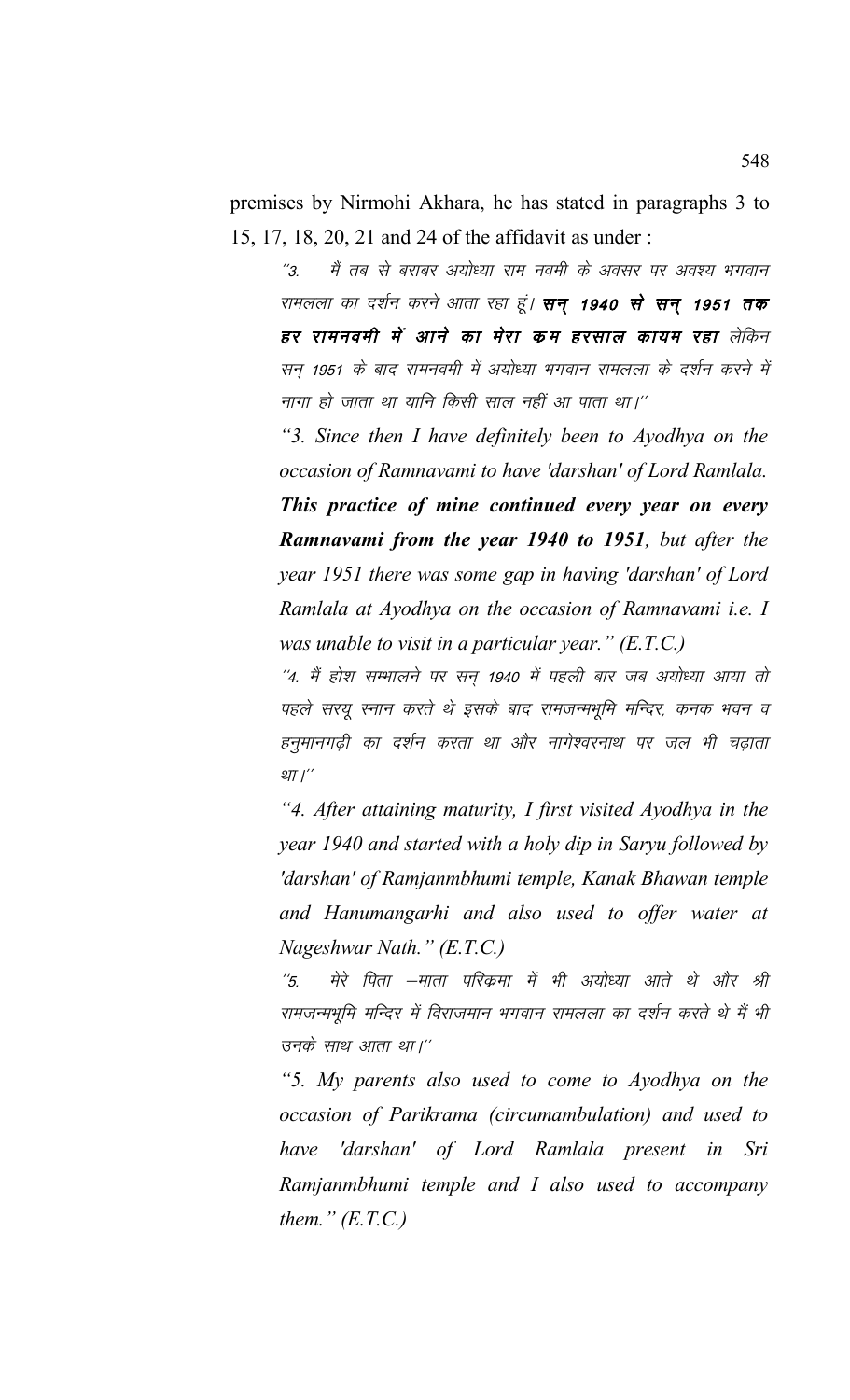premises by Nirmohi Akhara, he has stated in paragraphs 3 to 15, 17, 18, 20, 21 and 24 of the affidavit as under :

*"3. मैं तब से बराबर अयोध्या राम नवमी के अवसर पर अवश्य भगवान रामलला का दर्शन करने आता रहा हूं। **सन् 1940 से सन् 1951 तक हर रामनवमी में आने का मेरा कम हरसाल कायम रहा** लेकिन सन् 1951 के बाद रामनवमी में अयोध्या भगवान रामलला के दर्शन करने में नागा हो जाता था यानि किसी साल नहीं आ पाता था।"*

*"3. Since then I have definitely been to Ayodhya on the occasion of Ramnavami to have 'darshan' of Lord Ramlala. **This practice of mine continued every year on every Ramnavami from the year 1940 to 1951**, but after the year 1951 there was some gap in having 'darshan' of Lord Ramlala at Ayodhya on the occasion of Ramnavami i.e. I was unable to visit in a particular year." (E.T.C.)*

*"4. मैं होश सम्भालने पर सन् 1940 में पहली बार जब अयोध्या आया तो पहले सरयू स्नान करते थे इसके बाद रामजन्मभूमि मन्दिर, कनक भवन व हनुमानगढ़ी का दर्शन करता था और नागेश्वरनाथ पर जल भी चढ़ाता था।"*

*"4. After attaining maturity, I first visited Ayodhya in the year 1940 and started with a holy dip in Saryu followed by 'darshan' of Ramjanmbhumi temple, Kanak Bhawan temple and Hanumangarhi and also used to offer water at Nageshwar Nath." (E.T.C.)*

*"5. मेरे पिता –माता परिक्रमा में भी अयोध्या आते थे और श्री रामजन्मभूमि मन्दिर में विराजमान भगवान रामलला का दर्शन करते थे मैं भी उनके साथ आता था।"*

*"5. My parents also used to come to Ayodhya on the occasion of Parikrama (circumambulation) and used to have 'darshan' of Lord Ramlala present in Sri Ramjanmbhumi temple and I also used to accompany them." (E.T.C.)*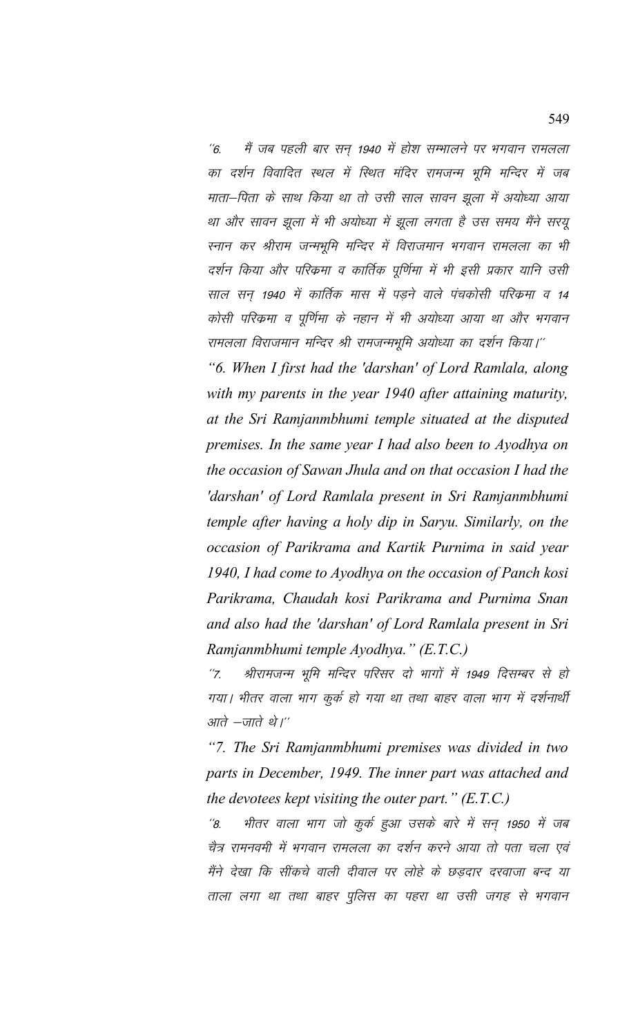"6. मैं जब पहली बार सन् 1940 में होश सम्भालने पर भगवान रामलला का दर्शन विवादित स्थल में स्थित मंदिर रामजन्म भूमि मन्दिर में जब माता–पिता के साथ किया था तो उसी साल सावन झूला में अयोध्या आया था और सावन झूला में भी अयोध्या में झूला लगता है उस समय मैंने सरयू स्नान कर श्रीराम जन्मभूमि मन्दिर में विराजमान भगवान रामलला का भी दर्शन किया और परिक्रमा व कार्तिक पूर्णिमा में भी इसी प्रकार यानि उसी साल सन् 1940 में कार्तिक मास में पड़ने वाले पंचकोसी परिक्रमा व 14 कोसी परिक्रमा व पूर्णिमा के नहान में भी अयोध्या आया था और भगवान रामलला विराजमान मन्दिर श्री रामजन्मभूमि अयोध्या का दर्शन किया।"

*"6. When I first had the 'darshan' of Lord Ramlala, along with my parents in the year 1940 after attaining maturity, at the Sri Ramjanmbhumi temple situated at the disputed premises. In the same year I had also been to Ayodhya on the occasion of Sawan Jhula and on that occasion I had the 'darshan' of Lord Ramlala present in Sri Ramjanmbhumi temple after having a holy dip in Saryu. Similarly, on the occasion of Parikrama and Kartik Purnima in said year 1940, I had come to Ayodhya on the occasion of Panch kosi Parikrama, Chaudah kosi Parikrama and Purnima Snan and also had the 'darshan' of Lord Ramlala present in Sri Ramjanmbhumi temple Ayodhya." (E.T.C.)*

"7. श्रीरामजन्म भूमि मन्दिर परिसर दो भागों में 1949 दिसम्बर से हो गया। भीतर वाला भाग कुर्क हो गया था तथा बाहर वाला भाग में दर्शनार्थी आते –जाते थे।"

*"7. The Sri Ramjanmbhumi premises was divided in two parts in December, 1949. The inner part was attached and the devotees kept visiting the outer part." (E.T.C.)*

"8. भीतर वाला भाग जो कुर्क हुआ उसके बारे में सन् 1950 में जब चैत्र रामनवमी में भगवान रामलला का दर्शन करने आया तो पता चला एवं मैंने देखा कि सींकचे वाली दीवाल पर लोहे के छड़दार दरवाजा बन्द या ताला लगा था तथा बाहर पुलिस का पहरा था उसी जगह से भगवान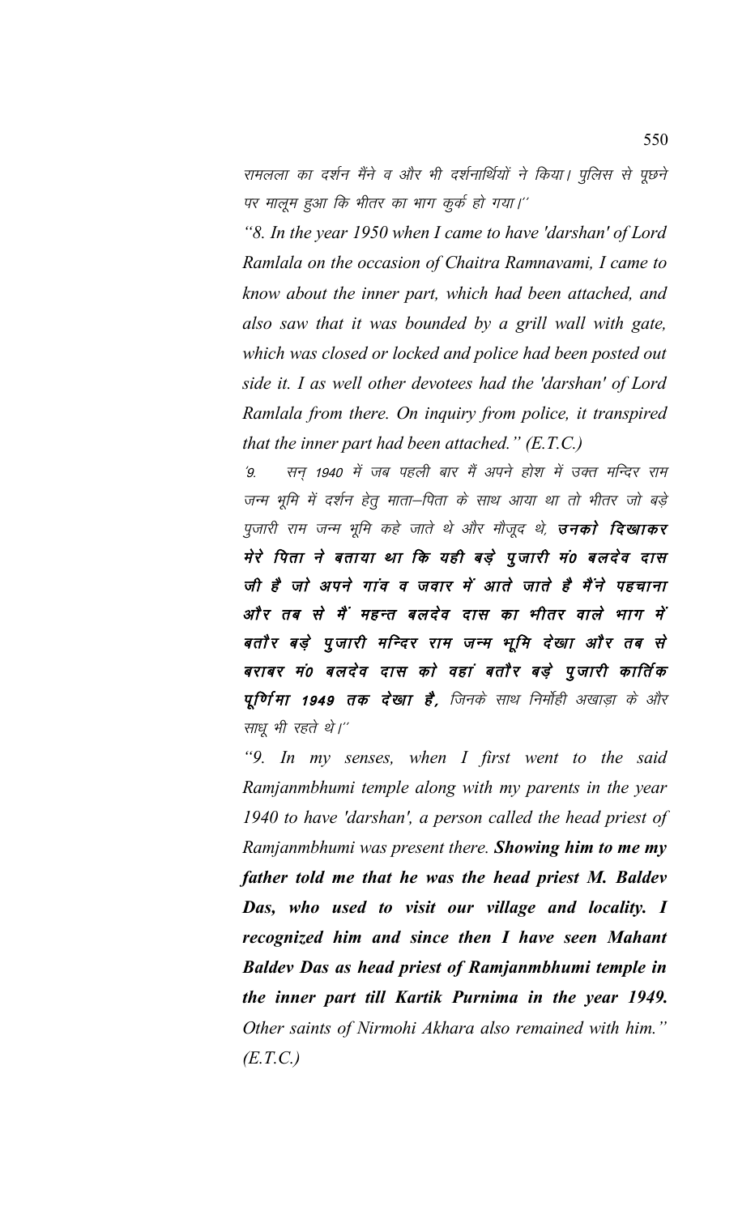रामलला का दर्शन मैंने व और भी दर्शनार्थियों ने किया। पुलिस से पूछने पर मालूम हुआ कि भीतर का भाग कुर्क हो गया।''

*"8. In the year 1950 when I came to have 'darshan' of Lord Ramlala on the occasion of Chaitra Ramnavami, I came to know about the inner part, which had been attached, and also saw that it was bounded by a grill wall with gate, which was closed or locked and police had been posted out side it. I as well other devotees had the 'darshan' of Lord Ramlala from there. On inquiry from police, it transpired that the inner part had been attached." (E.T.C.)*

*'9. सन् 1940 में जब पहली बार मैं अपने होश में उक्त मन्दिर राम जन्म भूमि में दर्शन हेतु माता–पिता के साथ आया था तो भीतर जो बड़े पुजारी राम जन्म भूमि कहे जाते थे और मौजूद थे,* ***उनको दिखाकर मेरे पिता ने बताया था कि यही बड़े पुजारी मं0 बलदेव दास जी है जो अपने गांव व जवार में आते जाते है मैंने पहचाना और तब से मैं महन्त बलदेव दास का भीतर वाले भाग में बतौर बड़े पुजारी मन्दिर राम जन्म भूमि देखा और तब से बराबर मं0 बलदेव दास को वहां बतौर बड़े पुजारी कार्तिक पूर्णिमा 1949 तक देखा है,*** *जिनके साथ निर्मोही अखाड़ा के और साधू भी रहते थे।''*

*"9. In my senses, when I first went to the said Ramjanmbhumi temple along with my parents in the year 1940 to have 'darshan', a person called the head priest of Ramjanmbhumi was present there.* ***Showing him to me my father told me that he was the head priest M. Baldev Das, who used to visit our village and locality. I recognized him and since then I have seen Mahant Baldev Das as head priest of Ramjanmbhumi temple in the inner part till Kartik Purnima in the year 1949.*** *Other saints of Nirmohi Akhara also remained with him." (E.T.C.)*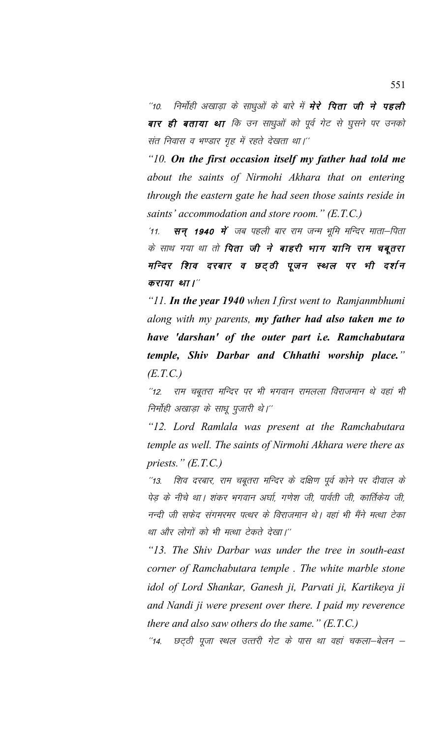"10. निर्मोही अखाड़ा के साधुओं के बारे में **मेरे पिता जी ने पहली बार ही बताया था** कि उन साधुओं को पूर्व गेट से घुसने पर उनको संत निवास व भण्डार गृह में रहते देखता था।"

*"10. **On the first occasion itself my father had told me** about the saints of Nirmohi Akhara that on entering through the eastern gate he had seen those saints reside in saints' accommodation and store room." (E.T.C.)*

'11. **सन् 1940 में** जब पहली बार राम जन्म भूमि मन्दिर माता–पिता के साथ गया था तो **पिता जी ने बाहरी भाग यानि राम चबूतरा मन्दिर शिव दरबार व छट्ठी पूजन स्थल पर भी दर्शन कराया था।**"

*"11. **In the year 1940** when I first went to Ramjanmbhumi along with my parents, **my father had also taken me to have 'darshan' of the outer part i.e. Ramchabutara temple, Shiv Darbar and Chhathi worship place.**" (E.T.C.)*

"12. राम चबूतरा मन्दिर पर भी भगवान रामलला विराजमान थे वहां भी निर्मोही अखाड़ा के साधू पुजारी थे।"

*"12. Lord Ramlala was present at the Ramchabutara temple as well. The saints of Nirmohi Akhara were there as priests." (E.T.C.)*

"13. शिव दरबार, राम चबूतरा मन्दिर के दक्षिण पूर्व कोने पर दीवाल के पेड़ के नीचे था। शंकर भगवान अर्घा, गणेश जी, पार्वती जी, कार्तिकेय जी, नन्दी जी सफेद संगमरमर पत्थर के विराजमान थे। वहां भी मैंने मत्था टेका था और लोगों को भी मत्था टेकते देखा।"

*"13. The Shiv Darbar was under the tree in south-east corner of Ramchabutara temple . The white marble stone idol of Lord Shankar, Ganesh ji, Parvati ji, Kartikeya ji and Nandi ji were present over there. I paid my reverence there and also saw others do the same." (E.T.C.)*

"14. छट्ठी पूजा स्थल उत्तरी गेट के पास था वहां चकला–बेलन –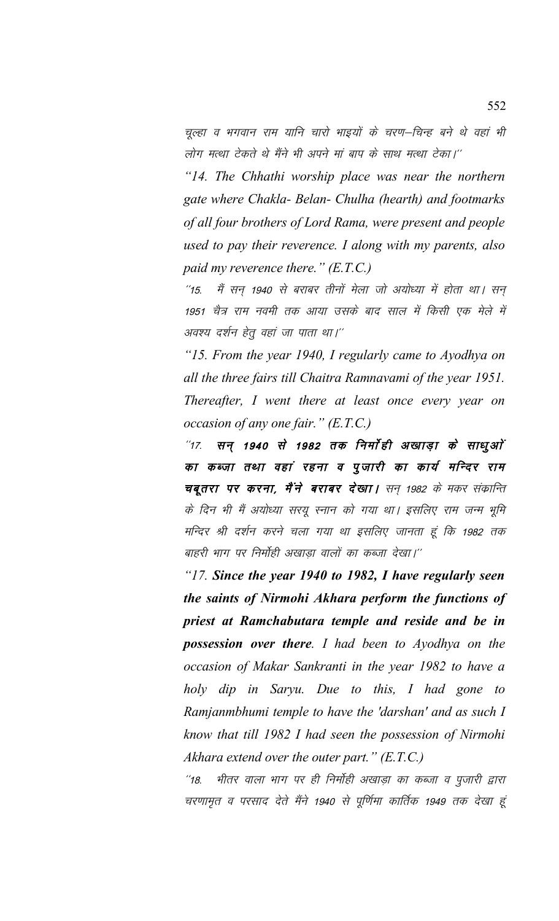चूल्हा व भगवान राम यानि चारो भाइयों के चरण–चिन्ह बने थे वहां भी लोग मत्था टेकते थे मैंने भी अपने मां बाप के साथ मत्था टेका।''

*"14. The Chhathi worship place was near the northern gate where Chakla- Belan- Chulha (hearth) and footmarks of all four brothers of Lord Rama, were present and people used to pay their reverence. I along with my parents, also paid my reverence there." (E.T.C.)*

*''15. मैं सन् 1940 से बराबर तीनों मेला जो अयोध्या में होता था। सन् 1951 चैत्र राम नवमी तक आया उसके बाद साल में किसी एक मेले में अवश्य दर्शन हेतु वहां जा पाता था।''*

*"15. From the year 1940, I regularly came to Ayodhya on all the three fairs till Chaitra Ramnavami of the year 1951. Thereafter, I went there at least once every year on occasion of any one fair." (E.T.C.)*

*''17. **सन् 1940 से 1982 तक निर्मोही अखाड़ा के साधुओं का कब्जा तथा वहां रहना व पुजारी का कार्य मन्दिर राम चबूतरा पर करना, मैंने बराबर देखा।** सन् 1982 के मकर संक्रान्ति के दिन भी मैं अयोध्या सरयू स्नान को गया था। इसलिए राम जन्म भूमि मन्दिर श्री दर्शन करने चला गया था इसलिए जानता हूं कि 1982 तक बाहरी भाग पर निर्मोही अखाड़ा वालों का कब्जा देखा।''*

*"17. **Since the year 1940 to 1982, I have regularly seen the saints of Nirmohi Akhara perform the functions of priest at Ramchabutara temple and reside and be in possession over there**. I had been to Ayodhya on the occasion of Makar Sankranti in the year 1982 to have a holy dip in Saryu. Due to this, I had gone to Ramjanmbhumi temple to have the 'darshan' and as such I know that till 1982 I had seen the possession of Nirmohi Akhara extend over the outer part." (E.T.C.)*

*''18. भीतर वाला भाग पर ही निर्मोही अखाड़ा का कब्जा व पुजारी द्वारा चरणामृत व परसाद देते मैंने 1940 से पूर्णिमा कार्तिक 1949 तक देखा हूं*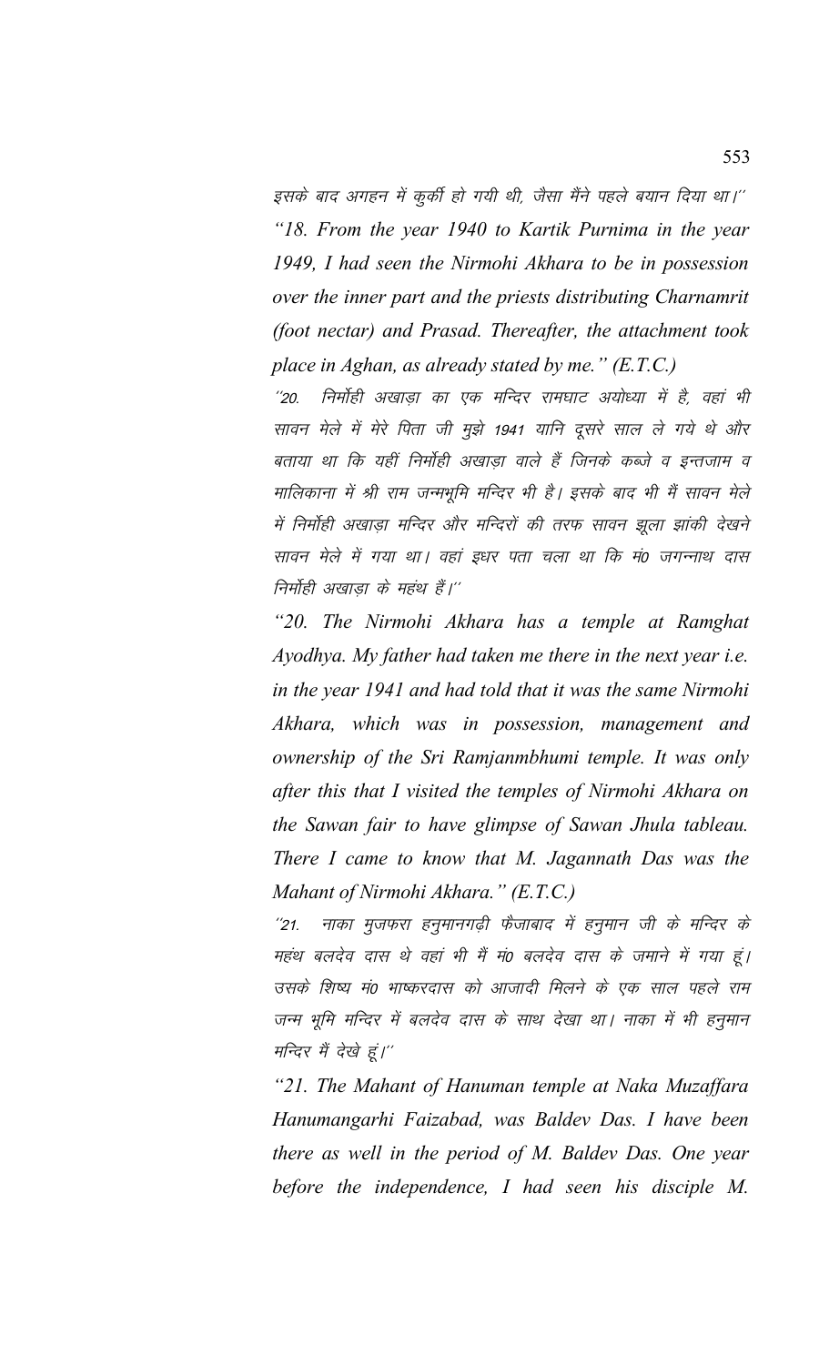इसके बाद अगहन में कुर्की हो गयी थी, जैसा मैंने पहले बयान दिया था।''

*"18. From the year 1940 to Kartik Purnima in the year 1949, I had seen the Nirmohi Akhara to be in possession over the inner part and the priests distributing Charnamrit (foot nectar) and Prasad. Thereafter, the attachment took place in Aghan, as already stated by me." (E.T.C.)*

''20. निर्मोही अखाड़ा का एक मन्दिर रामघाट अयोध्या में है, वहां भी सावन मेले में मेरे पिता जी मुझे 1941 यानि दूसरे साल ले गये थे और बताया था कि यहीं निर्मोही अखाड़ा वाले हैं जिनके कब्जे व इन्तजाम व मालिकाना में श्री राम जन्मभूमि मन्दिर भी है। इसके बाद भी मैं सावन मेले में निर्मोही अखाड़ा मन्दिर और मन्दिरों की तरफ सावन झूला झांकी देखने सावन मेले में गया था। वहां इधर पता चला था कि मं0 जगन्नाथ दास निर्मोही अखाड़ा के महंथ हैं।''

*"20. The Nirmohi Akhara has a temple at Ramghat Ayodhya. My father had taken me there in the next year i.e. in the year 1941 and had told that it was the same Nirmohi Akhara, which was in possession, management and ownership of the Sri Ramjanmbhumi temple. It was only after this that I visited the temples of Nirmohi Akhara on the Sawan fair to have glimpse of Sawan Jhula tableau. There I came to know that M. Jagannath Das was the Mahant of Nirmohi Akhara." (E.T.C.)*

''21. नाका मुजफरा हनुमानगढ़ी फैजाबाद में हनुमान जी के मन्दिर के महंथ बलदेव दास थे वहां भी मैं मं0 बलदेव दास के जमाने में गया हूं। उसके शिष्य मं0 भाष्करदास को आजादी मिलने के एक साल पहले राम जन्म भूमि मन्दिर में बलदेव दास के साथ देखा था। नाका में भी हनुमान मन्दिर मैं देखे हूं।''

*"21. The Mahant of Hanuman temple at Naka Muzaffara Hanumangarhi Faizabad, was Baldev Das. I have been there as well in the period of M. Baldev Das. One year before the independence, I had seen his disciple M.*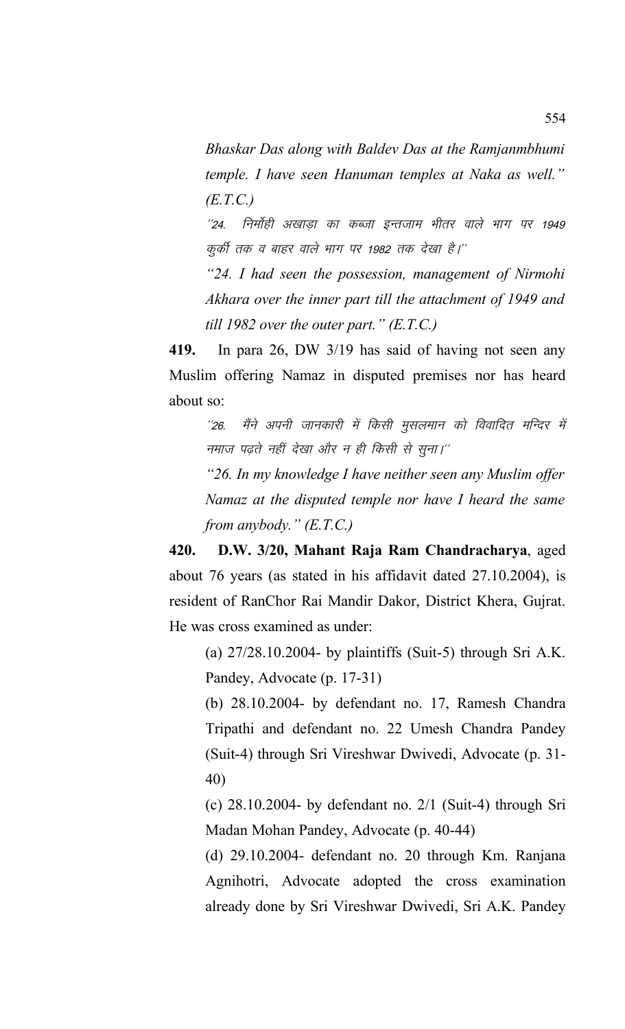*Bhaskar Das along with Baldev Das at the Ramjanmbhumi temple. I have seen Hanuman temples at Naka as well." (E.T.C.)*

*''24. निर्मोही अखाड़ा का कब्जा इन्तजाम भीतर वाले भाग पर 1949 कुर्की तक व बाहर वाले भाग पर 1982 तक देखा है।''*

*"24. I had seen the possession, management of Nirmohi Akhara over the inner part till the attachment of 1949 and till 1982 over the outer part." (E.T.C.)*

**419.** In para 26, DW 3/19 has said of having not seen any Muslim offering Namaz in disputed premises nor has heard about so:

*''26. मैंने अपनी जानकारी में किसी मुसलमान को विवादित मन्दिर में नमाज पढ़ते नहीं देखा और न ही किसी से सुना।''*

*"26. In my knowledge I have neither seen any Muslim offer Namaz at the disputed temple nor have I heard the same from anybody." (E.T.C.)*

**420. D.W. 3/20, Mahant Raja Ram Chandracharya**, aged about 76 years (as stated in his affidavit dated 27.10.2004), is resident of RanChor Rai Mandir Dakor, District Khera, Gujrat. He was cross examined as under:

(a) 27/28.10.2004- by plaintiffs (Suit-5) through Sri A.K. Pandey, Advocate (p. 17-31)

(b) 28.10.2004- by defendant no. 17, Ramesh Chandra Tripathi and defendant no. 22 Umesh Chandra Pandey (Suit-4) through Sri Vireshwar Dwivedi, Advocate (p. 31-40)

(c) 28.10.2004- by defendant no. 2/1 (Suit-4) through Sri Madan Mohan Pandey, Advocate (p. 40-44)

(d) 29.10.2004- defendant no. 20 through Km. Ranjana Agnihotri, Advocate adopted the cross examination already done by Sri Vireshwar Dwivedi, Sri A.K. Pandey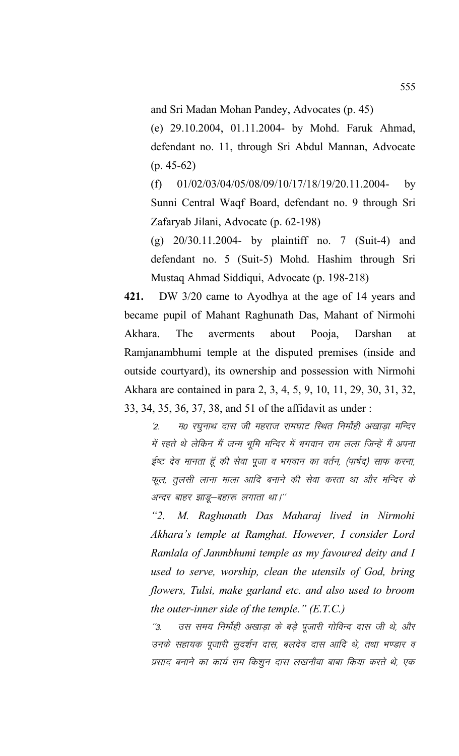and Sri Madan Mohan Pandey, Advocates (p. 45)

(e) 29.10.2004, 01.11.2004- by Mohd. Faruk Ahmad, defendant no. 11, through Sri Abdul Mannan, Advocate (p. 45-62)

(f) 01/02/03/04/05/08/09/10/17/18/19/20.11.2004- by Sunni Central Waqf Board, defendant no. 9 through Sri Zafaryab Jilani, Advocate (p. 62-198)

(g) 20/30.11.2004- by plaintiff no. 7 (Suit-4) and defendant no. 5 (Suit-5) Mohd. Hashim through Sri Mustaq Ahmad Siddiqui, Advocate (p. 198-218)

**421.** DW 3/20 came to Ayodhya at the age of 14 years and became pupil of Mahant Raghunath Das, Mahant of Nirmohi Akhara. The averments about Pooja, Darshan at Ramjanambhumi temple at the disputed premises (inside and outside courtyard), its ownership and possession with Nirmohi Akhara are contained in para 2, 3, 4, 5, 9, 10, 11, 29, 30, 31, 32, 33, 34, 35, 36, 37, 38, and 51 of the affidavit as under :

*'2. म0 रघुनाथ दास जी महराज रामघाट स्थित निर्मोही अखाड़ा मन्दिर में रहते थे लेकिन मैं जन्म भूमि मन्दिर में भगवान राम लला जिन्हें मैं अपना ईष्ट देव मानता हूँ की सेवा पूजा व भगवान का वर्तन, (पार्षद) साफ करना, फूल, तुलसी लाना माला आदि बनाने की सेवा करता था और मन्दिर के अन्दर बाहर झाड़ू–बहारू लगाता था।''*

*"2. M. Raghunath Das Maharaj lived in Nirmohi Akhara's temple at Ramghat. However, I consider Lord Ramlala of Janmbhumi temple as my favoured deity and I used to serve, worship, clean the utensils of God, bring flowers, Tulsi, make garland etc. and also used to broom the outer-inner side of the temple." (E.T.C.)*

*''3. उस समय निर्मोही अखाड़ा के बड़े पूजारी गोविन्द दास जी थे, और उनके सहायक पूजारी सुदर्शन दास, बलदेव दास आदि थे, तथा भण्डार व प्रसाद बनाने का कार्य राम किशुन दास लखनौवा बाबा किया करते थे, एक*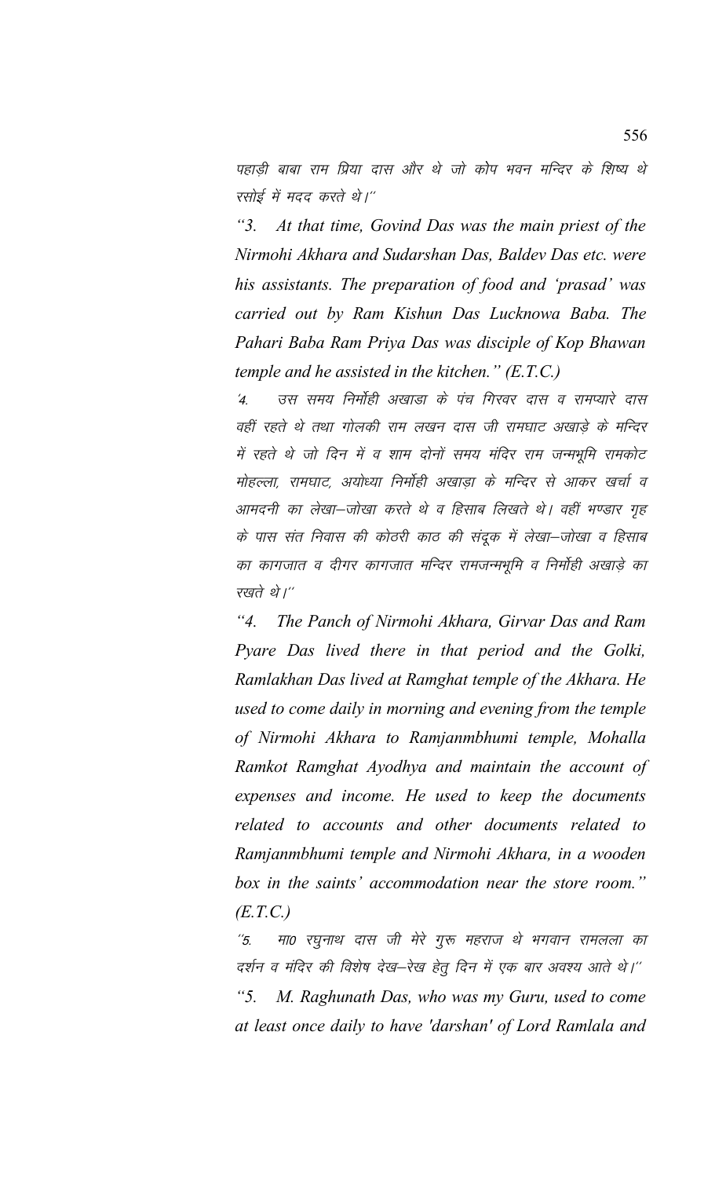पहाड़ी बाबा राम प्रिया दास और थे जो कोप भवन मन्दिर के शिष्य थे रसोई में मदद करते थे।''

*"3. At that time, Govind Das was the main priest of the Nirmohi Akhara and Sudarshan Das, Baldev Das etc. were his assistants. The preparation of food and 'prasad' was carried out by Ram Kishun Das Lucknowa Baba. The Pahari Baba Ram Priya Das was disciple of Kop Bhawan temple and he assisted in the kitchen." (E.T.C.)*

*'4. उस समय निर्मोही अखाडा के पंच गिरवर दास व रामप्यारे दास वहीं रहते थे तथा गोलकी राम लखन दास जी रामघाट अखाड़े के मन्दिर में रहते थे जो दिन में व शाम दोनों समय मंदिर राम जन्मभूमि रामकोट मोहल्ला, रामघाट, अयोध्या निर्मोही अखाड़ा के मन्दिर से आकर खर्चा व आमदनी का लेखा–जोखा करते थे व हिसाब लिखते थे। वहीं भण्डार गृह के पास संत निवास की कोठरी काठ की संदूक में लेखा–जोखा व हिसाब का कागजात व दीगर कागजात मन्दिर रामजन्मभूमि व निर्मोही अखाड़े का रखते थे।''*

*"4. The Panch of Nirmohi Akhara, Girvar Das and Ram Pyare Das lived there in that period and the Golki, Ramlakhan Das lived at Ramghat temple of the Akhara. He used to come daily in morning and evening from the temple of Nirmohi Akhara to Ramjanmbhumi temple, Mohalla Ramkot Ramghat Ayodhya and maintain the account of expenses and income. He used to keep the documents related to accounts and other documents related to Ramjanmbhumi temple and Nirmohi Akhara, in a wooden box in the saints' accommodation near the store room." (E.T.C.)*

*''5. मा0 रघुनाथ दास जी मेरे गुरू महराज थे भगवान रामलला का दर्शन व मंदिर की विशेष देख–रेख हेतु दिन में एक बार अवश्य आते थे।''*

*"5. M. Raghunath Das, who was my Guru, used to come at least once daily to have 'darshan' of Lord Ramlala and*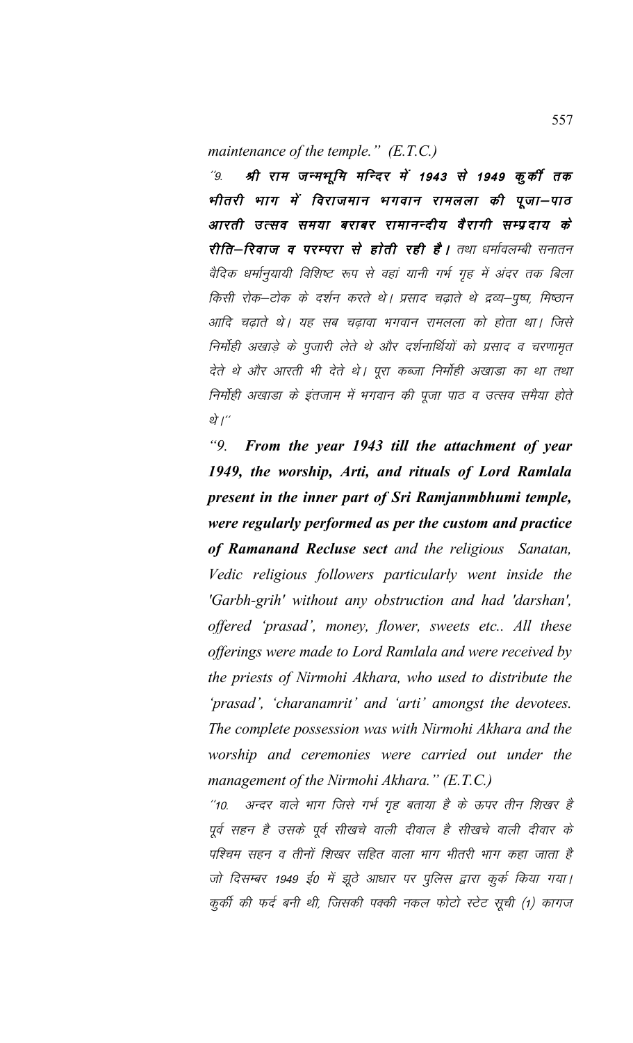*maintenance of the temple." (E.T.C.)*

"9. ***श्री राम जन्मभूमि मन्दिर में 1943 से 1949 कुर्की तक भीतरी भाग में विराजमान भगवान रामलला की पूजा–पाठ आरती उत्सव समया बराबर रामानन्दीय वैरागी सम्प्रदाय के रीति–रिवाज व परम्परा से होती रही है।*** *तथा धर्मावलम्बी सनातन वैदिक धर्मानुयायी विशिष्ट रूप से वहां यानी गर्भ गृह में अंदर तक बिला किसी रोक–टोक के दर्शन करते थे। प्रसाद चढ़ाते थे द्रव्य–पुष्प, मिष्ठान आदि चढ़ाते थे। यह सब चढ़ावा भगवान रामलला को होता था। जिसे निर्मोही अखाड़े के पुजारी लेते थे और दर्शनार्थियों को प्रसाद व चरणामृत देते थे और आरती भी देते थे। पूरा कब्जा निर्मोही अखाडा का था तथा निर्मोही अखाडा के इंतजाम में भगवान की पूजा पाठ व उत्सव समैया होते थे।"*

*"9.* ***From the year 1943 till the attachment of year 1949, the worship, Arti, and rituals of Lord Ramlala present in the inner part of Sri Ramjanmbhumi temple, were regularly performed as per the custom and practice of Ramanand Recluse sect*** *and the religious Sanatan, Vedic religious followers particularly went inside the 'Garbh-grih' without any obstruction and had 'darshan', offered 'prasad', money, flower, sweets etc.. All these offerings were made to Lord Ramlala and were received by the priests of Nirmohi Akhara, who used to distribute the 'prasad', 'charanamrit' and 'arti' amongst the devotees. The complete possession was with Nirmohi Akhara and the worship and ceremonies were carried out under the management of the Nirmohi Akhara." (E.T.C.)*

*"10. अन्दर वाले भाग जिसे गर्भ गृह बताया है के ऊपर तीन शिखर है पूर्व सहन है उसके पूर्व सीखचे वाली दीवाल है सीखचे वाली दीवार के पश्चिम सहन व तीनों शिखर सहित वाला भाग भीतरी भाग कहा जाता है जो दिसम्बर 1949 ई0 में झूठे आधार पर पुलिस द्वारा कुर्क किया गया। कुर्की की फर्द बनी थी, जिसकी पक्की नकल फोटो स्टेट सूची (1) कागज*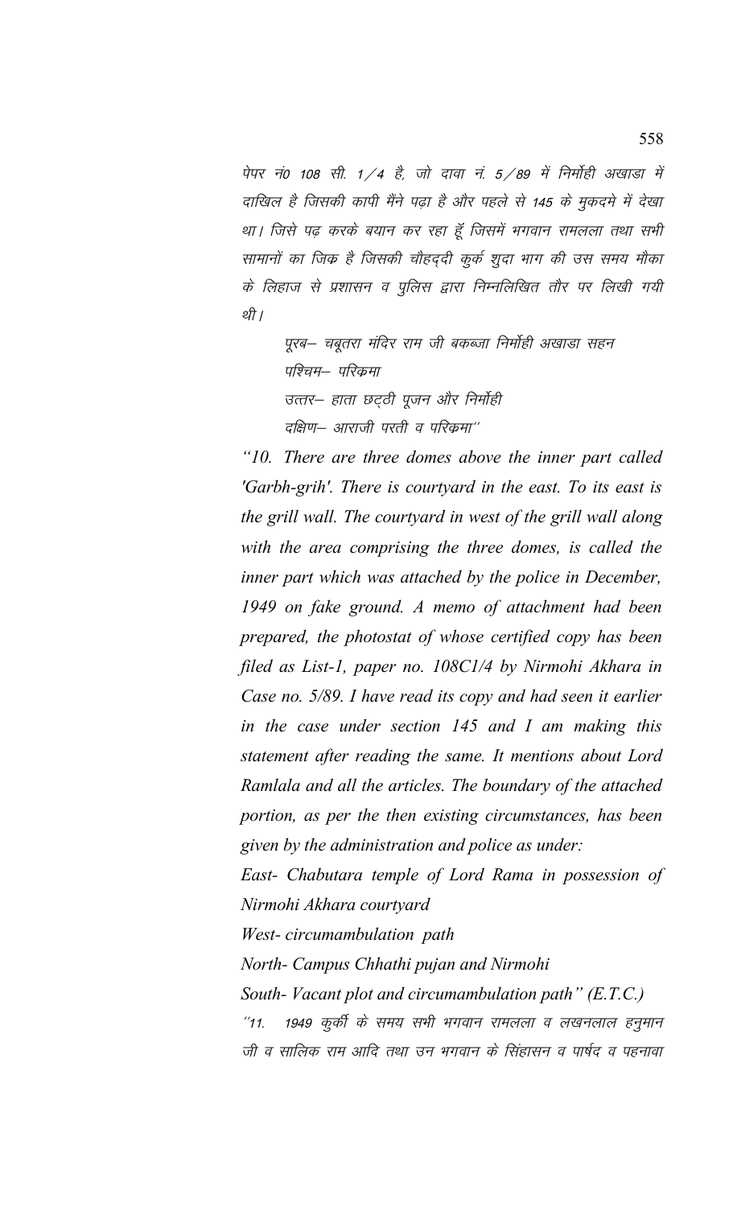पेपर नं0 108 सी. 1/4 है, जो दावा नं. 5/89 में निर्मोही अखाड़ा में दाखिल है जिसकी कापी मैंने पढ़ा है और पहले से 145 के मुकदमे में देखा था। जिसे पढ़ करके बयान कर रहा हूँ जिसमें भगवान रामलला तथा सभी सामानों का जिक्र है जिसकी चौहद्दी कुर्क शुदा भाग की उस समय मौका के लिहाज से प्रशासन व पुलिस द्वारा निम्नलिखित तौर पर लिखी गयी थी।

> पूरब– चबूतरा मंदिर राम जी बकब्जा निर्मोही अखाड़ा सहन
> पश्चिम– परिक्रमा
> उत्तर– हाता छट्ठी पूजन और निर्मोही
> दक्षिण– आराजी परती व परिक्रमा''

*"10. There are three domes above the inner part called 'Garbh-grih'. There is courtyard in the east. To its east is the grill wall. The courtyard in west of the grill wall along with the area comprising the three domes, is called the inner part which was attached by the police in December, 1949 on fake ground. A memo of attachment had been prepared, the photostat of whose certified copy has been filed as List-1, paper no. 108C1/4 by Nirmohi Akhara in Case no. 5/89. I have read its copy and had seen it earlier in the case under section 145 and I am making this statement after reading the same. It mentions about Lord Ramlala and all the articles. The boundary of the attached portion, as per the then existing circumstances, has been given by the administration and police as under:*

*East- Chabutara temple of Lord Rama in possession of Nirmohi Akhara courtyard*

*West- circumambulation path*

*North- Campus Chhathi pujan and Nirmohi*

*South- Vacant plot and circumambulation path" (E.T.C.)*

''11. 1949 कुर्की के समय सभी भगवान रामलला व लखनलाल हनुमान जी व सालिक राम आदि तथा उन भगवान के सिंहासन व पार्षद व पहनावा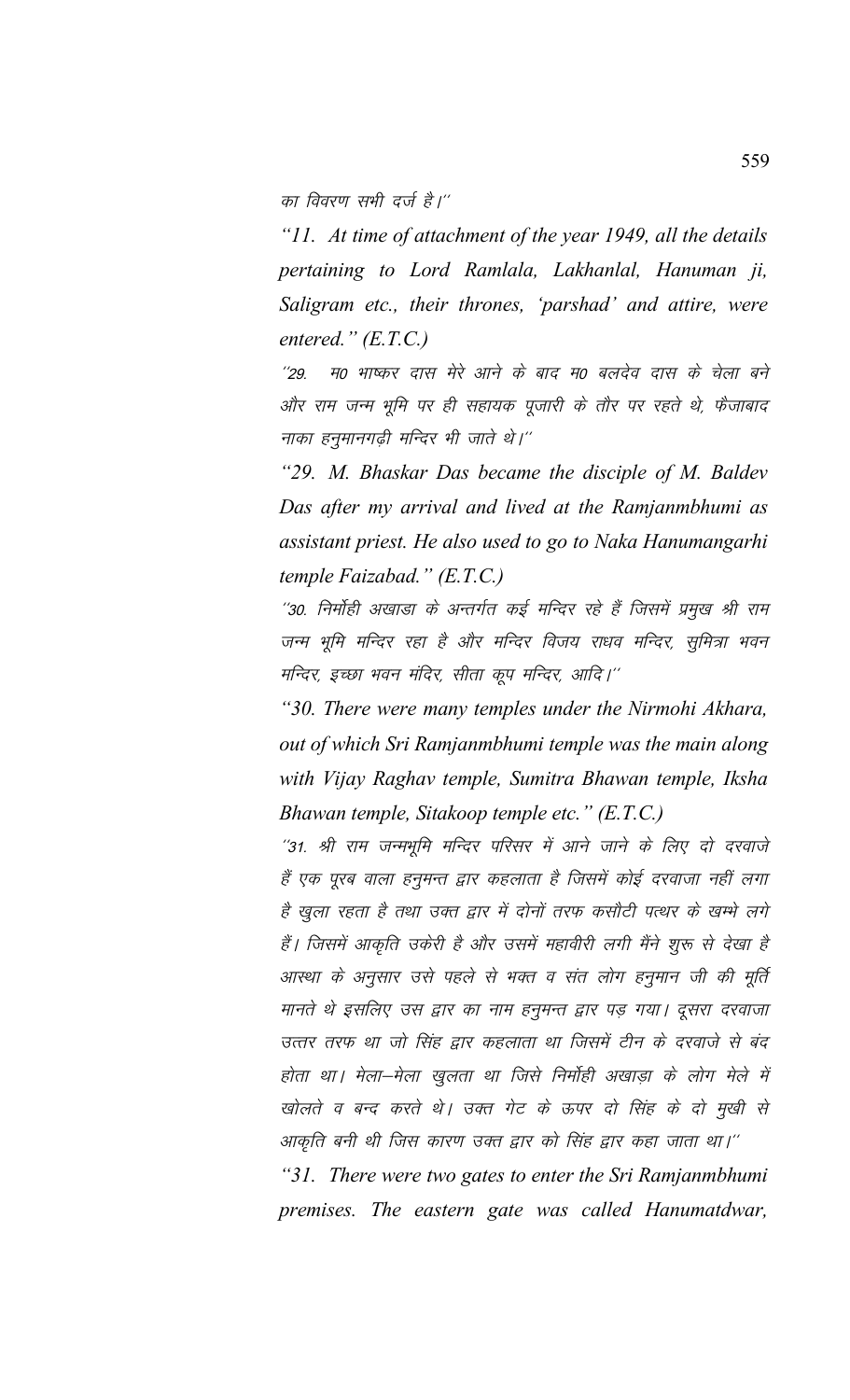का विवरण सभी दर्ज है।''

*"11. At time of attachment of the year 1949, all the details pertaining to Lord Ramlala, Lakhanlal, Hanuman ji, Saligram etc., their thrones, 'parshad' and attire, were entered." (E.T.C.)*

''29. म0 भाष्कर दास मेरे आने के बाद म0 बलदेव दास के चेला बने और राम जन्म भूमि पर ही सहायक पूजारी के तौर पर रहते थे, फैजाबाद नाका हनुमानगढ़ी मन्दिर भी जाते थे।''

*"29. M. Bhaskar Das became the disciple of M. Baldev Das after my arrival and lived at the Ramjanmbhumi as assistant priest. He also used to go to Naka Hanumangarhi temple Faizabad." (E.T.C.)*

''30. निर्मोही अखाडा के अन्तर्गत कई मन्दिर रहे हैं जिसमें प्रमुख श्री राम जन्म भूमि मन्दिर रहा है और मन्दिर विजय राधव मन्दिर, सुमित्रा भवन मन्दिर, इच्छा भवन मंदिर, सीता कूप मन्दिर, आदि।''

*"30. There were many temples under the Nirmohi Akhara, out of which Sri Ramjanmbhumi temple was the main along with Vijay Raghav temple, Sumitra Bhawan temple, Iksha Bhawan temple, Sitakoop temple etc." (E.T.C.)*

''31. श्री राम जन्मभूमि मन्दिर परिसर में आने जाने के लिए दो दरवाजे हैं एक पूरब वाला हनुमन्त द्वार कहलाता है जिसमें कोई दरवाजा नहीं लगा है खुला रहता है तथा उक्त द्वार में दोनों तरफ कसौटी पत्थर के खम्भे लगे हैं। जिसमें आकृति उकेरी है और उसमें महावीरी लगी मैंने शुरू से देखा है आस्था के अनुसार उसे पहले से भक्त व संत लोग हनुमान जी की मूर्ति मानते थे इसलिए उस द्वार का नाम हनुमन्त द्वार पड़ गया। दूसरा दरवाजा उत्तर तरफ था जो सिंह द्वार कहलाता था जिसमें टीन के दरवाजे से बंद होता था। मेला–मेला खुलता था जिसे निर्मोही अखाड़ा के लोग मेले में खोलते व बन्द करते थे। उक्त गेट के ऊपर दो सिंह के दो मुखी से आकृति बनी थी जिस कारण उक्त द्वार को सिंह द्वार कहा जाता था।''

*"31. There were two gates to enter the Sri Ramjanmbhumi premises. The eastern gate was called Hanumatdwar,*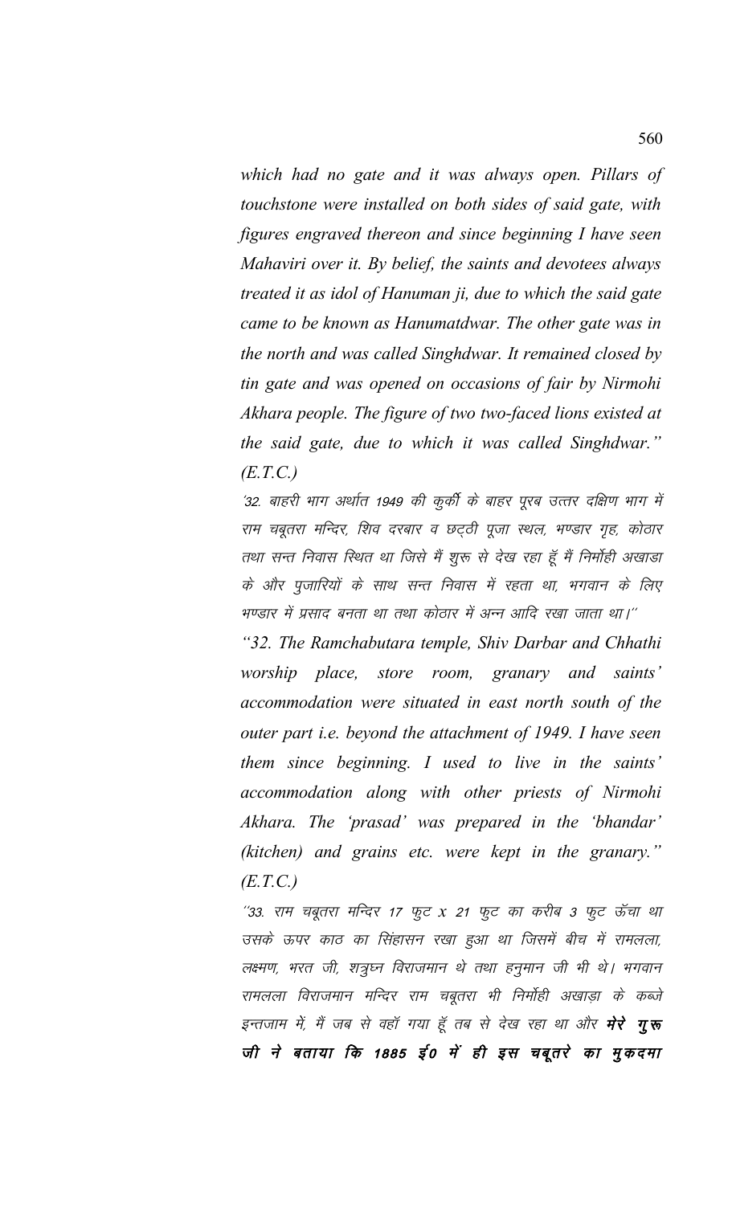*which had no gate and it was always open. Pillars of touchstone were installed on both sides of said gate, with figures engraved thereon and since beginning I have seen Mahaviri over it. By belief, the saints and devotees always treated it as idol of Hanuman ji, due to which the said gate came to be known as Hanumatdwar. The other gate was in the north and was called Singhdwar. It remained closed by tin gate and was opened on occasions of fair by Nirmohi Akhara people. The figure of two two-faced lions existed at the said gate, due to which it was called Singhdwar." (E.T.C.)*

*'32. बाहरी भाग अर्थात 1949 की कुर्की के बाहर पूरब उत्तर दक्षिण भाग में राम चबूतरा मन्दिर, शिव दरबार व छट्ठी पूजा स्थल, भण्डार गृह, कोठार तथा सन्त निवास स्थित था जिसे मैं शुरू से देख रहा हूँ मैं निर्मोही अखाडा के और पुजारियों के साथ सन्त निवास में रहता था, भगवान के लिए भण्डार में प्रसाद बनता था तथा कोठार में अन्न आदि रखा जाता था।''*

*"32. The Ramchabutara temple, Shiv Darbar and Chhathi worship place, store room, granary and saints' accommodation were situated in east north south of the outer part i.e. beyond the attachment of 1949. I have seen them since beginning. I used to live in the saints' accommodation along with other priests of Nirmohi Akhara. The 'prasad' was prepared in the 'bhandar' (kitchen) and grains etc. were kept in the granary." (E.T.C.)*

*''33. राम चबूतरा मन्दिर 17 फुट x 21 फुट का करीब 3 फुट ऊँचा था उसके ऊपर काठ का सिंहासन रखा हुआ था जिसमें बीच में रामलला, लक्ष्मण, भरत जी, शत्रुघ्न विराजमान थे तथा हनुमान जी भी थे। भगवान रामलला विराजमान मन्दिर राम चबूतरा भी निर्मोही अखाड़ा के कब्जे इन्तजाम में, मैं जब से वहाँ गया हूँ तब से देख रहा था और* ***मेरे गुरू जी ने बताया कि 1885 ई0 में ही इस चबूतरे का मुकदमा***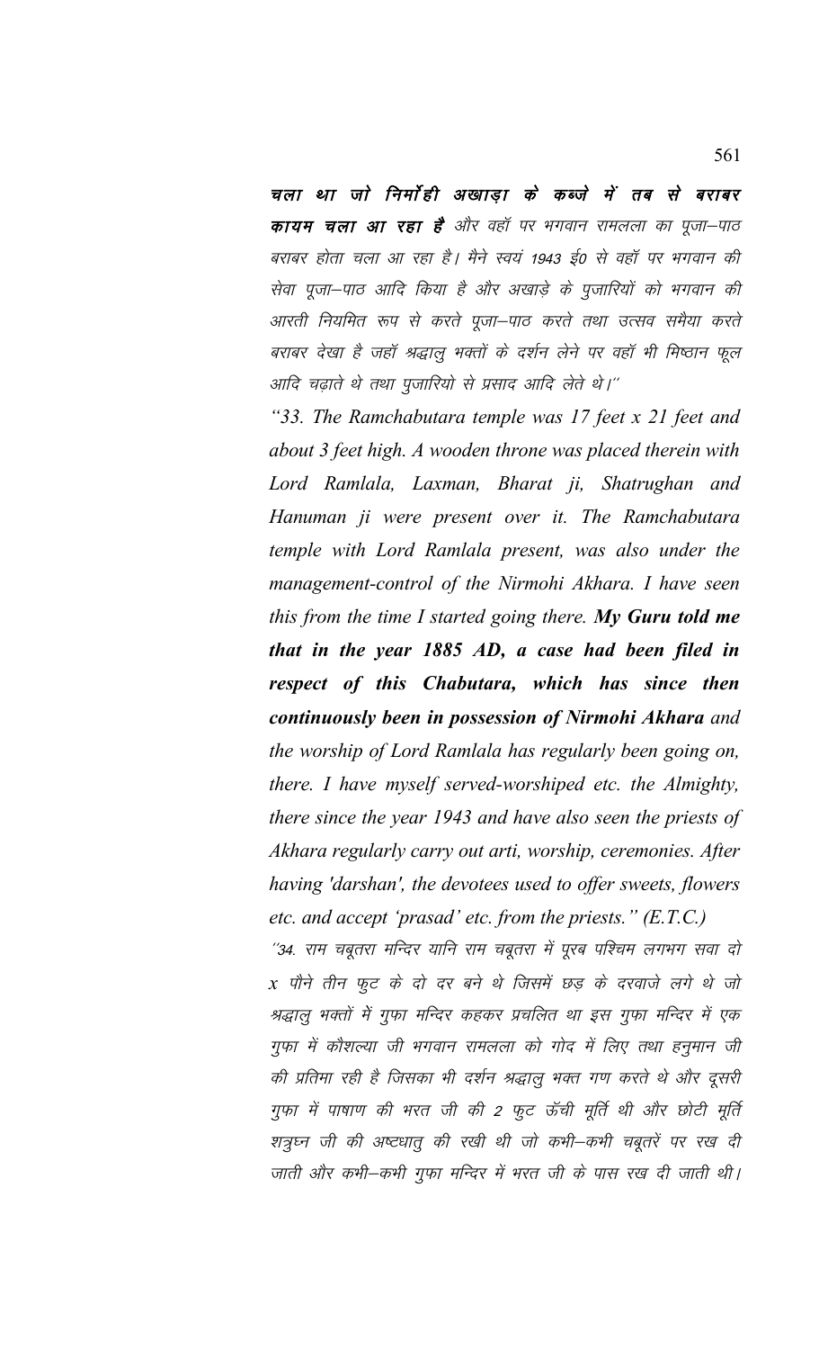***चला था जो निर्मोही अखाड़ा के कब्जे में तब से बराबर कायम चला आ रहा है*** *और वहॉ पर भगवान रामलला का पूजा–पाठ बराबर होता चला आ रहा है। मैने स्वयं 1943 ई0 से वहॉ पर भगवान की सेवा पूजा–पाठ आदि किया है और अखाड़े के पुजारियों को भगवान की आरती नियमित रूप से करते पूजा–पाठ करते तथा उत्सव समैया करते बराबर देखा है जहॉ श्रद्धालु भक्तों के दर्शन लेने पर वहॉ भी मिष्ठान फूल आदि चढ़ाते थे तथा पुजारियो से प्रसाद आदि लेते थे।"*

*"33. The Ramchabutara temple was 17 feet x 21 feet and about 3 feet high. A wooden throne was placed therein with Lord Ramlala, Laxman, Bharat ji, Shatrughan and Hanuman ji were present over it. The Ramchabutara temple with Lord Ramlala present, was also under the management-control of the Nirmohi Akhara. I have seen this from the time I started going there.* ***My Guru told me that in the year 1885 AD, a case had been filed in respect of this Chabutara, which has since then continuously been in possession of Nirmohi Akhara*** *and the worship of Lord Ramlala has regularly been going on, there. I have myself served-worshiped etc. the Almighty, there since the year 1943 and have also seen the priests of Akhara regularly carry out arti, worship, ceremonies. After having 'darshan', the devotees used to offer sweets, flowers etc. and accept 'prasad' etc. from the priests." (E.T.C.)*

*"34. राम चबूतरा मन्दिर यानि राम चबूतरा में पूरब पश्चिम लगभग सवा दो x पौने तीन फुट के दो दर बने थे जिसमें छड़ के दरवाजे लगे थे जो श्रद्धालु भक्तों में गुफा मन्दिर कहकर प्रचलित था इस गुफा मन्दिर में एक गुफा में कौशल्या जी भगवान रामलला को गोद में लिए तथा हनुमान जी की प्रतिमा रही है जिसका भी दर्शन श्रद्धालु भक्त गण करते थे और दूसरी गुफा में पाषाण की भरत जी की 2 फुट ऊँची मूर्ति थी और छोटी मूर्ति शत्रुघ्न जी की अष्टधातु की रखी थी जो कभी–कभी चबूतरें पर रख दी जाती और कभी–कभी गुफा मन्दिर में भरत जी के पास रख दी जाती थी।*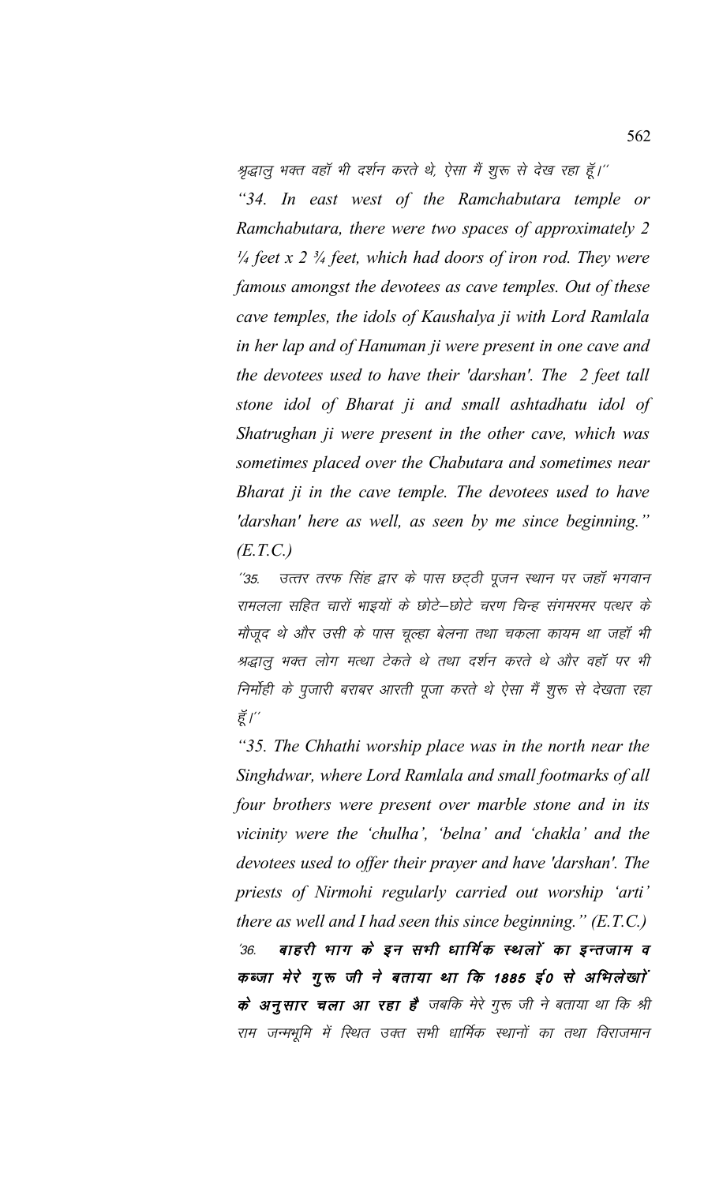श्रृद्धालु भक्त वहॉ भी दर्शन करते थे, ऐसा मैं शुरू से देख रहा हूँ।''

*"34. In east west of the Ramchabutara temple or Ramchabutara, there were two spaces of approximately 2 ¼ feet x 2 ¾ feet, which had doors of iron rod. They were famous amongst the devotees as cave temples. Out of these cave temples, the idols of Kaushalya ji with Lord Ramlala in her lap and of Hanuman ji were present in one cave and the devotees used to have their 'darshan'. The 2 feet tall stone idol of Bharat ji and small ashtadhatu idol of Shatrughan ji were present in the other cave, which was sometimes placed over the Chabutara and sometimes near Bharat ji in the cave temple. The devotees used to have 'darshan' here as well, as seen by me since beginning." (E.T.C.)*

*''35. उत्तर तरफ सिंह द्वार के पास छट्ठी पूजन स्थान पर जहॉ भगवान रामलला सहित चारों भाइयों के छोटे–छोटे चरण चिन्ह संगमरमर पत्थर के मौजूद थे और उसी के पास चूल्हा बेलना तथा चकला कायम था जहॉ भी श्रद्धालु भक्त लोग मत्था टेकते थे तथा दर्शन करते थे और वहॉ पर भी निर्मोही के पुजारी बराबर आरती पूजा करते थे ऐसा मैं शुरू से देखता रहा हूँ।''*

*"35. The Chhathi worship place was in the north near the Singhdwar, where Lord Ramlala and small footmarks of all four brothers were present over marble stone and in its vicinity were the 'chulha', 'belna' and 'chakla' and the devotees used to offer their prayer and have 'darshan'. The priests of Nirmohi regularly carried out worship 'arti' there as well and I had seen this since beginning." (E.T.C.)*

*'36.* ***बाहरी भाग के इन सभी धार्मिक स्थलों का इन्तजाम व कब्जा मेरे गुरू जी ने बताया था कि 1885 ई0 से अभिलेखों के अनुसार चला आ रहा है*** *जबकि मेरे गुरु जी ने बताया था कि श्री राम जन्मभूमि में स्थित उक्त सभी धार्मिक स्थानों का तथा विराजमान*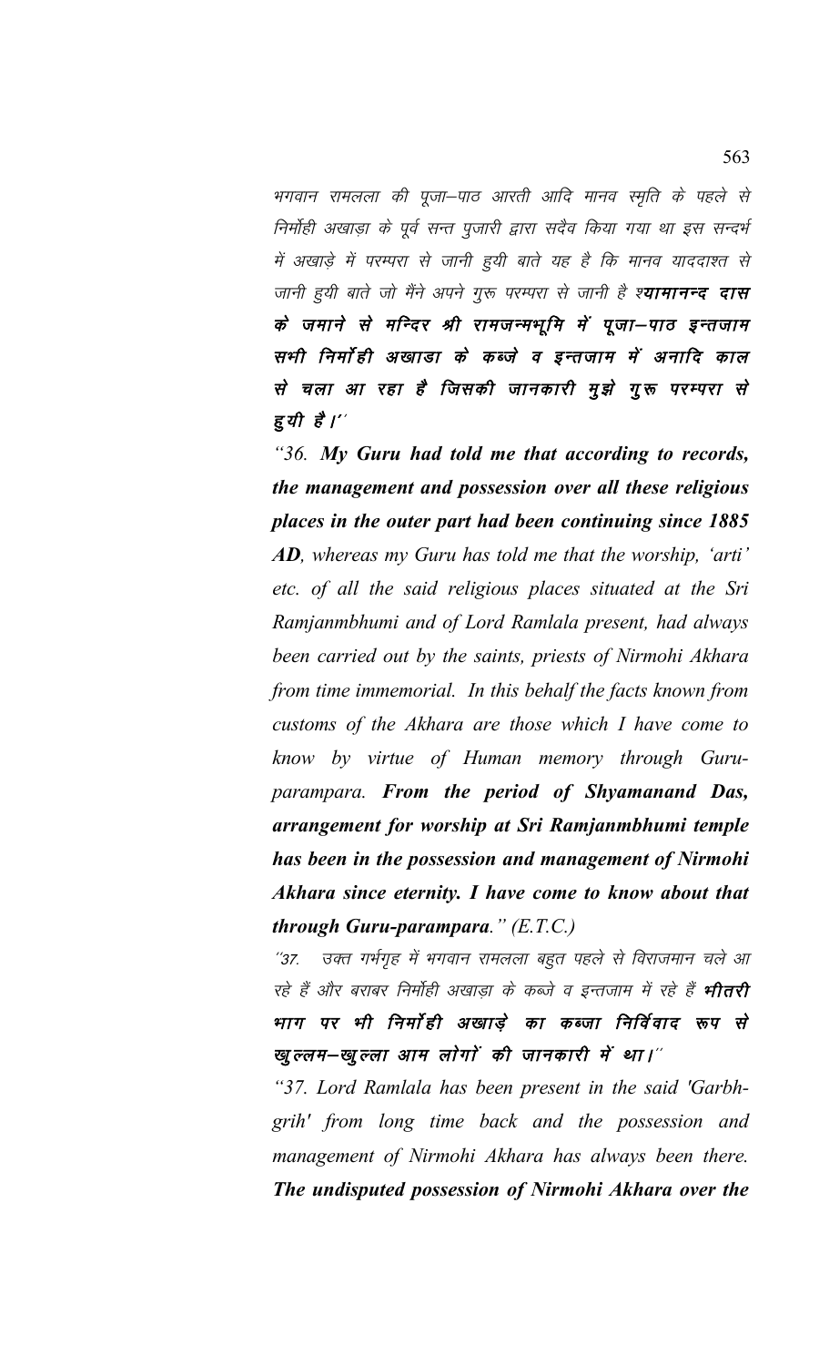भगवान रामलला की पूजा–पाठ आरती आदि मानव स्मृति के पहले से निर्मोही अखाड़ा के पूर्व सन्त पुजारी द्वारा सदैव किया गया था इस सन्दर्भ में अखाड़े में परम्परा से जानी हुयी बाते यह है कि मानव याददाश्त से जानी हुयी बाते जो मैंने अपने गुरू परम्परा से जानी है श्***यामानन्द दास के जमाने से मन्दिर श्री रामजन्मभूमि में पूजा–पाठ इन्तजाम सभी निर्मोही अखाडा के कब्जे व इन्तजाम में अनादि काल से चला आ रहा है जिसकी जानकारी मुझे गुरू परम्परा से हुयी है।''***

"36. ***My Guru had told me that according to records, the management and possession over all these religious places in the outer part had been continuing since 1885 AD***, *whereas my Guru has told me that the worship, 'arti' etc. of all the said religious places situated at the Sri Ramjanmbhumi and of Lord Ramlala present, had always been carried out by the saints, priests of Nirmohi Akhara from time immemorial. In this behalf the facts known from customs of the Akhara are those which I have come to know by virtue of Human memory through Guru-parampara.* ***From the period of Shyamanand Das, arrangement for worship at Sri Ramjanmbhumi temple has been in the possession and management of Nirmohi Akhara since eternity. I have come to know about that through Guru-parampara.***" *(E.T.C.)*

*''37. उक्त गर्भगृह में भगवान रामलला बहुत पहले से विराजमान चले आ रहे हैं और बराबर निर्मोही अखाड़ा के कब्जे व इन्तजाम में रहे हैं* ***भीतरी भाग पर भी निर्मोही अखाड़े का कब्जा निर्विवाद रूप से खुल्लम–खुल्ला आम लोगों की जानकारी में था।''***

*"37. Lord Ramlala has been present in the said 'Garbh-grih' from long time back and the possession and management of Nirmohi Akhara has always been there.* ***The undisputed possession of Nirmohi Akhara over the***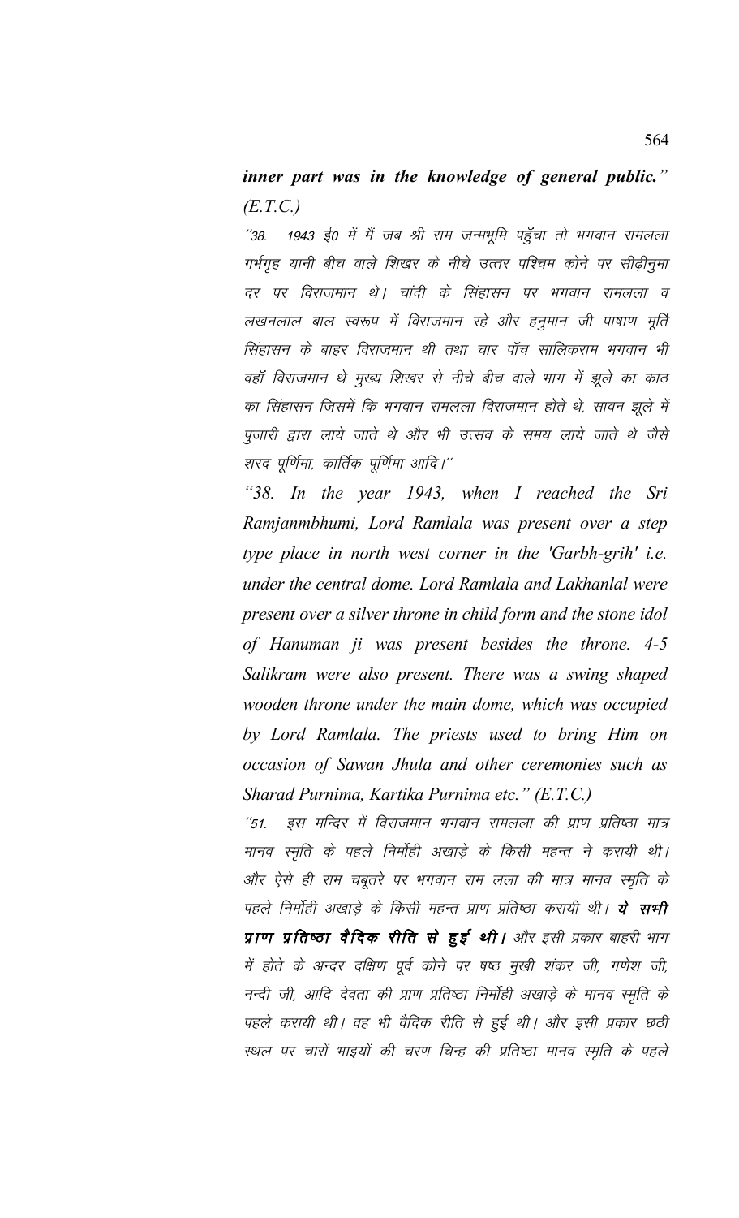***inner part was in the knowledge of general public." (E.T.C.)***

*"38. 1943 ई0 में मैं जब श्री राम जन्मभूमि पहुँचा तो भगवान रामलला गर्भगृह यानी बीच वाले शिखर के नीचे उत्तर पश्चिम कोने पर सीढ़ीनुमा दर पर विराजमान थे। चांदी के सिंहासन पर भगवान रामलला व लखनलाल बाल स्वरूप में विराजमान रहे और हनुमान जी पाषाण मूर्ति सिंहासन के बाहर विराजमान थी तथा चार पॉच सालिकराम भगवान भी वहॉ विराजमान थे मुख्य शिखर से नीचे बीच वाले भाग में झूले का काठ का सिंहासन जिसमें कि भगवान रामलला विराजमान होते थे, सावन झूले में पुजारी द्वारा लाये जाते थे और भी उत्सव के समय लाये जाते थे जैसे शरद पूर्णिमा, कार्तिक पूर्णिमा आदि।"*

*"38. In the year 1943, when I reached the Sri Ramjanmbhumi, Lord Ramlala was present over a step type place in north west corner in the 'Garbh-grih' i.e. under the central dome. Lord Ramlala and Lakhanlal were present over a silver throne in child form and the stone idol of Hanuman ji was present besides the throne. 4-5 Salikram were also present. There was a swing shaped wooden throne under the main dome, which was occupied by Lord Ramlala. The priests used to bring Him on occasion of Sawan Jhula and other ceremonies such as Sharad Purnima, Kartika Purnima etc." (E.T.C.)*

*"51. इस मन्दिर में विराजमान भगवान रामलला की प्राण प्रतिष्ठा मात्र मानव स्मृति के पहले निर्मोही अखाड़े के किसी महन्त ने करायी थी। और ऐसे ही राम चबूतरे पर भगवान राम लला की मात्र मानव स्मृति के पहले निर्मोही अखाड़े के किसी महन्त प्राण प्रतिष्ठा करायी थी। **ये सभी प्राण प्रतिष्ठा वैदिक रीति से हुई थी।** और इसी प्रकार बाहरी भाग में होते के अन्दर दक्षिण पूर्व कोने पर षष्ठ मुखी शंकर जी, गणेश जी, नन्दी जी, आदि देवता की प्राण प्रतिष्ठा निर्मोही अखाड़े के मानव स्मृति के पहले करायी थी। वह भी वैदिक रीति से हुई थी। और इसी प्रकार छठी स्थल पर चारों भाइयों की चरण चिन्ह की प्रतिष्ठा मानव स्मृति के पहले*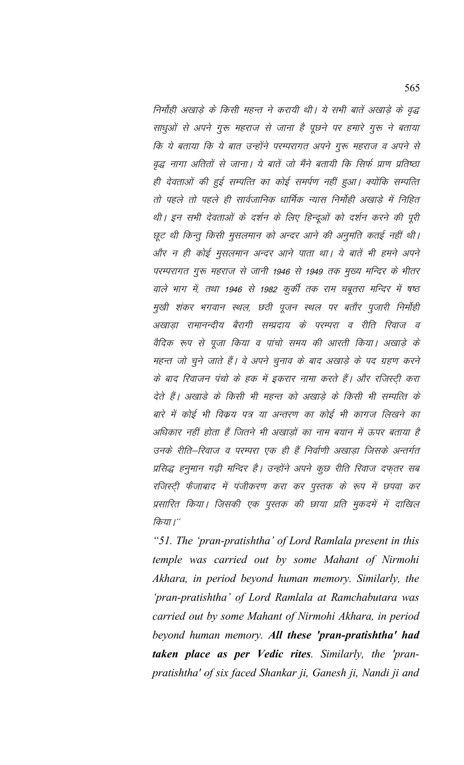*निर्मोही अखाड़े के किसी महन्त ने करायी थी। ये सभी बातें अखाड़े के वृद्ध साधुओं से अपने गुरू महराज से जाना है पूछने पर हमारे गुरू ने बताया कि ये बताया कि ये बात उन्होंने परम्परागत अपने गुरू महराज व अपने से वृद्ध नागा अतितों से जाना। ये बातें जो मैंने बतायी कि सिर्फ प्राण प्रतिष्ठा ही देवताओं की हुई सम्पत्ति का कोई समर्पण नहीं हुआ। क्योंकि सम्पत्ति तो पहले तो पहले ही सार्वजानिक धार्मिक न्यास निर्मोही अखाड़े में निहित थी। इन सभी देवताओं के दर्शन के लिए हिन्दूओं को दर्शन करने की पूरी छूट थी किन्तु किसी मुसलमान को अन्दर आने की अनुमति कतई नहीं थी। और न ही कोई मुसलमान अन्दर आने पाता था। ये बातें भी हमने अपने परम्परागत गुरू महराज से जानी 1946 से 1949 तक मुख्य मन्दिर के भीतर वाले भाग में, तथा 1946 से 1982 कुर्की तक राम चबूतरा मन्दिर में षष्ठ मुखी शंकर भगवान स्थल, छठी पूजन स्थल पर बतौर पुजारी निर्मोही अखाड़ा रामानन्दीय बैरागी सम्प्रदाय के परम्परा व रीति रिवाज व वैदिक रूप से पूजा किया व पांचो समय की आरती किया। अखाड़े के महन्त जो चुने जाते हैं। वे अपने चुनाव के बाद अखाड़े के पद ग्रहण करने के बाद रिवाजन पंचो के हक में इकरार नामा करते हैं। और रजिस्ट्री करा देते हैं। अखाडे के किसी भी महन्त को अखाड़े के किसी भी सम्पत्ति के बारे में कोई भी विक्रय पत्र या अन्तरण का कोई भी कागज लिखने का अधिकार नहीं होता हैं जितने भी अखाड़ों का नाम बयान में ऊपर बताया है उनके रीति–रिवाज व परम्परा एक ही हैं निर्वाणी अखाड़ा जिसके अन्तर्गत प्रसिद्ध हनुमान गढ़ी मन्दिर है। उन्होंने अपने कुछ रीति रिवाज दफ्तर सब रजिस्ट्री फैजाबाद में पंजीकरण करा कर पुस्तक के रूप में छपवा कर प्रसारित किया। जिसकी एक पुस्तक की छाया प्रति मुकदमें में दाखिल किया।"*

*"51. The 'pran-pratishtha' of Lord Ramlala present in this temple was carried out by some Mahant of Nirmohi Akhara, in period beyond human memory. Similarly, the 'pran-pratishtha' of Lord Ramlala at Ramchabutara was carried out by some Mahant of Nirmohi Akhara, in period beyond human memory. **All these 'pran-pratishtha' had taken place as per Vedic rites**. Similarly, the 'pran-pratishtha' of six faced Shankar ji, Ganesh ji, Nandi ji and*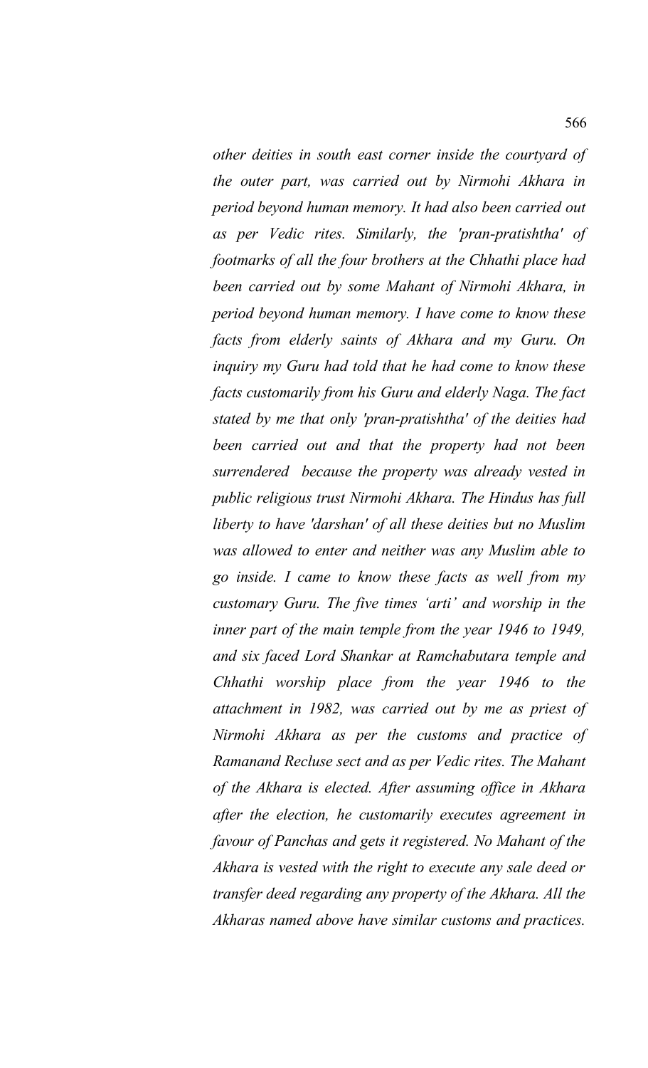*other deities in south east corner inside the courtyard of the outer part, was carried out by Nirmohi Akhara in period beyond human memory. It had also been carried out as per Vedic rites. Similarly, the 'pran-pratishtha' of footmarks of all the four brothers at the Chhathi place had been carried out by some Mahant of Nirmohi Akhara, in period beyond human memory. I have come to know these facts from elderly saints of Akhara and my Guru. On inquiry my Guru had told that he had come to know these facts customarily from his Guru and elderly Naga. The fact stated by me that only 'pran-pratishtha' of the deities had been carried out and that the property had not been surrendered because the property was already vested in public religious trust Nirmohi Akhara. The Hindus has full liberty to have 'darshan' of all these deities but no Muslim was allowed to enter and neither was any Muslim able to go inside. I came to know these facts as well from my customary Guru. The five times 'arti' and worship in the inner part of the main temple from the year 1946 to 1949, and six faced Lord Shankar at Ramchabutara temple and Chhathi worship place from the year 1946 to the attachment in 1982, was carried out by me as priest of Nirmohi Akhara as per the customs and practice of Ramanand Recluse sect and as per Vedic rites. The Mahant of the Akhara is elected. After assuming office in Akhara after the election, he customarily executes agreement in favour of Panchas and gets it registered. No Mahant of the Akhara is vested with the right to execute any sale deed or transfer deed regarding any property of the Akhara. All the Akharas named above have similar customs and practices.*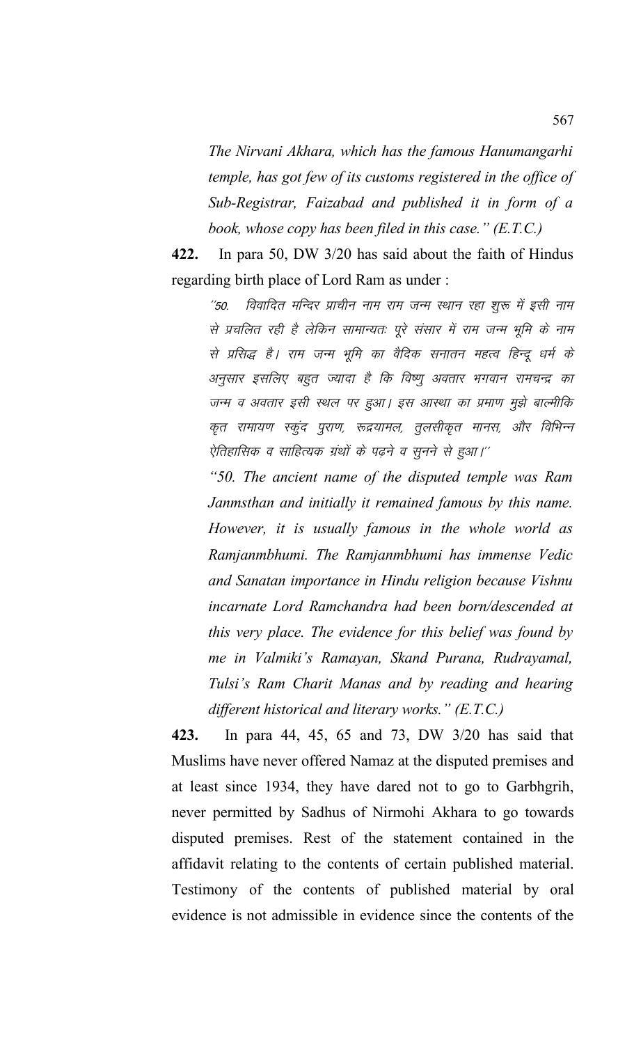*The Nirvani Akhara, which has the famous Hanumangarhi temple, has got few of its customs registered in the office of Sub-Registrar, Faizabad and published it in form of a book, whose copy has been filed in this case." (E.T.C.)*

**422.** In para 50, DW 3/20 has said about the faith of Hindus regarding birth place of Lord Ram as under :

*''50. विवादित मन्दिर प्राचीन नाम राम जन्म स्थान रहा शुरू में इसी नाम से प्रचलित रही है लेकिन सामान्यतः पूरे संसार में राम जन्म भूमि के नाम से प्रसिद्ध है। राम जन्म भूमि का वैदिक सनातन महत्व हिन्दू धर्म के अनुसार इसलिए बहुत ज्यादा है कि विष्णु अवतार भगवान रामचन्द्र का जन्म व अवतार इसी स्थल पर हुआ। इस आस्था का प्रमाण मुझे बाल्मीकि कृत रामायण स्कुंद पुराण, रूद्रयामल, तुलसीकृत मानस, और विभिन्न ऐतिहासिक व साहित्यक ग्रंथों के पढ़ने व सुनने से हुआ।''*

*"50. The ancient name of the disputed temple was Ram Janmsthan and initially it remained famous by this name. However, it is usually famous in the whole world as Ramjanmbhumi. The Ramjanmbhumi has immense Vedic and Sanatan importance in Hindu religion because Vishnu incarnate Lord Ramchandra had been born/descended at this very place. The evidence for this belief was found by me in Valmiki's Ramayan, Skand Purana, Rudrayamal, Tulsi's Ram Charit Manas and by reading and hearing different historical and literary works." (E.T.C.)*

**423.** In para 44, 45, 65 and 73, DW 3/20 has said that Muslims have never offered Namaz at the disputed premises and at least since 1934, they have dared not to go to Garbhgrih, never permitted by Sadhus of Nirmohi Akhara to go towards disputed premises. Rest of the statement contained in the affidavit relating to the contents of certain published material. Testimony of the contents of published material by oral evidence is not admissible in evidence since the contents of the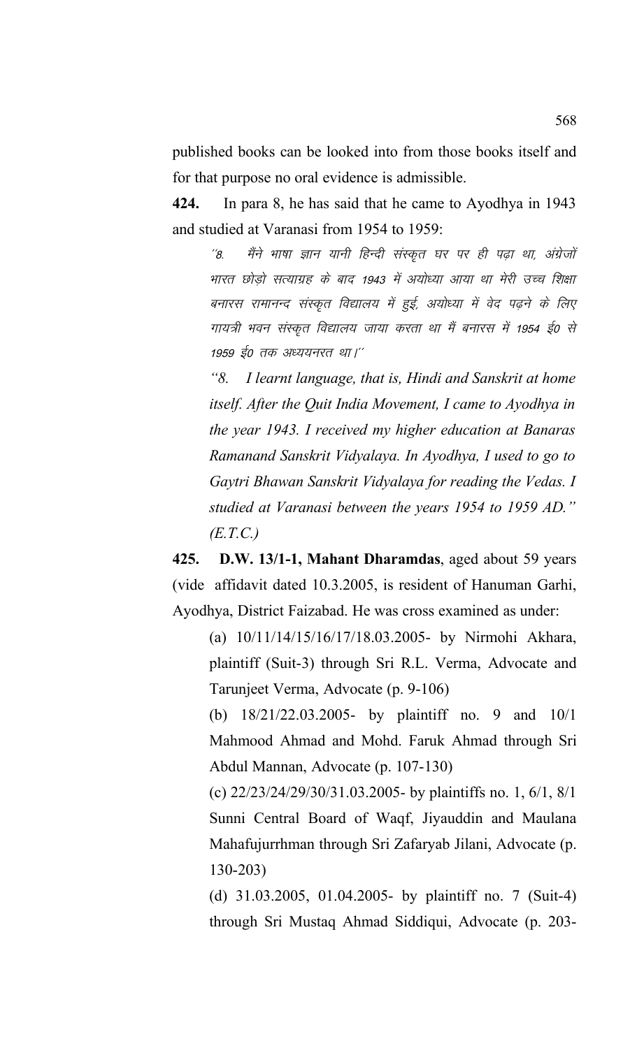published books can be looked into from those books itself and for that purpose no oral evidence is admissible.

**424.** In para 8, he has said that he came to Ayodhya in 1943 and studied at Varanasi from 1954 to 1959:

> ''8. मैंने भाषा ज्ञान यानी हिन्दी संस्कृत घर पर ही पढ़ा था, अंग्रेजों भारत छोड़ो सत्याग्रह के बाद 1943 में अयोध्या आया था मेरी उच्च शिक्षा बनारस रामानन्द संस्कृत विद्यालय में हुई, अयोध्या में वेद पढ़ने के लिए गायत्री भवन संस्कृत विद्यालय जाया करता था मैं बनारस में 1954 ई0 से 1959 ई0 तक अध्ययनरत था।''
>
> *"8. I learnt language, that is, Hindi and Sanskrit at home itself. After the Quit India Movement, I came to Ayodhya in the year 1943. I received my higher education at Banaras Ramanand Sanskrit Vidyalaya. In Ayodhya, I used to go to Gaytri Bhawan Sanskrit Vidyalaya for reading the Vedas. I studied at Varanasi between the years 1954 to 1959 AD." (E.T.C.)*

**425. D.W. 13/1-1, Mahant Dharamdas**, aged about 59 years (vide affidavit dated 10.3.2005, is resident of Hanuman Garhi, Ayodhya, District Faizabad. He was cross examined as under:

(a) 10/11/14/15/16/17/18.03.2005- by Nirmohi Akhara, plaintiff (Suit-3) through Sri R.L. Verma, Advocate and Tarunjeet Verma, Advocate (p. 9-106)

(b) 18/21/22.03.2005- by plaintiff no. 9 and 10/1 Mahmood Ahmad and Mohd. Faruk Ahmad through Sri Abdul Mannan, Advocate (p. 107-130)

(c) 22/23/24/29/30/31.03.2005- by plaintiffs no. 1, 6/1, 8/1 Sunni Central Board of Waqf, Jiyauddin and Maulana Mahafujurrhman through Sri Zafaryab Jilani, Advocate (p. 130-203)

(d) 31.03.2005, 01.04.2005- by plaintiff no. 7 (Suit-4) through Sri Mustaq Ahmad Siddiqui, Advocate (p. 203-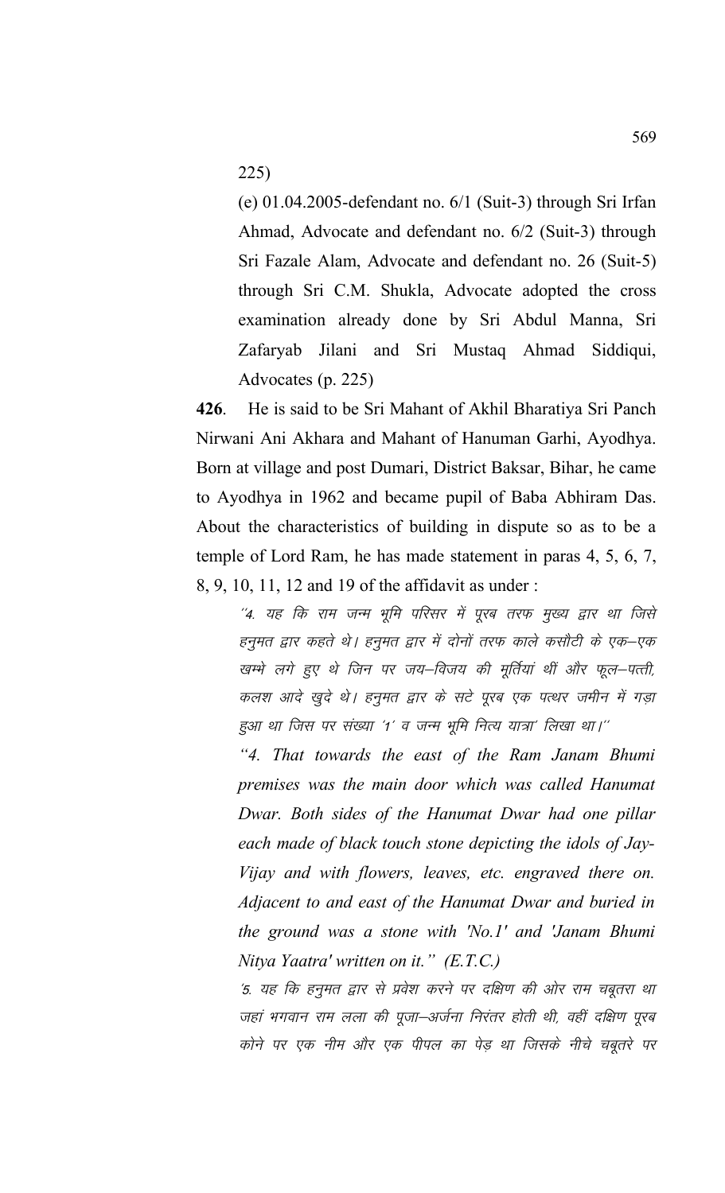225)

(e) 01.04.2005-defendant no. 6/1 (Suit-3) through Sri Irfan Ahmad, Advocate and defendant no. 6/2 (Suit-3) through Sri Fazale Alam, Advocate and defendant no. 26 (Suit-5) through Sri C.M. Shukla, Advocate adopted the cross examination already done by Sri Abdul Manna, Sri Zafaryab Jilani and Sri Mustaq Ahmad Siddiqui, Advocates (p. 225)

**426**. He is said to be Sri Mahant of Akhil Bharatiya Sri Panch Nirwani Ani Akhara and Mahant of Hanuman Garhi, Ayodhya. Born at village and post Dumari, District Baksar, Bihar, he came to Ayodhya in 1962 and became pupil of Baba Abhiram Das. About the characteristics of building in dispute so as to be a temple of Lord Ram, he has made statement in paras 4, 5, 6, 7, 8, 9, 10, 11, 12 and 19 of the affidavit as under :

*"4. यह कि राम जन्म भूमि परिसर में पूरब तरफ मुख्य द्वार था जिसे हनुमत द्वार कहते थे। हनुमत द्वार में दोनों तरफ काले कसौटी के एक–एक खम्भे लगे हुए थे जिन पर जय–विजय की मूर्तियां थीं और फूल–पत्ती, कलश आदे खुदे थे। हनुमत द्वार के सटे पूरब एक पत्थर जमीन में गड़ा हुआ था जिस पर संख्या '1' व जन्म भूमि नित्य यात्रा' लिखा था।"*

*"4. That towards the east of the Ram Janam Bhumi premises was the main door which was called Hanumat Dwar. Both sides of the Hanumat Dwar had one pillar each made of black touch stone depicting the idols of Jay-Vijay and with flowers, leaves, etc. engraved there on. Adjacent to and east of the Hanumat Dwar and buried in the ground was a stone with 'No.1' and 'Janam Bhumi Nitya Yaatra' written on it." (E.T.C.)*

*'5. यह कि हनुमत द्वार से प्रवेश करने पर दक्षिण की ओर राम चबूतरा था जहां भगवान राम लला की पूजा–अर्जना निरंतर होती थी, वहीं दक्षिण पूरब कोने पर एक नीम और एक पीपल का पेड़ था जिसके नीचे चबूतरे पर*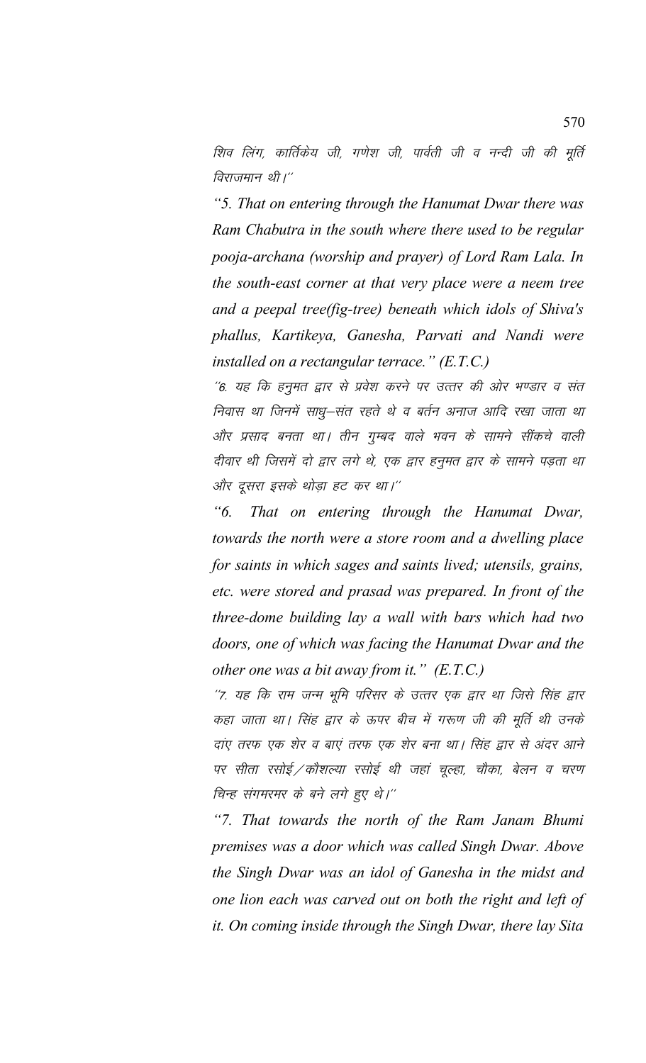शिव लिंग, कार्तिकेय जी, गणेश जी, पार्वती जी व नन्दी जी की मूर्ति विराजमान थी।''

*"5. That on entering through the Hanumat Dwar there was Ram Chabutra in the south where there used to be regular pooja-archana (worship and prayer) of Lord Ram Lala. In the south-east corner at that very place were a neem tree and a peepal tree(fig-tree) beneath which idols of Shiva's phallus, Kartikeya, Ganesha, Parvati and Nandi were installed on a rectangular terrace." (E.T.C.)*

''6. यह कि हनुमत द्वार से प्रवेश करने पर उत्तर की ओर भण्डार व संत निवास था जिनमें साधु–संत रहते थे व बर्तन अनाज आदि रखा जाता था और प्रसाद बनता था। तीन गुम्बद वाले भवन के सामने सींकचे वाली दीवार थी जिसमें दो द्वार लगे थे, एक द्वार हनुमत द्वार के सामने पड़ता था और दूसरा इसके थोड़ा हट कर था।''

*"6. That on entering through the Hanumat Dwar, towards the north were a store room and a dwelling place for saints in which sages and saints lived; utensils, grains, etc. were stored and prasad was prepared. In front of the three-dome building lay a wall with bars which had two doors, one of which was facing the Hanumat Dwar and the other one was a bit away from it." (E.T.C.)*

''7. यह कि राम जन्म भूमि परिसर के उत्तर एक द्वार था जिसे सिंह द्वार कहा जाता था। सिंह द्वार के ऊपर बीच में गरूण जी की मूर्ति थी उनके दांए तरफ एक शेर व बाएं तरफ एक शेर बना था। सिंह द्वार से अंदर आने पर सीता रसोई/कौशल्या रसोई थी जहां चूल्हा, चौका, बेलन व चरण चिन्ह संगमरमर के बने लगे हुए थे।''

*"7. That towards the north of the Ram Janam Bhumi premises was a door which was called Singh Dwar. Above the Singh Dwar was an idol of Ganesha in the midst and one lion each was carved out on both the right and left of it. On coming inside through the Singh Dwar, there lay Sita*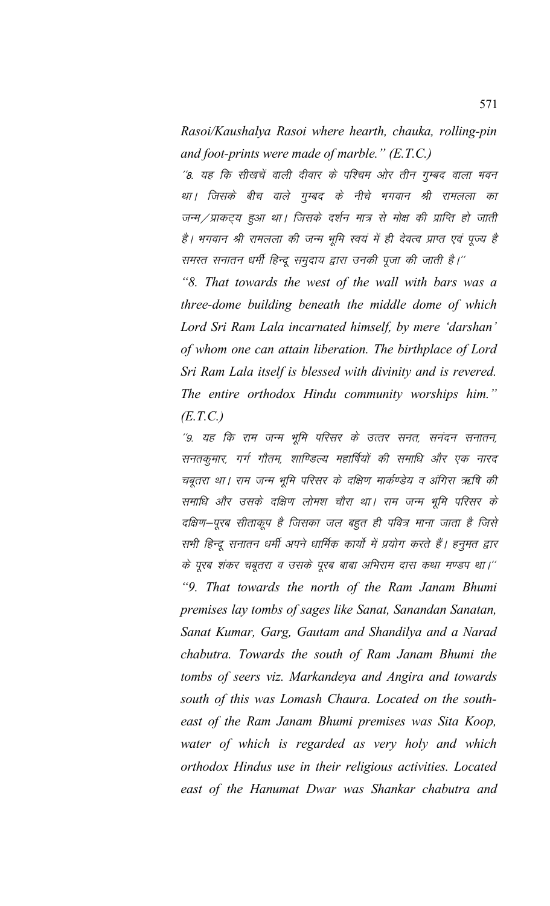*Rasoi/Kaushalya Rasoi where hearth, chauka, rolling-pin and foot-prints were made of marble." (E.T.C.)*

''8. यह कि सीखचें वाली दीवार के पश्चिम ओर तीन गुम्बद वाला भवन था। जिसके बीच वाले गुम्बद के नीचे भगवान श्री रामलला का जन्म/प्राकट्य हुआ था। जिसके दर्शन मात्र से मोक्ष की प्राप्ति हो जाती है। भगवान श्री रामलला की जन्म भूमि स्वयं में ही देवत्व प्राप्त एवं पूज्य है समस्त सनातन धर्मी हिन्दू समुदाय द्वारा उनकी पूजा की जाती है।''

*"8. That towards the west of the wall with bars was a three-dome building beneath the middle dome of which Lord Sri Ram Lala incarnated himself, by mere 'darshan' of whom one can attain liberation. The birthplace of Lord Sri Ram Lala itself is blessed with divinity and is revered. The entire orthodox Hindu community worships him." (E.T.C.)*

''9. यह कि राम जन्म भूमि परिसर के उत्तर सनत, सनंदन सनातन, सनतकुमार, गर्ग गौतम, शाण्डिल्य महार्षियों की समाधि और एक नारद चबूतरा था। राम जन्म भूमि परिसर के दक्षिण मार्कण्डेय व अंगिरा ऋषि की समाधि और उसके दक्षिण लोमश चौरा था। राम जन्म भूमि परिसर के दक्षिण–पूरब सीताकूप है जिसका जल बहुत ही पवित्र माना जाता है जिसे सभी हिन्दू सनातन धर्मी अपने धार्मिक कार्यो में प्रयोग करते हैं। हनुमत द्वार के पूरब शंकर चबूतरा व उसके पूरब बाबा अभिराम दास कथा मण्डप था।''

*"9. That towards the north of the Ram Janam Bhumi premises lay tombs of sages like Sanat, Sanandan Sanatan, Sanat Kumar, Garg, Gautam and Shandilya and a Narad chabutra. Towards the south of Ram Janam Bhumi the tombs of seers viz. Markandeya and Angira and towards south of this was Lomash Chaura. Located on the south-east of the Ram Janam Bhumi premises was Sita Koop, water of which is regarded as very holy and which orthodox Hindus use in their religious activities. Located east of the Hanumat Dwar was Shankar chabutra and*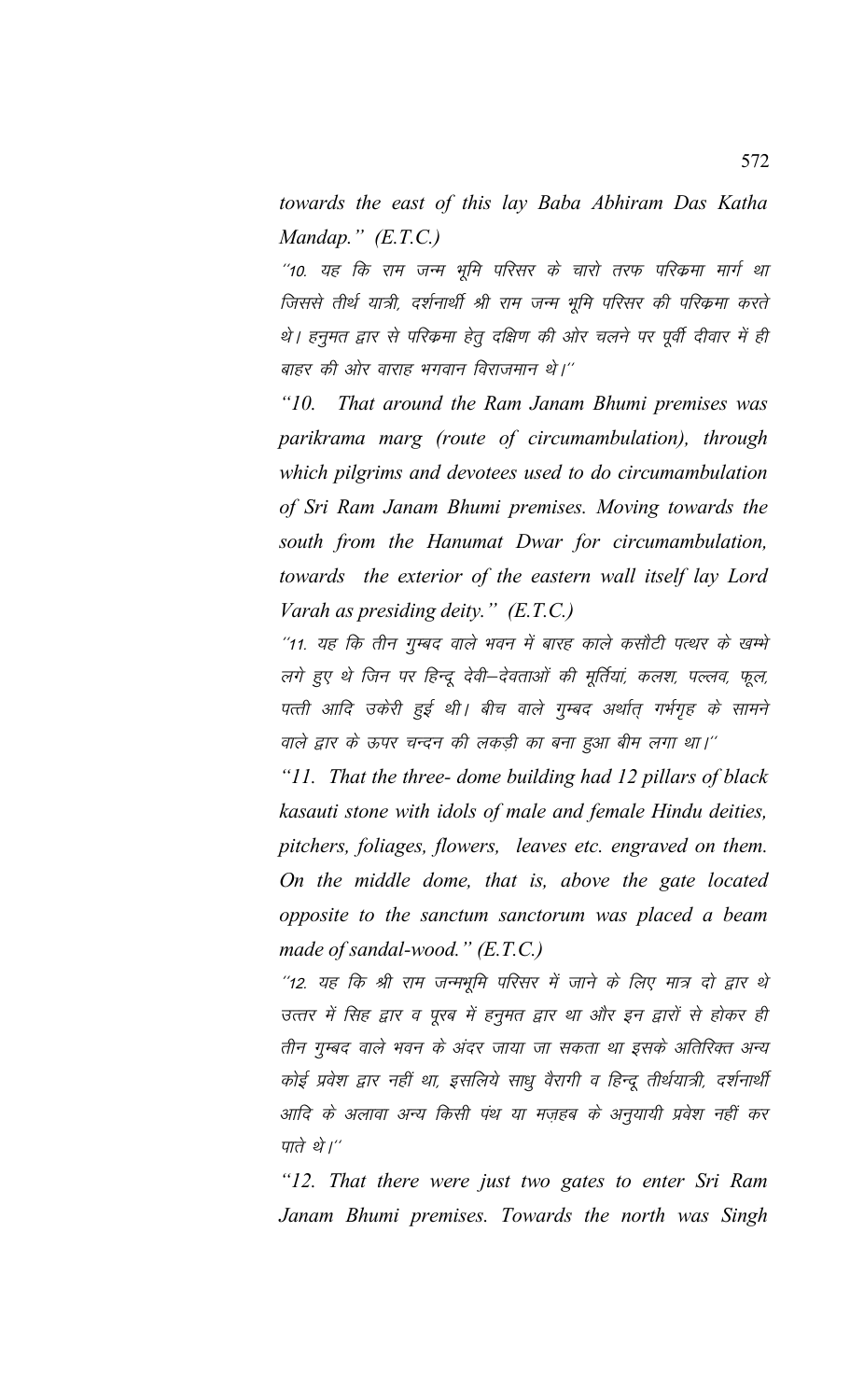*towards the east of this lay Baba Abhiram Das Katha Mandap." (E.T.C.)*

"10. यह कि राम जन्म भूमि परिसर के चारो तरफ परिक्रमा मार्ग था जिससे तीर्थ यात्री, दर्शनार्थी श्री राम जन्म भूमि परिसर की परिक्रमा करते थे। हनुमत द्वार से परिक्रमा हेतु दक्षिण की ओर चलने पर पूर्वी दीवार में ही बाहर की ओर वाराह भगवान विराजमान थे।"

*"10. That around the Ram Janam Bhumi premises was parikrama marg (route of circumambulation), through which pilgrims and devotees used to do circumambulation of Sri Ram Janam Bhumi premises. Moving towards the south from the Hanumat Dwar for circumambulation, towards the exterior of the eastern wall itself lay Lord Varah as presiding deity." (E.T.C.)*

"11. यह कि तीन गुम्बद वाले भवन में बारह काले कसौटी पत्थर के खम्भे लगे हुए थे जिन पर हिन्दू देवी–देवताओं की मूर्तियां, कलश, पल्लव, फूल, पत्ती आदि उकेरी हुई थी। बीच वाले गुम्बद अर्थात् गर्भगृह के सामने वाले द्वार के ऊपर चन्दन की लकड़ी का बना हुआ बीम लगा था।"

*"11. That the three- dome building had 12 pillars of black kasauti stone with idols of male and female Hindu deities, pitchers, foliages, flowers, leaves etc. engraved on them. On the middle dome, that is, above the gate located opposite to the sanctum sanctorum was placed a beam made of sandal-wood." (E.T.C.)*

"12. यह कि श्री राम जन्मभूमि परिसर में जाने के लिए मात्र दो द्वार थे उत्तर में सिंह द्वार व पूरब में हनुमत द्वार था और इन द्वारों से होकर ही तीन गुम्बद वाले भवन के अंदर जाया जा सकता था इसके अतिरिक्त अन्य कोई प्रवेश द्वार नहीं था, इसलिये साधु वैरागी व हिन्दू तीर्थयात्री, दर्शनार्थी आदि के अलावा अन्य किसी पंथ या मज़हब के अनुयायी प्रवेश नहीं कर पाते थे।"

*"12. That there were just two gates to enter Sri Ram Janam Bhumi premises. Towards the north was Singh*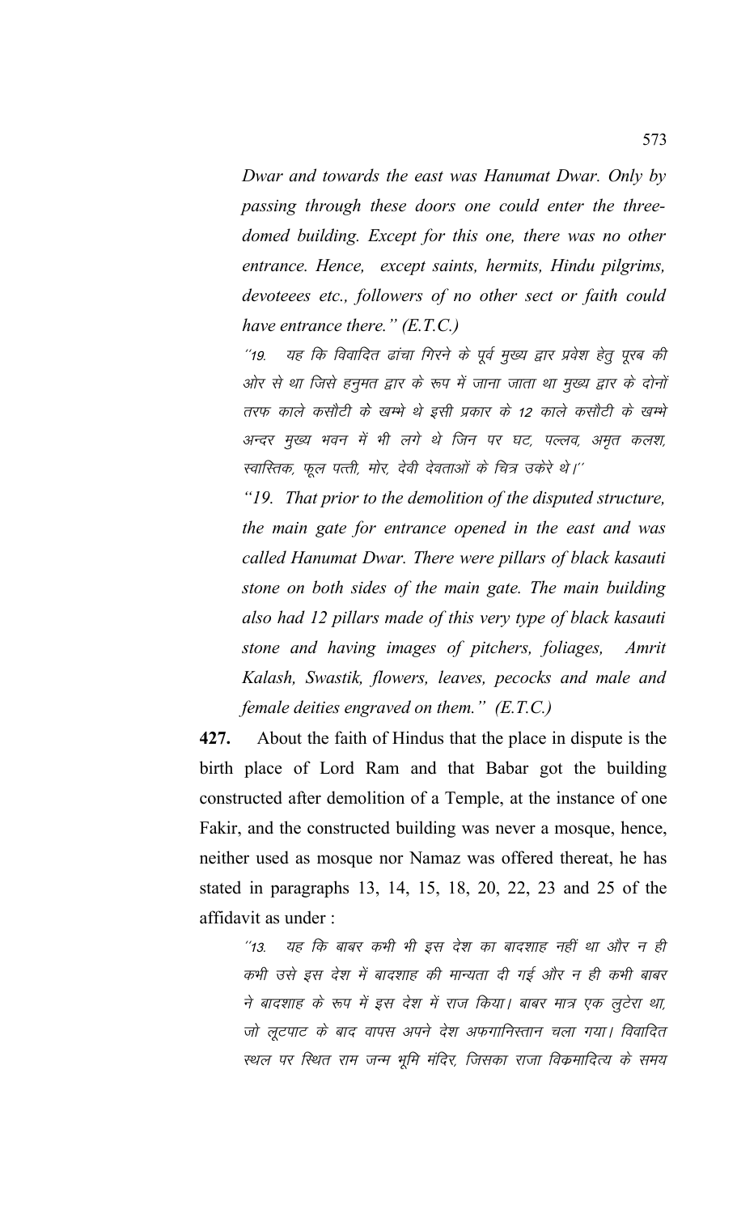*Dwar and towards the east was Hanumat Dwar. Only by passing through these doors one could enter the three-domed building. Except for this one, there was no other entrance. Hence, except saints, hermits, Hindu pilgrims, devoteees etc., followers of no other sect or faith could have entrance there." (E.T.C.)*

*''19. यह कि विवादित ढांचा गिरने के पूर्व मुख्य द्वार प्रवेश हेतु पूरब की ओर से था जिसे हनुमत द्वार के रूप में जाना जाता था मुख्य द्वार के दोनों तरफ काले कसौटी के खम्भे थे इसी प्रकार के 12 काले कसौटी के खम्भे अन्दर मुख्य भवन में भी लगे थे जिन पर घट, पल्लव, अमृत कलश, स्वास्तिक, फूल पत्ती, मोर, देवी देवताओं के चित्र उकेरे थे।''*

*"19. That prior to the demolition of the disputed structure, the main gate for entrance opened in the east and was called Hanumat Dwar. There were pillars of black kasauti stone on both sides of the main gate. The main building also had 12 pillars made of this very type of black kasauti stone and having images of pitchers, foliages, Amrit Kalash, Swastik, flowers, leaves, pecocks and male and female deities engraved on them." (E.T.C.)*

**427.** About the faith of Hindus that the place in dispute is the birth place of Lord Ram and that Babar got the building constructed after demolition of a Temple, at the instance of one Fakir, and the constructed building was never a mosque, hence, neither used as mosque nor Namaz was offered thereat, he has stated in paragraphs 13, 14, 15, 18, 20, 22, 23 and 25 of the affidavit as under :

*''13. यह कि बाबर कभी भी इस देश का बादशाह नहीं था और न ही कभी उसे इस देश में बादशाह की मान्यता दी गई और न ही कभी बाबर ने बादशाह के रूप में इस देश में राज किया। बाबर मात्र एक लुटेरा था, जो लूटपाट के बाद वापस अपने देश अफगानिस्तान चला गया। विवादित स्थल पर स्थित राम जन्म भूमि मंदिर, जिसका राजा विक्रमादित्य के समय*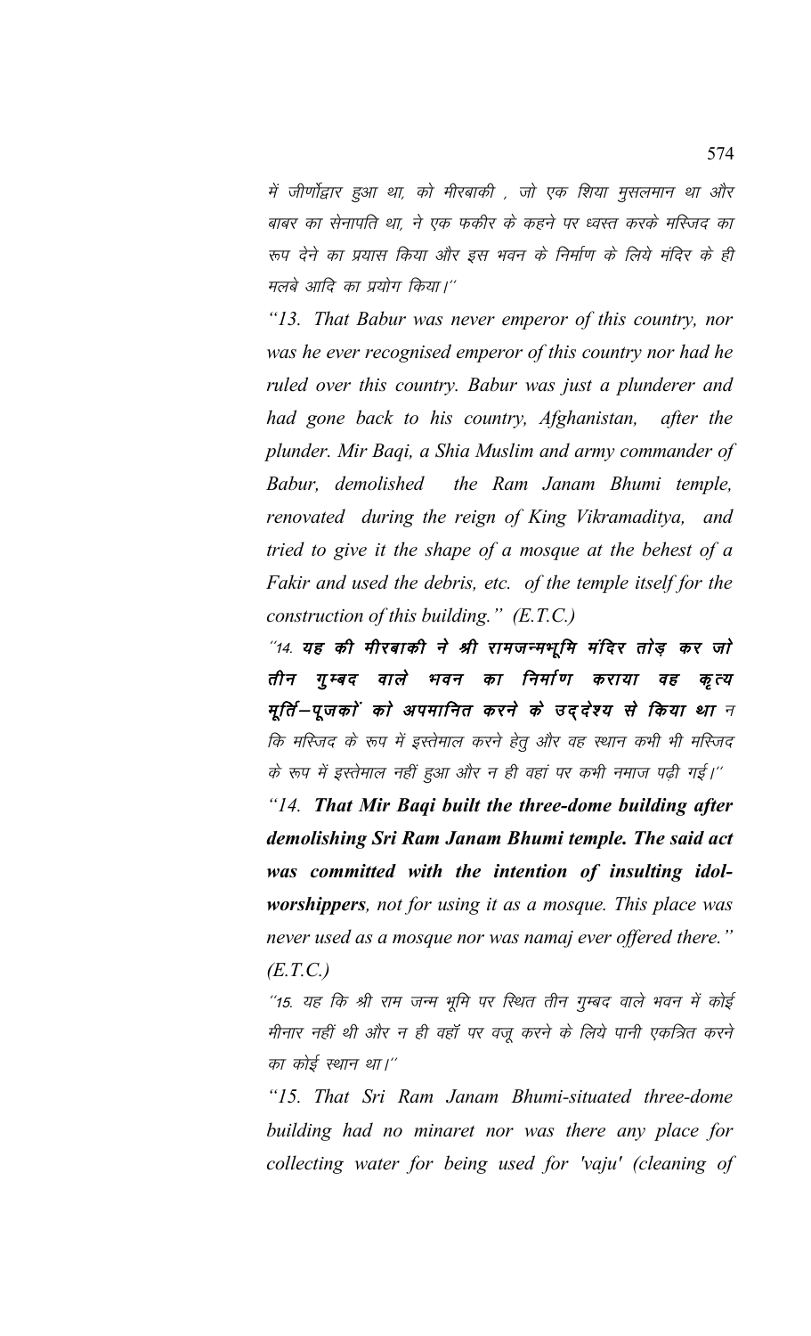में जीर्णोद्वार हुआ था, को मीरबाकी , जो एक शिया मुसलमान था और बाबर का सेनापति था, ने एक फकीर के कहने पर ध्वस्त करके मस्जिद का रूप देने का प्रयास किया और इस भवन के निर्माण के लिये मंदिर के ही मलबे आदि का प्रयोग किया।''

*"13. That Babur was never emperor of this country, nor was he ever recognised emperor of this country nor had he ruled over this country. Babur was just a plunderer and had gone back to his country, Afghanistan, after the plunder. Mir Baqi, a Shia Muslim and army commander of Babur, demolished the Ram Janam Bhumi temple, renovated during the reign of King Vikramaditya, and tried to give it the shape of a mosque at the behest of a Fakir and used the debris, etc. of the temple itself for the construction of this building." (E.T.C.)*

''14. ***यह की मीरबाकी ने श्री रामजन्मभूमि मंदिर तोड़ कर जो तीन गुम्बद वाले भवन का निर्माण कराया वह कृत्य मूर्ति–पूजकों को अपमानित करने के उद्देश्य से किया था*** न कि मस्जिद के रूप में इस्तेमाल करने हेतु और वह स्थान कभी भी मस्जिद के रूप में इस्तेमाल नहीं हुआ और न ही वहां पर कभी नमाज पढ़ी गई।''

*"14. **That Mir Baqi built the three-dome building after demolishing Sri Ram Janam Bhumi temple. The said act was committed with the intention of insulting idol-worshippers**, not for using it as a mosque. This place was never used as a mosque nor was namaj ever offered there." (E.T.C.)*

''15. यह कि श्री राम जन्म भूमि पर स्थित तीन गुम्बद वाले भवन में कोई मीनार नहीं थी और न ही वहाँ पर वजू करने के लिये पानी एकत्रित करने का कोई स्थान था।''

*"15. That Sri Ram Janam Bhumi-situated three-dome building had no minaret nor was there any place for collecting water for being used for 'vaju' (cleaning of*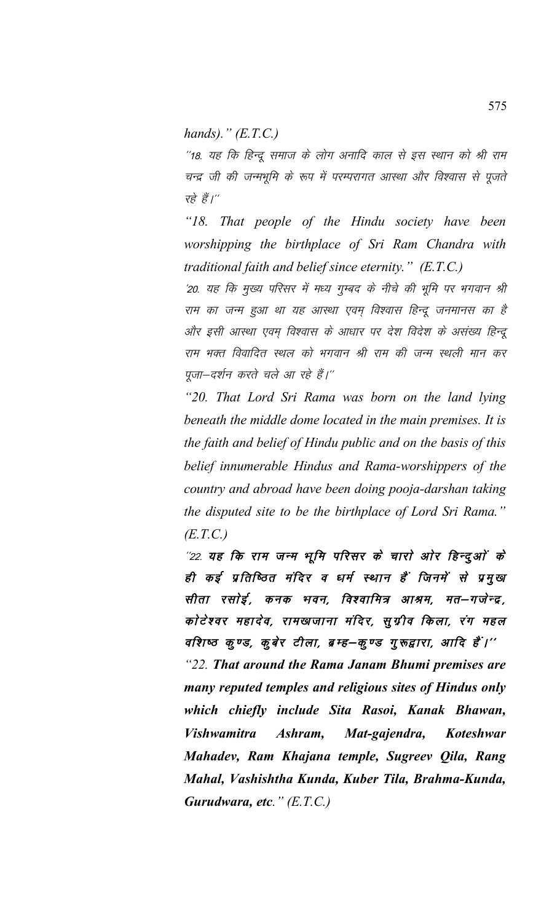*hands)." (E.T.C.)*

''18. यह कि हिन्दू समाज के लोग अनादि काल से इस स्थान को श्री राम चन्द्र जी की जन्मभूमि के रूप में परम्परागत आस्था और विश्वास से पूजते रहे हैं।''

*"18. That people of the Hindu society have been worshipping the birthplace of Sri Ram Chandra with traditional faith and belief since eternity." (E.T.C.)*

'20. यह कि मुख्य परिसर में मध्य गुम्बद के नीचे की भूमि पर भगवान श्री राम का जन्म हुआ था यह आस्था एवम् विश्वास हिन्दू जनमानस का है और इसी आस्था एवम् विश्वास के आधार पर देश विदेश के असंख्य हिन्दू राम भक्त विवादित स्थल को भगवान श्री राम की जन्म स्थली मान कर पूजा–दर्शन करते चले आ रहे हैं।''

*"20. That Lord Sri Rama was born on the land lying beneath the middle dome located in the main premises. It is the faith and belief of Hindu public and on the basis of this belief innumerable Hindus and Rama-worshippers of the country and abroad have been doing pooja-darshan taking the disputed site to be the birthplace of Lord Sri Rama." (E.T.C.)*

''22. **यह कि राम जन्म भूमि परिसर के चारो ओर हिन्दुओं के ही कई प्रतिष्ठित मंदिर व धर्म स्थान हैं जिनमें से प्रमुख सीता रसोई, कनक भवन, विश्वामित्र आश्रम, मत–गजेन्द्र, कोटेश्वर महादेव, रामखजाना मंदिर, सुग्रीव किला, रंग महल वशिष्ठ कुण्ड, कुबेर टीला, ब्रम्ह–कुण्ड गुरूद्वारा, आदि हैं।''**

*"22. **That around the Rama Janam Bhumi premises are many reputed temples and religious sites of Hindus only which chiefly include Sita Rasoi, Kanak Bhawan, Vishwamitra Ashram, Mat-gajendra, Koteshwar Mahadev, Ram Khajana temple, Sugreev Qila, Rang Mahal, Vashishtha Kunda, Kuber Tila, Brahma-Kunda, Gurudwara, etc.**" (E.T.C.)*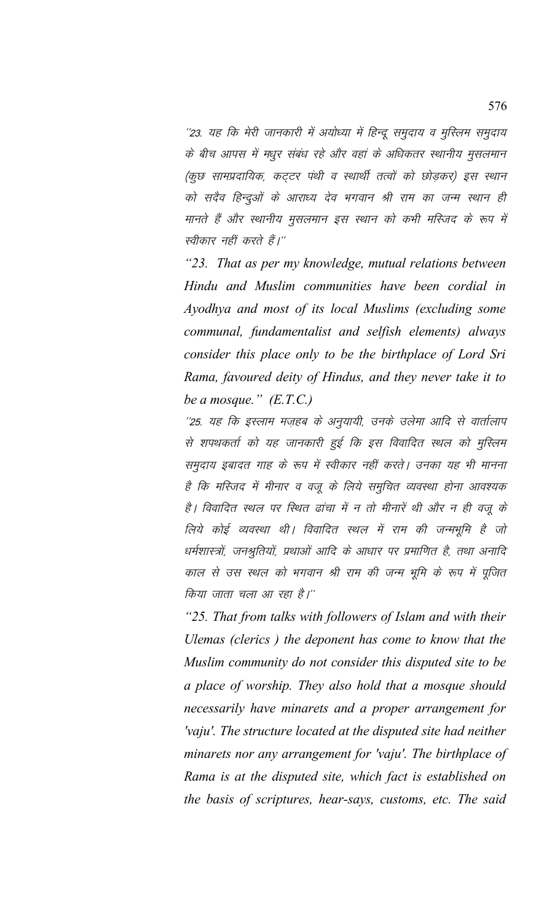''23. यह कि मेरी जानकारी में अयोध्या में हिन्दू समुदाय व मुस्लिम समुदाय के बीच आपस में मधुर संबंध रहे और वहां के अधिकतर स्थानीय मुसलमान (कुछ सामप्रदायिक, कट्टर पंथी व स्वार्थी तत्वों को छोड़कर) इस स्थान को सदैव हिन्दुओं के आराध्य देव भगवान श्री राम का जन्म स्थान ही मानते हैं और स्थानीय मुसलमान इस स्थान को कभी मस्जिद के रूप में स्वीकार नहीं करते हैं।''

*"23. That as per my knowledge, mutual relations between Hindu and Muslim communities have been cordial in Ayodhya and most of its local Muslims (excluding some communal, fundamentalist and selfish elements) always consider this place only to be the birthplace of Lord Sri Rama, favoured deity of Hindus, and they never take it to be a mosque." (E.T.C.)*

''25. यह कि इस्लाम मज़हब के अनुयायी, उनके उलेमा आदि से वार्तालाप से शपथकर्ता को यह जानकारी हुई कि इस विवादित स्थल को मुस्लिम समुदाय इबादत गाह के रूप में स्वीकार नहीं करते। उनका यह भी मानना है कि मस्जिद में मीनार व वजू के लिये समुचित व्यवस्था होना आवश्यक है। विवादित स्थल पर स्थित ढांचा में न तो मीनारें थी और न ही वजू के लिये कोई व्यवस्था थी। विवादित स्थल में राम की जन्मभूमि है जो धर्मशास्त्रों, जनश्रुतियों, प्रथाओं आदि के आधार पर प्रमाणित है, तथा अनादि काल से उस स्थल को भगवान श्री राम की जन्म भूमि के रूप में पूजित किया जाता चला आ रहा है।''

*"25. That from talks with followers of Islam and with their Ulemas (clerics ) the deponent has come to know that the Muslim community do not consider this disputed site to be a place of worship. They also hold that a mosque should necessarily have minarets and a proper arrangement for 'vaju'. The structure located at the disputed site had neither minarets nor any arrangement for 'vaju'. The birthplace of Rama is at the disputed site, which fact is established on the basis of scriptures, hear-says, customs, etc. The said*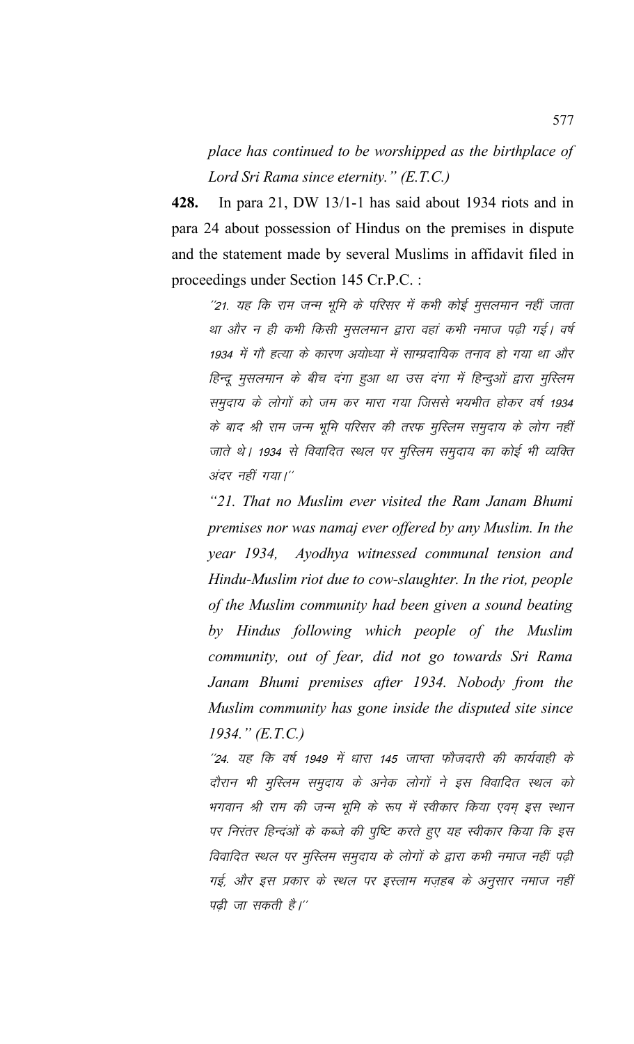*place has continued to be worshipped as the birthplace of Lord Sri Rama since eternity." (E.T.C.)*

**428.** In para 21, DW 13/1-1 has said about 1934 riots and in para 24 about possession of Hindus on the premises in dispute and the statement made by several Muslims in affidavit filed in proceedings under Section 145 Cr.P.C. :

> *''21. यह कि राम जन्म भूमि के परिसर में कभी कोई मुसलमान नहीं जाता था और न ही कभी किसी मुसलमान द्वारा वहां कभी नमाज पढ़ी गई। वर्ष 1934 में गौ हत्या के कारण अयोध्या में साम्प्रदायिक तनाव हो गया था और हिन्दू मुसलमान के बीच दंगा हुआ था उस दंगा में हिन्दुओं द्वारा मुस्लिम समुदाय के लोगों को जम कर मारा गया जिससे भयभीत होकर वर्ष 1934 के बाद श्री राम जन्म भूमि परिसर की तरफ मुस्लिम समुदाय के लोग नहीं जाते थे। 1934 से विवादित स्थल पर मुस्लिम समुदाय का कोई भी व्यक्ति अंदर नहीं गया।''*
>
> *"21. That no Muslim ever visited the Ram Janam Bhumi premises nor was namaj ever offered by any Muslim. In the year 1934, Ayodhya witnessed communal tension and Hindu-Muslim riot due to cow-slaughter. In the riot, people of the Muslim community had been given a sound beating by Hindus following which people of the Muslim community, out of fear, did not go towards Sri Rama Janam Bhumi premises after 1934. Nobody from the Muslim community has gone inside the disputed site since 1934." (E.T.C.)*
>
> *''24. यह कि वर्ष 1949 में धारा 145 जाप्ता फौजदारी की कार्यवाही के दौरान भी मुस्लिम समुदाय के अनेक लोगों ने इस विवादित स्थल को भगवान श्री राम की जन्म भूमि के रूप में स्वीकार किया एवम् इस स्थान पर निरंतर हिन्दुओं के कब्जे की पुष्टि करते हुए यह स्वीकार किया कि इस विवादित स्थल पर मुस्लिम समुदाय के लोगों के द्वारा कभी नमाज नहीं पढ़ी गई, और इस प्रकार के स्थल पर इस्लाम मज़हब के अनुसार नमाज नहीं पढ़ी जा सकती है।''*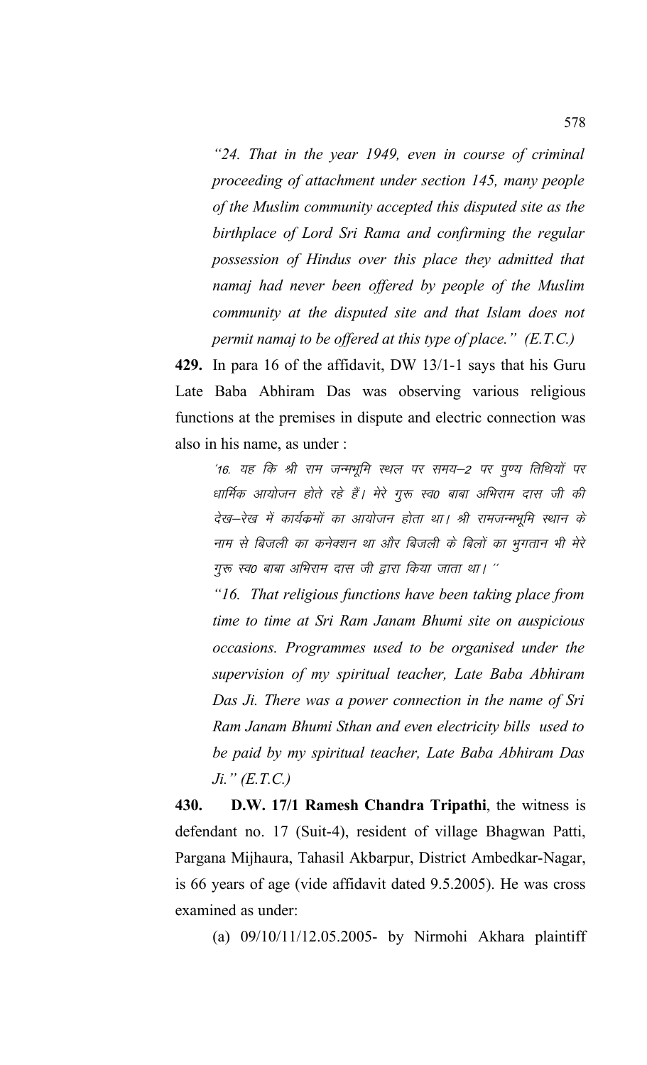*"24. That in the year 1949, even in course of criminal proceeding of attachment under section 145, many people of the Muslim community accepted this disputed site as the birthplace of Lord Sri Rama and confirming the regular possession of Hindus over this place they admitted that namaj had never been offered by people of the Muslim community at the disputed site and that Islam does not permit namaj to be offered at this type of place." (E.T.C.)*

**429.** In para 16 of the affidavit, DW 13/1-1 says that his Guru Late Baba Abhiram Das was observing various religious functions at the premises in dispute and electric connection was also in his name, as under :

> *'16. यह कि श्री राम जन्मभूमि स्थल पर समय–2 पर पुण्य तिथियों पर धार्मिक आयोजन होते रहे हैं। मेरे गुरू स्व0 बाबा अभिराम दास जी की देख–रेख में कार्यक्रमों का आयोजन होता था। श्री रामजन्मभूमि स्थान के नाम से बिजली का कनेक्शन था और बिजली के बिलों का भुगतान भी मेरे गुरू स्व0 बाबा अभिराम दास जी द्वारा किया जाता था। "*
>
> *"16. That religious functions have been taking place from time to time at Sri Ram Janam Bhumi site on auspicious occasions. Programmes used to be organised under the supervision of my spiritual teacher, Late Baba Abhiram Das Ji. There was a power connection in the name of Sri Ram Janam Bhumi Sthan and even electricity bills used to be paid by my spiritual teacher, Late Baba Abhiram Das Ji." (E.T.C.)*

**430. D.W. 17/1 Ramesh Chandra Tripathi**, the witness is defendant no. 17 (Suit-4), resident of village Bhagwan Patti, Pargana Mijhaura, Tahasil Akbarpur, District Ambedkar-Nagar, is 66 years of age (vide affidavit dated 9.5.2005). He was cross examined as under:

(a) 09/10/11/12.05.2005- by Nirmohi Akhara plaintiff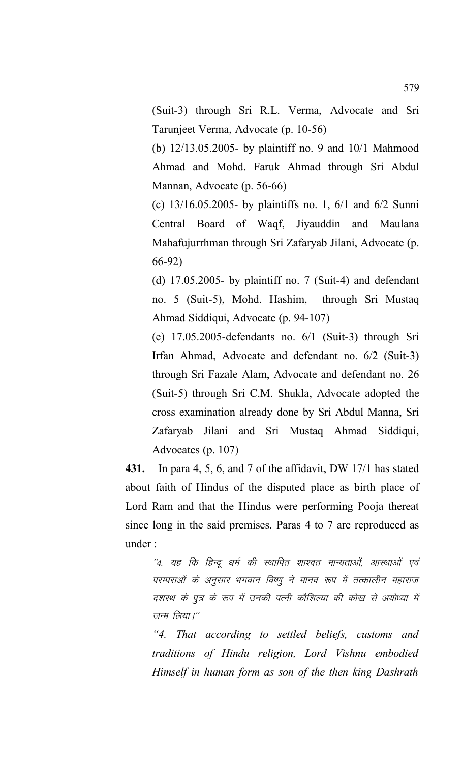(Suit-3) through Sri R.L. Verma, Advocate and Sri Tarunjeet Verma, Advocate (p. 10-56)

(b) 12/13.05.2005- by plaintiff no. 9 and 10/1 Mahmood Ahmad and Mohd. Faruk Ahmad through Sri Abdul Mannan, Advocate (p. 56-66)

(c) 13/16.05.2005- by plaintiffs no. 1, 6/1 and 6/2 Sunni Central Board of Waqf, Jiyauddin and Maulana Mahafujurrhman through Sri Zafaryab Jilani, Advocate (p. 66-92)

(d) 17.05.2005- by plaintiff no. 7 (Suit-4) and defendant no. 5 (Suit-5), Mohd. Hashim, through Sri Mustaq Ahmad Siddiqui, Advocate (p. 94-107)

(e) 17.05.2005-defendants no. 6/1 (Suit-3) through Sri Irfan Ahmad, Advocate and defendant no. 6/2 (Suit-3) through Sri Fazale Alam, Advocate and defendant no. 26 (Suit-5) through Sri C.M. Shukla, Advocate adopted the cross examination already done by Sri Abdul Manna, Sri Zafaryab Jilani and Sri Mustaq Ahmad Siddiqui, Advocates (p. 107)

**431.** In para 4, 5, 6, and 7 of the affidavit, DW 17/1 has stated about faith of Hindus of the disputed place as birth place of Lord Ram and that the Hindus were performing Pooja thereat since long in the said premises. Paras 4 to 7 are reproduced as under :

*''4. यह कि हिन्दू धर्म की स्थापित शाश्वत मान्यताओं, आस्थाओं एवं परम्पराओं के अनुसार भगवान विष्णु ने मानव रूप में तत्कालीन महाराज दशरथ के पुत्र के रूप में उनकी पत्नी कौशिल्या की कोख से अयोध्या में जन्म लिया।''*

*"4. That according to settled beliefs, customs and traditions of Hindu religion, Lord Vishnu embodied Himself in human form as son of the then king Dashrath*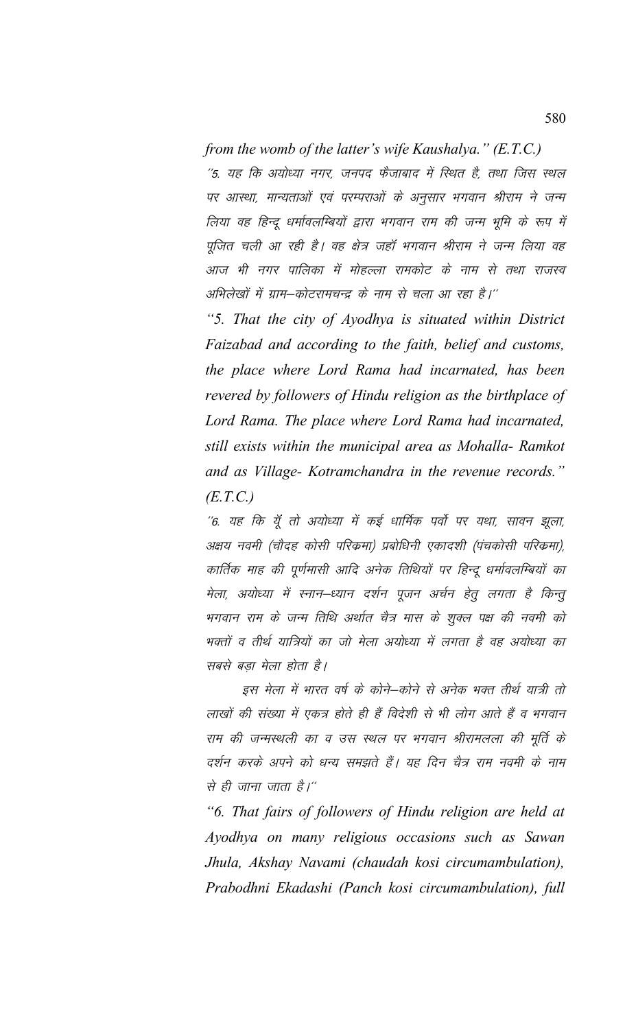*from the womb of the latter's wife Kaushalya." (E.T.C.)*

*"5. यह कि अयोध्या नगर, जनपद फैजाबाद में स्थित है, तथा जिस स्थल पर आस्था, मान्यताओं एवं परम्पराओं के अनुसार भगवान श्रीराम ने जन्म लिया वह हिन्दू धर्मावलम्बियों द्वारा भगवान राम की जन्म भूमि के रूप में पूजित चली आ रही है। वह क्षेत्र जहाँ भगवान श्रीराम ने जन्म लिया वह आज भी नगर पालिका में मोहल्ला रामकोट के नाम से तथा राजस्व अभिलेखों में ग्राम–कोटरामचन्द्र के नाम से चला आ रहा है।"*

*"5. That the city of Ayodhya is situated within District Faizabad and according to the faith, belief and customs, the place where Lord Rama had incarnated, has been revered by followers of Hindu religion as the birthplace of Lord Rama. The place where Lord Rama had incarnated, still exists within the municipal area as Mohalla- Ramkot and as Village- Kotramchandra in the revenue records." (E.T.C.)*

*"6. यह कि यूँ तो अयोध्या में कई धार्मिक पर्वो पर यथा, सावन झूला, अक्षय नवमी (चौदह कोसी परिक्रमा) प्रबोधिनी एकादशी (पंचकोसी परिक्रमा), कार्तिक माह की पूर्णमासी आदि अनेक तिथियों पर हिन्दू धर्मावलम्बियों का मेला, अयोध्या में स्नान–ध्यान दर्शन पूजन अर्चन हेतु लगता है किन्तु भगवान राम के जन्म तिथि अर्थात चैत्र मास के शुक्ल पक्ष की नवमी को भक्तों व तीर्थ यात्रियों का जो मेला अयोध्या में लगता है वह अयोध्या का सबसे बड़ा मेला होता है।*

*इस मेला में भारत वर्ष के कोने–कोने से अनेक भक्त तीर्थ यात्री तो लाखों की संख्या में एकत्र होते ही हैं विदेशी से भी लोग आते हैं व भगवान राम की जन्मस्थली का व उस स्थल पर भगवान श्रीरामलला की मूर्ति के दर्शन करके अपने को धन्य समझते हैं। यह दिन चैत्र राम नवमी के नाम से ही जाना जाता है।"*

*"6. That fairs of followers of Hindu religion are held at Ayodhya on many religious occasions such as Sawan Jhula, Akshay Navami (chaudah kosi circumambulation), Prabodhni Ekadashi (Panch kosi circumambulation), full*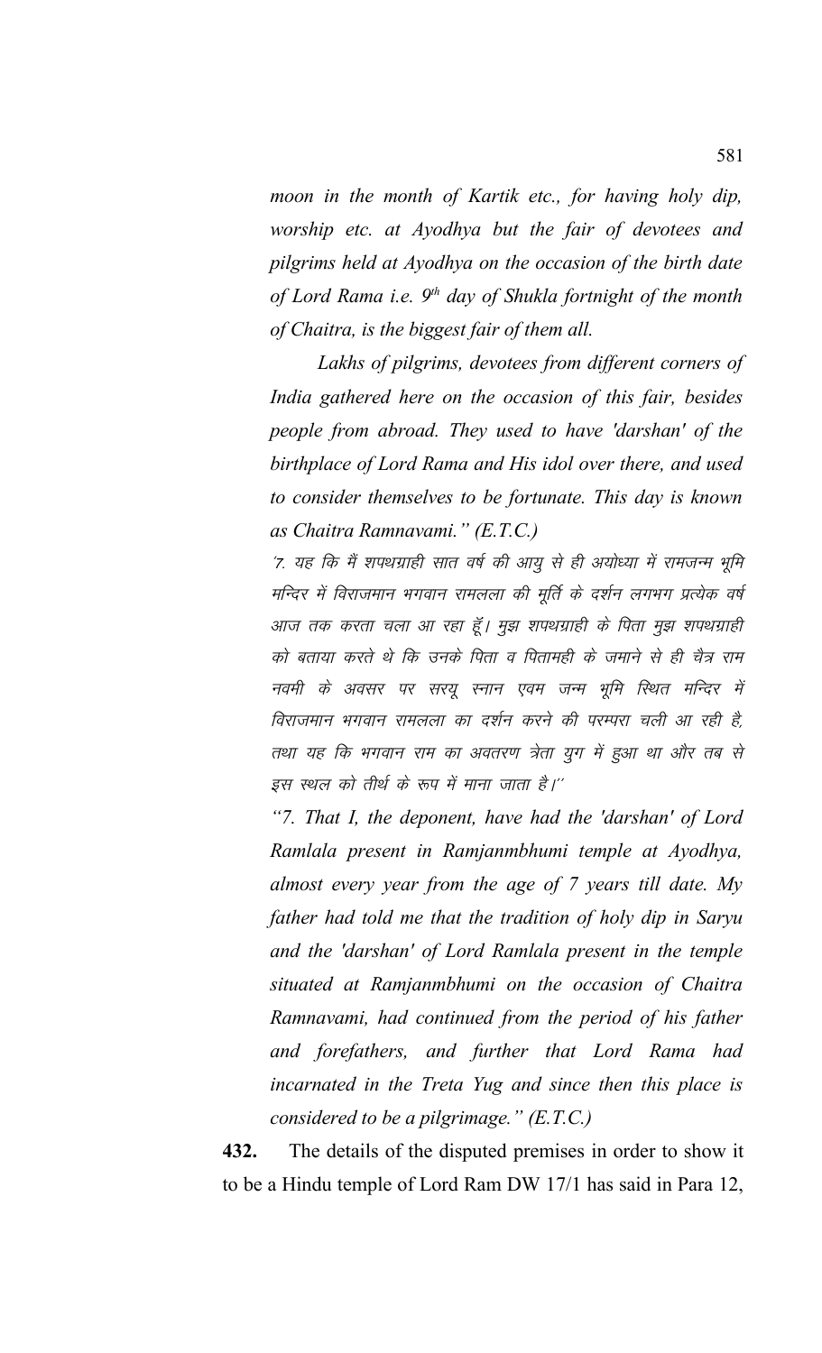*moon in the month of Kartik etc., for having holy dip, worship etc. at Ayodhya but the fair of devotees and pilgrims held at Ayodhya on the occasion of the birth date of Lord Rama i.e. 9th day of Shukla fortnight of the month of Chaitra, is the biggest fair of them all.*

*Lakhs of pilgrims, devotees from different corners of India gathered here on the occasion of this fair, besides people from abroad. They used to have 'darshan' of the birthplace of Lord Rama and His idol over there, and used to consider themselves to be fortunate. This day is known as Chaitra Ramnavami." (E.T.C.)*

*'7. यह कि मैं शपथग्राही सात वर्ष की आयु से ही अयोध्या में रामजन्म भूमि मन्दिर में विराजमान भगवान रामलला की मूर्ति के दर्शन लगभग प्रत्येक वर्ष आज तक करता चला आ रहा हूँ। मुझ शपथग्राही के पिता मुझ शपथग्राही को बताया करते थे कि उनके पिता व पितामही के जमाने से ही चैत्र राम नवमी के अवसर पर सरयू स्नान एवम जन्म भूमि स्थित मन्दिर में विराजमान भगवान रामलला का दर्शन करने की परम्परा चली आ रही है, तथा यह कि भगवान राम का अवतरण त्रेता युग में हुआ था और तब से इस स्थल को तीर्थ के रूप में माना जाता है।''*

*"7. That I, the deponent, have had the 'darshan' of Lord Ramlala present in Ramjanmbhumi temple at Ayodhya, almost every year from the age of 7 years till date. My father had told me that the tradition of holy dip in Saryu and the 'darshan' of Lord Ramlala present in the temple situated at Ramjanmbhumi on the occasion of Chaitra Ramnavami, had continued from the period of his father and forefathers, and further that Lord Rama had incarnated in the Treta Yug and since then this place is considered to be a pilgrimage." (E.T.C.)*

**432.** The details of the disputed premises in order to show it to be a Hindu temple of Lord Ram DW 17/1 has said in Para 12,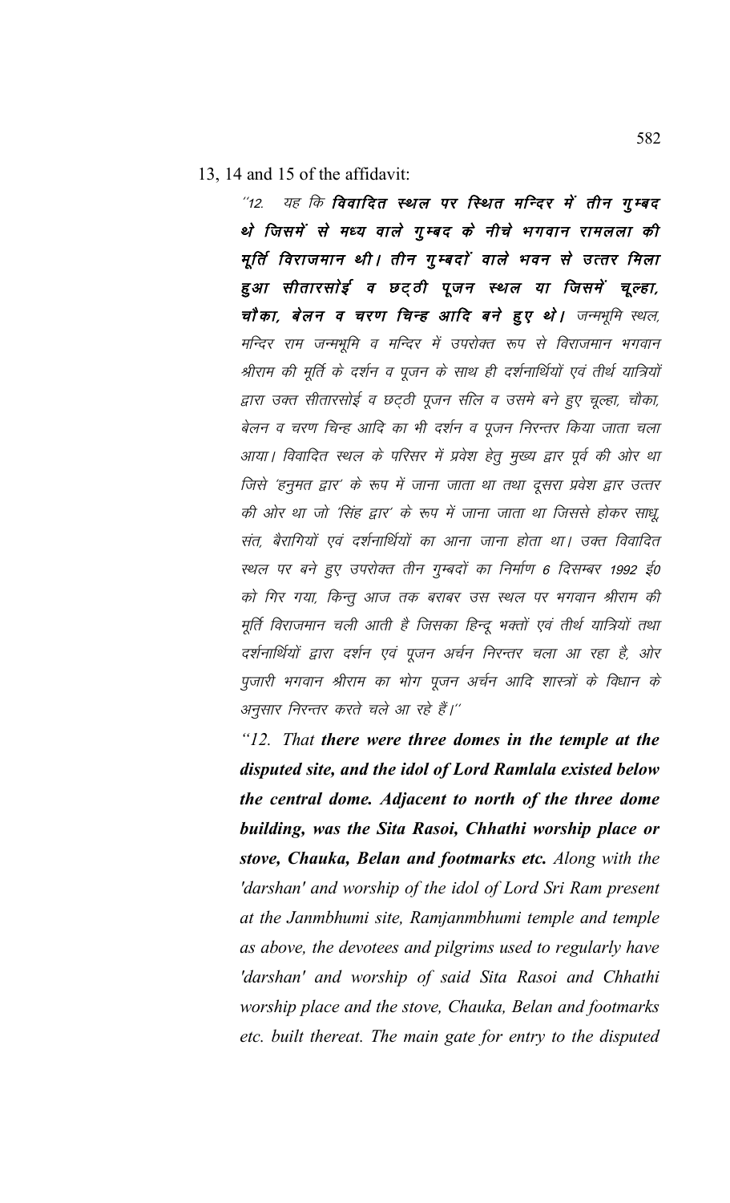13, 14 and 15 of the affidavit:

> "12. यह कि **विवादित स्थल पर स्थित मन्दिर में तीन गुम्बद थे जिसमें से मध्य वाले गुम्बद के नीचे भगवान रामलला की मूर्ति विराजमान थी। तीन गुम्बदों वाले भवन से उत्तर मिला हुआ सीतारसोई व छट्ठी पूजन स्थल या जिसमें चूल्हा, चौका, बेलन व चरण चिन्ह आदि बने हुए थे।** जन्मभूमि स्थल, मन्दिर राम जन्मभूमि व मन्दिर में उपरोक्त रूप से विराजमान भगवान श्रीराम की मूर्ति के दर्शन व पूजन के साथ ही दर्शनार्थियों एवं तीर्थ यात्रियों द्वारा उक्त सीतारसोई व छट्ठी पूजन सलि व उसमे बने हुए चूल्हा, चौका, बेलन व चरण चिन्ह आदि का भी दर्शन व पूजन निरन्तर किया जाता चला आया। विवादित स्थल के परिसर में प्रवेश हेतु मुख्य द्वार पूर्व की ओर था जिसे 'हनुमत द्वार' के रूप में जाना जाता था तथा दूसरा प्रवेश द्वार उत्तर की ओर था जो 'सिंह द्वार' के रूप में जाना जाता था जिससे होकर साधू, संत, बैरागियों एवं दर्शनार्थियों का आना जाना होता था। उक्त विवादित स्थल पर बने हुए उपरोक्त तीन गुम्बदों का निर्माण 6 दिसम्बर 1992 ई0 को गिर गया, किन्तु आज तक बराबर उस स्थल पर भगवान श्रीराम की मूर्ति विराजमान चली आती है जिसका हिन्दू भक्तों एवं तीर्थ यात्रियों तथा दर्शनार्थियों द्वारा दर्शन एवं पूजन अर्चन निरन्तर चला आ रहा है, ओर पुजारी भगवान श्रीराम का भोग पूजन अर्चन आदि शास्त्रों के विधान के अनुसार निरन्तर करते चले आ रहे हैं।"
>
> *"12. That **there were three domes in the temple at the disputed site, and the idol of Lord Ramlala existed below the central dome. Adjacent to north of the three dome building, was the Sita Rasoi, Chhathi worship place or stove, Chauka, Belan and footmarks etc.** Along with the 'darshan' and worship of the idol of Lord Sri Ram present at the Janmbhumi site, Ramjanmbhumi temple and temple as above, the devotees and pilgrims used to regularly have 'darshan' and worship of said Sita Rasoi and Chhathi worship place and the stove, Chauka, Belan and footmarks etc. built thereat. The main gate for entry to the disputed*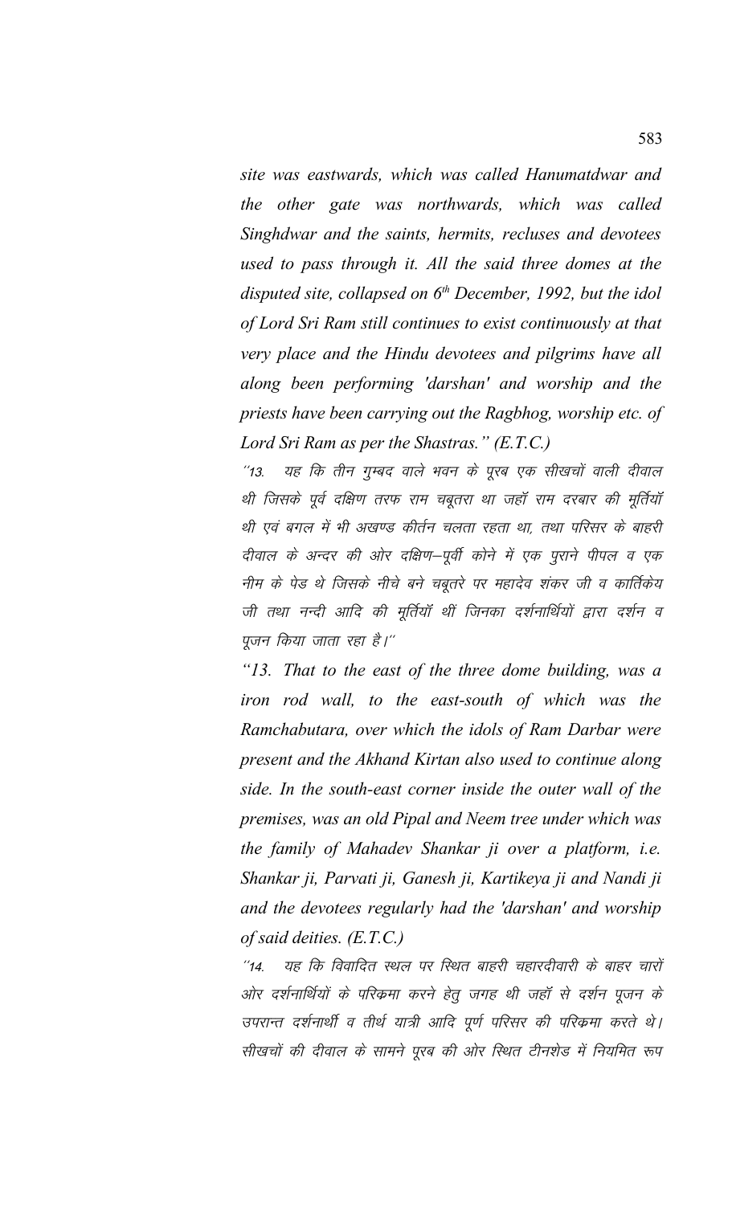*site was eastwards, which was called Hanumatdwar and the other gate was northwards, which was called Singhdwar and the saints, hermits, recluses and devotees used to pass through it. All the said three domes at the disputed site, collapsed on 6th December, 1992, but the idol of Lord Sri Ram still continues to exist continuously at that very place and the Hindu devotees and pilgrims have all along been performing 'darshan' and worship and the priests have been carrying out the Ragbhog, worship etc. of Lord Sri Ram as per the Shastras." (E.T.C.)*

*"13. यह कि तीन गुम्बद वाले भवन के पूरब एक सीखचों वाली दीवाल थी जिसके पूर्व दक्षिण तरफ राम चबूतरा था जहाँ राम दरबार की मूर्तियाँ थी एवं बगल में भी अखण्ड कीर्तन चलता रहता था, तथा परिसर के बाहरी दीवाल के अन्दर की ओर दक्षिण–पूर्वी कोने में एक पुराने पीपल व एक नीम के पेड़ थे जिसके नीचे बने चबूतरे पर महादेव शंकर जी व कार्तिकेय जी तथा नन्दी आदि की मूर्तियाँ थीं जिनका दर्शनार्थियों द्वारा दर्शन व पूजन किया जाता रहा है।"*

*"13. That to the east of the three dome building, was a iron rod wall, to the east-south of which was the Ramchabutara, over which the idols of Ram Darbar were present and the Akhand Kirtan also used to continue along side. In the south-east corner inside the outer wall of the premises, was an old Pipal and Neem tree under which was the family of Mahadev Shankar ji over a platform, i.e. Shankar ji, Parvati ji, Ganesh ji, Kartikeya ji and Nandi ji and the devotees regularly had the 'darshan' and worship of said deities. (E.T.C.)*

*"14. यह कि विवादित स्थल पर स्थित बाहरी चहारदीवारी के बाहर चारों ओर दर्शनार्थियों के परिक्रमा करने हेतु जगह थी जहाँ से दर्शन पूजन के उपरान्त दर्शनार्थी व तीर्थ यात्री आदि पूर्ण परिसर की परिक्रमा करते थे। सीखचों की दीवाल के सामने पूरब की ओर स्थित टीनशेड में नियमित रूप*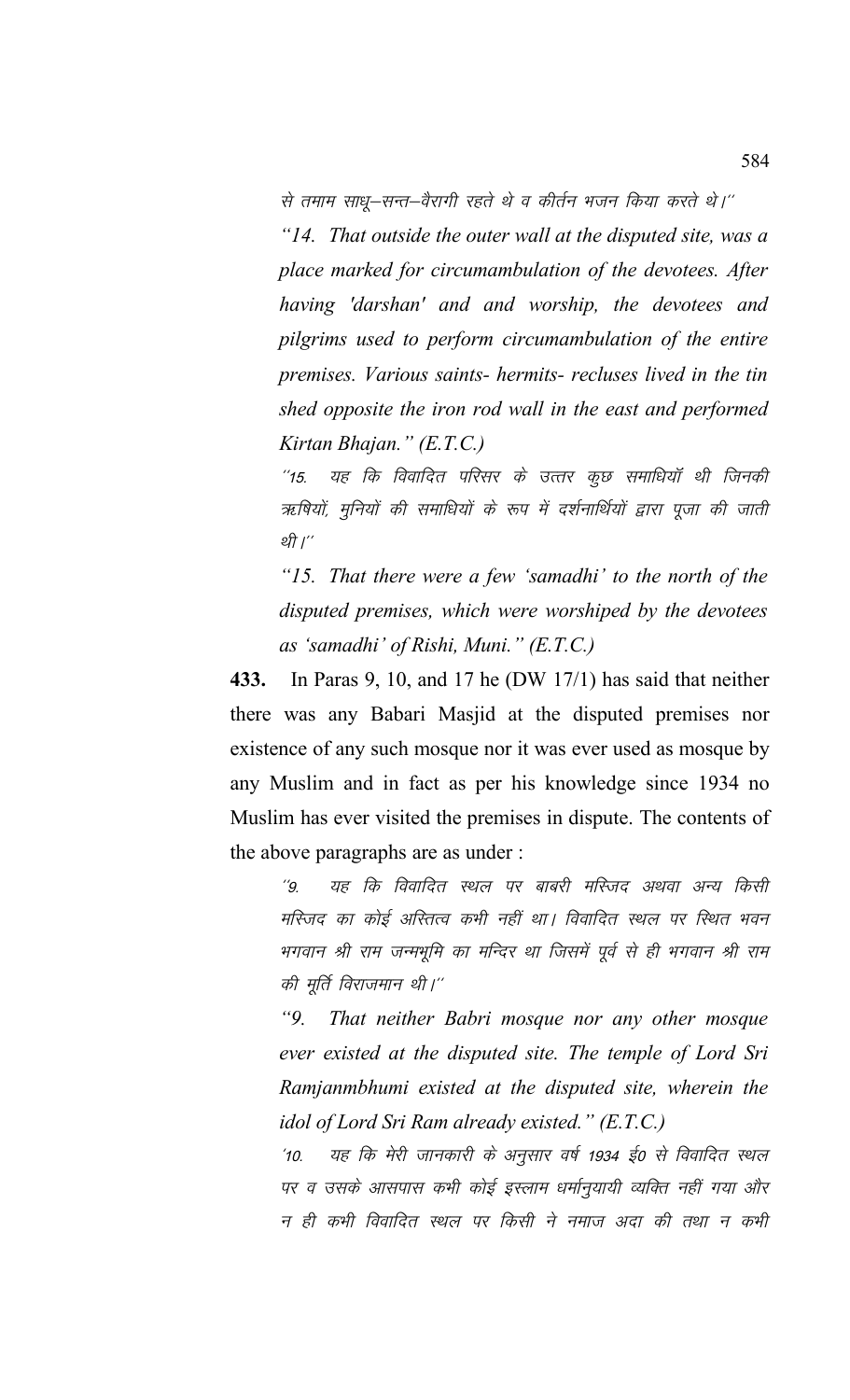से तमाम साधू–सन्त–वैरागी रहते थे व कीर्तन भजन किया करते थे।''

*"14. That outside the outer wall at the disputed site, was a place marked for circumambulation of the devotees. After having 'darshan' and and worship, the devotees and pilgrims used to perform circumambulation of the entire premises. Various saints- hermits- recluses lived in the tin shed opposite the iron rod wall in the east and performed Kirtan Bhajan." (E.T.C.)*

''15. यह कि विवादित परिसर के उत्तर कुछ समाधियॉ थी जिनकी ऋषियों, मुनियों की समाधियों के रूप में दर्शनार्थियों द्वारा पूजा की जाती थी।''

*"15. That there were a few 'samadhi' to the north of the disputed premises, which were worshiped by the devotees as 'samadhi' of Rishi, Muni." (E.T.C.)*

**433.** In Paras 9, 10, and 17 he (DW 17/1) has said that neither there was any Babari Masjid at the disputed premises nor existence of any such mosque nor it was ever used as mosque by any Muslim and in fact as per his knowledge since 1934 no Muslim has ever visited the premises in dispute. The contents of the above paragraphs are as under :

''9. यह कि विवादित स्थल पर बाबरी मस्जिद अथवा अन्य किसी मस्जिद का कोई अस्तित्व कभी नहीं था। विवादित स्थल पर स्थित भवन भगवान श्री राम जन्मभूमि का मन्दिर था जिसमें पूर्व से ही भगवान श्री राम की मूर्ति विराजमान थी।''

*"9. That neither Babri mosque nor any other mosque ever existed at the disputed site. The temple of Lord Sri Ramjanmbhumi existed at the disputed site, wherein the idol of Lord Sri Ram already existed." (E.T.C.)*

'10. यह कि मेरी जानकारी के अनुसार वर्ष 1934 ई0 से विवादित स्थल पर व उसके आसपास कभी कोई इस्लाम धर्मानुयायी व्यक्ति नहीं गया और न ही कभी विवादित स्थल पर किसी ने नमाज अदा की तथा न कभी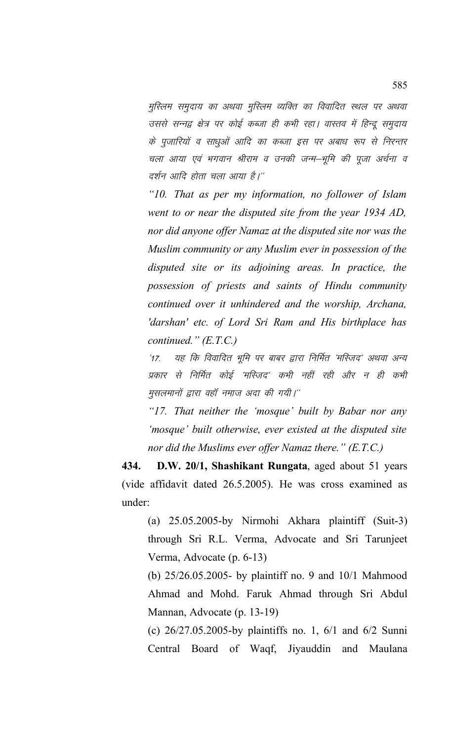*मुस्लिम समुदाय का अथवा मुस्लिम व्यक्ति का विवादित स्थल पर अथवा उससे सन्नद्व क्षेत्र पर कोई कब्जा ही कभी रहा। वास्तव में हिन्दू समुदाय के पुजारियों व साधुओं आदि का कब्जा इस पर अबाध रूप से निरन्तर चला आया एवं भगवान श्रीराम व उनकी जन्म–भूमि की पूजा अर्चना व दर्शन आदि होता चला आया है।''*

*"10. That as per my information, no follower of Islam went to or near the disputed site from the year 1934 AD, nor did anyone offer Namaz at the disputed site nor was the Muslim community or any Muslim ever in possession of the disputed site or its adjoining areas. In practice, the possession of priests and saints of Hindu community continued over it unhindered and the worship, Archana, 'darshan' etc. of Lord Sri Ram and His birthplace has continued." (E.T.C.)*

*'17. यह कि विवादित भूमि पर बाबर द्वारा निर्मित 'मस्जिद' अथवा अन्य प्रकार से निर्मित कोई 'मस्जिद' कभी नहीं रही और न ही कभी मुसलमानों द्वारा वहॉं नमाज अदा की गयी।''*

*"17. That neither the 'mosque' built by Babar nor any 'mosque' built otherwise, ever existed at the disputed site nor did the Muslims ever offer Namaz there." (E.T.C.)*

**434. D.W. 20/1, Shashikant Rungata**, aged about 51 years (vide affidavit dated 26.5.2005). He was cross examined as under:

(a) 25.05.2005-by Nirmohi Akhara plaintiff (Suit-3) through Sri R.L. Verma, Advocate and Sri Tarunjeet Verma, Advocate (p. 6-13)

(b) 25/26.05.2005- by plaintiff no. 9 and 10/1 Mahmood Ahmad and Mohd. Faruk Ahmad through Sri Abdul Mannan, Advocate (p. 13-19)

(c) 26/27.05.2005-by plaintiffs no. 1, 6/1 and 6/2 Sunni Central Board of Waqf, Jiyauddin and Maulana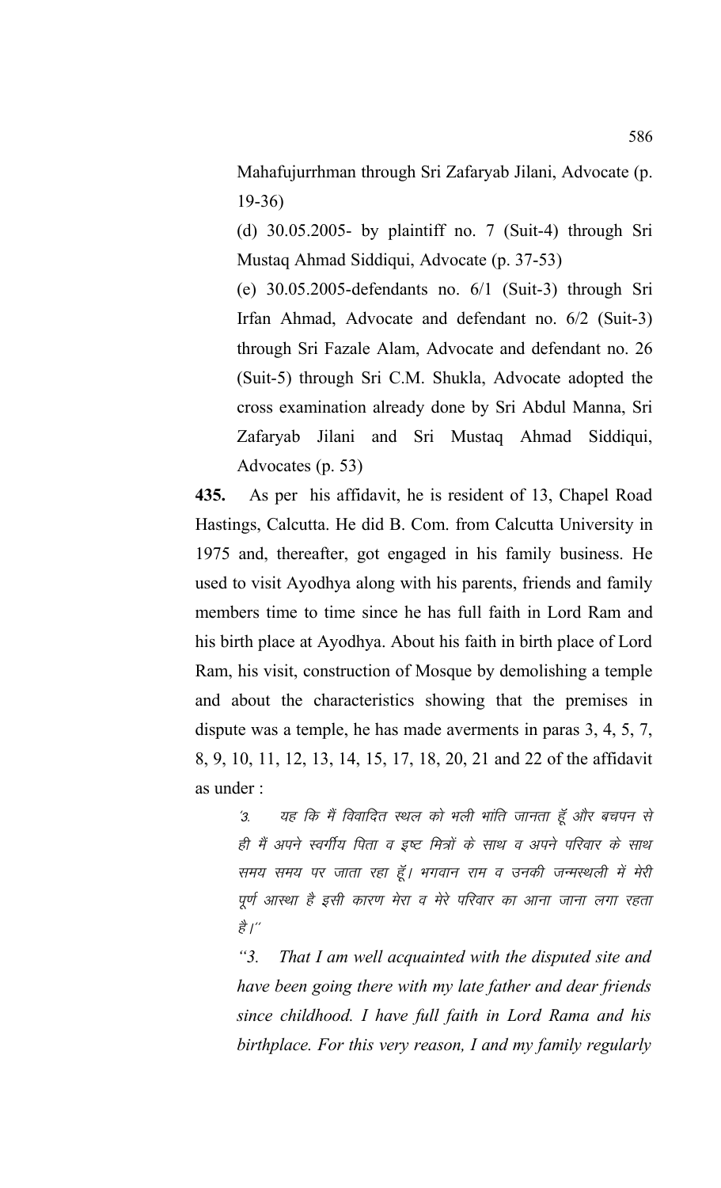Mahafujurrhman through Sri Zafaryab Jilani, Advocate (p. 19-36)

(d) 30.05.2005- by plaintiff no. 7 (Suit-4) through Sri Mustaq Ahmad Siddiqui, Advocate (p. 37-53)

(e) 30.05.2005-defendants no. 6/1 (Suit-3) through Sri Irfan Ahmad, Advocate and defendant no. 6/2 (Suit-3) through Sri Fazale Alam, Advocate and defendant no. 26 (Suit-5) through Sri C.M. Shukla, Advocate adopted the cross examination already done by Sri Abdul Manna, Sri Zafaryab Jilani and Sri Mustaq Ahmad Siddiqui, Advocates (p. 53)

**435.** As per his affidavit, he is resident of 13, Chapel Road Hastings, Calcutta. He did B. Com. from Calcutta University in 1975 and, thereafter, got engaged in his family business. He used to visit Ayodhya along with his parents, friends and family members time to time since he has full faith in Lord Ram and his birth place at Ayodhya. About his faith in birth place of Lord Ram, his visit, construction of Mosque by demolishing a temple and about the characteristics showing that the premises in dispute was a temple, he has made averments in paras 3, 4, 5, 7, 8, 9, 10, 11, 12, 13, 14, 15, 17, 18, 20, 21 and 22 of the affidavit as under :

*'3. यह कि मैं विवादित स्थल को भली भांति जानता हूँ और बचपन से ही मैं अपने स्वर्गीय पिता व इष्ट मित्रों के साथ व अपने परिवार के साथ समय समय पर जाता रहा हूँ। भगवान राम व उनकी जन्मस्थली में मेरी पूर्ण आस्था है इसी कारण मेरा व मेरे परिवार का आना जाना लगा रहता है।''*

*"3. That I am well acquainted with the disputed site and have been going there with my late father and dear friends since childhood. I have full faith in Lord Rama and his birthplace. For this very reason, I and my family regularly*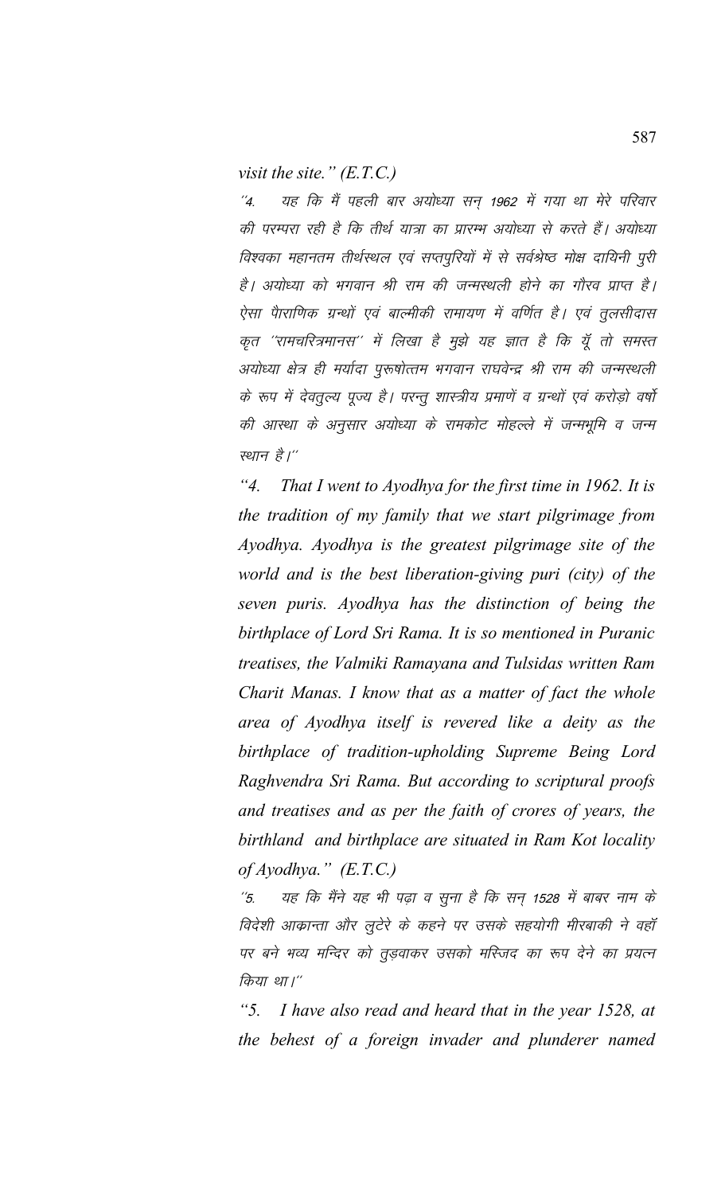*visit the site." (E.T.C.)*

*"4. यह कि मैं पहली बार अयोध्या सन् 1962 में गया था मेरे परिवार की परम्परा रही है कि तीर्थ यात्रा का प्रारम्भ अयोध्या से करते हैं। अयोध्या विश्वका महानतम तीर्थस्थल एवं सप्तपुरियों में से सर्वश्रेष्ठ मोक्ष दायिनी पुरी है। अयोध्या को भगवान श्री राम की जन्मस्थली होने का गौरव प्राप्त है। ऐसा पौराणिक ग्रन्थों एवं बाल्मीकी रामायण में वर्णित है। एवं तुलसीदास कृत "रामचरित्रमानस" में लिखा है मुझे यह ज्ञात है कि यूँ तो समस्त अयोध्या क्षेत्र ही मर्यादा पुरूषोत्तम भगवान राघवेन्द्र श्री राम की जन्मस्थली के रूप में देवतुल्य पूज्य है। परन्तु शास्त्रीय प्रमाणें व ग्रन्थों एवं करोड़ो वर्षो की आस्था के अनुसार अयोध्या के रामकोट मोहल्ले में जन्मभूमि व जन्म स्थान है।"*

*"4. That I went to Ayodhya for the first time in 1962. It is the tradition of my family that we start pilgrimage from Ayodhya. Ayodhya is the greatest pilgrimage site of the world and is the best liberation-giving puri (city) of the seven puris. Ayodhya has the distinction of being the birthplace of Lord Sri Rama. It is so mentioned in Puranic treatises, the Valmiki Ramayana and Tulsidas written Ram Charit Manas. I know that as a matter of fact the whole area of Ayodhya itself is revered like a deity as the birthplace of tradition-upholding Supreme Being Lord Raghvendra Sri Rama. But according to scriptural proofs and treatises and as per the faith of crores of years, the birthland and birthplace are situated in Ram Kot locality of Ayodhya." (E.T.C.)*

*"5. यह कि मैंने यह भी पढ़ा व सुना है कि सन् 1528 में बाबर नाम के विदेशी आक्रान्ता और लुटेरे के कहने पर उसके सहयोगी मीरबाकी ने वहाँ पर बने भव्य मन्दिर को तुड़वाकर उसको मस्जिद का रूप देने का प्रयत्न किया था।"*

*"5. I have also read and heard that in the year 1528, at the behest of a foreign invader and plunderer named*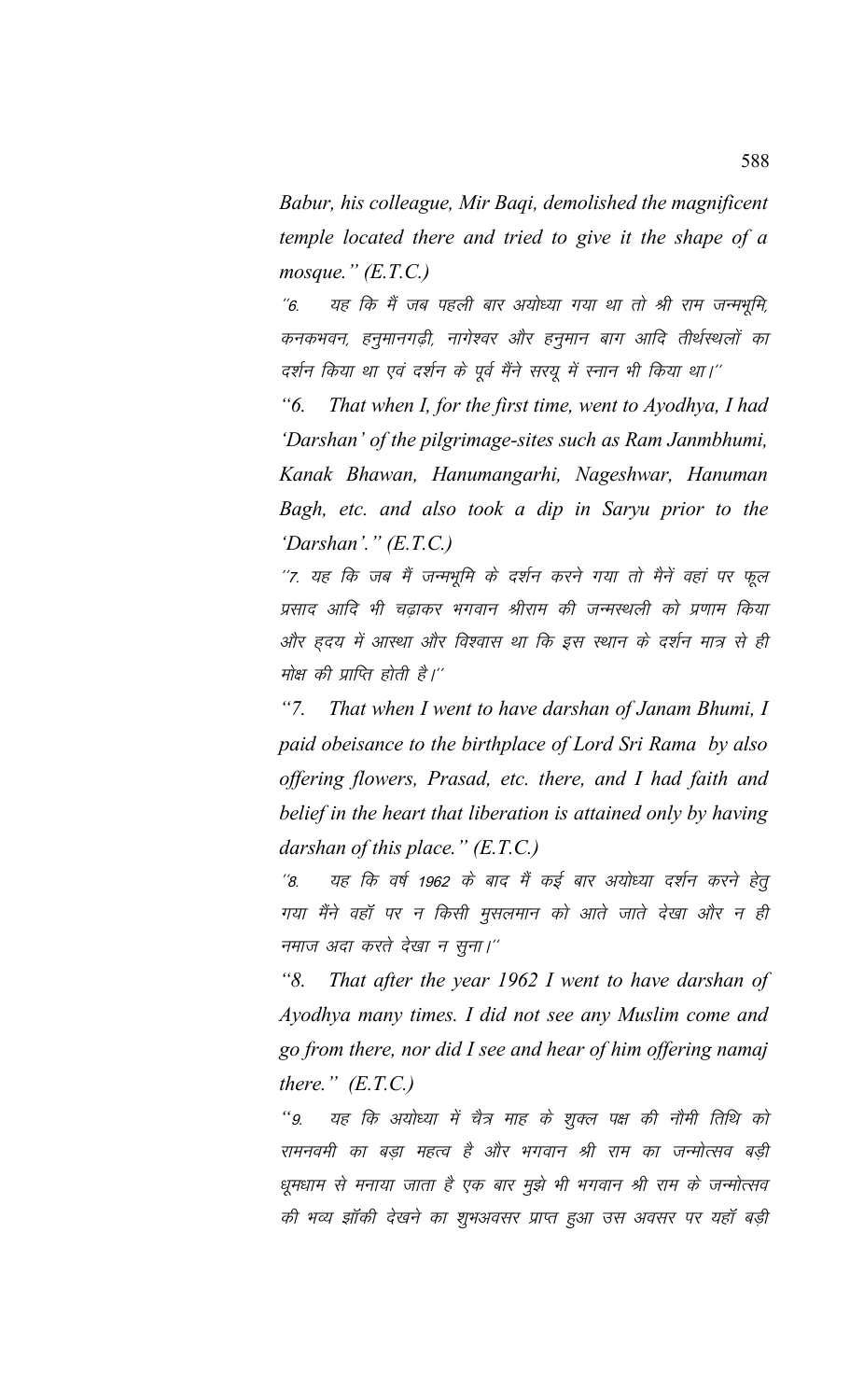*Babur, his colleague, Mir Baqi, demolished the magnificent temple located there and tried to give it the shape of a mosque." (E.T.C.)*

*"6. यह कि मैं जब पहली बार अयोध्या गया था तो श्री राम जन्मभूमि, कनकभवन, हनुमानगढ़ी, नागेश्वर और हनुमान बाग आदि तीर्थस्थलों का दर्शन किया था एवं दर्शन के पूर्व मैंने सरयू में स्नान भी किया था।"*

*"6. That when I, for the first time, went to Ayodhya, I had 'Darshan' of the pilgrimage-sites such as Ram Janmbhumi, Kanak Bhawan, Hanumangarhi, Nageshwar, Hanuman Bagh, etc. and also took a dip in Saryu prior to the 'Darshan'." (E.T.C.)*

*"7. यह कि जब मैं जन्मभूमि के दर्शन करने गया तो मैनें वहां पर फूल प्रसाद आदि भी चढ़ाकर भगवान श्रीराम की जन्मस्थली को प्रणाम किया और हृदय में आस्था और विश्वास था कि इस स्थान के दर्शन मात्र से ही मोक्ष की प्राप्ति होती है।"*

*"7. That when I went to have darshan of Janam Bhumi, I paid obeisance to the birthplace of Lord Sri Rama by also offering flowers, Prasad, etc. there, and I had faith and belief in the heart that liberation is attained only by having darshan of this place." (E.T.C.)*

*"8. यह कि वर्ष 1962 के बाद मैं कई बार अयोध्या दर्शन करने हेतु गया मैंने वहॉ पर न किसी मुसलमान को आते जाते देखा और न ही नमाज अदा करते देखा न सुना।"*

*"8. That after the year 1962 I went to have darshan of Ayodhya many times. I did not see any Muslim come and go from there, nor did I see and hear of him offering namaj there." (E.T.C.)*

*"9. यह कि अयोध्या में चैत्र माह के शुक्ल पक्ष की नौमी तिथि को रामनवमी का बड़ा महत्व है और भगवान श्री राम का जन्मोत्सव बड़ी धूमधाम से मनाया जाता है एक बार मुझे भी भगवान श्री राम के जन्मोत्सव की भव्य झॉकी देखने का शुभअवसर प्राप्त हुआ उस अवसर पर यहॉ बड़ी*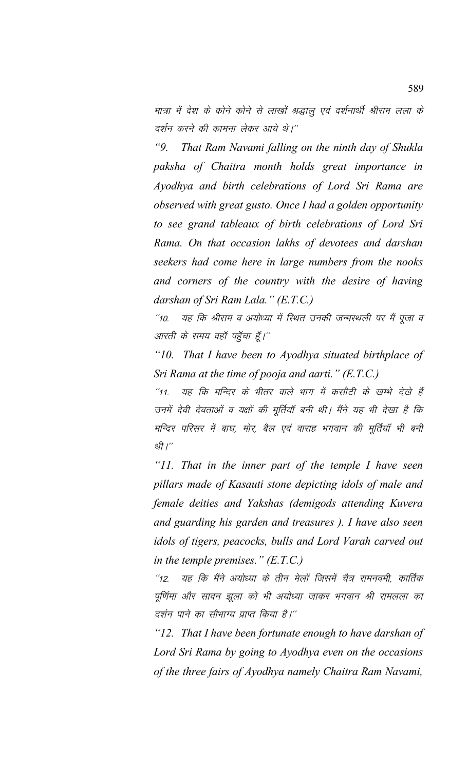मात्रा में देश के कोने कोने से लाखों श्रद्धालु एवं दर्शनार्थी श्रीराम लला के दर्शन करने की कामना लेकर आये थे।''

*"9. That Ram Navami falling on the ninth day of Shukla paksha of Chaitra month holds great importance in Ayodhya and birth celebrations of Lord Sri Rama are observed with great gusto. Once I had a golden opportunity to see grand tableaux of birth celebrations of Lord Sri Rama. On that occasion lakhs of devotees and darshan seekers had come here in large numbers from the nooks and corners of the country with the desire of having darshan of Sri Ram Lala." (E.T.C.)*

''10. यह कि श्रीराम व अयोध्या में स्थित उनकी जन्मस्थली पर मैं पूजा व आरती के समय वहाँ पहुँचा हूँ।''

*"10. That I have been to Ayodhya situated birthplace of Sri Rama at the time of pooja and aarti." (E.T.C.)*

''11. यह कि मन्दिर के भीतर वाले भाग में कसौटी के खम्भे देखे हैं उनमें देवी देवताओं व यक्षों की मूर्तियाँ बनी थी। मैंने यह भी देखा है कि मन्दिर परिसर में बाघ, मोर, बैल एवं वाराह भगवान की मूर्तियाँ भी बनी थी।''

*"11. That in the inner part of the temple I have seen pillars made of Kasauti stone depicting idols of male and female deities and Yakshas (demigods attending Kuvera and guarding his garden and treasures ). I have also seen idols of tigers, peacocks, bulls and Lord Varah carved out in the temple premises." (E.T.C.)*

''12. यह कि मैंने अयोध्या के तीन मेलों जिसमें चैत्र रामनवमी, कार्तिक पूर्णिमा और सावन झूला को भी अयोध्या जाकर भगवान श्री रामलला का दर्शन पाने का सौभाग्य प्राप्त किया है।''

*"12. That I have been fortunate enough to have darshan of Lord Sri Rama by going to Ayodhya even on the occasions of the three fairs of Ayodhya namely Chaitra Ram Navami,*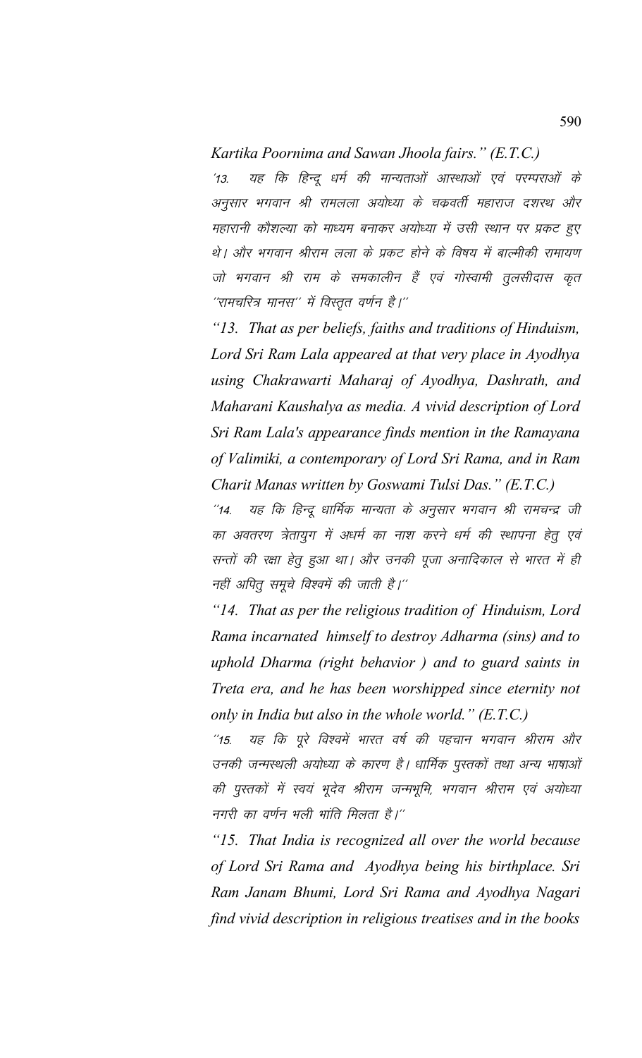*Kartika Poornima and Sawan Jhoola fairs." (E.T.C.)*

'13. यह कि हिन्दू धर्म की मान्यताओं आस्थाओं एवं परम्पराओं के अनुसार भगवान श्री रामलला अयोध्या के चक्रवर्ती महाराज दशरथ और महारानी कौशल्या को माध्यम बनाकर अयोध्या में उसी स्थान पर प्रकट हुए थे। और भगवान श्रीराम लला के प्रकट होने के विषय में बाल्मीकी रामायण जो भगवान श्री राम के समकालीन हैं एवं गोस्वामी तुलसीदास कृत ''रामचरित्र मानस'' में विस्तृत वर्णन है।''

*"13. That as per beliefs, faiths and traditions of Hinduism, Lord Sri Ram Lala appeared at that very place in Ayodhya using Chakrawarti Maharaj of Ayodhya, Dashrath, and Maharani Kaushalya as media. A vivid description of Lord Sri Ram Lala's appearance finds mention in the Ramayana of Valimiki, a contemporary of Lord Sri Rama, and in Ram Charit Manas written by Goswami Tulsi Das." (E.T.C.)*

''14. यह कि हिन्दू धार्मिक मान्यता के अनुसार भगवान श्री रामचन्द्र जी का अवतरण त्रेतायुग में अधर्म का नाश करने धर्म की स्थापना हेतु एवं सन्तों की रक्षा हेतु हुआ था। और उनकी पूजा अनादिकाल से भारत में ही नहीं अपितु समूचे विश्वमें की जाती है।''

*"14. That as per the religious tradition of Hinduism, Lord Rama incarnated himself to destroy Adharma (sins) and to uphold Dharma (right behavior ) and to guard saints in Treta era, and he has been worshipped since eternity not only in India but also in the whole world." (E.T.C.)*

''15. यह कि पूरे विश्वमें भारत वर्ष की पहचान भगवान श्रीराम और उनकी जन्मस्थली अयोध्या के कारण है। धार्मिक पुस्तकों तथा अन्य भाषाओं की पुस्तकों में स्वयं भूदेव श्रीराम जन्मभूमि, भगवान श्रीराम एवं अयोध्या नगरी का वर्णन भली भांति मिलता है।''

*"15. That India is recognized all over the world because of Lord Sri Rama and Ayodhya being his birthplace. Sri Ram Janam Bhumi, Lord Sri Rama and Ayodhya Nagari find vivid description in religious treatises and in the books*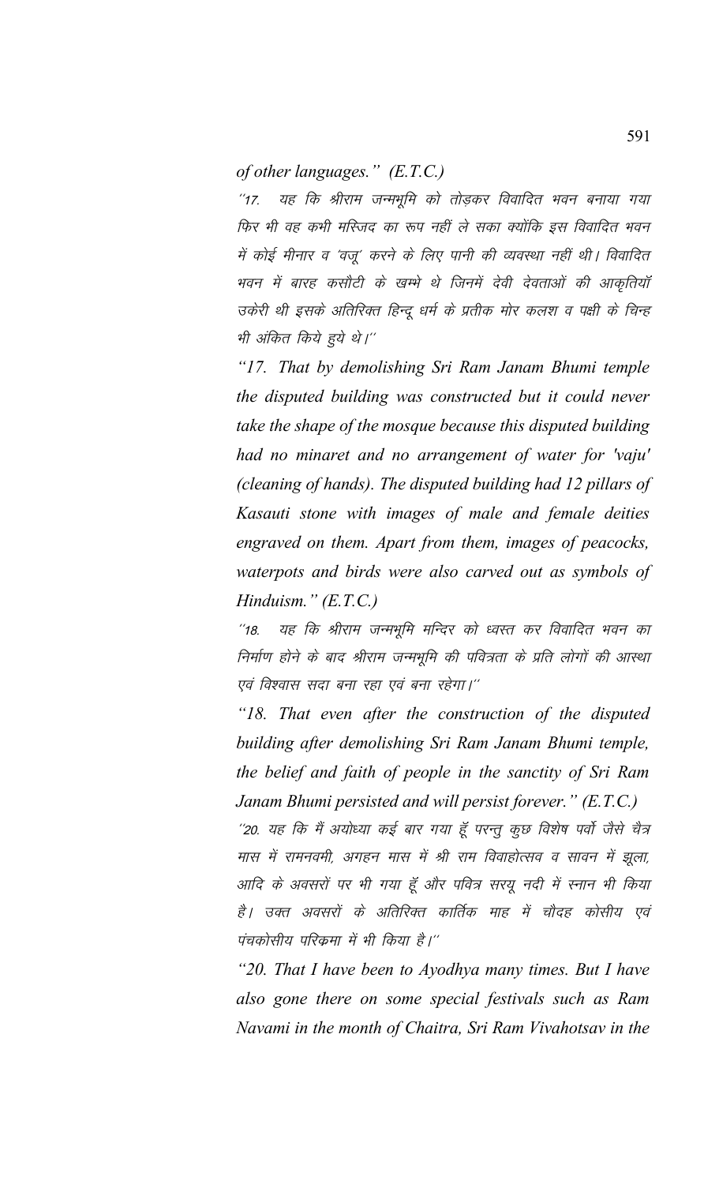*of other languages." (E.T.C.)*

*"17. यह कि श्रीराम जन्मभूमि को तोड़कर विवादित भवन बनाया गया फिर भी वह कभी मस्जिद का रूप नहीं ले सका क्योंकि इस विवादित भवन में कोई मीनार व 'वजू' करने के लिए पानी की व्यवस्था नहीं थी। विवादित भवन में बारह कसौटी के खम्भे थे जिनमें देवी देवताओं की आकृतियॉ उकेरी थी इसके अतिरिक्त हिन्दू धर्म के प्रतीक मोर कलश व पक्षी के चिन्ह भी अंकित किये हुये थे।"*

*"17. That by demolishing Sri Ram Janam Bhumi temple the disputed building was constructed but it could never take the shape of the mosque because this disputed building had no minaret and no arrangement of water for 'vaju' (cleaning of hands). The disputed building had 12 pillars of Kasauti stone with images of male and female deities engraved on them. Apart from them, images of peacocks, waterpots and birds were also carved out as symbols of Hinduism." (E.T.C.)*

*"18. यह कि श्रीराम जन्मभूमि मन्दिर को ध्वस्त कर विवादित भवन का निर्माण होने के बाद श्रीराम जन्मभूमि की पवित्रता के प्रति लोगों की आस्था एवं विश्वास सदा बना रहा एवं बना रहेगा।"*

*"18. That even after the construction of the disputed building after demolishing Sri Ram Janam Bhumi temple, the belief and faith of people in the sanctity of Sri Ram Janam Bhumi persisted and will persist forever." (E.T.C.)*

*"20. यह कि मैं अयोध्या कई बार गया हूँ परन्तु कुछ विशेष पर्वो जैसे चैत्र मास में रामनवमी, अगहन मास में श्री राम विवाहोत्सव व सावन में झूला, आदि के अवसरों पर भी गया हूँ और पवित्र सरयू नदी में स्नान भी किया है। उक्त अवसरों के अतिरिक्त कार्तिक माह में चौदह कोसीय एवं पंचकोसीय परिकमा में भी किया है।"*

*"20. That I have been to Ayodhya many times. But I have also gone there on some special festivals such as Ram Navami in the month of Chaitra, Sri Ram Vivahotsav in the*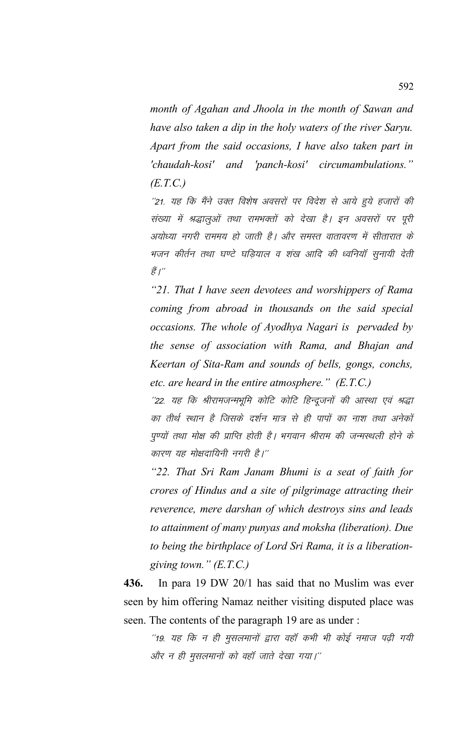*month of Agahan and Jhoola in the month of Sawan and have also taken a dip in the holy waters of the river Saryu. Apart from the said occasions, I have also taken part in 'chaudah-kosi' and 'panch-kosi' circumambulations." (E.T.C.)*

*"21. यह कि मैंने उक्त विशेष अवसरों पर विदेश से आये हुये हजारों की संख्या में श्रद्धालुओं तथा रामभक्तों को देखा है। इन अवसरों पर पूरी अयोध्या नगरी राममय हो जाती है। और समस्त वातावरण में सीताराम के भजन कीर्तन तथा घण्टे घड़ियाल व शंख आदि की ध्वनियाँ सुनायी देती हैं।"*

*"21. That I have seen devotees and worshippers of Rama coming from abroad in thousands on the said special occasions. The whole of Ayodhya Nagari is pervaded by the sense of association with Rama, and Bhajan and Keertan of Sita-Ram and sounds of bells, gongs, conchs, etc. are heard in the entire atmosphere." (E.T.C.)*

*"22. यह कि श्रीरामजन्मभूमि कोटि कोटि हिन्दूजनों की आस्था एवं श्रद्धा का तीर्थ स्थान है जिसके दर्शन मात्र से ही पापों का नाश तथा अनेकों पुण्यों तथा मोक्ष की प्राप्ति होती है। भगवान श्रीराम की जन्मस्थली होने के कारण यह मोक्षदायिनी नगरी है।"*

*"22. That Sri Ram Janam Bhumi is a seat of faith for crores of Hindus and a site of pilgrimage attracting their reverence, mere darshan of which destroys sins and leads to attainment of many punyas and moksha (liberation). Due to being the birthplace of Lord Sri Rama, it is a liberation-giving town." (E.T.C.)*

**436.** In para 19 DW 20/1 has said that no Muslim was ever seen by him offering Namaz neither visiting disputed place was seen. The contents of the paragraph 19 are as under :

*"19. यह कि न ही मुसलमानों द्वारा वहाँ कभी भी कोई नमाज पढ़ी गयी और न ही मुसलमानों को वहाँ जाते देखा गया।"*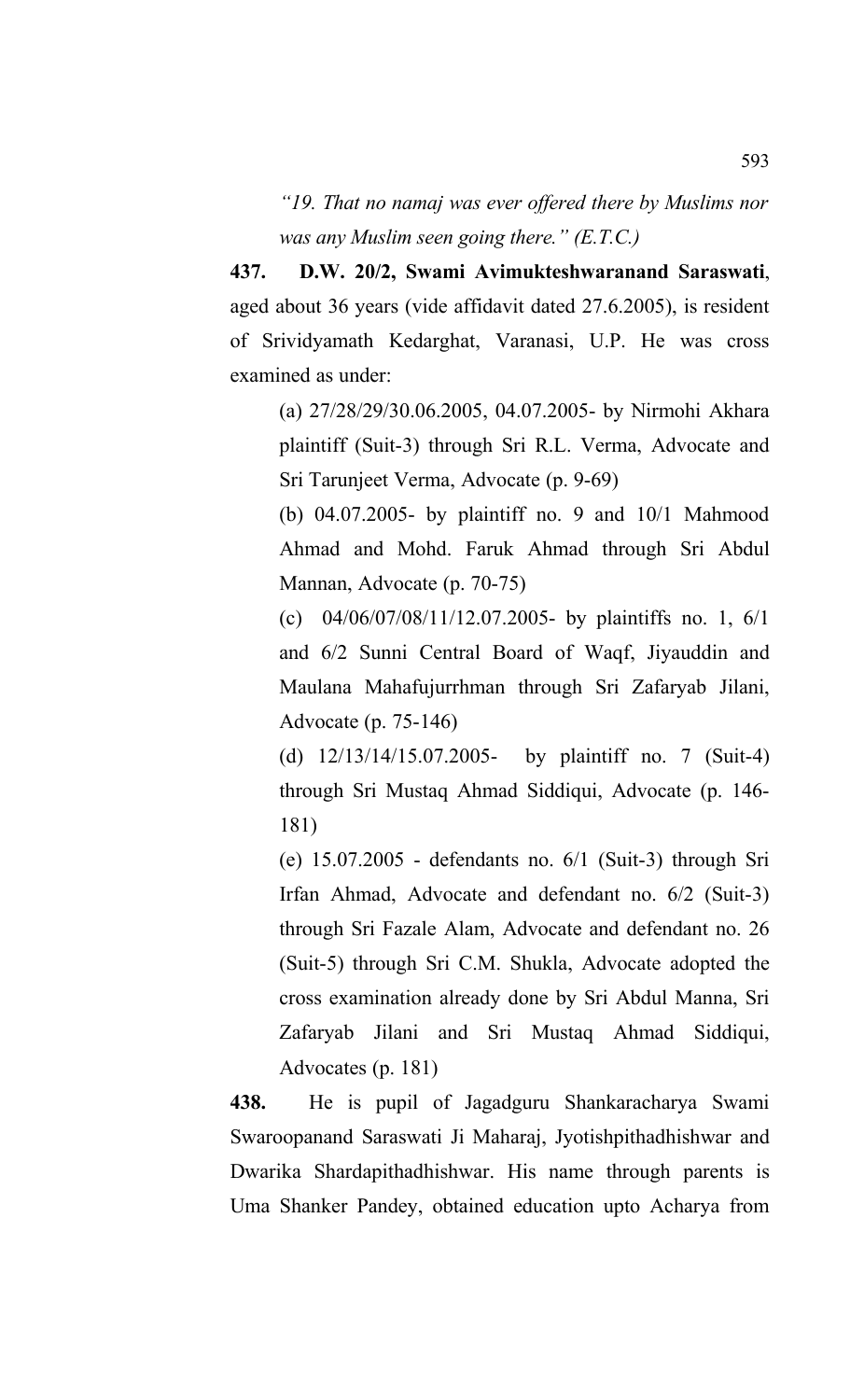*"19. That no namaj was ever offered there by Muslims nor was any Muslim seen going there." (E.T.C.)*

**437. D.W. 20/2, Swami Avimukteshwaranand Saraswati**, aged about 36 years (vide affidavit dated 27.6.2005), is resident of Srividyamath Kedarghat, Varanasi, U.P. He was cross examined as under:

(a) 27/28/29/30.06.2005, 04.07.2005- by Nirmohi Akhara plaintiff (Suit-3) through Sri R.L. Verma, Advocate and Sri Tarunjeet Verma, Advocate (p. 9-69)

(b) 04.07.2005- by plaintiff no. 9 and 10/1 Mahmood Ahmad and Mohd. Faruk Ahmad through Sri Abdul Mannan, Advocate (p. 70-75)

(c) 04/06/07/08/11/12.07.2005- by plaintiffs no. 1, 6/1 and 6/2 Sunni Central Board of Waqf, Jiyauddin and Maulana Mahafujurrhman through Sri Zafaryab Jilani, Advocate (p. 75-146)

(d) 12/13/14/15.07.2005- by plaintiff no. 7 (Suit-4) through Sri Mustaq Ahmad Siddiqui, Advocate (p. 146-181)

(e) 15.07.2005 - defendants no. 6/1 (Suit-3) through Sri Irfan Ahmad, Advocate and defendant no. 6/2 (Suit-3) through Sri Fazale Alam, Advocate and defendant no. 26 (Suit-5) through Sri C.M. Shukla, Advocate adopted the cross examination already done by Sri Abdul Manna, Sri Zafaryab Jilani and Sri Mustaq Ahmad Siddiqui, Advocates (p. 181)

**438.** He is pupil of Jagadguru Shankaracharya Swami Swaroopanand Saraswati Ji Maharaj, Jyotishpithadhishwar and Dwarika Shardapithadhishwar. His name through parents is Uma Shanker Pandey, obtained education upto Acharya from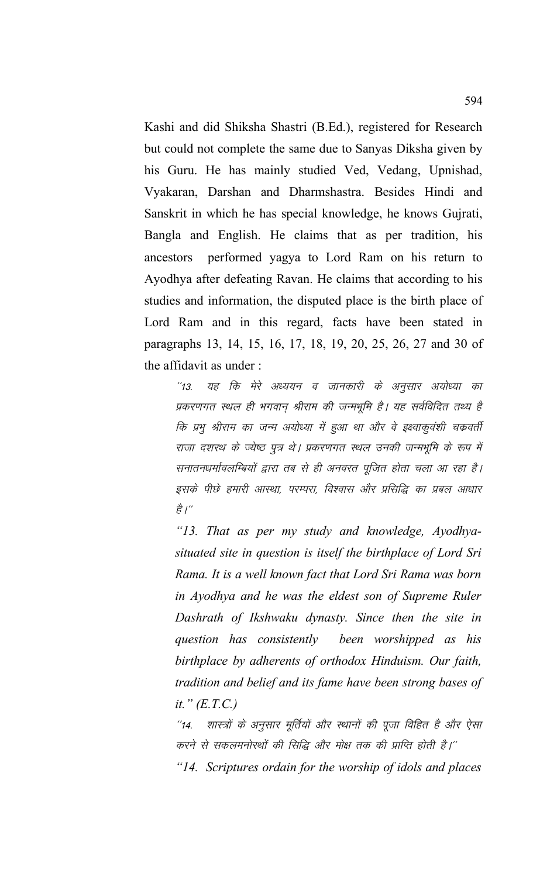Kashi and did Shiksha Shastri (B.Ed.), registered for Research but could not complete the same due to Sanyas Diksha given by his Guru. He has mainly studied Ved, Vedang, Upnishad, Vyakaran, Darshan and Dharmshastra. Besides Hindi and Sanskrit in which he has special knowledge, he knows Gujrati, Bangla and English. He claims that as per tradition, his ancestors performed yagya to Lord Ram on his return to Ayodhya after defeating Ravan. He claims that according to his studies and information, the disputed place is the birth place of Lord Ram and in this regard, facts have been stated in paragraphs 13, 14, 15, 16, 17, 18, 19, 20, 25, 26, 27 and 30 of the affidavit as under :

> "13. यह कि मेरे अध्ययन व जानकारी के अनुसार अयोध्या का प्रकरणगत स्थल ही भगवान् श्रीराम की जन्मभूमि है। यह सर्वविदित तथ्य है कि प्रभु श्रीराम का जन्म अयोध्या में हुआ था और वे इक्ष्वाकुवंशी चक्रवर्ती राजा दशरथ के ज्येष्ठ पुत्र थे। प्रकरणगत स्थल उनकी जन्मभूमि के रूप में सनातनधर्मावलम्बियों द्वारा तब से ही अनवरत पूजित होता चला आ रहा है। इसके पीछे हमारी आस्था, परम्परा, विश्वास और प्रसिद्धि का प्रबल आधार है।"
>
> *"13. That as per my study and knowledge, Ayodhya-situated site in question is itself the birthplace of Lord Sri Rama. It is a well known fact that Lord Sri Rama was born in Ayodhya and he was the eldest son of Supreme Ruler Dashrath of Ikshwaku dynasty. Since then the site in question has consistently been worshipped as his birthplace by adherents of orthodox Hinduism. Our faith, tradition and belief and its fame have been strong bases of it." (E.T.C.)*
>
> "14. शास्त्रों के अनुसार मूर्तियों और स्थानों की पूजा विहित है और ऐसा करने से सकलमनोरथों की सिद्धि और मोक्ष तक की प्राप्ति होती है।"
>
> *"14. Scriptures ordain for the worship of idols and places*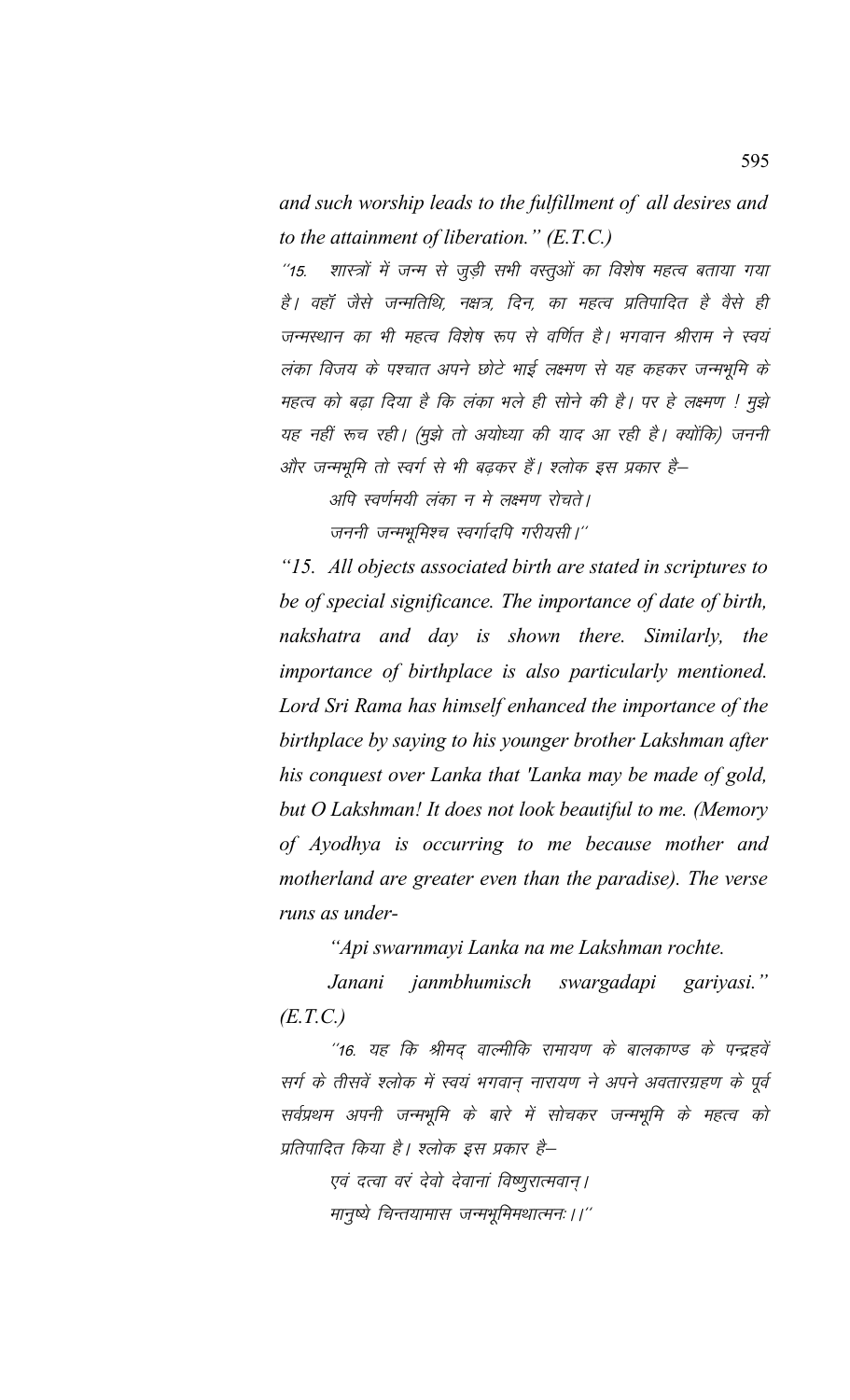*and such worship leads to the fulfillment of all desires and to the attainment of liberation." (E.T.C.)*

*"15. शास्त्रों में जन्म से जुड़ी सभी वस्तुओं का विशेष महत्व बताया गया है। वहॉ जैसे जन्मतिथि, नक्षत्र, दिन, का महत्व प्रतिपादित है वैसे ही जन्मस्थान का भी महत्व विशेष रूप से वर्णित है। भगवान श्रीराम ने स्वयं लंका विजय के पश्चात अपने छोटे भाई लक्ष्मण से यह कहकर जन्मभूमि के महत्व को बढ़ा दिया है कि लंका भले ही सोने की है। पर हे लक्ष्मण ! मुझे यह नहीं रूच रही। (मुझे तो अयोध्या की याद आ रही है। क्योंकि) जननी और जन्मभूमि तो स्वर्ग से भी बढ़कर हैं। श्लोक इस प्रकार है–*

*अपि स्वर्णमयी लंका न मे लक्ष्मण रोचते।*
*जननी जन्मभूमिश्च स्वर्गादपि गरीयसी।"*

*"15. All objects associated birth are stated in scriptures to be of special significance. The importance of date of birth, nakshatra and day is shown there. Similarly, the importance of birthplace is also particularly mentioned. Lord Sri Rama has himself enhanced the importance of the birthplace by saying to his younger brother Lakshman after his conquest over Lanka that 'Lanka may be made of gold, but O Lakshman! It does not look beautiful to me. (Memory of Ayodhya is occurring to me because mother and motherland are greater even than the paradise). The verse runs as under-*

*"Api swarnmayi Lanka na me Lakshman rochte.*
*Janani janmbhumisch swargadapi gariyasi." (E.T.C.)*

*"16. यह कि श्रीमद् वाल्मीकि रामायण के बालकाण्ड के पन्द्रहवें सर्ग के तीसवें श्लोक में स्वयं भगवान् नारायण ने अपने अवतारग्रहण के पूर्व सर्वप्रथम अपनी जन्मभूमि के बारे में सोचकर जन्मभूमि के महत्व को प्रतिपादित किया है। श्लोक इस प्रकार है–*

*एवं दत्वा वरं देवो देवानां विष्णुरात्मवान्।*
*मानुष्ये चिन्तयामास जन्मभूमिमथात्मनः।।"*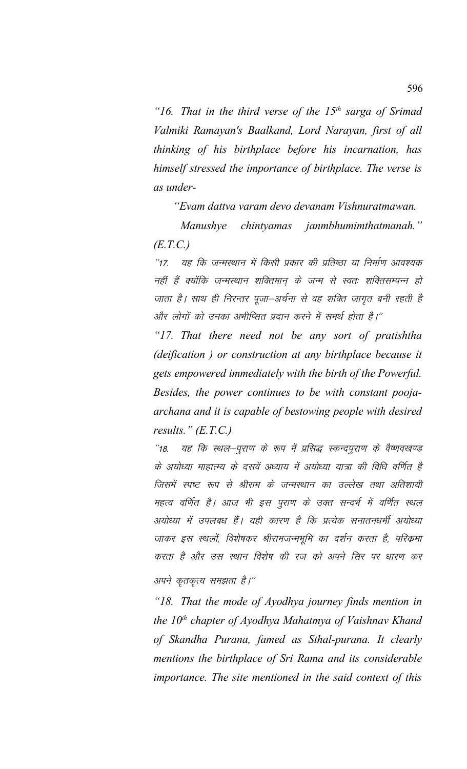*"16. That in the third verse of the 15th sarga of Srimad Valmiki Ramayan's Baalkand, Lord Narayan, first of all thinking of his birthplace before his incarnation, has himself stressed the importance of birthplace. The verse is as under-*

*"Evam dattva varam devo devanam Vishnuratmawan.*

*Manushye chintyamas janmbhumimthatmanah." (E.T.C.)*

*"17. यह कि जन्मस्थान में किसी प्रकार की प्रतिष्ठा या निर्माण आवश्यक नहीं हैं क्योंकि जन्मस्थान शक्तिमान् के जन्म से स्वतः शक्तिसम्पन्न हो जाता है। साथ ही निरन्तर पूजा–अर्चना से वह शक्ति जागृत बनी रहती है और लोगों को उनका अभीप्सित प्रदान करने में समर्थ होता है।"*

*"17. That there need not be any sort of pratishtha (deification ) or construction at any birthplace because it gets empowered immediately with the birth of the Powerful. Besides, the power continues to be with constant pooja-archana and it is capable of bestowing people with desired results." (E.T.C.)*

*"18. यह कि स्थल–पुराण के रूप में प्रसिद्ध स्कन्दपुराण के वैष्णवखण्ड के अयोध्या माहात्म्य के दसवें अध्याय में अयोध्या यात्रा की विधि वर्णित है जिसमें स्पष्ट रूप से श्रीराम के जन्मस्थान का उल्लेख तथा अतिशायी महत्व वर्णित है। आज भी इस पुराण के उक्त सन्दर्भ में वर्णित स्थल अयोध्या में उपलबध हैं। यही कारण है कि प्रत्येक सनातनधर्मी अयोध्या जाकर इस स्थलों, विशेषकर श्रीरामजन्मभूमि का दर्शन करता है, परिक्रमा करता है और उस स्थान विशेष की रज को अपने सिर पर धारण कर अपने कृतकृत्य समझता है।"*

*"18. That the mode of Ayodhya journey finds mention in the 10th chapter of Ayodhya Mahatmya of Vaishnav Khand of Skandha Purana, famed as Sthal-purana. It clearly mentions the birthplace of Sri Rama and its considerable importance. The site mentioned in the said context of this*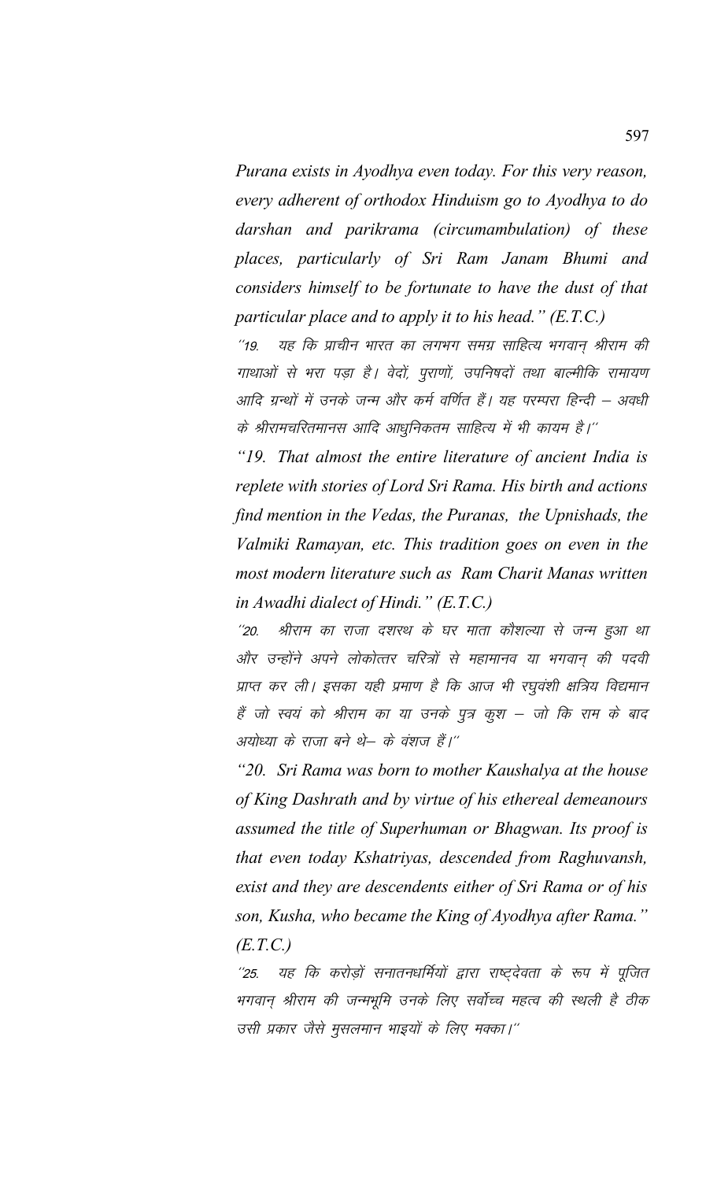*Purana exists in Ayodhya even today. For this very reason, every adherent of orthodox Hinduism go to Ayodhya to do darshan and parikrama (circumambulation) of these places, particularly of Sri Ram Janam Bhumi and considers himself to be fortunate to have the dust of that particular place and to apply it to his head." (E.T.C.)*

''19. यह कि प्राचीन भारत का लगभग समग्र साहित्य भगवान् श्रीराम की गाथाओं से भरा पड़ा है। वेदों, पुराणों, उपनिषदों तथा बाल्मीकि रामायण आदि ग्रन्थों में उनके जन्म और कर्म वर्णित हैं। यह परम्परा हिन्दी – अवधी के श्रीरामचरितमानस आदि आधुनिकतम साहित्य में भी कायम है।''

*"19. That almost the entire literature of ancient India is replete with stories of Lord Sri Rama. His birth and actions find mention in the Vedas, the Puranas, the Upnishads, the Valmiki Ramayan, etc. This tradition goes on even in the most modern literature such as Ram Charit Manas written in Awadhi dialect of Hindi." (E.T.C.)*

''20. श्रीराम का राजा दशरथ के घर माता कौशल्या से जन्म हुआ था और उन्होंने अपने लोकोत्तर चरित्रों से महामानव या भगवान् की पदवी प्राप्त कर ली। इसका यही प्रमाण है कि आज भी रघुवंशी क्षत्रिय विद्यमान हैं जो स्वयं को श्रीराम का या उनके पुत्र कुश – जो कि राम के बाद अयोध्या के राजा बने थे– के वंशज हैं।''

*"20. Sri Rama was born to mother Kaushalya at the house of King Dashrath and by virtue of his ethereal demeanours assumed the title of Superhuman or Bhagwan. Its proof is that even today Kshatriyas, descended from Raghuvansh, exist and they are descendents either of Sri Rama or of his son, Kusha, who became the King of Ayodhya after Rama." (E.T.C.)*

''25. यह कि करोड़ों सनातनधर्मियों द्वारा राष्ट्रदेवता के रूप में पूजित भगवान् श्रीराम की जन्मभूमि उनके लिए सर्वोच्च महत्व की स्थली है ठीक उसी प्रकार जैसे मुसलमान भाइयों के लिए मक्का।''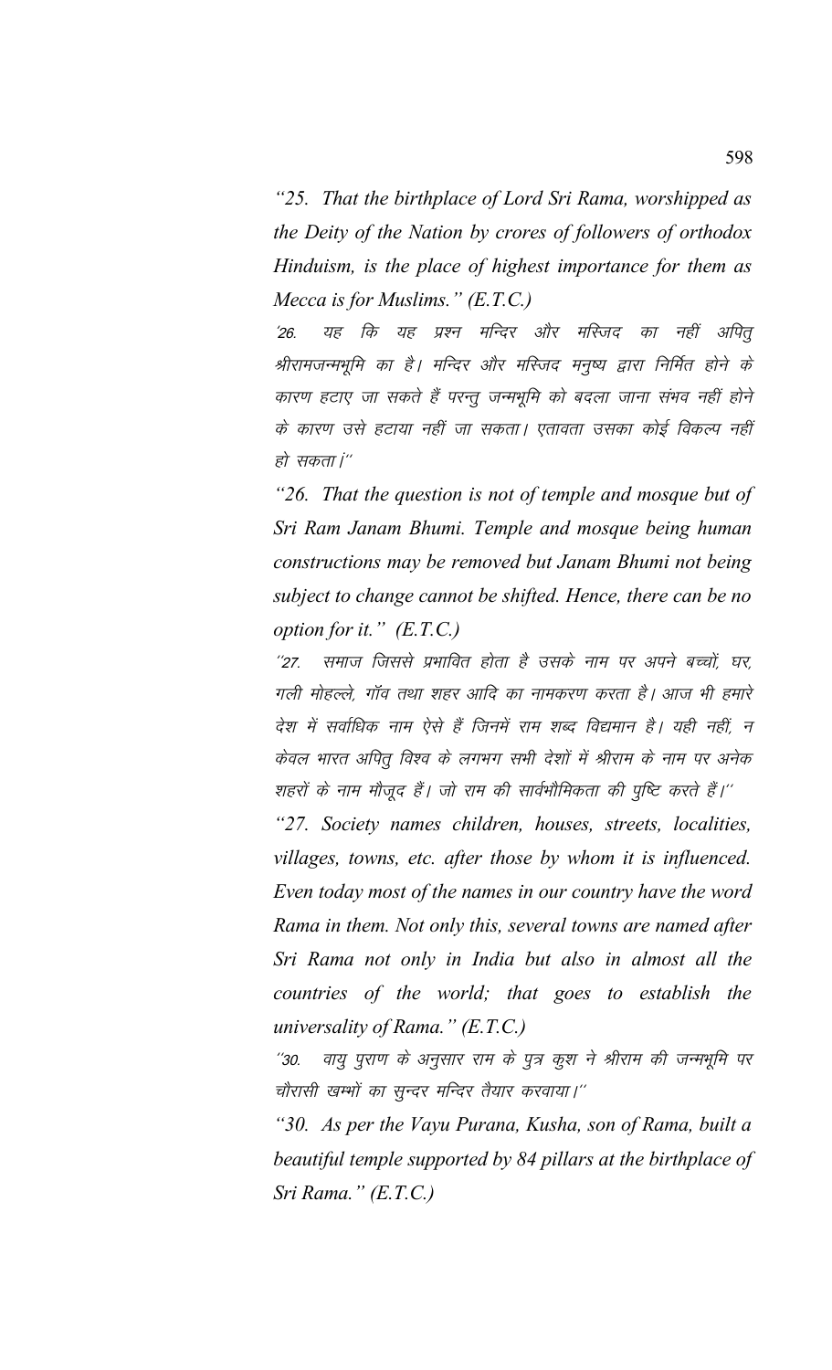*"25. That the birthplace of Lord Sri Rama, worshipped as the Deity of the Nation by crores of followers of orthodox Hinduism, is the place of highest importance for them as Mecca is for Muslims." (E.T.C.)*

*'26. यह कि यह प्रश्न मन्दिर और मस्जिद का नहीं अपितु श्रीरामजन्मभूमि का है। मन्दिर और मस्जिद मनुष्य द्वारा निर्मित होने के कारण हटाए जा सकते हैं परन्तु जन्मभूमि को बदला जाना संभव नहीं होने के कारण उसे हटाया नहीं जा सकता। एतावता उसका कोई विकल्प नहीं हो सकता।''*

*"26. That the question is not of temple and mosque but of Sri Ram Janam Bhumi. Temple and mosque being human constructions may be removed but Janam Bhumi not being subject to change cannot be shifted. Hence, there can be no option for it." (E.T.C.)*

*''27. समाज जिससे प्रभावित होता है उसके नाम पर अपने बच्चों, घर, गली मोहल्ले, गॉव तथा शहर आदि का नामकरण करता है। आज भी हमारे देश में सर्वाधिक नाम ऐसे हैं जिनमें राम शब्द विद्यमान है। यही नहीं, न केवल भारत अपितु विश्व के लगभग सभी देशों में श्रीराम के नाम पर अनेक शहरों के नाम मौजूद हैं। जो राम की सार्वभौमिकता की पुष्टि करते हैं।''*

*"27. Society names children, houses, streets, localities, villages, towns, etc. after those by whom it is influenced. Even today most of the names in our country have the word Rama in them. Not only this, several towns are named after Sri Rama not only in India but also in almost all the countries of the world; that goes to establish the universality of Rama." (E.T.C.)*

*''30. वायु पुराण के अनुसार राम के पुत्र कुश ने श्रीराम की जन्मभूमि पर चौरासी खम्भों का सुन्दर मन्दिर तैयार करवाया।''*

*"30. As per the Vayu Purana, Kusha, son of Rama, built a beautiful temple supported by 84 pillars at the birthplace of Sri Rama." (E.T.C.)*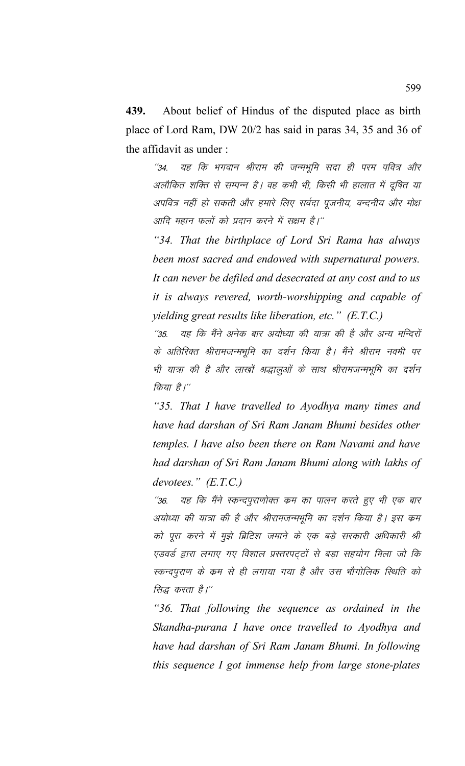**439.** About belief of Hindus of the disputed place as birth place of Lord Ram, DW 20/2 has said in paras 34, 35 and 36 of the affidavit as under :

> ''34. यह कि भगवान श्रीराम की जन्मभूमि सदा ही परम पवित्र और अलौकित शक्ति से सम्पन्न है। वह कभी भी, किसी भी हालात में दूषित या अपवित्र नहीं हो सकती और हमारे लिए सर्वदा पूजनीय, वन्दनीय और मोक्ष आदि महान फलों को प्रदान करने में सक्षम है।''
>
> *"34. That the birthplace of Lord Sri Rama has always been most sacred and endowed with supernatural powers. It can never be defiled and desecrated at any cost and to us it is always revered, worth-worshipping and capable of yielding great results like liberation, etc." (E.T.C.)*
>
> ''35. यह कि मैंने अनेक बार अयोध्या की यात्रा की है और अन्य मन्दिरों के अतिरिक्त श्रीरामजन्मभूमि का दर्शन किया है। मैंने श्रीराम नवमी पर भी यात्रा की है और लाखों श्रद्धालुओं के साथ श्रीरामजन्मभूमि का दर्शन किया है।''
>
> *"35. That I have travelled to Ayodhya many times and have had darshan of Sri Ram Janam Bhumi besides other temples. I have also been there on Ram Navami and have had darshan of Sri Ram Janam Bhumi along with lakhs of devotees." (E.T.C.)*
>
> ''36. यह कि मैंने स्कन्दपुराणोक्त क्रम का पालन करते हुए भी एक बार अयोध्या की यात्रा की है और श्रीरामजन्मभूमि का दर्शन किया है। इस क्रम को पूरा करने में मुझे ब्रिटिश जमाने के एक बड़े सरकारी अधिकारी श्री एडवर्ड द्वारा लगाए गए विशाल प्रस्तरपट्टों से बड़ा सहयोग मिला जो कि स्कन्दपुराण के क्रम से ही लगाया गया है और उस भौगोलिक स्थिति को सिद्ध करता है।''
>
> *"36. That following the sequence as ordained in the Skandha-purana I have once travelled to Ayodhya and have had darshan of Sri Ram Janam Bhumi. In following this sequence I got immense help from large stone-plates*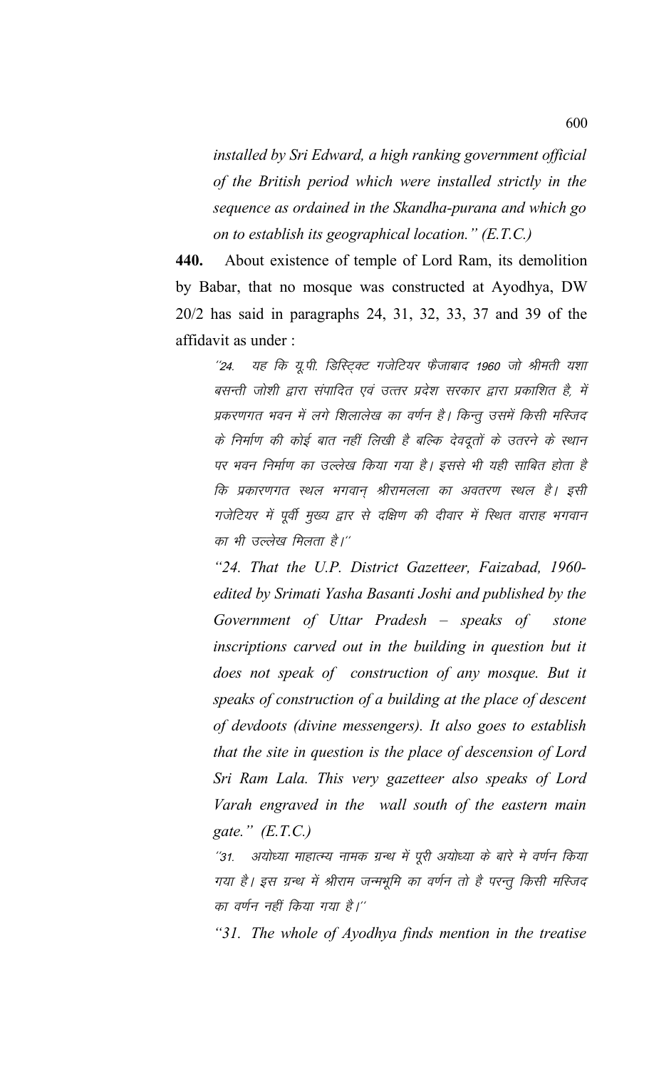*installed by Sri Edward, a high ranking government official of the British period which were installed strictly in the sequence as ordained in the Skandha-purana and which go on to establish its geographical location." (E.T.C.)*

**440.** About existence of temple of Lord Ram, its demolition by Babar, that no mosque was constructed at Ayodhya, DW 20/2 has said in paragraphs 24, 31, 32, 33, 37 and 39 of the affidavit as under :

*"24. यह कि यू.पी. डिस्ट्रिक्ट गजेटियर फैजाबाद 1960 जो श्रीमती यशा बसन्ती जोशी द्वारा संपादित एवं उत्तर प्रदेश सरकार द्वारा प्रकाशित है, में प्रकरणगत भवन में लगे शिलालेख का वर्णन है। किन्तु उसमें किसी मस्जिद के निर्माण की कोई बात नहीं लिखी है बल्कि देवदूतों के उतरने के स्थान पर भवन निर्माण का उल्लेख किया गया है। इससे भी यही साबित होता है कि प्रकारणगत स्थल भगवान् श्रीरामलला का अवतरण स्थल है। इसी गजेटियर में पूर्वी मुख्य द्वार से दक्षिण की दीवार में स्थित वाराह भगवान का भी उल्लेख मिलता है।"*

*"24. That the U.P. District Gazetteer, Faizabad, 1960- edited by Srimati Yasha Basanti Joshi and published by the Government of Uttar Pradesh – speaks of stone inscriptions carved out in the building in question but it does not speak of construction of any mosque. But it speaks of construction of a building at the place of descent of devdoots (divine messengers). It also goes to establish that the site in question is the place of descension of Lord Sri Ram Lala. This very gazetteer also speaks of Lord Varah engraved in the wall south of the eastern main gate." (E.T.C.)*

*"31. अयोध्या माहात्म्य नामक ग्रन्थ में पूरी अयोध्या के बारे मे वर्णन किया गया है। इस ग्रन्थ में श्रीराम जन्मभूमि का वर्णन तो है परन्तु किसी मस्जिद का वर्णन नहीं किया गया है।"*

*"31. The whole of Ayodhya finds mention in the treatise*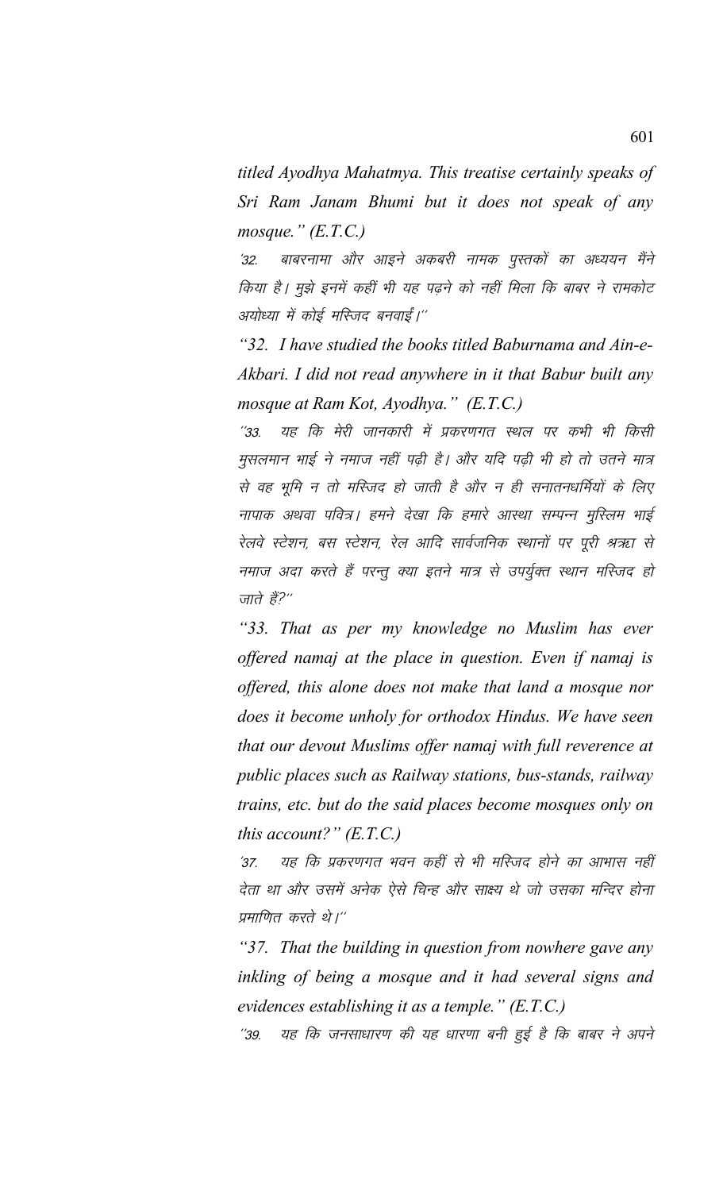*titled Ayodhya Mahatmya. This treatise certainly speaks of Sri Ram Janam Bhumi but it does not speak of any mosque." (E.T.C.)*

'32. बाबरनामा और आइने अकबरी नामक पुस्तकों का अध्ययन मैंने किया है। मुझे इनमें कहीं भी यह पढ़ने को नहीं मिला कि बाबर ने रामकोट अयोध्या में कोई मस्जिद बनवाई।''

*"32. I have studied the books titled Baburnama and Ain-e-Akbari. I did not read anywhere in it that Babur built any mosque at Ram Kot, Ayodhya." (E.T.C.)*

''33. यह कि मेरी जानकारी में प्रकरणगत स्थल पर कभी भी किसी मुसलमान भाई ने नमाज नहीं पढ़ी है। और यदि पढ़ी भी हो तो उतने मात्र से वह भूमि न तो मस्जिद हो जाती है और न ही सनातनधर्मियों के लिए नापाक अथवा पवित्र। हमने देखा कि हमारे आस्था सम्पन्न मुस्लिम भाई रेलवे स्टेशन, बस स्टेशन, रेल आदि सार्वजनिक स्थानों पर पूरी श्रद्धा से नमाज अदा करते हैं परन्तु क्या इतने मात्र से उपर्युक्त स्थान मस्जिद हो जाते हैं?''

*"33. That as per my knowledge no Muslim has ever offered namaj at the place in question. Even if namaj is offered, this alone does not make that land a mosque nor does it become unholy for orthodox Hindus. We have seen that our devout Muslims offer namaj with full reverence at public places such as Railway stations, bus-stands, railway trains, etc. but do the said places become mosques only on this account?" (E.T.C.)*

'37. यह कि प्रकरणगत भवन कहीं से भी मस्जिद होने का आभास नहीं देता था और उसमें अनेक ऐसे चिन्ह और साक्ष्य थे जो उसका मन्दिर होना प्रमाणित करते थे।''

*"37. That the building in question from nowhere gave any inkling of being a mosque and it had several signs and evidences establishing it as a temple." (E.T.C.)*

''39. यह कि जनसाधारण की यह धारणा बनी हुई है कि बाबर ने अपने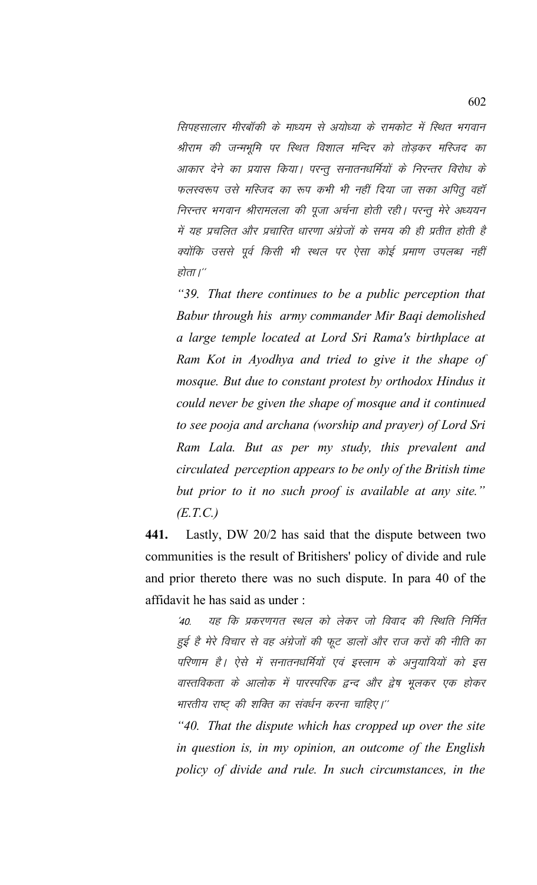*सिपहसालार मीरबॉकी के माध्यम से अयोध्या के रामकोट में स्थित भगवान श्रीराम की जन्मभूमि पर स्थित विशाल मन्दिर को तोड़कर मस्जिद का आकार देने का प्रयास किया। परन्तु सनातनधर्मियों के निरन्तर विरोध के फलस्वरूप उसे मस्जिद का रूप कभी भी नहीं दिया जा सका अपितु वहॉ निरन्तर भगवान श्रीरामलला की पूजा अर्चना होती रही। परन्तु मेरे अध्ययन में यह प्रचलित और प्रचारित धारणा अंग्रेजों के समय की ही प्रतीत होती है क्योंकि उससे पूर्व किसी भी स्थल पर ऐसा कोई प्रमाण उपलब्ध नहीं होता।''*

*"39. That there continues to be a public perception that Babur through his army commander Mir Baqi demolished a large temple located at Lord Sri Rama's birthplace at Ram Kot in Ayodhya and tried to give it the shape of mosque. But due to constant protest by orthodox Hindus it could never be given the shape of mosque and it continued to see pooja and archana (worship and prayer) of Lord Sri Ram Lala. But as per my study, this prevalent and circulated perception appears to be only of the British time but prior to it no such proof is available at any site." (E.T.C.)*

**441.** Lastly, DW 20/2 has said that the dispute between two communities is the result of Britishers' policy of divide and rule and prior thereto there was no such dispute. In para 40 of the affidavit he has said as under :

*'40. यह कि प्रकरणगत स्थल को लेकर जो विवाद की स्थिति निर्मित हुई है मेरे विचार से वह अंग्रेजों की फूट डालों और राज करों की नीति का परिणाम है। ऐसे में सनातनधर्मियों एवं इस्लाम के अनुयायियों को इस वास्तविकता के आलोक में पारस्परिक द्वन्द और द्वेष भूलकर एक होकर भारतीय राष्ट् की शक्ति का संवर्धन करना चाहिए।''*

*"40. That the dispute which has cropped up over the site in question is, in my opinion, an outcome of the English policy of divide and rule. In such circumstances, in the*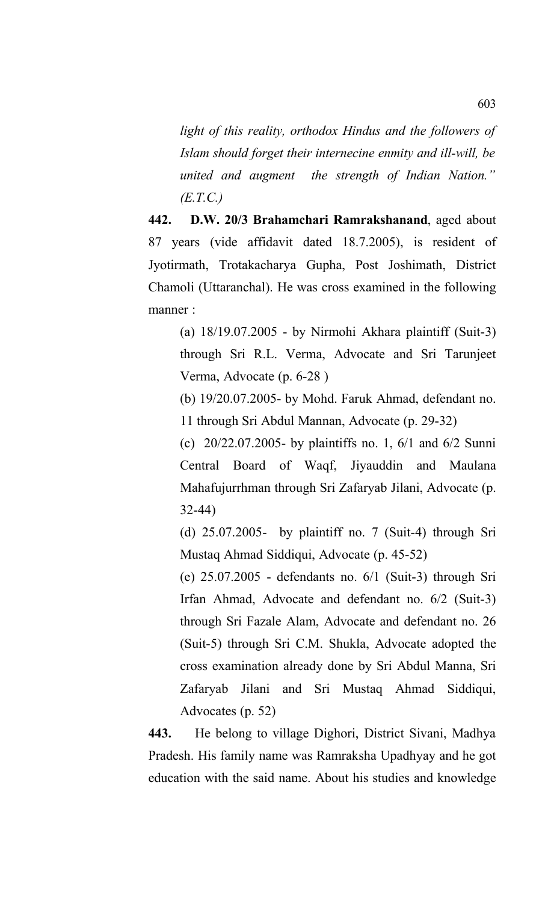*light of this reality, orthodox Hindus and the followers of Islam should forget their internecine enmity and ill-will, be united and augment the strength of Indian Nation." (E.T.C.)*

**442. D.W. 20/3 Brahamchari Ramrakshanand**, aged about 87 years (vide affidavit dated 18.7.2005), is resident of Jyotirmath, Trotakacharya Gupha, Post Joshimath, District Chamoli (Uttaranchal). He was cross examined in the following manner :

(a) 18/19.07.2005 - by Nirmohi Akhara plaintiff (Suit-3) through Sri R.L. Verma, Advocate and Sri Tarunjeet Verma, Advocate (p. 6-28 )

(b) 19/20.07.2005- by Mohd. Faruk Ahmad, defendant no. 11 through Sri Abdul Mannan, Advocate (p. 29-32)

(c) 20/22.07.2005- by plaintiffs no. 1, 6/1 and 6/2 Sunni Central Board of Waqf, Jiyauddin and Maulana Mahafujurrhman through Sri Zafaryab Jilani, Advocate (p. 32-44)

(d) 25.07.2005- by plaintiff no. 7 (Suit-4) through Sri Mustaq Ahmad Siddiqui, Advocate (p. 45-52)

(e) 25.07.2005 - defendants no. 6/1 (Suit-3) through Sri Irfan Ahmad, Advocate and defendant no. 6/2 (Suit-3) through Sri Fazale Alam, Advocate and defendant no. 26 (Suit-5) through Sri C.M. Shukla, Advocate adopted the cross examination already done by Sri Abdul Manna, Sri Zafaryab Jilani and Sri Mustaq Ahmad Siddiqui, Advocates (p. 52)

**443.** He belong to village Dighori, District Sivani, Madhya Pradesh. His family name was Ramraksha Upadhyay and he got education with the said name. About his studies and knowledge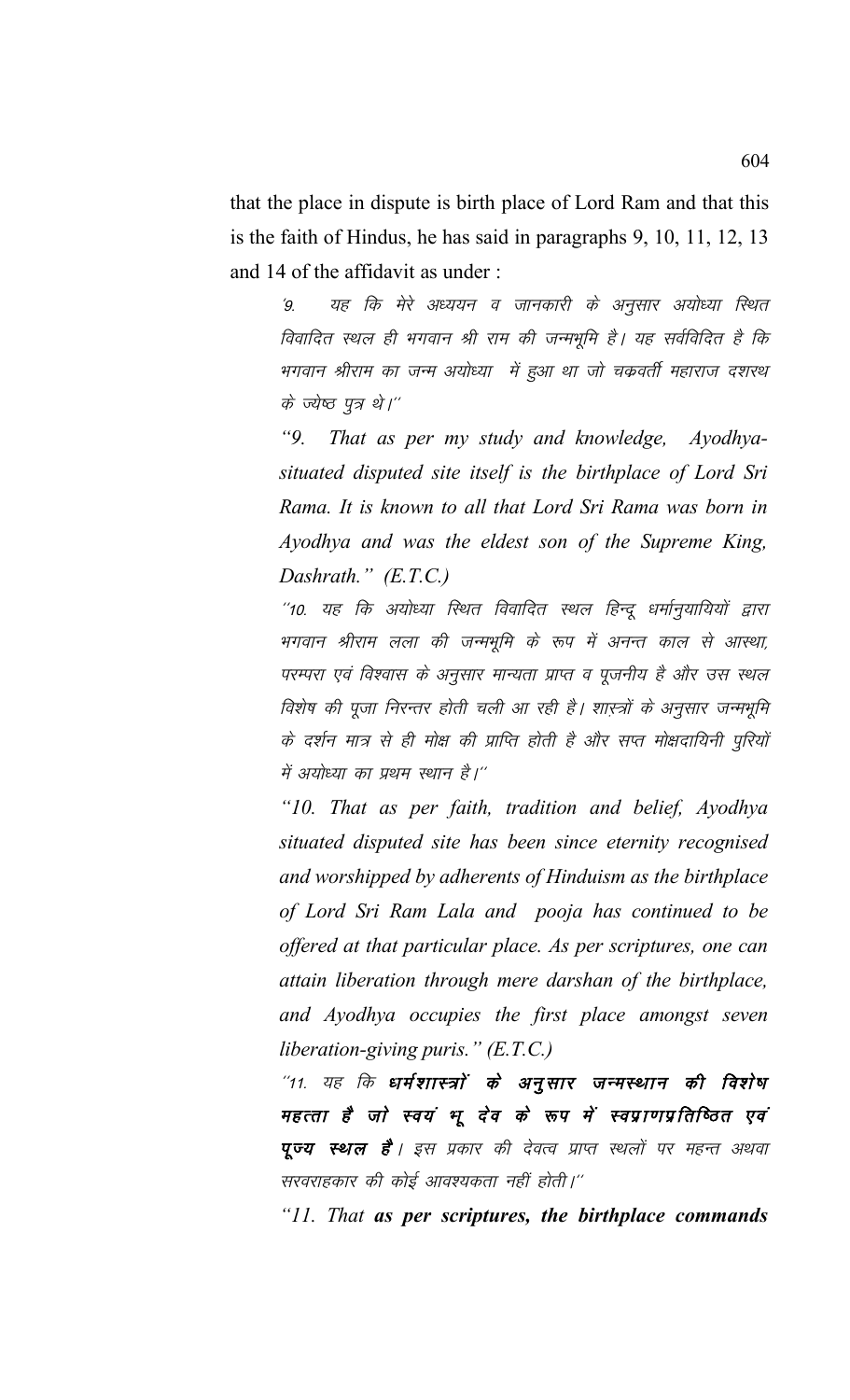that the place in dispute is birth place of Lord Ram and that this is the faith of Hindus, he has said in paragraphs 9, 10, 11, 12, 13 and 14 of the affidavit as under :

> '9. यह कि मेरे अध्ययन व जानकारी के अनुसार अयोध्या स्थित विवादित स्थल ही भगवान श्री राम की जन्मभूमि है। यह सर्वविदित है कि भगवान श्रीराम का जन्म अयोध्या में हुआ था जो चक्रवर्ती महाराज दशरथ के ज्येष्ठ पुत्र थे।''
>
> *"9. That as per my study and knowledge, Ayodhya-situated disputed site itself is the birthplace of Lord Sri Rama. It is known to all that Lord Sri Rama was born in Ayodhya and was the eldest son of the Supreme King, Dashrath." (E.T.C.)*
>
> ''10. यह कि अयोध्या स्थित विवादित स्थल हिन्दू धर्मानुयायियों द्वारा भगवान श्रीराम लला की जन्मभूमि के रूप में अनन्त काल से आस्था, परम्परा एवं विश्वास के अनुसार मान्यता प्राप्त व पूजनीय है और उस स्थल विशेष की पूजा निरन्तर होती चली आ रही है। शास्त्रों के अनुसार जन्मभूमि के दर्शन मात्र से ही मोक्ष की प्राप्ति होती है और सप्त मोक्षदायिनी पुरियों में अयोध्या का प्रथम स्थान है।''
>
> *"10. That as per faith, tradition and belief, Ayodhya situated disputed site has been since eternity recognised and worshipped by adherents of Hinduism as the birthplace of Lord Sri Ram Lala and pooja has continued to be offered at that particular place. As per scriptures, one can attain liberation through mere darshan of the birthplace, and Ayodhya occupies the first place amongst seven liberation-giving puris." (E.T.C.)*
>
> ''11. यह कि **धर्मशास्त्रों के अनुसार जन्मस्थान की विशेष महत्ता है जो स्वयं भू देव के रूप में स्वप्राणप्रतिष्ठित एवं पूज्य स्थल है**। इस प्रकार की देवत्व प्राप्त स्थलों पर महन्त अथवा सरवराहकार की कोई आवश्यकता नहीं होती।''
>
> *"11. That **as per scriptures, the birthplace commands***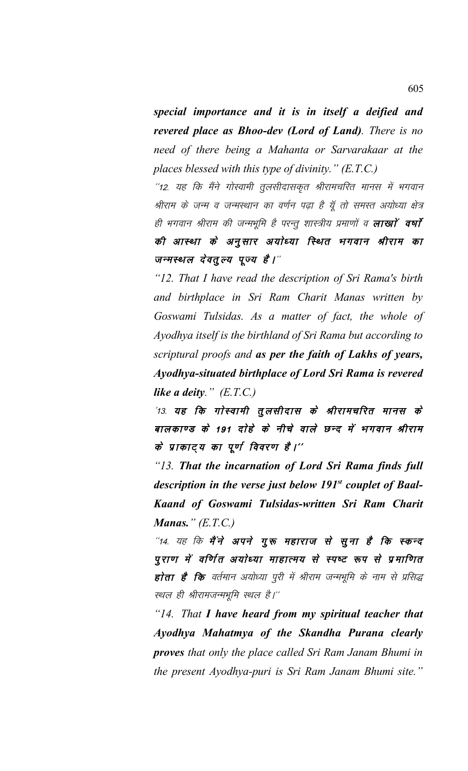***special importance and it is in itself a deified and revered place as Bhoo-dev (Lord of Land)****. There is no need of there being a Mahanta or Sarvarakaar at the places blessed with this type of divinity." (E.T.C.)*

*"12. यह कि मैंने गोस्वामी तुलसीदासकृत श्रीरामचरित मानस में भगवान श्रीराम के जन्म व जन्मस्थान का वर्णन पढ़ा है यूँ तो समस्त अयोध्या क्षेत्र ही भगवान श्रीराम की जन्मभूमि है परन्तु शास्त्रीय प्रमाणों व* ***लाखों वर्षो की आस्था के अनुसार अयोध्या स्थित भगवान श्रीराम का जन्मस्थल देवतुल्य पूज्य है।"***

*"12. That I have read the description of Sri Rama's birth and birthplace in Sri Ram Charit Manas written by Goswami Tulsidas. As a matter of fact, the whole of Ayodhya itself is the birthland of Sri Rama but according to scriptural proofs and* ***as per the faith of Lakhs of years, Ayodhya-situated birthplace of Lord Sri Rama is revered like a deity****." (E.T.C.)*

***'13. यह कि गोस्वामी तुलसीदास के श्रीरामचरित मानस के बालकाण्ड के 191 दोहे के नीचे वाले छन्द में भगवान श्रीराम के प्राकाट्य का पूर्ण विवरण है।"***

*"13.* ***That the incarnation of Lord Sri Rama finds full description in the verse just below 191st couplet of Baal-Kaand of Goswami Tulsidas-written Sri Ram Charit Manas.****" (E.T.C.)*

*"14. यह कि* ***मैंने अपने गुरू महाराज से सुना है कि स्कन्द पुराण में वर्णित अयोध्या माहात्मय से स्पष्ट रूप से प्रमाणित होता है कि*** *वर्तमान अयोध्या पुरी में श्रीराम जन्मभूमि के नाम से प्रसिद्ध स्थल ही श्रीरामजन्मभूमि स्थल है।"*

*"14. That* ***I have heard from my spiritual teacher that Ayodhya Mahatmya of the Skandha Purana clearly proves*** *that only the place called Sri Ram Janam Bhumi in the present Ayodhya-puri is Sri Ram Janam Bhumi site."*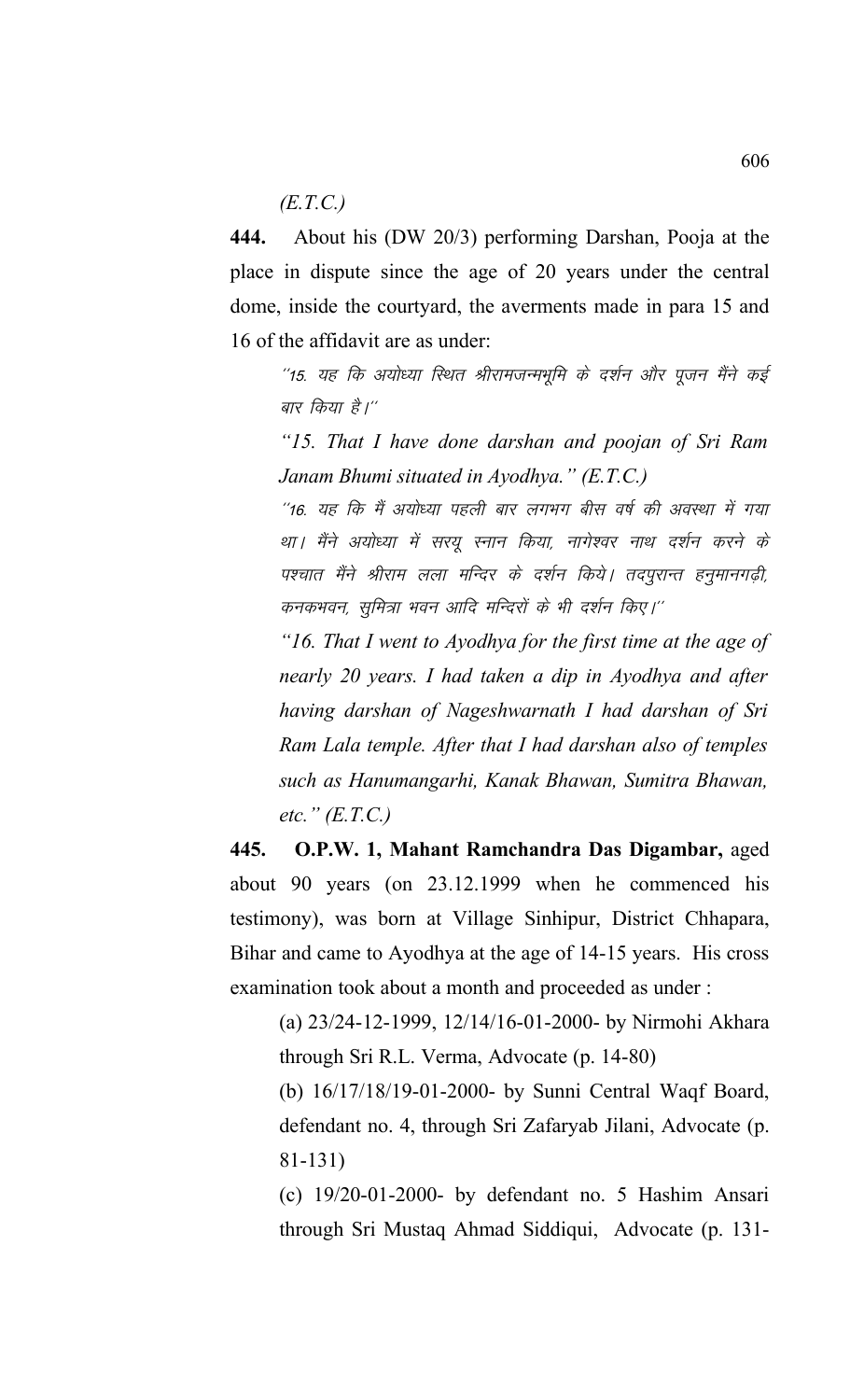*(E.T.C.)*

**444.** About his (DW 20/3) performing Darshan, Pooja at the place in dispute since the age of 20 years under the central dome, inside the courtyard, the averments made in para 15 and 16 of the affidavit are as under:

> ''15. यह कि अयोध्या स्थित श्रीरामजन्मभूमि के दर्शन और पूजन मैंने कई बार किया है।''
>
> *"15. That I have done darshan and poojan of Sri Ram Janam Bhumi situated in Ayodhya." (E.T.C.)*
>
> ''16. यह कि मैं अयोध्या पहली बार लगभग बीस वर्ष की अवस्था में गया था। मैंने अयोध्या में सरयू स्नान किया, नागेश्वर नाथ दर्शन करने के पश्चात मैंने श्रीराम लला मन्दिर के दर्शन किये। तदपुरान्त हनुमानगढ़ी, कनकभवन, सुमित्रा भवन आदि मन्दिरों के भी दर्शन किए।''
>
> *"16. That I went to Ayodhya for the first time at the age of nearly 20 years. I had taken a dip in Ayodhya and after having darshan of Nageshwarnath I had darshan of Sri Ram Lala temple. After that I had darshan also of temples such as Hanumangarhi, Kanak Bhawan, Sumitra Bhawan, etc." (E.T.C.)*

**445. O.P.W. 1, Mahant Ramchandra Das Digambar,** aged about 90 years (on 23.12.1999 when he commenced his testimony), was born at Village Sinhipur, District Chhapara, Bihar and came to Ayodhya at the age of 14-15 years. His cross examination took about a month and proceeded as under :

(a) 23/24-12-1999, 12/14/16-01-2000- by Nirmohi Akhara through Sri R.L. Verma, Advocate (p. 14-80)

(b) 16/17/18/19-01-2000- by Sunni Central Waqf Board, defendant no. 4, through Sri Zafaryab Jilani, Advocate (p. 81-131)

(c) 19/20-01-2000- by defendant no. 5 Hashim Ansari through Sri Mustaq Ahmad Siddiqui, Advocate (p. 131-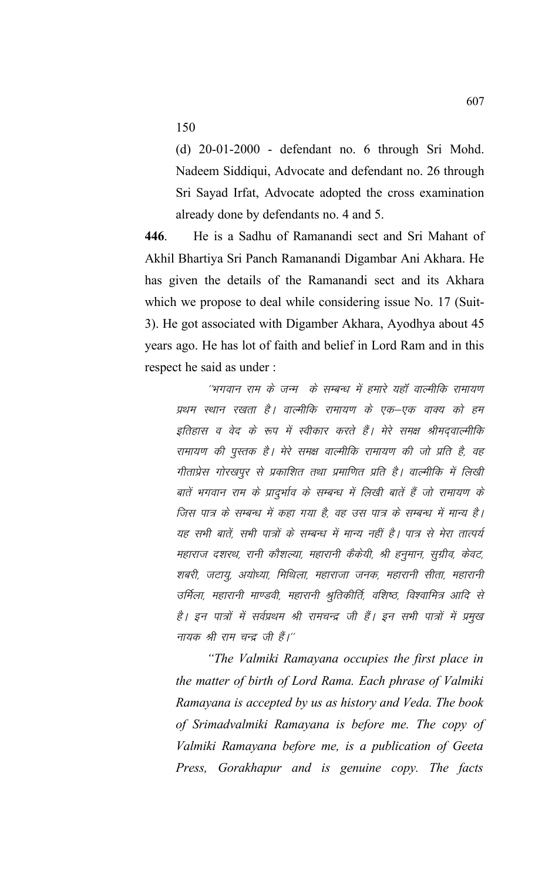150

(d) 20-01-2000 - defendant no. 6 through Sri Mohd. Nadeem Siddiqui, Advocate and defendant no. 26 through Sri Sayad Irfat, Advocate adopted the cross examination already done by defendants no. 4 and 5.

**446**. He is a Sadhu of Ramanandi sect and Sri Mahant of Akhil Bhartiya Sri Panch Ramanandi Digambar Ani Akhara. He has given the details of the Ramanandi sect and its Akhara which we propose to deal while considering issue No. 17 (Suit-3). He got associated with Digamber Akhara, Ayodhya about 45 years ago. He has lot of faith and belief in Lord Ram and in this respect he said as under :

> *''भगवान राम के जन्म के सम्बन्ध में हमारे यहॉ वाल्मीकि रामायण प्रथम स्थान रखता है। वाल्मीकि रामायण के एक–एक वाक्य को हम इतिहास व वेद के रूप में स्वीकार करते हैं। मेरे समक्ष श्रीमद्वाल्मीकि रामायण की पुस्तक है। मेरे समक्ष वाल्मीकि रामायण की जो प्रति है, वह गीताप्रेस गोरखपुर से प्रकाशित तथा प्रमाणित प्रति है। वाल्मीकि में लिखी बातें भगवान राम के प्रादुर्भाव के सम्बन्ध में लिखी बातें हैं जो रामायण के जिस पात्र के सम्बन्ध में कहा गया है, वह उस पात्र के सम्बन्ध में मान्य है। यह सभी बातें, सभी पात्रों के सम्बन्ध में मान्य नहीं है। पात्र से मेरा तात्पर्य महाराज दशरथ, रानी कौशल्या, महारानी कैकेयी, श्री हनुमान, सुग्रीव, केवट, शबरी, जटायु, अयोध्या, मिथिला, महाराजा जनक, महारानी सीता, महारानी उर्मिला, महारानी माण्डवी, महारानी श्रुतिकीर्ति, वशिष्ठ, विश्वामित्र आदि से है। इन पात्रों में सर्वप्रथम श्री रामचन्द्र जी हैं। इन सभी पात्रों में प्रमुख नायक श्री राम चन्द्र जी हैं।''*

> *"The Valmiki Ramayana occupies the first place in the matter of birth of Lord Rama. Each phrase of Valmiki Ramayana is accepted by us as history and Veda. The book of Srimadvalmiki Ramayana is before me. The copy of Valmiki Ramayana before me, is a publication of Geeta Press, Gorakhapur and is genuine copy. The facts*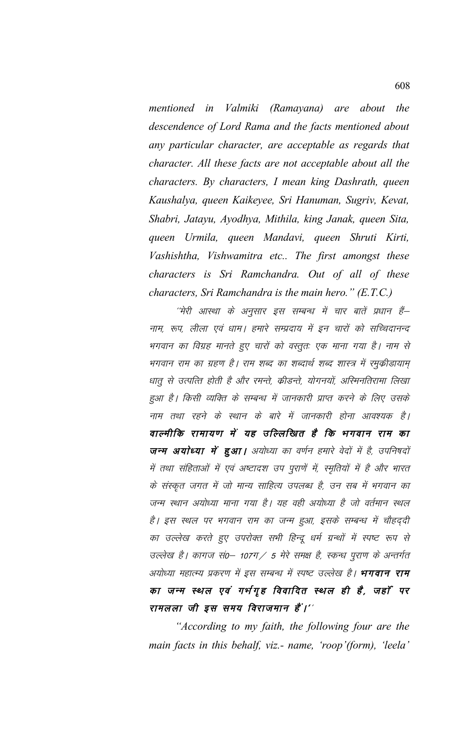*mentioned in Valmiki (Ramayana) are about the descendence of Lord Rama and the facts mentioned about any particular character, are acceptable as regards that character. All these facts are not acceptable about all the characters. By characters, I mean king Dashrath, queen Kaushalya, queen Kaikeyee, Sri Hanuman, Sugriv, Kevat, Shabri, Jatayu, Ayodhya, Mithila, king Janak, queen Sita, queen Urmila, queen Mandavi, queen Shruti Kirti, Vashishtha, Vishwamitra etc.. The first amongst these characters is Sri Ramchandra. Out of all of these characters, Sri Ramchandra is the main hero." (E.T.C.)*

*"मेरी आस्था के अनुसार इस सम्बन्ध में चार बातें प्रधान हैं– नाम, रूप, लीला एवं धाम। हमारे सम्प्रदाय में इन चारों को सच्चिदानन्द भगवान का विग्रह मानते हुए चारों को वस्तुतः एक माना गया है। नाम से भगवान राम का ग्रहण है। राम शब्द का शब्दार्थ शब्द शास्त्र में रमुक्रीडायाम् धातु से उत्पत्ति होती है और रमन्ते, क्रीडन्ते, योगनयों, अस्मिनतिरामा लिखा हुआ है। किसी व्यक्ति के सम्बन्ध में जानकारी प्राप्त करने के लिए उसके नाम तथा रहने के स्थान के बारे में जानकारी होना आवश्यक है।* ***वाल्मीकि रामायण में यह उल्लिखित है कि भगवान राम का जन्म अयोध्या में हुआ।*** *अयोध्या का वर्णन हमारे वेदों में है, उपनिषदों में तथा संहिताओं में एवं अष्टादश उप पुराणें में, स्मृतियों में है और भारत के संस्कृत जगत में जो मान्य साहित्य उपलब्ध है, उन सब में भगवान का जन्म स्थान अयोध्या माना गया है। यह वही अयोध्या है जो वर्तमान स्थल है। इस स्थल पर भगवान राम का जन्म हुआ, इसके सम्बन्ध में चौहद्दी का उल्लेख करते हुए उपरोक्त सभी हिन्दू धर्म ग्रन्थों में स्पष्ट रूप से उल्लेख है। कागज सं0– 107ग/ 5 मेरे समक्ष है, स्कन्ध पुराण के अन्तर्गत अयोध्या महात्म्य प्रकरण में इस सम्बन्ध में स्पष्ट उल्लेख है।* ***भगवान राम का जन्म स्थल एवं गर्भगृह विवादित स्थल ही है, जहाँ पर रामलला जी इस समय विराजमान हैं।''***

*"According to my faith, the following four are the main facts in this behalf, viz.- name, 'roop'(form), 'leela'*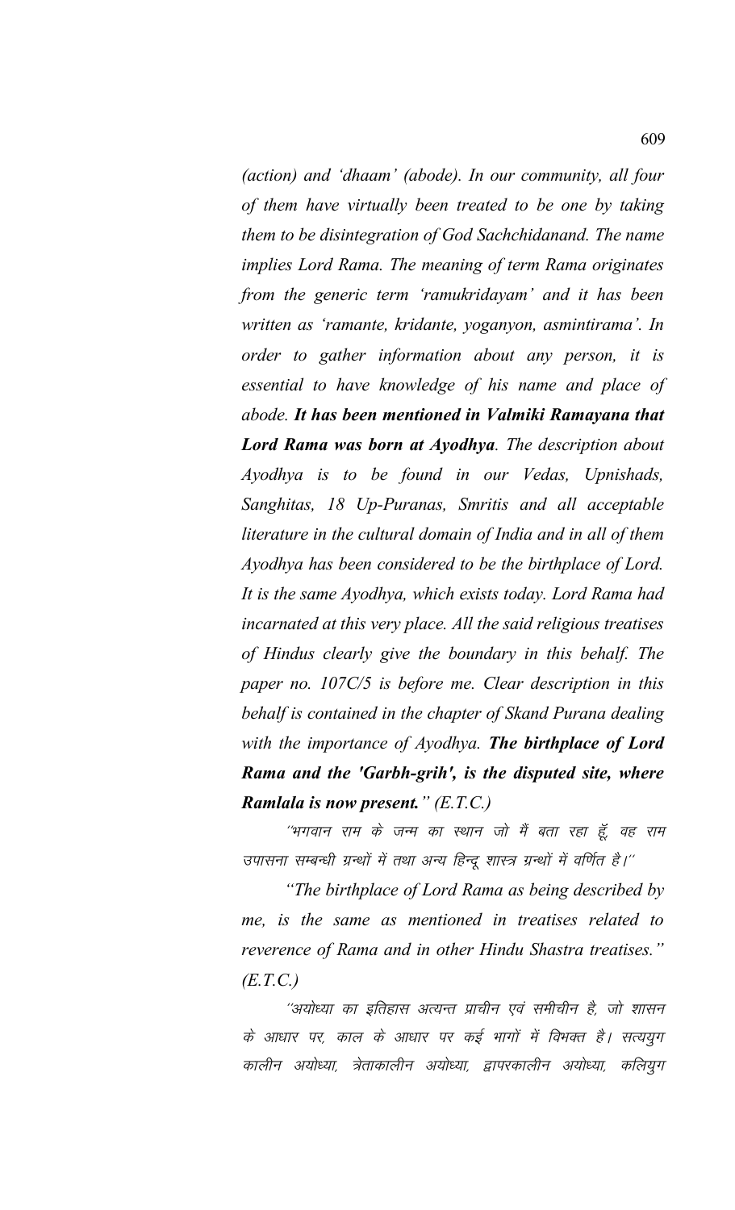*(action) and 'dhaam' (abode). In our community, all four of them have virtually been treated to be one by taking them to be disintegration of God Sachchidanand. The name implies Lord Rama. The meaning of term Rama originates from the generic term 'ramukridayam' and it has been written as 'ramante, kridante, yoganyon, asmintirama'. In order to gather information about any person, it is essential to have knowledge of his name and place of abode.* ***It has been mentioned in Valmiki Ramayana that Lord Rama was born at Ayodhya****. The description about Ayodhya is to be found in our Vedas, Upnishads, Sanghitas, 18 Up-Puranas, Smritis and all acceptable literature in the cultural domain of India and in all of them Ayodhya has been considered to be the birthplace of Lord. It is the same Ayodhya, which exists today. Lord Rama had incarnated at this very place. All the said religious treatises of Hindus clearly give the boundary in this behalf. The paper no. 107C/5 is before me. Clear description in this behalf is contained in the chapter of Skand Purana dealing with the importance of Ayodhya.* ***The birthplace of Lord Rama and the 'Garbh-grih', is the disputed site, where Ramlala is now present.****" (E.T.C.)*

"भगवान राम के जन्म का स्थान जो मैं बता रहा हूँ, वह राम उपासना सम्बन्धी ग्रन्थों में तथा अन्य हिन्दू शास्त्र ग्रन्थों में वर्णित है।"

*"The birthplace of Lord Rama as being described by me, is the same as mentioned in treatises related to reverence of Rama and in other Hindu Shastra treatises." (E.T.C.)*

"अयोध्या का इतिहास अत्यन्त प्राचीन एवं समीचीन है, जो शासन के आधार पर, काल के आधार पर कई भागों में विभक्त है। सत्ययुग कालीन अयोध्या, त्रेताकालीन अयोध्या, द्वापरकालीन अयोध्या, कलियुग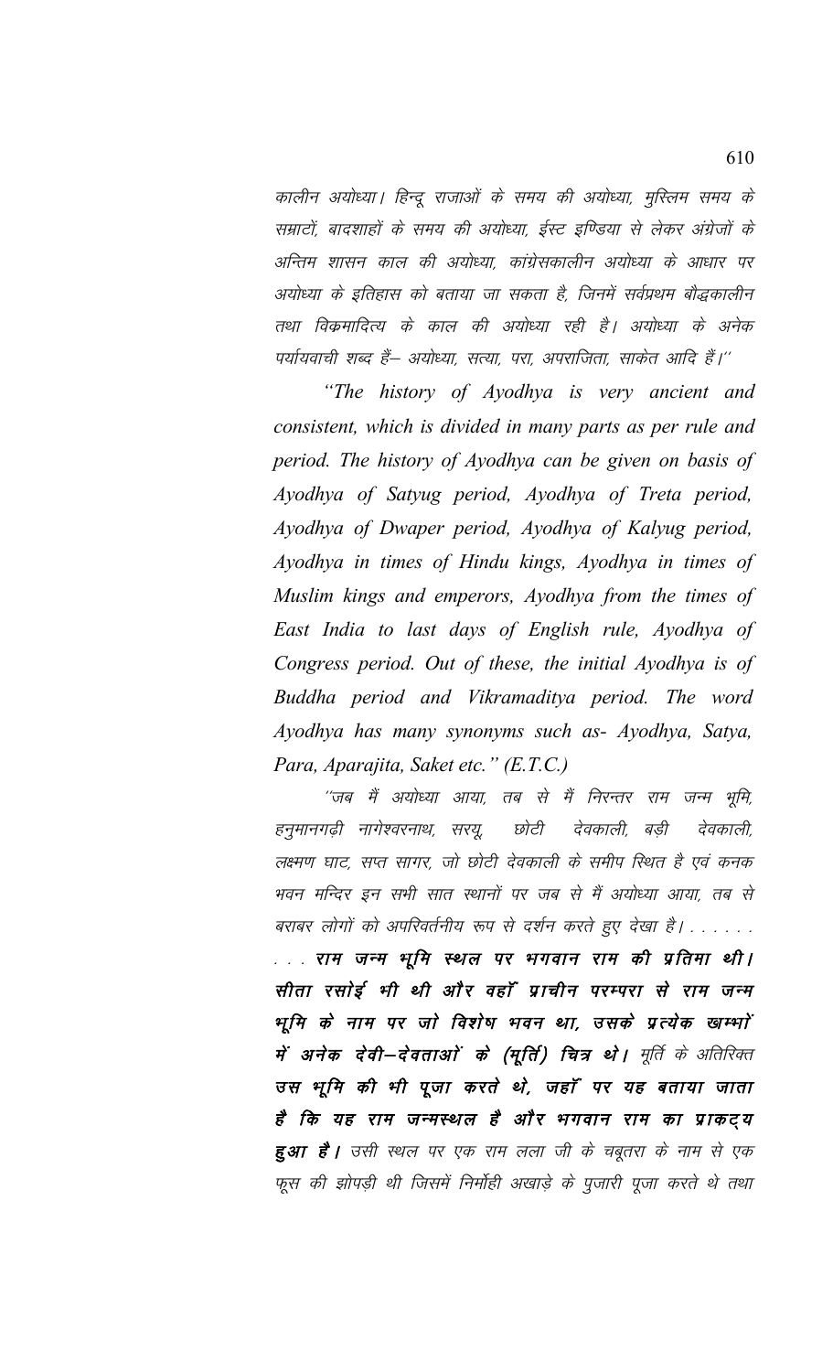कालीन अयोध्या। हिन्दू राजाओं के समय की अयोध्या, मुस्लिम समय के सम्राटों, बादशाहों के समय की अयोध्या, ईस्ट इण्डिया से लेकर अंग्रेजों के अन्तिम शासन काल की अयोध्या, कांग्रेसकालीन अयोध्या के आधार पर अयोध्या के इतिहास को बताया जा सकता है, जिनमें सर्वप्रथम बौद्धकालीन तथा विक्रमादित्य के काल की अयोध्या रही है। अयोध्या के अनेक पर्यायवाची शब्द हैं– अयोध्या, सत्या, परा, अपराजिता, साकेत आदि हैं।''

*"The history of Ayodhya is very ancient and consistent, which is divided in many parts as per rule and period. The history of Ayodhya can be given on basis of Ayodhya of Satyug period, Ayodhya of Treta period, Ayodhya of Dwaper period, Ayodhya of Kalyug period, Ayodhya in times of Hindu kings, Ayodhya in times of Muslim kings and emperors, Ayodhya from the times of East India to last days of English rule, Ayodhya of Congress period. Out of these, the initial Ayodhya is of Buddha period and Vikramaditya period. The word Ayodhya has many synonyms such as- Ayodhya, Satya, Para, Aparajita, Saket etc." (E.T.C.)*

''जब मैं अयोध्या आया, तब से मैं निरन्तर राम जन्म भूमि, हनुमानगढ़ी नागेश्वरनाथ, सरयू, छोटी देवकाली, बड़ी देवकाली, लक्ष्मण घाट, सप्त सागर, जो छोटी देवकाली के समीप स्थित है एवं कनक भवन मन्दिर इन सभी सात स्थानों पर जब से मैं अयोध्या आया, तब से बराबर लोगों को अपरिवर्तनीय रूप से दर्शन करते हुए देखा है। . . . . . . . . . **राम जन्म भूमि स्थल पर भगवान राम की प्रतिमा थी। सीता रसोई भी थी और वहाँ प्राचीन परम्परा से राम जन्म भूमि के नाम पर जो विशेष भवन था, उसके प्रत्येक खम्भों में अनेक देवी–देवताओं के (मूर्ति) चित्र थे।** मूर्ति के अतिरिक्त **उस भूमि की भी पूजा करते थे, जहाँ पर यह बताया जाता है कि यह राम जन्मस्थल है और भगवान राम का प्राकट्य हुआ है।** उसी स्थल पर एक राम लला जी के चबूतरा के नाम से एक फूस की झोपड़ी थी जिसमें निर्मोही अखाड़े के पुजारी पूजा करते थे तथा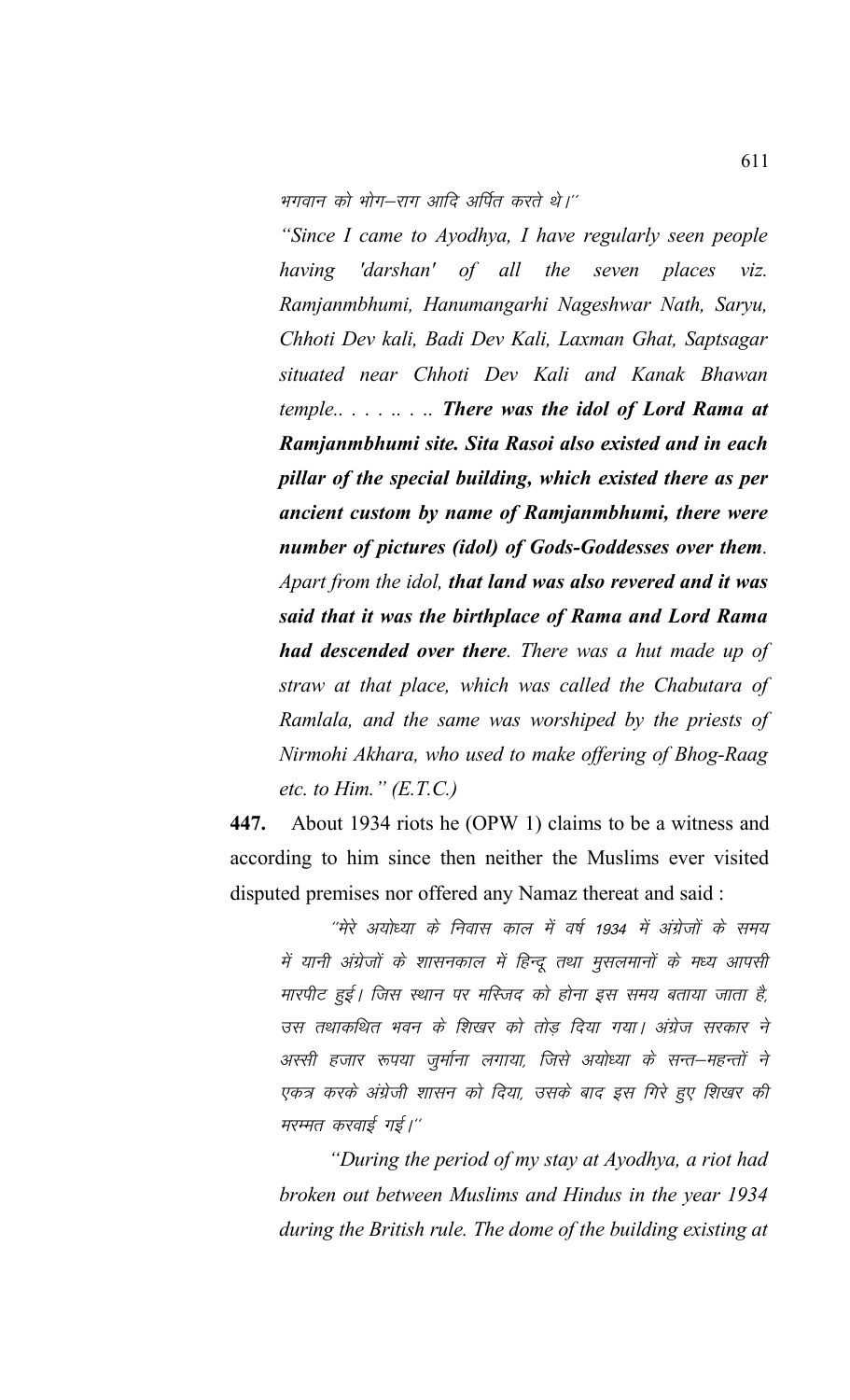भगवान को भोग–राग आदि अर्पित करते थे।''

*"Since I came to Ayodhya, I have regularly seen people having 'darshan' of all the seven places viz. Ramjanmbhumi, Hanumangarhi Nageshwar Nath, Saryu, Chhoti Dev kali, Badi Dev Kali, Laxman Ghat, Saptsagar situated near Chhoti Dev Kali and Kanak Bhawan temple.. . . . .. . .* ***There was the idol of Lord Rama at Ramjanmbhumi site. Sita Rasoi also existed and in each pillar of the special building, which existed there as per ancient custom by name of Ramjanmbhumi, there were number of pictures (idol) of Gods-Goddesses over them****. Apart from the idol,* ***that land was also revered and it was said that it was the birthplace of Rama and Lord Rama had descended over there****. There was a hut made up of straw at that place, which was called the Chabutara of Ramlala, and the same was worshiped by the priests of Nirmohi Akhara, who used to make offering of Bhog-Raag etc. to Him." (E.T.C.)*

**447.** About 1934 riots he (OPW 1) claims to be a witness and according to him since then neither the Muslims ever visited disputed premises nor offered any Namaz thereat and said :

''मेरे अयोध्या के निवास काल में वर्ष 1934 में अंग्रेजों के समय में यानी अंग्रेजों के शासनकाल में हिन्दू तथा मुसलमानों के मध्य आपसी मारपीट हुई। जिस स्थान पर मस्जिद को होना इस समय बताया जाता है, उस तथाकथित भवन के शिखर को तोड़ दिया गया। अंग्रेज सरकार ने अस्सी हजार रूपया जुर्माना लगाया, जिसे अयोध्या के सन्त–महन्तों ने एकत्र करके अंग्रेजी शासन को दिया, उसके बाद इस गिरे हुए शिखर की मरम्मत करवाई गई।''

*"During the period of my stay at Ayodhya, a riot had broken out between Muslims and Hindus in the year 1934 during the British rule. The dome of the building existing at*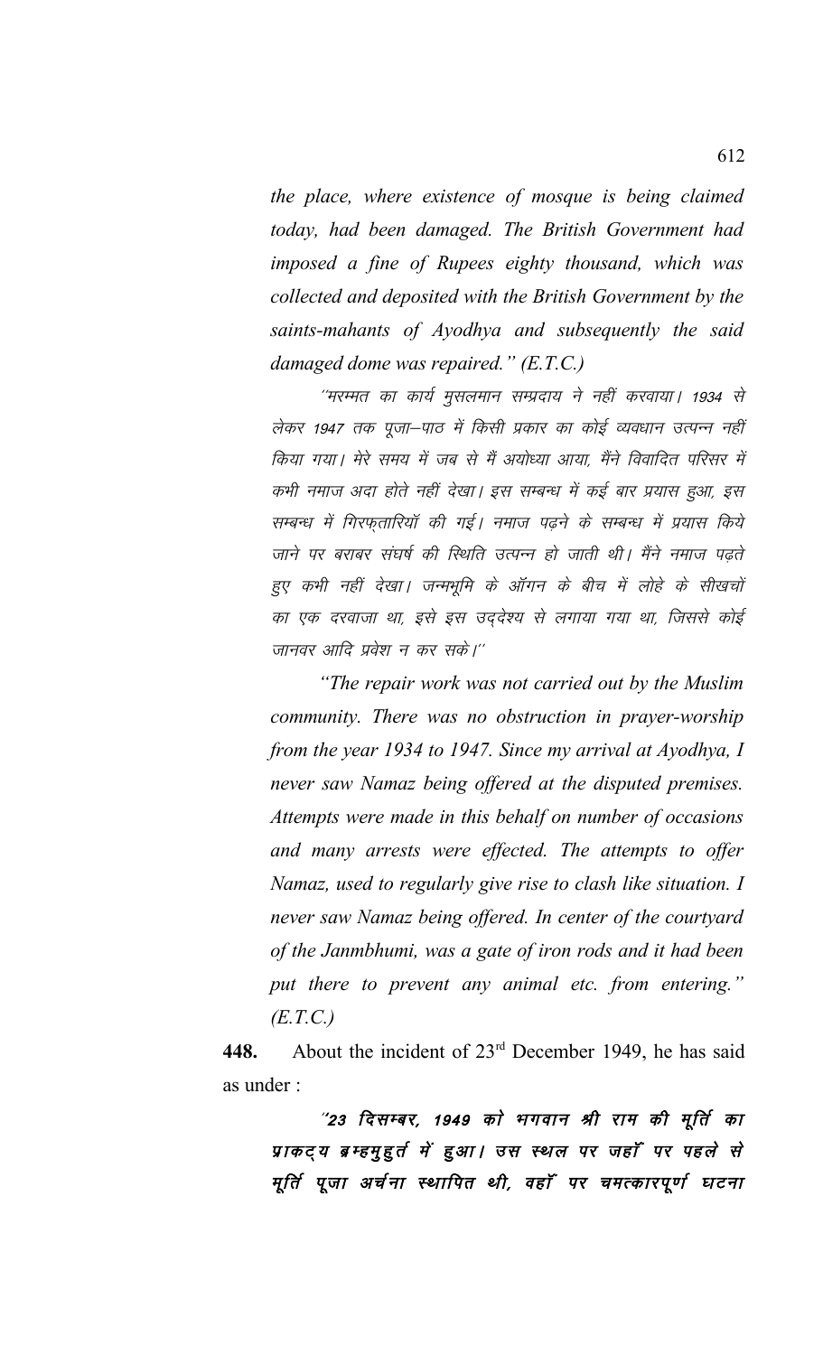*the place, where existence of mosque is being claimed today, had been damaged. The British Government had imposed a fine of Rupees eighty thousand, which was collected and deposited with the British Government by the saints-mahants of Ayodhya and subsequently the said damaged dome was repaired." (E.T.C.)*

*"मरम्मत का कार्य मुसलमान सम्प्रदाय ने नहीं करवाया। 1934 से लेकर 1947 तक पूजा–पाठ में किसी प्रकार का कोई व्यवधान उत्पन्न नहीं किया गया। मेरे समय में जब से मैं अयोध्या आया, मैंने विवादित परिसर में कभी नमाज अदा होते नहीं देखा। इस सम्बन्ध में कई बार प्रयास हुआ, इस सम्बन्ध में गिरफ्तारियाँ की गई। नमाज पढ़ने के सम्बन्ध में प्रयास किये जाने पर बराबर संघर्ष की स्थिति उत्पन्न हो जाती थी। मैंने नमाज पढ़ते हुए कभी नहीं देखा। जन्मभूमि के आँगन के बीच में लोहे के सीखचों का एक दरवाजा था, इसे इस उद्देश्य से लगाया गया था, जिससे कोई जानवर आदि प्रवेश न कर सके।"*

*"The repair work was not carried out by the Muslim community. There was no obstruction in prayer-worship from the year 1934 to 1947. Since my arrival at Ayodhya, I never saw Namaz being offered at the disputed premises. Attempts were made in this behalf on number of occasions and many arrests were effected. The attempts to offer Namaz, used to regularly give rise to clash like situation. I never saw Namaz being offered. In center of the courtyard of the Janmbhumi, was a gate of iron rods and it had been put there to prevent any animal etc. from entering." (E.T.C.)*

**448.** About the incident of 23rd December 1949, he has said as under :

***"23 दिसम्बर, 1949 को भगवान श्री राम की मूर्ति का प्राकट्य ब्रम्हमुहुर्त में हुआ। उस स्थल पर जहाँ पर पहले से मूर्ति पूजा अर्चना स्थापित थी, वहाँ पर चमत्कारपूर्ण घटना***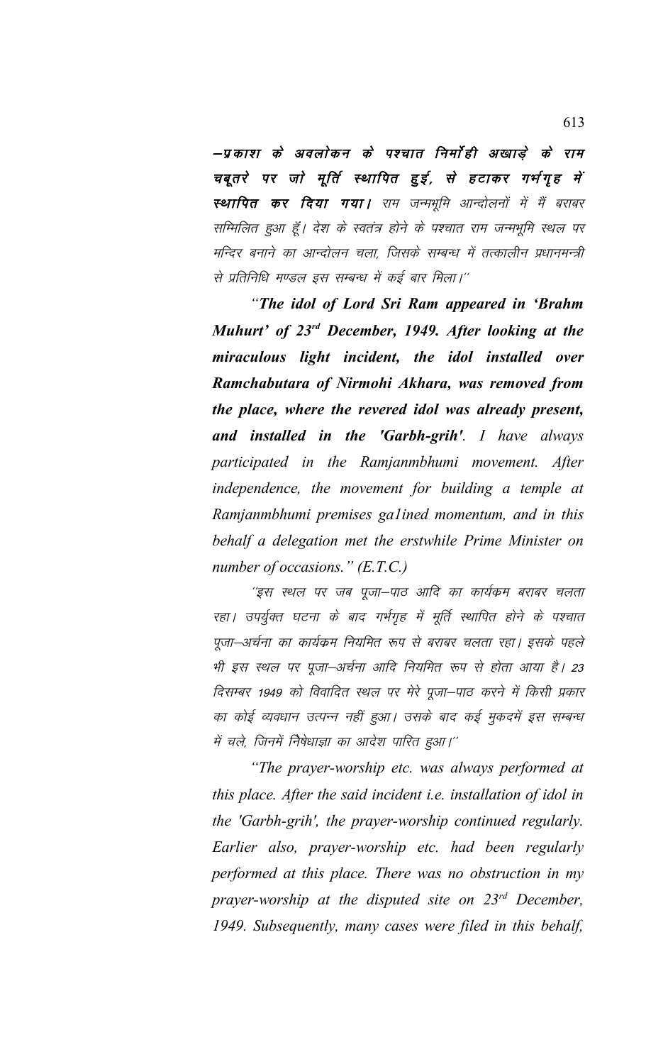**–प्रकाश के अवलोकन के पश्चात निर्मोही अखाड़े के राम चबूतरे पर जो मूर्ति स्थापित हुई, से हटाकर गर्भगृह में स्थापित कर दिया गया।** राम जन्मभूमि आन्दोलनों में मैं बराबर सम्मिलित हुआ हूँ। देश के स्वतंत्र होने के पश्चात राम जन्मभूमि स्थल पर मन्दिर बनाने का आन्दोलन चला, जिसके सम्बन्ध में तत्कालीन प्रधानमन्त्री से प्रतिनिधि मण्डल इस सम्बन्ध में कई बार मिला।''

*"**The idol of Lord Sri Ram appeared in 'Brahm Muhurt' of 23rd December, 1949. After looking at the miraculous light incident, the idol installed over Ramchabutara of Nirmohi Akhara, was removed from the place, where the revered idol was already present, and installed in the 'Garbh-grih'**. I have always participated in the Ramjanmbhumi movement. After independence, the movement for building a temple at Ramjanmbhumi premises ga1ined momentum, and in this behalf a delegation met the erstwhile Prime Minister on number of occasions." (E.T.C.)*

''इस स्थल पर जब पूजा–पाठ आदि का कार्यक्रम बराबर चलता रहा। उपर्युक्त घटना के बाद गर्भगृह में मूर्ति स्थापित होने के पश्चात पूजा–अर्चना का कार्यक्रम नियमित रूप से बराबर चलता रहा। इसके पहले भी इस स्थल पर पूजा–अर्चना आदि नियमित रूप से होता आया है। 23 दिसम्बर 1949 को विवादित स्थल पर मेरे पूजा–पाठ करने में किसी प्रकार का कोई व्यवधान उत्पन्न नहीं हुआ। उसके बाद कई मुकदमें इस सम्बन्ध में चले, जिनमें निषेधाज्ञा का आदेश पारित हुआ।''

*"The prayer-worship etc. was always performed at this place. After the said incident i.e. installation of idol in the 'Garbh-grih', the prayer-worship continued regularly. Earlier also, prayer-worship etc. had been regularly performed at this place. There was no obstruction in my prayer-worship at the disputed site on 23rd December, 1949. Subsequently, many cases were filed in this behalf,*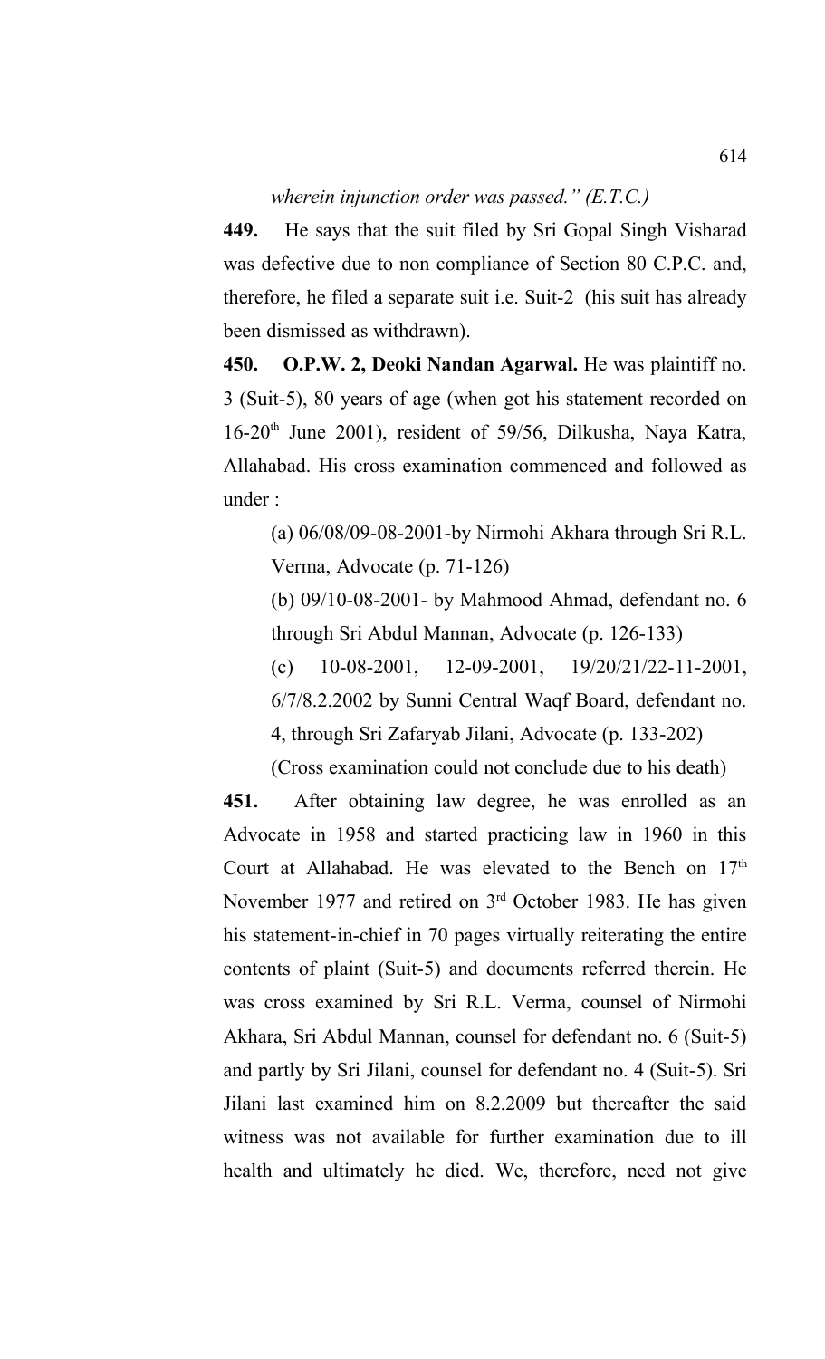*wherein injunction order was passed." (E.T.C.)*

**449.** He says that the suit filed by Sri Gopal Singh Visharad was defective due to non compliance of Section 80 C.P.C. and, therefore, he filed a separate suit i.e. Suit-2 (his suit has already been dismissed as withdrawn).

**450. O.P.W. 2, Deoki Nandan Agarwal.** He was plaintiff no. 3 (Suit-5), 80 years of age (when got his statement recorded on 16-20th June 2001), resident of 59/56, Dilkusha, Naya Katra, Allahabad. His cross examination commenced and followed as under :

(a) 06/08/09-08-2001-by Nirmohi Akhara through Sri R.L. Verma, Advocate (p. 71-126)

(b) 09/10-08-2001- by Mahmood Ahmad, defendant no. 6 through Sri Abdul Mannan, Advocate (p. 126-133)

(c) 10-08-2001, 12-09-2001, 19/20/21/22-11-2001, 6/7/8.2.2002 by Sunni Central Waqf Board, defendant no. 4, through Sri Zafaryab Jilani, Advocate (p. 133-202)

(Cross examination could not conclude due to his death)

**451.** After obtaining law degree, he was enrolled as an Advocate in 1958 and started practicing law in 1960 in this Court at Allahabad. He was elevated to the Bench on 17th November 1977 and retired on 3rd October 1983. He has given his statement-in-chief in 70 pages virtually reiterating the entire contents of plaint (Suit-5) and documents referred therein. He was cross examined by Sri R.L. Verma, counsel of Nirmohi Akhara, Sri Abdul Mannan, counsel for defendant no. 6 (Suit-5) and partly by Sri Jilani, counsel for defendant no. 4 (Suit-5). Sri Jilani last examined him on 8.2.2009 but thereafter the said witness was not available for further examination due to ill health and ultimately he died. We, therefore, need not give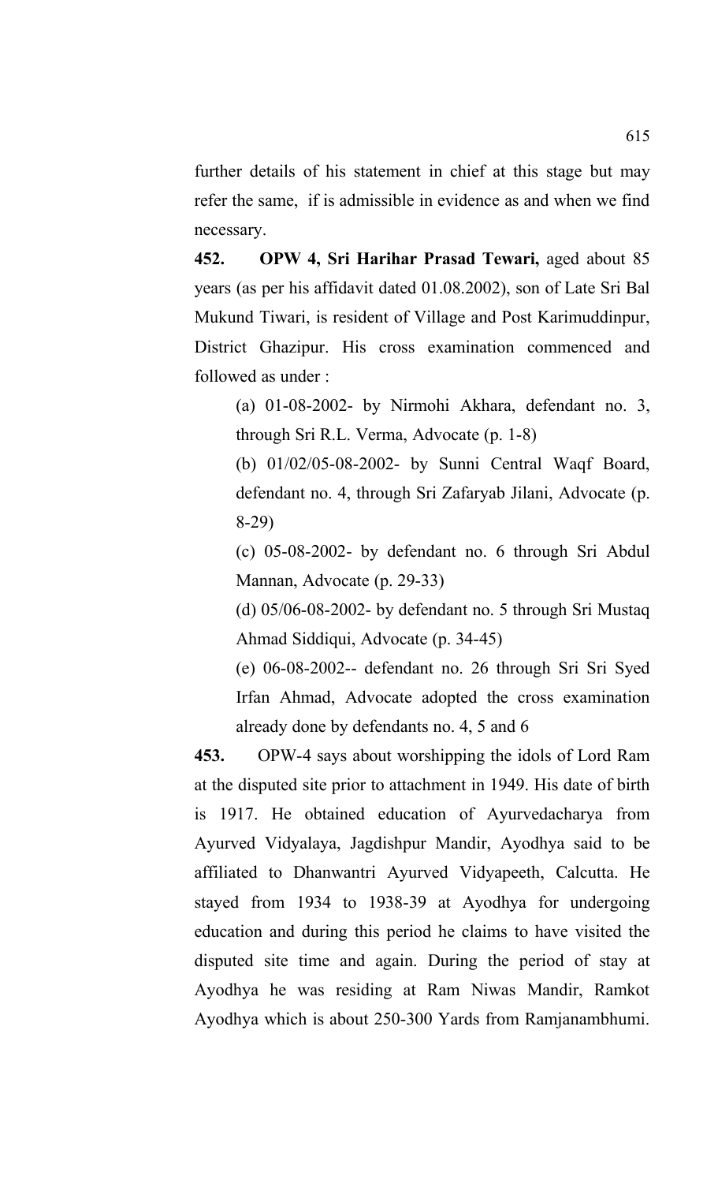further details of his statement in chief at this stage but may refer the same, if is admissible in evidence as and when we find necessary.

**452.** **OPW 4, Sri Harihar Prasad Tewari,** aged about 85 years (as per his affidavit dated 01.08.2002), son of Late Sri Bal Mukund Tiwari, is resident of Village and Post Karimuddinpur, District Ghazipur. His cross examination commenced and followed as under :

(a) 01-08-2002- by Nirmohi Akhara, defendant no. 3, through Sri R.L. Verma, Advocate (p. 1-8)

(b) 01/02/05-08-2002- by Sunni Central Waqf Board, defendant no. 4, through Sri Zafaryab Jilani, Advocate (p. 8-29)

(c) 05-08-2002- by defendant no. 6 through Sri Abdul Mannan, Advocate (p. 29-33)

(d) 05/06-08-2002- by defendant no. 5 through Sri Mustaq Ahmad Siddiqui, Advocate (p. 34-45)

(e) 06-08-2002-- defendant no. 26 through Sri Sri Syed Irfan Ahmad, Advocate adopted the cross examination already done by defendants no. 4, 5 and 6

**453.** OPW-4 says about worshipping the idols of Lord Ram at the disputed site prior to attachment in 1949. His date of birth is 1917. He obtained education of Ayurvedacharya from Ayurved Vidyalaya, Jagdishpur Mandir, Ayodhya said to be affiliated to Dhanwantri Ayurved Vidyapeeth, Calcutta. He stayed from 1934 to 1938-39 at Ayodhya for undergoing education and during this period he claims to have visited the disputed site time and again. During the period of stay at Ayodhya he was residing at Ram Niwas Mandir, Ramkot Ayodhya which is about 250-300 Yards from Ramjanambhumi.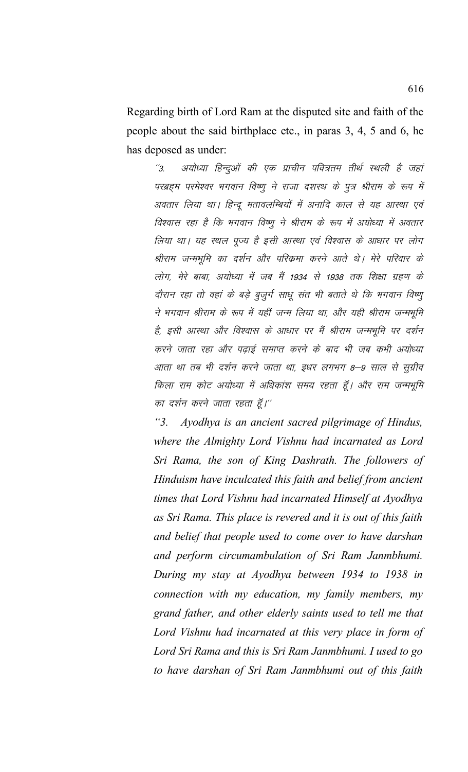Regarding birth of Lord Ram at the disputed site and faith of the people about the said birthplace etc., in paras 3, 4, 5 and 6, he has deposed as under:

> *"3. अयोध्या हिन्दुओं की एक प्राचीन पवित्रतम तीर्थ स्थली है जहां परब्रहम परमेश्वर भगवान विष्णु ने राजा दशरथ के पुत्र श्रीराम के रूप में अवतार लिया था। हिन्दू मतावलम्बियों में अनादि काल से यह आस्था एवं विश्वास रहा है कि भगवान विष्णु ने श्रीराम के रूप में अयोध्या में अवतार लिया था। यह स्थल पूज्य है इसी आस्था एवं विश्वास के आधार पर लोग श्रीराम जन्मभूमि का दर्शन और परिक्रमा करने आते थे। मेरे परिवार के लोग, मेरे बाबा, अयोध्या में जब मैं 1934 से 1938 तक शिक्षा ग्रहण के दौरान रहा तो वहां के बड़े बुजुर्ग साधू संत भी बताते थे कि भगवान विष्णु ने भगवान श्रीराम के रूप में यहीं जन्म लिया था, और यही श्रीराम जन्मभूमि है, इसी आस्था और विश्वास के आधार पर मैं श्रीराम जन्मभूमि पर दर्शन करने जाता रहा और पढ़ाई समाप्त करने के बाद भी जब कभी अयोध्या आता था तब भी दर्शन करने जाता था, इधर लगभग 8–9 साल से सुग्रीव किला राम कोट अयोध्या में अधिकांश समय रहता हूँ। और राम जन्मभूमि का दर्शन करने जाता रहता हूँ।"*
>
> *"3. Ayodhya is an ancient sacred pilgrimage of Hindus, where the Almighty Lord Vishnu had incarnated as Lord Sri Rama, the son of King Dashrath. The followers of Hinduism have inculcated this faith and belief from ancient times that Lord Vishnu had incarnated Himself at Ayodhya as Sri Rama. This place is revered and it is out of this faith and belief that people used to come over to have darshan and perform circumambulation of Sri Ram Janmbhumi. During my stay at Ayodhya between 1934 to 1938 in connection with my education, my family members, my grand father, and other elderly saints used to tell me that Lord Vishnu had incarnated at this very place in form of Lord Sri Rama and this is Sri Ram Janmbhumi. I used to go to have darshan of Sri Ram Janmbhumi out of this faith*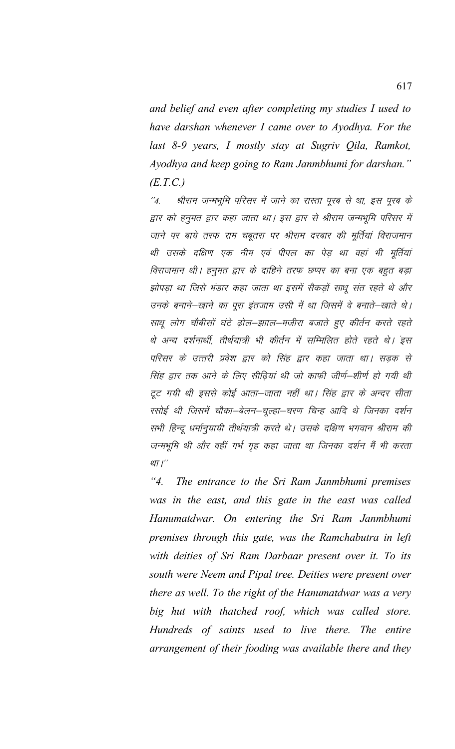*and belief and even after completing my studies I used to have darshan whenever I came over to Ayodhya. For the last 8-9 years, I mostly stay at Sugriv Qila, Ramkot, Ayodhya and keep going to Ram Janmbhumi for darshan." (E.T.C.)*

*''4. श्रीराम जन्मभूमि परिसर में जाने का रास्ता पूरब से था, इस पूरब के द्वार को हनुमत द्वार कहा जाता था। इस द्वार से श्रीराम जन्मभूमि परिसर में जाने पर बाये तरफ राम चबूतरा पर श्रीराम दरबार की मूर्तियां विराजमान थी उसके दक्षिण एक नीम एवं पीपल का पेड़ था वहां भी मूर्तियां विराजमान थी। हनुमत द्वार के दाहिने तरफ छप्पर का बना एक बहुत बड़ा झोपड़ा था जिसे भंडार कहा जाता था इसमें सैकड़ों साधू संत रहते थे और उनके बनाने–खाने का पूरा इंतजाम उसी में था जिसमें वे बनाते–खाते थे। साधू लोग चौबीसों घंटे ढ़ोल–झाल–मजीरा बजाते हुए कीर्तन करते रहते थे अन्य दर्शनार्थी, तीर्थयात्री भी कीर्तन में सम्मिलित होते रहते थे। इस परिसर के उत्तरी प्रवेश द्वार को सिंह द्वार कहा जाता था। सड़क से सिंह द्वार तक आने के लिए सीढ़ियां थी जो काफी जीर्ण–शीर्ण हो गयी थी टूट गयी थी इससे कोई आता–जाता नहीं था। सिंह द्वार के अन्दर सीता रसोई थी जिसमें चौका–बेलन–चूल्हा–चरण चिन्ह आदि थे जिनका दर्शन सभी हिन्दू धर्मानुयायी तीर्थयात्री करते थे। उसके दक्षिण भगवान श्रीराम की जन्मभूमि थी और वहीं गर्भ गृह कहा जाता था जिनका दर्शन मैं भी करता था।''*

*"4. The entrance to the Sri Ram Janmbhumi premises was in the east, and this gate in the east was called Hanumatdwar. On entering the Sri Ram Janmbhumi premises through this gate, was the Ramchabutra in left with deities of Sri Ram Darbaar present over it. To its south were Neem and Pipal tree. Deities were present over there as well. To the right of the Hanumatdwar was a very big hut with thatched roof, which was called store. Hundreds of saints used to live there. The entire arrangement of their fooding was available there and they*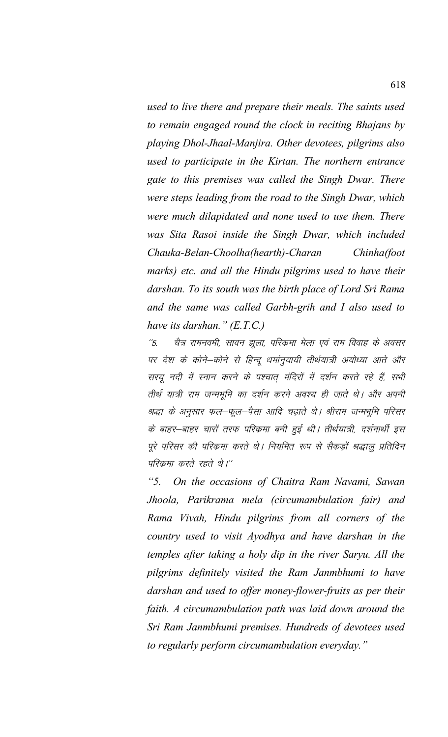*used to live there and prepare their meals. The saints used to remain engaged round the clock in reciting Bhajans by playing Dhol-Jhaal-Manjira. Other devotees, pilgrims also used to participate in the Kirtan. The northern entrance gate to this premises was called the Singh Dwar. There were steps leading from the road to the Singh Dwar, which were much dilapidated and none used to use them. There was Sita Rasoi inside the Singh Dwar, which included Chauka-Belan-Choolha(hearth)-Charan Chinha(foot marks) etc. and all the Hindu pilgrims used to have their darshan. To its south was the birth place of Lord Sri Rama and the same was called Garbh-grih and I also used to have its darshan." (E.T.C.)*

*''5. चैत्र रामनवमी, सावन झूला, परिक्रमा मेला एवं राम विवाह के अवसर पर देश के कोने–कोने से हिन्दू धर्मानुयायी तीर्थयात्री अयोध्या आते और सरयू नदी में स्नान करने के पश्चात् मंदिरों में दर्शन करते रहे हैं, सभी तीर्थ यात्री राम जन्मभूमि का दर्शन करने अवश्य ही जाते थे। और अपनी श्रद्धा के अनुसार फल–फूल–पैसा आदि चढ़ाते थे। श्रीराम जन्मभूमि परिसर के बाहर–बाहर चारों तरफ परिक्रमा बनी हुई थी। तीर्थयात्री, दर्शनार्थी इस पूरे परिसर की परिक्रमा करते थे। नियमित रूप से सैकड़ों श्रद्धालु प्रतिदिन परिक्रमा करते रहते थे।''*

*"5. On the occasions of Chaitra Ram Navami, Sawan Jhoola, Parikrama mela (circumambulation fair) and Rama Vivah, Hindu pilgrims from all corners of the country used to visit Ayodhya and have darshan in the temples after taking a holy dip in the river Saryu. All the pilgrims definitely visited the Ram Janmbhumi to have darshan and used to offer money-flower-fruits as per their faith. A circumambulation path was laid down around the Sri Ram Janmbhumi premises. Hundreds of devotees used to regularly perform circumambulation everyday."*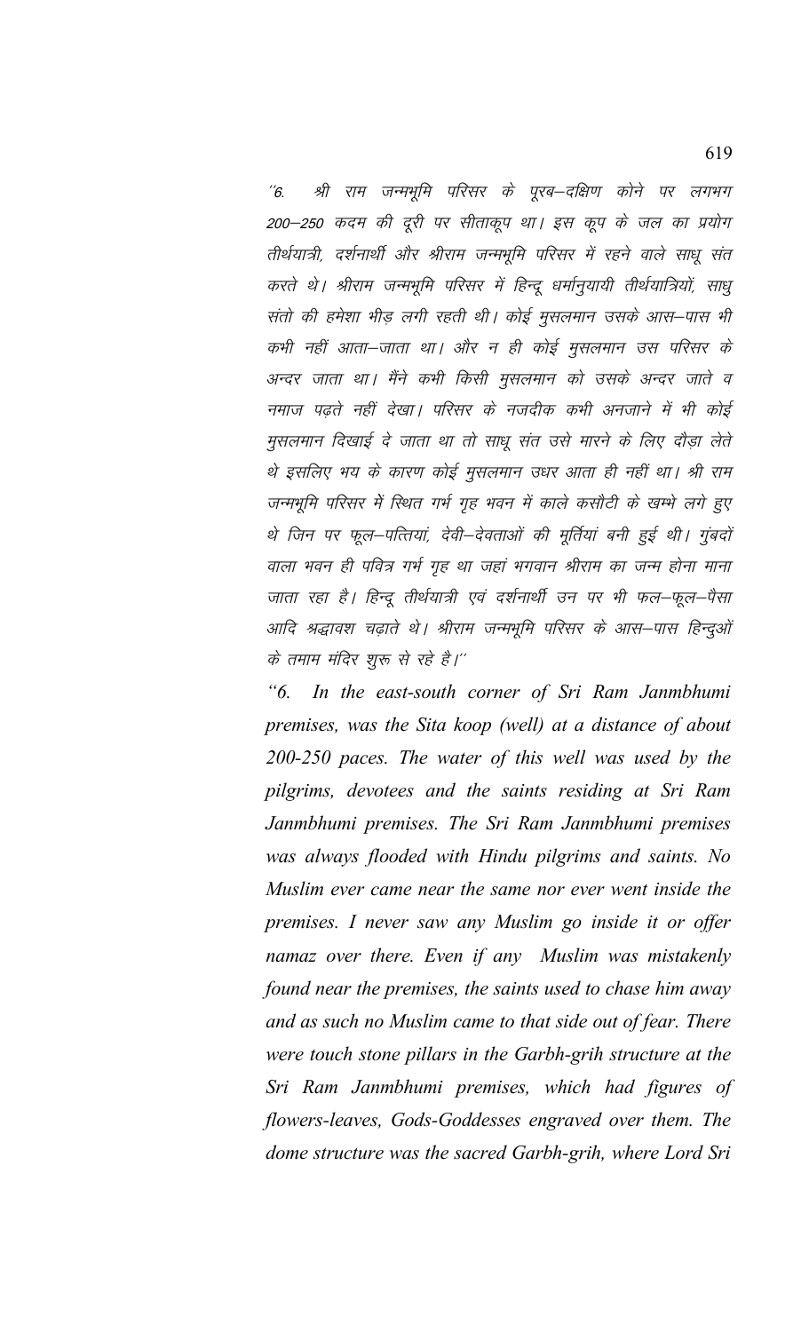*"6. श्री राम जन्मभूमि परिसर के पूरब–दक्षिण कोने पर लगभग 200–250 कदम की दूरी पर सीताकूप था। इस कूप के जल का प्रयोग तीर्थयात्री, दर्शनार्थी और श्रीराम जन्मभूमि परिसर में रहने वाले साधू संत करते थे। श्रीराम जन्मभूमि परिसर में हिन्दू धर्मानुयायी तीर्थयात्रियों, साधु संतो की हमेशा भीड़ लगी रहती थी। कोई मुसलमान उसके आस–पास भी कभी नहीं आता–जाता था। और न ही कोई मुसलमान उस परिसर के अन्दर जाता था। मैंने कभी किसी मुसलमान को उसके अन्दर जाते व नमाज पढ़ते नहीं देखा। परिसर के नजदीक कभी अनजाने में भी कोई मुसलमान दिखाई दे जाता था तो साधू संत उसे मारने के लिए दौड़ा लेते थे इसलिए भय के कारण कोई मुसलमान उधर आता ही नहीं था। श्री राम जन्मभूमि परिसर में स्थित गर्भ गृह भवन में काले कसौटी के खम्भे लगे हुए थे जिन पर फूल–पत्तियां, देवी–देवताओं की मूर्तियां बनी हुई थी। गुंबदों वाला भवन ही पवित्र गर्भ गृह था जहां भगवान श्रीराम का जन्म होना माना जाता रहा है। हिन्दू तीर्थयात्री एवं दर्शनार्थी उन पर भी फल–फूल–पैसा आदि श्रद्धावश चढ़ाते थे। श्रीराम जन्मभूमि परिसर के आस–पास हिन्दुओं के तमाम मंदिर शुरू से रहे है।"*

*"6. In the east-south corner of Sri Ram Janmbhumi premises, was the Sita koop (well) at a distance of about 200-250 paces. The water of this well was used by the pilgrims, devotees and the saints residing at Sri Ram Janmbhumi premises. The Sri Ram Janmbhumi premises was always flooded with Hindu pilgrims and saints. No Muslim ever came near the same nor ever went inside the premises. I never saw any Muslim go inside it or offer namaz over there. Even if any Muslim was mistakenly found near the premises, the saints used to chase him away and as such no Muslim came to that side out of fear. There were touch stone pillars in the Garbh-grih structure at the Sri Ram Janmbhumi premises, which had figures of flowers-leaves, Gods-Goddesses engraved over them. The dome structure was the sacred Garbh-grih, where Lord Sri*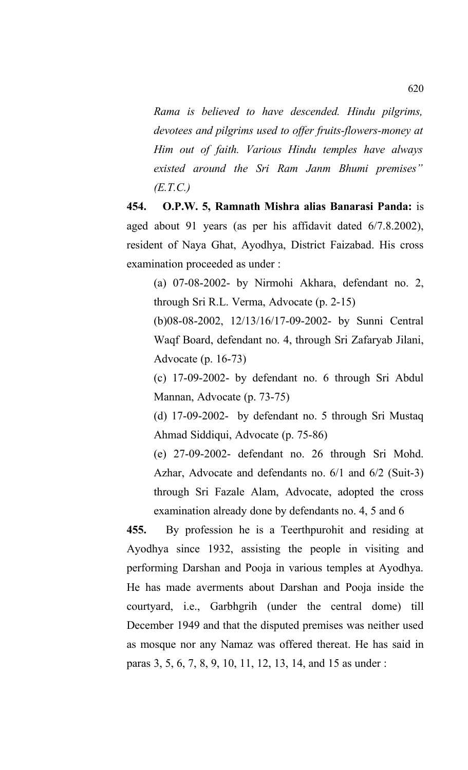*Rama is believed to have descended. Hindu pilgrims, devotees and pilgrims used to offer fruits-flowers-money at Him out of faith. Various Hindu temples have always existed around the Sri Ram Janm Bhumi premises" (E.T.C.)*

**454. O.P.W. 5, Ramnath Mishra alias Banarasi Panda:** is aged about 91 years (as per his affidavit dated 6/7.8.2002), resident of Naya Ghat, Ayodhya, District Faizabad. His cross examination proceeded as under :

(a) 07-08-2002- by Nirmohi Akhara, defendant no. 2, through Sri R.L. Verma, Advocate (p. 2-15)

(b)08-08-2002, 12/13/16/17-09-2002- by Sunni Central Waqf Board, defendant no. 4, through Sri Zafaryab Jilani, Advocate (p. 16-73)

(c) 17-09-2002- by defendant no. 6 through Sri Abdul Mannan, Advocate (p. 73-75)

(d) 17-09-2002- by defendant no. 5 through Sri Mustaq Ahmad Siddiqui, Advocate (p. 75-86)

(e) 27-09-2002- defendant no. 26 through Sri Mohd. Azhar, Advocate and defendants no. 6/1 and 6/2 (Suit-3) through Sri Fazale Alam, Advocate, adopted the cross examination already done by defendants no. 4, 5 and 6

**455.** By profession he is a Teerthpurohit and residing at Ayodhya since 1932, assisting the people in visiting and performing Darshan and Pooja in various temples at Ayodhya. He has made averments about Darshan and Pooja inside the courtyard, i.e., Garbhgrih (under the central dome) till December 1949 and that the disputed premises was neither used as mosque nor any Namaz was offered thereat. He has said in paras 3, 5, 6, 7, 8, 9, 10, 11, 12, 13, 14, and 15 as under :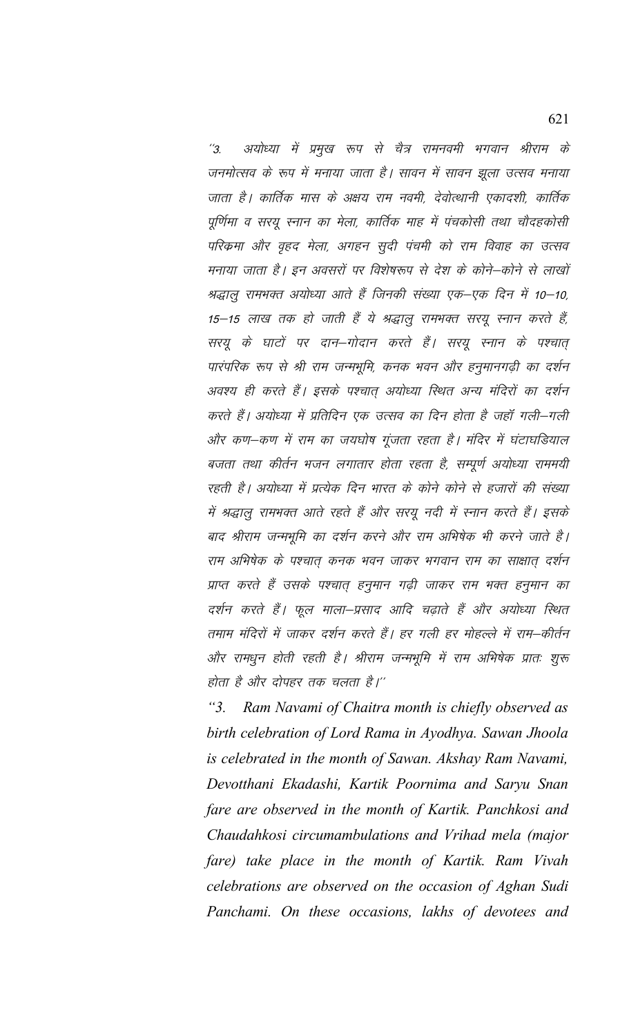*"3. अयोध्या में प्रमुख रूप से चैत्र रामनवमी भगवान श्रीराम के जनमोत्सव के रूप में मनाया जाता है। सावन में सावन झूला उत्सव मनाया जाता है। कार्तिक मास के अक्षय राम नवमी, देवोत्थानी एकादशी, कार्तिक पूर्णिमा व सरयू स्नान का मेला, कार्तिक माह में पंचकोसी तथा चौदहकोसी परिक्रमा और वृहद मेला, अगहन सुदी पंचमी को राम विवाह का उत्सव मनाया जाता है। इन अवसरों पर विशेषरूप से देश के कोने–कोने से लाखों श्रद्धालु रामभक्त अयोध्या आते हैं जिनकी संख्या एक–एक दिन में 10–10, 15–15 लाख तक हो जाती हैं ये श्रद्धालु रामभक्त सरयू स्नान करते हैं, सरयू के घाटों पर दान–गोदान करते हैं। सरयू स्नान के पश्चात् पारंपरिक रूप से श्री राम जन्मभूमि, कनक भवन और हनुमानगढ़ी का दर्शन अवश्य ही करते हैं। इसके पश्चात् अयोध्या स्थित अन्य मंदिरों का दर्शन करते हैं। अयोध्या में प्रतिदिन एक उत्सव का दिन होता है जहॉं गली–गली और कण–कण में राम का जयघोष गूंजता रहता है। मंदिर में घंटाघडियाल बजता तथा कीर्तन भजन लगातार होता रहता है, सम्पूर्ण अयोध्या राममयी रहती है। अयोध्या में प्रत्येक दिन भारत के कोने कोने से हजारों की संख्या में श्रद्धालु रामभक्त आते रहते हैं और सरयू नदी में स्नान करते हैं। इसके बाद श्रीराम जन्मभूमि का दर्शन करने और राम अभिषेक भी करने जाते है। राम अभिषेक के पश्चात् कनक भवन जाकर भगवान राम का साक्षात् दर्शन प्राप्त करते हैं उसके पश्चात् हनुमान गढ़ी जाकर राम भक्त हनुमान का दर्शन करते हैं। फूल माला–प्रसाद आदि चढ़ाते हैं और अयोध्या स्थित तमाम मंदिरों में जाकर दर्शन करते हैं। हर गली हर मोहल्ले में राम–कीर्तन और रामधुन होती रहती है। श्रीराम जन्मभूमि में राम अभिषेक प्रातः शुरू होता है और दोपहर तक चलता है।"*

*"3. Ram Navami of Chaitra month is chiefly observed as birth celebration of Lord Rama in Ayodhya. Sawan Jhoola is celebrated in the month of Sawan. Akshay Ram Navami, Devotthani Ekadashi, Kartik Poornima and Saryu Snan fare are observed in the month of Kartik. Panchkosi and Chaudahkosi circumambulations and Vrihad mela (major fare) take place in the month of Kartik. Ram Vivah celebrations are observed on the occasion of Aghan Sudi Panchami. On these occasions, lakhs of devotees and*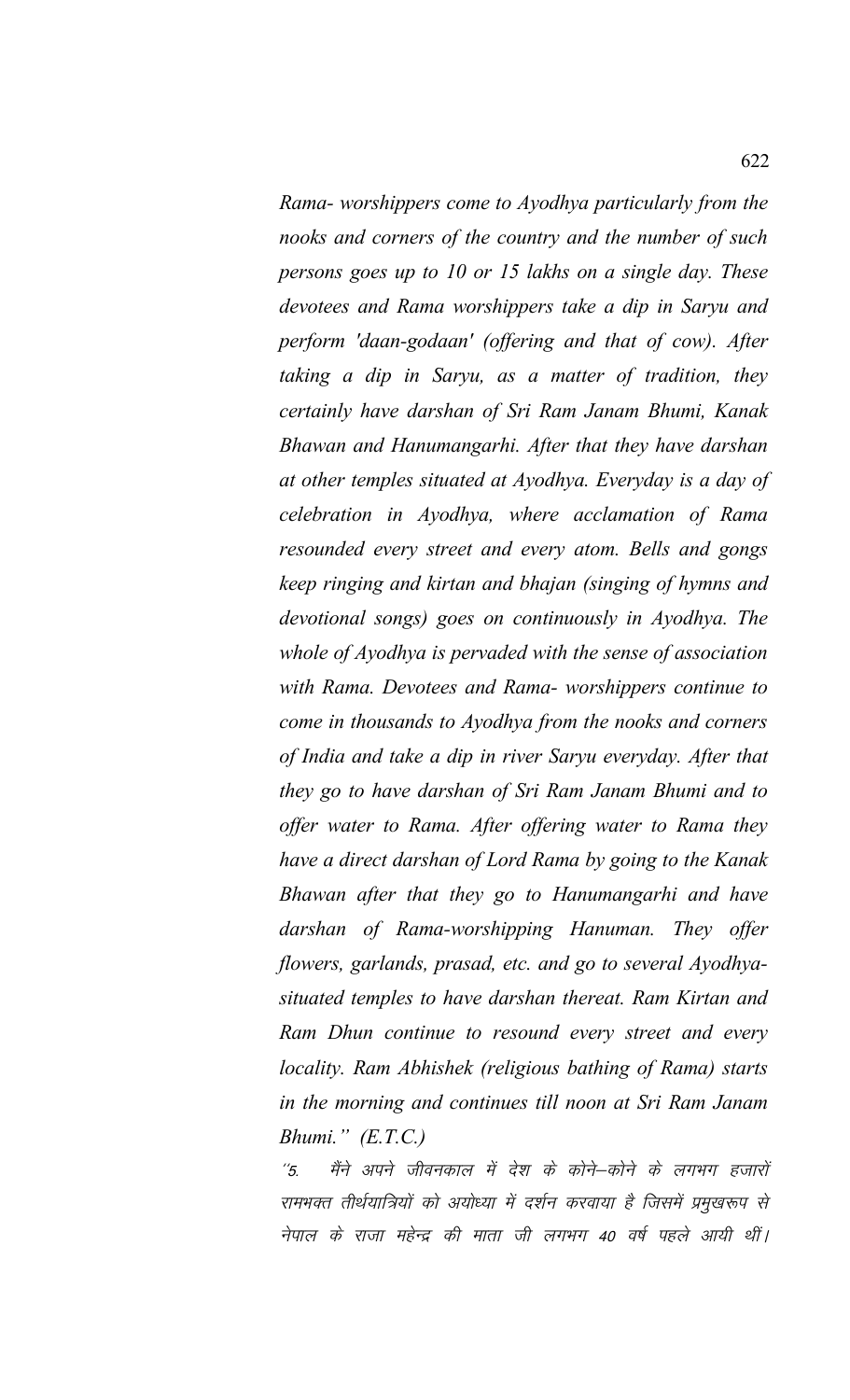*Rama- worshippers come to Ayodhya particularly from the nooks and corners of the country and the number of such persons goes up to 10 or 15 lakhs on a single day. These devotees and Rama worshippers take a dip in Saryu and perform 'daan-godaan' (offering and that of cow). After taking a dip in Saryu, as a matter of tradition, they certainly have darshan of Sri Ram Janam Bhumi, Kanak Bhawan and Hanumangarhi. After that they have darshan at other temples situated at Ayodhya. Everyday is a day of celebration in Ayodhya, where acclamation of Rama resounded every street and every atom. Bells and gongs keep ringing and kirtan and bhajan (singing of hymns and devotional songs) goes on continuously in Ayodhya. The whole of Ayodhya is pervaded with the sense of association with Rama. Devotees and Rama- worshippers continue to come in thousands to Ayodhya from the nooks and corners of India and take a dip in river Saryu everyday. After that they go to have darshan of Sri Ram Janam Bhumi and to offer water to Rama. After offering water to Rama they have a direct darshan of Lord Rama by going to the Kanak Bhawan after that they go to Hanumangarhi and have darshan of Rama-worshipping Hanuman. They offer flowers, garlands, prasad, etc. and go to several Ayodhya-situated temples to have darshan thereat. Ram Kirtan and Ram Dhun continue to resound every street and every locality. Ram Abhishek (religious bathing of Rama) starts in the morning and continues till noon at Sri Ram Janam Bhumi." (E.T.C.)*

*"5. मैंने अपने जीवनकाल में देश के कोने–कोने के लगभग हजारों रामभक्त तीर्थयात्रियों को अयोध्या में दर्शन करवाया है जिसमें प्रमुखरूप से नेपाल के राजा महेन्द्र की माता जी लगभग 40 वर्ष पहले आयी थीं।*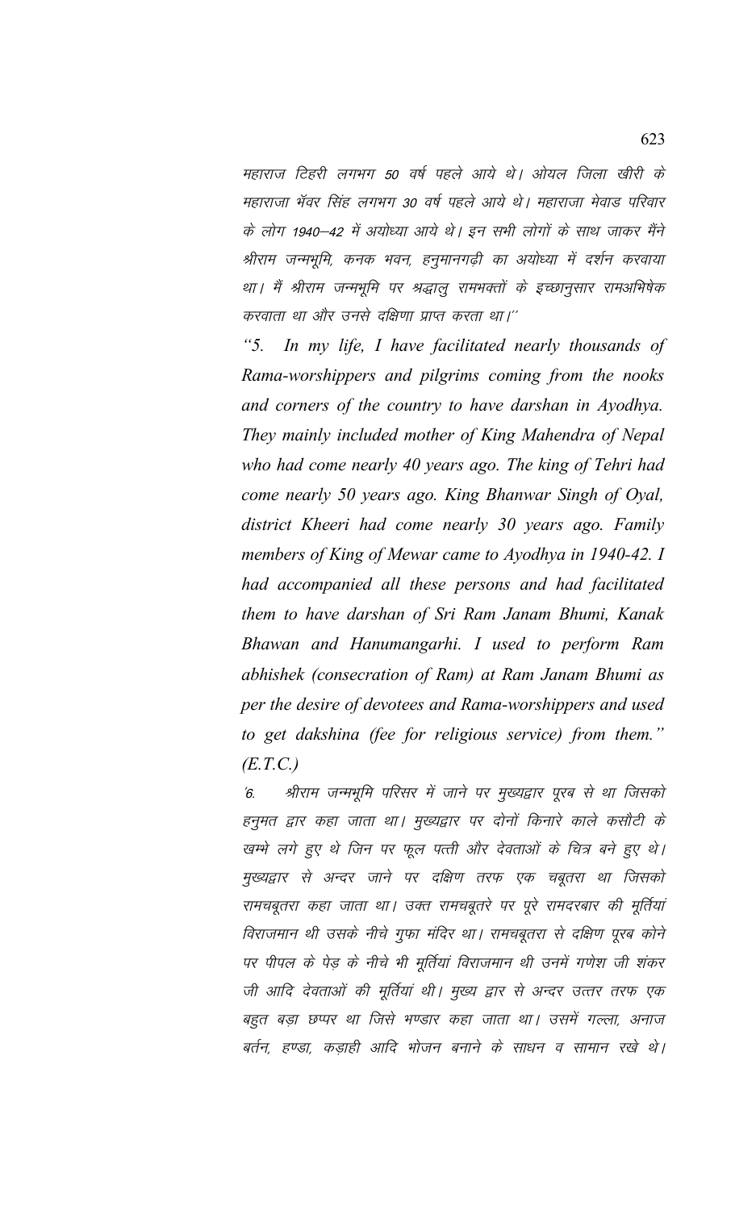महाराज टिहरी लगभग 50 वर्ष पहले आये थे। ओयल जिला खीरी के महाराजा भॅवर सिंह लगभग 30 वर्ष पहले आये थे। महाराजा मेवाड परिवार के लोग 1940–42 में अयोध्या आये थे। इन सभी लोगों के साथ जाकर मैंने श्रीराम जन्मभूमि, कनक भवन, हनुमानगढ़ी का अयोध्या में दर्शन करवाया था। मैं श्रीराम जन्मभूमि पर श्रद्धालु रामभक्तों के इच्छानुसार रामअभिषेक करवाता था और उनसे दक्षिणा प्राप्त करता था।''

*"5. In my life, I have facilitated nearly thousands of Rama-worshippers and pilgrims coming from the nooks and corners of the country to have darshan in Ayodhya. They mainly included mother of King Mahendra of Nepal who had come nearly 40 years ago. The king of Tehri had come nearly 50 years ago. King Bhanwar Singh of Oyal, district Kheeri had come nearly 30 years ago. Family members of King of Mewar came to Ayodhya in 1940-42. I had accompanied all these persons and had facilitated them to have darshan of Sri Ram Janam Bhumi, Kanak Bhawan and Hanumangarhi. I used to perform Ram abhishek (consecration of Ram) at Ram Janam Bhumi as per the desire of devotees and Rama-worshippers and used to get dakshina (fee for religious service) from them." (E.T.C.)*

'6. श्रीराम जन्मभूमि परिसर में जाने पर मुख्यद्वार पूरब से था जिसको हनुमत द्वार कहा जाता था। मुख्यद्वार पर दोनों किनारे काले कसौटी के खम्भे लगे हुए थे जिन पर फूल पत्ती और देवताओं के चित्र बने हुए थे। मुख्यद्वार से अन्दर जाने पर दक्षिण तरफ एक चबूतरा था जिसको रामचबूतरा कहा जाता था। उक्त रामचबूतरे पर पूरे रामदरबार की मूर्तियां विराजमान थी उसके नीचे गुफा मंदिर था। रामचबूतरा से दक्षिण पूरब कोने पर पीपल के पेड़ के नीचे भी मूर्तियां विराजमान थी उनमें गणेश जी शंकर जी आदि देवताओं की मूर्तियां थी। मुख्य द्वार से अन्दर उत्तर तरफ एक बहुत बड़ा छप्पर था जिसे भण्डार कहा जाता था। उसमें गल्ला, अनाज बर्तन, हण्डा, कड़ाही आदि भोजन बनाने के साधन व सामान रखे थे।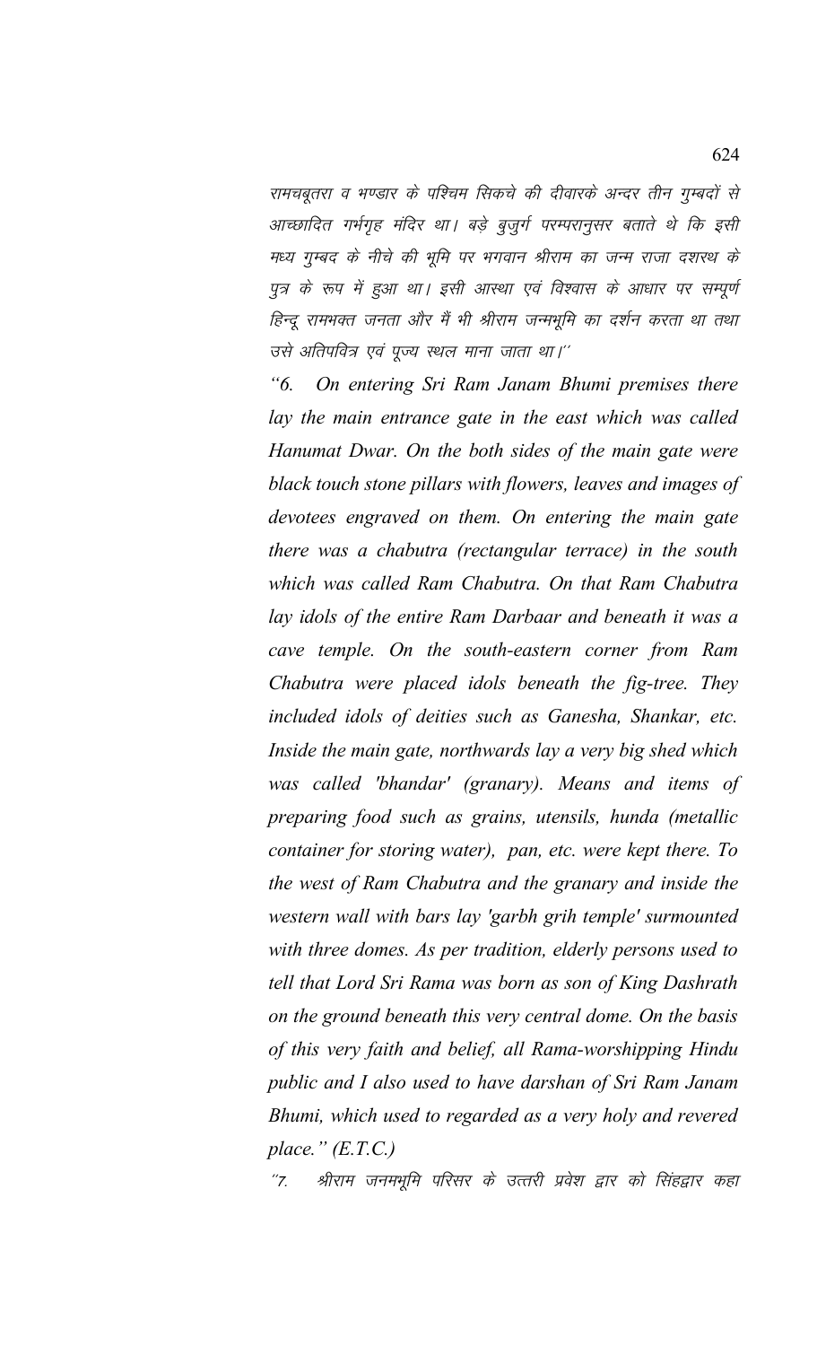रामचबूतरा व भण्डार के पश्चिम सिकचे की दीवारके अन्दर तीन गुम्बदों से आच्छादित गर्भगृह मंदिर था। बड़े बुजुर्ग परम्परानुसार बताते थे कि इसी मध्य गुम्बद के नीचे की भूमि पर भगवान श्रीराम का जन्म राजा दशरथ के पुत्र के रूप में हुआ था। इसी आस्था एवं विश्वास के आधार पर सम्पूर्ण हिन्दू रामभक्त जनता और मैं भी श्रीराम जन्मभूमि का दर्शन करता था तथा उसे अतिपवित्र एवं पूज्य स्थल माना जाता था।''

*"6. On entering Sri Ram Janam Bhumi premises there lay the main entrance gate in the east which was called Hanumat Dwar. On the both sides of the main gate were black touch stone pillars with flowers, leaves and images of devotees engraved on them. On entering the main gate there was a chabutra (rectangular terrace) in the south which was called Ram Chabutra. On that Ram Chabutra lay idols of the entire Ram Darbaar and beneath it was a cave temple. On the south-eastern corner from Ram Chabutra were placed idols beneath the fig-tree. They included idols of deities such as Ganesha, Shankar, etc. Inside the main gate, northwards lay a very big shed which was called 'bhandar' (granary). Means and items of preparing food such as grains, utensils, hunda (metallic container for storing water), pan, etc. were kept there. To the west of Ram Chabutra and the granary and inside the western wall with bars lay 'garbh grih temple' surmounted with three domes. As per tradition, elderly persons used to tell that Lord Sri Rama was born as son of King Dashrath on the ground beneath this very central dome. On the basis of this very faith and belief, all Rama-worshipping Hindu public and I also used to have darshan of Sri Ram Janam Bhumi, which used to regarded as a very holy and revered place." (E.T.C.)*

''7. श्रीराम जनमभूमि परिसर के उत्तरी प्रवेश द्वार को सिंहद्वार कहा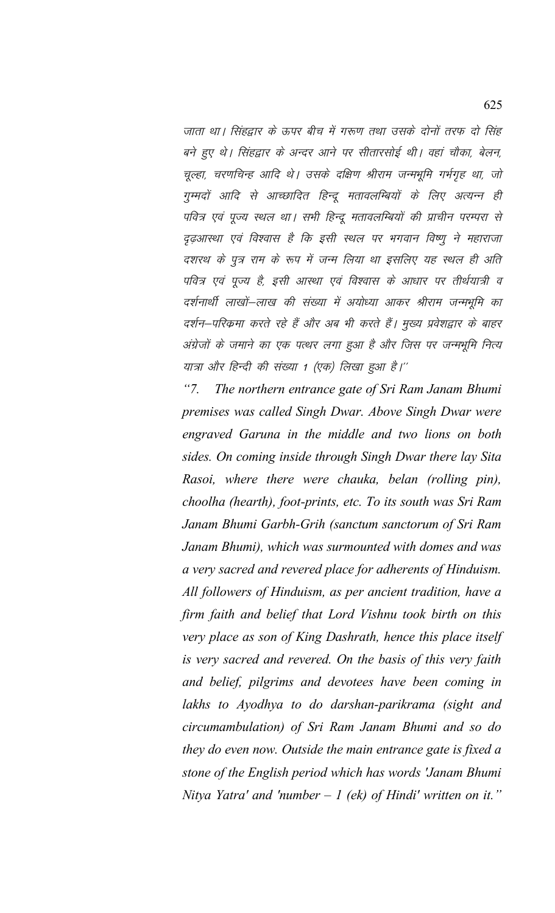जाता था। सिंहद्वार के ऊपर बीच में गरूण तथा उसके दोनों तरफ दो सिंह बने हुए थे। सिंहद्वार के अन्दर आने पर सीतारसोई थी। वहां चौका, बेलन, चूल्हा, चरणचिन्ह आदि थे। उसके दक्षिण श्रीराम जन्मभूमि गर्भगृह था, जो गुम्मदों आदि से आच्छादित हिन्दू मतावलम्बियों के लिए अत्यन्न ही पवित्र एवं पूज्य स्थल था। सभी हिन्दू मतावलम्बियों की प्राचीन परम्परा से दृढ़आस्था एवं विश्वास है कि इसी स्थल पर भगवान विष्णु ने महाराजा दशरथ के पुत्र राम के रूप में जन्म लिया था इसलिए यह स्थल ही अति पवित्र एवं पूज्य है, इसी आस्था एवं विश्वास के आधार पर तीर्थयात्री व दर्शनार्थी लाखों–लाख की संख्या में अयोध्या आकर श्रीराम जन्मभूमि का दर्शन–परिक्रमा करते रहे हैं और अब भी करते हैं। मुख्य प्रवेशद्वार के बाहर अंग्रेजों के जमाने का एक पत्थर लगा हुआ है और जिस पर जन्मभूमि नित्य यात्रा और हिन्दी की संख्या 1 (एक) लिखा हुआ है।''

*"7. The northern entrance gate of Sri Ram Janam Bhumi premises was called Singh Dwar. Above Singh Dwar were engraved Garuna in the middle and two lions on both sides. On coming inside through Singh Dwar there lay Sita Rasoi, where there were chauka, belan (rolling pin), choolha (hearth), foot-prints, etc. To its south was Sri Ram Janam Bhumi Garbh-Grih (sanctum sanctorum of Sri Ram Janam Bhumi), which was surmounted with domes and was a very sacred and revered place for adherents of Hinduism. All followers of Hinduism, as per ancient tradition, have a firm faith and belief that Lord Vishnu took birth on this very place as son of King Dashrath, hence this place itself is very sacred and revered. On the basis of this very faith and belief, pilgrims and devotees have been coming in lakhs to Ayodhya to do darshan-parikrama (sight and circumambulation) of Sri Ram Janam Bhumi and so do they do even now. Outside the main entrance gate is fixed a stone of the English period which has words 'Janam Bhumi Nitya Yatra' and 'number – 1 (ek) of Hindi' written on it."*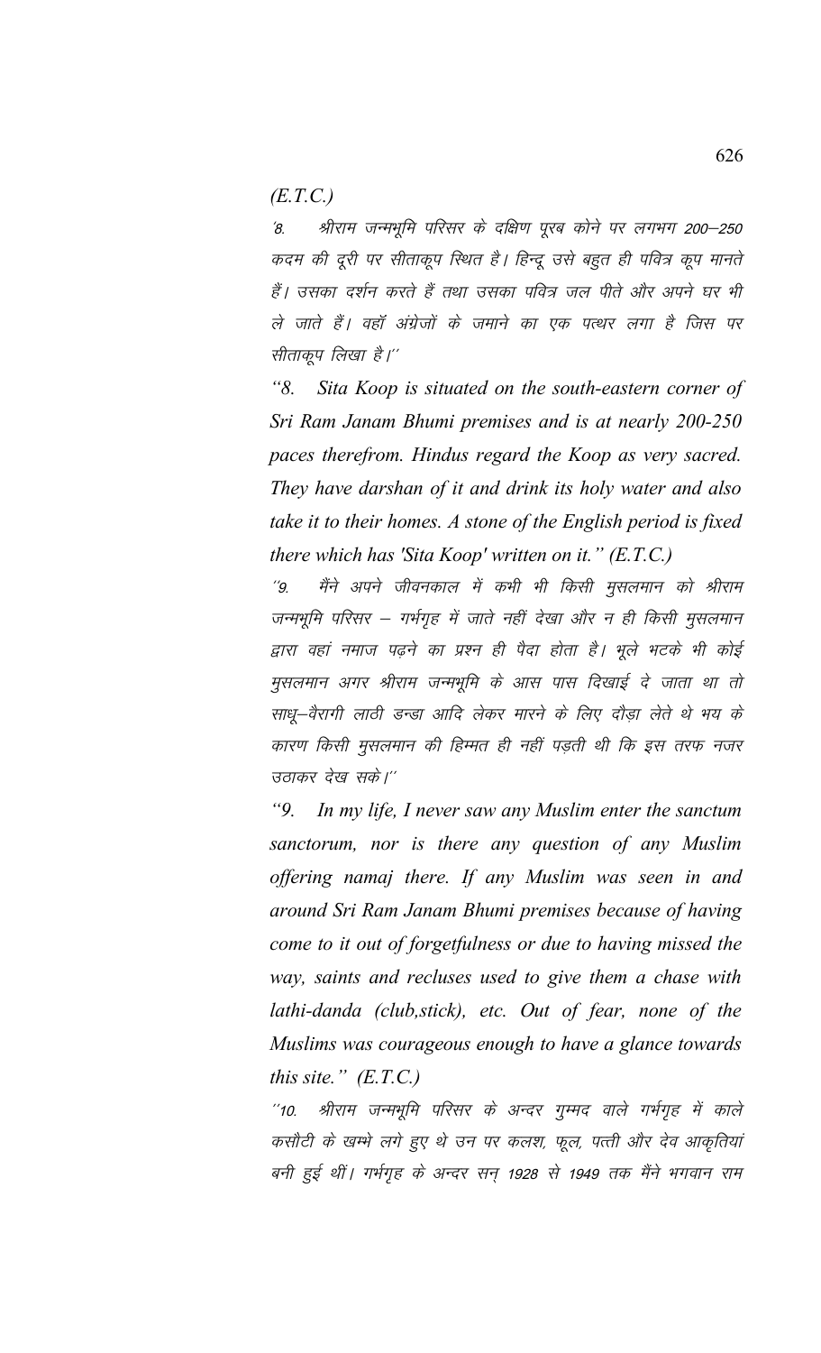(E.T.C.)

'8. श्रीराम जन्मभूमि परिसर के दक्षिण पूरब कोने पर लगभग 200–250 कदम की दूरी पर सीताकूप स्थित है। हिन्दू उसे बहुत ही पवित्र कूप मानते हैं। उसका दर्शन करते हैं तथा उसका पवित्र जल पीते और अपने घर भी ले जाते हैं। वहॉ अंग्रेजों के जमाने का एक पत्थर लगा है जिस पर सीताकूप लिखा है।''

*"8. Sita Koop is situated on the south-eastern corner of Sri Ram Janam Bhumi premises and is at nearly 200-250 paces therefrom. Hindus regard the Koop as very sacred. They have darshan of it and drink its holy water and also take it to their homes. A stone of the English period is fixed there which has 'Sita Koop' written on it." (E.T.C.)*

''9. मैंने अपने जीवनकाल में कभी भी किसी मुसलमान को श्रीराम जन्मभूमि परिसर – गर्भगृह में जाते नहीं देखा और न ही किसी मुसलमान द्वारा वहां नमाज पढ़ने का प्रश्न ही पैदा होता है। भूले भटके भी कोई मुसलमान अगर श्रीराम जन्मभूमि के आस पास दिखाई दे जाता था तो साधू–वैरागी लाठी डन्डा आदि लेकर मारने के लिए दौड़ा लेते थे भय के कारण किसी मुसलमान की हिम्मत ही नहीं पड़ती थी कि इस तरफ नजर उठाकर देख सके।''

*"9. In my life, I never saw any Muslim enter the sanctum sanctorum, nor is there any question of any Muslim offering namaj there. If any Muslim was seen in and around Sri Ram Janam Bhumi premises because of having come to it out of forgetfulness or due to having missed the way, saints and recluses used to give them a chase with lathi-danda (club,stick), etc. Out of fear, none of the Muslims was courageous enough to have a glance towards this site." (E.T.C.)*

''10. श्रीराम जन्मभूमि परिसर के अन्दर गुम्मद वाले गर्भगृह में काले कसौटी के खम्भे लगे हुए थे उन पर कलश, फूल, पत्ती और देव आकृतियां बनी हुई थीं। गर्भगृह के अन्दर सन् 1928 से 1949 तक मैंने भगवान राम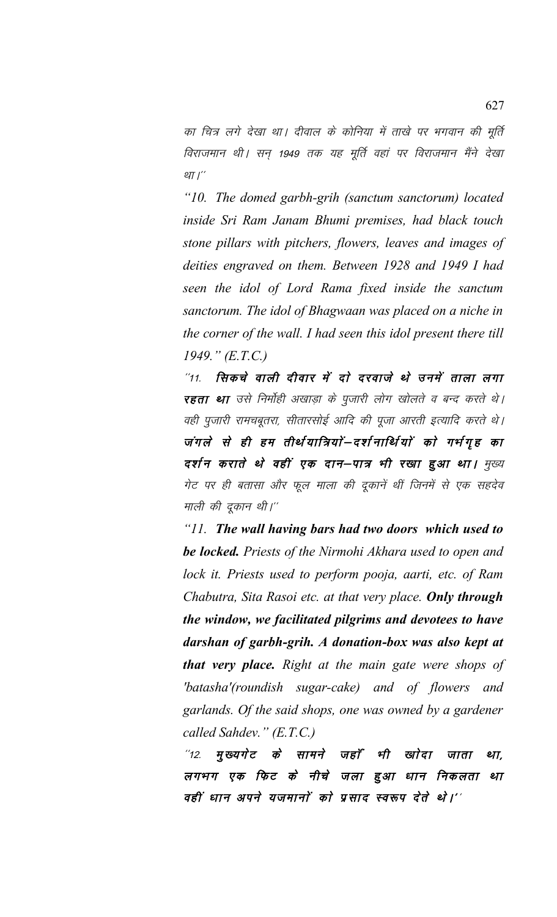*का चित्र लगे देखा था। दीवाल के कोनिया में ताखे पर भगवान की मूर्ति विराजमान थी। सन् 1949 तक यह मूर्ति वहां पर विराजमान मैंने देखा था।''*

*"10. The domed garbh-grih (sanctum sanctorum) located inside Sri Ram Janam Bhumi premises, had black touch stone pillars with pitchers, flowers, leaves and images of deities engraved on them. Between 1928 and 1949 I had seen the idol of Lord Rama fixed inside the sanctum sanctorum. The idol of Bhagwaan was placed on a niche in the corner of the wall. I had seen this idol present there till 1949." (E.T.C.)*

*''11. **सिकचे वाली दीवार में दो दरवाजे थे उनमें ताला लगा रहता था** उसे निर्मोही अखाड़ा के पुजारी लोग खोलते व बन्द करते थे। वही पुजारी रामचबूतरा, सीतारसोई आदि की पूजा आरती इत्यादि करते थे। **जंगले से ही हम तीर्थयात्रियों–दर्शनार्थियों को गर्भगृह का दर्शन कराते थे वहीं एक दान–पात्र भी रखा हुआ था।** मुख्य गेट पर ही बतासा और फूल माला की दूकानें थीं जिनमें से एक सहदेव माली की दूकान थी।''*

*"11. **The wall having bars had two doors which used to be locked.** Priests of the Nirmohi Akhara used to open and lock it. Priests used to perform pooja, aarti, etc. of Ram Chabutra, Sita Rasoi etc. at that very place. **Only through the window, we facilitated pilgrims and devotees to have darshan of garbh-grih. A donation-box was also kept at that very place.** Right at the main gate were shops of 'batasha'(roundish sugar-cake) and of flowers and garlands. Of the said shops, one was owned by a gardener called Sahdev." (E.T.C.)*

*''12. **मुख्यगेट के सामने जहाँ भी खोदा जाता था, लगभग एक फिट के नीचे जला हुआ धान निकलता था वहीं धान अपने यजमानों को प्रसाद स्वरूप देते थे।''***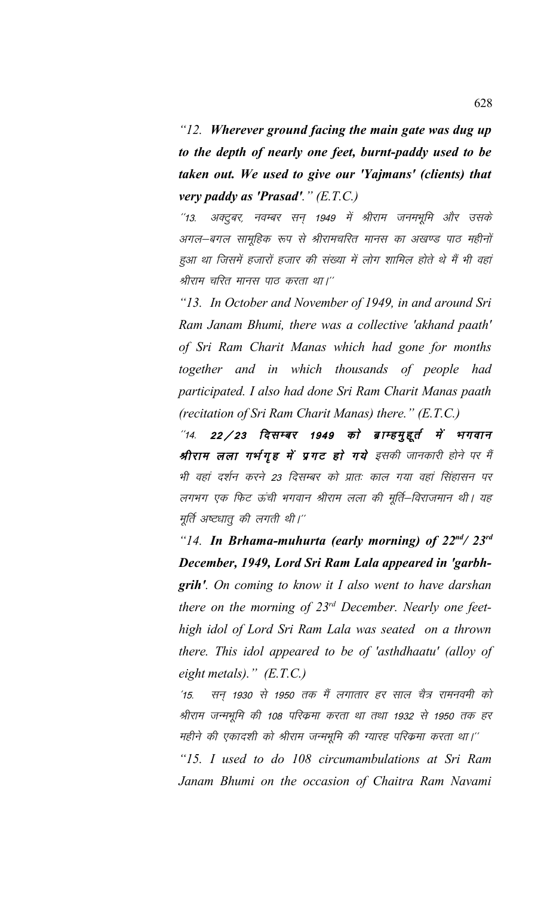*"12. **Wherever ground facing the main gate was dug up to the depth of nearly one feet, burnt-paddy used to be taken out. We used to give our 'Yajmans' (clients) that very paddy as 'Prasad'.**" (E.T.C.)*

*"13. अक्टुबर, नवम्बर सन् 1949 में श्रीराम जनमभूमि और उसके अगल–बगल सामूहिक रूप से श्रीरामचरित मानस का अखण्ड पाठ महीनों हुआ था जिसमें हजारों हजार की संख्या में लोग शामिल होते थे मैं भी वहां श्रीराम चरित मानस पाठ करता था।"*

*"13. In October and November of 1949, in and around Sri Ram Janam Bhumi, there was a collective 'akhand paath' of Sri Ram Charit Manas which had gone for months together and in which thousands of people had participated. I also had done Sri Ram Charit Manas paath (recitation of Sri Ram Charit Manas) there." (E.T.C.)*

*"14. **22/23 दिसम्बर 1949 को ब्राम्हमुहूर्त में भगवान श्रीराम लला गर्भगृह में प्रगट हो गये** इसकी जानकारी होने पर मैं भी वहां दर्शन करने 23 दिसम्बर को प्रातः काल गया वहां सिंहासन पर लगभग एक फिट ऊंची भगवान श्रीराम लला की मूर्ति–विराजमान थी। यह मूर्ति अष्टधातु की लगती थी।"*

*"14. **In Brhama-muhurta (early morning) of 22nd/ 23rd December, 1949, Lord Sri Ram Lala appeared in 'garbh-grih'**. On coming to know it I also went to have darshan there on the morning of 23rd December. Nearly one feet-high idol of Lord Sri Ram Lala was seated on a thrown there. This idol appeared to be of 'asthdhaatu' (alloy of eight metals)." (E.T.C.)*

*"15. सन् 1930 से 1950 तक मैं लगातार हर साल चैत्र रामनवमी को श्रीराम जन्मभूमि की 108 परिक्रमा करता था तथा 1932 से 1950 तक हर महीने की एकादशी को श्रीराम जन्मभूमि की ग्यारह परिक्रमा करता था।"*

*"15. I used to do 108 circumambulations at Sri Ram Janam Bhumi on the occasion of Chaitra Ram Navami*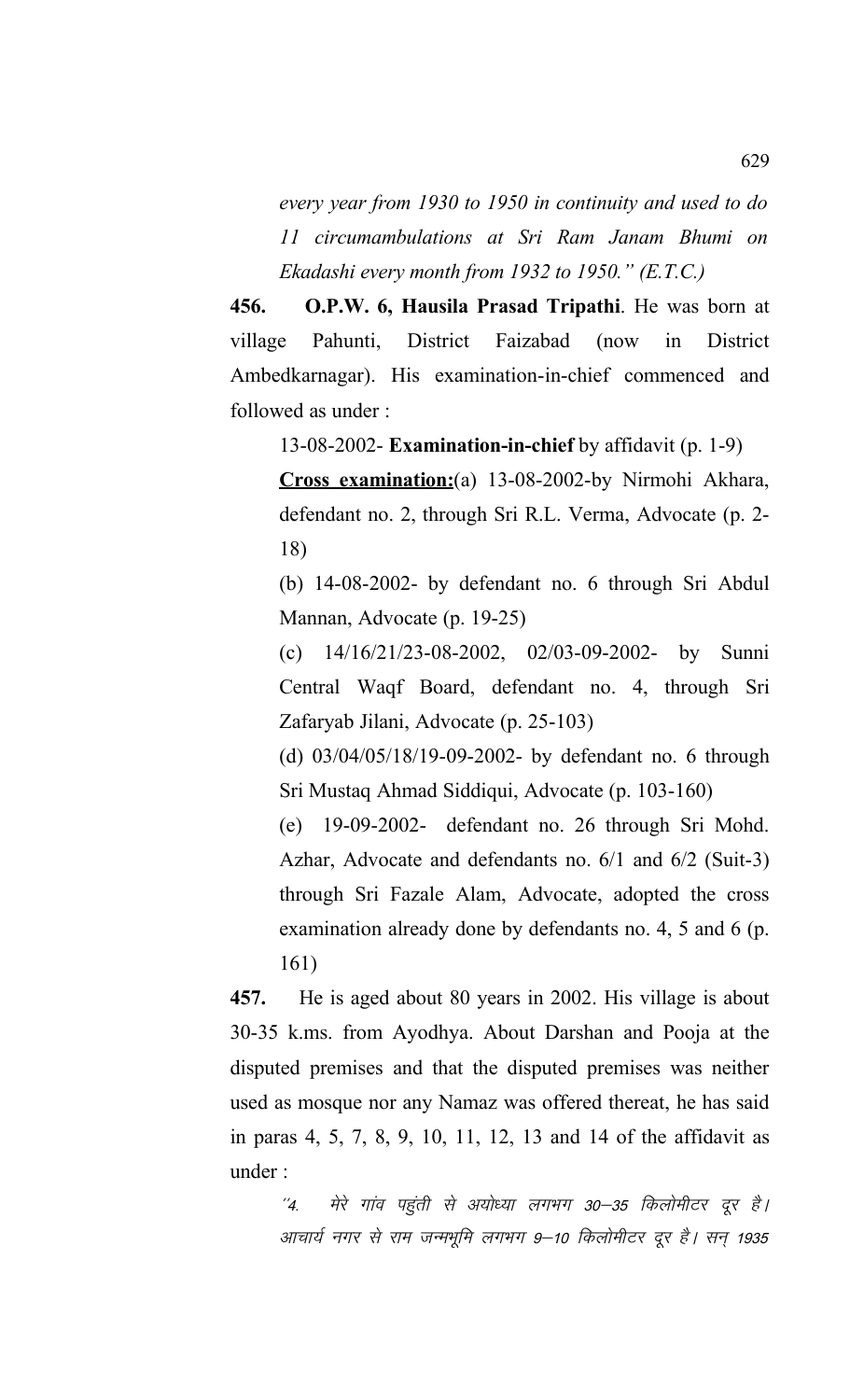*every year from 1930 to 1950 in continuity and used to do 11 circumambulations at Sri Ram Janam Bhumi on Ekadashi every month from 1932 to 1950." (E.T.C.)*

**456. O.P.W. 6, Hausila Prasad Tripathi**. He was born at village Pahunti, District Faizabad (now in District Ambedkarnagar). His examination-in-chief commenced and followed as under :

13-08-2002- **Examination-in-chief** by affidavit (p. 1-9)

**Cross examination:**(a) 13-08-2002-by Nirmohi Akhara, defendant no. 2, through Sri R.L. Verma, Advocate (p. 2-18)

(b) 14-08-2002- by defendant no. 6 through Sri Abdul Mannan, Advocate (p. 19-25)

(c) 14/16/21/23-08-2002, 02/03-09-2002- by Sunni Central Waqf Board, defendant no. 4, through Sri Zafaryab Jilani, Advocate (p. 25-103)

(d) 03/04/05/18/19-09-2002- by defendant no. 6 through Sri Mustaq Ahmad Siddiqui, Advocate (p. 103-160)

(e) 19-09-2002- defendant no. 26 through Sri Mohd. Azhar, Advocate and defendants no. 6/1 and 6/2 (Suit-3) through Sri Fazale Alam, Advocate, adopted the cross examination already done by defendants no. 4, 5 and 6 (p. 161)

**457.** He is aged about 80 years in 2002. His village is about 30-35 k.ms. from Ayodhya. About Darshan and Pooja at the disputed premises and that the disputed premises was neither used as mosque nor any Namaz was offered thereat, he has said in paras 4, 5, 7, 8, 9, 10, 11, 12, 13 and 14 of the affidavit as under :

*"4. मेरे गांव पहुंती से अयोध्या लगभग 30–35 किलोमीटर दूर है। आचार्य नगर से राम जन्मभूमि लगभग 9–10 किलोमीटर दूर है। सन् 1935*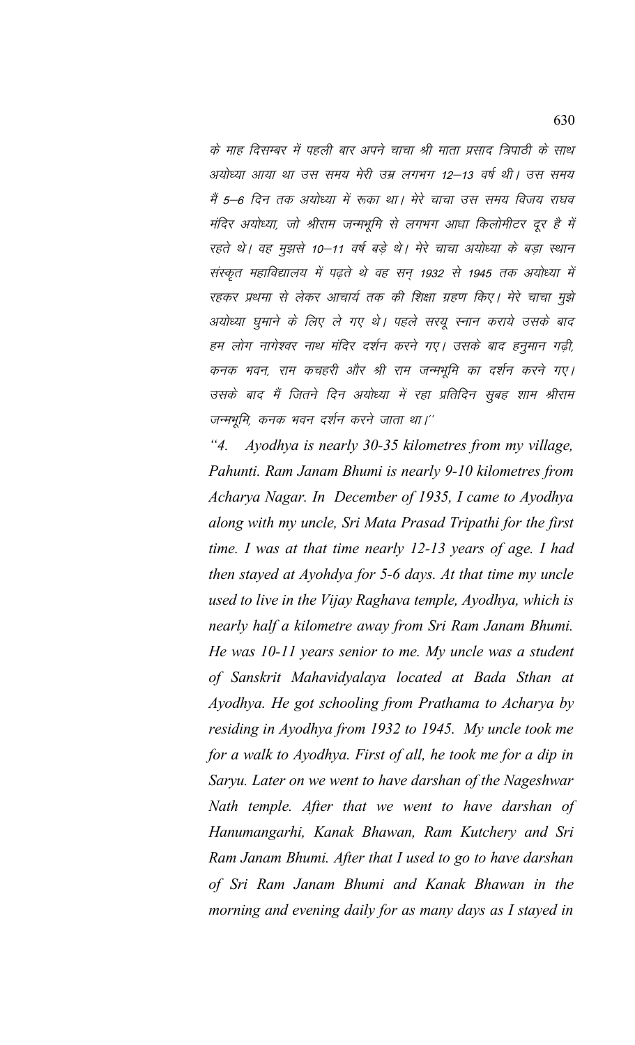*के माह दिसम्बर में पहली बार अपने चाचा श्री माता प्रसाद त्रिपाठी के साथ अयोध्या आया था उस समय मेरी उम्र लगभग 12–13 वर्ष थी। उस समय मैं 5–6 दिन तक अयोध्या में रूका था। मेरे चाचा उस समय विजय राघव मंदिर अयोध्या, जो श्रीराम जन्मभूमि से लगभग आधा किलोमीटर दूर है में रहते थे। वह मुझसे 10–11 वर्ष बड़े थे। मेरे चाचा अयोध्या के बड़ा स्थान संस्कृत महाविद्यालय में पढ़ते थे वह सन् 1932 से 1945 तक अयोध्या में रहकर प्रथमा से लेकर आचार्य तक की शिक्षा ग्रहण किए। मेरे चाचा मुझे अयोध्या घुमाने के लिए ले गए थे। पहले सरयू स्नान कराये उसके बाद हम लोग नागेश्वर नाथ मंदिर दर्शन करने गए। उसके बाद हनुमान गढ़ी, कनक भवन, राम कचहरी और श्री राम जन्मभूमि का दर्शन करने गए। उसके बाद मैं जितने दिन अयोध्या में रहा प्रतिदिन सुबह शाम श्रीराम जन्मभूमि, कनक भवन दर्शन करने जाता था।''*

*"4. Ayodhya is nearly 30-35 kilometres from my village, Pahunti. Ram Janam Bhumi is nearly 9-10 kilometres from Acharya Nagar. In December of 1935, I came to Ayodhya along with my uncle, Sri Mata Prasad Tripathi for the first time. I was at that time nearly 12-13 years of age. I had then stayed at Ayohdya for 5-6 days. At that time my uncle used to live in the Vijay Raghava temple, Ayodhya, which is nearly half a kilometre away from Sri Ram Janam Bhumi. He was 10-11 years senior to me. My uncle was a student of Sanskrit Mahavidyalaya located at Bada Sthan at Ayodhya. He got schooling from Prathama to Acharya by residing in Ayodhya from 1932 to 1945. My uncle took me for a walk to Ayodhya. First of all, he took me for a dip in Saryu. Later on we went to have darshan of the Nageshwar Nath temple. After that we went to have darshan of Hanumangarhi, Kanak Bhawan, Ram Kutchery and Sri Ram Janam Bhumi. After that I used to go to have darshan of Sri Ram Janam Bhumi and Kanak Bhawan in the morning and evening daily for as many days as I stayed in*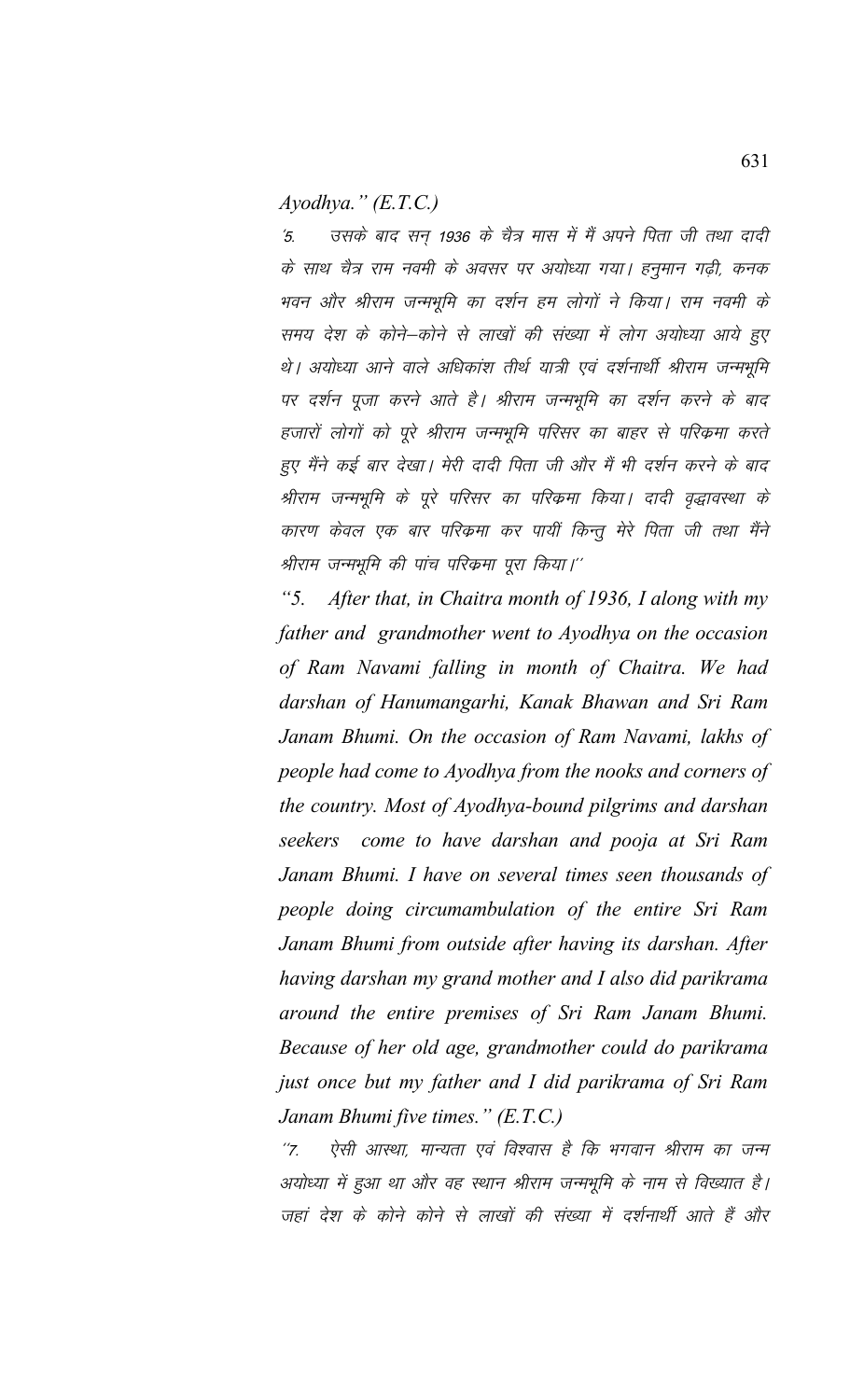*Ayodhya." (E.T.C.)*

'5. उसके बाद सन् 1936 के चैत्र मास में मैं अपने पिता जी तथा दादी के साथ चैत्र राम नवमी के अवसर पर अयोध्या गया। हनुमान गढ़ी, कनक भवन और श्रीराम जन्मभूमि का दर्शन हम लोगों ने किया। राम नवमी के समय देश के कोने–कोने से लाखों की संख्या में लोग अयोध्या आये हुए थे। अयोध्या आने वाले अधिकांश तीर्थ यात्री एवं दर्शनार्थी श्रीराम जन्मभूमि पर दर्शन पूजा करने आते है। श्रीराम जन्मभूमि का दर्शन करने के बाद हजारों लोगों को पूरे श्रीराम जन्मभूमि परिसर का बाहर से परिक्रमा करते हुए मैंने कई बार देखा। मेरी दादी पिता जी और मैं भी दर्शन करने के बाद श्रीराम जन्मभूमि के पूरे परिसर का परिक्रमा किया। दादी वृद्धावस्था के कारण केवल एक बार परिक्रमा कर पायीं किन्तु मेरे पिता जी तथा मैंने श्रीराम जन्मभूमि की पांच परिक्रमा पूरा किया।''

*"5. After that, in Chaitra month of 1936, I along with my father and grandmother went to Ayodhya on the occasion of Ram Navami falling in month of Chaitra. We had darshan of Hanumangarhi, Kanak Bhawan and Sri Ram Janam Bhumi. On the occasion of Ram Navami, lakhs of people had come to Ayodhya from the nooks and corners of the country. Most of Ayodhya-bound pilgrims and darshan seekers come to have darshan and pooja at Sri Ram Janam Bhumi. I have on several times seen thousands of people doing circumambulation of the entire Sri Ram Janam Bhumi from outside after having its darshan. After having darshan my grand mother and I also did parikrama around the entire premises of Sri Ram Janam Bhumi. Because of her old age, grandmother could do parikrama just once but my father and I did parikrama of Sri Ram Janam Bhumi five times." (E.T.C.)*

''7. ऐसी आस्था, मान्यता एवं विश्वास है कि भगवान श्रीराम का जन्म अयोध्या में हुआ था और वह स्थान श्रीराम जन्मभूमि के नाम से विख्यात है। जहां देश के कोने कोने से लाखों की संख्या में दर्शनार्थी आते हैं और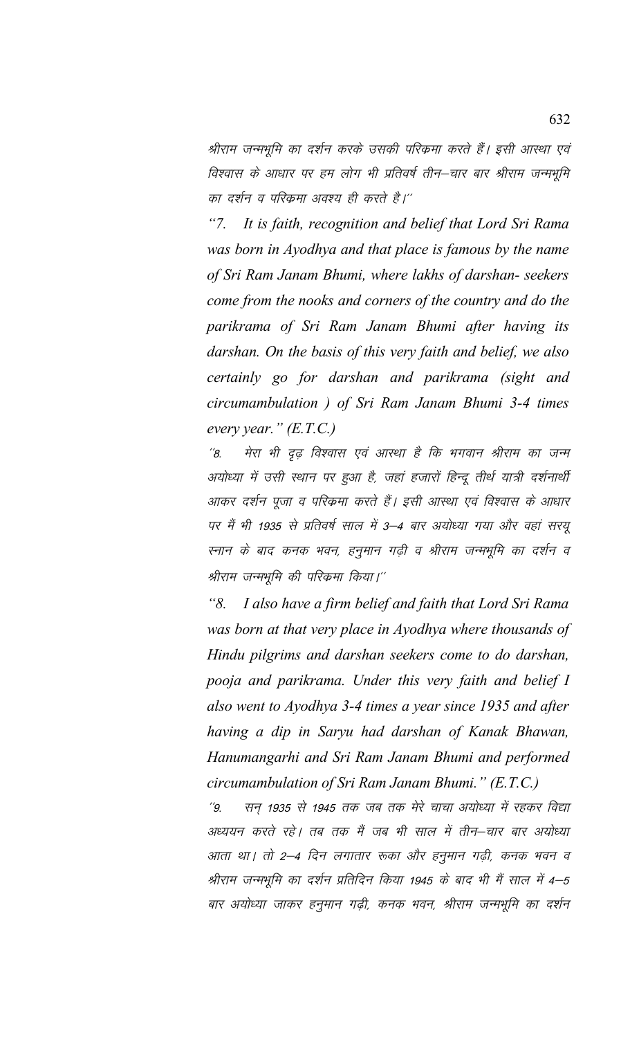श्रीराम जन्मभूमि का दर्शन करके उसकी परिक्रमा करते हैं। इसी आस्था एवं विश्वास के आधार पर हम लोग भी प्रतिवर्ष तीन–चार बार श्रीराम जन्मभूमि का दर्शन व परिक्रमा अवश्य ही करते है।''

*"7. It is faith, recognition and belief that Lord Sri Rama was born in Ayodhya and that place is famous by the name of Sri Ram Janam Bhumi, where lakhs of darshan- seekers come from the nooks and corners of the country and do the parikrama of Sri Ram Janam Bhumi after having its darshan. On the basis of this very faith and belief, we also certainly go for darshan and parikrama (sight and circumambulation ) of Sri Ram Janam Bhumi 3-4 times every year." (E.T.C.)*

''8. मेरा भी दृढ़ विश्वास एवं आस्था है कि भगवान श्रीराम का जन्म अयोध्या में उसी स्थान पर हुआ है, जहां हजारों हिन्दू तीर्थ यात्री दर्शनार्थी आकर दर्शन पूजा व परिक्रमा करते हैं। इसी आस्था एवं विश्वास के आधार पर मैं भी 1935 से प्रतिवर्ष साल में 3–4 बार अयोध्या गया और वहां सरयू स्नान के बाद कनक भवन, हनुमान गढ़ी व श्रीराम जन्मभूमि का दर्शन व श्रीराम जन्मभूमि की परिक्रमा किया।''

*"8. I also have a firm belief and faith that Lord Sri Rama was born at that very place in Ayodhya where thousands of Hindu pilgrims and darshan seekers come to do darshan, pooja and parikrama. Under this very faith and belief I also went to Ayodhya 3-4 times a year since 1935 and after having a dip in Saryu had darshan of Kanak Bhawan, Hanumangarhi and Sri Ram Janam Bhumi and performed circumambulation of Sri Ram Janam Bhumi." (E.T.C.)*

''9. सन् 1935 से 1945 तक जब तक मेरे चाचा अयोध्या में रहकर विद्या अध्ययन करते रहे। तब तक मैं जब भी साल में तीन–चार बार अयोध्या आता था। तो 2–4 दिन लगातार रूका और हनुमान गढ़ी, कनक भवन व श्रीराम जन्मभूमि का दर्शन प्रतिदिन किया 1945 के बाद भी मैं साल में 4–5 बार अयोध्या जाकर हनुमान गढ़ी, कनक भवन, श्रीराम जन्मभूमि का दर्शन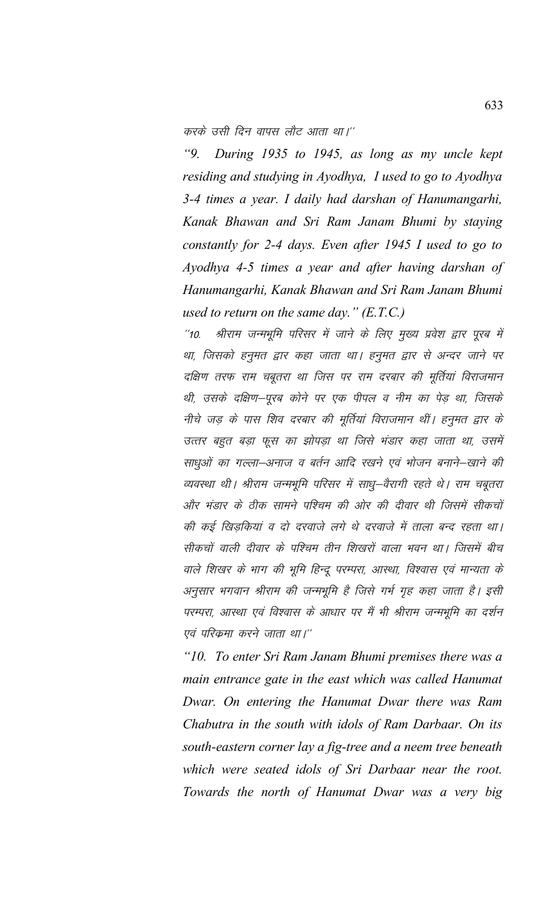*करके उसी दिन वापस लौट आता था।''*

*"9. During 1935 to 1945, as long as my uncle kept residing and studying in Ayodhya, I used to go to Ayodhya 3-4 times a year. I daily had darshan of Hanumangarhi, Kanak Bhawan and Sri Ram Janam Bhumi by staying constantly for 2-4 days. Even after 1945 I used to go to Ayodhya 4-5 times a year and after having darshan of Hanumangarhi, Kanak Bhawan and Sri Ram Janam Bhumi used to return on the same day." (E.T.C.)*

*''10. श्रीराम जन्मभूमि परिसर में जाने के लिए मुख्य प्रवेश द्वार पूरब में था, जिसको हनुमत द्वार कहा जाता था। हनुमत द्वार से अन्दर जाने पर दक्षिण तरफ राम चबूतरा था जिस पर राम दरबार की मूर्तियां विराजमान थी, उसके दक्षिण–पूरब कोने पर एक पीपल व नीम का पेड़ था, जिसके नीचे जड़ के पास शिव दरबार की मूर्तियां विराजमान थीं। हनुमत द्वार के उत्तर बहुत बड़ा फूस का झोपड़ा था जिसे भंडार कहा जाता था, उसमें साधुओं का गल्ला–अनाज व बर्तन आदि रखने एवं भोजन बनाने–खाने की व्यवस्था थी। श्रीराम जन्मभूमि परिसर में साधु–वैरागी रहते थे। राम चबूतरा और भंडार के ठीक सामने पश्चिम की ओर की दीवार थी जिसमें सीकचों की कई खिड़कियां व दो दरवाजे लगे थे दरवाजे में ताला बन्द रहता था। सीकचों वाली दीवार के पश्चिम तीन शिखरों वाला भवन था। जिसमें बीच वाले शिखर के भाग की भूमि हिन्दू परम्परा, आस्था, विश्वास एवं मान्यता के अनुसार भगवान श्रीराम की जन्मभूमि है जिसे गर्भ गृह कहा जाता है। इसी परम्परा, आस्था एवं विश्वास के आधार पर मैं भी श्रीराम जन्मभूमि का दर्शन एवं परिक्रमा करने जाता था।''*

*"10. To enter Sri Ram Janam Bhumi premises there was a main entrance gate in the east which was called Hanumat Dwar. On entering the Hanumat Dwar there was Ram Chabutra in the south with idols of Ram Darbaar. On its south-eastern corner lay a fig-tree and a neem tree beneath which were seated idols of Sri Darbaar near the root. Towards the north of Hanumat Dwar was a very big*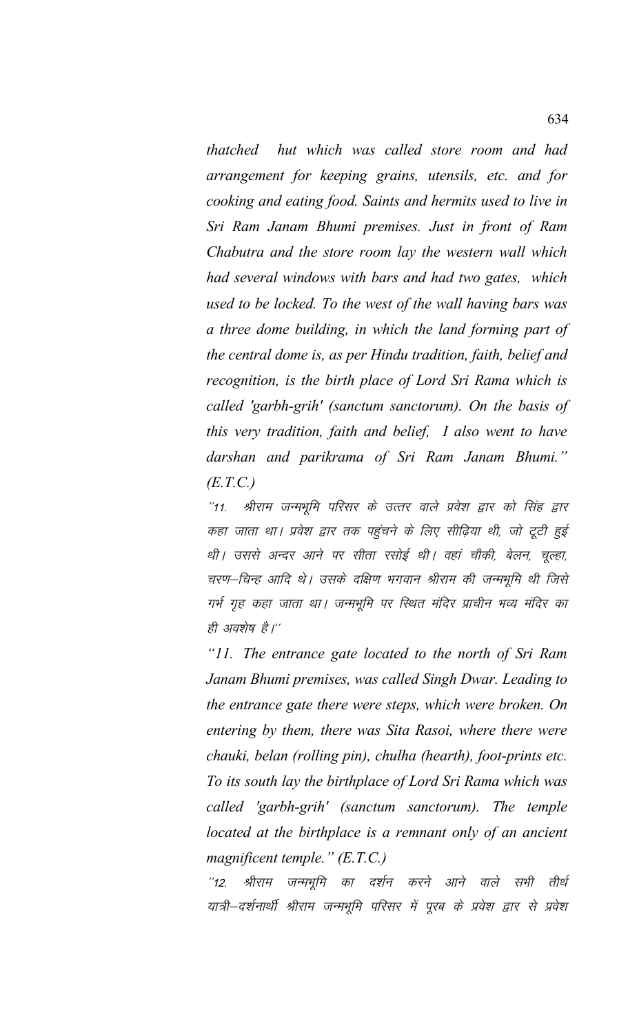*thatched hut which was called store room and had arrangement for keeping grains, utensils, etc. and for cooking and eating food. Saints and hermits used to live in Sri Ram Janam Bhumi premises. Just in front of Ram Chabutra and the store room lay the western wall which had several windows with bars and had two gates, which used to be locked. To the west of the wall having bars was a three dome building, in which the land forming part of the central dome is, as per Hindu tradition, faith, belief and recognition, is the birth place of Lord Sri Rama which is called 'garbh-grih' (sanctum sanctorum). On the basis of this very tradition, faith and belief, I also went to have darshan and parikrama of Sri Ram Janam Bhumi." (E.T.C.)*

*''11. श्रीराम जन्मभूमि परिसर के उत्तर वाले प्रवेश द्वार को सिंह द्वार कहा जाता था। प्रवेश द्वार तक पहुंचने के लिए सीढ़िया थी, जो टूटी हुई थी। उससे अन्दर आने पर सीता रसोई थी। वहां चौकी, बेलन, चूल्हा, चरण–चिन्ह आदि थे। उसके दक्षिण भगवान श्रीराम की जन्मभूमि थी जिसे गर्भ गृह कहा जाता था। जन्मभूमि पर स्थित मंदिर प्राचीन भव्य मंदिर का ही अवशेष है।''*

*"11. The entrance gate located to the north of Sri Ram Janam Bhumi premises, was called Singh Dwar. Leading to the entrance gate there were steps, which were broken. On entering by them, there was Sita Rasoi, where there were chauki, belan (rolling pin), chulha (hearth), foot-prints etc. To its south lay the birthplace of Lord Sri Rama which was called 'garbh-grih' (sanctum sanctorum). The temple located at the birthplace is a remnant only of an ancient magnificent temple." (E.T.C.)*

*''12. श्रीराम जन्मभूमि का दर्शन करने आने वाले सभी तीर्थ यात्री–दर्शनार्थी श्रीराम जन्मभूमि परिसर में पूरब के प्रवेश द्वार से प्रवेश*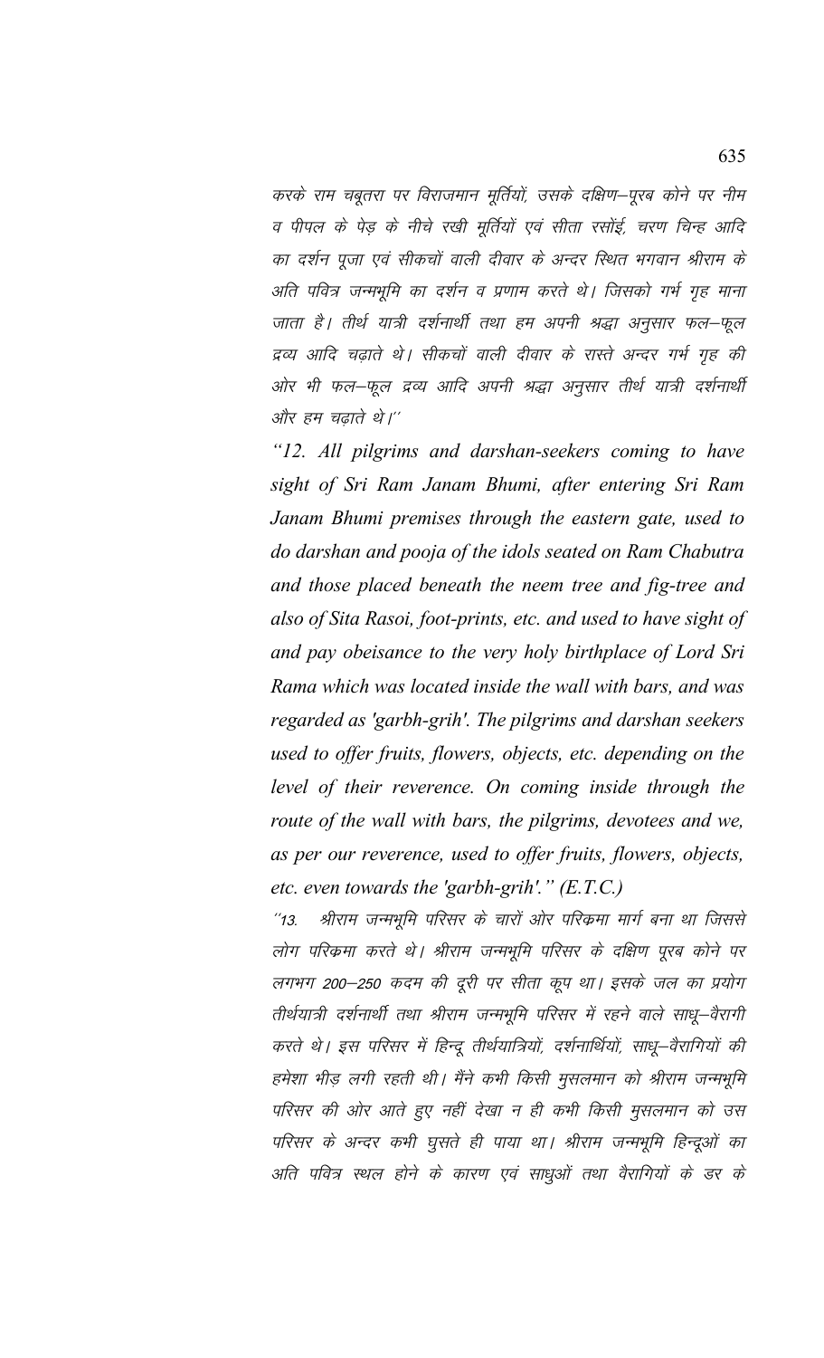करके राम चबूतरा पर विराजमान मूर्तियों, उसके दक्षिण–पूरब कोने पर नीम व पीपल के पेड़ के नीचे रखी मूर्तियों एवं सीता रसोंई, चरण चिन्ह आदि का दर्शन पूजा एवं सीकचों वाली दीवार के अन्दर स्थित भगवान श्रीराम के अति पवित्र जन्मभूमि का दर्शन व प्रणाम करते थे। जिसको गर्भ गृह माना जाता है। तीर्थ यात्री दर्शनार्थी तथा हम अपनी श्रद्धा अनुसार फल–फूल द्रव्य आदि चढ़ाते थे। सीकचों वाली दीवार के रास्ते अन्दर गर्भ गृह की ओर भी फल–फूल द्रव्य आदि अपनी श्रद्धा अनुसार तीर्थ यात्री दर्शनार्थी और हम चढ़ाते थे।''

*"12. All pilgrims and darshan-seekers coming to have sight of Sri Ram Janam Bhumi, after entering Sri Ram Janam Bhumi premises through the eastern gate, used to do darshan and pooja of the idols seated on Ram Chabutra and those placed beneath the neem tree and fig-tree and also of Sita Rasoi, foot-prints, etc. and used to have sight of and pay obeisance to the very holy birthplace of Lord Sri Rama which was located inside the wall with bars, and was regarded as 'garbh-grih'. The pilgrims and darshan seekers used to offer fruits, flowers, objects, etc. depending on the level of their reverence. On coming inside through the route of the wall with bars, the pilgrims, devotees and we, as per our reverence, used to offer fruits, flowers, objects, etc. even towards the 'garbh-grih'." (E.T.C.)*

''13. श्रीराम जन्मभूमि परिसर के चारों ओर परिक्रमा मार्ग बना था जिससे लोग परिक्रमा करते थे। श्रीराम जन्मभूमि परिसर के दक्षिण पूरब कोने पर लगभग 200–250 कदम की दूरी पर सीता कूप था। इसके जल का प्रयोग तीर्थयात्री दर्शनार्थी तथा श्रीराम जन्मभूमि परिसर में रहने वाले साधू–वैरागी करते थे। इस परिसर में हिन्दू तीर्थयात्रियों, दर्शनार्थियों, साधू–वैरागियों की हमेशा भीड़ लगी रहती थी। मैंने कभी किसी मुसलमान को श्रीराम जन्मभूमि परिसर की ओर आते हुए नहीं देखा न ही कभी किसी मुसलमान को उस परिसर के अन्दर कभी घुसते ही पाया था। श्रीराम जन्मभूमि हिन्दूओं का अति पवित्र स्थल होने के कारण एवं साधुओं तथा वैरागियों के डर के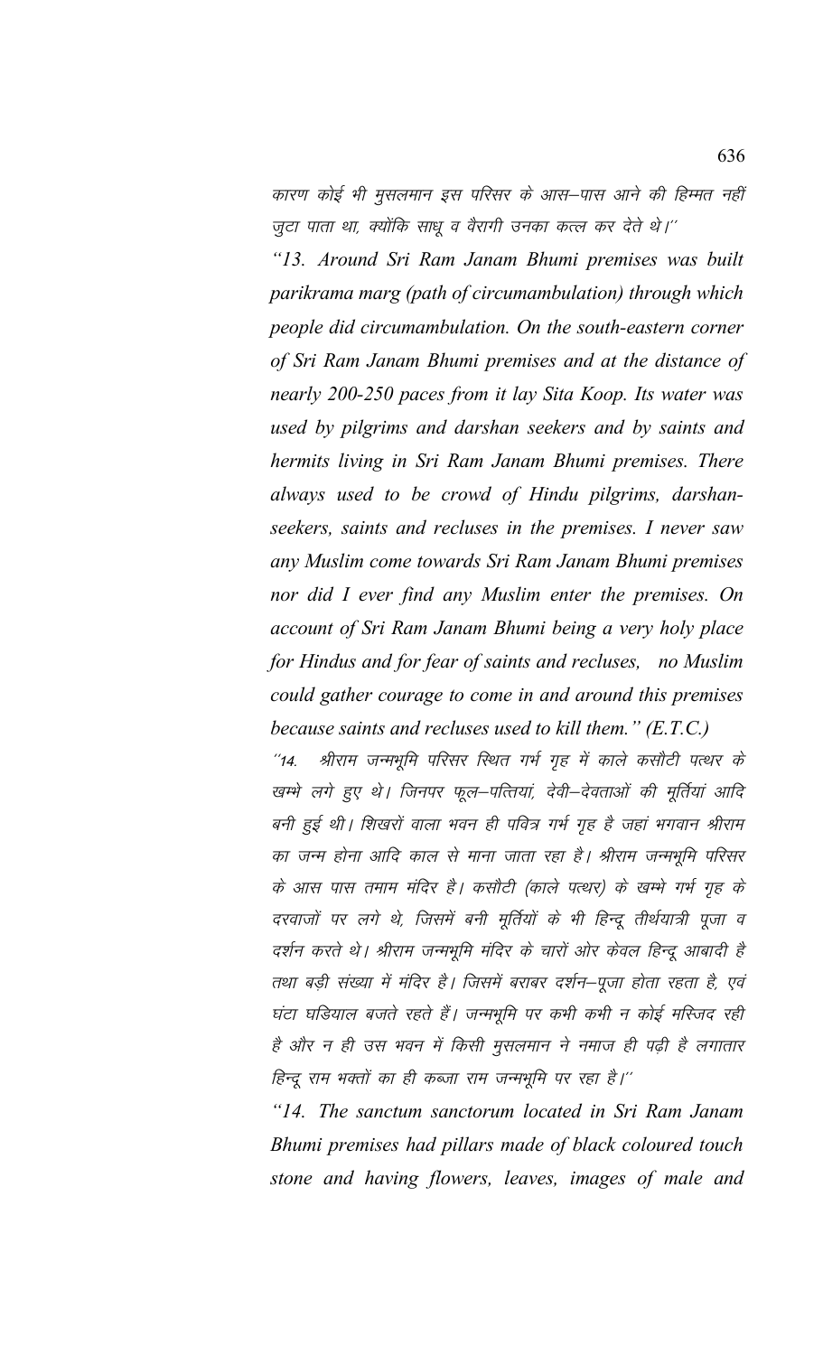कारण कोई भी मुसलमान इस परिसर के आस–पास आने की हिम्मत नहीं जुटा पाता था, क्योंकि साधू व वैरागी उनका कत्ल कर देते थे।''

*"13. Around Sri Ram Janam Bhumi premises was built parikrama marg (path of circumambulation) through which people did circumambulation. On the south-eastern corner of Sri Ram Janam Bhumi premises and at the distance of nearly 200-250 paces from it lay Sita Koop. Its water was used by pilgrims and darshan seekers and by saints and hermits living in Sri Ram Janam Bhumi premises. There always used to be crowd of Hindu pilgrims, darshan-seekers, saints and recluses in the premises. I never saw any Muslim come towards Sri Ram Janam Bhumi premises nor did I ever find any Muslim enter the premises. On account of Sri Ram Janam Bhumi being a very holy place for Hindus and for fear of saints and recluses, no Muslim could gather courage to come in and around this premises because saints and recluses used to kill them." (E.T.C.)*

''14. श्रीराम जन्मभूमि परिसर स्थित गर्भ गृह में काले कसौटी पत्थर के खम्भे लगे हुए थे। जिनपर फूल–पत्तियां, देवी–देवताओं की मूर्तियां आदि बनी हुई थी। शिखरों वाला भवन ही पवित्र गर्भ गृह है जहां भगवान श्रीराम का जन्म होना आदि काल से माना जाता रहा है। श्रीराम जन्मभूमि परिसर के आस पास तमाम मंदिर है। कसौटी (काले पत्थर) के खम्भे गर्भ गृह के दरवाजों पर लगे थे, जिसमें बनी मूर्तियों के भी हिन्दू तीर्थयात्री पूजा व दर्शन करते थे। श्रीराम जन्मभूमि मंदिर के चारों ओर केवल हिन्दू आबादी है तथा बड़ी संख्या में मंदिर है। जिसमें बराबर दर्शन–पूजा होता रहता है, एवं घंटा घडियाल बजते रहते हैं। जन्मभूमि पर कभी कभी न कोई मस्जिद रही है और न ही उस भवन में किसी मुसलमान ने नमाज ही पढ़ी है लगातार हिन्दू राम भक्तों का ही कब्जा राम जन्मभूमि पर रहा है।''

*"14. The sanctum sanctorum located in Sri Ram Janam Bhumi premises had pillars made of black coloured touch stone and having flowers, leaves, images of male and*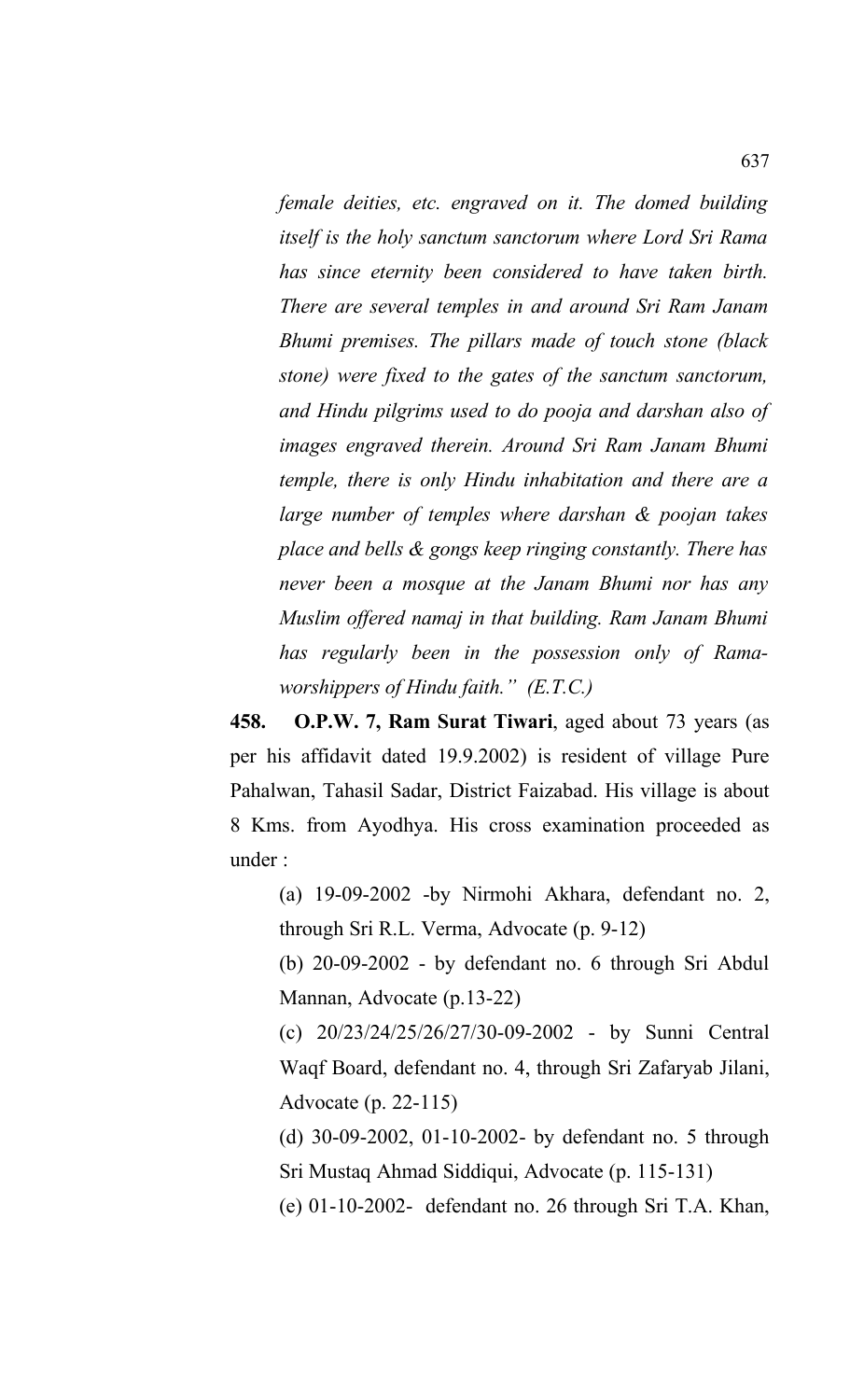*female deities, etc. engraved on it. The domed building itself is the holy sanctum sanctorum where Lord Sri Rama has since eternity been considered to have taken birth. There are several temples in and around Sri Ram Janam Bhumi premises. The pillars made of touch stone (black stone) were fixed to the gates of the sanctum sanctorum, and Hindu pilgrims used to do pooja and darshan also of images engraved therein. Around Sri Ram Janam Bhumi temple, there is only Hindu inhabitation and there are a large number of temples where darshan & poojan takes place and bells & gongs keep ringing constantly. There has never been a mosque at the Janam Bhumi nor has any Muslim offered namaj in that building. Ram Janam Bhumi has regularly been in the possession only of Rama-worshippers of Hindu faith." (E.T.C.)*

**458. O.P.W. 7, Ram Surat Tiwari**, aged about 73 years (as per his affidavit dated 19.9.2002) is resident of village Pure Pahalwan, Tahasil Sadar, District Faizabad. His village is about 8 Kms. from Ayodhya. His cross examination proceeded as under :

(a) 19-09-2002 -by Nirmohi Akhara, defendant no. 2, through Sri R.L. Verma, Advocate (p. 9-12)

(b) 20-09-2002 - by defendant no. 6 through Sri Abdul Mannan, Advocate (p.13-22)

(c) 20/23/24/25/26/27/30-09-2002 - by Sunni Central Waqf Board, defendant no. 4, through Sri Zafaryab Jilani, Advocate (p. 22-115)

(d) 30-09-2002, 01-10-2002- by defendant no. 5 through Sri Mustaq Ahmad Siddiqui, Advocate (p. 115-131)

(e) 01-10-2002- defendant no. 26 through Sri T.A. Khan,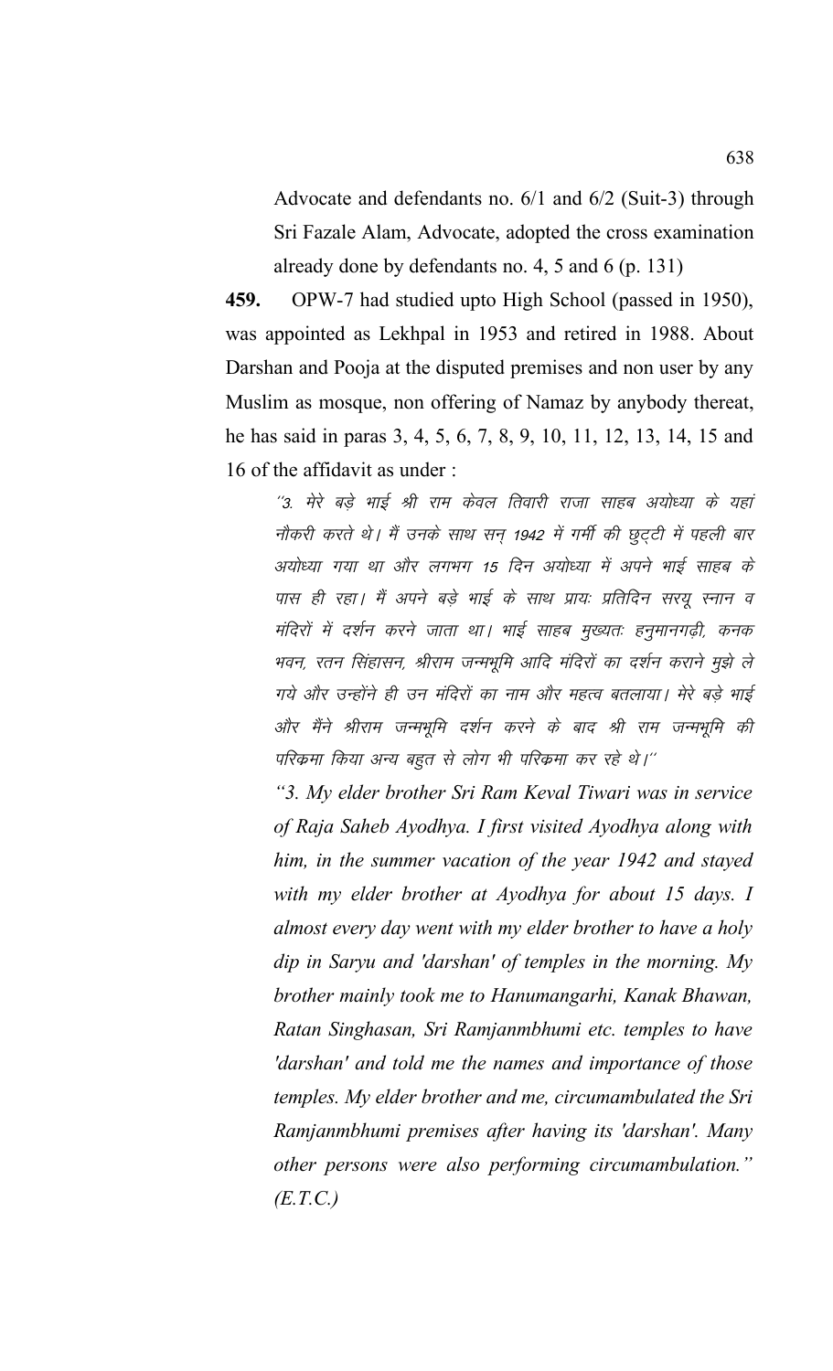Advocate and defendants no. 6/1 and 6/2 (Suit-3) through Sri Fazale Alam, Advocate, adopted the cross examination already done by defendants no. 4, 5 and 6 (p. 131)

**459.** OPW-7 had studied upto High School (passed in 1950), was appointed as Lekhpal in 1953 and retired in 1988. About Darshan and Pooja at the disputed premises and non user by any Muslim as mosque, non offering of Namaz by anybody thereat, he has said in paras 3, 4, 5, 6, 7, 8, 9, 10, 11, 12, 13, 14, 15 and 16 of the affidavit as under :

> ''3. मेरे बड़े भाई श्री राम केवल तिवारी राजा साहब अयोध्या के यहां नौकरी करते थे। मैं उनके साथ सन् 1942 में गर्मी की छुट्टी में पहली बार अयोध्या गया था और लगभग 15 दिन अयोध्या में अपने भाई साहब के पास ही रहा। मैं अपने बड़े भाई के साथ प्रायः प्रतिदिन सरयू स्नान व मंदिरों में दर्शन करने जाता था। भाई साहब मुख्यतः हनुमानगढ़ी, कनक भवन, रतन सिंहासन, श्रीराम जन्मभूमि आदि मंदिरों का दर्शन कराने मुझे ले गये और उन्होंने ही उन मंदिरों का नाम और महत्व बतलाया। मेरे बड़े भाई और मैंने श्रीराम जन्मभूमि दर्शन करने के बाद श्री राम जन्मभूमि की परिक्रमा किया अन्य बहुत से लोग भी परिक्रमा कर रहे थे।''
>
> *"3. My elder brother Sri Ram Keval Tiwari was in service of Raja Saheb Ayodhya. I first visited Ayodhya along with him, in the summer vacation of the year 1942 and stayed with my elder brother at Ayodhya for about 15 days. I almost every day went with my elder brother to have a holy dip in Saryu and 'darshan' of temples in the morning. My brother mainly took me to Hanumangarhi, Kanak Bhawan, Ratan Singhasan, Sri Ramjanmbhumi etc. temples to have 'darshan' and told me the names and importance of those temples. My elder brother and me, circumambulated the Sri Ramjanmbhumi premises after having its 'darshan'. Many other persons were also performing circumambulation." (E.T.C.)*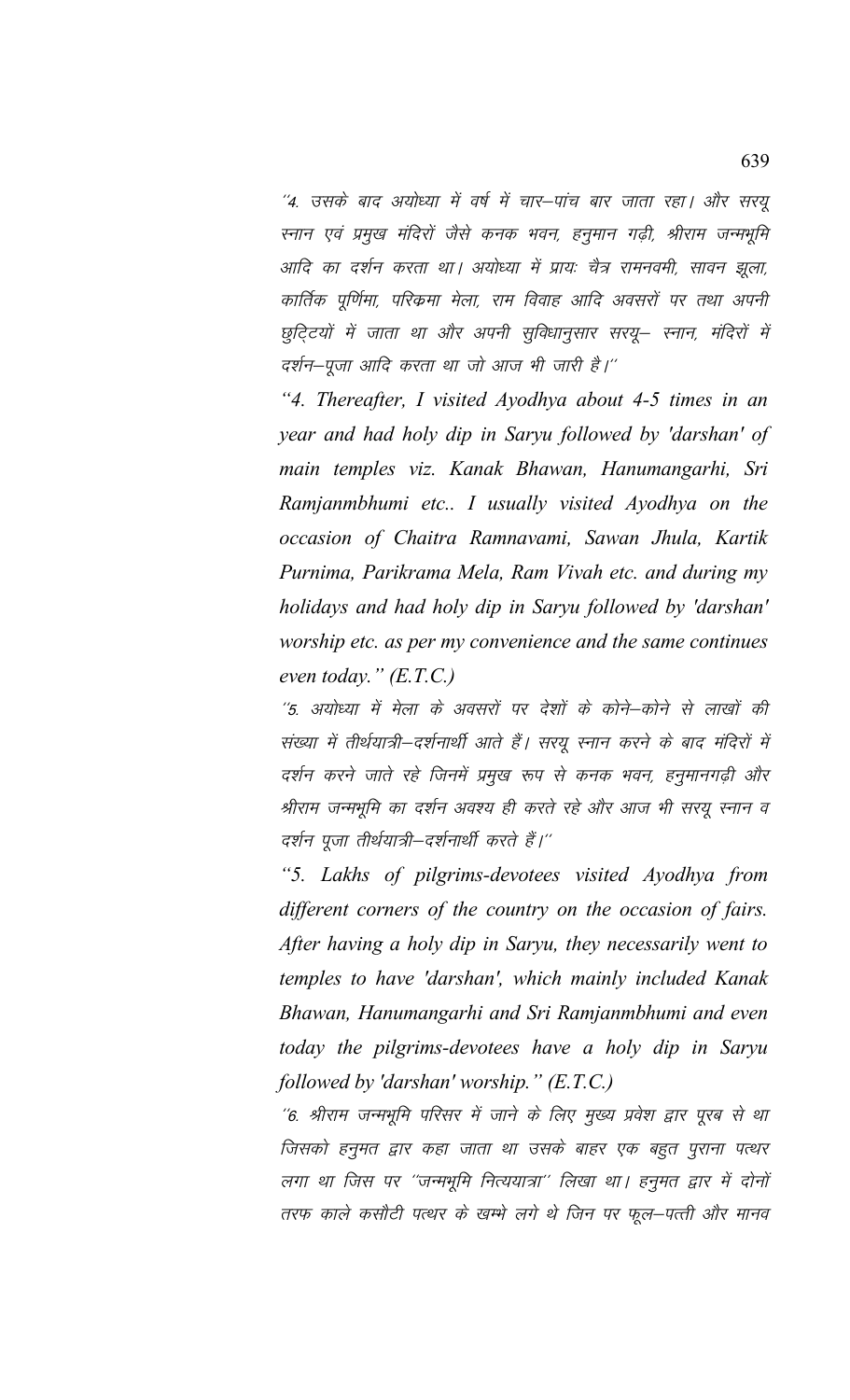''4. उसके बाद अयोध्या में वर्ष में चार–पांच बार जाता रहा। और सरयू स्नान एवं प्रमुख मंदिरों जैसे कनक भवन, हनुमान गढ़ी, श्रीराम जन्मभूमि आदि का दर्शन करता था। अयोध्या में प्रायः चैत्र रामनवमी, सावन झूला, कार्तिक पूर्णिमा, परिक्रमा मेला, राम विवाह आदि अवसरों पर तथा अपनी छुट्टियों में जाता था और अपनी सुविधानुसार सरयू– स्नान, मंदिरों में दर्शन–पूजा आदि करता था जो आज भी जारी है।''

*"4. Thereafter, I visited Ayodhya about 4-5 times in an year and had holy dip in Saryu followed by 'darshan' of main temples viz. Kanak Bhawan, Hanumangarhi, Sri Ramjanmbhumi etc.. I usually visited Ayodhya on the occasion of Chaitra Ramnavami, Sawan Jhula, Kartik Purnima, Parikrama Mela, Ram Vivah etc. and during my holidays and had holy dip in Saryu followed by 'darshan' worship etc. as per my convenience and the same continues even today." (E.T.C.)*

''5. अयोध्या में मेला के अवसरों पर देशों के कोने–कोने से लाखों की संख्या में तीर्थयात्री–दर्शनार्थी आते हैं। सरयू स्नान करने के बाद मंदिरों में दर्शन करने जाते रहे जिनमें प्रमुख रूप से कनक भवन, हनुमानगढ़ी और श्रीराम जन्मभूमि का दर्शन अवश्य ही करते रहे और आज भी सरयू स्नान व दर्शन पूजा तीर्थयात्री–दर्शनार्थी करते हैं।''

*"5. Lakhs of pilgrims-devotees visited Ayodhya from different corners of the country on the occasion of fairs. After having a holy dip in Saryu, they necessarily went to temples to have 'darshan', which mainly included Kanak Bhawan, Hanumangarhi and Sri Ramjanmbhumi and even today the pilgrims-devotees have a holy dip in Saryu followed by 'darshan' worship." (E.T.C.)*

''6. श्रीराम जन्मभूमि परिसर में जाने के लिए मुख्य प्रवेश द्वार पूरब से था जिसको हनुमत द्वार कहा जाता था उसके बाहर एक बहुत पुराना पत्थर लगा था जिस पर ''जन्मभूमि नित्ययात्रा'' लिखा था। हनुमत द्वार में दोनों तरफ काले कसौटी पत्थर के खम्भे लगे थे जिन पर फूल–पत्ती और मानव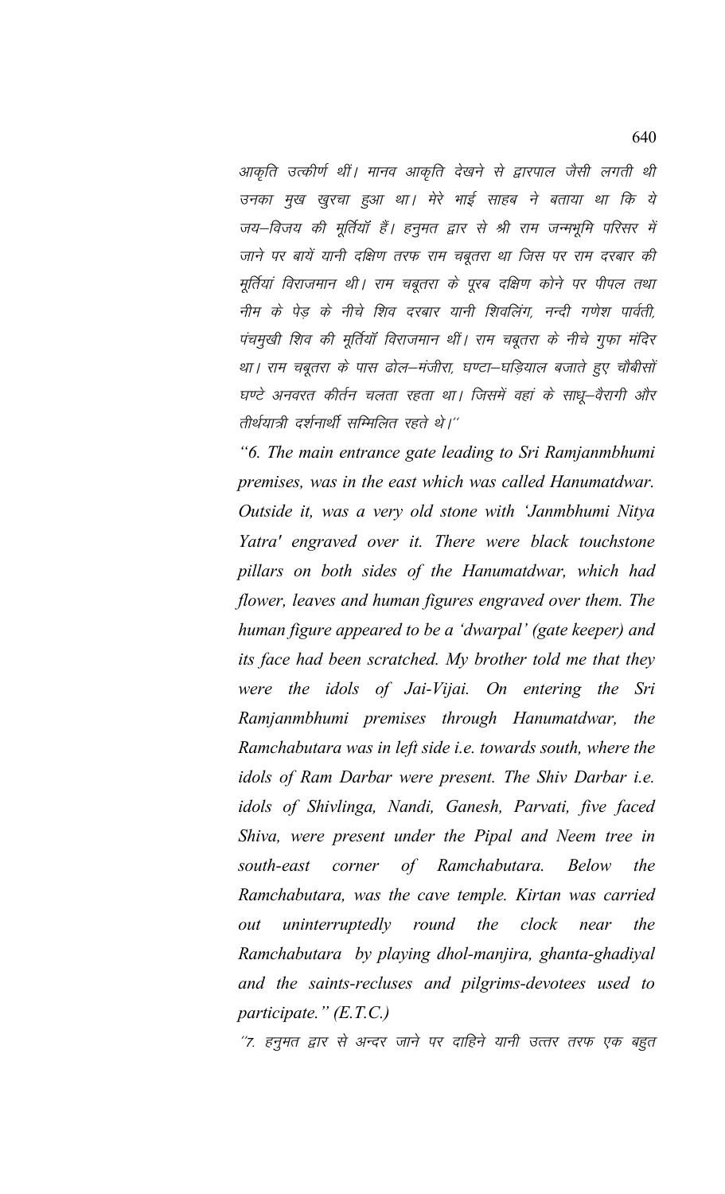आकृति उत्कीर्ण थीं। मानव आकृति देखने से द्वारपाल जैसी लगती थी उनका मुख खुरचा हुआ था। मेरे भाई साहब ने बताया था कि ये जय–विजय की मूर्तियॉ हैं। हनुमत द्वार से श्री राम जन्मभूमि परिसर में जाने पर बायें यानी दक्षिण तरफ राम चबूतरा था जिस पर राम दरबार की मूर्तियां विराजमान थी। राम चबूतरा के पूरब दक्षिण कोने पर पीपल तथा नीम के पेड़ के नीचे शिव दरबार यानी शिवलिंग, नन्दी गणेश पार्वती, पंचमुखी शिव की मूर्तियॉ विराजमान थीं। राम चबूतरा के नीचे गुफा मंदिर था। राम चबूतरा के पास ढोल–मंजीरा, घण्टा–घड़ियाल बजाते हुए चौबीसों घण्टे अनवरत कीर्तन चलता रहता था। जिसमें वहां के साधू–वैरागी और तीर्थयात्री दर्शनार्थी सम्मिलित रहते थे।''

*"6. The main entrance gate leading to Sri Ramjanmbhumi premises, was in the east which was called Hanumatdwar. Outside it, was a very old stone with 'Janmbhumi Nitya Yatra' engraved over it. There were black touchstone pillars on both sides of the Hanumatdwar, which had flower, leaves and human figures engraved over them. The human figure appeared to be a 'dwarpal' (gate keeper) and its face had been scratched. My brother told me that they were the idols of Jai-Vijai. On entering the Sri Ramjanmbhumi premises through Hanumatdwar, the Ramchabutara was in left side i.e. towards south, where the idols of Ram Darbar were present. The Shiv Darbar i.e. idols of Shivlinga, Nandi, Ganesh, Parvati, five faced Shiva, were present under the Pipal and Neem tree in south-east corner of Ramchabutara. Below the Ramchabutara, was the cave temple. Kirtan was carried out uninterruptedly round the clock near the Ramchabutara by playing dhol-manjira, ghanta-ghadiyal and the saints-recluses and pilgrims-devotees used to participate." (E.T.C.)*

''7. हनुमत द्वार से अन्दर जाने पर दाहिने यानी उत्तर तरफ एक बहुत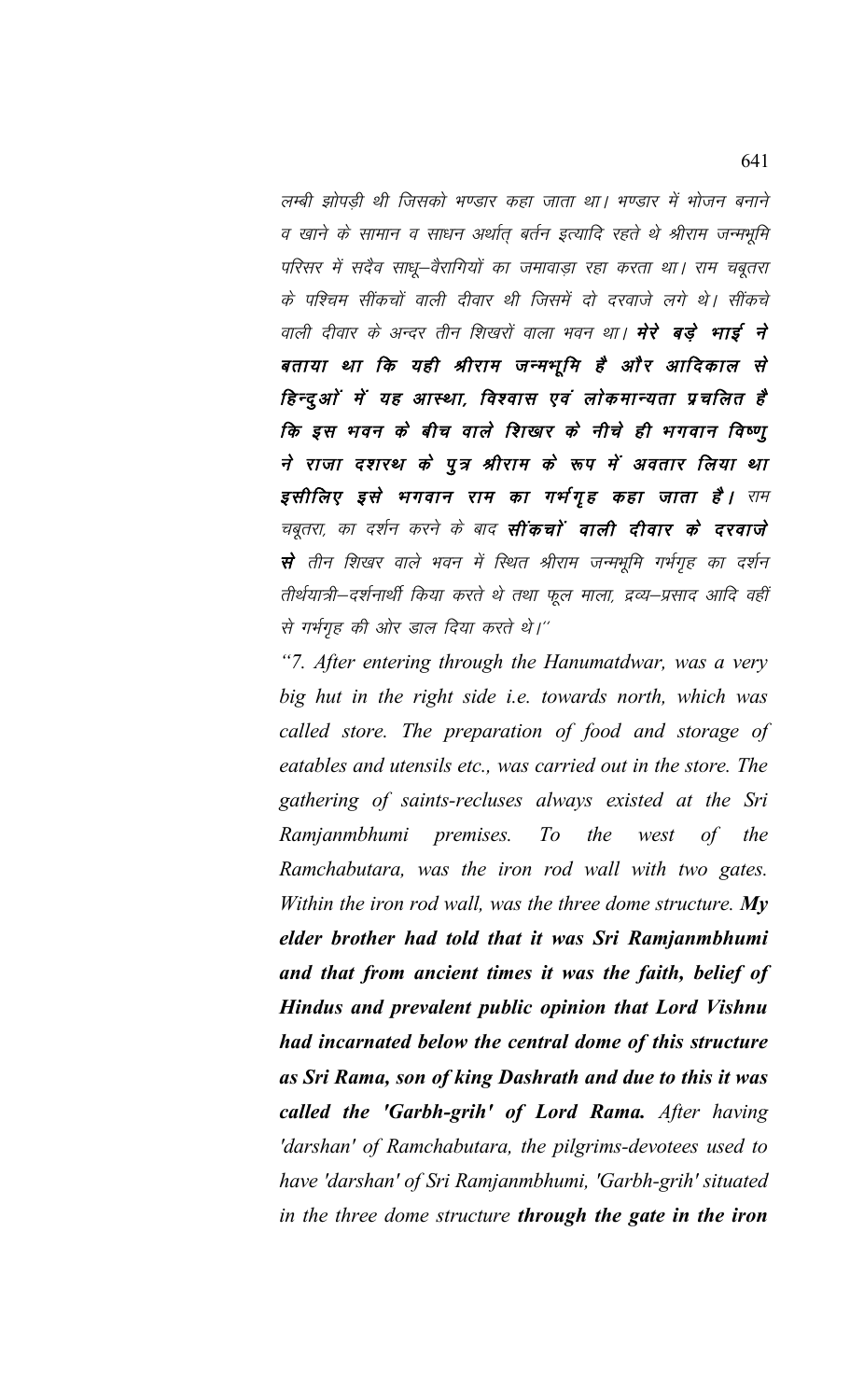लम्बी झोपड़ी थी जिसको भण्डार कहा जाता था। भण्डार में भोजन बनाने व खाने के सामान व साधन अर्थात् बर्तन इत्यादि रहते थे श्रीराम जन्मभूमि परिसर में सदैव साधू–वैरागियों का जमावाड़ा रहा करता था। राम चबूतरा के पश्चिम सींकचों वाली दीवार थी जिसमें दो दरवाजे लगे थे। सींकचे वाली दीवार के अन्दर तीन शिखरों वाला भवन था। **मेरे बड़े भाई ने बताया था कि यही श्रीराम जन्मभूमि है और आदिकाल से हिन्दुओं में यह आस्था, विश्वास एवं लोकमान्यता प्रचलित है कि इस भवन के बीच वाले शिखर के नीचे ही भगवान विष्णु ने राजा दशरथ के पुत्र श्रीराम के रूप में अवतार लिया था इसीलिए इसे भगवान राम का गर्भगृह कहा जाता है।** राम चबूतरा, का दर्शन करने के बाद **सींकचों वाली दीवार के दरवाजे से** तीन शिखर वाले भवन में स्थित श्रीराम जन्मभूमि गर्भगृह का दर्शन तीर्थयात्री–दर्शनार्थी किया करते थे तथा फूल माला, द्रव्य–प्रसाद आदि वहीं से गर्भगृह की ओर डाल दिया करते थे।''

*"7. After entering through the Hanumatdwar, was a very big hut in the right side i.e. towards north, which was called store. The preparation of food and storage of eatables and utensils etc., was carried out in the store. The gathering of saints-recluses always existed at the Sri Ramjanmbhumi premises. To the west of the Ramchabutara, was the iron rod wall with two gates. Within the iron rod wall, was the three dome structure.* ***My elder brother had told that it was Sri Ramjanmbhumi and that from ancient times it was the faith, belief of Hindus and prevalent public opinion that Lord Vishnu had incarnated below the central dome of this structure as Sri Rama, son of king Dashrath and due to this it was called the 'Garbh-grih' of Lord Rama.*** *After having 'darshan' of Ramchabutara, the pilgrims-devotees used to have 'darshan' of Sri Ramjanmbhumi, 'Garbh-grih' situated in the three dome structure* ***through the gate in the iron***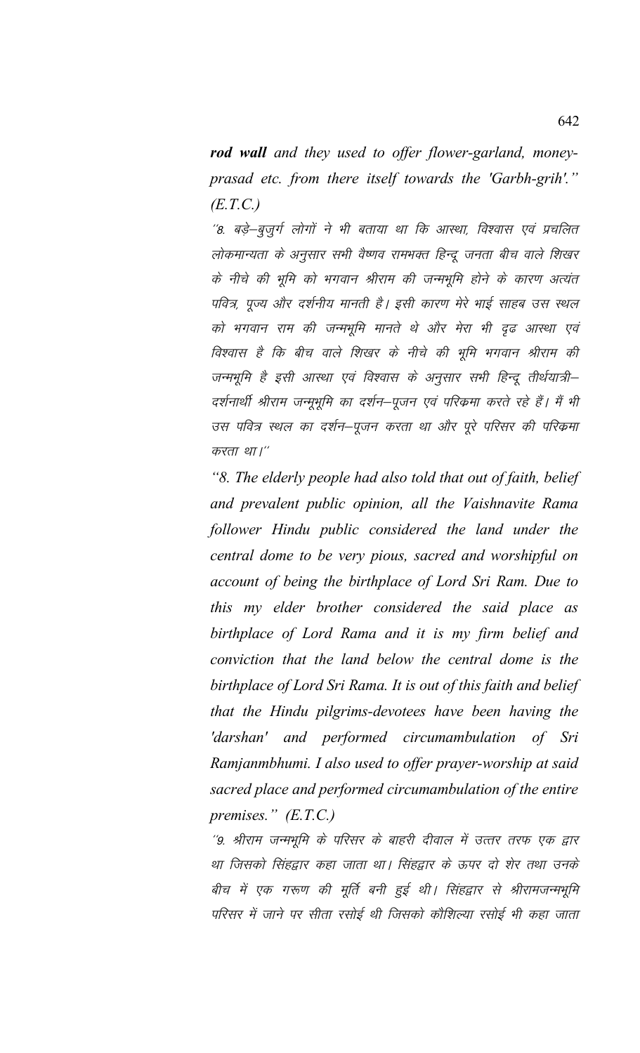***rod wall*** *and they used to offer flower-garland, money-prasad etc. from there itself towards the 'Garbh-grih'." (E.T.C.)*

*''8. बड़े–बुजुर्ग लोगों ने भी बताया था कि आस्था, विश्वास एवं प्रचलित लोकमान्यता के अनुसार सभी वैष्णव रामभक्त हिन्दू जनता बीच वाले शिखर के नीचे की भूमि को भगवान श्रीराम की जन्मभूमि होने के कारण अत्यंत पवित्र, पूज्य और दर्शनीय मानती है। इसी कारण मेरे भाई साहब उस स्थल को भगवान राम की जन्मभूमि मानते थे और मेरा भी दृढ आस्था एवं विश्वास है कि बीच वाले शिखर के नीचे की भूमि भगवान श्रीराम की जन्मभूमि है इसी आस्था एवं विश्वास के अनुसार सभी हिन्दू तीर्थयात्री–दर्शनार्थी श्रीराम जन्मूभूमि का दर्शन–पूजन एवं परिक्रमा करते रहे हैं। मैं भी उस पवित्र स्थल का दर्शन–पूजन करता था और पूरे परिसर की परिक्रमा करता था।''*

*"8. The elderly people had also told that out of faith, belief and prevalent public opinion, all the Vaishnavite Rama follower Hindu public considered the land under the central dome to be very pious, sacred and worshipful on account of being the birthplace of Lord Sri Ram. Due to this my elder brother considered the said place as birthplace of Lord Rama and it is my firm belief and conviction that the land below the central dome is the birthplace of Lord Sri Rama. It is out of this faith and belief that the Hindu pilgrims-devotees have been having the 'darshan' and performed circumambulation of Sri Ramjanmbhumi. I also used to offer prayer-worship at said sacred place and performed circumambulation of the entire premises." (E.T.C.)*

*''9. श्रीराम जन्मभूमि के परिसर के बाहरी दीवाल में उत्तर तरफ एक द्वार था जिसको सिंहद्वार कहा जाता था। सिंहद्वार के ऊपर दो शेर तथा उनके बीच में एक गरूण की मूर्ति बनी हुई थी। सिंहद्वार से श्रीरामजन्मभूमि परिसर में जाने पर सीता रसोई थी जिसको कौशिल्या रसोई भी कहा जाता*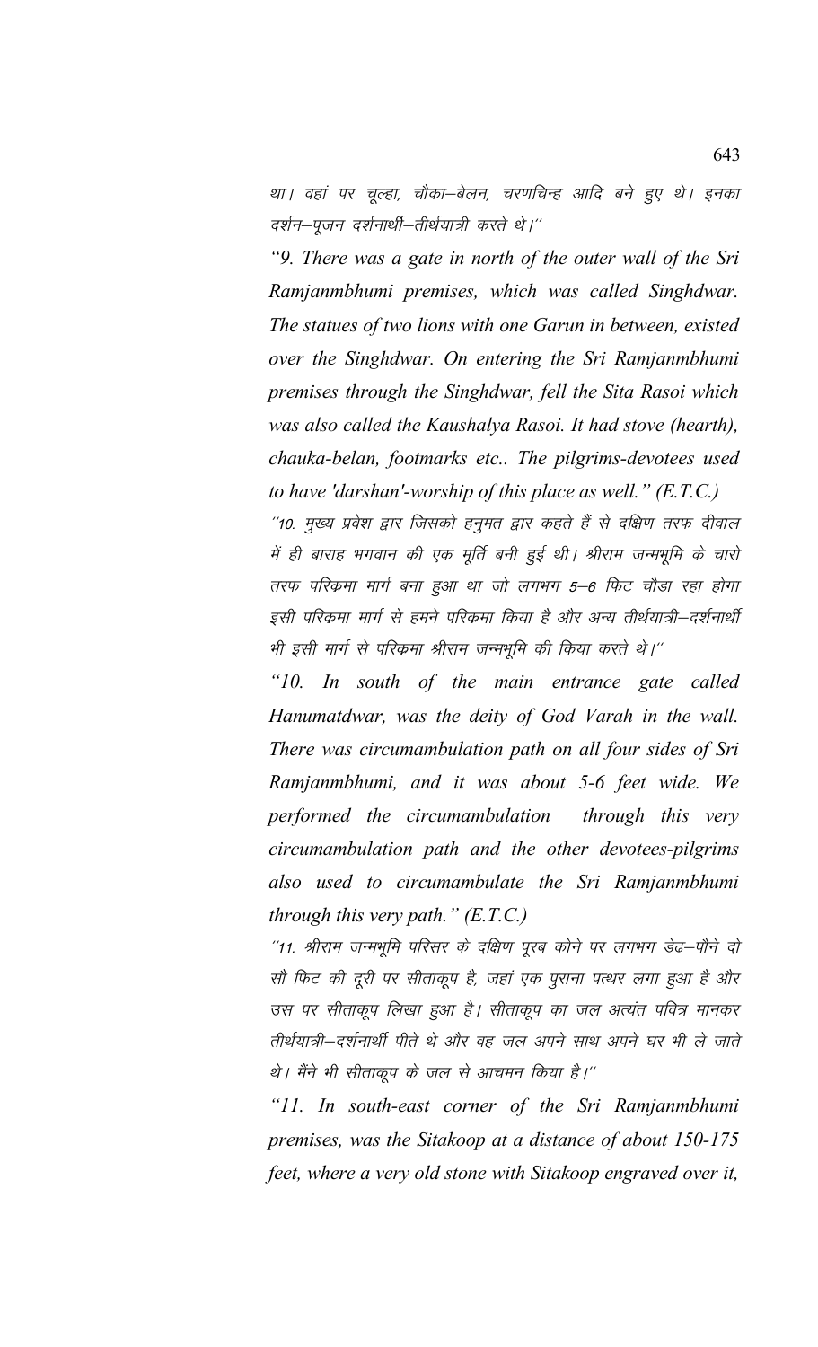*था। वहां पर चूल्हा, चौका–बेलन, चरणचिन्ह आदि बने हुए थे। इनका दर्शन–पूजन दर्शनार्थी–तीर्थयात्री करते थे।''*

*"9. There was a gate in north of the outer wall of the Sri Ramjanmbhumi premises, which was called Singhdwar. The statues of two lions with one Garun in between, existed over the Singhdwar. On entering the Sri Ramjanmbhumi premises through the Singhdwar, fell the Sita Rasoi which was also called the Kaushalya Rasoi. It had stove (hearth), chauka-belan, footmarks etc.. The pilgrims-devotees used to have 'darshan'-worship of this place as well." (E.T.C.)*

*''10. मुख्य प्रवेश द्वार जिसको हनुमत द्वार कहते हैं से दक्षिण तरफ दीवाल में ही बाराह भगवान की एक मूर्ति बनी हुई थी। श्रीराम जन्मभूमि के चारो तरफ परिक्रमा मार्ग बना हुआ था जो लगभग 5–6 फिट चौड़ा रहा होगा इसी परिक्रमा मार्ग से हमने परिक्रमा किया है और अन्य तीर्थयात्री–दर्शनार्थी भी इसी मार्ग से परिक्रमा श्रीराम जन्मभूमि की किया करते थे।''*

*"10. In south of the main entrance gate called Hanumatdwar, was the deity of God Varah in the wall. There was circumambulation path on all four sides of Sri Ramjanmbhumi, and it was about 5-6 feet wide. We performed the circumambulation through this very circumambulation path and the other devotees-pilgrims also used to circumambulate the Sri Ramjanmbhumi through this very path." (E.T.C.)*

*''11. श्रीराम जन्मभूमि परिसर के दक्षिण पूरब कोने पर लगभग डेढ़–पौने दो सौ फिट की दूरी पर सीताकूप है, जहां एक पुराना पत्थर लगा हुआ है और उस पर सीताकूप लिखा हुआ है। सीताकूप का जल अत्यंत पवित्र मानकर तीर्थयात्री–दर्शनार्थी पीते थे और वह जल अपने साथ अपने घर भी ले जाते थे। मैंने भी सीताकूप के जल से आचमन किया है।''*

*"11. In south-east corner of the Sri Ramjanmbhumi premises, was the Sitakoop at a distance of about 150-175 feet, where a very old stone with Sitakoop engraved over it,*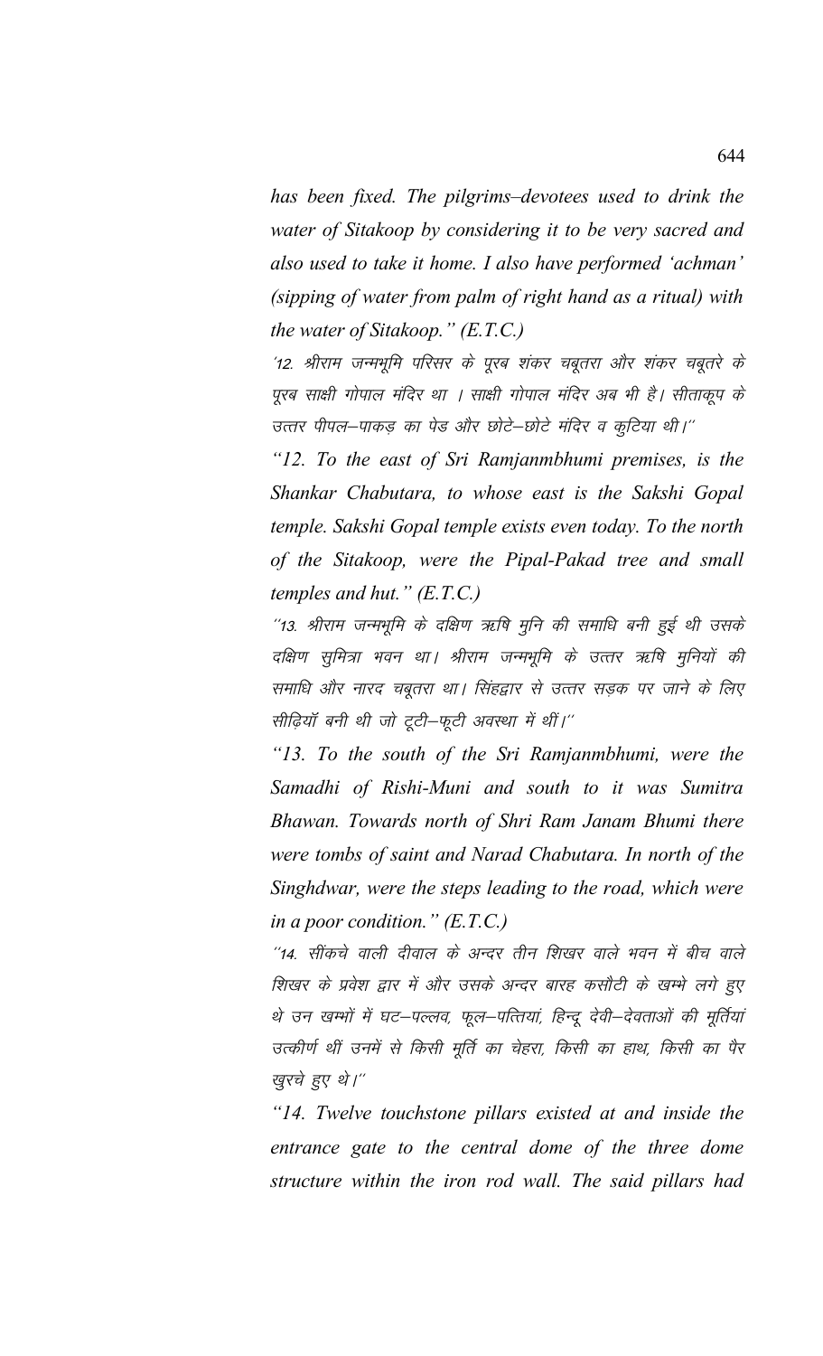*has been fixed. The pilgrims–devotees used to drink the water of Sitakoop by considering it to be very sacred and also used to take it home. I also have performed 'achman' (sipping of water from palm of right hand as a ritual) with the water of Sitakoop." (E.T.C.)*

*'12. श्रीराम जन्मभूमि परिसर के पूरब शंकर चबूतरा और शंकर चबूतरे के पूरब साक्षी गोपाल मंदिर था । साक्षी गोपाल मंदिर अब भी है। सीताकूप के उत्तर पीपल–पाकड़ का पेड और छोटे–छोटे मंदिर व कुटिया थी।''*

*"12. To the east of Sri Ramjanmbhumi premises, is the Shankar Chabutara, to whose east is the Sakshi Gopal temple. Sakshi Gopal temple exists even today. To the north of the Sitakoop, were the Pipal-Pakad tree and small temples and hut." (E.T.C.)*

*''13. श्रीराम जन्मभूमि के दक्षिण ऋषि मुनि की समाधि बनी हुई थी उसके दक्षिण सुमित्रा भवन था। श्रीराम जन्मभूमि के उत्तर ऋषि मुनियों की समाधि और नारद चबूतरा था। सिंहद्वार से उत्तर सड़क पर जाने के लिए सीढ़ियाँ बनी थी जो टूटी–फूटी अवस्था में थीं।''*

*"13. To the south of the Sri Ramjanmbhumi, were the Samadhi of Rishi-Muni and south to it was Sumitra Bhawan. Towards north of Shri Ram Janam Bhumi there were tombs of saint and Narad Chabutara. In north of the Singhdwar, were the steps leading to the road, which were in a poor condition." (E.T.C.)*

*''14. सींकचे वाली दीवाल के अन्दर तीन शिखर वाले भवन में बीच वाले शिखर के प्रवेश द्वार में और उसके अन्दर बारह कसौटी के खम्भे लगे हुए थे उन खम्भों में घट–पल्लव, फूल–पत्तियां, हिन्दू देवी–देवताओं की मूर्तियां उत्कीर्ण थीं उनमें से किसी मूर्ति का चेहरा, किसी का हाथ, किसी का पैर खुरचे हुए थे।''*

*"14. Twelve touchstone pillars existed at and inside the entrance gate to the central dome of the three dome structure within the iron rod wall. The said pillars had*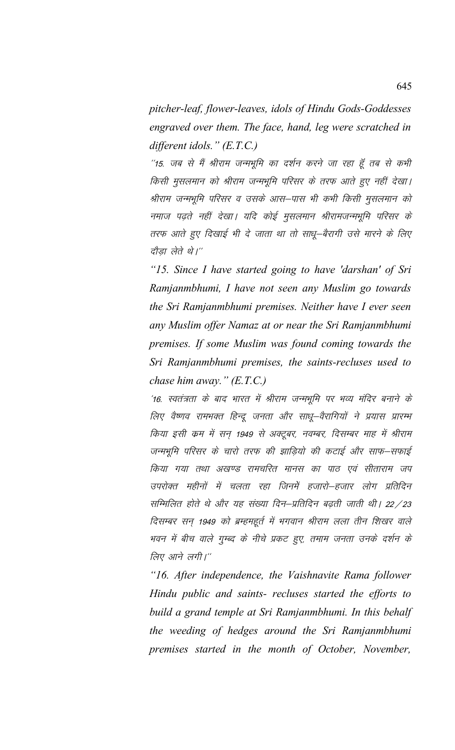*pitcher-leaf, flower-leaves, idols of Hindu Gods-Goddesses engraved over them. The face, hand, leg were scratched in different idols." (E.T.C.)*

*"15. जब से मैं श्रीराम जन्मभूमि का दर्शन करने जा रहा हूँ तब से कभी किसी मुसलमान को श्रीराम जन्मभूमि परिसर के तरफ आते हुए नहीं देखा। श्रीराम जन्मभूमि परिसर व उसके आस–पास भी कभी किसी मुसलमान को नमाज पढ़ते नहीं देखा। यदि कोई मुसलमान श्रीरामजन्मभूमि परिसर के तरफ आते हुए दिखाई भी दे जाता था तो साधू–बैरागी उसे मारने के लिए दौड़ा लेते थे।"*

*"15. Since I have started going to have 'darshan' of Sri Ramjanmbhumi, I have not seen any Muslim go towards the Sri Ramjanmbhumi premises. Neither have I ever seen any Muslim offer Namaz at or near the Sri Ramjanmbhumi premises. If some Muslim was found coming towards the Sri Ramjanmbhumi premises, the saints-recluses used to chase him away." (E.T.C.)*

*'16. स्वतंत्रता के बाद भारत में श्रीराम जन्मभूमि पर भव्य मंदिर बनाने के लिए वैष्णव रामभक्त हिन्दू जनता और साधू–वैरागियों ने प्रयास प्रारम्भ किया इसी क्रम में सन् 1949 से अक्टूबर, नवम्बर, दिसम्बर माह में श्रीराम जन्मभूमि परिसर के चारो तरफ की झाड़ियो की कटाई और साफ–सफाई किया गया तथा अखण्ड रामचरित मानस का पाठ एवं सीताराम जप उपरोक्त महीनों में चलता रहा जिनमें हजारो–हजार लोग प्रतिदिन सम्मिलित होते थे और यह संख्या दिन–प्रतिदिन बढ़ती जाती थी। 22/23 दिसम्बर सन् 1949 को ब्रम्हमहूर्त में भगवान श्रीराम लला तीन शिखर वाले भवन में बीच वाले गुम्बद के नीचे प्रकट हुए, तमाम जनता उनके दर्शन के लिए आने लगी।"*

*"16. After independence, the Vaishnavite Rama follower Hindu public and saints- recluses started the efforts to build a grand temple at Sri Ramjanmbhumi. In this behalf the weeding of hedges around the Sri Ramjanmbhumi premises started in the month of October, November,*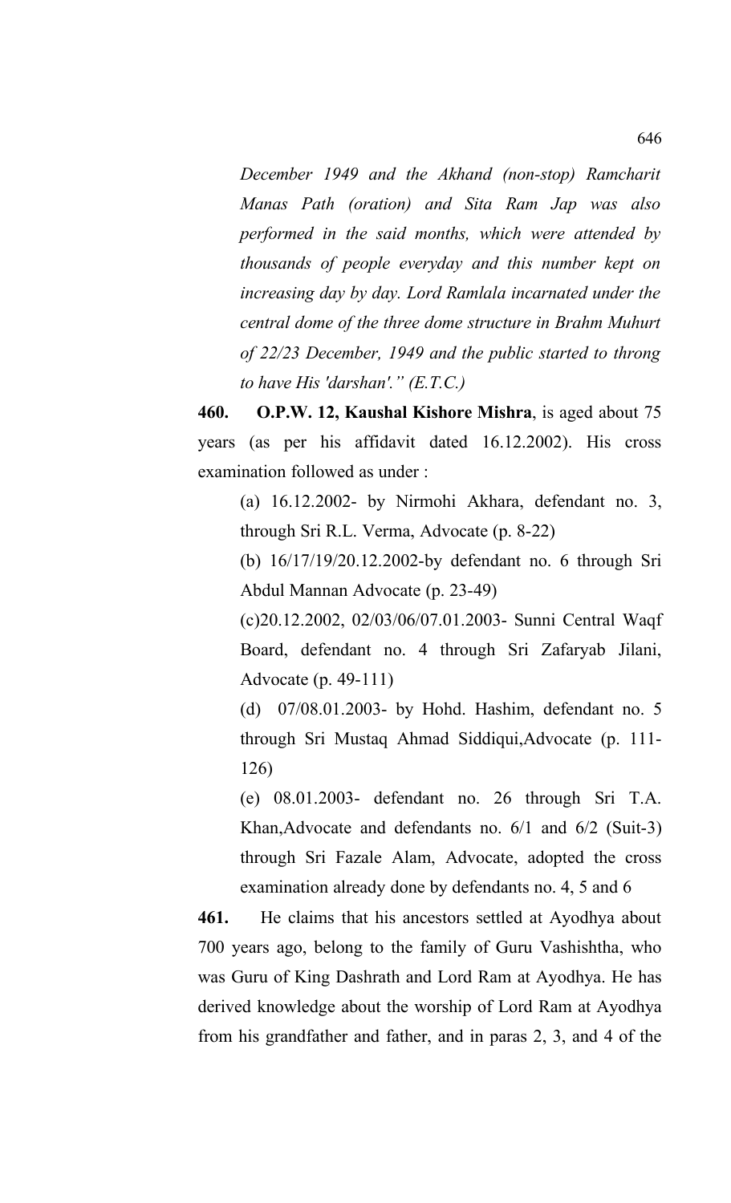*December 1949 and the Akhand (non-stop) Ramcharit Manas Path (oration) and Sita Ram Jap was also performed in the said months, which were attended by thousands of people everyday and this number kept on increasing day by day. Lord Ramlala incarnated under the central dome of the three dome structure in Brahm Muhurt of 22/23 December, 1949 and the public started to throng to have His 'darshan'." (E.T.C.)*

**460. O.P.W. 12, Kaushal Kishore Mishra**, is aged about 75 years (as per his affidavit dated 16.12.2002). His cross examination followed as under :

(a) 16.12.2002- by Nirmohi Akhara, defendant no. 3, through Sri R.L. Verma, Advocate (p. 8-22)

(b) 16/17/19/20.12.2002-by defendant no. 6 through Sri Abdul Mannan Advocate (p. 23-49)

(c)20.12.2002, 02/03/06/07.01.2003- Sunni Central Waqf Board, defendant no. 4 through Sri Zafaryab Jilani, Advocate (p. 49-111)

(d) 07/08.01.2003- by Hohd. Hashim, defendant no. 5 through Sri Mustaq Ahmad Siddiqui,Advocate (p. 111-126)

(e) 08.01.2003- defendant no. 26 through Sri T.A. Khan,Advocate and defendants no. 6/1 and 6/2 (Suit-3) through Sri Fazale Alam, Advocate, adopted the cross examination already done by defendants no. 4, 5 and 6

**461.** He claims that his ancestors settled at Ayodhya about 700 years ago, belong to the family of Guru Vashishtha, who was Guru of King Dashrath and Lord Ram at Ayodhya. He has derived knowledge about the worship of Lord Ram at Ayodhya from his grandfather and father, and in paras 2, 3, and 4 of the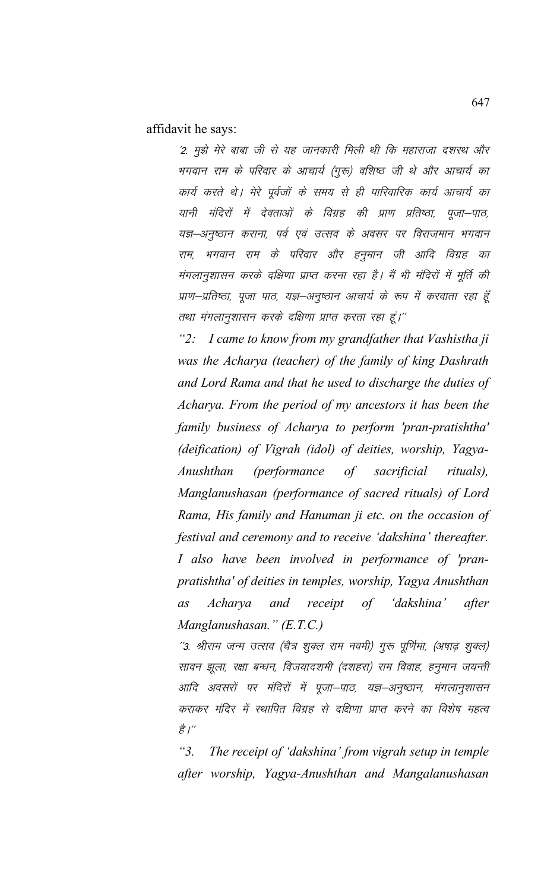affidavit he says:

> '2. मुझे मेरे बाबा जी से यह जानकारी मिली थी कि महाराजा दशरथ और भगवान राम के परिवार के आचार्य (गुरू) वशिष्ठ जी थे और आचार्य का कार्य करते थे। मेरे पूर्वजों के समय से ही पारिवारिक कार्य आचार्य का यानी मंदिरों में देवताओं के विग्रह की प्राण प्रतिष्ठा, पूजा–पाठ, यज्ञ–अनुष्ठान कराना, पर्व एवं उत्सव के अवसर पर विराजमान भगवान राम, भगवान राम के परिवार और हनुमान जी आदि विग्रह का मंगलानुशासन करके दक्षिणा प्राप्त करना रहा है। मैं भी मंदिरों में मूर्ति की प्राण–प्रतिष्ठा, पूजा पाठ, यज्ञ–अनुष्ठान आचार्य के रूप में करवाता रहा हूँ तथा मंगलानुशासन करके दक्षिणा प्राप्त करता रहा हूं।''
>
> *"2: I came to know from my grandfather that Vashistha ji was the Acharya (teacher) of the family of king Dashrath and Lord Rama and that he used to discharge the duties of Acharya. From the period of my ancestors it has been the family business of Acharya to perform 'pran-pratishtha' (deification) of Vigrah (idol) of deities, worship, Yagya-Anushthan (performance of sacrificial rituals), Manglanushasan (performance of sacred rituals) of Lord Rama, His family and Hanuman ji etc. on the occasion of festival and ceremony and to receive 'dakshina' thereafter. I also have been involved in performance of 'pran-pratishtha' of deities in temples, worship, Yagya Anushthan as Acharya and receipt of 'dakshina' after Manglanushasan." (E.T.C.)*
>
> ''3. श्रीराम जन्म उत्सव (चैत्र शुक्ल राम नवमी) गुरू पूर्णिमा, (अषाढ़ शुक्ल) सावन झूला, रक्षा बन्धन, विजयादशमी (दशहरा) राम विवाह, हनुमान जयन्ती आदि अवसरों पर मंदिरों में पूजा–पाठ, यज्ञ–अनुष्ठान, मंगलानुशासन कराकर मंदिर में स्थापित विग्रह से दक्षिणा प्राप्त करने का विशेष महत्व है।''
>
> *"3. The receipt of 'dakshina' from vigrah setup in temple after worship, Yagya-Anushthan and Mangalanushasan*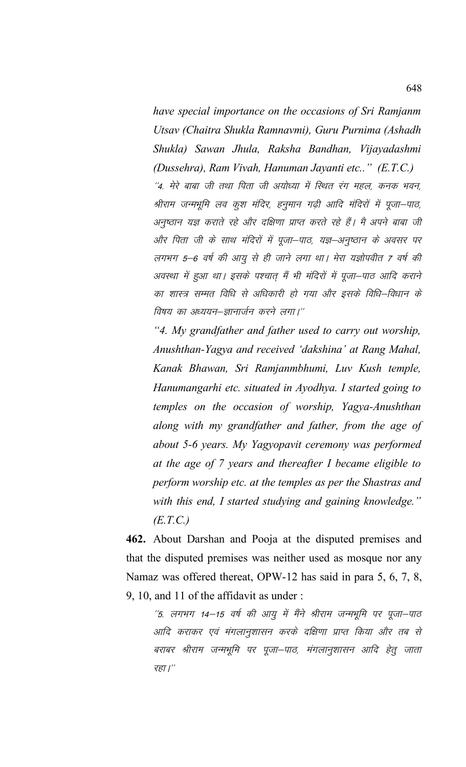*have special importance on the occasions of Sri Ramjanm Utsav (Chaitra Shukla Ramnavmi), Guru Purnima (Ashadh Shukla) Sawan Jhula, Raksha Bandhan, Vijayadashmi (Dussehra), Ram Vivah, Hanuman Jayanti etc.." (E.T.C.)*

*"4. मेरे बाबा जी तथा पिता जी अयोध्या में स्थित रंग महल, कनक भवन, श्रीराम जन्मभूमि लव कुश मंदिर, हनुमान गढ़ी आदि मंदिरों में पूजा–पाठ, अनुष्ठान यज्ञ कराते रहे और दक्षिणा प्राप्त करते रहे हैं। मै अपने बाबा जी और पिता जी के साथ मंदिरों में पूजा–पाठ, यज्ञ–अनुष्ठान के अवसर पर लगभग 5–6 वर्ष की आयु से ही जाने लगा था। मेरा यज्ञोपवीत 7 वर्ष की अवस्था में हुआ था। इसके पश्चात् मैं भी मंदिरों में पूजा–पाठ आदि कराने का शास्त्र सम्मत विधि से अधिकारी हो गया और इसके विधि–विधान के विषय का अध्ययन–ज्ञानार्जन करने लगा।"*

*"4. My grandfather and father used to carry out worship, Anushthan-Yagya and received 'dakshina' at Rang Mahal, Kanak Bhawan, Sri Ramjanmbhumi, Luv Kush temple, Hanumangarhi etc. situated in Ayodhya. I started going to temples on the occasion of worship, Yagya-Anushthan along with my grandfather and father, from the age of about 5-6 years. My Yagyopavit ceremony was performed at the age of 7 years and thereafter I became eligible to perform worship etc. at the temples as per the Shastras and with this end, I started studying and gaining knowledge." (E.T.C.)*

**462.** About Darshan and Pooja at the disputed premises and that the disputed premises was neither used as mosque nor any Namaz was offered thereat, OPW-12 has said in para 5, 6, 7, 8, 9, 10, and 11 of the affidavit as under :

*"5. लगभग 14–15 वर्ष की आयु में मैंने श्रीराम जन्मभूमि पर पूजा–पाठ आदि कराकर एवं मंगलानुशासन करके दक्षिणा प्राप्त किया और तब से बराबर श्रीराम जन्मभूमि पर पूजा–पाठ, मंगलानुशासन आदि हेतु जाता रहा।"*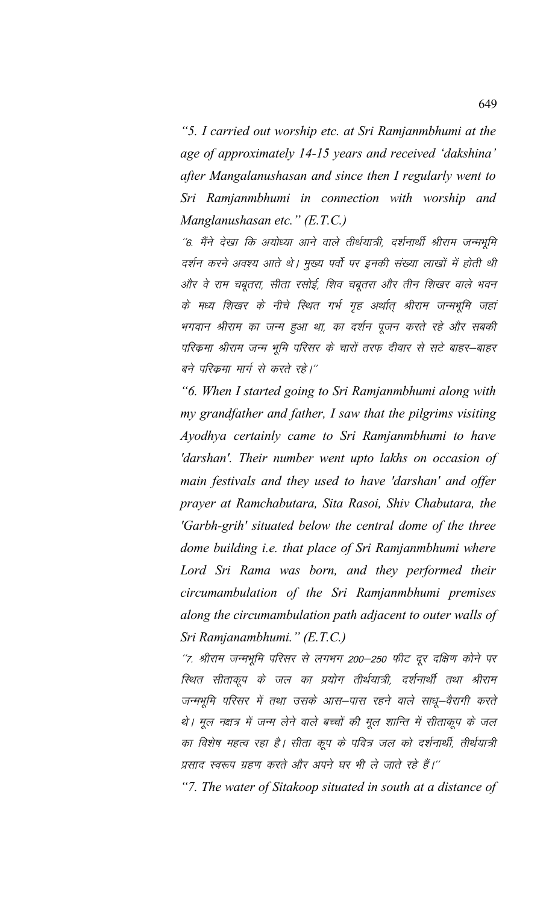*"5. I carried out worship etc. at Sri Ramjanmbhumi at the age of approximately 14-15 years and received 'dakshina' after Mangalanushasan and since then I regularly went to Sri Ramjanmbhumi in connection with worship and Manglanushasan etc." (E.T.C.)*

''6. मैंने देखा कि अयोध्या आने वाले तीर्थयात्री, दर्शनार्थी श्रीराम जन्मभूमि दर्शन करने अवश्य आते थे। मुख्य पर्वो पर इनकी संख्या लाखों में होती थी और वे राम चबूतरा, सीता रसोई, शिव चबूतरा और तीन शिखर वाले भवन के मध्य शिखर के नीचे स्थित गर्भ गृह अर्थात् श्रीराम जन्मभूमि जहां भगवान श्रीराम का जन्म हुआ था, का दर्शन पूजन करते रहे और सबकी परिक्रमा श्रीराम जन्म भूमि परिसर के चारों तरफ दीवार से सटे बाहर–बाहर बने परिक्रमा मार्ग से करते रहे।''

*"6. When I started going to Sri Ramjanmbhumi along with my grandfather and father, I saw that the pilgrims visiting Ayodhya certainly came to Sri Ramjanmbhumi to have 'darshan'. Their number went upto lakhs on occasion of main festivals and they used to have 'darshan' and offer prayer at Ramchabutara, Sita Rasoi, Shiv Chabutara, the 'Garbh-grih' situated below the central dome of the three dome building i.e. that place of Sri Ramjanmbhumi where Lord Sri Rama was born, and they performed their circumambulation of the Sri Ramjanmbhumi premises along the circumambulation path adjacent to outer walls of Sri Ramjanambhumi." (E.T.C.)*

''7. श्रीराम जन्मभूमि परिसर से लगभग 200–250 फीट दूर दक्षिण कोने पर स्थित सीताकूप के जल का प्रयोग तीर्थयात्री, दर्शनार्थी तथा श्रीराम जन्मभूमि परिसर में तथा उसके आस–पास रहने वाले साधू–वैरागी करते थे। मूल नक्षत्र में जन्म लेने वाले बच्चों की मूल शान्ति में सीताकूप के जल का विशेष महत्व रहा है। सीता कूप के पवित्र जल को दर्शनार्थी, तीर्थयात्री प्रसाद स्वरूप ग्रहण करते और अपने घर भी ले जाते रहे हैं।''

*"7. The water of Sitakoop situated in south at a distance of*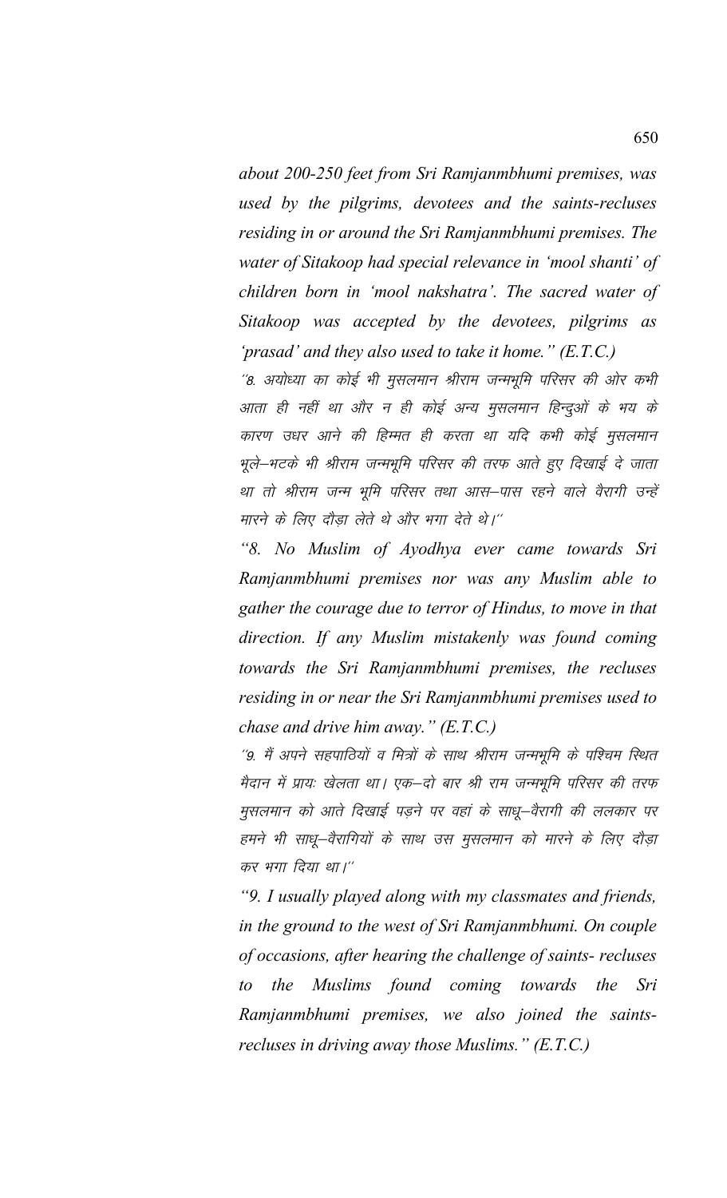*about 200-250 feet from Sri Ramjanmbhumi premises, was used by the pilgrims, devotees and the saints-recluses residing in or around the Sri Ramjanmbhumi premises. The water of Sitakoop had special relevance in 'mool shanti' of children born in 'mool nakshatra'. The sacred water of Sitakoop was accepted by the devotees, pilgrims as 'prasad' and they also used to take it home." (E.T.C.)*

*"8. अयोध्या का कोई भी मुसलमान श्रीराम जन्मभूमि परिसर की ओर कभी आता ही नहीं था और न ही कोई अन्य मुसलमान हिन्दुओं के भय के कारण उधर आने की हिम्मत ही करता था यदि कभी कोई मुसलमान भूले–भटके भी श्रीराम जन्मभूमि परिसर की तरफ आते हुए दिखाई दे जाता था तो श्रीराम जन्म भूमि परिसर तथा आस–पास रहने वाले वैरागी उन्हें मारने के लिए दौड़ा लेते थे और भगा देते थे।"*

*"8. No Muslim of Ayodhya ever came towards Sri Ramjanmbhumi premises nor was any Muslim able to gather the courage due to terror of Hindus, to move in that direction. If any Muslim mistakenly was found coming towards the Sri Ramjanmbhumi premises, the recluses residing in or near the Sri Ramjanmbhumi premises used to chase and drive him away." (E.T.C.)*

*"9. मैं अपने सहपाठियों व मित्रों के साथ श्रीराम जन्मभूमि के पश्चिम स्थित मैदान में प्रायः खेलता था। एक–दो बार श्री राम जन्मभूमि परिसर की तरफ मुसलमान को आते दिखाई पड़ने पर वहां के साधू–वैरागी की ललकार पर हमने भी साधू–वैरागियों के साथ उस मुसलमान को मारने के लिए दौड़ा कर भगा दिया था।"*

*"9. I usually played along with my classmates and friends, in the ground to the west of Sri Ramjanmbhumi. On couple of occasions, after hearing the challenge of saints- recluses to the Muslims found coming towards the Sri Ramjanmbhumi premises, we also joined the saints-recluses in driving away those Muslims." (E.T.C.)*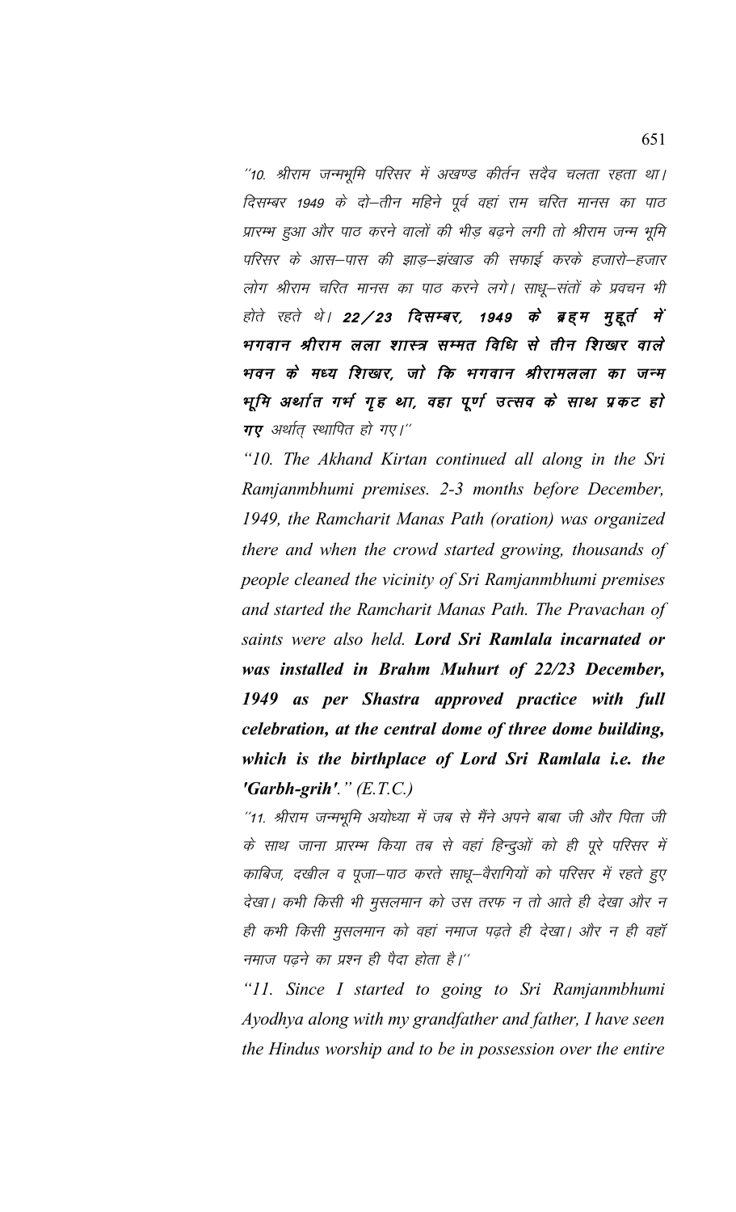"10. श्रीराम जन्मभूमि परिसर में अखण्ड कीर्तन सदैव चलता रहता था। दिसम्बर 1949 के दो–तीन महिने पूर्व वहां राम चरित मानस का पाठ प्रारम्भ हुआ और पाठ करने वालों की भीड़ बढ़ने लगी तो श्रीराम जन्म भूमि परिसर के आस–पास की झाड़–झंखाड की सफाई करके हजारो–हजार लोग श्रीराम चरित मानस का पाठ करने लगे। साधू–संतों के प्रवचन भी होते रहते थे। ***22/23 दिसम्बर, 1949 के ब्रह्म मुहूर्त में भगवान श्रीराम लला शास्त्र सम्मत विधि से तीन शिखर वाले भवन के मध्य शिखर, जो कि भगवान श्रीरामलला का जन्म भूमि अर्थात गर्भ गृह था, वहा पूर्ण उत्सव के साथ प्रकट हो गए*** *अर्थात् स्थापित हो गए।"*

*"10. The Akhand Kirtan continued all along in the Sri Ramjanmbhumi premises. 2-3 months before December, 1949, the Ramcharit Manas Path (oration) was organized there and when the crowd started growing, thousands of people cleaned the vicinity of Sri Ramjanmbhumi premises and started the Ramcharit Manas Path. The Pravachan of saints were also held.* ***Lord Sri Ramlala incarnated or was installed in Brahm Muhurt of 22/23 December, 1949 as per Shastra approved practice with full celebration, at the central dome of three dome building, which is the birthplace of Lord Sri Ramlala i.e. the 'Garbh-grih'****." (E.T.C.)*

"11. श्रीराम जन्मभूमि अयोध्या में जब से मैंने अपने बाबा जी और पिता जी के साथ जाना प्रारम्भ किया तब से वहां हिन्दुओं को ही पूरे परिसर में काबिज, दखील व पूजा–पाठ करते साधू–वैरागियों को परिसर में रहते हुए देखा। कभी किसी भी मुसलमान को उस तरफ न तो आते ही देखा और न ही कभी किसी मुसलमान को वहां नमाज पढ़ते ही देखा। और न ही वहाँ नमाज पढ़ने का प्रश्न ही पैदा होता है।"

*"11. Since I started to going to Sri Ramjanmbhumi Ayodhya along with my grandfather and father, I have seen the Hindus worship and to be in possession over the entire*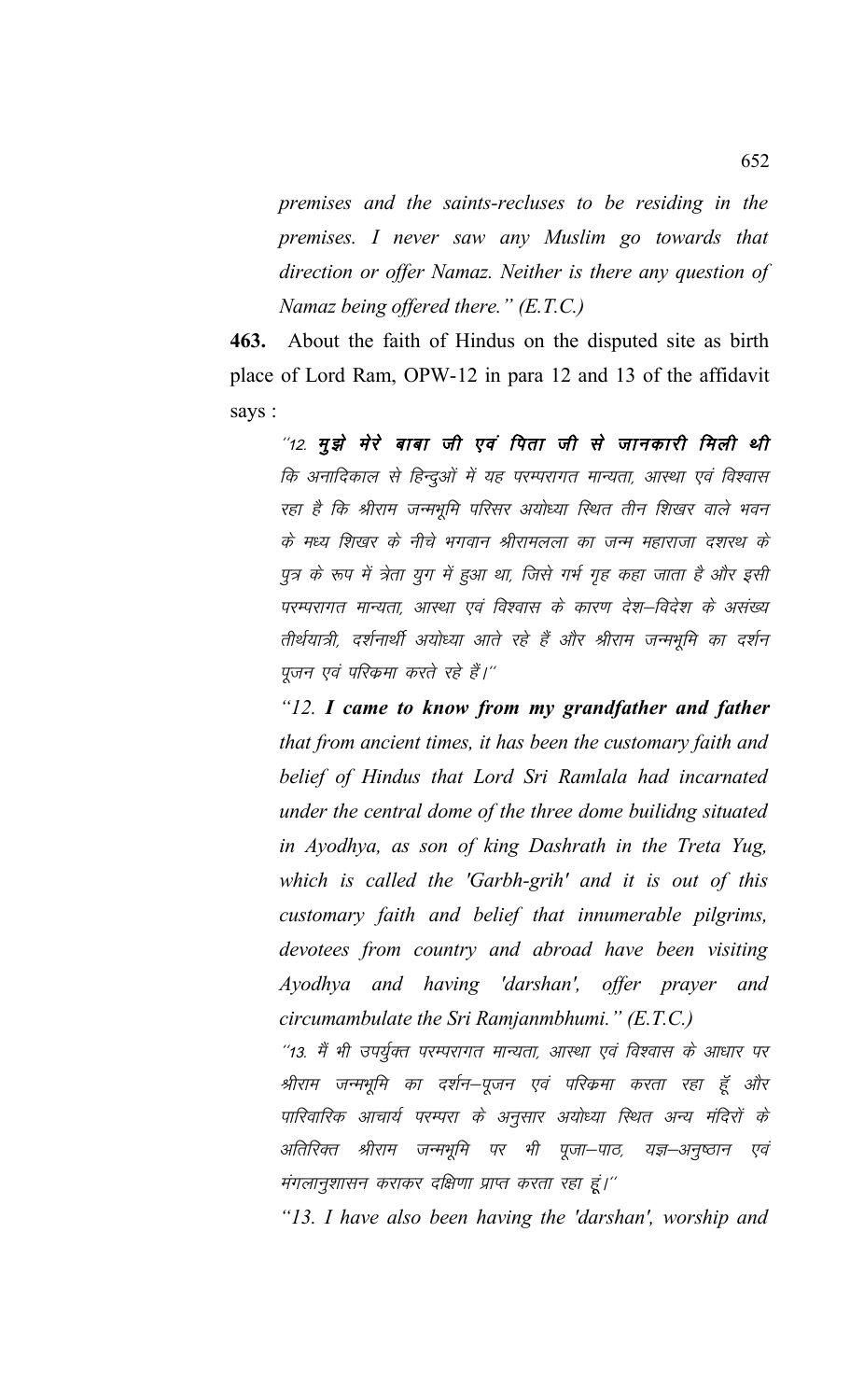*premises and the saints-recluses to be residing in the premises. I never saw any Muslim go towards that direction or offer Namaz. Neither is there any question of Namaz being offered there." (E.T.C.)*

**463.** About the faith of Hindus on the disputed site as birth place of Lord Ram, OPW-12 in para 12 and 13 of the affidavit says :

> *"12. **मुझे मेरे बाबा जी एवं पिता जी से जानकारी मिली थी** कि अनादिकाल से हिन्दुओं में यह परम्परागत मान्यता, आस्था एवं विश्वास रहा है कि श्रीराम जन्मभूमि परिसर अयोध्या स्थित तीन शिखर वाले भवन के मध्य शिखर के नीचे भगवान श्रीरामलला का जन्म महाराजा दशरथ के पुत्र के रूप में त्रेता युग में हुआ था, जिसे गर्भ गृह कहा जाता है और इसी परम्परागत मान्यता, आस्था एवं विश्वास के कारण देश–विदेश के असंख्य तीर्थयात्री, दर्शनार्थी अयोध्या आते रहे हैं और श्रीराम जन्मभूमि का दर्शन पूजन एवं परिक्रमा करते रहे हैं।"*
>
> *"12. **I came to know from my grandfather and father** that from ancient times, it has been the customary faith and belief of Hindus that Lord Sri Ramlala had incarnated under the central dome of the three dome builidng situated in Ayodhya, as son of king Dashrath in the Treta Yug, which is called the 'Garbh-grih' and it is out of this customary faith and belief that innumerable pilgrims, devotees from country and abroad have been visiting Ayodhya and having 'darshan', offer prayer and circumambulate the Sri Ramjanmbhumi." (E.T.C.)*
>
> *"13. मैं भी उपर्युक्त परम्परागत मान्यता, आस्था एवं विश्वास के आधार पर श्रीराम जन्मभूमि का दर्शन–पूजन एवं परिक्रमा करता रहा हूँ और पारिवारिक आचार्य परम्परा के अनुसार अयोध्या स्थित अन्य मंदिरों के अतिरिक्त श्रीराम जन्मभूमि पर भी पूजा–पाठ, यज्ञ–अनुष्ठान एवं मंगलानुशासन कराकर दक्षिणा प्राप्त करता रहा हूं।"*
>
> *"13. I have also been having the 'darshan', worship and*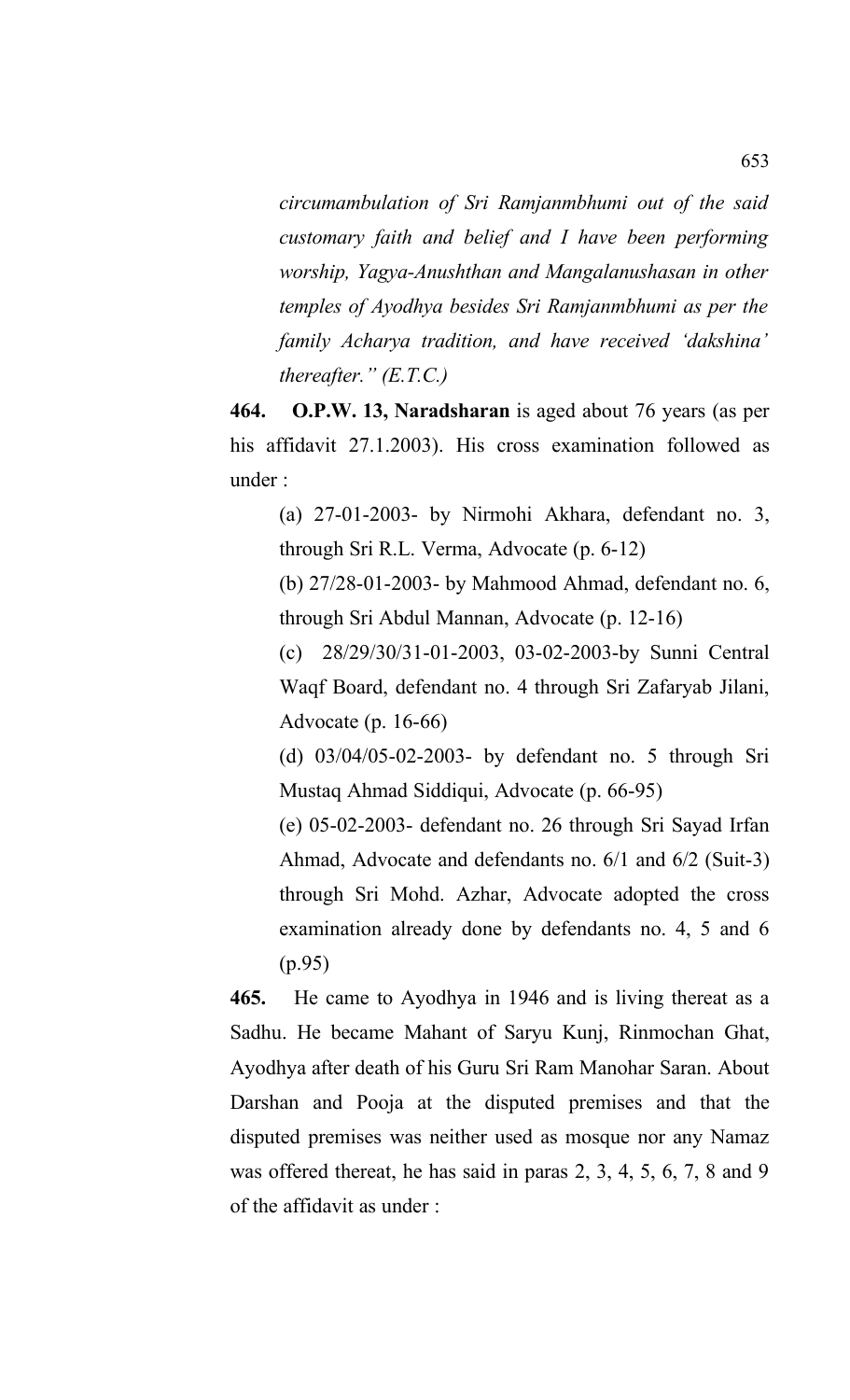*circumambulation of Sri Ramjanmbhumi out of the said customary faith and belief and I have been performing worship, Yagya-Anushthan and Mangalanushasan in other temples of Ayodhya besides Sri Ramjanmbhumi as per the family Acharya tradition, and have received 'dakshina' thereafter." (E.T.C.)*

**464. O.P.W. 13, Naradsharan** is aged about 76 years (as per his affidavit 27.1.2003). His cross examination followed as under :

(a) 27-01-2003- by Nirmohi Akhara, defendant no. 3, through Sri R.L. Verma, Advocate (p. 6-12)

(b) 27/28-01-2003- by Mahmood Ahmad, defendant no. 6, through Sri Abdul Mannan, Advocate (p. 12-16)

(c) 28/29/30/31-01-2003, 03-02-2003-by Sunni Central Waqf Board, defendant no. 4 through Sri Zafaryab Jilani, Advocate (p. 16-66)

(d) 03/04/05-02-2003- by defendant no. 5 through Sri Mustaq Ahmad Siddiqui, Advocate (p. 66-95)

(e) 05-02-2003- defendant no. 26 through Sri Sayad Irfan Ahmad, Advocate and defendants no. 6/1 and 6/2 (Suit-3) through Sri Mohd. Azhar, Advocate adopted the cross examination already done by defendants no. 4, 5 and 6 (p.95)

**465.** He came to Ayodhya in 1946 and is living thereat as a Sadhu. He became Mahant of Saryu Kunj, Rinmochan Ghat, Ayodhya after death of his Guru Sri Ram Manohar Saran. About Darshan and Pooja at the disputed premises and that the disputed premises was neither used as mosque nor any Namaz was offered thereat, he has said in paras 2, 3, 4, 5, 6, 7, 8 and 9 of the affidavit as under :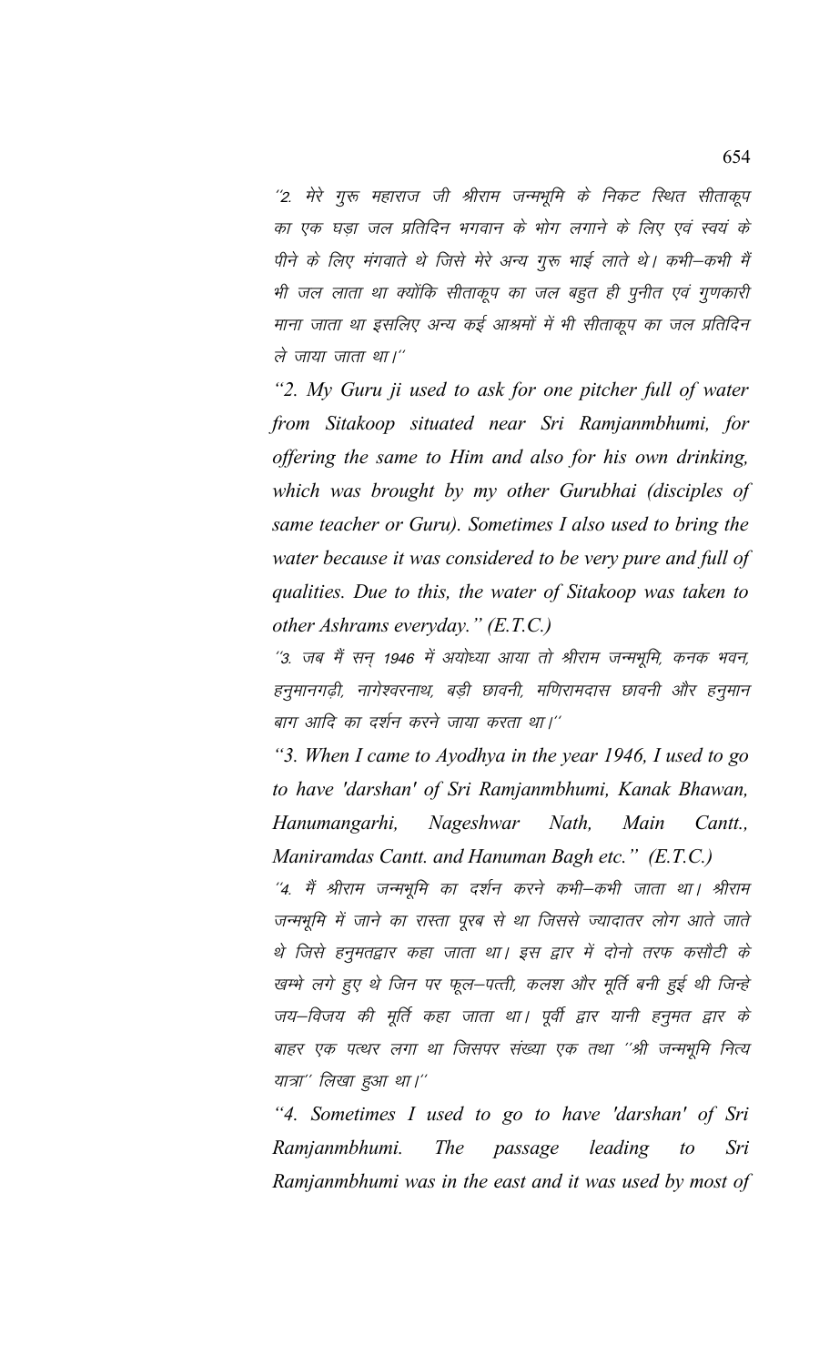''2. मेरे गुरू महाराज जी श्रीराम जन्मभूमि के निकट स्थित सीताकूप का एक घड़ा जल प्रतिदिन भगवान के भोग लगाने के लिए एवं स्वयं के पीने के लिए मंगवाते थे जिसे मेरे अन्य गुरू भाई लाते थे। कभी–कभी मैं भी जल लाता था क्योंकि सीताकूप का जल बहुत ही पुनीत एवं गुणकारी माना जाता था इसलिए अन्य कई आश्रमों में भी सीताकूप का जल प्रतिदिन ले जाया जाता था।''

*"2. My Guru ji used to ask for one pitcher full of water from Sitakoop situated near Sri Ramjanmbhumi, for offering the same to Him and also for his own drinking, which was brought by my other Gurubhai (disciples of same teacher or Guru). Sometimes I also used to bring the water because it was considered to be very pure and full of qualities. Due to this, the water of Sitakoop was taken to other Ashrams everyday." (E.T.C.)*

''3. जब मैं सन् 1946 में अयोध्या आया तो श्रीराम जन्मभूमि, कनक भवन, हनुमानगढ़ी, नागेश्वरनाथ, बड़ी छावनी, मणिरामदास छावनी और हनुमान बाग आदि का दर्शन करने जाया करता था।''

*"3. When I came to Ayodhya in the year 1946, I used to go to have 'darshan' of Sri Ramjanmbhumi, Kanak Bhawan, Hanumangarhi, Nageshwar Nath, Main Cantt., Maniramdas Cantt. and Hanuman Bagh etc." (E.T.C.)*

''4. मैं श्रीराम जन्मभूमि का दर्शन करने कभी–कभी जाता था। श्रीराम जन्मभूमि में जाने का रास्ता पूरब से था जिससे ज्यादातर लोग आते जाते थे जिसे हनुमतद्वार कहा जाता था। इस द्वार में दोनो तरफ कसौटी के खम्भे लगे हुए थे जिन पर फूल–पत्ती, कलश और मूर्ति बनी हुई थी जिन्हे जय–विजय की मूर्ति कहा जाता था। पूर्वी द्वार यानी हनुमत द्वार के बाहर एक पत्थर लगा था जिसपर संख्या एक तथा ''श्री जन्मभूमि नित्य यात्रा'' लिखा हुआ था।''

*"4. Sometimes I used to go to have 'darshan' of Sri Ramjanmbhumi. The passage leading to Sri Ramjanmbhumi was in the east and it was used by most of*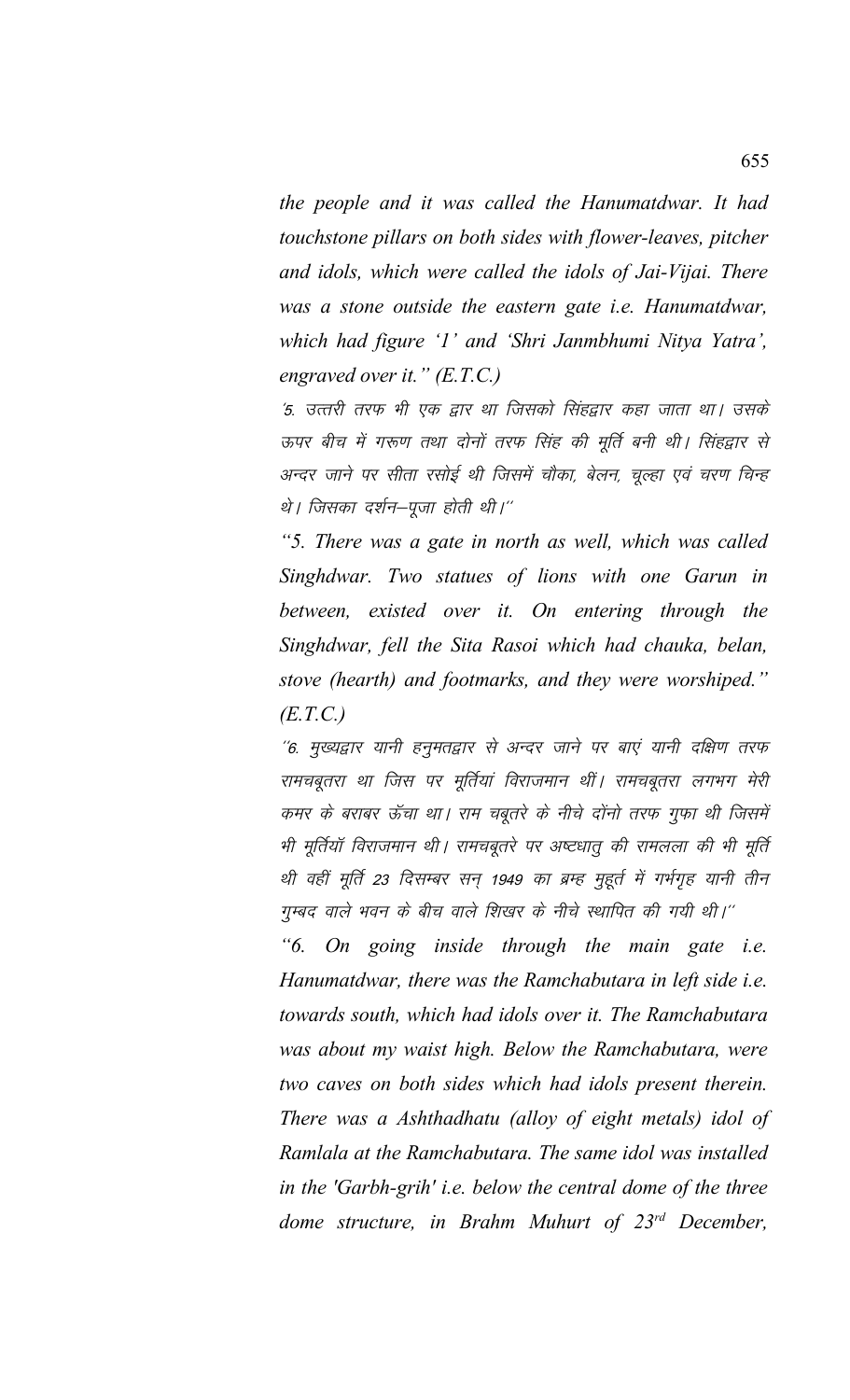*the people and it was called the Hanumatdwar. It had touchstone pillars on both sides with flower-leaves, pitcher and idols, which were called the idols of Jai-Vijai. There was a stone outside the eastern gate i.e. Hanumatdwar, which had figure '1' and 'Shri Janmbhumi Nitya Yatra', engraved over it." (E.T.C.)*

'5. उत्तरी तरफ भी एक द्वार था जिसको सिंहद्वार कहा जाता था। उसके ऊपर बीच में गरूण तथा दोनों तरफ सिंह की मूर्ति बनी थी। सिंहद्वार से अन्दर जाने पर सीता रसोई थी जिसमें चौका, बेलन, चूल्हा एवं चरण चिन्ह थे। जिसका दर्शन–पूजा होती थी।''

*"5. There was a gate in north as well, which was called Singhdwar. Two statues of lions with one Garun in between, existed over it. On entering through the Singhdwar, fell the Sita Rasoi which had chauka, belan, stove (hearth) and footmarks, and they were worshiped." (E.T.C.)*

''6. मुख्यद्वार यानी हनुमतद्वार से अन्दर जाने पर बाएं यानी दक्षिण तरफ रामचबूतरा था जिस पर मूर्तियां विराजमान थीं। रामचबूतरा लगभग मेरी कमर के बराबर ऊँचा था। राम चबूतरे के नीचे दोंनो तरफ गुफा थी जिसमें भी मूर्तियॉ विराजमान थी। रामचबूतरे पर अष्टधातु की रामलला की भी मूर्ति थी वहीं मूर्ति 23 दिसम्बर सन् 1949 का ब्रम्ह मुहूर्त में गर्भगृह यानी तीन गुम्बद वाले भवन के बीच वाले शिखर के नीचे स्थापित की गयी थी।''

*"6. On going inside through the main gate i.e. Hanumatdwar, there was the Ramchabutara in left side i.e. towards south, which had idols over it. The Ramchabutara was about my waist high. Below the Ramchabutara, were two caves on both sides which had idols present therein. There was a Ashthadhatu (alloy of eight metals) idol of Ramlala at the Ramchabutara. The same idol was installed in the 'Garbh-grih' i.e. below the central dome of the three dome structure, in Brahm Muhurt of 23rd December,*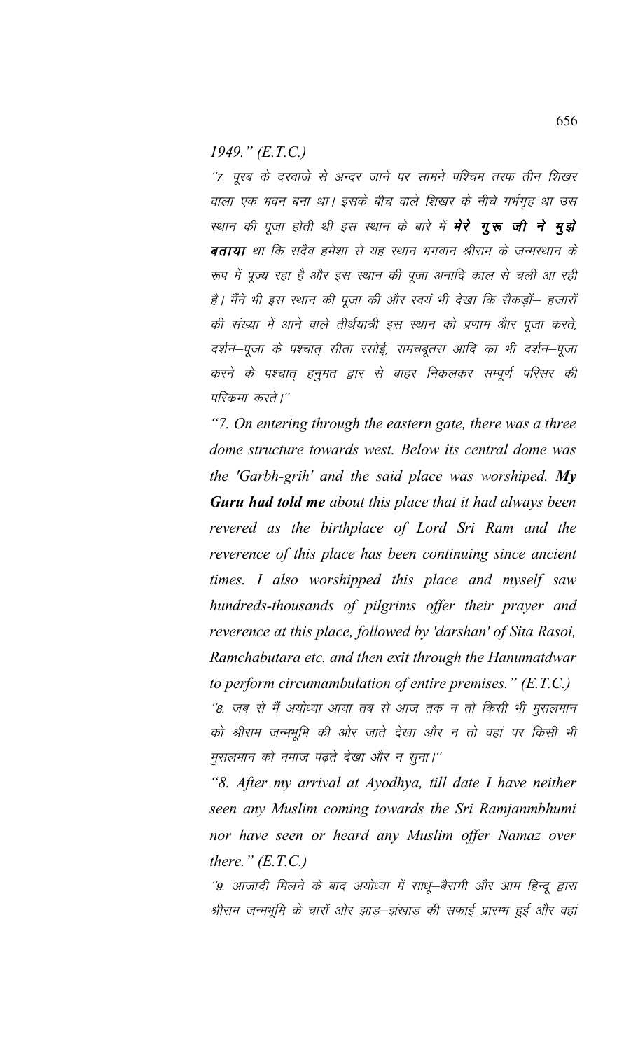*1949." (E.T.C.)*

*"7. पूरब के दरवाजे से अन्दर जाने पर सामने पश्चिम तरफ तीन शिखर वाला एक भवन बना था। इसके बीच वाले शिखर के नीचे गर्भगृह था उस स्थान की पूजा होती थी इस स्थान के बारे में **मेरे गुरू जी ने मुझे बताया** था कि सदैव हमेशा से यह स्थान भगवान श्रीराम के जन्मस्थान के रूप में पूज्य रहा है और इस स्थान की पूजा अनादि काल से चली आ रही है। मैंने भी इस स्थान की पूजा की और स्वयं भी देखा कि सैकड़ों– हजारों की संख्या में आने वाले तीर्थयात्री इस स्थान को प्रणाम और पूजा करते, दर्शन–पूजा के पश्चात् सीता रसोई, रामचबूतरा आदि का भी दर्शन–पूजा करने के पश्चात् हनुमत द्वार से बाहर निकलकर सम्पूर्ण परिसर की परिक्रमा करते।"*

*"7. On entering through the eastern gate, there was a three dome structure towards west. Below its central dome was the 'Garbh-grih' and the said place was worshiped. **My Guru had told me** about this place that it had always been revered as the birthplace of Lord Sri Ram and the reverence of this place has been continuing since ancient times. I also worshipped this place and myself saw hundreds-thousands of pilgrims offer their prayer and reverence at this place, followed by 'darshan' of Sita Rasoi, Ramchabutara etc. and then exit through the Hanumatdwar to perform circumambulation of entire premises." (E.T.C.)*

*"8. जब से मैं अयोध्या आया तब से आज तक न तो किसी भी मुसलमान को श्रीराम जन्मभूमि की ओर जाते देखा और न तो वहां पर किसी भी मुसलमान को नमाज पढ़ते देखा और न सुना।"*

*"8. After my arrival at Ayodhya, till date I have neither seen any Muslim coming towards the Sri Ramjanmbhumi nor have seen or heard any Muslim offer Namaz over there." (E.T.C.)*

*"9. आजादी मिलने के बाद अयोध्या में साधू–बैरागी और आम हिन्दू द्वारा श्रीराम जन्मभूमि के चारों ओर झाड़–झंखाड़ की सफाई प्रारम्भ हुई और वहां*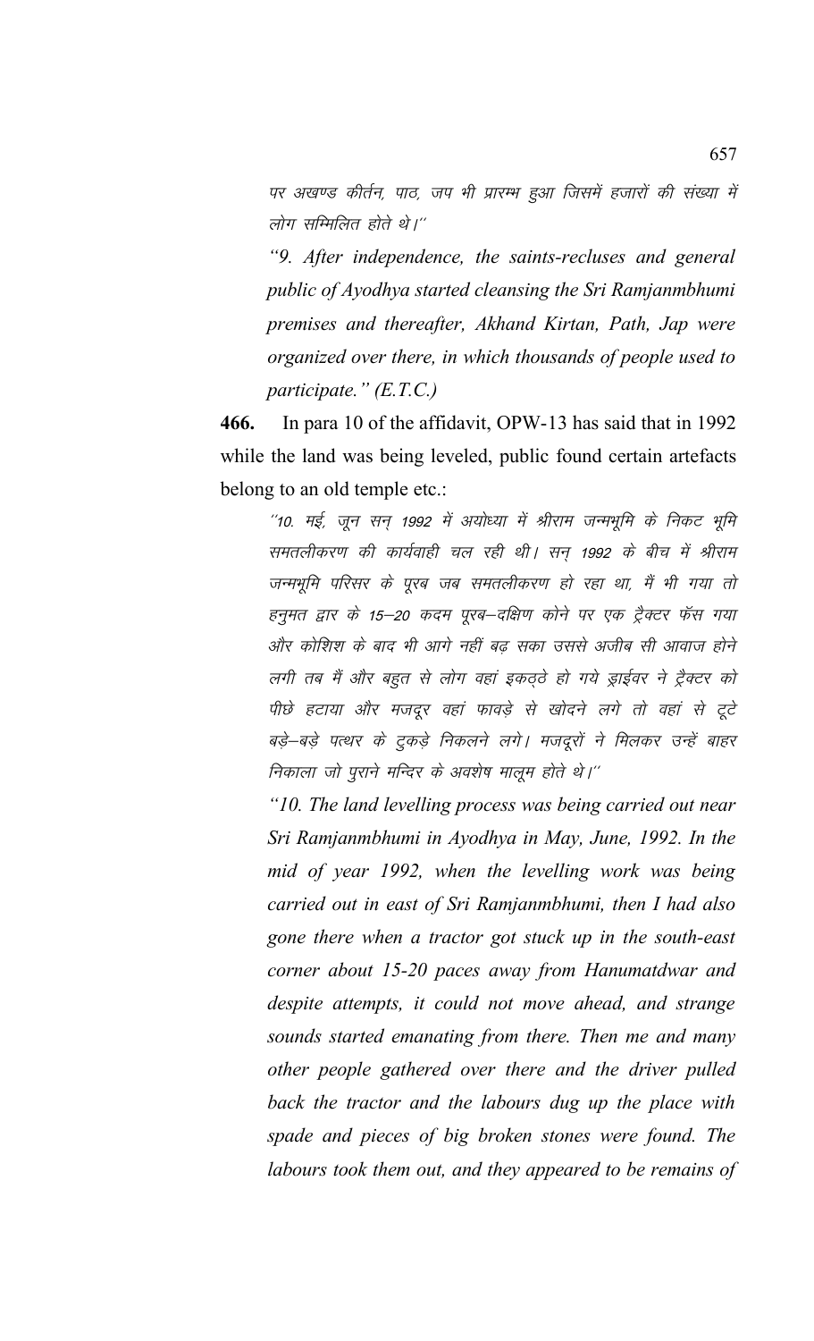पर अखण्ड कीर्तन, पाठ, जप भी प्रारम्भ हुआ जिसमें हजारों की संख्या में लोग सम्मिलित होते थे।''

*"9. After independence, the saints-recluses and general public of Ayodhya started cleansing the Sri Ramjanmbhumi premises and thereafter, Akhand Kirtan, Path, Jap were organized over there, in which thousands of people used to participate." (E.T.C.)*

**466.** In para 10 of the affidavit, OPW-13 has said that in 1992 while the land was being leveled, public found certain artefacts belong to an old temple etc.:

''10. मई, जून सन् 1992 में अयोध्या में श्रीराम जन्मभूमि के निकट भूमि समतलीकरण की कार्यवाही चल रही थी। सन् 1992 के बीच में श्रीराम जन्मभूमि परिसर के पूरब जब समतलीकरण हो रहा था, मैं भी गया तो हनुमत द्वार के 15–20 कदम पूरब–दक्षिण कोने पर एक ट्रैक्टर फँस गया और कोशिश के बाद भी आगे नहीं बढ़ सका उससे अजीब सी आवाज होने लगी तब मैं और बहुत से लोग वहां इकट्ठे हो गये ड्राईवर ने ट्रैक्टर को पीछे हटाया और मजदूर वहां फावड़े से खोदने लगे तो वहां से टूटे बड़े–बड़े पत्थर के टुकड़े निकलने लगे। मजदूरों ने मिलकर उन्हें बाहर निकाला जो पुराने मन्दिर के अवशेष मालूम होते थे।''

*"10. The land levelling process was being carried out near Sri Ramjanmbhumi in Ayodhya in May, June, 1992. In the mid of year 1992, when the levelling work was being carried out in east of Sri Ramjanmbhumi, then I had also gone there when a tractor got stuck up in the south-east corner about 15-20 paces away from Hanumatdwar and despite attempts, it could not move ahead, and strange sounds started emanating from there. Then me and many other people gathered over there and the driver pulled back the tractor and the labours dug up the place with spade and pieces of big broken stones were found. The labours took them out, and they appeared to be remains of*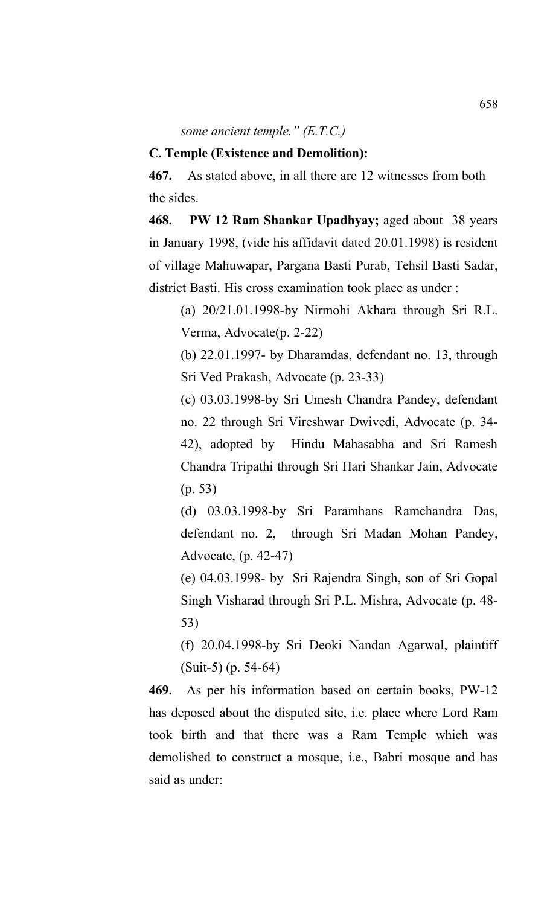*some ancient temple." (E.T.C.)*

**C. Temple (Existence and Demolition):**

**467.** As stated above, in all there are 12 witnesses from both the sides.

**468. PW 12 Ram Shankar Upadhyay;** aged about 38 years in January 1998, (vide his affidavit dated 20.01.1998) is resident of village Mahuwapar, Pargana Basti Purab, Tehsil Basti Sadar, district Basti. His cross examination took place as under :

(a) 20/21.01.1998-by Nirmohi Akhara through Sri R.L. Verma, Advocate(p. 2-22)

(b) 22.01.1997- by Dharamdas, defendant no. 13, through Sri Ved Prakash, Advocate (p. 23-33)

(c) 03.03.1998-by Sri Umesh Chandra Pandey, defendant no. 22 through Sri Vireshwar Dwivedi, Advocate (p. 34-42), adopted by Hindu Mahasabha and Sri Ramesh Chandra Tripathi through Sri Hari Shankar Jain, Advocate (p. 53)

(d) 03.03.1998-by Sri Paramhans Ramchandra Das, defendant no. 2, through Sri Madan Mohan Pandey, Advocate, (p. 42-47)

(e) 04.03.1998- by Sri Rajendra Singh, son of Sri Gopal Singh Visharad through Sri P.L. Mishra, Advocate (p. 48-53)

(f) 20.04.1998-by Sri Deoki Nandan Agarwal, plaintiff (Suit-5) (p. 54-64)

**469.** As per his information based on certain books, PW-12 has deposed about the disputed site, i.e. place where Lord Ram took birth and that there was a Ram Temple which was demolished to construct a mosque, i.e., Babri mosque and has said as under: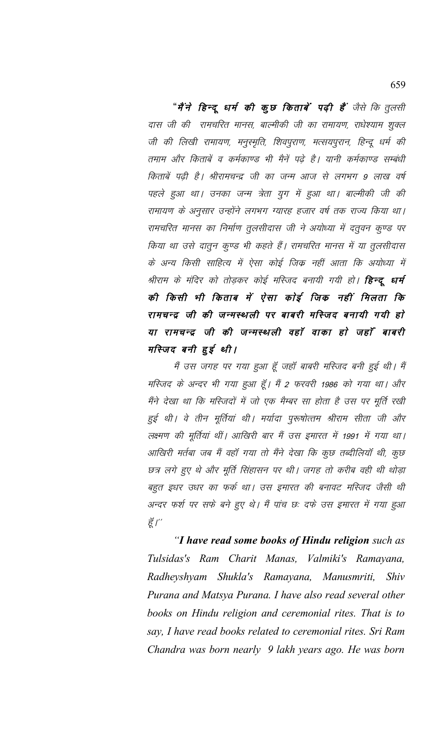"***मैंने हिन्दू धर्म की कुछ किताबें पढ़ी हैं*** *जैसे कि तुलसी दास जी की रामचरित मानस, बाल्मीकी जी का रामायण, राधेश्याम शुक्ल जी की लिखी रामायण, मनुस्मृति, शिवपुराण, मत्सयपुरान, हिन्दू धर्म की तमाम और किताबें व कर्मकाण्ड भी मैनें पढ़े है। यानी कर्मकाण्ड सम्बंधी किताबें पढ़ी है। श्रीरामचन्द्र जी का जन्म आज से लगभग 9 लाख वर्ष पहले हुआ था। उनका जन्म त्रेता युग में हुआ था। बाल्मीकी जी की रामायण के अनुसार उन्होंने लगभग ग्यारह हजार वर्ष तक राज्य किया था। रामचरित मानस का निर्माण तुलसीदास जी ने अयोध्या में दतुवन कुण्ड पर किया था उसे दातुन कुण्ड भी कहते हैं। रामचरित मानस में या तुलसीदास के अन्य किसी साहित्य में ऐसा कोई जिक्र नहीं आता कि अयोध्या में श्रीराम के मंदिर को तोड़कर कोई मस्जिद बनायी गयी हो।* ***हिन्दू धर्म की किसी भी किताब में ऐसा कोई जिक्र नहीं मिलता कि रामचन्द्र जी की जन्मस्थली पर बाबरी मस्जिद बनायी गयी हो या रामचन्द्र जी की जन्मस्थली वहॉ वाका हो जहॉं बाबरी मस्जिद बनी हुई थी।***

*मैं उस जगह पर गया हुआ हूँ जहॉ बाबरी मस्जिद बनी हुई थी। मैं मस्जिद के अन्दर भी गया हुआ हूँ। मैं 2 फरवरी 1986 को गया था। और मैंने देखा था कि मस्जिदों में जो एक मैम्बर सा होता है उस पर मूर्ति रखी हुई थी। वे तीन मूर्तियां थी। मर्यादा पुरूषोत्तम श्रीराम सीता जी और लक्ष्मण की मूर्तियां थीं। आखिरी बार मैं उस इमारत में 1991 में गया था। आखिरी मर्तबा जब मैं वहॉ गया तो मैंने देखा कि कुछ तब्दीलियॉ थी, कुछ छत्र लगे हुए थे और मूर्ति सिंहासन पर थी। जगह तो करीब वही थी थोड़ा बहुत इधर उधर का फर्क था। उस इमारत की बनावट मस्जिद जैसी थी अन्दर फर्श पर सफे बने हुए थे। मैं पांच छः दफे उस इमारत में गया हुआ हूँ।''*

*"**I have read some books of Hindu religion** such as Tulsidas's Ram Charit Manas, Valmiki's Ramayana, Radheyshyam Shukla's Ramayana, Manusmriti, Shiv Purana and Matsya Purana. I have also read several other books on Hindu religion and ceremonial rites. That is to say, I have read books related to ceremonial rites. Sri Ram Chandra was born nearly 9 lakh years ago. He was born*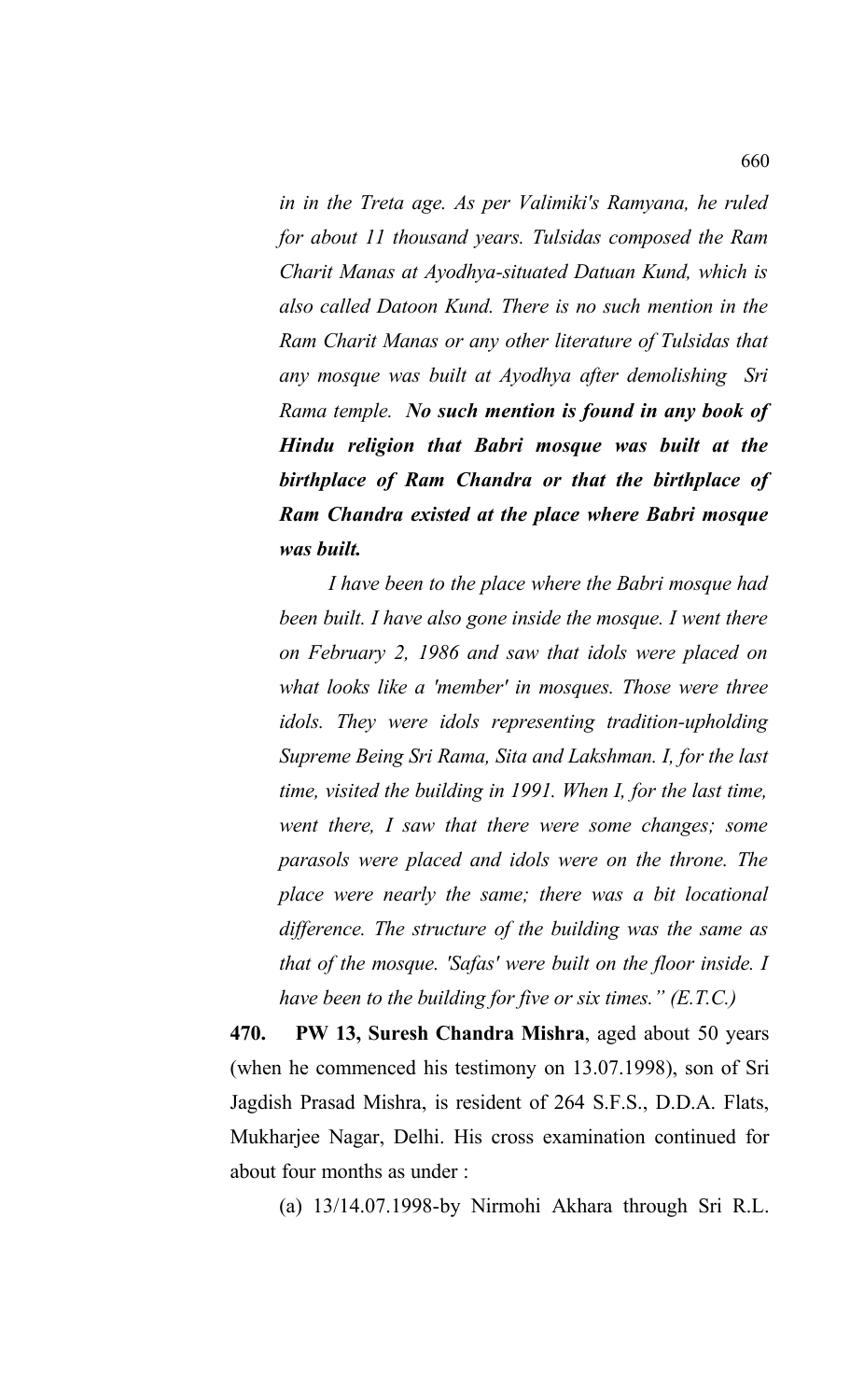*in in the Treta age. As per Valimiki's Ramyana, he ruled for about 11 thousand years. Tulsidas composed the Ram Charit Manas at Ayodhya-situated Datuan Kund, which is also called Datoon Kund. There is no such mention in the Ram Charit Manas or any other literature of Tulsidas that any mosque was built at Ayodhya after demolishing Sri Rama temple.* ***No such mention is found in any book of Hindu religion that Babri mosque was built at the birthplace of Ram Chandra or that the birthplace of Ram Chandra existed at the place where Babri mosque was built.***

*I have been to the place where the Babri mosque had been built. I have also gone inside the mosque. I went there on February 2, 1986 and saw that idols were placed on what looks like a 'member' in mosques. Those were three idols. They were idols representing tradition-upholding Supreme Being Sri Rama, Sita and Lakshman. I, for the last time, visited the building in 1991. When I, for the last time, went there, I saw that there were some changes; some parasols were placed and idols were on the throne. The place were nearly the same; there was a bit locational difference. The structure of the building was the same as that of the mosque. 'Safas' were built on the floor inside. I have been to the building for five or six times." (E.T.C.)*

**470. PW 13, Suresh Chandra Mishra**, aged about 50 years (when he commenced his testimony on 13.07.1998), son of Sri Jagdish Prasad Mishra, is resident of 264 S.F.S., D.D.A. Flats, Mukharjee Nagar, Delhi. His cross examination continued for about four months as under :

(a) 13/14.07.1998-by Nirmohi Akhara through Sri R.L.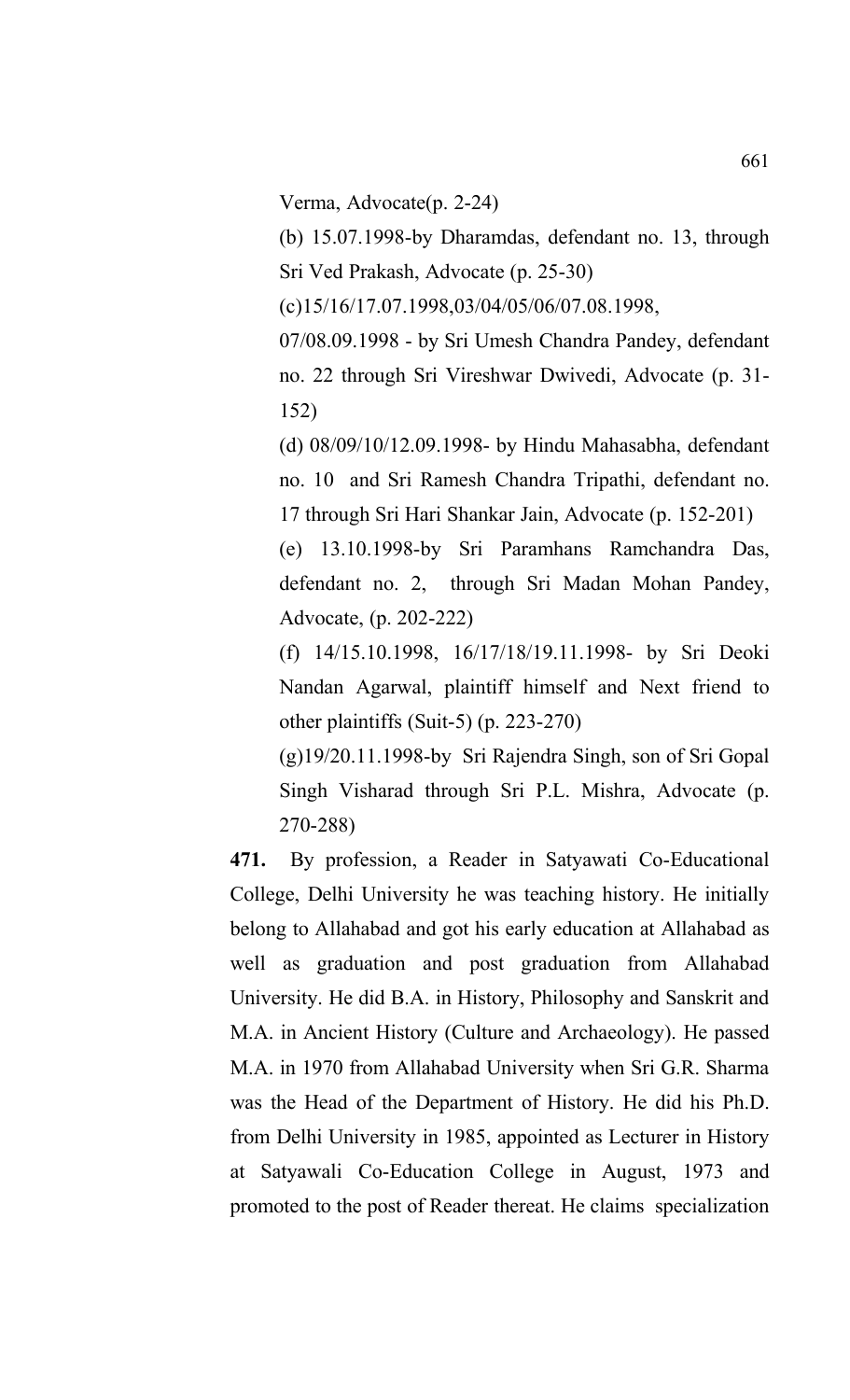Verma, Advocate(p. 2-24)

(b) 15.07.1998-by Dharamdas, defendant no. 13, through Sri Ved Prakash, Advocate (p. 25-30)

(c)15/16/17.07.1998,03/04/05/06/07.08.1998, 07/08.09.1998 - by Sri Umesh Chandra Pandey, defendant no. 22 through Sri Vireshwar Dwivedi, Advocate (p. 31-152)

(d) 08/09/10/12.09.1998- by Hindu Mahasabha, defendant no. 10 and Sri Ramesh Chandra Tripathi, defendant no. 17 through Sri Hari Shankar Jain, Advocate (p. 152-201)

(e) 13.10.1998-by Sri Paramhans Ramchandra Das, defendant no. 2, through Sri Madan Mohan Pandey, Advocate, (p. 202-222)

(f) 14/15.10.1998, 16/17/18/19.11.1998- by Sri Deoki Nandan Agarwal, plaintiff himself and Next friend to other plaintiffs (Suit-5) (p. 223-270)

(g)19/20.11.1998-by Sri Rajendra Singh, son of Sri Gopal Singh Visharad through Sri P.L. Mishra, Advocate (p. 270-288)

**471.** By profession, a Reader in Satyawati Co-Educational College, Delhi University he was teaching history. He initially belong to Allahabad and got his early education at Allahabad as well as graduation and post graduation from Allahabad University. He did B.A. in History, Philosophy and Sanskrit and M.A. in Ancient History (Culture and Archaeology). He passed M.A. in 1970 from Allahabad University when Sri G.R. Sharma was the Head of the Department of History. He did his Ph.D. from Delhi University in 1985, appointed as Lecturer in History at Satyawali Co-Education College in August, 1973 and promoted to the post of Reader thereat. He claims specialization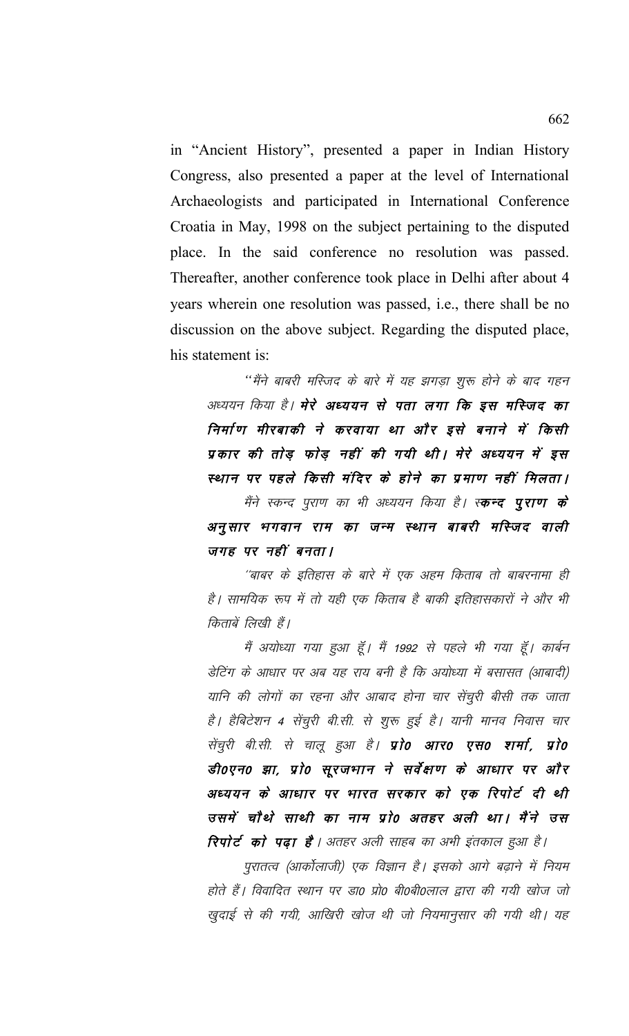in "Ancient History", presented a paper in Indian History Congress, also presented a paper at the level of International Archaeologists and participated in International Conference Croatia in May, 1998 on the subject pertaining to the disputed place. In the said conference no resolution was passed. Thereafter, another conference took place in Delhi after about 4 years wherein one resolution was passed, i.e., there shall be no discussion on the above subject. Regarding the disputed place, his statement is:

> "मैंने बाबरी मस्जिद के बारे में यह झगड़ा शुरू होने के बाद गहन अध्ययन किया है। ***मेरे अध्ययन से पता लगा कि इस मस्जिद का निर्माण मीरबाकी ने करवाया था और इसे बनाने में किसी प्रकार की तोड़ फोड़ नहीं की गयी थी। मेरे अध्ययन में इस स्थान पर पहले किसी मंदिर के होने का प्रमाण नहीं मिलता।***
>
> मैंने स्कन्द पुराण का भी अध्ययन किया है। स्***कन्द पुराण के अनुसार भगवान राम का जन्म स्थान बाबरी मस्जिद वाली जगह पर नहीं बनता।***
>
> "बाबर के इतिहास के बारे में एक अहम किताब तो बाबरनामा ही है। सामयिक रूप में तो यही एक किताब है बाकी इतिहासकारों ने और भी किताबें लिखी हैं।
>
> मैं अयोध्या गया हुआ हूँ। मैं 1992 से पहले भी गया हूँ। कार्बन डेटिंग के आधार पर अब यह राय बनी है कि अयोध्या में बसासत (आबादी) यानि की लोगों का रहना और आबाद होना चार सेंचुरी बीसी तक जाता है। हैबिटेशन 4 सेंचुरी बी.सी. से शुरू हुई है। यानी मानव निवास चार सेंचुरी बी.सी. से चालू हुआ है। ***प्रो० आर० एस० शर्मा, प्रो० डी०एन० झा, प्रो० सूरजभान ने सर्वेक्षण के आधार पर और अध्ययन के आधार पर भारत सरकार को एक रिपोर्ट दी थी उसमें चौथे साथी का नाम प्रो० अतहर अली था। मैंने उस रिपोर्ट को पढ़ा है।*** अतहर अली साहब का अभी इंतकाल हुआ है।
>
> पुरातत्व (आर्कोलाजी) एक विज्ञान है। इसको आगे बढ़ाने में नियम होते हैं। विवादित स्थान पर डा० प्रो० बी०बी०लाल द्वारा की गयी खोज जो खुदाई से की गयी, आखिरी खोज थी जो नियमानुसार की गयी थी। यह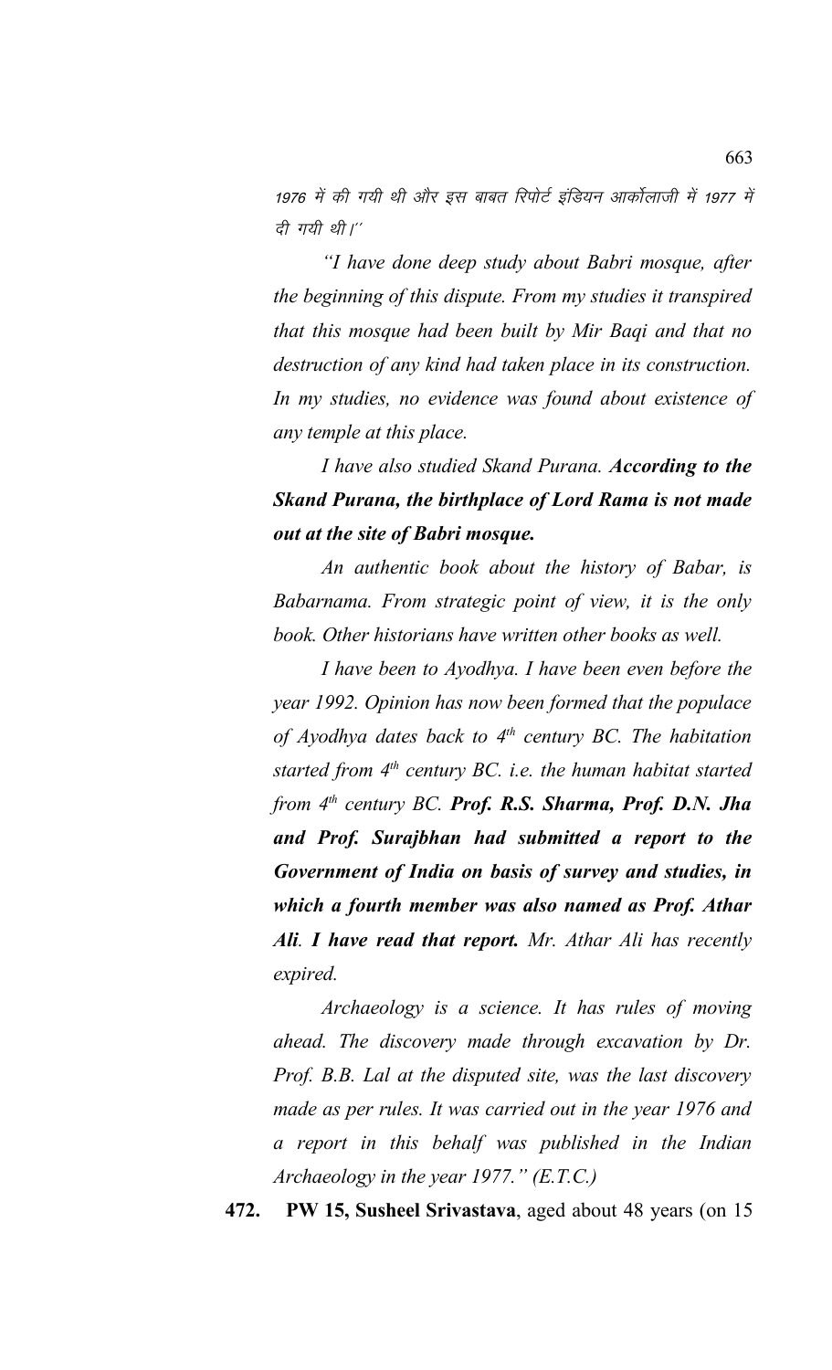1976 में की गयी थी और इस बाबत रिपोर्ट इंडियन आर्कोलाजी में 1977 में दी गयी थी।''

*"I have done deep study about Babri mosque, after the beginning of this dispute. From my studies it transpired that this mosque had been built by Mir Baqi and that no destruction of any kind had taken place in its construction. In my studies, no evidence was found about existence of any temple at this place.*

*I have also studied Skand Purana.* ***According to the Skand Purana, the birthplace of Lord Rama is not made out at the site of Babri mosque.***

*An authentic book about the history of Babar, is Babarnama. From strategic point of view, it is the only book. Other historians have written other books as well.*

*I have been to Ayodhya. I have been even before the year 1992. Opinion has now been formed that the populace of Ayodhya dates back to 4th century BC. The habitation started from 4th century BC. i.e. the human habitat started from 4th century BC.* ***Prof. R.S. Sharma, Prof. D.N. Jha and Prof. Surajbhan had submitted a report to the Government of India on basis of survey and studies, in which a fourth member was also named as Prof. Athar Ali****.* ***I have read that report.*** *Mr. Athar Ali has recently expired.*

*Archaeology is a science. It has rules of moving ahead. The discovery made through excavation by Dr. Prof. B.B. Lal at the disputed site, was the last discovery made as per rules. It was carried out in the year 1976 and a report in this behalf was published in the Indian Archaeology in the year 1977." (E.T.C.)*

**472. PW 15, Susheel Srivastava**, aged about 48 years (on 15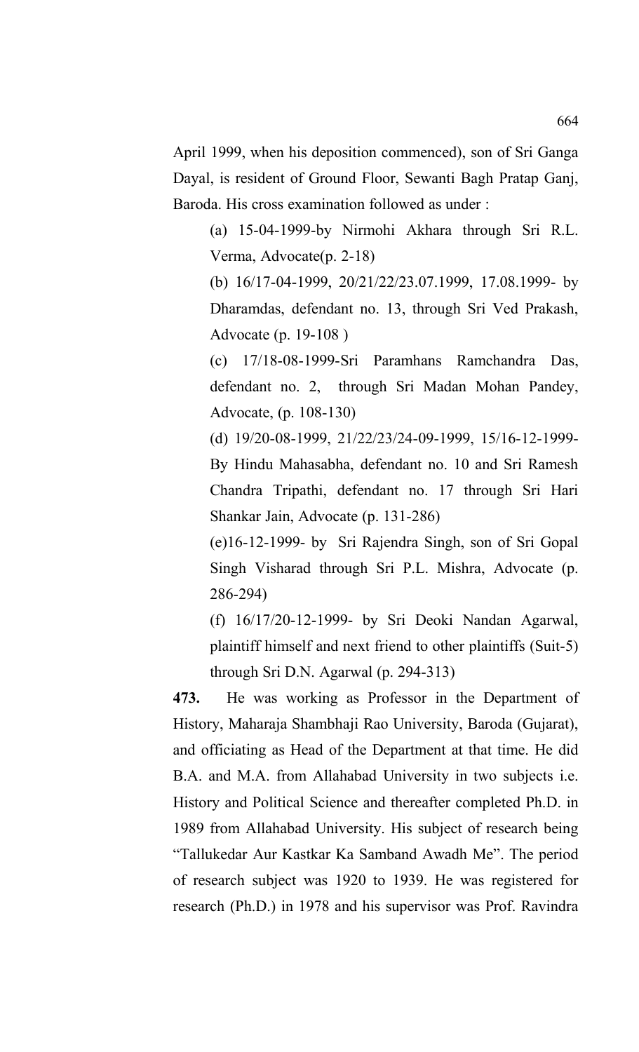April 1999, when his deposition commenced), son of Sri Ganga Dayal, is resident of Ground Floor, Sewanti Bagh Pratap Ganj, Baroda. His cross examination followed as under :

(a) 15-04-1999-by Nirmohi Akhara through Sri R.L. Verma, Advocate(p. 2-18)

(b) 16/17-04-1999, 20/21/22/23.07.1999, 17.08.1999- by Dharamdas, defendant no. 13, through Sri Ved Prakash, Advocate (p. 19-108 )

(c) 17/18-08-1999-Sri Paramhans Ramchandra Das, defendant no. 2, through Sri Madan Mohan Pandey, Advocate, (p. 108-130)

(d) 19/20-08-1999, 21/22/23/24-09-1999, 15/16-12-1999- By Hindu Mahasabha, defendant no. 10 and Sri Ramesh Chandra Tripathi, defendant no. 17 through Sri Hari Shankar Jain, Advocate (p. 131-286)

(e)16-12-1999- by Sri Rajendra Singh, son of Sri Gopal Singh Visharad through Sri P.L. Mishra, Advocate (p. 286-294)

(f) 16/17/20-12-1999- by Sri Deoki Nandan Agarwal, plaintiff himself and next friend to other plaintiffs (Suit-5) through Sri D.N. Agarwal (p. 294-313)

**473.** He was working as Professor in the Department of History, Maharaja Shambhaji Rao University, Baroda (Gujarat), and officiating as Head of the Department at that time. He did B.A. and M.A. from Allahabad University in two subjects i.e. History and Political Science and thereafter completed Ph.D. in 1989 from Allahabad University. His subject of research being "Tallukedar Aur Kastkar Ka Samband Awadh Me". The period of research subject was 1920 to 1939. He was registered for research (Ph.D.) in 1978 and his supervisor was Prof. Ravindra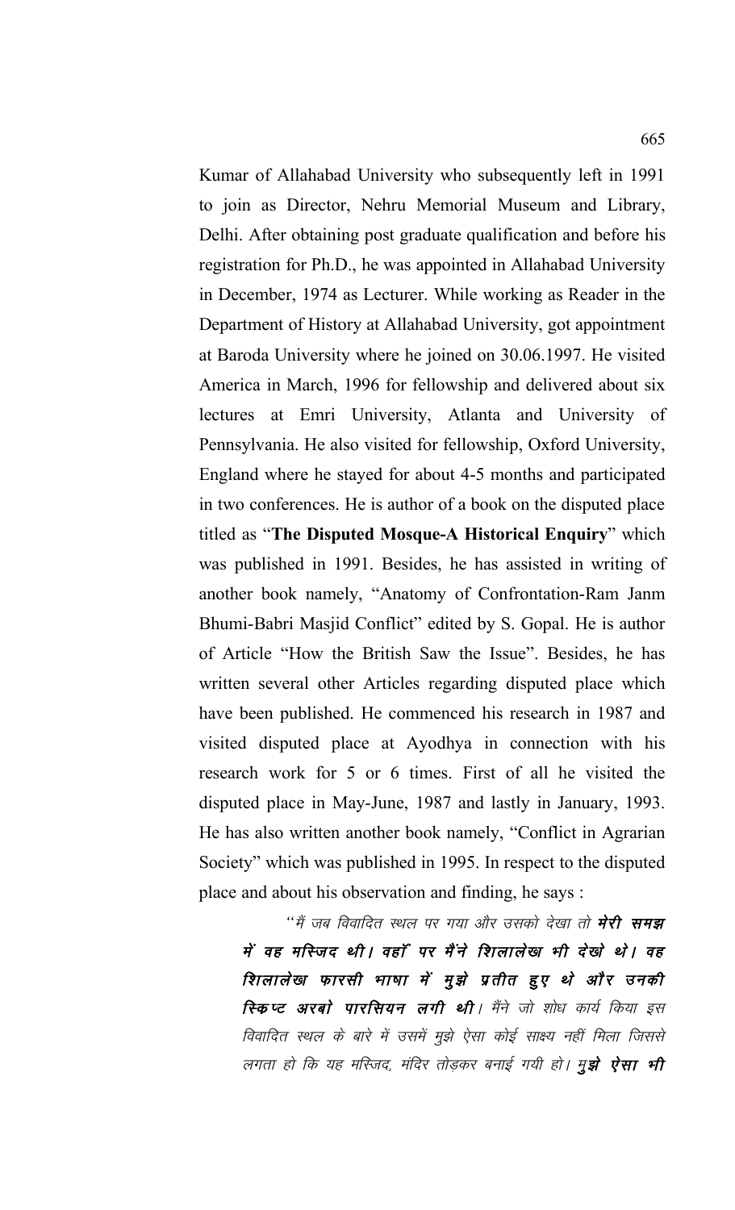Kumar of Allahabad University who subsequently left in 1991 to join as Director, Nehru Memorial Museum and Library, Delhi. After obtaining post graduate qualification and before his registration for Ph.D., he was appointed in Allahabad University in December, 1974 as Lecturer. While working as Reader in the Department of History at Allahabad University, got appointment at Baroda University where he joined on 30.06.1997. He visited America in March, 1996 for fellowship and delivered about six lectures at Emri University, Atlanta and University of Pennsylvania. He also visited for fellowship, Oxford University, England where he stayed for about 4-5 months and participated in two conferences. He is author of a book on the disputed place titled as "**The Disputed Mosque-A Historical Enquiry**" which was published in 1991. Besides, he has assisted in writing of another book namely, "Anatomy of Confrontation-Ram Janm Bhumi-Babri Masjid Conflict" edited by S. Gopal. He is author of Article "How the British Saw the Issue". Besides, he has written several other Articles regarding disputed place which have been published. He commenced his research in 1987 and visited disputed place at Ayodhya in connection with his research work for 5 or 6 times. First of all he visited the disputed place in May-June, 1987 and lastly in January, 1993. He has also written another book namely, "Conflict in Agrarian Society" which was published in 1995. In respect to the disputed place and about his observation and finding, he says :

> *"मैं जब विवादित स्थल पर गया और उसको देखा तो* ***मेरी समझ में वह मस्जिद थी। वहॉं पर मैंने शिलालेख भी देखे थे। वह शिलालेख फारसी भाषा में मुझे प्रतीत हुए थे और उनकी स्किप्ट अरबो पारसियन लगी थी।*** *मैंने जो शोध कार्य किया इस विवादित स्थल के बारे में उसमें मुझे ऐसा कोई साक्ष्य नहीं मिला जिससे लगता हो कि यह मस्जिद, मंदिर तोड़कर बनाई गयी हो।* ***मुझे ऐसा भी***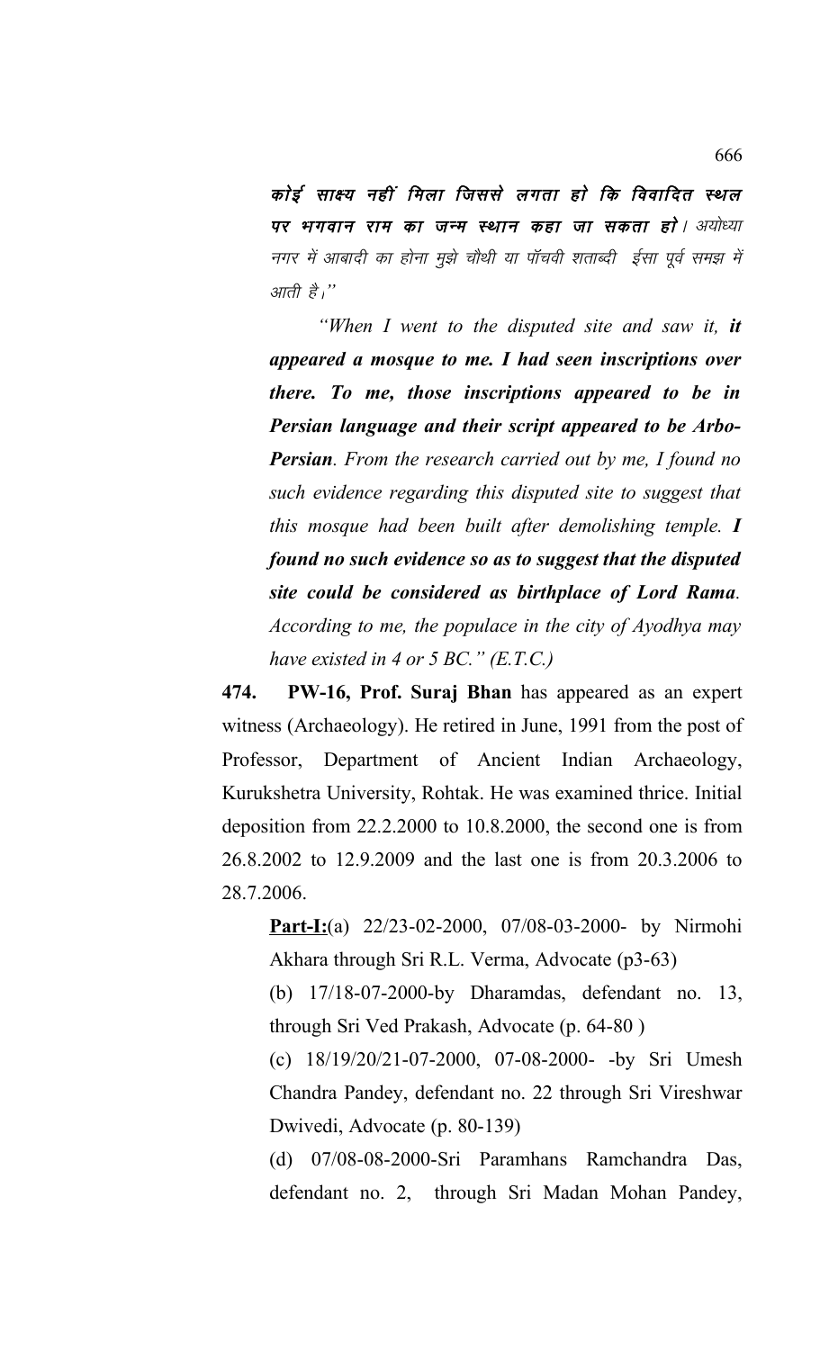**कोई साक्ष्य नहीं मिला जिससे लगता हो कि विवादित स्थल पर भगवान राम का जन्म स्थान कहा जा सकता हो।** अयोध्या नगर में आबादी का होना मुझे चौथी या पॉचवी शताब्दी ईसा पूर्व समझ में आती है।"

*"When I went to the disputed site and saw it, **it appeared a mosque to me. I had seen inscriptions over there. To me, those inscriptions appeared to be in Persian language and their script appeared to be Arbo-Persian**. From the research carried out by me, I found no such evidence regarding this disputed site to suggest that this mosque had been built after demolishing temple. **I found no such evidence so as to suggest that the disputed site could be considered as birthplace of Lord Rama**. According to me, the populace in the city of Ayodhya may have existed in 4 or 5 BC." (E.T.C.)*

**474. PW-16, Prof. Suraj Bhan** has appeared as an expert witness (Archaeology). He retired in June, 1991 from the post of Professor, Department of Ancient Indian Archaeology, Kurukshetra University, Rohtak. He was examined thrice. Initial deposition from 22.2.2000 to 10.8.2000, the second one is from 26.8.2002 to 12.9.2009 and the last one is from 20.3.2006 to 28.7.2006.

**Part-I:**(a) 22/23-02-2000, 07/08-03-2000- by Nirmohi Akhara through Sri R.L. Verma, Advocate (p3-63)

(b) 17/18-07-2000-by Dharamdas, defendant no. 13, through Sri Ved Prakash, Advocate (p. 64-80 )

(c) 18/19/20/21-07-2000, 07-08-2000- -by Sri Umesh Chandra Pandey, defendant no. 22 through Sri Vireshwar Dwivedi, Advocate (p. 80-139)

(d) 07/08-08-2000-Sri Paramhans Ramchandra Das, defendant no. 2, through Sri Madan Mohan Pandey,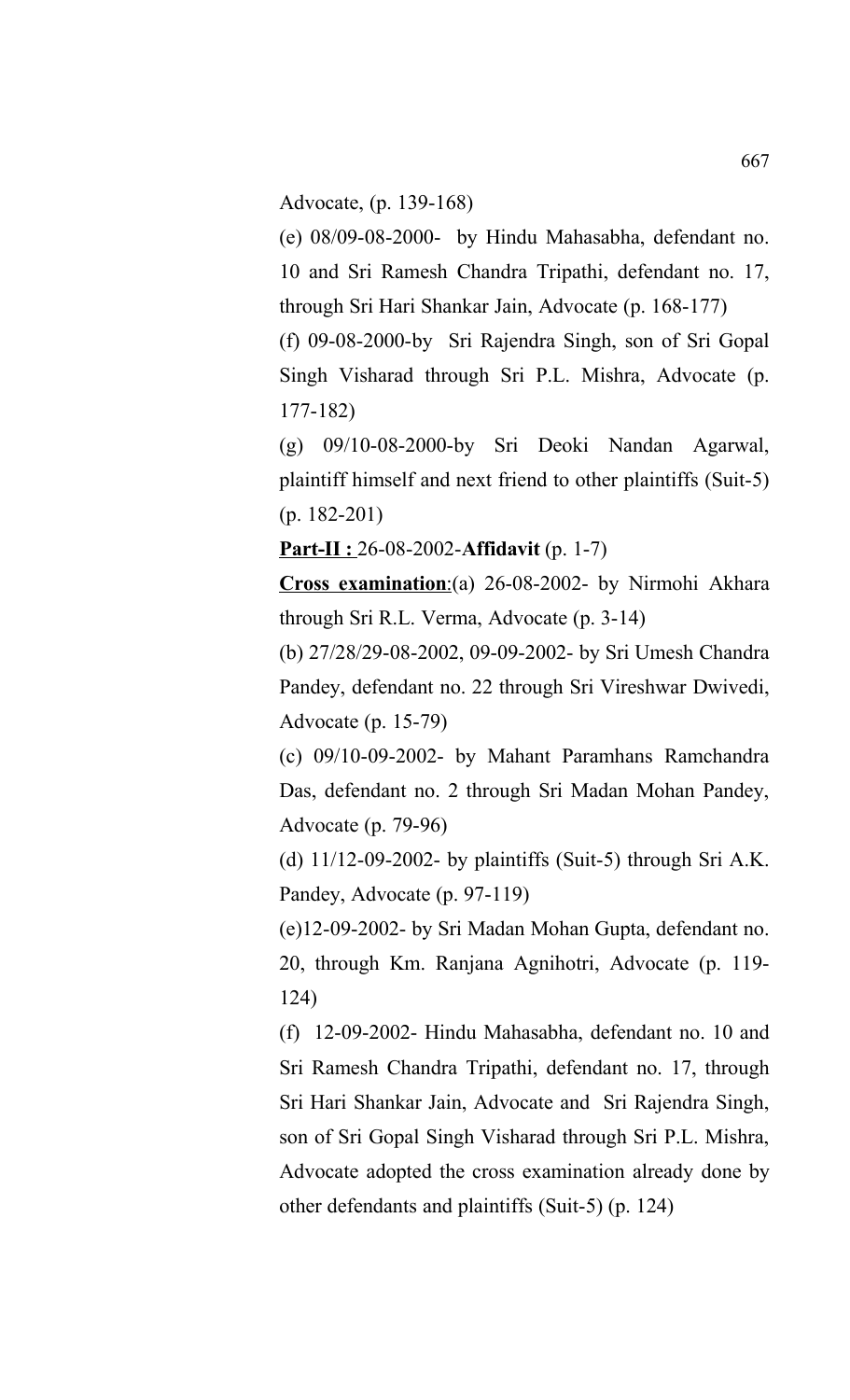Advocate, (p. 139-168)

(e) 08/09-08-2000- by Hindu Mahasabha, defendant no. 10 and Sri Ramesh Chandra Tripathi, defendant no. 17, through Sri Hari Shankar Jain, Advocate (p. 168-177)

(f) 09-08-2000-by Sri Rajendra Singh, son of Sri Gopal Singh Visharad through Sri P.L. Mishra, Advocate (p. 177-182)

(g) 09/10-08-2000-by Sri Deoki Nandan Agarwal, plaintiff himself and next friend to other plaintiffs (Suit-5) (p. 182-201)

**Part-II :** 26-08-2002-**Affidavit** (p. 1-7)

**Cross examination**:(a) 26-08-2002- by Nirmohi Akhara through Sri R.L. Verma, Advocate (p. 3-14)

(b) 27/28/29-08-2002, 09-09-2002- by Sri Umesh Chandra Pandey, defendant no. 22 through Sri Vireshwar Dwivedi, Advocate (p. 15-79)

(c) 09/10-09-2002- by Mahant Paramhans Ramchandra Das, defendant no. 2 through Sri Madan Mohan Pandey, Advocate (p. 79-96)

(d) 11/12-09-2002- by plaintiffs (Suit-5) through Sri A.K. Pandey, Advocate (p. 97-119)

(e)12-09-2002- by Sri Madan Mohan Gupta, defendant no. 20, through Km. Ranjana Agnihotri, Advocate (p. 119-124)

(f) 12-09-2002- Hindu Mahasabha, defendant no. 10 and Sri Ramesh Chandra Tripathi, defendant no. 17, through Sri Hari Shankar Jain, Advocate and Sri Rajendra Singh, son of Sri Gopal Singh Visharad through Sri P.L. Mishra, Advocate adopted the cross examination already done by other defendants and plaintiffs (Suit-5) (p. 124)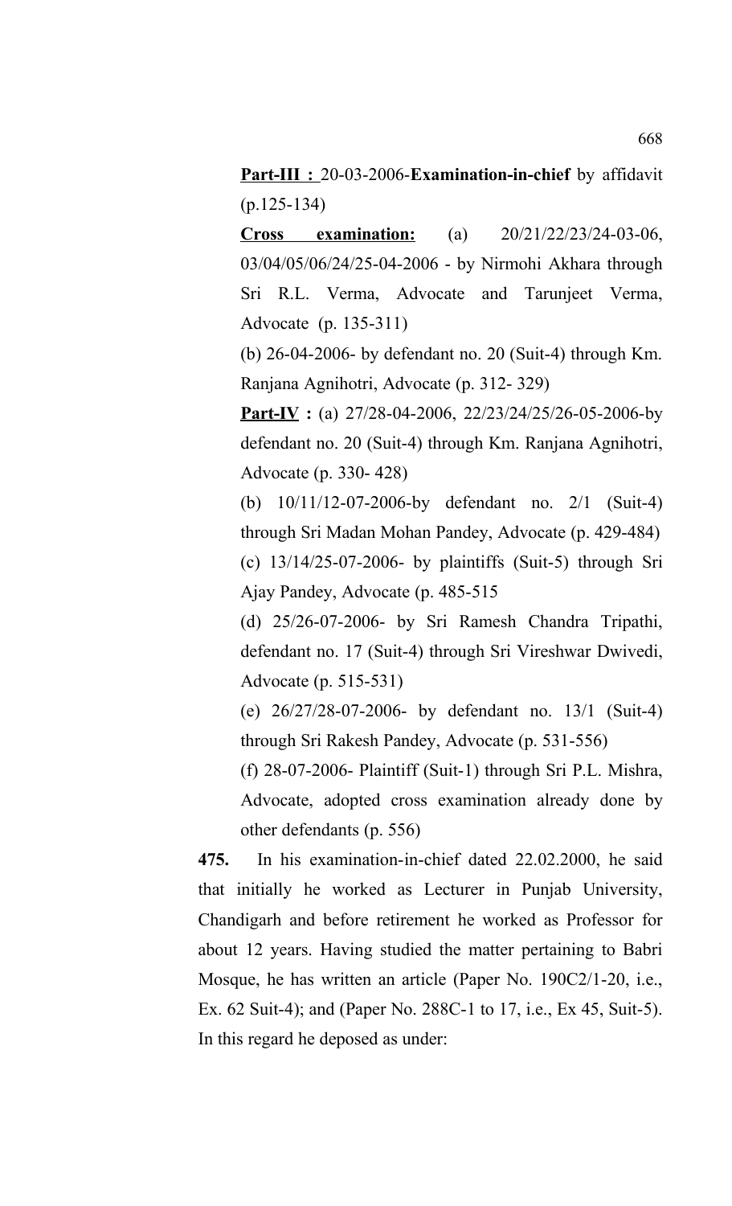**Part-III :** 20-03-2006-**Examination-in-chief** by affidavit (p.125-134)

**Cross examination:** (a) 20/21/22/23/24-03-06, 03/04/05/06/24/25-04-2006 - by Nirmohi Akhara through Sri R.L. Verma, Advocate and Tarunjeet Verma, Advocate (p. 135-311)

(b) 26-04-2006- by defendant no. 20 (Suit-4) through Km. Ranjana Agnihotri, Advocate (p. 312- 329)

**Part-IV :** (a) 27/28-04-2006, 22/23/24/25/26-05-2006-by defendant no. 20 (Suit-4) through Km. Ranjana Agnihotri, Advocate (p. 330- 428)

(b) 10/11/12-07-2006-by defendant no. 2/1 (Suit-4) through Sri Madan Mohan Pandey, Advocate (p. 429-484)

(c) 13/14/25-07-2006- by plaintiffs (Suit-5) through Sri Ajay Pandey, Advocate (p. 485-515

(d) 25/26-07-2006- by Sri Ramesh Chandra Tripathi, defendant no. 17 (Suit-4) through Sri Vireshwar Dwivedi, Advocate (p. 515-531)

(e) 26/27/28-07-2006- by defendant no. 13/1 (Suit-4) through Sri Rakesh Pandey, Advocate (p. 531-556)

(f) 28-07-2006- Plaintiff (Suit-1) through Sri P.L. Mishra, Advocate, adopted cross examination already done by other defendants (p. 556)

**475.** In his examination-in-chief dated 22.02.2000, he said that initially he worked as Lecturer in Punjab University, Chandigarh and before retirement he worked as Professor for about 12 years. Having studied the matter pertaining to Babri Mosque, he has written an article (Paper No. 190C2/1-20, i.e., Ex. 62 Suit-4); and (Paper No. 288C-1 to 17, i.e., Ex 45, Suit-5). In this regard he deposed as under: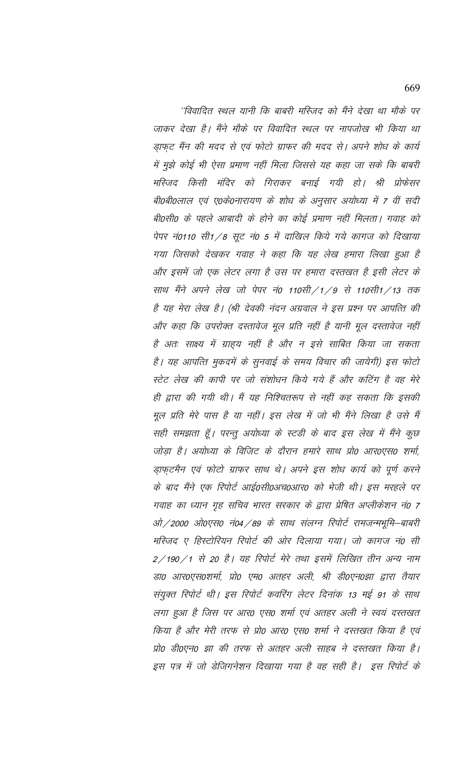*"विवादित स्थल यानी कि बाबरी मस्जिद को मैंने देखा था मौके पर जाकर देखा है। मैंने मौके पर विवादित स्थल पर नापजोख भी किया था ड्राफ्ट मैंन की मदद से एवं फोटो ग्राफर की मदद से। अपने शोध के कार्य में मुझे कोई भी ऐसा प्रमाण नहीं मिला जिससे यह कहा जा सके कि बाबरी मस्जिद किसी मंदिर को गिराकर बनाई गयी हो। श्री प्रोफेसर बी0बी0लाल एवं ए0के0नारायण के शोध के अनुसार अयोध्या में 7 वीं सदी बी0सी0 के पहले आबादी के होने का कोई प्रमाण नहीं मिलता। गवाह को पेपर नं0110 सी1/8 सूट नं0 5 में दाखिल किये गये कागज को दिखाया गया जिसको देखकर गवाह ने कहा कि यह लेख हमारा लिखा हुआ है और इसमें जो एक लेटर लगा है उस पर हमारा दस्तखत है इसी लेटर के साथ मैंने अपने लेख जो पेपर नं0 110सी/1/9 से 110सी1/13 तक है यह मेरा लेख है। (श्री देवकी नंदन अग्रवाल ने इस प्रश्न पर आपत्ति की और कहा कि उपरोक्त दस्तावेज मूल प्रति नहीं है यानी मूल दस्तावेज नहीं है अतः साक्ष्य में ग्राह्य नहीं है और न इसे साबित किया जा सकता है। यह आपत्ति मुकदमें के सुनवाई के समय विचार की जायेगी) इस फोटो स्टेट लेख की कापी पर जो संशोधन किये गये हैं और कटिंग है वह मेरे ही द्वारा की गयी थी। मैं यह निश्चितरूप से नहीं कह सकता कि इसकी मूल प्रति मेरे पास है या नहीं। इस लेख में जो भी मैंने लिखा है उसे मैं सही समझता हूँ। परन्तु अयोध्या के स्टडी के बाद इस लेख में मैंने कुछ जोड़ा है। अयोध्या के विजिट के दौरान हमारे साथ प्रो0 आर0एस0 शर्मा, ड्राफ्टमैन एवं फोटो ग्राफर साथ थे। अपने इस शोध कार्य को पूर्ण करने के बाद मैंने एक रिपोर्ट आई0सी0अच0आर0 को भेजी थी। इस मरहले पर गवाह का ध्यान गृह सचिव भारत सरकार के द्वारा प्रेषित अप्लीकेशन नं0 7 ओ/2000 ओ0एस0 नं04/89 के साथ संलग्न रिपोर्ट रामजन्मभूमि–बाबरी मस्जिद ए हिस्टोरियन रिपोर्ट की ओर दिलाया गया। जो कागज नं0 सी 2/190/1 से 20 है। यह रिपोर्ट मेरे तथा इसमें लिखित तीन अन्य नाम डा0 आर0एस0शर्मा, प्रो0 एम0 अतहर अली, श्री डी0एन0झा द्वारा तैयार संयुक्त रिपोर्ट थी। इस रिपोर्ट कवरिंग लेटर दिनांक 13 मई 91 के साथ लगा हुआ है जिस पर आर0 एस0 शर्मा एवं अतहर अली ने स्वयं दस्तखत किया है और मेरी तरफ से प्रो0 आर0 एस0 शर्मा ने दस्तखत किया है एवं प्रो0 डी0एन0 झा की तरफ से अतहर अली साहब ने दस्तखत किया है। इस पत्र में जो डेजिगनेशन दिखाया गया है वह सही है। इस रिपोर्ट के*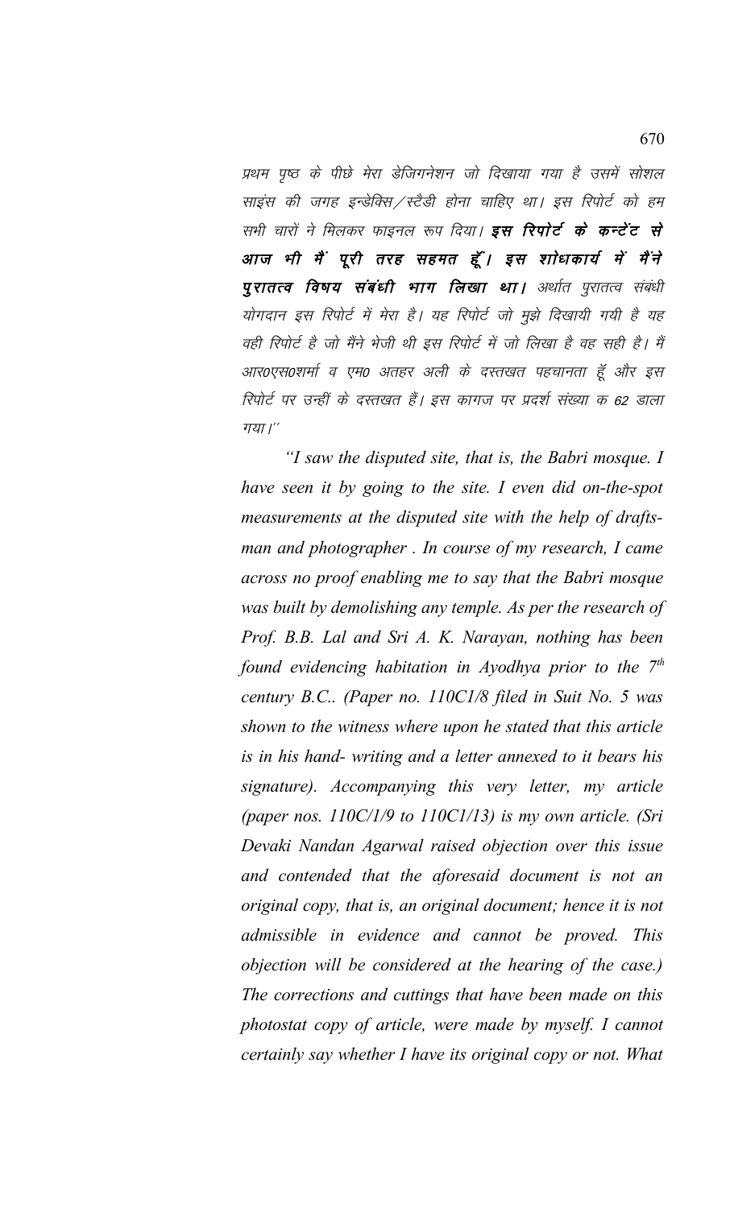प्रथम पृष्ठ के पीछे मेरा डेजिगनेशन जो दिखाया गया है उसमें सोशल साइंस की जगह इन्डेक्सि/स्टैडी होना चाहिए था। इस रिपोर्ट को हम सभी चारों ने मिलकर फाइनल रूप दिया। ***इस रिपोर्ट के कन्टेंट से आज भी मैं पूरी तरह सहमत हूँ। इस शोधकार्य में मैंने पुरातत्व विषय संबंधी भाग लिखा था।*** अर्थात पुरातत्व संबंधी योगदान इस रिपोर्ट में मेरा है। यह रिपोर्ट जो मुझे दिखायी गयी है यह वही रिपोर्ट है जो मैंने भेजी थी इस रिपोर्ट में जो लिखा है वह सही है। मैं आर0एस0शर्मा व एम0 अतहर अली के दस्तखत पहचानता हूँ और इस रिपोर्ट पर उन्हीं के दस्तखत हैं। इस कागज पर प्रदर्श संख्या क 62 डाला गया।''

*"I saw the disputed site, that is, the Babri mosque. I have seen it by going to the site. I even did on-the-spot measurements at the disputed site with the help of drafts-man and photographer . In course of my research, I came across no proof enabling me to say that the Babri mosque was built by demolishing any temple. As per the research of Prof. B.B. Lal and Sri A. K. Narayan, nothing has been found evidencing habitation in Ayodhya prior to the 7th century B.C.. (Paper no. 110C1/8 filed in Suit No. 5 was shown to the witness where upon he stated that this article is in his hand- writing and a letter annexed to it bears his signature). Accompanying this very letter, my article (paper nos. 110C/1/9 to 110C1/13) is my own article. (Sri Devaki Nandan Agarwal raised objection over this issue and contended that the aforesaid document is not an original copy, that is, an original document; hence it is not admissible in evidence and cannot be proved. This objection will be considered at the hearing of the case.) The corrections and cuttings that have been made on this photostat copy of article, were made by myself. I cannot certainly say whether I have its original copy or not. What*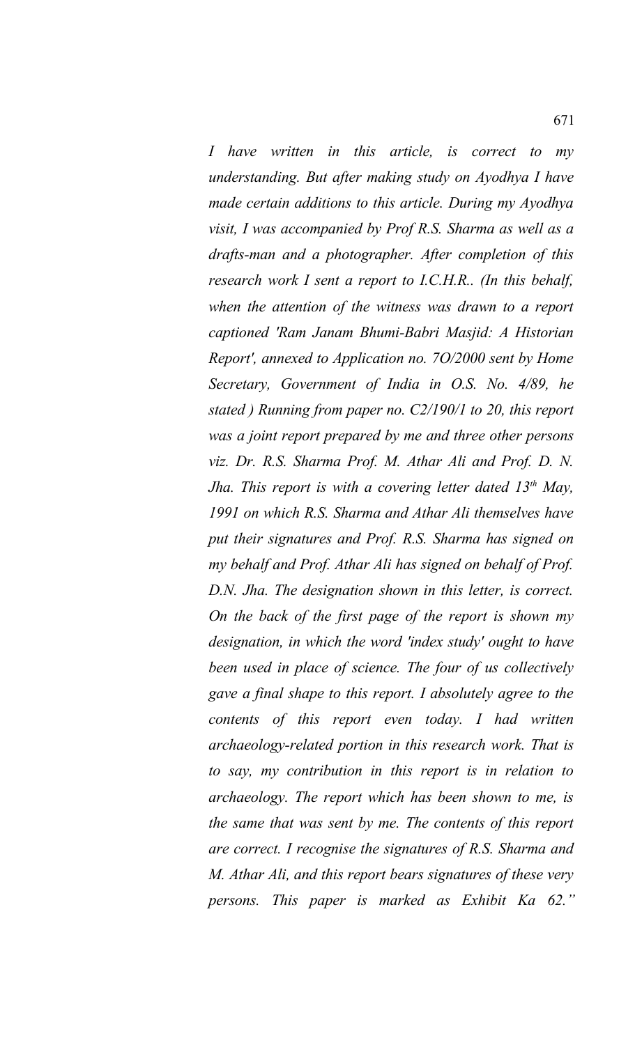*I have written in this article, is correct to my understanding. But after making study on Ayodhya I have made certain additions to this article. During my Ayodhya visit, I was accompanied by Prof R.S. Sharma as well as a drafts-man and a photographer. After completion of this research work I sent a report to I.C.H.R.. (In this behalf, when the attention of the witness was drawn to a report captioned 'Ram Janam Bhumi-Babri Masjid: A Historian Report', annexed to Application no. 7O/2000 sent by Home Secretary, Government of India in O.S. No. 4/89, he stated ) Running from paper no. C2/190/1 to 20, this report was a joint report prepared by me and three other persons viz. Dr. R.S. Sharma Prof. M. Athar Ali and Prof. D. N. Jha. This report is with a covering letter dated 13th May, 1991 on which R.S. Sharma and Athar Ali themselves have put their signatures and Prof. R.S. Sharma has signed on my behalf and Prof. Athar Ali has signed on behalf of Prof. D.N. Jha. The designation shown in this letter, is correct. On the back of the first page of the report is shown my designation, in which the word 'index study' ought to have been used in place of science. The four of us collectively gave a final shape to this report. I absolutely agree to the contents of this report even today. I had written archaeology-related portion in this research work. That is to say, my contribution in this report is in relation to archaeology. The report which has been shown to me, is the same that was sent by me. The contents of this report are correct. I recognise the signatures of R.S. Sharma and M. Athar Ali, and this report bears signatures of these very persons. This paper is marked as Exhibit Ka 62."*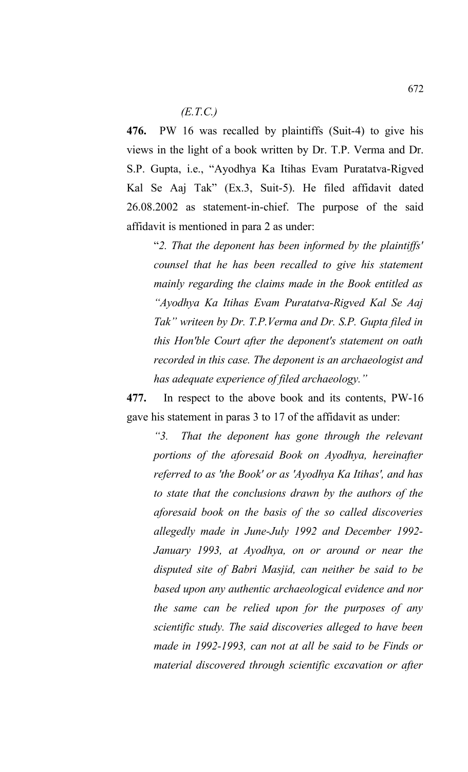*(E.T.C.)*

**476.** PW 16 was recalled by plaintiffs (Suit-4) to give his views in the light of a book written by Dr. T.P. Verma and Dr. S.P. Gupta, i.e., "Ayodhya Ka Itihas Evam Puratatva-Rigved Kal Se Aaj Tak" (Ex.3, Suit-5). He filed affidavit dated 26.08.2002 as statement-in-chief. The purpose of the said affidavit is mentioned in para 2 as under:

> "*2. That the deponent has been informed by the plaintiffs' counsel that he has been recalled to give his statement mainly regarding the claims made in the Book entitled as "Ayodhya Ka Itihas Evam Puratatva-Rigved Kal Se Aaj Tak" writeen by Dr. T.P.Verma and Dr. S.P. Gupta filed in this Hon'ble Court after the deponent's statement on oath recorded in this case. The deponent is an archaeologist and has adequate experience of filed archaeology."*

**477.** In respect to the above book and its contents, PW-16 gave his statement in paras 3 to 17 of the affidavit as under:

> *"3. That the deponent has gone through the relevant portions of the aforesaid Book on Ayodhya, hereinafter referred to as 'the Book' or as 'Ayodhya Ka Itihas', and has to state that the conclusions drawn by the authors of the aforesaid book on the basis of the so called discoveries allegedly made in June-July 1992 and December 1992-January 1993, at Ayodhya, on or around or near the disputed site of Babri Masjid, can neither be said to be based upon any authentic archaeological evidence and nor the same can be relied upon for the purposes of any scientific study. The said discoveries alleged to have been made in 1992-1993, can not at all be said to be Finds or material discovered through scientific excavation or after*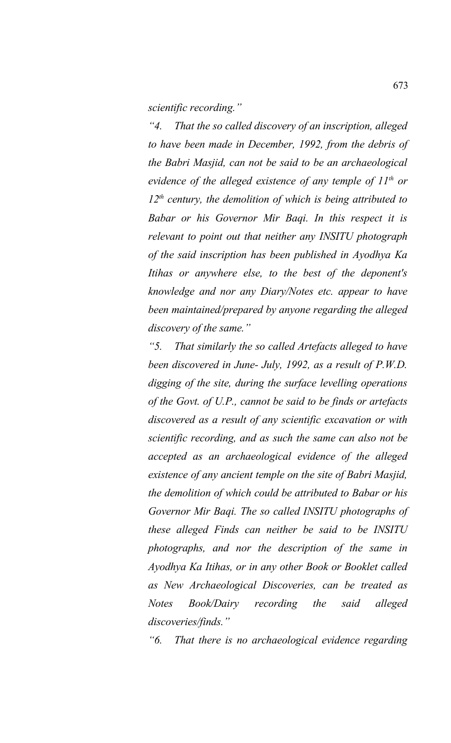*scientific recording."*

*"4. That the so called discovery of an inscription, alleged to have been made in December, 1992, from the debris of the Babri Masjid, can not be said to be an archaeological evidence of the alleged existence of any temple of 11<sup>th</sup> or 12<sup>th</sup> century, the demolition of which is being attributed to Babar or his Governor Mir Baqi. In this respect it is relevant to point out that neither any INSITU photograph of the said inscription has been published in Ayodhya Ka Itihas or anywhere else, to the best of the deponent's knowledge and nor any Diary/Notes etc. appear to have been maintained/prepared by anyone regarding the alleged discovery of the same."*

*"5. That similarly the so called Artefacts alleged to have been discovered in June- July, 1992, as a result of P.W.D. digging of the site, during the surface levelling operations of the Govt. of U.P., cannot be said to be finds or artefacts discovered as a result of any scientific excavation or with scientific recording, and as such the same can also not be accepted as an archaeological evidence of the alleged existence of any ancient temple on the site of Babri Masjid, the demolition of which could be attributed to Babar or his Governor Mir Baqi. The so called INSITU photographs of these alleged Finds can neither be said to be INSITU photographs, and nor the description of the same in Ayodhya Ka Itihas, or in any other Book or Booklet called as New Archaeological Discoveries, can be treated as Notes Book/Dairy recording the said alleged discoveries/finds."*

*"6. That there is no archaeological evidence regarding*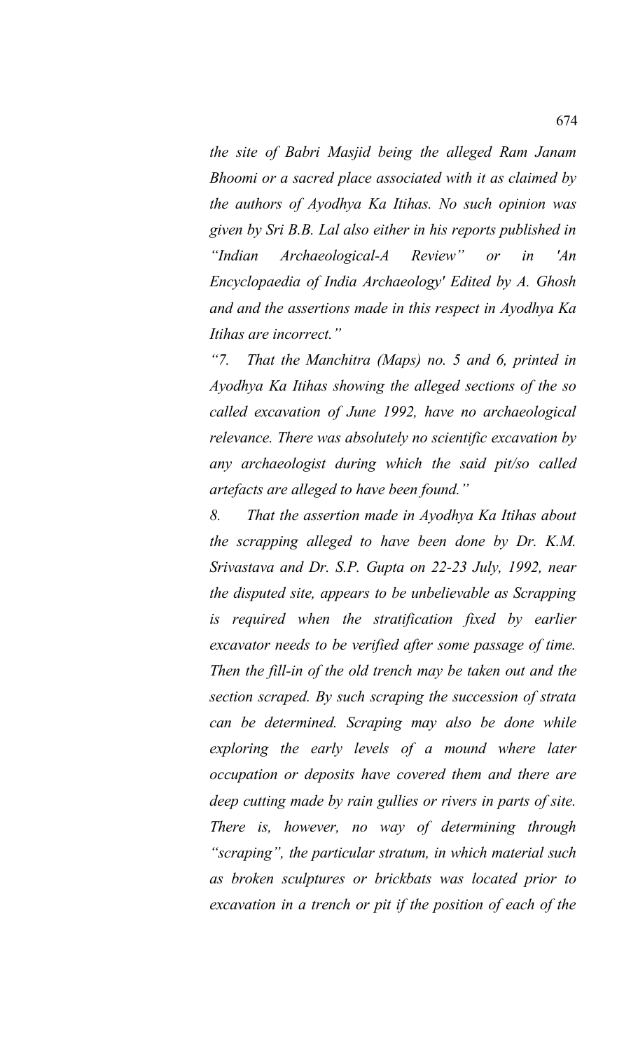*the site of Babri Masjid being the alleged Ram Janam Bhoomi or a sacred place associated with it as claimed by the authors of Ayodhya Ka Itihas. No such opinion was given by Sri B.B. Lal also either in his reports published in "Indian Archaeological-A Review" or in 'An Encyclopaedia of India Archaeology' Edited by A. Ghosh and and the assertions made in this respect in Ayodhya Ka Itihas are incorrect."*

*"7. That the Manchitra (Maps) no. 5 and 6, printed in Ayodhya Ka Itihas showing the alleged sections of the so called excavation of June 1992, have no archaeological relevance. There was absolutely no scientific excavation by any archaeologist during which the said pit/so called artefacts are alleged to have been found."*

*8. That the assertion made in Ayodhya Ka Itihas about the scrapping alleged to have been done by Dr. K.M. Srivastava and Dr. S.P. Gupta on 22-23 July, 1992, near the disputed site, appears to be unbelievable as Scrapping is required when the stratification fixed by earlier excavator needs to be verified after some passage of time. Then the fill-in of the old trench may be taken out and the section scraped. By such scraping the succession of strata can be determined. Scraping may also be done while exploring the early levels of a mound where later occupation or deposits have covered them and there are deep cutting made by rain gullies or rivers in parts of site. There is, however, no way of determining through "scraping", the particular stratum, in which material such as broken sculptures or brickbats was located prior to excavation in a trench or pit if the position of each of the*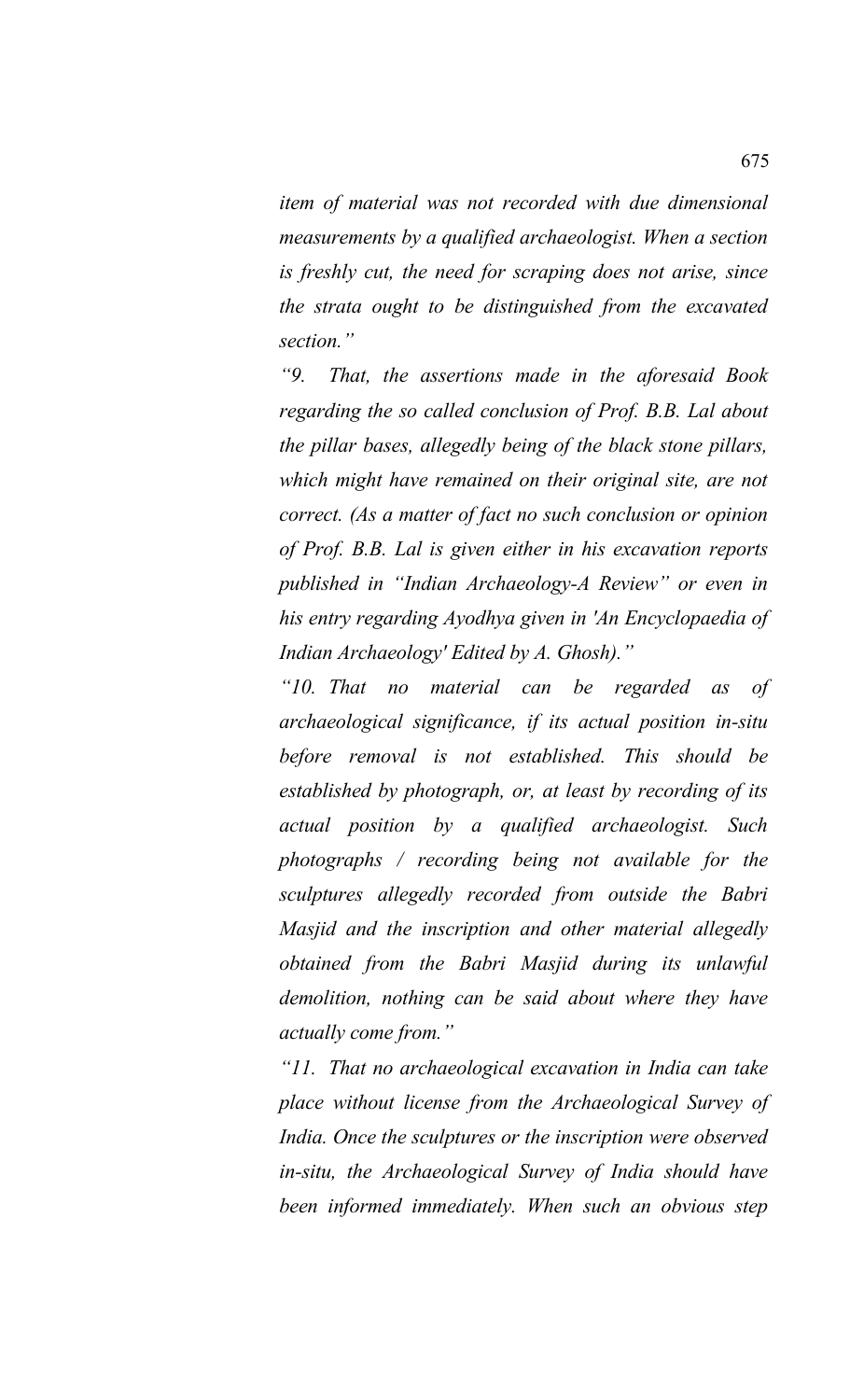*item of material was not recorded with due dimensional measurements by a qualified archaeologist. When a section is freshly cut, the need for scraping does not arise, since the strata ought to be distinguished from the excavated section."*

*"9. That, the assertions made in the aforesaid Book regarding the so called conclusion of Prof. B.B. Lal about the pillar bases, allegedly being of the black stone pillars, which might have remained on their original site, are not correct. (As a matter of fact no such conclusion or opinion of Prof. B.B. Lal is given either in his excavation reports published in "Indian Archaeology-A Review" or even in his entry regarding Ayodhya given in 'An Encyclopaedia of Indian Archaeology' Edited by A. Ghosh)."*

*"10. That no material can be regarded as of archaeological significance, if its actual position in-situ before removal is not established. This should be established by photograph, or, at least by recording of its actual position by a qualified archaeologist. Such photographs / recording being not available for the sculptures allegedly recorded from outside the Babri Masjid and the inscription and other material allegedly obtained from the Babri Masjid during its unlawful demolition, nothing can be said about where they have actually come from."*

*"11. That no archaeological excavation in India can take place without license from the Archaeological Survey of India. Once the sculptures or the inscription were observed in-situ, the Archaeological Survey of India should have been informed immediately. When such an obvious step*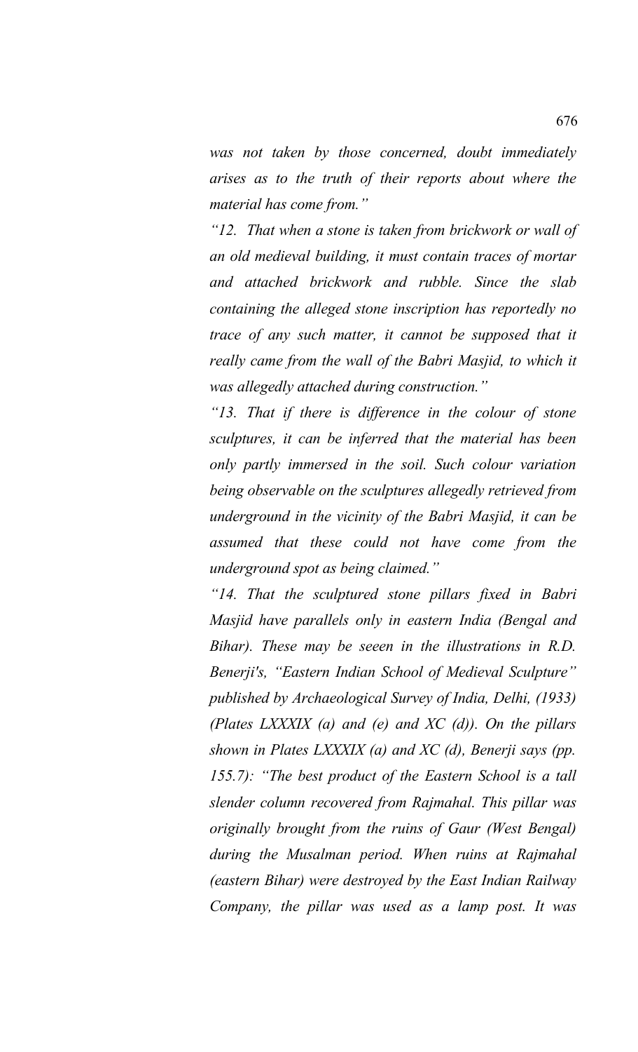*was not taken by those concerned, doubt immediately arises as to the truth of their reports about where the material has come from."*

*"12. That when a stone is taken from brickwork or wall of an old medieval building, it must contain traces of mortar and attached brickwork and rubble. Since the slab containing the alleged stone inscription has reportedly no trace of any such matter, it cannot be supposed that it really came from the wall of the Babri Masjid, to which it was allegedly attached during construction."*

*"13. That if there is difference in the colour of stone sculptures, it can be inferred that the material has been only partly immersed in the soil. Such colour variation being observable on the sculptures allegedly retrieved from underground in the vicinity of the Babri Masjid, it can be assumed that these could not have come from the underground spot as being claimed."*

*"14. That the sculptured stone pillars fixed in Babri Masjid have parallels only in eastern India (Bengal and Bihar). These may be seeen in the illustrations in R.D. Benerji's, "Eastern Indian School of Medieval Sculpture" published by Archaeological Survey of India, Delhi, (1933) (Plates LXXXIX (a) and (e) and XC (d)). On the pillars shown in Plates LXXXIX (a) and XC (d), Benerji says (pp. 155.7): "The best product of the Eastern School is a tall slender column recovered from Rajmahal. This pillar was originally brought from the ruins of Gaur (West Bengal) during the Musalman period. When ruins at Rajmahal (eastern Bihar) were destroyed by the East Indian Railway Company, the pillar was used as a lamp post. It was*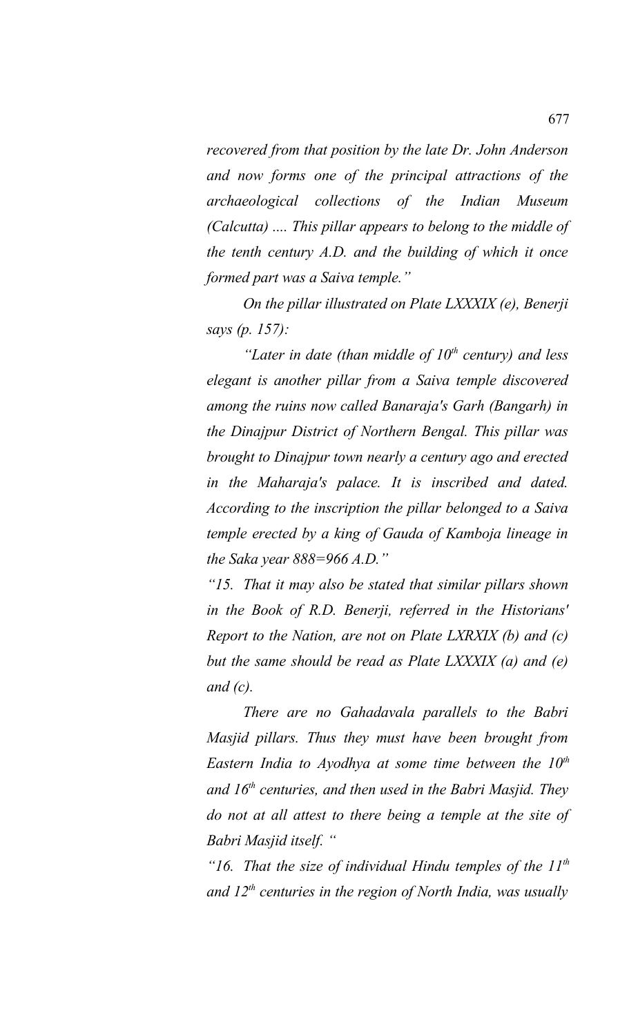*recovered from that position by the late Dr. John Anderson and now forms one of the principal attractions of the archaeological collections of the Indian Museum (Calcutta) .... This pillar appears to belong to the middle of the tenth century A.D. and the building of which it once formed part was a Saiva temple."*

*On the pillar illustrated on Plate LXXXIX (e), Benerji says (p. 157):*

*"Later in date (than middle of 10th century) and less elegant is another pillar from a Saiva temple discovered among the ruins now called Banaraja's Garh (Bangarh) in the Dinajpur District of Northern Bengal. This pillar was brought to Dinajpur town nearly a century ago and erected in the Maharaja's palace. It is inscribed and dated. According to the inscription the pillar belonged to a Saiva temple erected by a king of Gauda of Kamboja lineage in the Saka year 888=966 A.D."*

*"15. That it may also be stated that similar pillars shown in the Book of R.D. Benerji, referred in the Historians' Report to the Nation, are not on Plate LXRXIX (b) and (c) but the same should be read as Plate LXXXIX (a) and (e) and (c).*

*There are no Gahadavala parallels to the Babri Masjid pillars. Thus they must have been brought from Eastern India to Ayodhya at some time between the 10th and 16th centuries, and then used in the Babri Masjid. They do not at all attest to there being a temple at the site of Babri Masjid itself. "*

*"16. That the size of individual Hindu temples of the 11th and 12th centuries in the region of North India, was usually*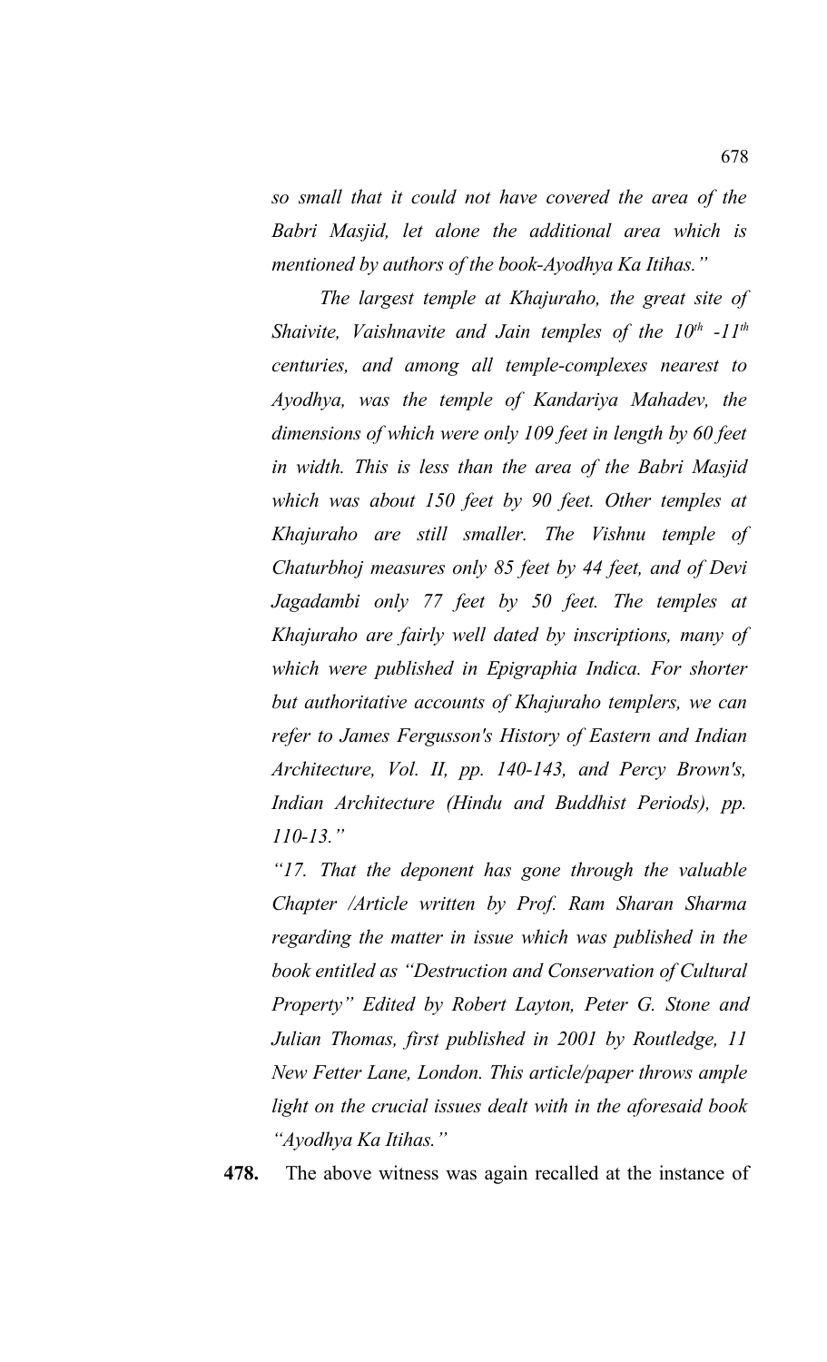*so small that it could not have covered the area of the Babri Masjid, let alone the additional area which is mentioned by authors of the book-Ayodhya Ka Itihas."*

*The largest temple at Khajuraho, the great site of Shaivite, Vaishnavite and Jain temples of the 10th -11th centuries, and among all temple-complexes nearest to Ayodhya, was the temple of Kandariya Mahadev, the dimensions of which were only 109 feet in length by 60 feet in width. This is less than the area of the Babri Masjid which was about 150 feet by 90 feet. Other temples at Khajuraho are still smaller. The Vishnu temple of Chaturbhoj measures only 85 feet by 44 feet, and of Devi Jagadambi only 77 feet by 50 feet. The temples at Khajuraho are fairly well dated by inscriptions, many of which were published in Epigraphia Indica. For shorter but authoritative accounts of Khajuraho templers, we can refer to James Fergusson's History of Eastern and Indian Architecture, Vol. II, pp. 140-143, and Percy Brown's, Indian Architecture (Hindu and Buddhist Periods), pp. 110-13."*

*"17. That the deponent has gone through the valuable Chapter /Article written by Prof. Ram Sharan Sharma regarding the matter in issue which was published in the book entitled as "Destruction and Conservation of Cultural Property" Edited by Robert Layton, Peter G. Stone and Julian Thomas, first published in 2001 by Routledge, 11 New Fetter Lane, London. This article/paper throws ample light on the crucial issues dealt with in the aforesaid book "Ayodhya Ka Itihas."*

**478.** The above witness was again recalled at the instance of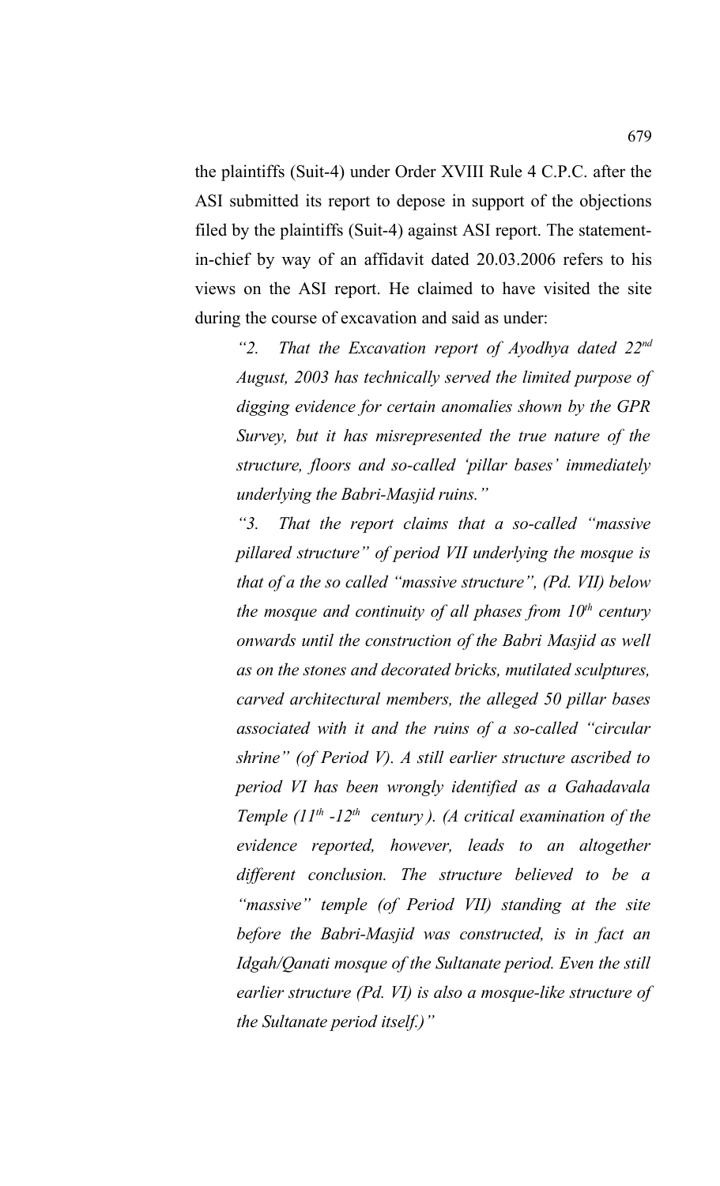the plaintiffs (Suit-4) under Order XVIII Rule 4 C.P.C. after the ASI submitted its report to depose in support of the objections filed by the plaintiffs (Suit-4) against ASI report. The statement-in-chief by way of an affidavit dated 20.03.2006 refers to his views on the ASI report. He claimed to have visited the site during the course of excavation and said as under:

> *"2. That the Excavation report of Ayodhya dated 22nd August, 2003 has technically served the limited purpose of digging evidence for certain anomalies shown by the GPR Survey, but it has misrepresented the true nature of the structure, floors and so-called 'pillar bases' immediately underlying the Babri-Masjid ruins."*
>
> *"3. That the report claims that a so-called "massive pillared structure" of period VII underlying the mosque is that of a the so called "massive structure", (Pd. VII) below the mosque and continuity of all phases from 10th century onwards until the construction of the Babri Masjid as well as on the stones and decorated bricks, mutilated sculptures, carved architectural members, the alleged 50 pillar bases associated with it and the ruins of a so-called "circular shrine" (of Period V). A still earlier structure ascribed to period VI has been wrongly identified as a Gahadavala Temple (11th -12th century). (A critical examination of the evidence reported, however, leads to an altogether different conclusion. The structure believed to be a "massive" temple (of Period VII) standing at the site before the Babri-Masjid was constructed, is in fact an Idgah/Qanati mosque of the Sultanate period. Even the still earlier structure (Pd. VI) is also a mosque-like structure of the Sultanate period itself.)"*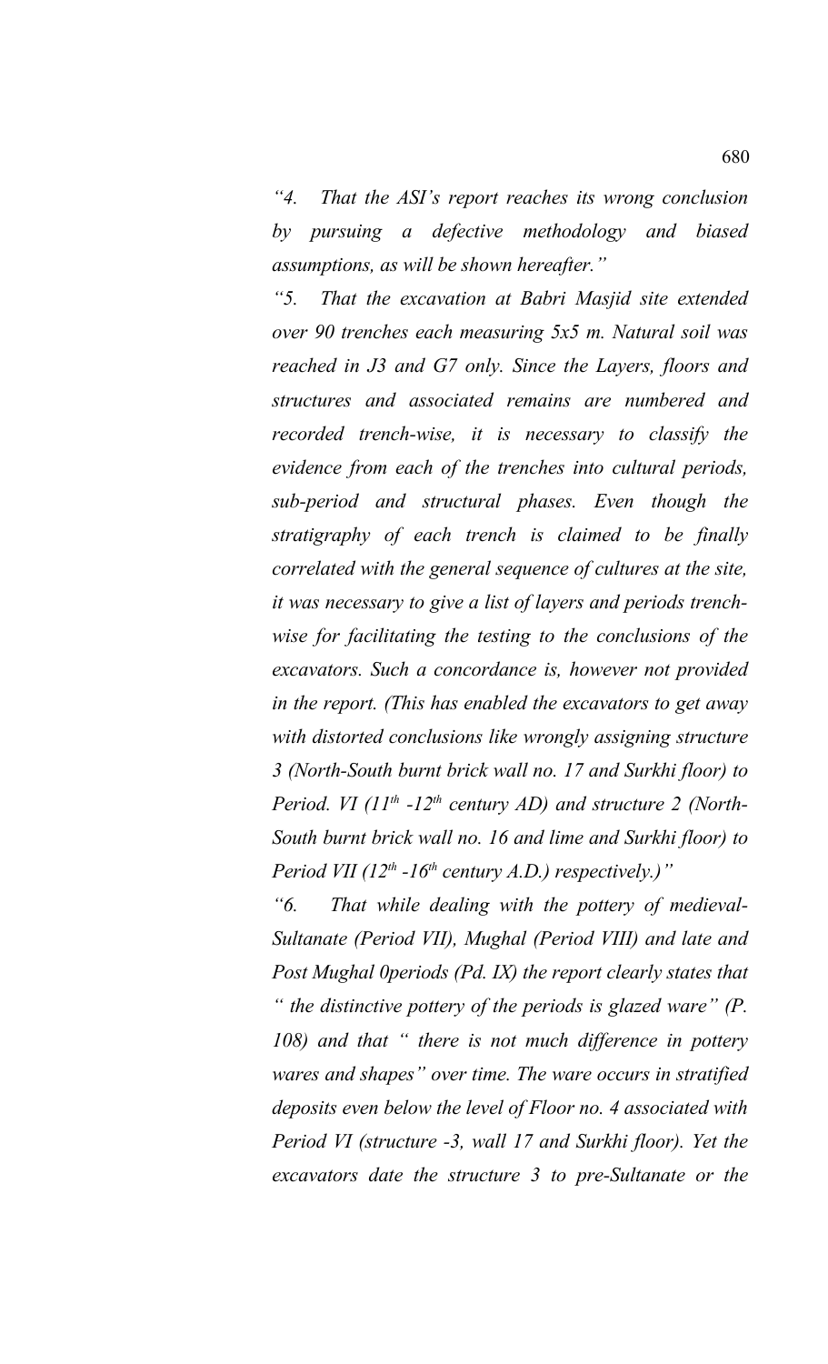*"4. That the ASI's report reaches its wrong conclusion by pursuing a defective methodology and biased assumptions, as will be shown hereafter."*

*"5. That the excavation at Babri Masjid site extended over 90 trenches each measuring 5x5 m. Natural soil was reached in J3 and G7 only. Since the Layers, floors and structures and associated remains are numbered and recorded trench-wise, it is necessary to classify the evidence from each of the trenches into cultural periods, sub-period and structural phases. Even though the stratigraphy of each trench is claimed to be finally correlated with the general sequence of cultures at the site, it was necessary to give a list of layers and periods trench-wise for facilitating the testing to the conclusions of the excavators. Such a concordance is, however not provided in the report. (This has enabled the excavators to get away with distorted conclusions like wrongly assigning structure 3 (North-South burnt brick wall no. 17 and Surkhi floor) to Period. VI (11th -12th century AD) and structure 2 (North-South burnt brick wall no. 16 and lime and Surkhi floor) to Period VII (12th -16th century A.D.) respectively.)"*

*"6. That while dealing with the pottery of medieval-Sultanate (Period VII), Mughal (Period VIII) and late and Post Mughal 0periods (Pd. IX) the report clearly states that " the distinctive pottery of the periods is glazed ware" (P. 108) and that " there is not much difference in pottery wares and shapes" over time. The ware occurs in stratified deposits even below the level of Floor no. 4 associated with Period VI (structure -3, wall 17 and Surkhi floor). Yet the excavators date the structure 3 to pre-Sultanate or the*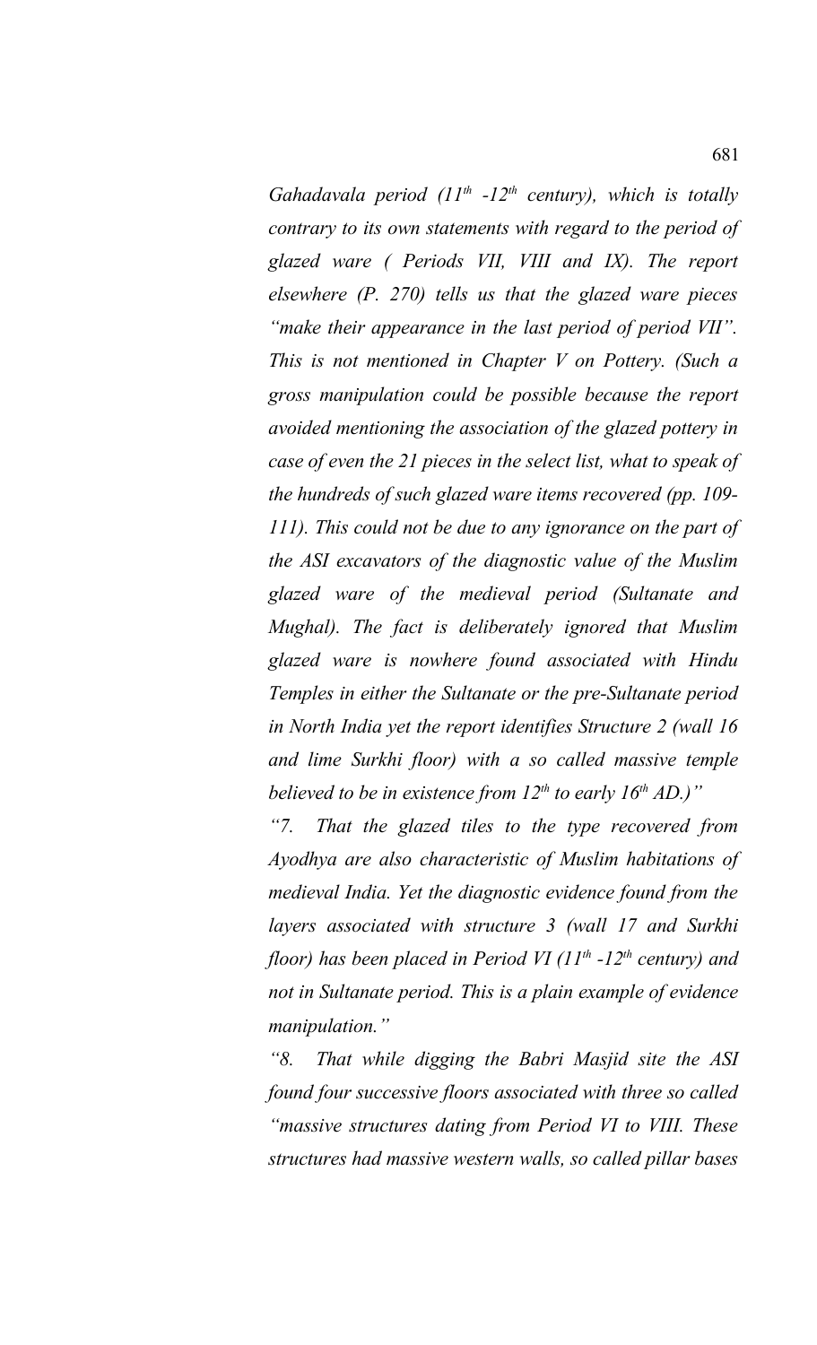*Gahadavala period ($11^{th}$ -$12^{th}$ century), which is totally contrary to its own statements with regard to the period of glazed ware ( Periods VII, VIII and IX). The report elsewhere (P. 270) tells us that the glazed ware pieces "make their appearance in the last period of period VII". This is not mentioned in Chapter V on Pottery. (Such a gross manipulation could be possible because the report avoided mentioning the association of the glazed pottery in case of even the 21 pieces in the select list, what to speak of the hundreds of such glazed ware items recovered (pp. 109-111). This could not be due to any ignorance on the part of the ASI excavators of the diagnostic value of the Muslim glazed ware of the medieval period (Sultanate and Mughal). The fact is deliberately ignored that Muslim glazed ware is nowhere found associated with Hindu Temples in either the Sultanate or the pre-Sultanate period in North India yet the report identifies Structure 2 (wall 16 and lime Surkhi floor) with a so called massive temple believed to be in existence from $12^{th}$ to early $16^{th}$ AD.)"*

*"7. That the glazed tiles to the type recovered from Ayodhya are also characteristic of Muslim habitations of medieval India. Yet the diagnostic evidence found from the layers associated with structure 3 (wall 17 and Surkhi floor) has been placed in Period VI ($11^{th}$ -$12^{th}$ century) and not in Sultanate period. This is a plain example of evidence manipulation."*

*"8. That while digging the Babri Masjid site the ASI found four successive floors associated with three so called "massive structures dating from Period VI to VIII. These structures had massive western walls, so called pillar bases*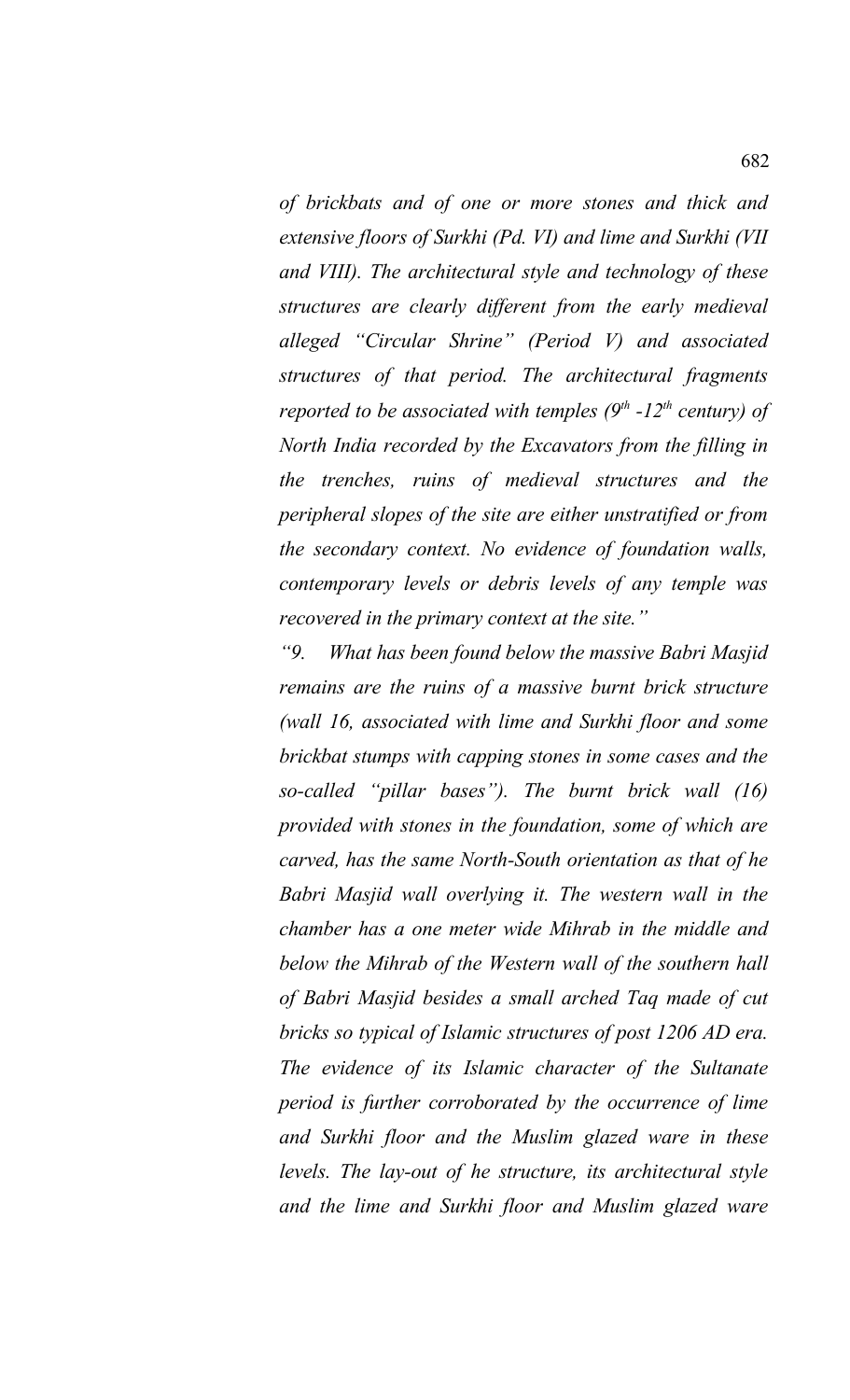*of brickbats and of one or more stones and thick and extensive floors of Surkhi (Pd. VI) and lime and Surkhi (VII and VIII). The architectural style and technology of these structures are clearly different from the early medieval alleged "Circular Shrine" (Period V) and associated structures of that period. The architectural fragments reported to be associated with temples (9th -12th century) of North India recorded by the Excavators from the filling in the trenches, ruins of medieval structures and the peripheral slopes of the site are either unstratified or from the secondary context. No evidence of foundation walls, contemporary levels or debris levels of any temple was recovered in the primary context at the site."*

*"9. What has been found below the massive Babri Masjid remains are the ruins of a massive burnt brick structure (wall 16, associated with lime and Surkhi floor and some brickbat stumps with capping stones in some cases and the so-called "pillar bases"). The burnt brick wall (16) provided with stones in the foundation, some of which are carved, has the same North-South orientation as that of he Babri Masjid wall overlying it. The western wall in the chamber has a one meter wide Mihrab in the middle and below the Mihrab of the Western wall of the southern hall of Babri Masjid besides a small arched Taq made of cut bricks so typical of Islamic structures of post 1206 AD era. The evidence of its Islamic character of the Sultanate period is further corroborated by the occurrence of lime and Surkhi floor and the Muslim glazed ware in these levels. The lay-out of he structure, its architectural style and the lime and Surkhi floor and Muslim glazed ware*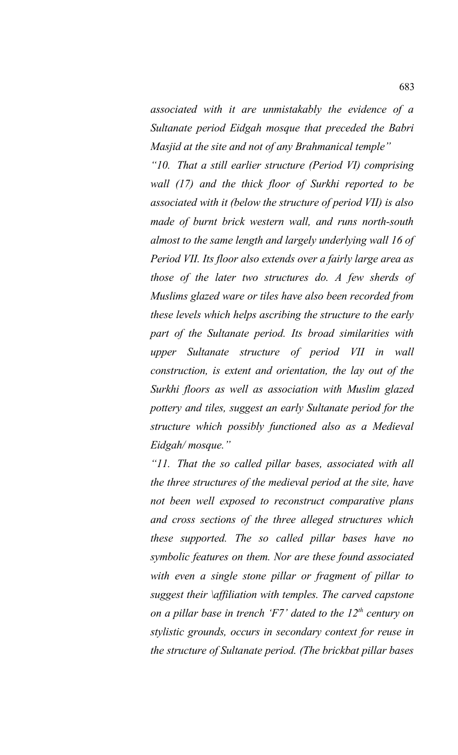*associated with it are unmistakably the evidence of a Sultanate period Eidgah mosque that preceded the Babri Masjid at the site and not of any Brahmanical temple"*

*"10. That a still earlier structure (Period VI) comprising wall (17) and the thick floor of Surkhi reported to be associated with it (below the structure of period VII) is also made of burnt brick western wall, and runs north-south almost to the same length and largely underlying wall 16 of Period VII. Its floor also extends over a fairly large area as those of the later two structures do. A few sherds of Muslims glazed ware or tiles have also been recorded from these levels which helps ascribing the structure to the early part of the Sultanate period. Its broad similarities with upper Sultanate structure of period VII in wall construction, is extent and orientation, the lay out of the Surkhi floors as well as association with Muslim glazed pottery and tiles, suggest an early Sultanate period for the structure which possibly functioned also as a Medieval Eidgah/ mosque."*

*"11. That the so called pillar bases, associated with all the three structures of the medieval period at the site, have not been well exposed to reconstruct comparative plans and cross sections of the three alleged structures which these supported. The so called pillar bases have no symbolic features on them. Nor are these found associated with even a single stone pillar or fragment of pillar to suggest their \affiliation with temples. The carved capstone on a pillar base in trench 'F7' dated to the 12th century on stylistic grounds, occurs in secondary context for reuse in the structure of Sultanate period. (The brickbat pillar bases*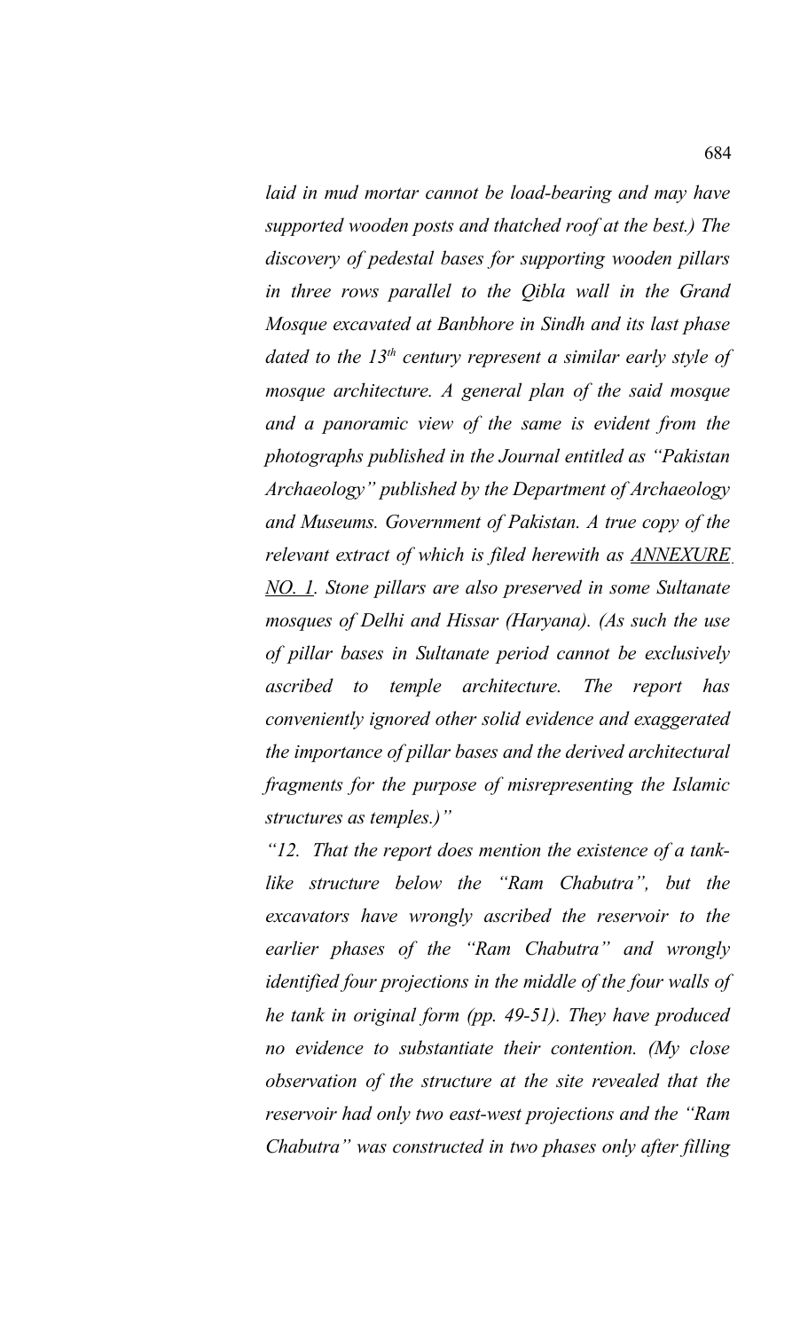*laid in mud mortar cannot be load-bearing and may have supported wooden posts and thatched roof at the best.) The discovery of pedestal bases for supporting wooden pillars in three rows parallel to the Qibla wall in the Grand Mosque excavated at Banbhore in Sindh and its last phase dated to the 13th century represent a similar early style of mosque architecture. A general plan of the said mosque and a panoramic view of the same is evident from the photographs published in the Journal entitled as "Pakistan Archaeology" published by the Department of Archaeology and Museums. Government of Pakistan. A true copy of the relevant extract of which is filed herewith as <u>ANNEXURE NO. 1</u>. Stone pillars are also preserved in some Sultanate mosques of Delhi and Hissar (Haryana). (As such the use of pillar bases in Sultanate period cannot be exclusively ascribed to temple architecture. The report has conveniently ignored other solid evidence and exaggerated the importance of pillar bases and the derived architectural fragments for the purpose of misrepresenting the Islamic structures as temples.)"*

*"12. That the report does mention the existence of a tank-like structure below the "Ram Chabutra", but the excavators have wrongly ascribed the reservoir to the earlier phases of the "Ram Chabutra" and wrongly identified four projections in the middle of the four walls of he tank in original form (pp. 49-51). They have produced no evidence to substantiate their contention. (My close observation of the structure at the site revealed that the reservoir had only two east-west projections and the "Ram Chabutra" was constructed in two phases only after filling*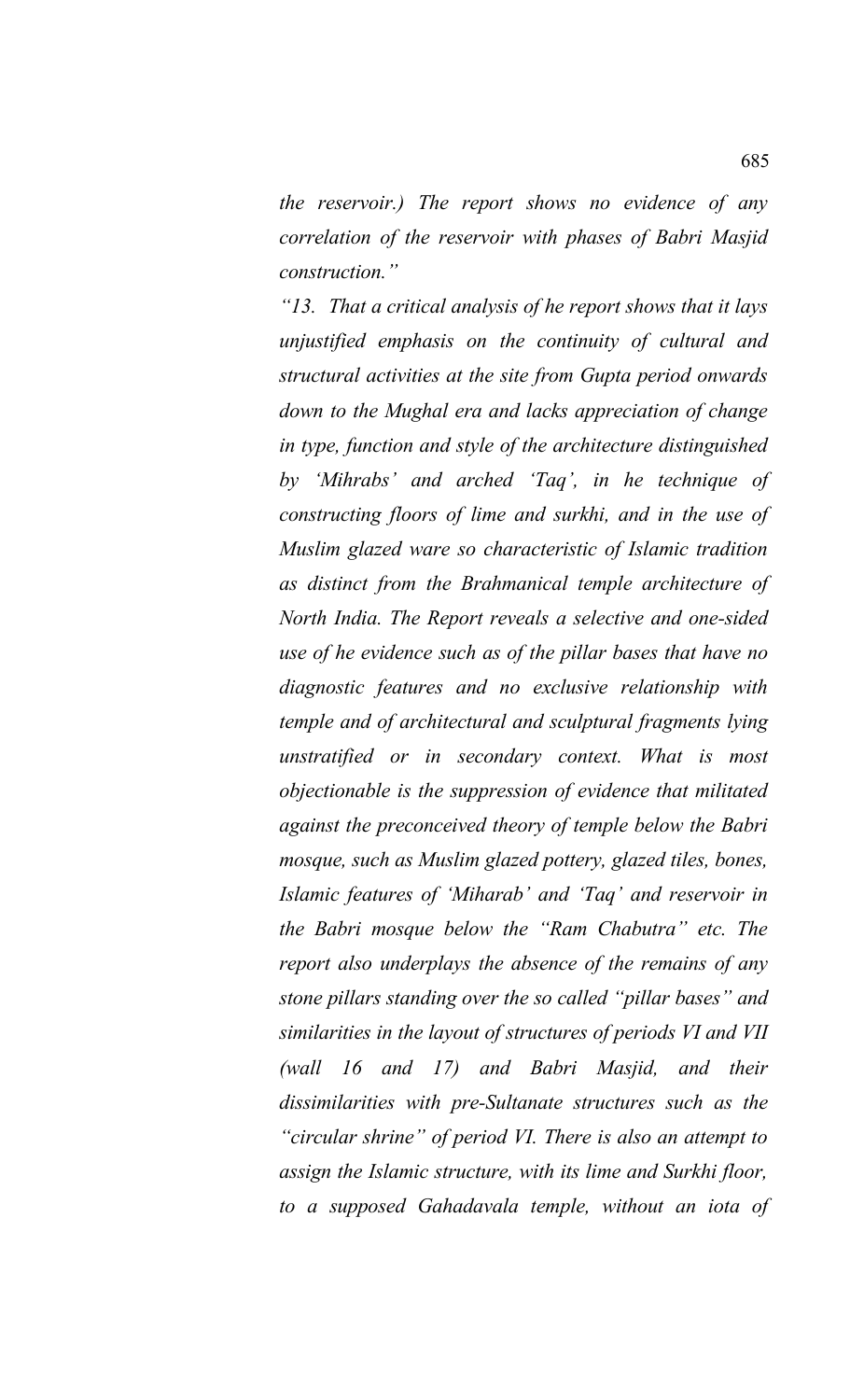*the reservoir.) The report shows no evidence of any correlation of the reservoir with phases of Babri Masjid construction."*

*"13. That a critical analysis of he report shows that it lays unjustified emphasis on the continuity of cultural and structural activities at the site from Gupta period onwards down to the Mughal era and lacks appreciation of change in type, function and style of the architecture distinguished by 'Mihrabs' and arched 'Taq', in he technique of constructing floors of lime and surkhi, and in the use of Muslim glazed ware so characteristic of Islamic tradition as distinct from the Brahmanical temple architecture of North India. The Report reveals a selective and one-sided use of he evidence such as of the pillar bases that have no diagnostic features and no exclusive relationship with temple and of architectural and sculptural fragments lying unstratified or in secondary context. What is most objectionable is the suppression of evidence that militated against the preconceived theory of temple below the Babri mosque, such as Muslim glazed pottery, glazed tiles, bones, Islamic features of 'Miharab' and 'Taq' and reservoir in the Babri mosque below the "Ram Chabutra" etc. The report also underplays the absence of the remains of any stone pillars standing over the so called "pillar bases" and similarities in the layout of structures of periods VI and VII (wall 16 and 17) and Babri Masjid, and their dissimilarities with pre-Sultanate structures such as the "circular shrine" of period VI. There is also an attempt to assign the Islamic structure, with its lime and Surkhi floor, to a supposed Gahadavala temple, without an iota of*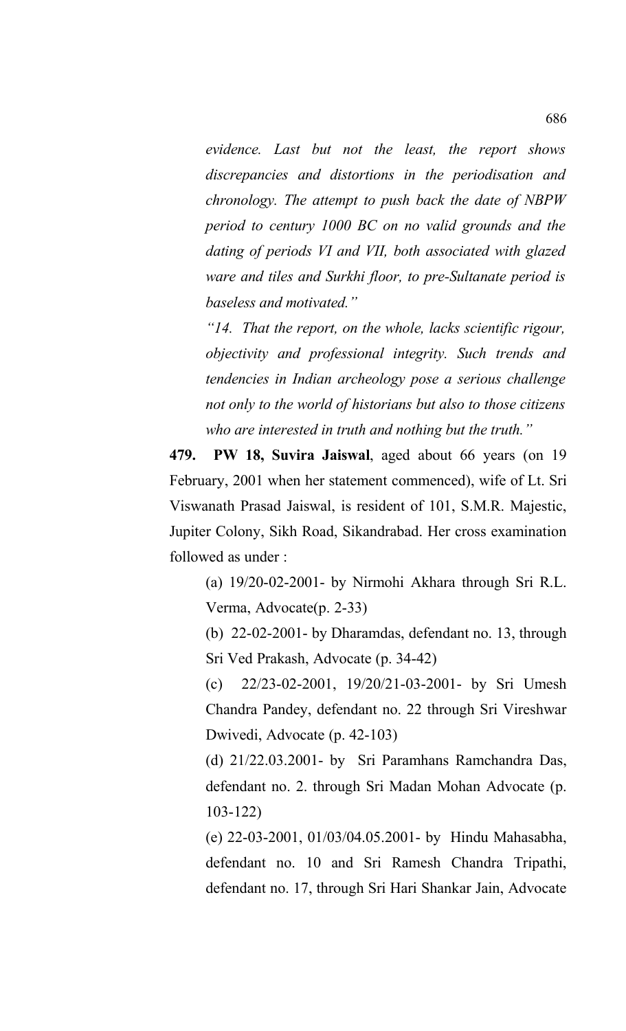*evidence. Last but not the least, the report shows discrepancies and distortions in the periodisation and chronology. The attempt to push back the date of NBPW period to century 1000 BC on no valid grounds and the dating of periods VI and VII, both associated with glazed ware and tiles and Surkhi floor, to pre-Sultanate period is baseless and motivated."*

*"14. That the report, on the whole, lacks scientific rigour, objectivity and professional integrity. Such trends and tendencies in Indian archeology pose a serious challenge not only to the world of historians but also to those citizens who are interested in truth and nothing but the truth."*

**479. PW 18, Suvira Jaiswal**, aged about 66 years (on 19 February, 2001 when her statement commenced), wife of Lt. Sri Viswanath Prasad Jaiswal, is resident of 101, S.M.R. Majestic, Jupiter Colony, Sikh Road, Sikandrabad. Her cross examination followed as under :

(a) 19/20-02-2001- by Nirmohi Akhara through Sri R.L. Verma, Advocate(p. 2-33)

(b) 22-02-2001- by Dharamdas, defendant no. 13, through Sri Ved Prakash, Advocate (p. 34-42)

(c) 22/23-02-2001, 19/20/21-03-2001- by Sri Umesh Chandra Pandey, defendant no. 22 through Sri Vireshwar Dwivedi, Advocate (p. 42-103)

(d) 21/22.03.2001- by Sri Paramhans Ramchandra Das, defendant no. 2. through Sri Madan Mohan Advocate (p. 103-122)

(e) 22-03-2001, 01/03/04.05.2001- by Hindu Mahasabha, defendant no. 10 and Sri Ramesh Chandra Tripathi, defendant no. 17, through Sri Hari Shankar Jain, Advocate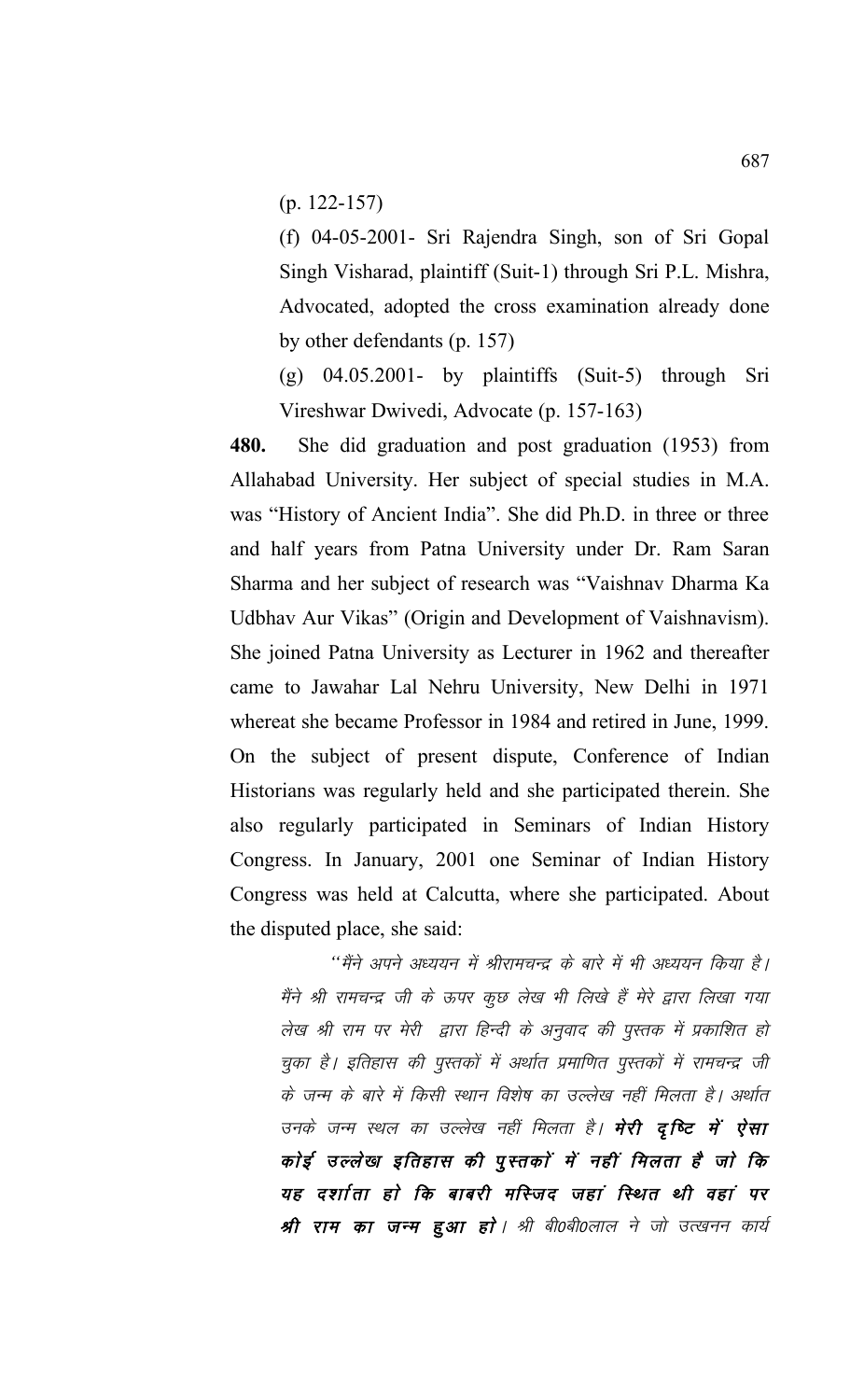(p. 122-157)

(f) 04-05-2001- Sri Rajendra Singh, son of Sri Gopal Singh Visharad, plaintiff (Suit-1) through Sri P.L. Mishra, Advocated, adopted the cross examination already done by other defendants (p. 157)

(g) 04.05.2001- by plaintiffs (Suit-5) through Sri Vireshwar Dwivedi, Advocate (p. 157-163)

**480.** She did graduation and post graduation (1953) from Allahabad University. Her subject of special studies in M.A. was "History of Ancient India". She did Ph.D. in three or three and half years from Patna University under Dr. Ram Saran Sharma and her subject of research was "Vaishnav Dharma Ka Udbhav Aur Vikas" (Origin and Development of Vaishnavism). She joined Patna University as Lecturer in 1962 and thereafter came to Jawahar Lal Nehru University, New Delhi in 1971 whereat she became Professor in 1984 and retired in June, 1999. On the subject of present dispute, Conference of Indian Historians was regularly held and she participated therein. She also regularly participated in Seminars of Indian History Congress. In January, 2001 one Seminar of Indian History Congress was held at Calcutta, where she participated. About the disputed place, she said:

*"मैंने अपने अध्ययन में श्रीरामचन्द्र के बारे में भी अध्ययन किया है। मैंने श्री रामचन्द्र जी के ऊपर कुछ लेख भी लिखे हैं मेरे द्वारा लिखा गया लेख श्री राम पर मेरी द्वारा हिन्दी के अनुवाद की पुस्तक में प्रकाशित हो चुका है। इतिहास की पुस्तकों में अर्थात प्रमाणित पुस्तकों में रामचन्द्र जी के जन्म के बारे में किसी स्थान विशेष का उल्लेख नहीं मिलता है। अर्थात उनके जन्म स्थल का उल्लेख नहीं मिलता है।* ***मेरी दृष्टि में ऐसा कोई उल्लेख इतिहास की पुस्तकों में नहीं मिलता है जो कि यह दर्शाता हो कि बाबरी मस्जिद जहां स्थित थी वहां पर श्री राम का जन्म हुआ हो।*** *श्री बी0बी0लाल ने जो उत्खनन कार्य*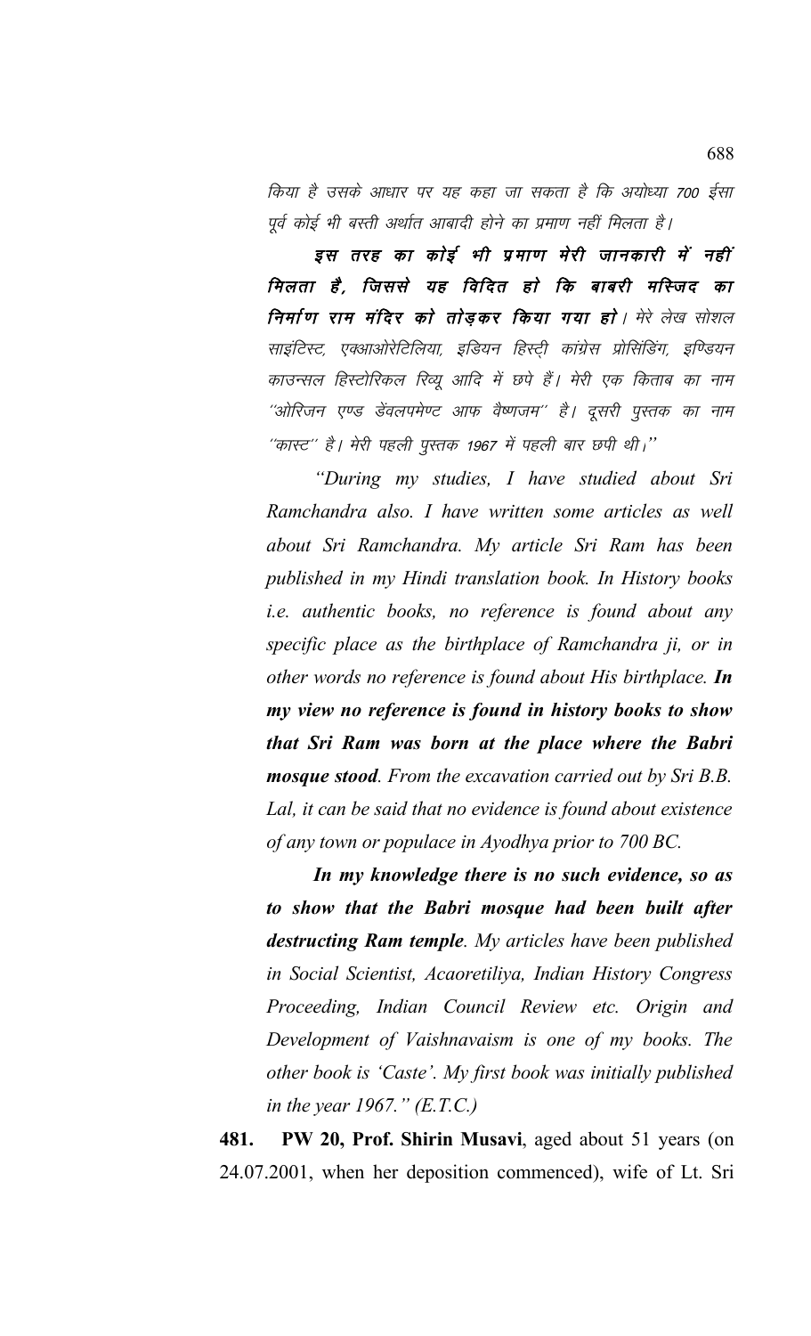*किया है उसके आधार पर यह कहा जा सकता है कि अयोध्या 700 ईसा पूर्व कोई भी बस्ती अर्थात आबादी होने का प्रमाण नहीं मिलता है।*

***इस तरह का कोई भी प्रमाण मेरी जानकारी में नहीं मिलता है, जिससे यह विदित हो कि बाबरी मस्जिद का निर्माण राम मंदिर को तोड़कर किया गया हो।*** *मेरे लेख सोशल साइंटिस्ट, एक्आओरेटिलिया, इडियन हिस्ट्री कांग्रेस प्रोसिडिंग, इण्डियन काउन्सल हिस्टोरिकल रिव्यू आदि में छपे हैं। मेरी एक किताब का नाम "ओरिजन एण्ड डेवलपमेण्ट आफ वैष्णजम" है। दूसरी पुस्तक का नाम "कास्ट" है। मेरी पहली पुस्तक 1967 में पहली बार छपी थी।"*

*"During my studies, I have studied about Sri Ramchandra also. I have written some articles as well about Sri Ramchandra. My article Sri Ram has been published in my Hindi translation book. In History books i.e. authentic books, no reference is found about any specific place as the birthplace of Ramchandra ji, or in other words no reference is found about His birthplace.* ***In my view no reference is found in history books to show that Sri Ram was born at the place where the Babri mosque stood****. From the excavation carried out by Sri B.B. Lal, it can be said that no evidence is found about existence of any town or populace in Ayodhya prior to 700 BC.*

***In my knowledge there is no such evidence, so as to show that the Babri mosque had been built after destructing Ram temple****. My articles have been published in Social Scientist, Acaoretiliya, Indian History Congress Proceeding, Indian Council Review etc. Origin and Development of Vaishnavaism is one of my books. The other book is 'Caste'. My first book was initially published in the year 1967." (E.T.C.)*

**481. PW 20, Prof. Shirin Musavi**, aged about 51 years (on 24.07.2001, when her deposition commenced), wife of Lt. Sri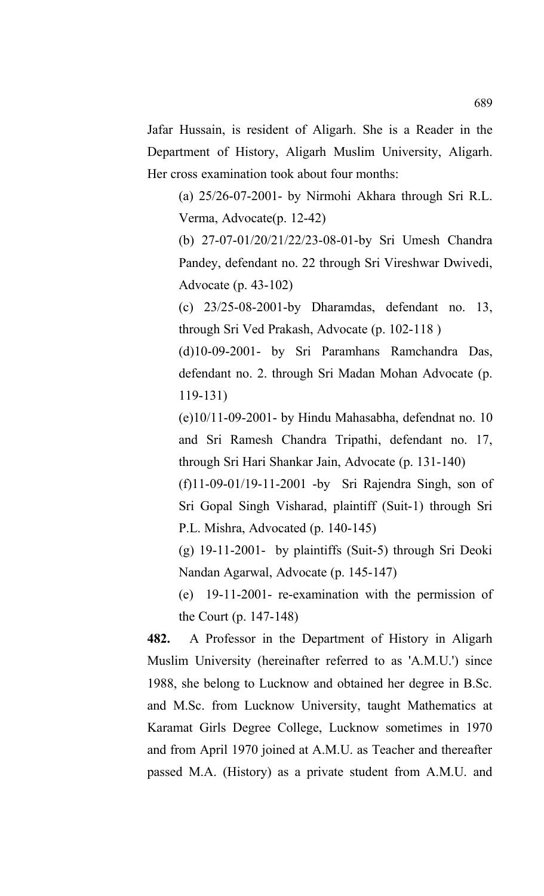Jafar Hussain, is resident of Aligarh. She is a Reader in the Department of History, Aligarh Muslim University, Aligarh. Her cross examination took about four months:

(a) 25/26-07-2001- by Nirmohi Akhara through Sri R.L. Verma, Advocate(p. 12-42)

(b) 27-07-01/20/21/22/23-08-01-by Sri Umesh Chandra Pandey, defendant no. 22 through Sri Vireshwar Dwivedi, Advocate (p. 43-102)

(c) 23/25-08-2001-by Dharamdas, defendant no. 13, through Sri Ved Prakash, Advocate (p. 102-118 )

(d)10-09-2001- by Sri Paramhans Ramchandra Das, defendant no. 2. through Sri Madan Mohan Advocate (p. 119-131)

(e)10/11-09-2001- by Hindu Mahasabha, defendnat no. 10 and Sri Ramesh Chandra Tripathi, defendant no. 17, through Sri Hari Shankar Jain, Advocate (p. 131-140)

(f)11-09-01/19-11-2001 -by Sri Rajendra Singh, son of Sri Gopal Singh Visharad, plaintiff (Suit-1) through Sri P.L. Mishra, Advocated (p. 140-145)

(g) 19-11-2001- by plaintiffs (Suit-5) through Sri Deoki Nandan Agarwal, Advocate (p. 145-147)

(e) 19-11-2001- re-examination with the permission of the Court (p. 147-148)

**482.** A Professor in the Department of History in Aligarh Muslim University (hereinafter referred to as 'A.M.U.') since 1988, she belong to Lucknow and obtained her degree in B.Sc. and M.Sc. from Lucknow University, taught Mathematics at Karamat Girls Degree College, Lucknow sometimes in 1970 and from April 1970 joined at A.M.U. as Teacher and thereafter passed M.A. (History) as a private student from A.M.U. and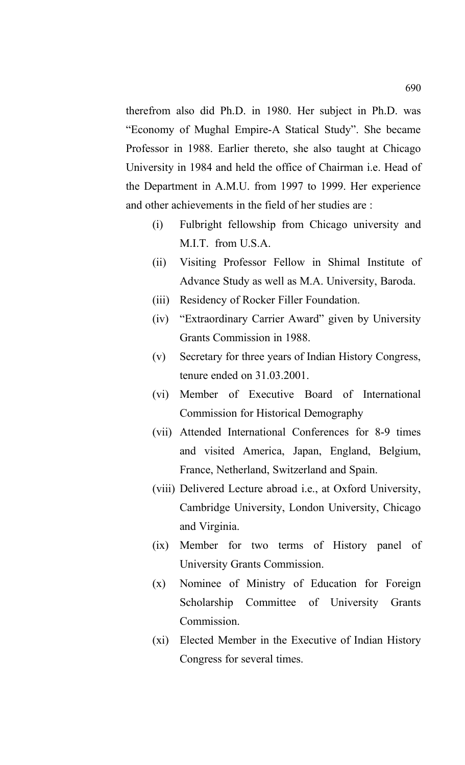therefrom also did Ph.D. in 1980. Her subject in Ph.D. was "Economy of Mughal Empire-A Statical Study". She became Professor in 1988. Earlier thereto, she also taught at Chicago University in 1984 and held the office of Chairman i.e. Head of the Department in A.M.U. from 1997 to 1999. Her experience and other achievements in the field of her studies are :

(i) Fulbright fellowship from Chicago university and M.I.T. from U.S.A.

(ii) Visiting Professor Fellow in Shimal Institute of Advance Study as well as M.A. University, Baroda.

(iii) Residency of Rocker Filler Foundation.

(iv) "Extraordinary Carrier Award" given by University Grants Commission in 1988.

(v) Secretary for three years of Indian History Congress, tenure ended on 31.03.2001.

(vi) Member of Executive Board of International Commission for Historical Demography

(vii) Attended International Conferences for 8-9 times and visited America, Japan, England, Belgium, France, Netherland, Switzerland and Spain.

(viii) Delivered Lecture abroad i.e., at Oxford University, Cambridge University, London University, Chicago and Virginia.

(ix) Member for two terms of History panel of University Grants Commission.

(x) Nominee of Ministry of Education for Foreign Scholarship Committee of University Grants Commission.

(xi) Elected Member in the Executive of Indian History Congress for several times.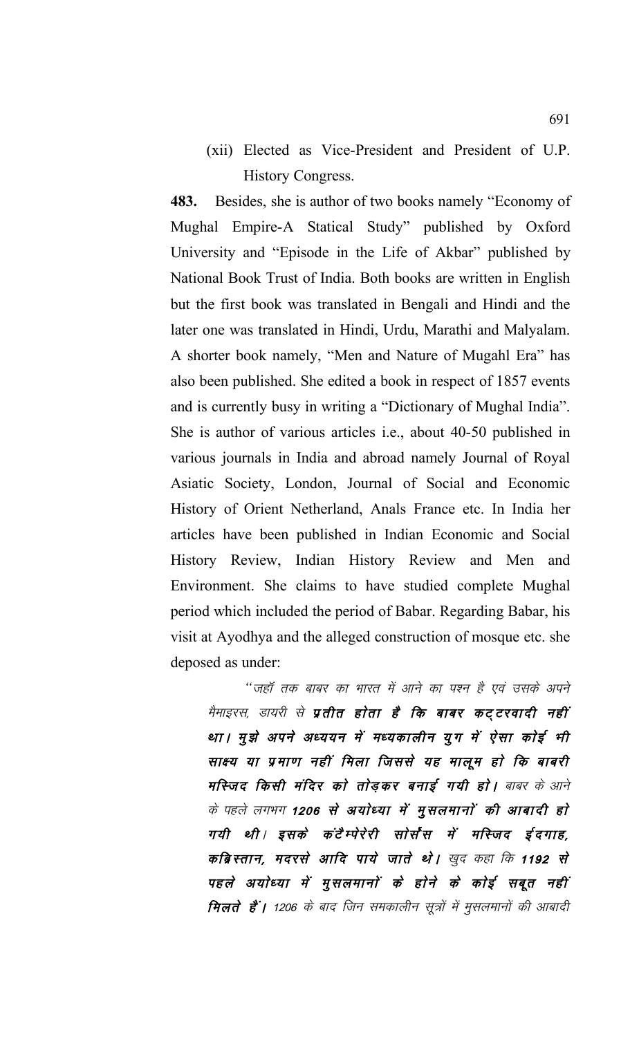(xii) Elected as Vice-President and President of U.P. History Congress.

**483.** Besides, she is author of two books namely "Economy of Mughal Empire-A Statical Study" published by Oxford University and "Episode in the Life of Akbar" published by National Book Trust of India. Both books are written in English but the first book was translated in Bengali and Hindi and the later one was translated in Hindi, Urdu, Marathi and Malyalam. A shorter book namely, "Men and Nature of Mugahl Era" has also been published. She edited a book in respect of 1857 events and is currently busy in writing a "Dictionary of Mughal India". She is author of various articles i.e., about 40-50 published in various journals in India and abroad namely Journal of Royal Asiatic Society, London, Journal of Social and Economic History of Orient Netherland, Anals France etc. In India her articles have been published in Indian Economic and Social History Review, Indian History Review and Men and Environment. She claims to have studied complete Mughal period which included the period of Babar. Regarding Babar, his visit at Ayodhya and the alleged construction of mosque etc. she deposed as under:

> *"जहॉ तक बाबर का भारत में आने का प्रश्न है एवं उसके अपने मैमाइरस, डायरी से* ***प्रतीत होता है कि बाबर कट्टरवादी नहीं था। मुझे अपने अध्ययन में मध्यकालीन युग में ऐसा कोई भी साक्ष्य या प्रमाण नहीं मिला जिससे यह मालूम हो कि बाबरी मस्जिद किसी मंदिर को तोड़कर बनाई गयी हो।*** *बाबर के आने के पहले लगभग* ***1206 से अयोध्या में मुसलमानों की आबादी हो गयी थी। इसके कंटैम्पेरेरी सोर्सेस में मस्जिद ईदगाह, कब्रिस्तान, मदरसे आदि पाये जाते थे।*** *खुद कहा कि* ***1192 से पहले अयोध्या में मुसलमानों के होने के कोई सबूत नहीं मिलते हैं।*** *1206 के बाद जिन समकालीन सूत्रों में मुसलमानों की आबादी*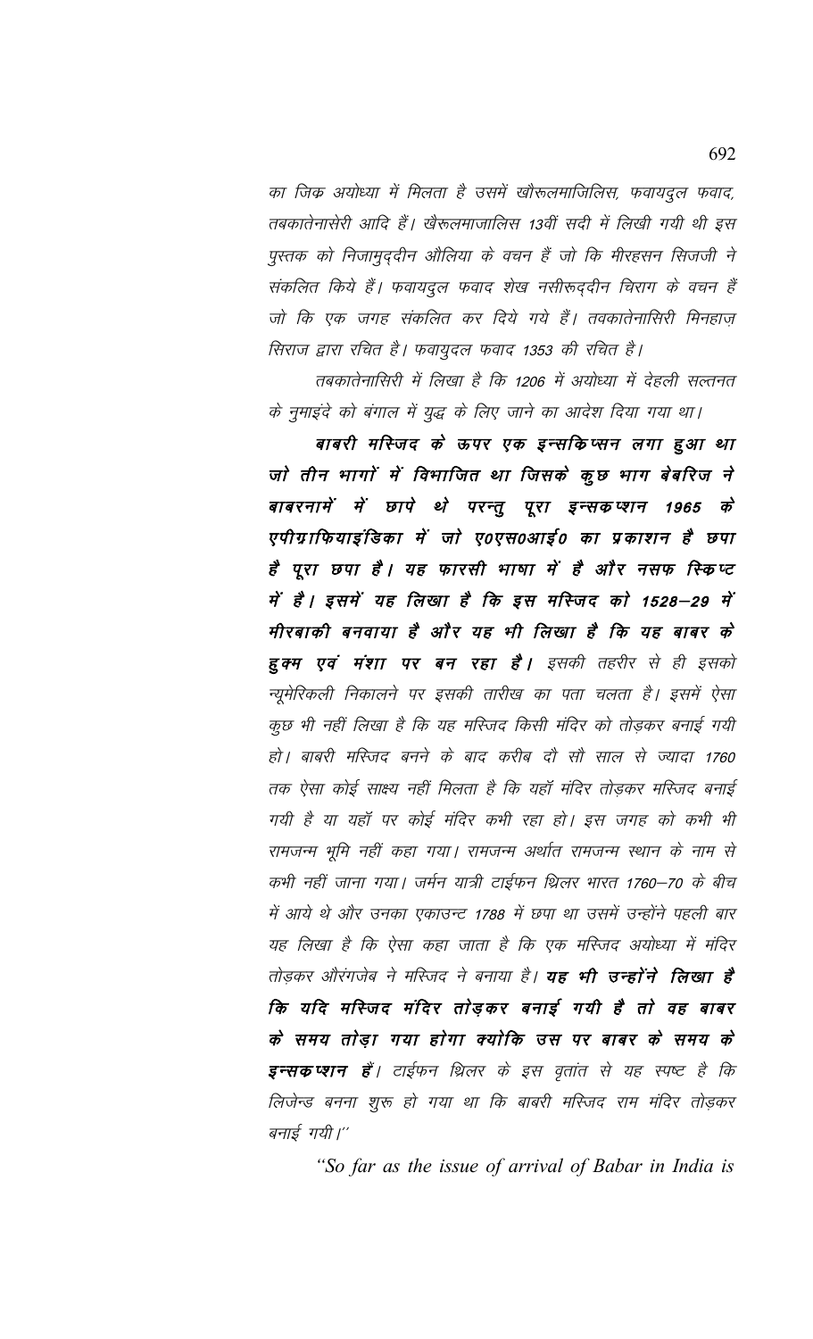*का जिक अयोध्या में मिलता है उसमें खौरूलमाजिलिस, फवायदुल फवाद, तबकातेनासेरी आदि हैं। खैरूलमाजालिस 13वीं सदी में लिखी गयी थी इस पुस्तक को निजामुद्दीन औलिया के वचन हैं जो कि मीरहसन सिजजी ने संकलित किये हैं। फवायदुल फवाद शेख नसीरूद्दीन चिराग के वचन हैं जो कि एक जगह संकलित कर दिये गये हैं। तवकातेनासिरी मिनहाज़ सिराज द्वारा रचित है। फ़वायुदल फवाद 1353 की रचित है।*

*तबकातेनासिरी में लिखा है कि 1206 में अयोध्या में देहली सल्तनत के नुमाइंदे को बंगाल में युद्ध के लिए जाने का आदेश दिया गया था।*

***बाबरी मस्जिद के ऊपर एक इन्सकिप्सन लगा हुआ था जो तीन भागों में विभाजित था जिसके कुछ भाग बेबरिज ने बाबरनामें में छापे थे परन्तु पूरा इन्सकप्शन 1965 के एपीग्राफियाइंडिका में जो ए0एस0आई0 का प्रकाशन है छपा है पूरा छपा है। यह फारसी भाषा में है और नसफ स्किप्ट में है। इसमें यह लिखा है कि इस मस्जिद को 1528—29 में मीरबाकी बनवाया है और यह भी लिखा है कि यह बाबर के हुक्म एवं मंशा पर बन रहा है।** इसकी तहरीर से ही इसको न्यूमेरिकली निकालने पर इसकी तारीख का पता चलता है। इसमें ऐसा कुछ भी नहीं लिखा है कि यह मस्जिद किसी मंदिर को तोड़कर बनाई गयी हो। बाबरी मस्जिद बनने के बाद करीब दो सौ साल से ज्यादा 1760 तक ऐसा कोई साक्ष्य नहीं मिलता है कि यहॉ मंदिर तोड़कर मस्जिद बनाई गयी है या यहॉ पर कोई मंदिर कभी रहा हो। इस जगह को कभी भी रामजन्म भूमि नहीं कहा गया। रामजन्म अर्थात रामजन्म स्थान के नाम से कभी नहीं जाना गया। जर्मन यात्री टाईफन थ्रिलर भारत 1760—70 के बीच में आये थे और उनका एकाउन्ट 1788 में छपा था उसमें उन्होंने पहली बार यह लिखा है कि ऐसा कहा जाता है कि एक मस्जिद अयोध्या में मंदिर तोड़कर औरंगजेब ने मस्जिद ने बनाया है। **यह भी उन्होंने लिखा है कि यदि मस्जिद मंदिर तोड़कर बनाई गयी है तो वह बाबर के समय तोड़ा गया होगा क्योकि उस पर बाबर के समय के इन्सकप्शन हैं**। टाईफन थ्रिलर के इस वृतांत से यह स्पष्ट है कि लिजेन्ड बनना शुरू हो गया था कि बाबरी मस्जिद राम मंदिर तोड़कर बनाई गयी।''*

*"So far as the issue of arrival of Babar in India is*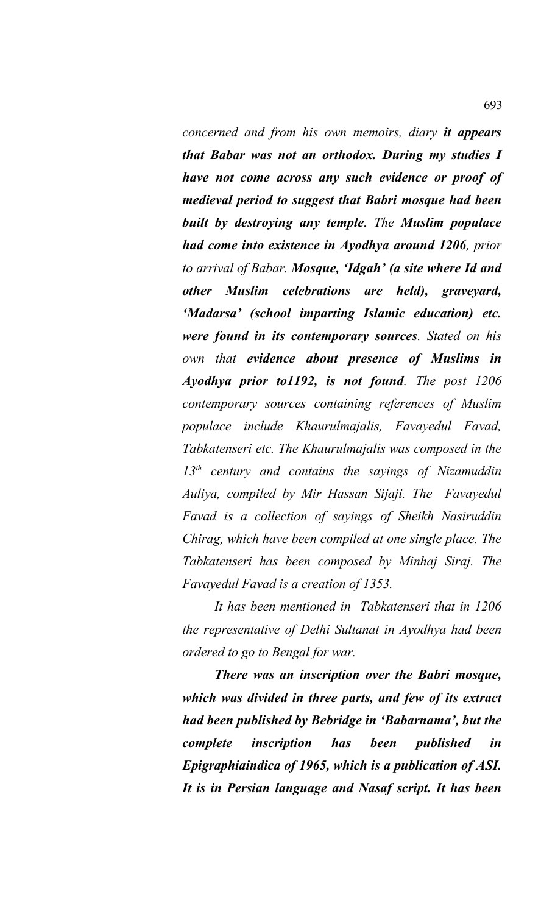*concerned and from his own memoirs, diary **it appears that Babar was not an orthodox. During my studies I have not come across any such evidence or proof of medieval period to suggest that Babri mosque had been built by destroying any temple**. The **Muslim populace had come into existence in Ayodhya around 1206**, prior to arrival of Babar. **Mosque, 'Idgah' (a site where Id and other Muslim celebrations are held), graveyard, 'Madarsa' (school imparting Islamic education) etc. were found in its contemporary sources**. Stated on his own that **evidence about presence of Muslims in Ayodhya prior to1192, is not found**. The post 1206 contemporary sources containing references of Muslim populace include Khaurulmajalis, Favayedul Favad, Tabkatenseri etc. The Khaurulmajalis was composed in the 13th century and contains the sayings of Nizamuddin Auliya, compiled by Mir Hassan Sijaji. The Favayedul Favad is a collection of sayings of Sheikh Nasiruddin Chirag, which have been compiled at one single place. The Tabkatenseri has been composed by Minhaj Siraj. The Favayedul Favad is a creation of 1353.*

*It has been mentioned in Tabkatenseri that in 1206 the representative of Delhi Sultanat in Ayodhya had been ordered to go to Bengal for war.*

***There was an inscription over the Babri mosque, which was divided in three parts, and few of its extract had been published by Bebridge in 'Babarnama', but the complete inscription has been published in Epigraphiaindica of 1965, which is a publication of ASI. It is in Persian language and Nasaf script. It has been***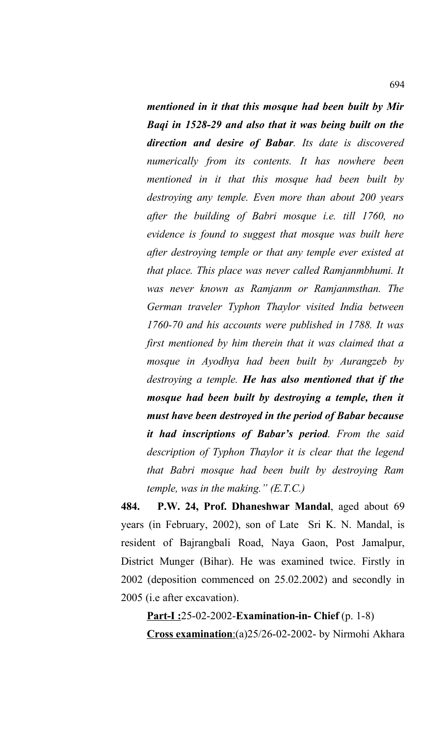***mentioned in it that this mosque had been built by Mir Baqi in 1528-29 and also that it was being built on the direction and desire of Babar****. Its date is discovered numerically from its contents. It has nowhere been mentioned in it that this mosque had been built by destroying any temple. Even more than about 200 years after the building of Babri mosque i.e. till 1760, no evidence is found to suggest that mosque was built here after destroying temple or that any temple ever existed at that place. This place was never called Ramjanmbhumi. It was never known as Ramjanm or Ramjanmsthan. The German traveler Typhon Thaylor visited India between 1760-70 and his accounts were published in 1788. It was first mentioned by him therein that it was claimed that a mosque in Ayodhya had been built by Aurangzeb by destroying a temple.* ***He has also mentioned that if the mosque had been built by destroying a temple, then it must have been destroyed in the period of Babar because it had inscriptions of Babar's period****. From the said description of Typhon Thaylor it is clear that the legend that Babri mosque had been built by destroying Ram temple, was in the making." (E.T.C.)*

**484. P.W. 24, Prof. Dhaneshwar Mandal**, aged about 69 years (in February, 2002), son of Late Sri K. N. Mandal, is resident of Bajrangbali Road, Naya Gaon, Post Jamalpur, District Munger (Bihar). He was examined twice. Firstly in 2002 (deposition commenced on 25.02.2002) and secondly in 2005 (i.e after excavation).

**Part-I :**25-02-2002-**Examination-in- Chief** (p. 1-8)

**Cross examination**:(a)25/26-02-2002- by Nirmohi Akhara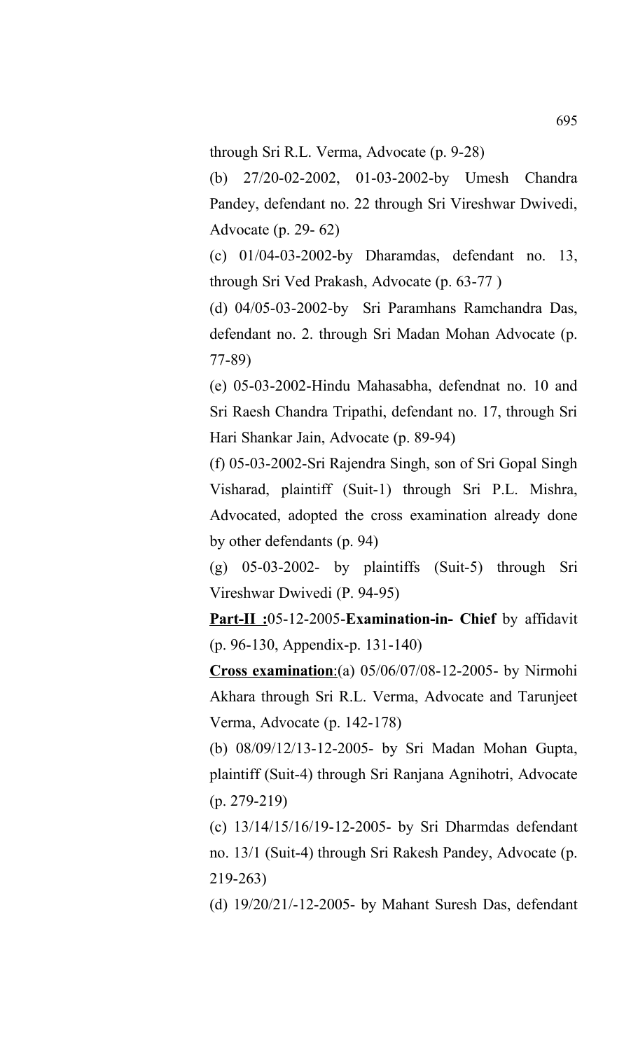through Sri R.L. Verma, Advocate (p. 9-28)

(b) 27/20-02-2002, 01-03-2002-by Umesh Chandra Pandey, defendant no. 22 through Sri Vireshwar Dwivedi, Advocate (p. 29- 62)

(c) 01/04-03-2002-by Dharamdas, defendant no. 13, through Sri Ved Prakash, Advocate (p. 63-77 )

(d) 04/05-03-2002-by Sri Paramhans Ramchandra Das, defendant no. 2. through Sri Madan Mohan Advocate (p. 77-89)

(e) 05-03-2002-Hindu Mahasabha, defendnat no. 10 and Sri Raesh Chandra Tripathi, defendant no. 17, through Sri Hari Shankar Jain, Advocate (p. 89-94)

(f) 05-03-2002-Sri Rajendra Singh, son of Sri Gopal Singh Visharad, plaintiff (Suit-1) through Sri P.L. Mishra, Advocated, adopted the cross examination already done by other defendants (p. 94)

(g) 05-03-2002- by plaintiffs (Suit-5) through Sri Vireshwar Dwivedi (P. 94-95)

**Part-II :**05-12-2005-**Examination-in- Chief** by affidavit (p. 96-130, Appendix-p. 131-140)

**Cross examination**:(a) 05/06/07/08-12-2005- by Nirmohi Akhara through Sri R.L. Verma, Advocate and Tarunjeet Verma, Advocate (p. 142-178)

(b) 08/09/12/13-12-2005- by Sri Madan Mohan Gupta, plaintiff (Suit-4) through Sri Ranjana Agnihotri, Advocate (p. 279-219)

(c) 13/14/15/16/19-12-2005- by Sri Dharmdas defendant no. 13/1 (Suit-4) through Sri Rakesh Pandey, Advocate (p. 219-263)

(d) 19/20/21/-12-2005- by Mahant Suresh Das, defendant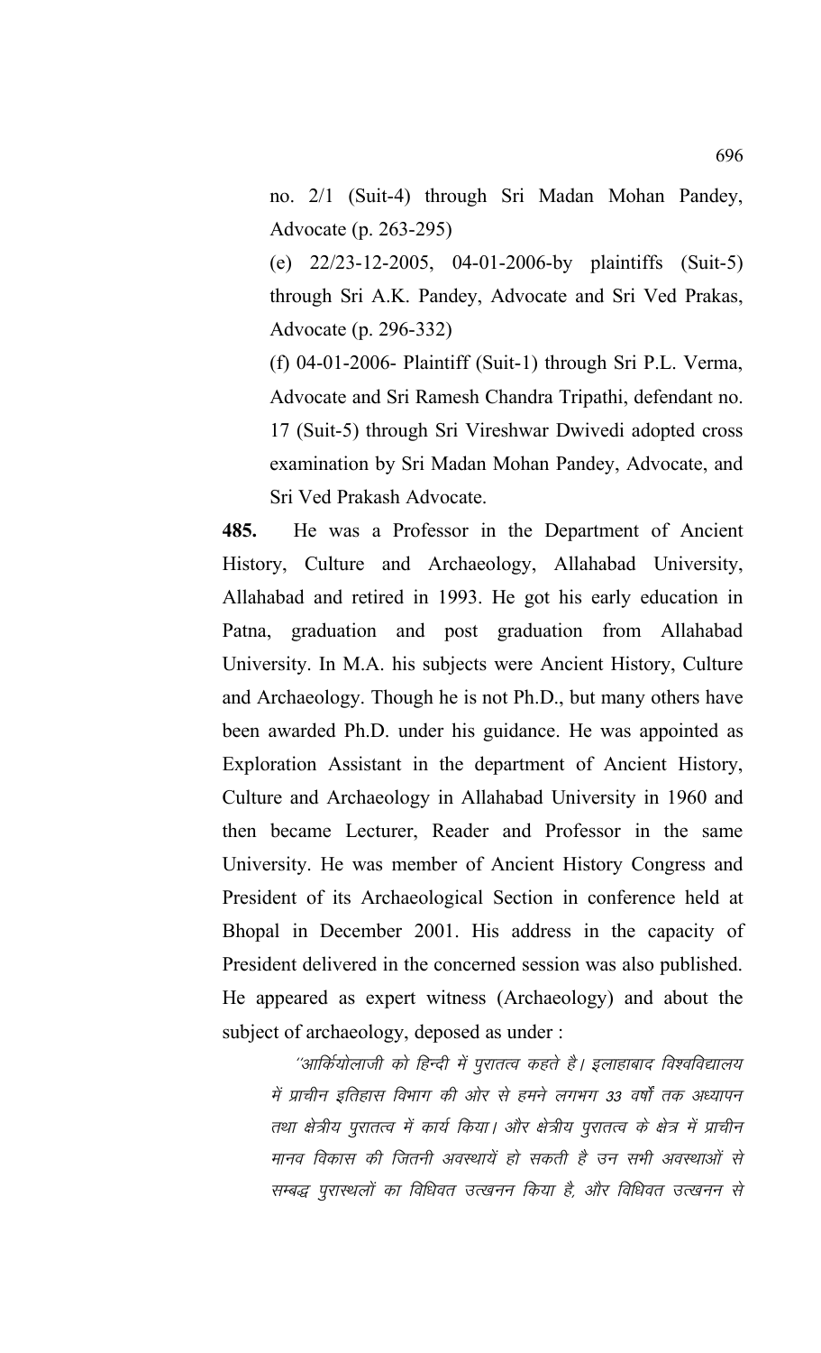no. 2/1 (Suit-4) through Sri Madan Mohan Pandey, Advocate (p. 263-295)

(e) 22/23-12-2005, 04-01-2006-by plaintiffs (Suit-5) through Sri A.K. Pandey, Advocate and Sri Ved Prakas, Advocate (p. 296-332)

(f) 04-01-2006- Plaintiff (Suit-1) through Sri P.L. Verma, Advocate and Sri Ramesh Chandra Tripathi, defendant no. 17 (Suit-5) through Sri Vireshwar Dwivedi adopted cross examination by Sri Madan Mohan Pandey, Advocate, and Sri Ved Prakash Advocate.

**485.** He was a Professor in the Department of Ancient History, Culture and Archaeology, Allahabad University, Allahabad and retired in 1993. He got his early education in Patna, graduation and post graduation from Allahabad University. In M.A. his subjects were Ancient History, Culture and Archaeology. Though he is not Ph.D., but many others have been awarded Ph.D. under his guidance. He was appointed as Exploration Assistant in the department of Ancient History, Culture and Archaeology in Allahabad University in 1960 and then became Lecturer, Reader and Professor in the same University. He was member of Ancient History Congress and President of its Archaeological Section in conference held at Bhopal in December 2001. His address in the capacity of President delivered in the concerned session was also published. He appeared as expert witness (Archaeology) and about the subject of archaeology, deposed as under :

*"आर्कियोलाजी को हिन्दी में पुरातत्व कहते है। इलाहाबाद विश्वविद्यालय में प्राचीन इतिहास विभाग की ओर से हमने लगभग 33 वर्षों तक अध्यापन तथा क्षेत्रीय पुरातत्व में कार्य किया। और क्षेत्रीय पुरातत्व के क्षेत्र में प्राचीन मानव विकास की जितनी अवस्थायें हो सकती है उन सभी अवस्थाओं से सम्बद्ध पुरास्थलों का विधिवत उत्खनन किया है, और विधिवत उत्खनन से*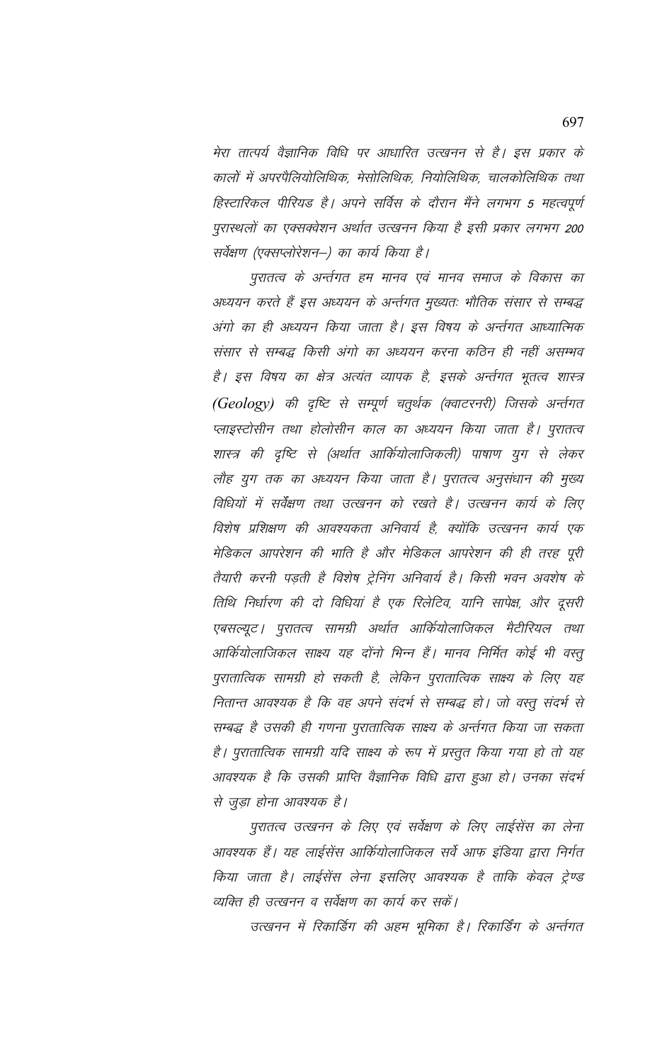मेरा तात्पर्य वैज्ञानिक विधि पर आधारित उत्खनन से है। इस प्रकार के कालों में अपरपैलियोलिथिक, मेसोलिथिक, नियोलिथिक, चालकोलिथिक तथा हिस्टारिकल पीरियड है। अपने सर्विस के दौरान मैंने लगभग 5 महत्वपूर्ण पुरास्थलों का एक्सक्वेशन अर्थात उत्खनन किया है इसी प्रकार लगभग 200 सर्वेक्षण (एक्सप्लोरेशन–) का कार्य किया है।

पुरातत्व के अन्तर्गत हम मानव एवं मानव समाज के विकास का अध्ययन करते हैं इस अध्ययन के अन्तर्गत मुख्यतः भौतिक संसार से सम्बद्ध अंगो का ही अध्ययन किया जाता है। इस विषय के अन्तर्गत आध्यात्मिक संसार से सम्बद्ध किसी अंगो का अध्ययन करना कठिन ही नहीं असम्भव है। इस विषय का क्षेत्र अत्यंत व्यापक है, इसके अन्तर्गत भूतत्व शास्त्र (Geology) की दृष्टि से सम्पूर्ण चतुर्थक (क्वाटरनरी) जिसके अन्तर्गत प्लाइस्टोसीन तथा होलोसीन काल का अध्ययन किया जाता है। पुरातत्व शास्त्र की दृष्टि से (अर्थात आर्कियोलाजिकली) पाषाण युग से लेकर लौह युग तक का अध्ययन किया जाता है। पुरातत्व अनुसंधान की मुख्य विधियों में सर्वेक्षण तथा उत्खनन को रखते है। उत्खनन कार्य के लिए विशेष प्रशिक्षण की आवश्यकता अनिवार्य है, क्योंकि उत्खनन कार्य एक मेडिकल आपरेशन की भाति है और मेडिकल आपरेशन की ही तरह पूरी तैयारी करनी पड़ती है विशेष ट्रेनिंग अनिवार्य है। किसी भवन अवशेष के तिथि निर्धारण की दो विधियां है एक रिलेटिव, यानि सापेक्ष, और दूसरी एबसल्यूट। पुरातत्व सामग्री अर्थात आर्कियोलाजिकल मैटीरियल तथा आर्कियोलाजिकल साक्ष्य यह दोंनो भिन्न हैं। मानव निर्मित कोई भी वस्तु पुरातात्विक सामग्री हो सकती है, लेकिन पुरातात्विक साक्ष्य के लिए यह नितान्त आवश्यक है कि वह अपने संदर्भ से सम्बद्ध हो। जो वस्तु संदर्भ से सम्बद्ध है उसकी ही गणना पुरातात्विक साक्ष्य के अन्तर्गत किया जा सकता है। पुरातात्विक सामग्री यदि साक्ष्य के रूप में प्रस्तुत किया गया हो तो यह आवश्यक है कि उसकी प्राप्ति वैज्ञानिक विधि द्वारा हुआ हो। उनका संदर्भ से जुड़ा होना आवश्यक है।

पुरातत्व उत्खनन के लिए एवं सर्वेक्षण के लिए लाईसेंस का लेना आवश्यक हैं। यह लाईसेंस आर्कियोलाजिकल सर्वे आफ इंडिया द्वारा निर्गत किया जाता है। लाईसेंस लेना इसलिए आवश्यक है ताकि केवल ट्रेण्ड व्यक्ति ही उत्खनन व सर्वेक्षण का कार्य कर सकें।

उत्खनन में रिकार्डिंग की अहम भूमिका है। रिकार्डिंग के अन्तर्गत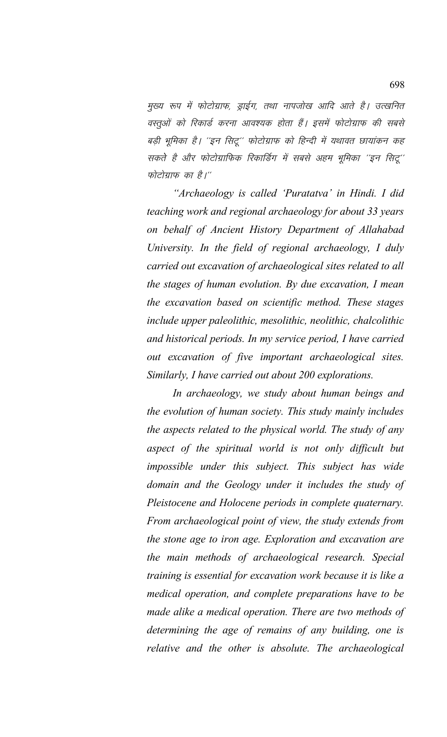*मुख्य रूप में फोटोग्राफ, ड्राईंग, तथा नापजोख आदि आते है। उत्खनित वस्तुओं को रिकार्ड करना आवश्यक होता हैं। इसमें फोटोग्राफ की सबसे बड़ी भूमिका है। ''इन सिटू'' फोटोग्राफ को हिन्दी में यथावत छायांकन कह सकते है और फोटोग्राफिक रिकार्डिंग में सबसे अहम भूमिका ''इन सिटू'' फोटोग्राफ का है।''*

*"Archaeology is called 'Puratatva' in Hindi. I did teaching work and regional archaeology for about 33 years on behalf of Ancient History Department of Allahabad University. In the field of regional archaeology, I duly carried out excavation of archaeological sites related to all the stages of human evolution. By due excavation, I mean the excavation based on scientific method. These stages include upper paleolithic, mesolithic, neolithic, chalcolithic and historical periods. In my service period, I have carried out excavation of five important archaeological sites. Similarly, I have carried out about 200 explorations.*

*In archaeology, we study about human beings and the evolution of human society. This study mainly includes the aspects related to the physical world. The study of any aspect of the spiritual world is not only difficult but impossible under this subject. This subject has wide domain and the Geology under it includes the study of Pleistocene and Holocene periods in complete quaternary. From archaeological point of view, the study extends from the stone age to iron age. Exploration and excavation are the main methods of archaeological research. Special training is essential for excavation work because it is like a medical operation, and complete preparations have to be made alike a medical operation. There are two methods of determining the age of remains of any building, one is relative and the other is absolute. The archaeological*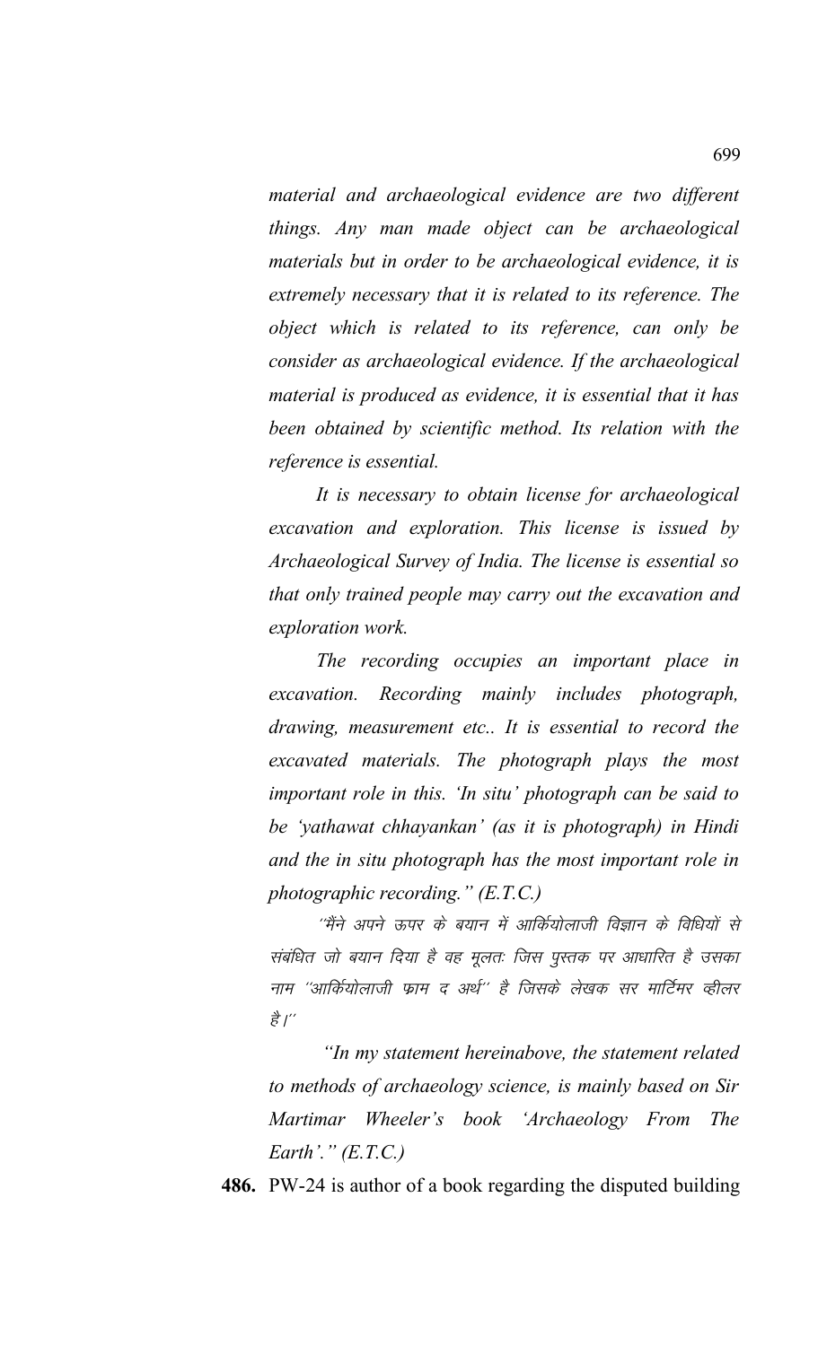*material and archaeological evidence are two different things. Any man made object can be archaeological materials but in order to be archaeological evidence, it is extremely necessary that it is related to its reference. The object which is related to its reference, can only be consider as archaeological evidence. If the archaeological material is produced as evidence, it is essential that it has been obtained by scientific method. Its relation with the reference is essential.*

*It is necessary to obtain license for archaeological excavation and exploration. This license is issued by Archaeological Survey of India. The license is essential so that only trained people may carry out the excavation and exploration work.*

*The recording occupies an important place in excavation. Recording mainly includes photograph, drawing, measurement etc.. It is essential to record the excavated materials. The photograph plays the most important role in this. 'In situ' photograph can be said to be 'yathawat chhayankan' (as it is photograph) in Hindi and the in situ photograph has the most important role in photographic recording." (E.T.C.)*

*''मैंने अपने ऊपर के बयान में आर्कियोलाजी विज्ञान के विधियों से संबंधित जो बयान दिया है वह मूलतः जिस पुस्तक पर आधारित है उसका नाम ''आर्कियोलाजी फ्राम द अर्थ'' है जिसके लेखक सर मार्टिमर व्हीलर है।''*

*"In my statement hereinabove, the statement related to methods of archaeology science, is mainly based on Sir Martimar Wheeler's book 'Archaeology From The Earth'." (E.T.C.)*

**486.** PW-24 is author of a book regarding the disputed building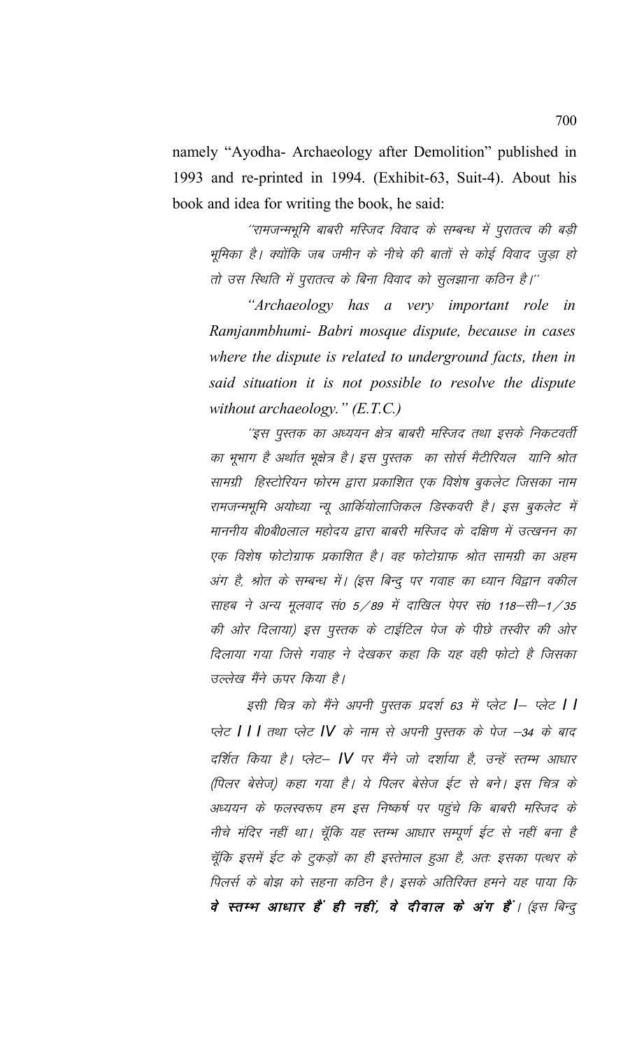namely "Ayodha- Archaeology after Demolition" published in 1993 and re-printed in 1994. (Exhibit-63, Suit-4). About his book and idea for writing the book, he said:

> ''रामजन्मभूमि बाबरी मस्जिद विवाद के सम्बन्ध में पुरातत्व की बड़ी भूमिका है। क्योंकि जब जमीन के नीचे की बातों से कोई विवाद जुड़ा हो तो उस स्थिति में पुरातत्व के बिना विवाद को सुलझाना कठिन है।''
>
> *"Archaeology has a very important role in Ramjanmbhumi- Babri mosque dispute, because in cases where the dispute is related to underground facts, then in said situation it is not possible to resolve the dispute without archaeology." (E.T.C.)*
>
> ''इस पुस्तक का अध्ययन क्षेत्र बाबरी मस्जिद तथा इसके निकटवर्ती का भूभाग है अर्थात भूक्षेत्र है। इस पुस्तक का सोर्स मैटीरियल यानि श्रोत सामग्री हिस्टोरियन फोरम द्वारा प्रकाशित एक विशेष बुकलेट जिसका नाम रामजन्मभूमि अयोध्या न्यू आर्कियोलाजिकल डिस्कवरी है। इस बुकलेट में माननीय बी0बी0लाल महोदय द्वारा बाबरी मस्जिद के दक्षिण में उत्खनन का एक विशेष फोटोग्राफ प्रकाशित है। वह फोटोग्राफ श्रोत सामग्री का अहम अंग है, श्रोत के सम्बन्ध में। (इस बिन्दु पर गवाह का ध्यान विद्वान वकील साहब ने अन्य मूलवाद सं0 5/89 में दाखिल पेपर सं0 118–सी–1/35 की ओर दिलाया) इस पुस्तक के टाईटिल पेज के पीछे तस्वीर की ओर दिलाया गया जिसे गवाह ने देखकर कहा कि यह वही फोटो है जिसका उल्लेख मैंने ऊपर किया है।
>
> इसी चित्र को मैंने अपनी पुस्तक प्रदर्श 63 में प्लेट I– प्लेट II प्लेट III तथा प्लेट IV के नाम से अपनी पुस्तक के पेज –34 के बाद दर्शित किया है। प्लेट– IV पर मैंने जो दर्शाया है, उन्हें स्तम्भ आधार (पिलर बेसेज) कहा गया है। ये पिलर बेसेज ईट से बने। इस चित्र के अध्ययन के फलस्वरूप हम इस निष्कर्ष पर पहुंचे कि बाबरी मस्जिद के नीचे मंदिर नहीं था। चूँकि यह स्तम्भ आधार सम्पूर्ण ईट से नहीं बना है चूँकि इसमें ईट के टुकड़ों का ही इस्तेमाल हुआ है, अतः इसका पत्थर के पिलर्स के बोझ को सहना कठिन है। इसके अतिरिक्त हमने यह पाया कि **वे स्तम्भ आधार हैं ही नहीं, वे दीवाल के अंग हैं**। (इस बिन्दु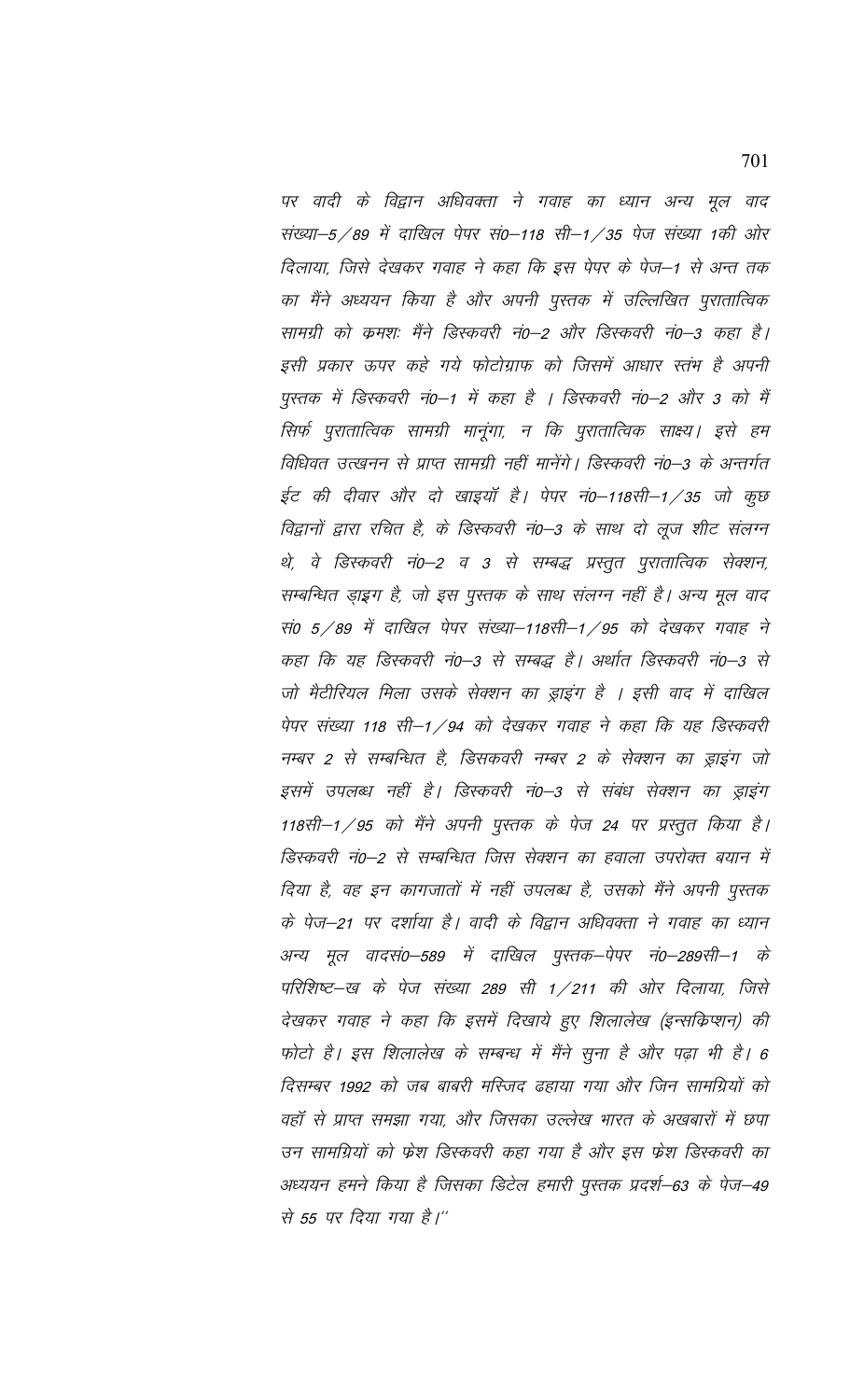पर वादी के विद्वान अधिवक्ता ने गवाह का ध्यान अन्य मूल वाद संख्या–5/89 में दाखिल पेपर सं0–118 सी–1/35 पेज संख्या 1की ओर दिलाया, जिसे देखकर गवाह ने कहा कि इस पेपर के पेज–1 से अन्त तक का मैंने अध्ययन किया है और अपनी पुस्तक में उल्लिखित पुरातात्विक सामग्री को क्रमशः मैंने डिस्कवरी नं0–2 और डिस्कवरी नं0–3 कहा है। इसी प्रकार ऊपर कहे गये फोटोग्राफ को जिसमें आधार स्तंभ है अपनी पुस्तक में डिस्कवरी नं0–1 में कहा है । डिस्कवरी नं0–2 और 3 को मैं सिर्फ पुरातात्विक सामग्री मानूंगा, न कि पुरातात्विक साक्ष्य। इसे हम विधिवत उत्खनन से प्राप्त सामग्री नहीं मानेंगे। डिस्कवरी नं0–3 के अन्तर्गत ईट की दीवार और दो खाइयॉं है। पेपर नं0–118सी–1/35 जो कुछ विद्वानों द्वारा रचित है, के डिस्कवरी नं0–3 के साथ दो लूज शीट संलग्न थे, वे डिस्कवरी नं0–2 व 3 से सम्बद्ध प्रस्तुत पुरातात्विक सेक्शन, सम्बन्धित ड्राइग है, जो इस पुस्तक के साथ संलग्न नहीं है। अन्य मूल वाद सं0 5/89 में दाखिल पेपर संख्या–118सी–1/95 को देखकर गवाह ने कहा कि यह डिस्कवरी नं0–3 से सम्बद्ध है। अर्थात डिस्कवरी नं0–3 से जो मैटीरियल मिला उसके सेक्शन का ड्राइंग है । इसी वाद में दाखिल पेपर संख्या 118 सी–1/94 को देखकर गवाह ने कहा कि यह डिस्कवरी नम्बर 2 से सम्बन्धित है, डिसकवरी नम्बर 2 के सेक्शन का ड्राइंग जो इसमें उपलब्ध नहीं है। डिस्कवरी नं0–3 से संबंध सेक्शन का ड्राइंग 118सी–1/95 को मैंने अपनी पुस्तक के पेज 24 पर प्रस्तुत किया है। डिस्कवरी नं0–2 से सम्बन्धित जिस सेक्शन का हवाला उपरोक्त बयान में दिया है, वह इन कागजातों में नहीं उपलब्ध है, उसको मैंने अपनी पुस्तक के पेज–21 पर दर्शाया है। वादी के विद्वान अधिवक्ता ने गवाह का ध्यान अन्य मूल वादसं0–589 में दाखिल पुस्तक–पेपर नं0–289सी–1 के परिशिष्ट–ख के पेज संख्या 289 सी 1/211 की ओर दिलाया, जिसे देखकर गवाह ने कहा कि इसमें दिखाये हुए शिलालेख (इन्सक्रिप्शन) की फोटो है। इस शिलालेख के सम्बन्ध में मैंने सुना है और पढ़ा भी है। 6 दिसम्बर 1992 को जब बाबरी मस्जिद ढहाया गया और जिन सामग्रियों को वहॉं से प्राप्त समझा गया, और जिसका उल्लेख भारत के अखबारों में छपा उन सामग्रियों को फ्रेश डिस्कवरी कहा गया है और इस फ्रेश डिस्कवरी का अध्ययन हमने किया है जिसका डिटेल हमारी पुस्तक प्रदर्श–63 के पेज–49 से 55 पर दिया गया है।''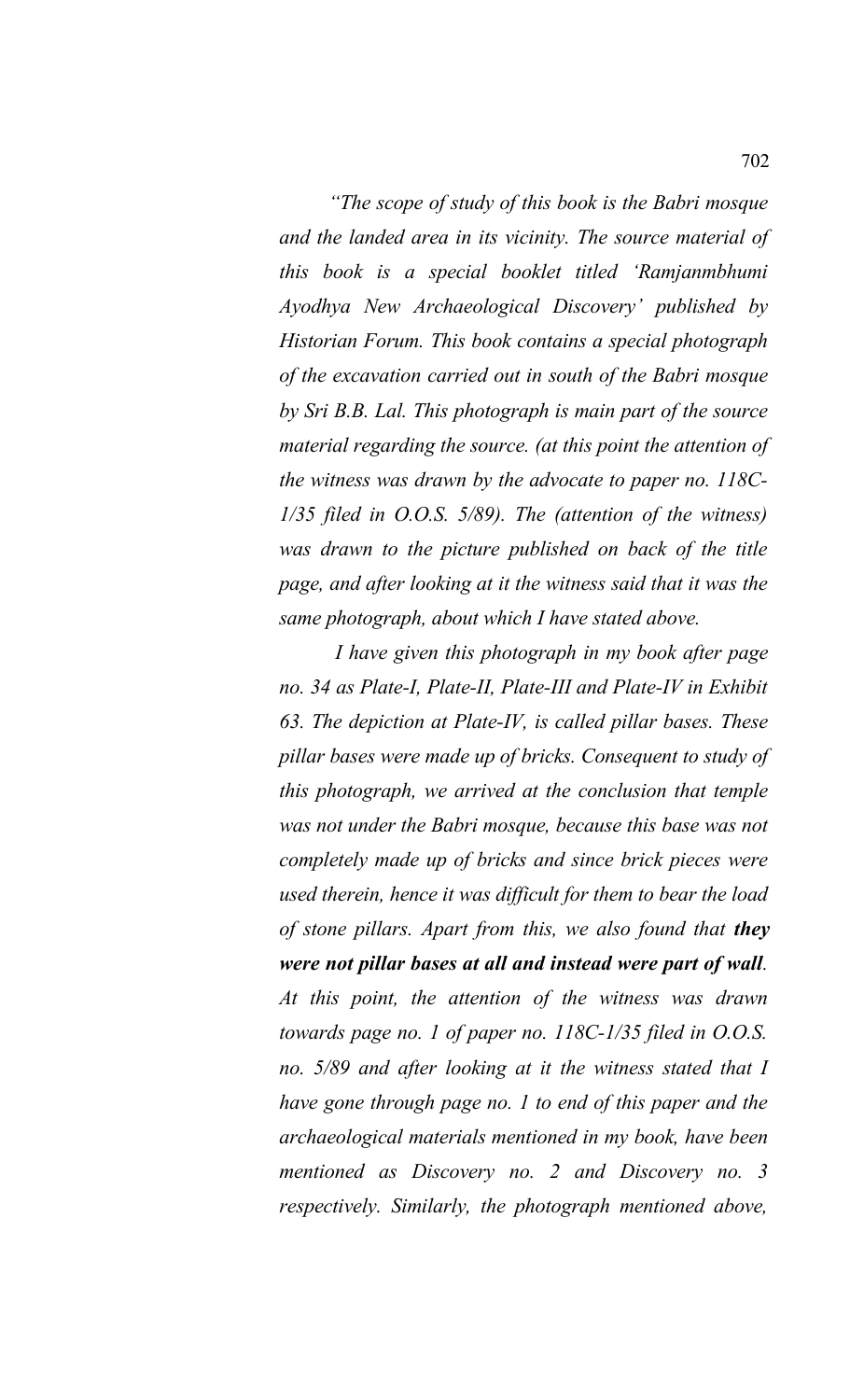*"The scope of study of this book is the Babri mosque and the landed area in its vicinity. The source material of this book is a special booklet titled 'Ramjanmbhumi Ayodhya New Archaeological Discovery' published by Historian Forum. This book contains a special photograph of the excavation carried out in south of the Babri mosque by Sri B.B. Lal. This photograph is main part of the source material regarding the source. (at this point the attention of the witness was drawn by the advocate to paper no. 118C-1/35 filed in O.O.S. 5/89). The (attention of the witness) was drawn to the picture published on back of the title page, and after looking at it the witness said that it was the same photograph, about which I have stated above.*

*I have given this photograph in my book after page no. 34 as Plate-I, Plate-II, Plate-III and Plate-IV in Exhibit 63. The depiction at Plate-IV, is called pillar bases. These pillar bases were made up of bricks. Consequent to study of this photograph, we arrived at the conclusion that temple was not under the Babri mosque, because this base was not completely made up of bricks and since brick pieces were used therein, hence it was difficult for them to bear the load of stone pillars. Apart from this, we also found that* ***they were not pillar bases at all and instead were part of wall****. At this point, the attention of the witness was drawn towards page no. 1 of paper no. 118C-1/35 filed in O.O.S. no. 5/89 and after looking at it the witness stated that I have gone through page no. 1 to end of this paper and the archaeological materials mentioned in my book, have been mentioned as Discovery no. 2 and Discovery no. 3 respectively. Similarly, the photograph mentioned above,*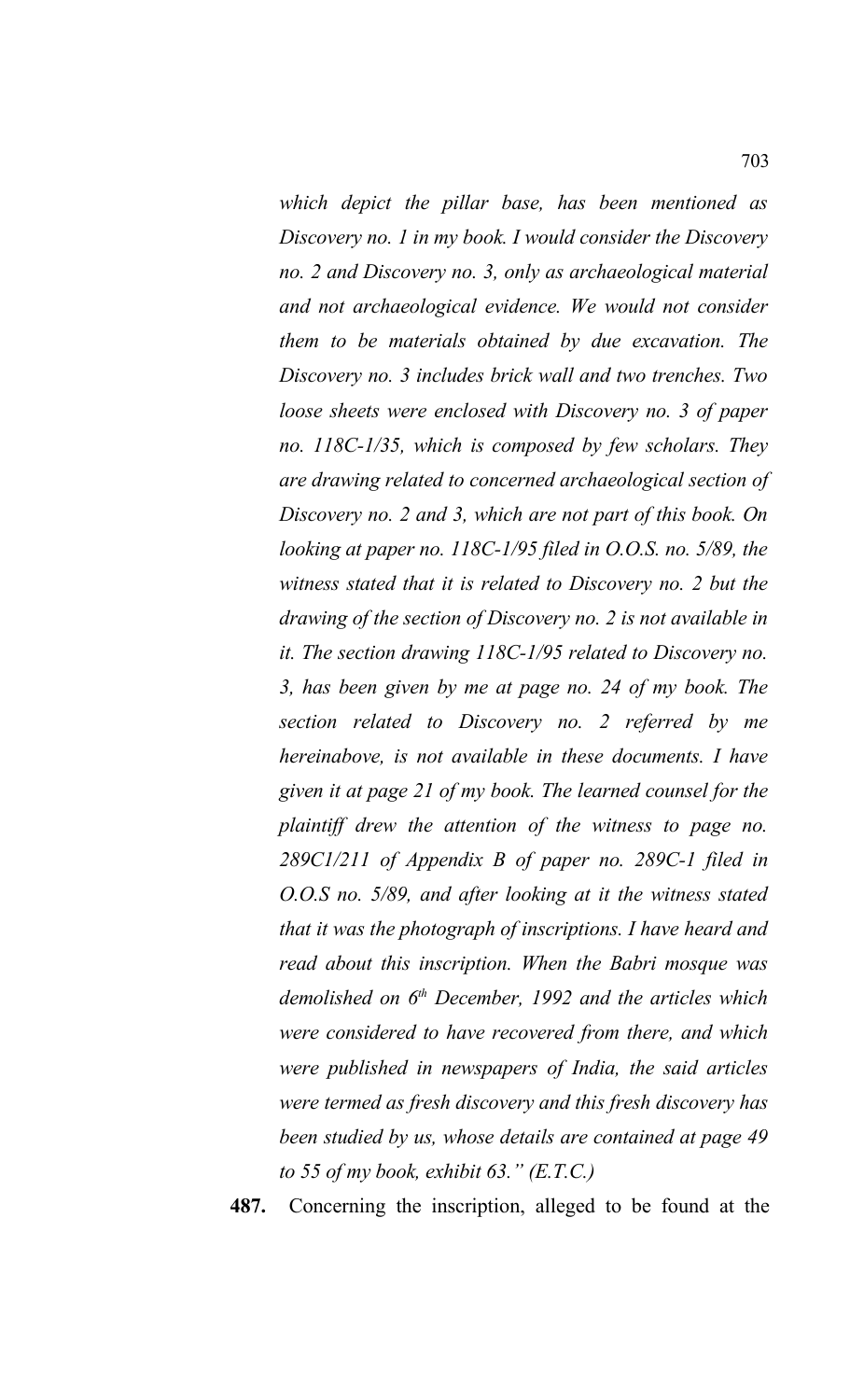*which depict the pillar base, has been mentioned as Discovery no. 1 in my book. I would consider the Discovery no. 2 and Discovery no. 3, only as archaeological material and not archaeological evidence. We would not consider them to be materials obtained by due excavation. The Discovery no. 3 includes brick wall and two trenches. Two loose sheets were enclosed with Discovery no. 3 of paper no. 118C-1/35, which is composed by few scholars. They are drawing related to concerned archaeological section of Discovery no. 2 and 3, which are not part of this book. On looking at paper no. 118C-1/95 filed in O.O.S. no. 5/89, the witness stated that it is related to Discovery no. 2 but the drawing of the section of Discovery no. 2 is not available in it. The section drawing 118C-1/95 related to Discovery no. 3, has been given by me at page no. 24 of my book. The section related to Discovery no. 2 referred by me hereinabove, is not available in these documents. I have given it at page 21 of my book. The learned counsel for the plaintiff drew the attention of the witness to page no. 289C1/211 of Appendix B of paper no. 289C-1 filed in O.O.S no. 5/89, and after looking at it the witness stated that it was the photograph of inscriptions. I have heard and read about this inscription. When the Babri mosque was demolished on 6th December, 1992 and the articles which were considered to have recovered from there, and which were published in newspapers of India, the said articles were termed as fresh discovery and this fresh discovery has been studied by us, whose details are contained at page 49 to 55 of my book, exhibit 63." (E.T.C.)*

**487.** Concerning the inscription, alleged to be found at the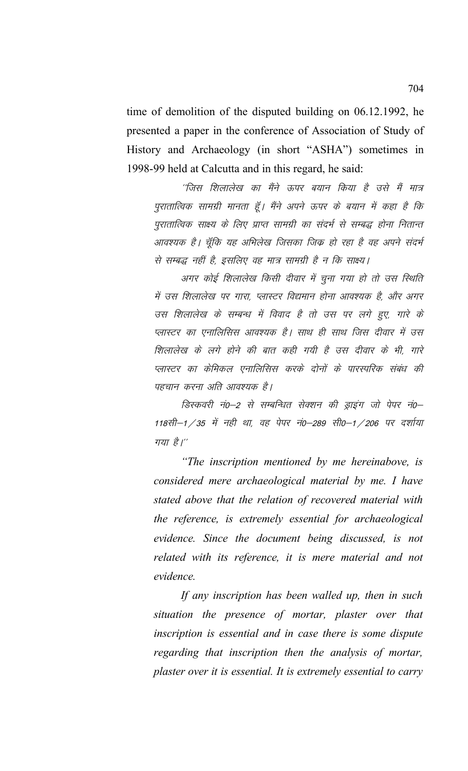time of demolition of the disputed building on 06.12.1992, he presented a paper in the conference of Association of Study of History and Archaeology (in short "ASHA") sometimes in 1998-99 held at Calcutta and in this regard, he said:

> ''जिस शिलालेख का मैंने ऊपर बयान किया है उसे मैं मात्र पुरातात्विक सामग्री मानता हूँ। मैंने अपने ऊपर के बयान में कहा है कि पुरातात्विक साक्ष्य के लिए प्राप्त सामग्री का संदर्भ से सम्बद्ध होना नितान्त आवश्यक है। चूँकि यह अभिलेख जिसका जिक्र हो रहा है वह अपने संदर्भ से सम्बद्ध नहीं है, इसलिए वह मात्र सामग्री है न कि साक्ष्य।
>
> अगर कोई शिलालेख किसी दीवार में चुना गया हो तो उस स्थिति में उस शिलालेख पर गारा, प्लास्टर विद्यमान होना आवश्यक है, और अगर उस शिलालेख के सम्बन्ध में विवाद है तो उस पर लगे हुए, गारे के प्लास्टर का एनालिसिस आवश्यक है। साथ ही साथ जिस दीवार में उस शिलालेख के लगे होने की बात कही गयी है उस दीवार के भी, गारे प्लास्टर का केमिकल एनालिसिस करके दोनों के पारस्परिक संबंध की पहचान करना अति आवश्यक है।
>
> डिस्कवरी नं0–2 से सम्बन्धित सेक्शन की ड्राइंग जो पेपर नं0–118सी–1/35 में नही था, वह पेपर नं0–289 सी0–1/206 पर दर्शाया गया है।''
>
> *"The inscription mentioned by me hereinabove, is considered mere archaeological material by me. I have stated above that the relation of recovered material with the reference, is extremely essential for archaeological evidence. Since the document being discussed, is not related with its reference, it is mere material and not evidence.*
>
> *If any inscription has been walled up, then in such situation the presence of mortar, plaster over that inscription is essential and in case there is some dispute regarding that inscription then the analysis of mortar, plaster over it is essential. It is extremely essential to carry*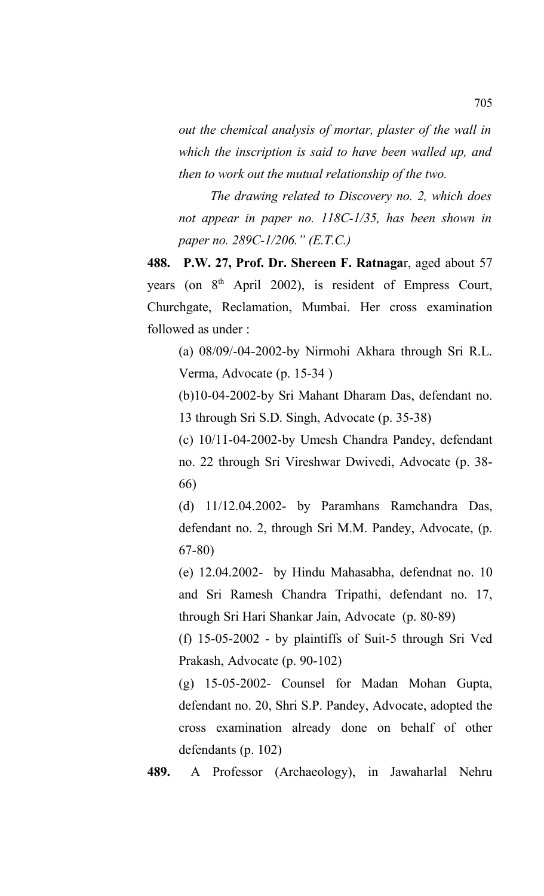*out the chemical analysis of mortar, plaster of the wall in which the inscription is said to have been walled up, and then to work out the mutual relationship of the two.*

*The drawing related to Discovery no. 2, which does not appear in paper no. 118C-1/35, has been shown in paper no. 289C-1/206." (E.T.C.)*

**488. P.W. 27, Prof. Dr. Shereen F. Ratnaga**r, aged about 57 years (on 8th April 2002), is resident of Empress Court, Churchgate, Reclamation, Mumbai. Her cross examination followed as under :

(a) 08/09/-04-2002-by Nirmohi Akhara through Sri R.L. Verma, Advocate (p. 15-34 )

(b)10-04-2002-by Sri Mahant Dharam Das, defendant no. 13 through Sri S.D. Singh, Advocate (p. 35-38)

(c) 10/11-04-2002-by Umesh Chandra Pandey, defendant no. 22 through Sri Vireshwar Dwivedi, Advocate (p. 38-66)

(d) 11/12.04.2002- by Paramhans Ramchandra Das, defendant no. 2, through Sri M.M. Pandey, Advocate, (p. 67-80)

(e) 12.04.2002- by Hindu Mahasabha, defendnat no. 10 and Sri Ramesh Chandra Tripathi, defendant no. 17, through Sri Hari Shankar Jain, Advocate (p. 80-89)

(f) 15-05-2002 - by plaintiffs of Suit-5 through Sri Ved Prakash, Advocate (p. 90-102)

(g) 15-05-2002- Counsel for Madan Mohan Gupta, defendant no. 20, Shri S.P. Pandey, Advocate, adopted the cross examination already done on behalf of other defendants (p. 102)

**489.** A Professor (Archaeology), in Jawaharlal Nehru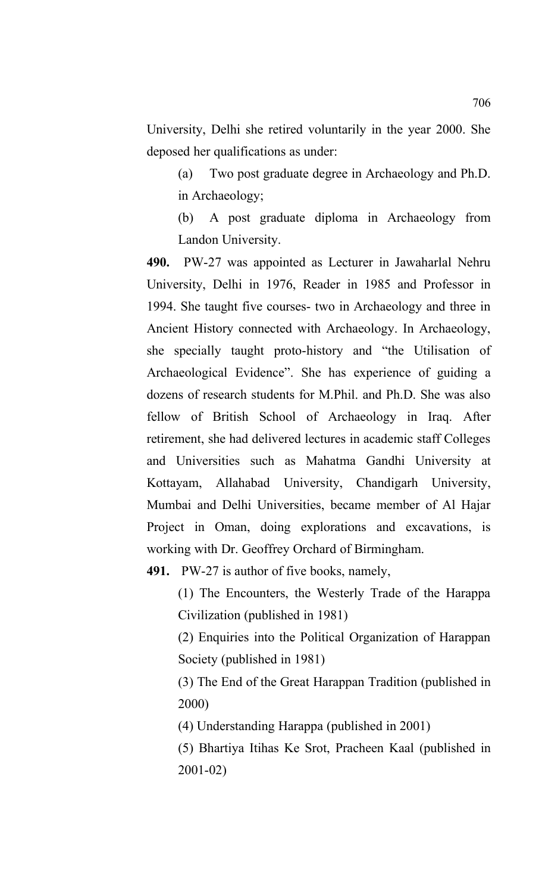University, Delhi she retired voluntarily in the year 2000. She deposed her qualifications as under:

(a) Two post graduate degree in Archaeology and Ph.D. in Archaeology;

(b) A post graduate diploma in Archaeology from Landon University.

**490.** PW-27 was appointed as Lecturer in Jawaharlal Nehru University, Delhi in 1976, Reader in 1985 and Professor in 1994. She taught five courses- two in Archaeology and three in Ancient History connected with Archaeology. In Archaeology, she specially taught proto-history and "the Utilisation of Archaeological Evidence". She has experience of guiding a dozens of research students for M.Phil. and Ph.D. She was also fellow of British School of Archaeology in Iraq. After retirement, she had delivered lectures in academic staff Colleges and Universities such as Mahatma Gandhi University at Kottayam, Allahabad University, Chandigarh University, Mumbai and Delhi Universities, became member of Al Hajar Project in Oman, doing explorations and excavations, is working with Dr. Geoffrey Orchard of Birmingham.

**491.** PW-27 is author of five books, namely,

(1) The Encounters, the Westerly Trade of the Harappa Civilization (published in 1981)

(2) Enquiries into the Political Organization of Harappan Society (published in 1981)

(3) The End of the Great Harappan Tradition (published in 2000)

(4) Understanding Harappa (published in 2001)

(5) Bhartiya Itihas Ke Srot, Pracheen Kaal (published in 2001-02)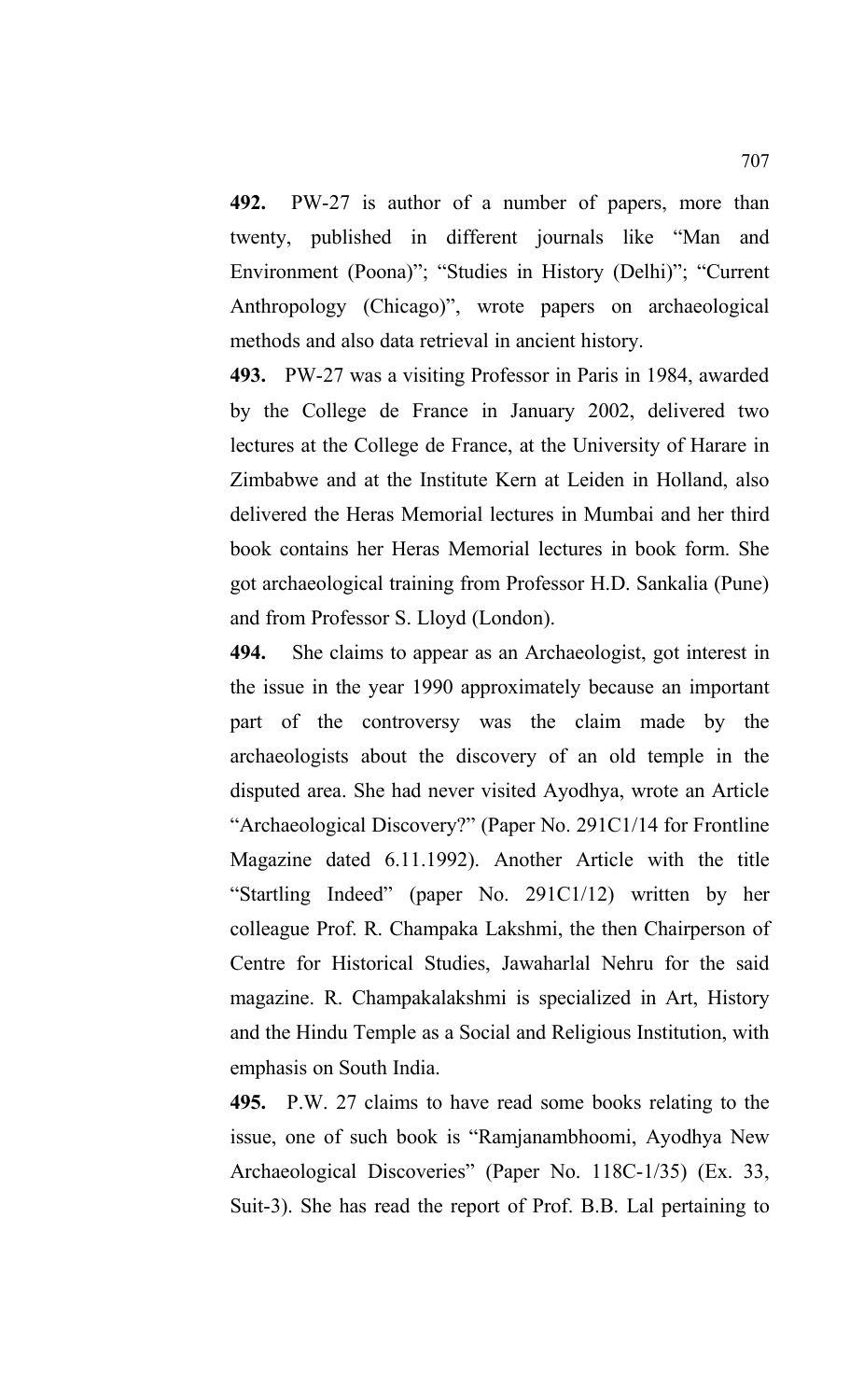**492.** PW-27 is author of a number of papers, more than twenty, published in different journals like "Man and Environment (Poona)"; "Studies in History (Delhi)"; "Current Anthropology (Chicago)", wrote papers on archaeological methods and also data retrieval in ancient history.

**493.** PW-27 was a visiting Professor in Paris in 1984, awarded by the College de France in January 2002, delivered two lectures at the College de France, at the University of Harare in Zimbabwe and at the Institute Kern at Leiden in Holland, also delivered the Heras Memorial lectures in Mumbai and her third book contains her Heras Memorial lectures in book form. She got archaeological training from Professor H.D. Sankalia (Pune) and from Professor S. Lloyd (London).

**494.** She claims to appear as an Archaeologist, got interest in the issue in the year 1990 approximately because an important part of the controversy was the claim made by the archaeologists about the discovery of an old temple in the disputed area. She had never visited Ayodhya, wrote an Article "Archaeological Discovery?" (Paper No. 291C1/14 for Frontline Magazine dated 6.11.1992). Another Article with the title "Startling Indeed" (paper No. 291C1/12) written by her colleague Prof. R. Champaka Lakshmi, the then Chairperson of Centre for Historical Studies, Jawaharlal Nehru for the said magazine. R. Champakalakshmi is specialized in Art, History and the Hindu Temple as a Social and Religious Institution, with emphasis on South India.

**495.** P.W. 27 claims to have read some books relating to the issue, one of such book is "Ramjanambhoomi, Ayodhya New Archaeological Discoveries" (Paper No. 118C-1/35) (Ex. 33, Suit-3). She has read the report of Prof. B.B. Lal pertaining to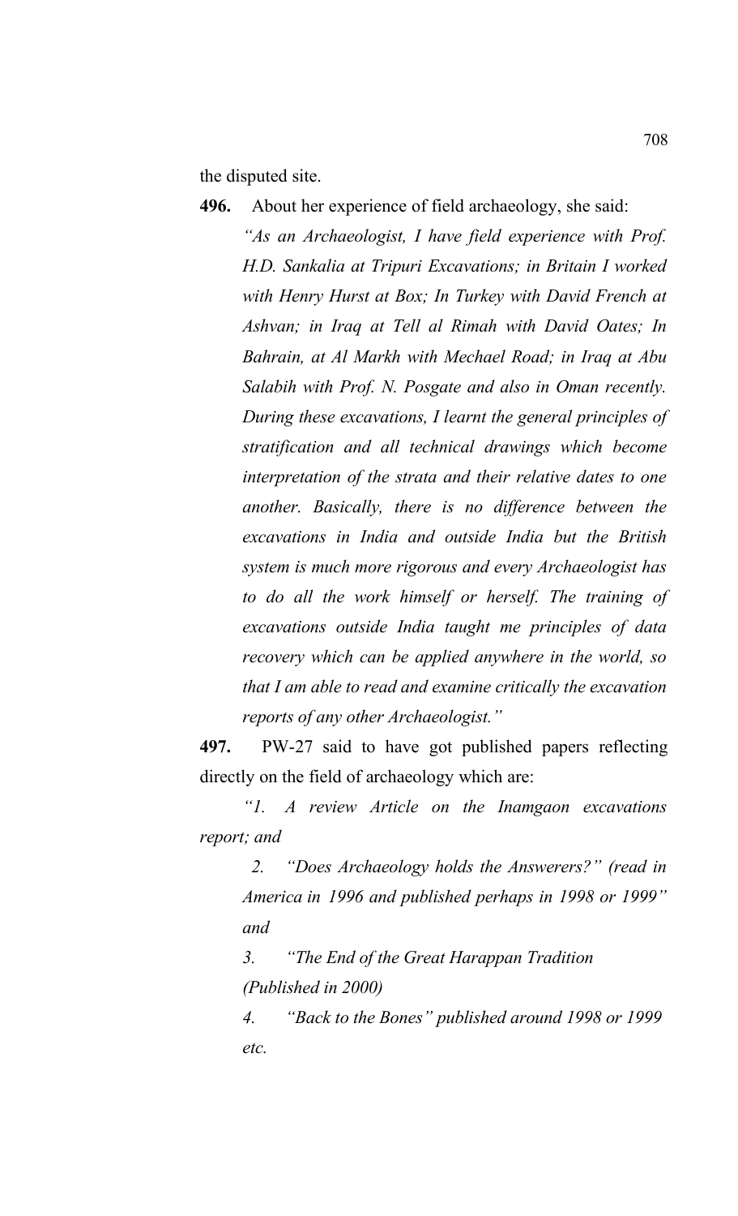the disputed site.

**496.** About her experience of field archaeology, she said:

> *"As an Archaeologist, I have field experience with Prof. H.D. Sankalia at Tripuri Excavations; in Britain I worked with Henry Hurst at Box; In Turkey with David French at Ashvan; in Iraq at Tell al Rimah with David Oates; In Bahrain, at Al Markh with Mechael Road; in Iraq at Abu Salabih with Prof. N. Posgate and also in Oman recently. During these excavations, I learnt the general principles of stratification and all technical drawings which become interpretation of the strata and their relative dates to one another. Basically, there is no difference between the excavations in India and outside India but the British system is much more rigorous and every Archaeologist has to do all the work himself or herself. The training of excavations outside India taught me principles of data recovery which can be applied anywhere in the world, so that I am able to read and examine critically the excavation reports of any other Archaeologist."*

**497.** PW-27 said to have got published papers reflecting directly on the field of archaeology which are:

*"1. A review Article on the Inamgaon excavations report; and*

*2. "Does Archaeology holds the Answerers?" (read in America in 1996 and published perhaps in 1998 or 1999" and*

*3. "The End of the Great Harappan Tradition (Published in 2000)*

*4. "Back to the Bones" published around 1998 or 1999 etc.*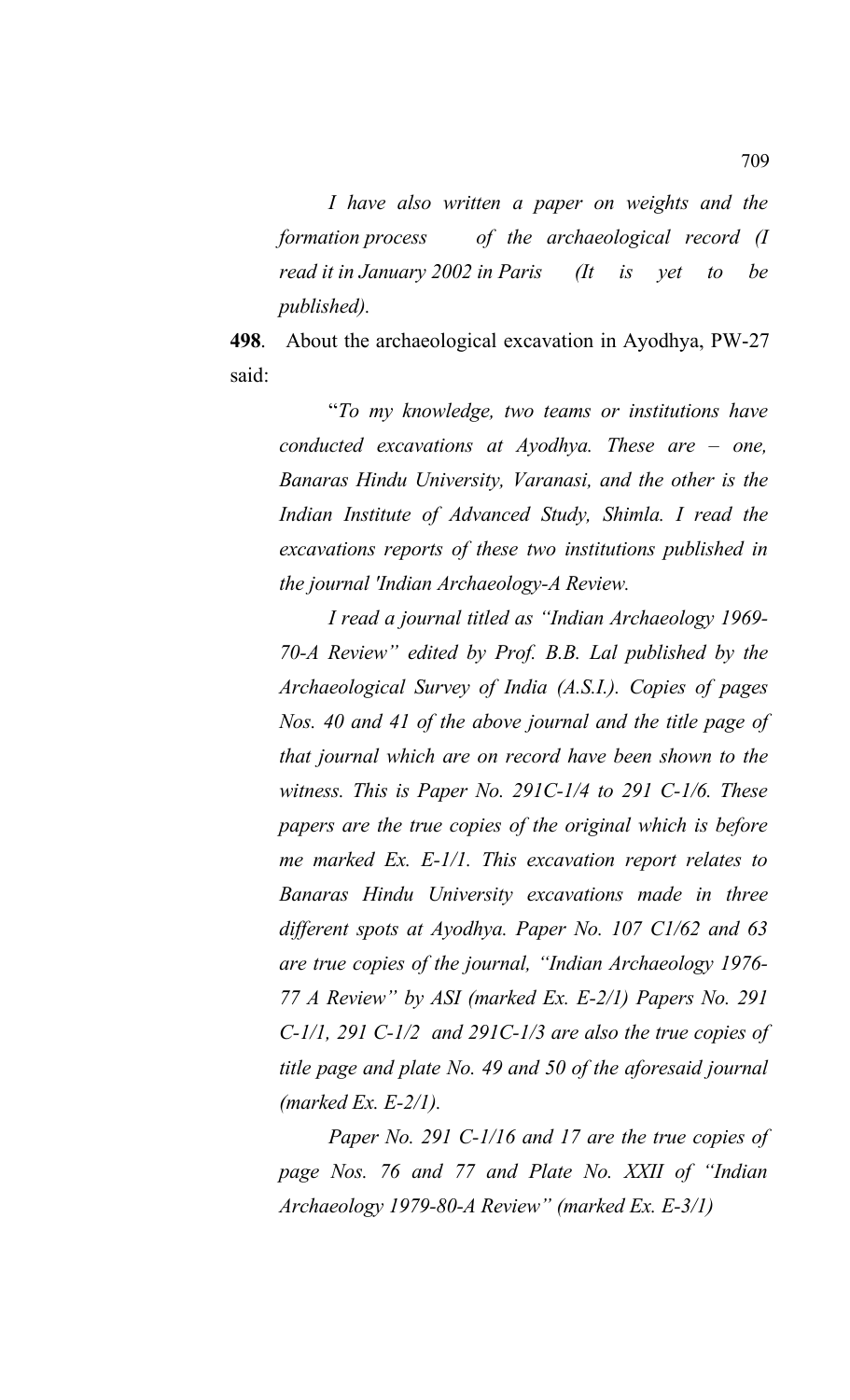*I have also written a paper on weights and the formation process of the archaeological record (I read it in January 2002 in Paris (It is yet to be published).*

**498**. About the archaeological excavation in Ayodhya, PW-27 said:

"*To my knowledge, two teams or institutions have conducted excavations at Ayodhya. These are – one, Banaras Hindu University, Varanasi, and the other is the Indian Institute of Advanced Study, Shimla. I read the excavations reports of these two institutions published in the journal 'Indian Archaeology-A Review.*

*I read a journal titled as "Indian Archaeology 1969-70-A Review" edited by Prof. B.B. Lal published by the Archaeological Survey of India (A.S.I.). Copies of pages Nos. 40 and 41 of the above journal and the title page of that journal which are on record have been shown to the witness. This is Paper No. 291C-1/4 to 291 C-1/6. These papers are the true copies of the original which is before me marked Ex. E-1/1. This excavation report relates to Banaras Hindu University excavations made in three different spots at Ayodhya. Paper No. 107 C1/62 and 63 are true copies of the journal, "Indian Archaeology 1976-77 A Review" by ASI (marked Ex. E-2/1) Papers No. 291 C-1/1, 291 C-1/2 and 291C-1/3 are also the true copies of title page and plate No. 49 and 50 of the aforesaid journal (marked Ex. E-2/1).*

*Paper No. 291 C-1/16 and 17 are the true copies of page Nos. 76 and 77 and Plate No. XXII of "Indian Archaeology 1979-80-A Review" (marked Ex. E-3/1)*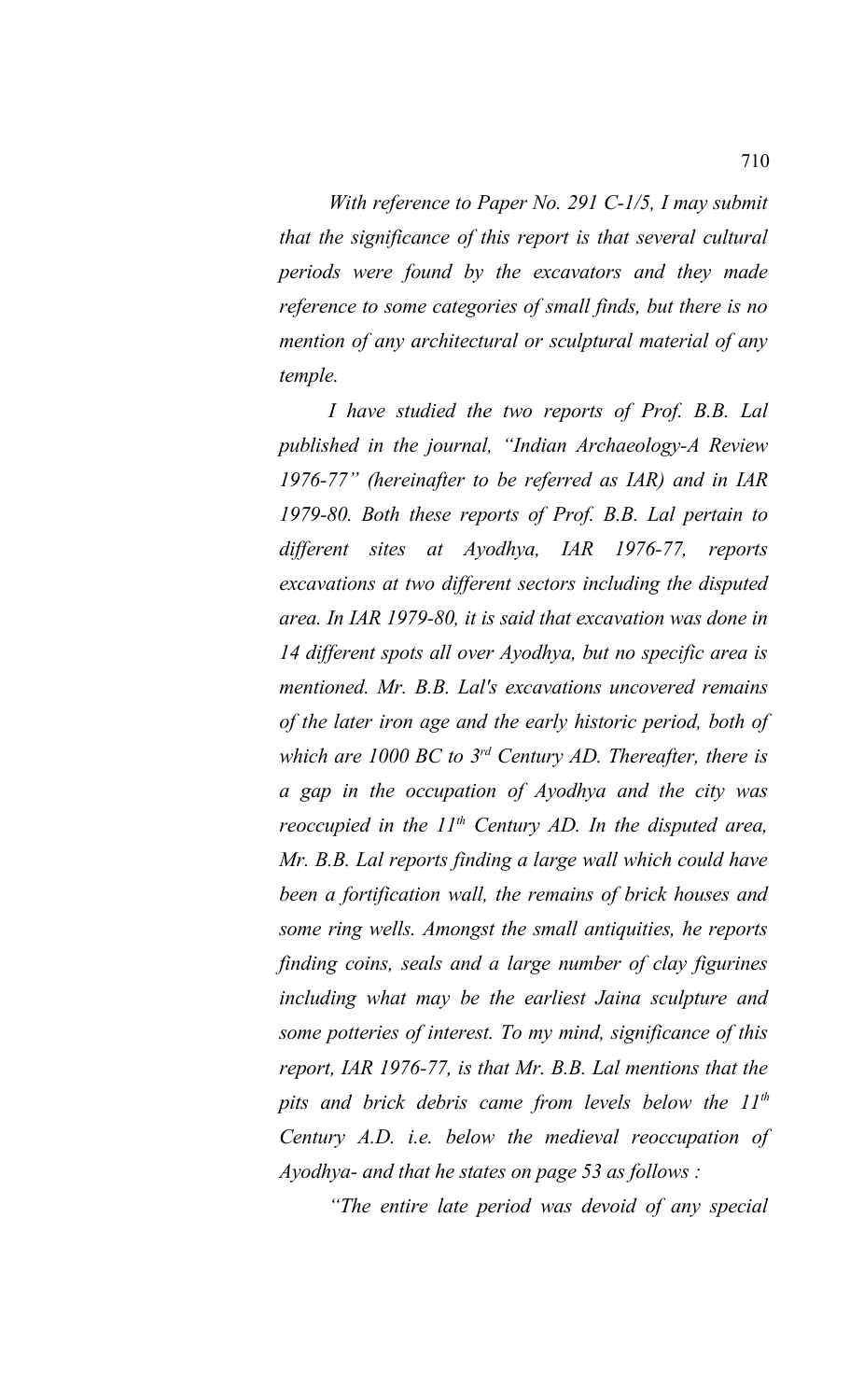*With reference to Paper No. 291 C-1/5, I may submit that the significance of this report is that several cultural periods were found by the excavators and they made reference to some categories of small finds, but there is no mention of any architectural or sculptural material of any temple.*

*I have studied the two reports of Prof. B.B. Lal published in the journal, "Indian Archaeology-A Review 1976-77" (hereinafter to be referred as IAR) and in IAR 1979-80. Both these reports of Prof. B.B. Lal pertain to different sites at Ayodhya, IAR 1976-77, reports excavations at two different sectors including the disputed area. In IAR 1979-80, it is said that excavation was done in 14 different spots all over Ayodhya, but no specific area is mentioned. Mr. B.B. Lal's excavations uncovered remains of the later iron age and the early historic period, both of which are 1000 BC to 3rd Century AD. Thereafter, there is a gap in the occupation of Ayodhya and the city was reoccupied in the 11th Century AD. In the disputed area, Mr. B.B. Lal reports finding a large wall which could have been a fortification wall, the remains of brick houses and some ring wells. Amongst the small antiquities, he reports finding coins, seals and a large number of clay figurines including what may be the earliest Jaina sculpture and some potteries of interest. To my mind, significance of this report, IAR 1976-77, is that Mr. B.B. Lal mentions that the pits and brick debris came from levels below the 11th Century A.D. i.e. below the medieval reoccupation of Ayodhya- and that he states on page 53 as follows :*

*"The entire late period was devoid of any special*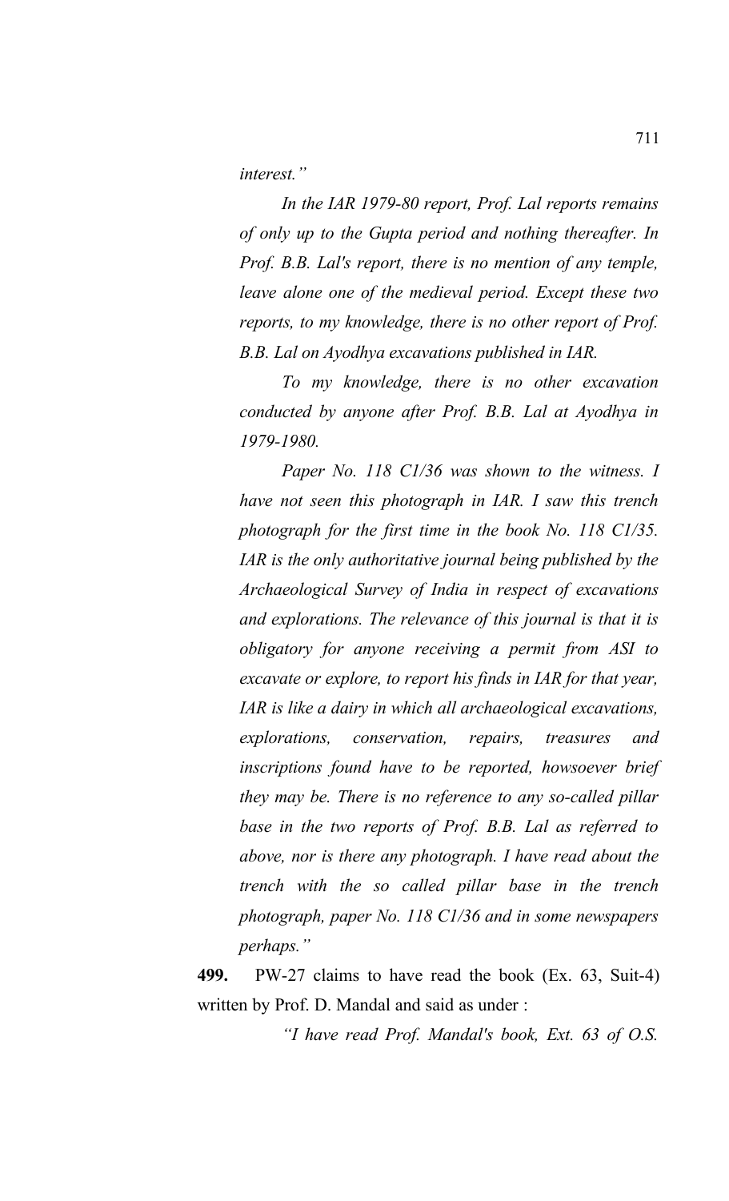*interest.”*

*In the IAR 1979-80 report, Prof. Lal reports remains of only up to the Gupta period and nothing thereafter. In Prof. B.B. Lal's report, there is no mention of any temple, leave alone one of the medieval period. Except these two reports, to my knowledge, there is no other report of Prof. B.B. Lal on Ayodhya excavations published in IAR.*

*To my knowledge, there is no other excavation conducted by anyone after Prof. B.B. Lal at Ayodhya in 1979-1980.*

*Paper No. 118 C1/36 was shown to the witness. I have not seen this photograph in IAR. I saw this trench photograph for the first time in the book No. 118 C1/35. IAR is the only authoritative journal being published by the Archaeological Survey of India in respect of excavations and explorations. The relevance of this journal is that it is obligatory for anyone receiving a permit from ASI to excavate or explore, to report his finds in IAR for that year, IAR is like a dairy in which all archaeological excavations, explorations, conservation, repairs, treasures and inscriptions found have to be reported, howsoever brief they may be. There is no reference to any so-called pillar base in the two reports of Prof. B.B. Lal as referred to above, nor is there any photograph. I have read about the trench with the so called pillar base in the trench photograph, paper No. 118 C1/36 and in some newspapers perhaps.”*

**499.** PW-27 claims to have read the book (Ex. 63, Suit-4) written by Prof. D. Mandal and said as under :

*“I have read Prof. Mandal's book, Ext. 63 of O.S.*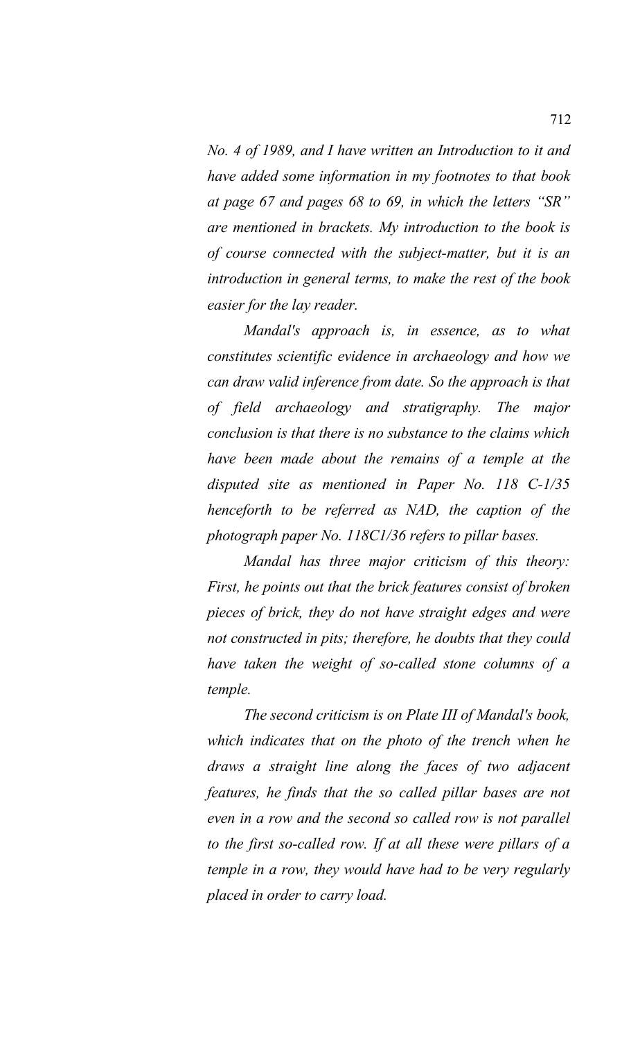*No. 4 of 1989, and I have written an Introduction to it and have added some information in my footnotes to that book at page 67 and pages 68 to 69, in which the letters "SR" are mentioned in brackets. My introduction to the book is of course connected with the subject-matter, but it is an introduction in general terms, to make the rest of the book easier for the lay reader.*

*Mandal's approach is, in essence, as to what constitutes scientific evidence in archaeology and how we can draw valid inference from date. So the approach is that of field archaeology and stratigraphy. The major conclusion is that there is no substance to the claims which have been made about the remains of a temple at the disputed site as mentioned in Paper No. 118 C-1/35 henceforth to be referred as NAD, the caption of the photograph paper No. 118C1/36 refers to pillar bases.*

*Mandal has three major criticism of this theory: First, he points out that the brick features consist of broken pieces of brick, they do not have straight edges and were not constructed in pits; therefore, he doubts that they could have taken the weight of so-called stone columns of a temple.*

*The second criticism is on Plate III of Mandal's book, which indicates that on the photo of the trench when he draws a straight line along the faces of two adjacent features, he finds that the so called pillar bases are not even in a row and the second so called row is not parallel to the first so-called row. If at all these were pillars of a temple in a row, they would have had to be very regularly placed in order to carry load.*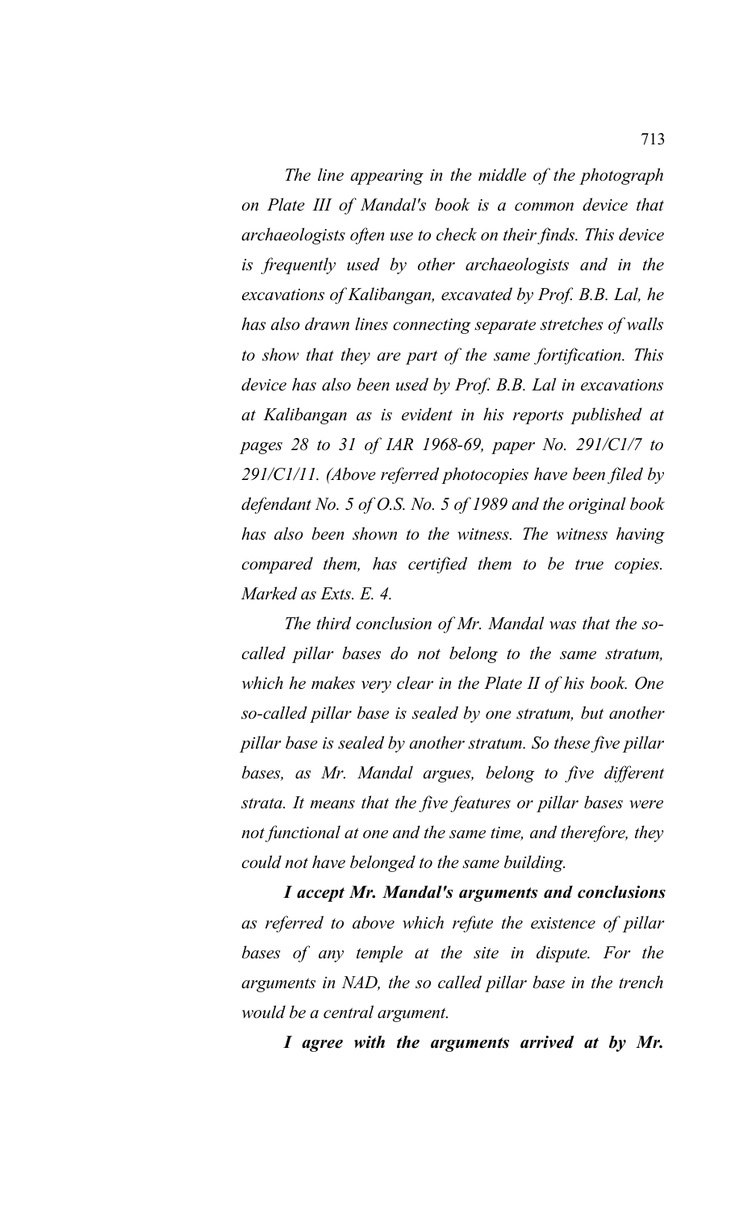*The line appearing in the middle of the photograph on Plate III of Mandal's book is a common device that archaeologists often use to check on their finds. This device is frequently used by other archaeologists and in the excavations of Kalibangan, excavated by Prof. B.B. Lal, he has also drawn lines connecting separate stretches of walls to show that they are part of the same fortification. This device has also been used by Prof. B.B. Lal in excavations at Kalibangan as is evident in his reports published at pages 28 to 31 of IAR 1968-69, paper No. 291/C1/7 to 291/C1/11. (Above referred photocopies have been filed by defendant No. 5 of O.S. No. 5 of 1989 and the original book has also been shown to the witness. The witness having compared them, has certified them to be true copies. Marked as Exts. E. 4.*

*The third conclusion of Mr. Mandal was that the so-called pillar bases do not belong to the same stratum, which he makes very clear in the Plate II of his book. One so-called pillar base is sealed by one stratum, but another pillar base is sealed by another stratum. So these five pillar bases, as Mr. Mandal argues, belong to five different strata. It means that the five features or pillar bases were not functional at one and the same time, and therefore, they could not have belonged to the same building.*

***I accept Mr. Mandal's arguments and conclusions*** *as referred to above which refute the existence of pillar bases of any temple at the site in dispute. For the arguments in NAD, the so called pillar base in the trench would be a central argument.*

***I agree with the arguments arrived at by Mr.***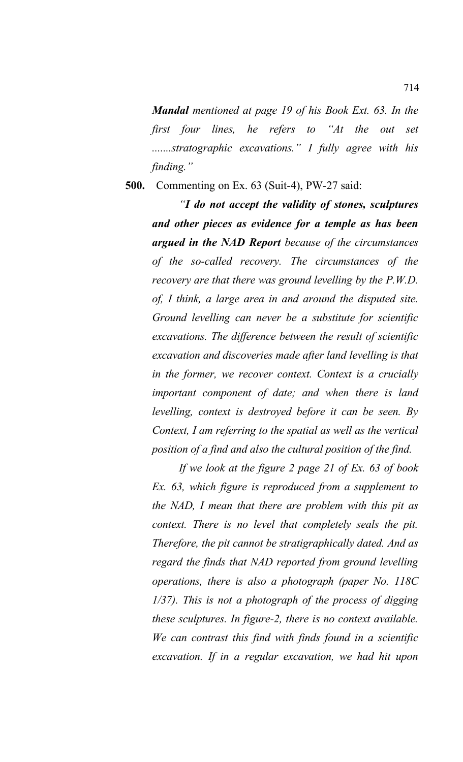***Mandal*** *mentioned at page 19 of his Book Ext. 63. In the first four lines, he refers to "At the out set .......stratographic excavations." I fully agree with his finding."*

**500.** Commenting on Ex. 63 (Suit-4), PW-27 said:

*"**I do not accept the validity of stones, sculptures and other pieces as evidence for a temple as has been argued in the NAD Report** because of the circumstances of the so-called recovery. The circumstances of the recovery are that there was ground levelling by the P.W.D. of, I think, a large area in and around the disputed site. Ground levelling can never be a substitute for scientific excavations. The difference between the result of scientific excavation and discoveries made after land levelling is that in the former, we recover context. Context is a crucially important component of date; and when there is land levelling, context is destroyed before it can be seen. By Context, I am referring to the spatial as well as the vertical position of a find and also the cultural position of the find.*

*If we look at the figure 2 page 21 of Ex. 63 of book Ex. 63, which figure is reproduced from a supplement to the NAD, I mean that there are problem with this pit as context. There is no level that completely seals the pit. Therefore, the pit cannot be stratigraphically dated. And as regard the finds that NAD reported from ground levelling operations, there is also a photograph (paper No. 118C 1/37). This is not a photograph of the process of digging these sculptures. In figure-2, there is no context available. We can contrast this find with finds found in a scientific excavation. If in a regular excavation, we had hit upon*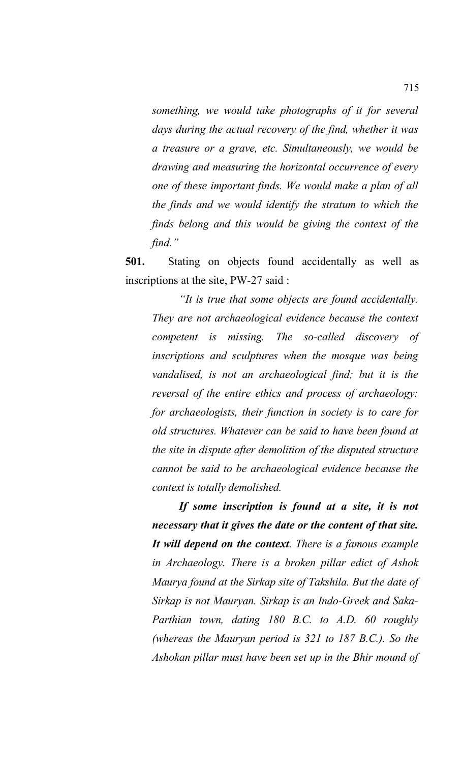*something, we would take photographs of it for several days during the actual recovery of the find, whether it was a treasure or a grave, etc. Simultaneously, we would be drawing and measuring the horizontal occurrence of every one of these important finds. We would make a plan of all the finds and we would identify the stratum to which the finds belong and this would be giving the context of the find."*

**501.** Stating on objects found accidentally as well as inscriptions at the site, PW-27 said :

> *"It is true that some objects are found accidentally. They are not archaeological evidence because the context competent is missing. The so-called discovery of inscriptions and sculptures when the mosque was being vandalised, is not an archaeological find; but it is the reversal of the entire ethics and process of archaeology: for archaeologists, their function in society is to care for old structures. Whatever can be said to have been found at the site in dispute after demolition of the disputed structure cannot be said to be archaeological evidence because the context is totally demolished.*
>
> ***If some inscription is found at a site, it is not necessary that it gives the date or the content of that site. It will depend on the context**. There is a famous example in Archaeology. There is a broken pillar edict of Ashok Maurya found at the Sirkap site of Takshila. But the date of Sirkap is not Mauryan. Sirkap is an Indo-Greek and Saka-Parthian town, dating 180 B.C. to A.D. 60 roughly (whereas the Mauryan period is 321 to 187 B.C.). So the Ashokan pillar must have been set up in the Bhir mound of*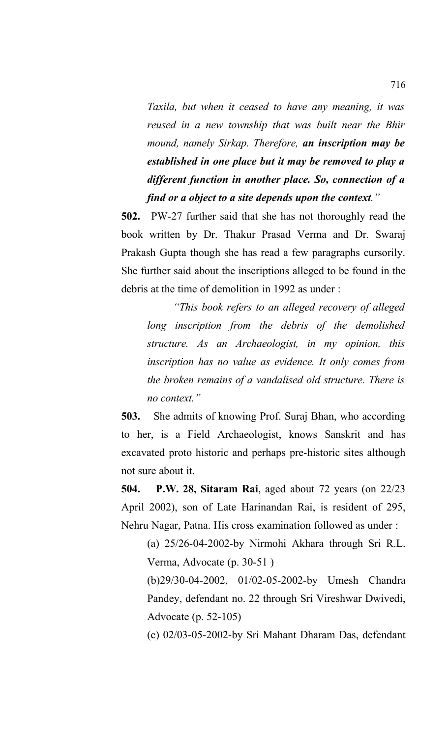*Taxila, but when it ceased to have any meaning, it was reused in a new township that was built near the Bhir mound, namely Sirkap. Therefore,* ***an inscription may be established in one place but it may be removed to play a different function in another place. So, connection of a find or a object to a site depends upon the context****."*

**502.** PW-27 further said that she has not thoroughly read the book written by Dr. Thakur Prasad Verma and Dr. Swaraj Prakash Gupta though she has read a few paragraphs cursorily. She further said about the inscriptions alleged to be found in the debris at the time of demolition in 1992 as under :

> *"This book refers to an alleged recovery of alleged long inscription from the debris of the demolished structure. As an Archaeologist, in my opinion, this inscription has no value as evidence. It only comes from the broken remains of a vandalised old structure. There is no context."*

**503.** She admits of knowing Prof. Suraj Bhan, who according to her, is a Field Archaeologist, knows Sanskrit and has excavated proto historic and perhaps pre-historic sites although not sure about it.

**504.** **P.W. 28, Sitaram Rai**, aged about 72 years (on 22/23 April 2002), son of Late Harinandan Rai, is resident of 295, Nehru Nagar, Patna. His cross examination followed as under :

(a) 25/26-04-2002-by Nirmohi Akhara through Sri R.L. Verma, Advocate (p. 30-51 )

(b)29/30-04-2002, 01/02-05-2002-by Umesh Chandra Pandey, defendant no. 22 through Sri Vireshwar Dwivedi, Advocate (p. 52-105)

(c) 02/03-05-2002-by Sri Mahant Dharam Das, defendant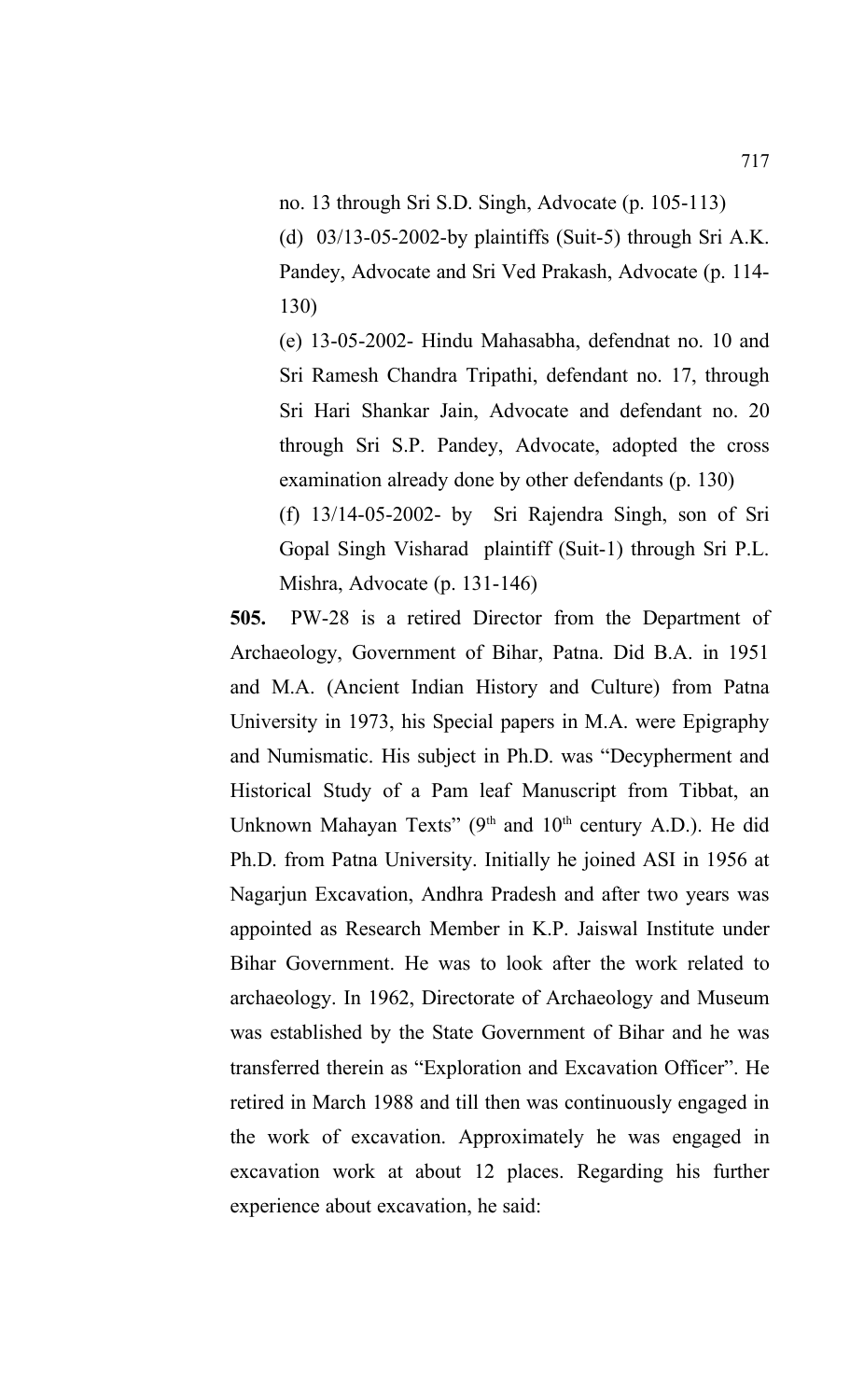no. 13 through Sri S.D. Singh, Advocate (p. 105-113)

(d) 03/13-05-2002-by plaintiffs (Suit-5) through Sri A.K. Pandey, Advocate and Sri Ved Prakash, Advocate (p. 114-130)

(e) 13-05-2002- Hindu Mahasabha, defendnat no. 10 and Sri Ramesh Chandra Tripathi, defendant no. 17, through Sri Hari Shankar Jain, Advocate and defendant no. 20 through Sri S.P. Pandey, Advocate, adopted the cross examination already done by other defendants (p. 130)

(f) 13/14-05-2002- by Sri Rajendra Singh, son of Sri Gopal Singh Visharad plaintiff (Suit-1) through Sri P.L. Mishra, Advocate (p. 131-146)

**505.** PW-28 is a retired Director from the Department of Archaeology, Government of Bihar, Patna. Did B.A. in 1951 and M.A. (Ancient Indian History and Culture) from Patna University in 1973, his Special papers in M.A. were Epigraphy and Numismatic. His subject in Ph.D. was "Decypherment and Historical Study of a Pam leaf Manuscript from Tibbat, an Unknown Mahayan Texts" (9th and 10th century A.D.). He did Ph.D. from Patna University. Initially he joined ASI in 1956 at Nagarjun Excavation, Andhra Pradesh and after two years was appointed as Research Member in K.P. Jaiswal Institute under Bihar Government. He was to look after the work related to archaeology. In 1962, Directorate of Archaeology and Museum was established by the State Government of Bihar and he was transferred therein as "Exploration and Excavation Officer". He retired in March 1988 and till then was continuously engaged in the work of excavation. Approximately he was engaged in excavation work at about 12 places. Regarding his further experience about excavation, he said: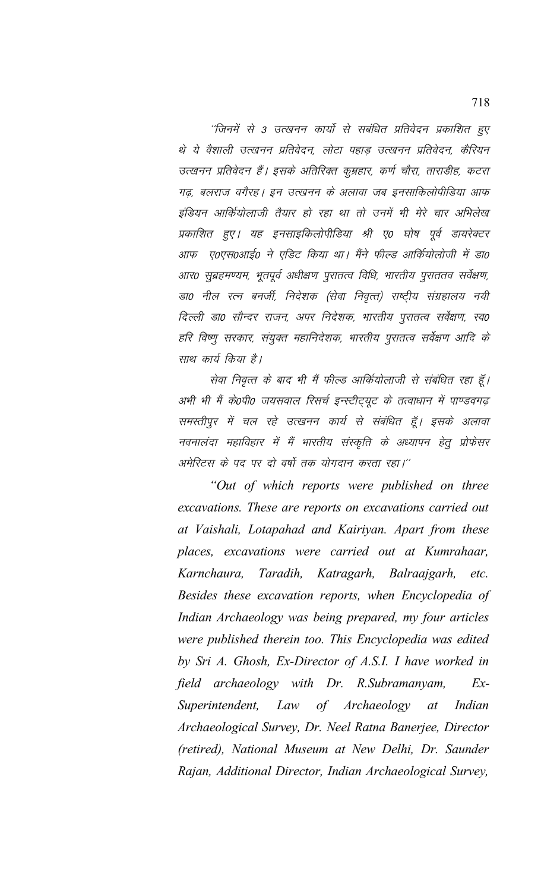"जिनमें से 3 उत्खनन कार्यो से सबंधित प्रतिवेदन प्रकाशित हुए थे ये वैशाली उत्खनन प्रतिवेदन, लोटा पहाड़ उत्खनन प्रतिवेदन, कैरियन उत्खनन प्रतिवेदन हैं। इसके अतिरिक्त कुम्रहार, कर्ण चौरा, ताराडीह, कटरा गढ़, बलराज वगैरह। इन उत्खनन के अलावा जब इनसाकिलोपीडिया आफ इंडियन आर्कियोलाजी तैयार हो रहा था तो उनमें भी मेरे चार अभिलेख प्रकाशित हुए। यह इनसाइकिलोपीडिया श्री ए0 घोष पूर्व डायरेक्टर आफ ए0एस0आई0 ने एडिट किया था। मैंने फील्ड आर्कियोलोजी में डा0 आर0 सुब्रहमण्यम, भूतपूर्व अधीक्षण पुरातत्व विधि, भारतीय पुरातत्व सर्वेक्षण, डा0 नील रत्न बनर्जी, निदेशक (सेवा निवृत्त) राष्ट्रीय संग्रहालय नयी दिल्ली डा0 सौन्दर राजन, अपर निदेशक, भारतीय पुरातत्व सर्वेक्षण, स्व0 हरि विष्णु सरकार, संयुक्त महानिदेशक, भारतीय पुरातत्व सर्वेक्षण आदि के साथ कार्य किया है।

सेवा निवृत्त के बाद भी मैं फील्ड आर्कियोलाजी से संबंधित रहा हूँ। अभी भी मैं के0पी0 जयसवाल रिसर्च इन्स्टीट्यूट के तत्वाधान में पाण्डवगढ़ समस्तीपुर में चल रहे उत्खनन कार्य से संबंधित हूँ। इसके अलावा नवनालंदा महाविहार में मैं भारतीय संस्कृति के अध्यापन हेतु प्रोफेसर अमेरिटस के पद पर दो वर्षो तक योगदान करता रहा।"

*"Out of which reports were published on three excavations. These are reports on excavations carried out at Vaishali, Lotapahad and Kairiyan. Apart from these places, excavations were carried out at Kumrahaar, Karnchaura, Taradih, Katragarh, Balraajgarh, etc. Besides these excavation reports, when Encyclopedia of Indian Archaeology was being prepared, my four articles were published therein too. This Encyclopedia was edited by Sri A. Ghosh, Ex-Director of A.S.I. I have worked in field archaeology with Dr. R.Subramanyam, Ex-Superintendent, Law of Archaeology at Indian Archaeological Survey, Dr. Neel Ratna Banerjee, Director (retired), National Museum at New Delhi, Dr. Saunder Rajan, Additional Director, Indian Archaeological Survey,*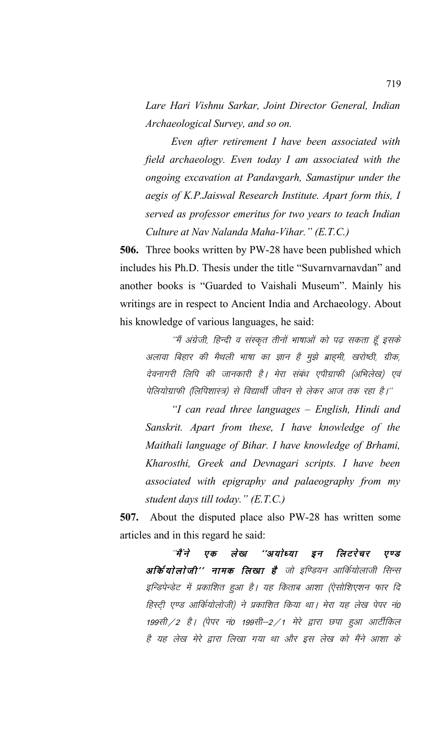*Lare Hari Vishnu Sarkar, Joint Director General, Indian Archaeological Survey, and so on.*

*Even after retirement I have been associated with field archaeology. Even today I am associated with the ongoing excavation at Pandavgarh, Samastipur under the aegis of K.P.Jaiswal Research Institute. Apart form this, I served as professor emeritus for two years to teach Indian Culture at Nav Nalanda Maha-Vihar." (E.T.C.)*

**506.** Three books written by PW-28 have been published which includes his Ph.D. Thesis under the title "Suvarnvarnavdan" and another books is "Guarded to Vaishali Museum". Mainly his writings are in respect to Ancient India and Archaeology. About his knowledge of various languages, he said:

*"मैं अंग्रेजी, हिन्दी व संस्कृत तीनों भाषाओं को पढ़ सकता हूँ इसके अलावा बिहार की मैथली भाषा का ज्ञान है मुझे ब्राहमी, खरोष्ठी, ग्रीक, देवनागरी लिपि की जानकारी है। मेरा संबंध एपीग्राफी (अभिलेख) एवं पेलियोग्राफी (लिपिशास्त्र) से विद्यार्थी जीवन से लेकर आज तक रहा है।"*

*"I can read three languages – English, Hindi and Sanskrit. Apart from these, I have knowledge of the Maithali language of Bihar. I have knowledge of Brhami, Kharosthi, Greek and Devnagari scripts. I have been associated with epigraphy and palaeography from my student days till today." (E.T.C.)*

**507.** About the disputed place also PW-28 has written some articles and in this regard he said:

*"**मैंने एक लेख "अयोध्या इन लिटरेचर एण्ड अर्कियोलोजी" नामक लिखा है** जो इण्डियन आर्कियोलाजी सिन्स इन्डिपेन्डेट में प्रकाशित हुआ है। यह किताब आशा (ऐसोशिएशन फार दि हिस्ट्री एण्ड आर्कियोलोजी) ने प्रकाशित किया था। मेरा यह लेख पेपर नं0 199सी/2 है। (पेपर नं0 199सी–2/1 मेरे द्वारा छपा हुआ आर्टीकिल है यह लेख मेरे द्वारा लिखा गया था और इस लेख को मैंने आशा के*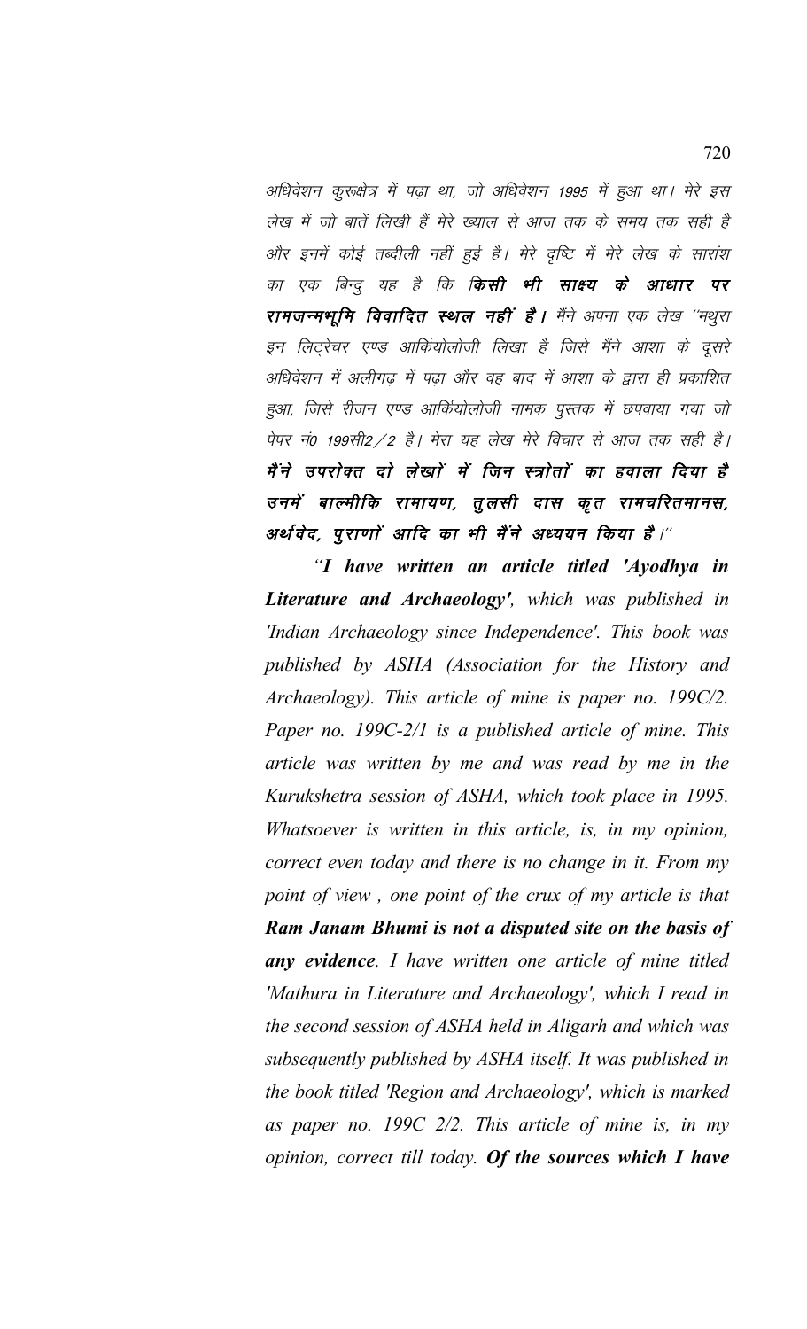अधिवेशन कुरूक्षेत्र में पढ़ा था, जो अधिवेशन 1995 में हुआ था। मेरे इस लेख में जो बातें लिखी हैं मेरे ख्याल से आज तक के समय तक सही है और इनमें कोई तब्दीली नहीं हुई है। मेरे दृष्टि में मेरे लेख के सारांश का एक बिन्दु यह है कि ***किसी भी साक्ष्य के आधार पर रामजन्मभूमि विवादित स्थल नहीं है।*** मैंने अपना एक लेख "मथुरा इन लिट्रेचर एण्ड आर्कियोलोजी लिखा है जिसे मैंने आशा के दूसरे अधिवेशन में अलीगढ़ में पढ़ा और वह बाद में आशा के द्वारा ही प्रकाशित हुआ, जिसे रीजन एण्ड आर्कियोलोजी नामक पुस्तक में छपवाया गया जो पेपर नं0 199सी2/2 है। मेरा यह लेख मेरे विचार से आज तक सही है। ***मैंने उपरोक्त दो लेखों में जिन स्त्रोतों का हवाला दिया है उनमें बाल्मीकि रामायण, तुलसी दास कृत रामचरितमानस, अर्थवेद, पुराणों आदि का भी मैंने अध्ययन किया है।***"

"***I have written an article titled 'Ayodhya in Literature and Archaeology'***, *which was published in 'Indian Archaeology since Independence'. This book was published by ASHA (Association for the History and Archaeology). This article of mine is paper no. 199C/2. Paper no. 199C-2/1 is a published article of mine. This article was written by me and was read by me in the Kurukshetra session of ASHA, which took place in 1995. Whatsoever is written in this article, is, in my opinion, correct even today and there is no change in it. From my point of view , one point of the crux of my article is that* ***Ram Janam Bhumi is not a disputed site on the basis of any evidence****. I have written one article of mine titled 'Mathura in Literature and Archaeology', which I read in the second session of ASHA held in Aligarh and which was subsequently published by ASHA itself. It was published in the book titled 'Region and Archaeology', which is marked as paper no. 199C 2/2. This article of mine is, in my opinion, correct till today.* ***Of the sources which I have***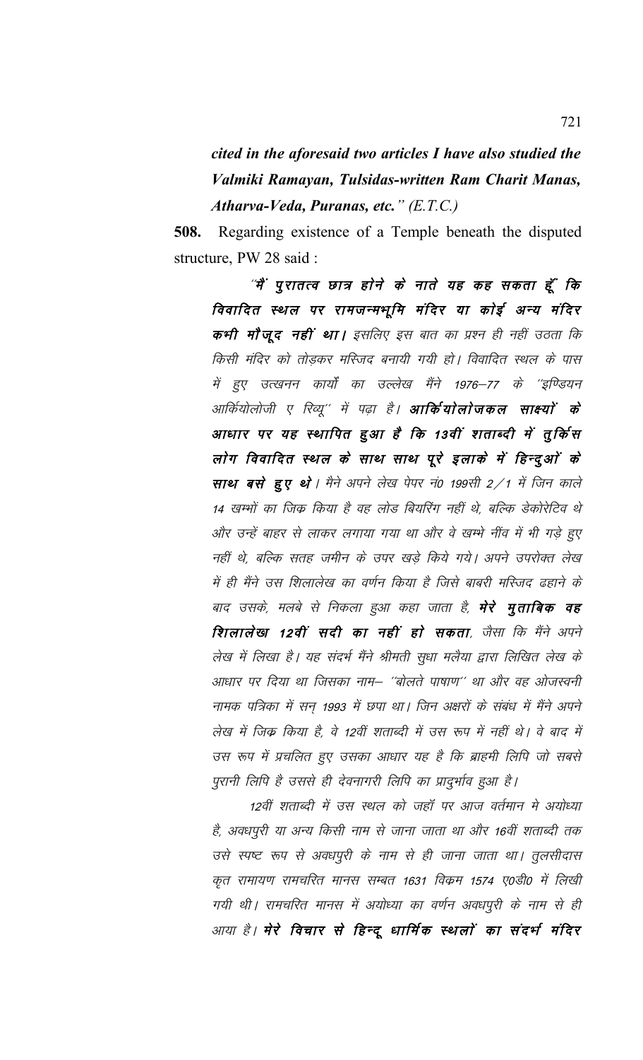*cited in the aforesaid two articles I have also studied the Valmiki Ramayan, Tulsidas-written Ram Charit Manas, Atharva-Veda, Puranas, etc." (E.T.C.)*

**508.** Regarding existence of a Temple beneath the disputed structure, PW 28 said :

*"**मैं पुरातत्व छात्र होने के नाते यह कह सकता हूँ कि विवादित स्थल पर रामजन्मभूमि मंदिर या कोई अन्य मंदिर कभी मौजूद नहीं था।** इसलिए इस बात का प्रश्न ही नहीं उठता कि किसी मंदिर को तोड़कर मस्जिद बनायी गयी हो। विवादित स्थल के पास में हुए उत्खनन कार्यों का उल्लेख मैंने 1976–77 के "इण्डियन आर्कियोलोजी ए रिव्यू" में पढ़ा है। **आर्कियोलोजकल साक्ष्यों के आधार पर यह स्थापित हुआ है कि 13वीं शताब्दी में तुर्किस लोग विवादित स्थल के साथ साथ पूरे इलाके में हिन्दुओं के साथ बसे हुए थे।** मैंने अपने लेख पेपर नं0 199सी 2/1 में जिन काले 14 खम्भों का जिक्र किया है वह लोड बियरिंग नहीं थे, बल्कि डेकोरेटिव थे और उन्हें बाहर से लाकर लगाया गया था और वे खम्भे नींव में भी गड़े हुए नहीं थे, बल्कि सतह जमीन के उपर खड़े किये गये। अपने उपरोक्त लेख में ही मैंने उस शिलालेख का वर्णन किया है जिसे बाबरी मस्जिद ढहाने के बाद उसके, मलबे से निकला हुआ कहा जाता है, **मेरे मुताबिक वह शिलालेख 12वीं सदी का नहीं हो सकता**, जैसा कि मैंने अपने लेख में लिखा है। यह संदर्भ मैंने श्रीमती सुधा मलैया द्वारा लिखित लेख के आधार पर दिया था जिसका नाम– "बोलते पाषाण" था और वह ओजस्वनी नामक पत्रिका में सन् 1993 में छपा था। जिन अक्षरों के संबंध में मैंने अपने लेख में जिक्र किया है, वे 12वीं शताब्दी में उस रूप में नहीं थे। वे बाद में उस रूप में प्रचलित हुए उसका आधार यह है कि ब्राहमी लिपि जो सबसे पुरानी लिपि है उससे ही देवनागरी लिपि का प्रादुर्भाव हुआ है।*

*12वीं शताब्दी में उस स्थल को जहॉ पर आज वर्तमान मे अयोध्या है, अवधपुरी या अन्य किसी नाम से जाना जाता था और 16वीं शताब्दी तक उसे स्पष्ट रूप से अवधपुरी के नाम से ही जाना जाता था। तुलसीदास कृत रामायण रामचरित मानस सम्बत 1631 विक्रम 1574 ए0डी0 में लिखी गयी थी। रामचरित मानस में अयोध्या का वर्णन अवधपुरी के नाम से ही आया है। **मेरे विचार से हिन्दू धार्मिक स्थलों का संदर्भ मंदिर***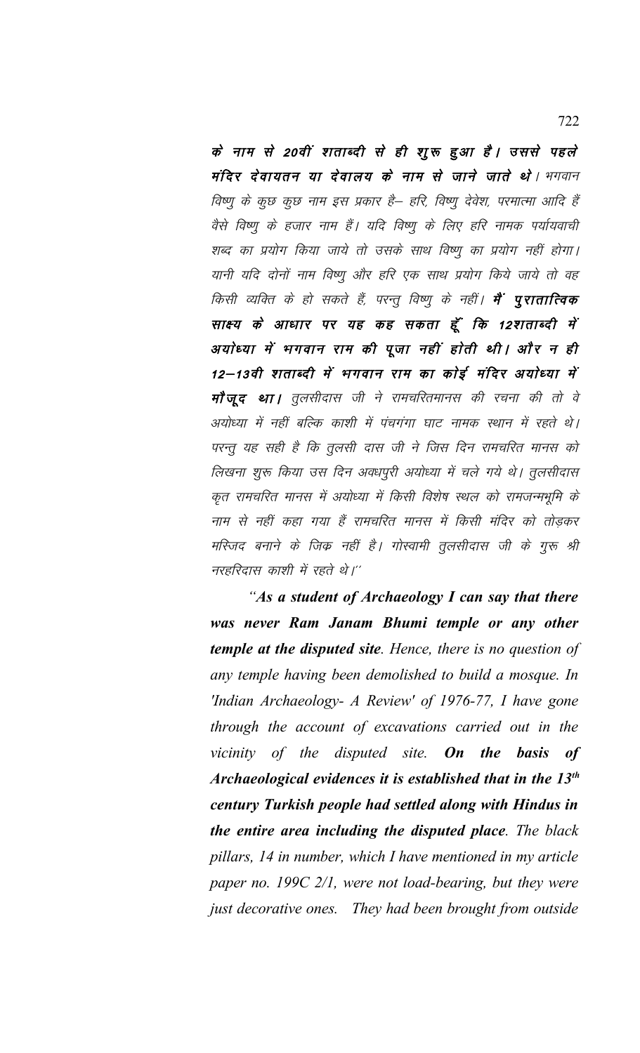**के नाम से 20वीं शताब्दी से ही शुरू हुआ है। उससे पहले मंदिर देवायतन या देवालय के नाम से जाने जाते थे।** *भगवान विष्णु के कुछ कुछ नाम इस प्रकार है– हरि, विष्णु देवेश, परमात्मा आदि हैं वैसे विष्णु के हजार नाम हैं। यदि विष्णु के लिए हरि नामक पर्यायवाची शब्द का प्रयोग किया जाये तो उसके साथ विष्णु का प्रयोग नहीं होगा। यानी यदि दोनों नाम विष्णु और हरि एक साथ प्रयोग किये जाये तो वह किसी व्यक्ति के हो सकते हैं, परन्तु विष्णु के नहीं।* ***मैं पुरातात्विक साक्ष्य के आधार पर यह कह सकता हूँ कि 12शताब्दी में अयोध्या में भगवान राम की पूजा नहीं होती थी। और न ही 12–13वी शताब्दी में भगवान राम का कोई मंदिर अयोध्या में मौजूद था।*** *तुलसीदास जी ने रामचरितमानस की रचना की तो वे अयोध्या में नहीं बल्कि काशी में पंचगंगा घाट नामक स्थान में रहते थे। परन्तु यह सही है कि तुलसी दास जी ने जिस दिन रामचरित मानस को लिखना शुरू किया उस दिन अवधपुरी अयोध्या में चले गये थे। तुलसीदास कृत रामचरित मानस में अयोध्या में किसी विशेष स्थल को रामजन्मभूमि के नाम से नहीं कहा गया हैं रामचरित मानस में किसी मंदिर को तोड़कर मस्जिद बनाने के जिक नहीं है। गोस्वामी तुलसीदास जी के गुरू श्री नरहरिदास काशी में रहते थे।''*

*"**As a student of Archaeology I can say that there was never Ram Janam Bhumi temple or any other temple at the disputed site**. Hence, there is no question of any temple having been demolished to build a mosque. In 'Indian Archaeology- A Review' of 1976-77, I have gone through the account of excavations carried out in the vicinity of the disputed site. **On the basis of Archaeological evidences it is established that in the 13th century Turkish people had settled along with Hindus in the entire area including the disputed place**. The black pillars, 14 in number, which I have mentioned in my article paper no. 199C 2/1, were not load-bearing, but they were just decorative ones. They had been brought from outside*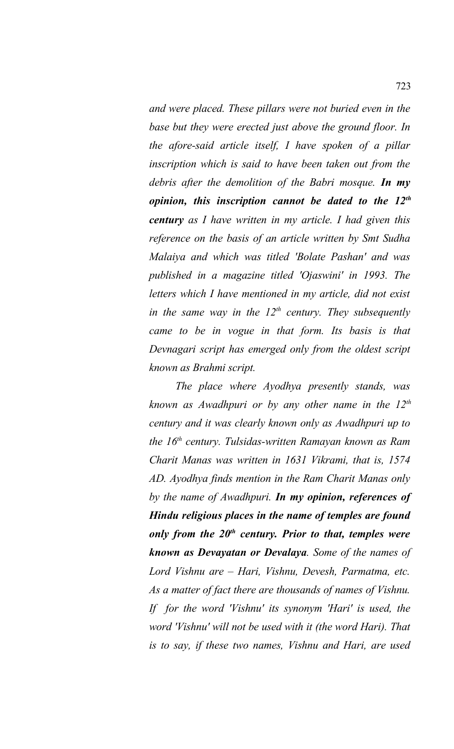*and were placed. These pillars were not buried even in the base but they were erected just above the ground floor. In the afore-said article itself, I have spoken of a pillar inscription which is said to have been taken out from the debris after the demolition of the Babri mosque.* ***In my opinion, this inscription cannot be dated to the 12th century*** *as I have written in my article. I had given this reference on the basis of an article written by Smt Sudha Malaiya and which was titled 'Bolate Pashan' and was published in a magazine titled 'Ojaswini' in 1993. The letters which I have mentioned in my article, did not exist in the same way in the 12th century. They subsequently came to be in vogue in that form. Its basis is that Devnagari script has emerged only from the oldest script known as Brahmi script.*

*The place where Ayodhya presently stands, was known as Awadhpuri or by any other name in the 12th century and it was clearly known only as Awadhpuri up to the 16th century. Tulsidas-written Ramayan known as Ram Charit Manas was written in 1631 Vikrami, that is, 1574 AD. Ayodhya finds mention in the Ram Charit Manas only by the name of Awadhpuri.* ***In my opinion, references of Hindu religious places in the name of temples are found only from the 20th century. Prior to that, temples were known as Devayatan or Devalaya****. Some of the names of Lord Vishnu are – Hari, Vishnu, Devesh, Parmatma, etc. As a matter of fact there are thousands of names of Vishnu. If for the word 'Vishnu' its synonym 'Hari' is used, the word 'Vishnu' will not be used with it (the word Hari). That is to say, if these two names, Vishnu and Hari, are used*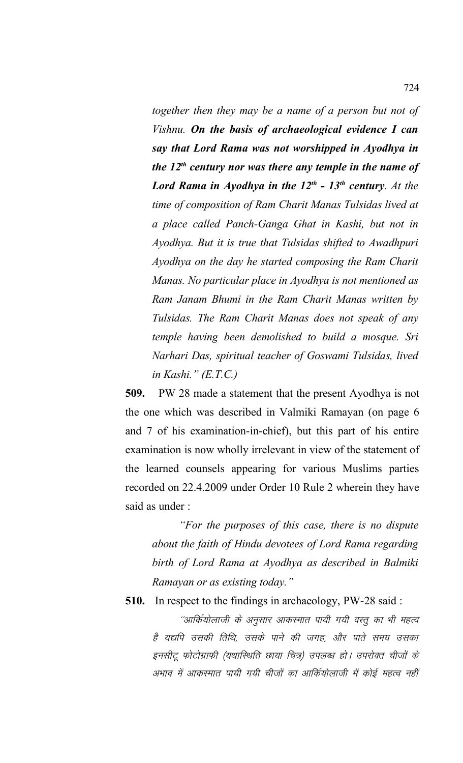*together then they may be a name of a person but not of Vishnu.* ***On the basis of archaeological evidence I can say that Lord Rama was not worshipped in Ayodhya in the 12th century nor was there any temple in the name of Lord Rama in Ayodhya in the 12th - 13th century****. At the time of composition of Ram Charit Manas Tulsidas lived at a place called Panch-Ganga Ghat in Kashi, but not in Ayodhya. But it is true that Tulsidas shifted to Awadhpuri Ayodhya on the day he started composing the Ram Charit Manas. No particular place in Ayodhya is not mentioned as Ram Janam Bhumi in the Ram Charit Manas written by Tulsidas. The Ram Charit Manas does not speak of any temple having been demolished to build a mosque. Sri Narhari Das, spiritual teacher of Goswami Tulsidas, lived in Kashi." (E.T.C.)*

**509.** PW 28 made a statement that the present Ayodhya is not the one which was described in Valmiki Ramayan (on page 6 and 7 of his examination-in-chief), but this part of his entire examination is now wholly irrelevant in view of the statement of the learned counsels appearing for various Muslims parties recorded on 22.4.2009 under Order 10 Rule 2 wherein they have said as under :

> *"For the purposes of this case, there is no dispute about the faith of Hindu devotees of Lord Rama regarding birth of Lord Rama at Ayodhya as described in Balmiki Ramayan or as existing today."*

**510.** In respect to the findings in archaeology, PW-28 said :

> *"आर्कियोलाजी के अनुसार आकस्मात पायी गयी वस्तु का भी महत्व है यद्यपि उसकी तिथि, उसके पाने की जगह, और पाते समय उसका इनसीटू फोटोग्राफी (यथास्थिति छाया चित्र) उपलब्ध हो। उपरोक्त चीजों के अभाव में आकस्मात पायी गयी चीजों का आर्कियोलाजी में कोई महत्व नहीं*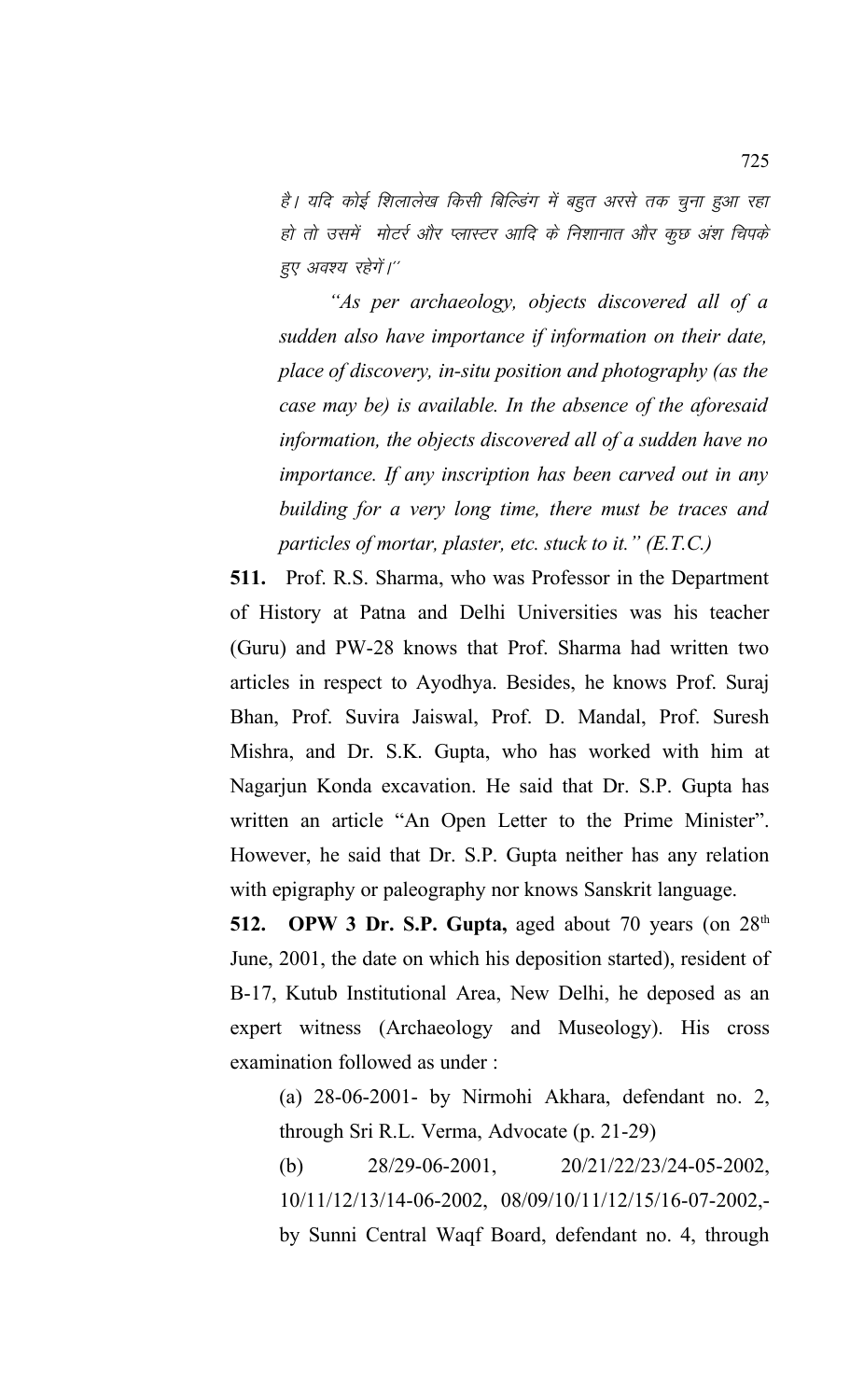है। यदि कोई शिलालेख किसी बिल्डिंग में बहुत अरसे तक चुना हुआ रहा हो तो उसमें मोटर्र और प्लास्टर आदि के निशानात और कुछ अंश चिपके हुए अवश्य रहेगें।''

*"As per archaeology, objects discovered all of a sudden also have importance if information on their date, place of discovery, in-situ position and photography (as the case may be) is available. In the absence of the aforesaid information, the objects discovered all of a sudden have no importance. If any inscription has been carved out in any building for a very long time, there must be traces and particles of mortar, plaster, etc. stuck to it." (E.T.C.)*

**511.** Prof. R.S. Sharma, who was Professor in the Department of History at Patna and Delhi Universities was his teacher (Guru) and PW-28 knows that Prof. Sharma had written two articles in respect to Ayodhya. Besides, he knows Prof. Suraj Bhan, Prof. Suvira Jaiswal, Prof. D. Mandal, Prof. Suresh Mishra, and Dr. S.K. Gupta, who has worked with him at Nagarjun Konda excavation. He said that Dr. S.P. Gupta has written an article "An Open Letter to the Prime Minister". However, he said that Dr. S.P. Gupta neither has any relation with epigraphy or paleography nor knows Sanskrit language.

**512. OPW 3 Dr. S.P. Gupta,** aged about 70 years (on 28th June, 2001, the date on which his deposition started), resident of B-17, Kutub Institutional Area, New Delhi, he deposed as an expert witness (Archaeology and Museology). His cross examination followed as under :

(a) 28-06-2001- by Nirmohi Akhara, defendant no. 2, through Sri R.L. Verma, Advocate (p. 21-29)

(b) 28/29-06-2001, 20/21/22/23/24-05-2002, 10/11/12/13/14-06-2002, 08/09/10/11/12/15/16-07-2002,- by Sunni Central Waqf Board, defendant no. 4, through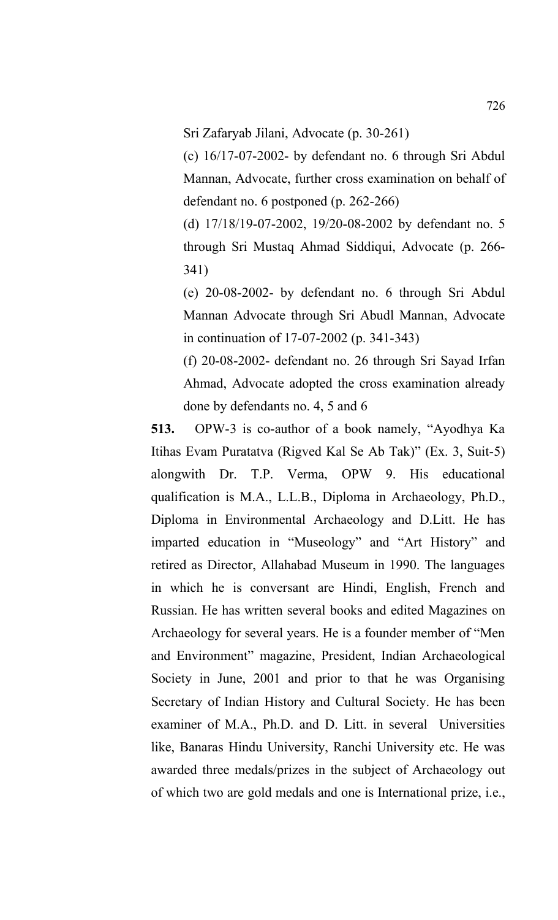Sri Zafaryab Jilani, Advocate (p. 30-261)

(c) 16/17-07-2002- by defendant no. 6 through Sri Abdul Mannan, Advocate, further cross examination on behalf of defendant no. 6 postponed (p. 262-266)

(d) 17/18/19-07-2002, 19/20-08-2002 by defendant no. 5 through Sri Mustaq Ahmad Siddiqui, Advocate (p. 266-341)

(e) 20-08-2002- by defendant no. 6 through Sri Abdul Mannan Advocate through Sri Abudl Mannan, Advocate in continuation of 17-07-2002 (p. 341-343)

(f) 20-08-2002- defendant no. 26 through Sri Sayad Irfan Ahmad, Advocate adopted the cross examination already done by defendants no. 4, 5 and 6

**513.** OPW-3 is co-author of a book namely, "Ayodhya Ka Itihas Evam Puratatva (Rigved Kal Se Ab Tak)" (Ex. 3, Suit-5) alongwith Dr. T.P. Verma, OPW 9. His educational qualification is M.A., L.L.B., Diploma in Archaeology, Ph.D., Diploma in Environmental Archaeology and D.Litt. He has imparted education in "Museology" and "Art History" and retired as Director, Allahabad Museum in 1990. The languages in which he is conversant are Hindi, English, French and Russian. He has written several books and edited Magazines on Archaeology for several years. He is a founder member of "Men and Environment" magazine, President, Indian Archaeological Society in June, 2001 and prior to that he was Organising Secretary of Indian History and Cultural Society. He has been examiner of M.A., Ph.D. and D. Litt. in several Universities like, Banaras Hindu University, Ranchi University etc. He was awarded three medals/prizes in the subject of Archaeology out of which two are gold medals and one is International prize, i.e.,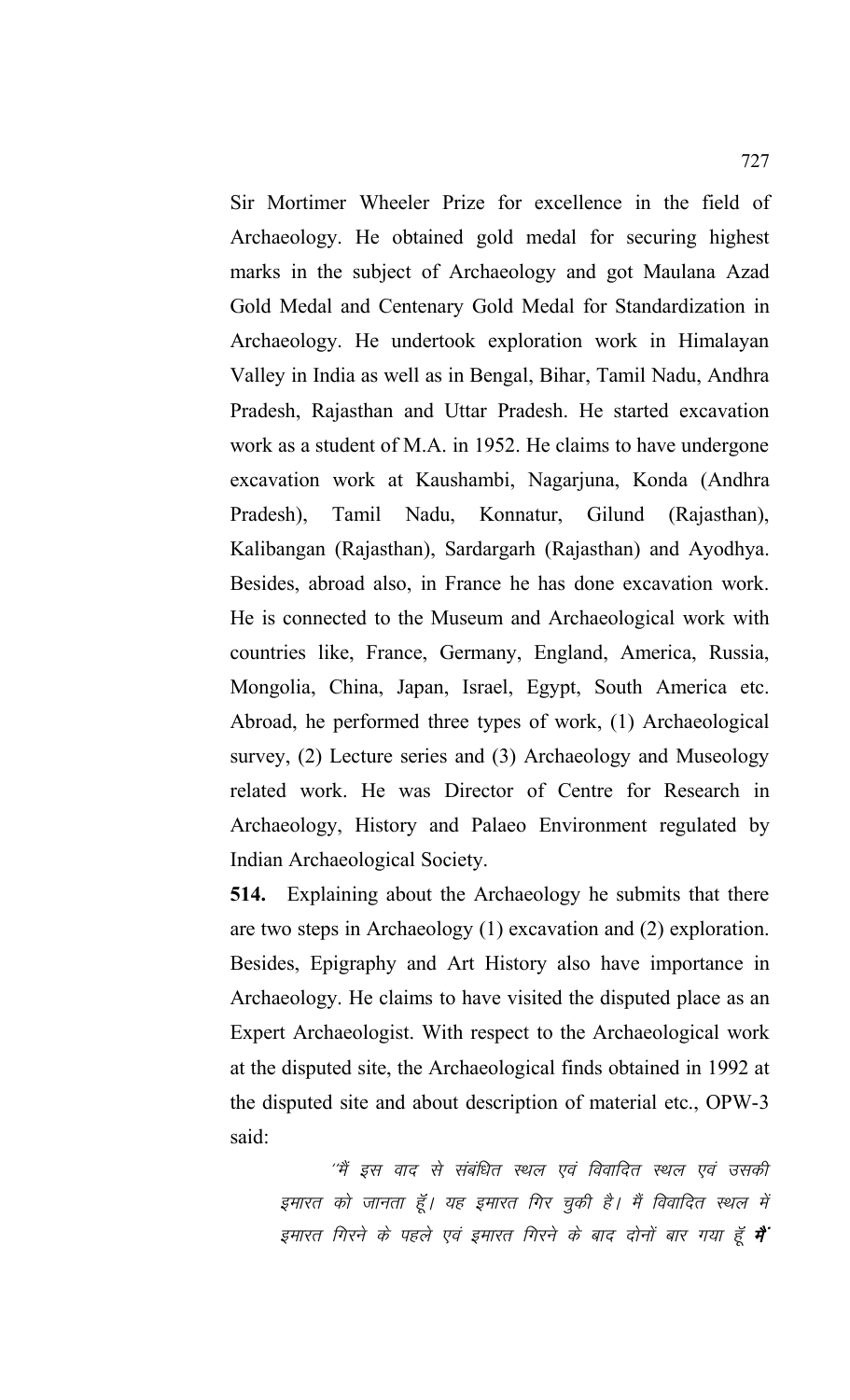Sir Mortimer Wheeler Prize for excellence in the field of Archaeology. He obtained gold medal for securing highest marks in the subject of Archaeology and got Maulana Azad Gold Medal and Centenary Gold Medal for Standardization in Archaeology. He undertook exploration work in Himalayan Valley in India as well as in Bengal, Bihar, Tamil Nadu, Andhra Pradesh, Rajasthan and Uttar Pradesh. He started excavation work as a student of M.A. in 1952. He claims to have undergone excavation work at Kaushambi, Nagarjuna, Konda (Andhra Pradesh), Tamil Nadu, Konnatur, Gilund (Rajasthan), Kalibangan (Rajasthan), Sardargarh (Rajasthan) and Ayodhya. Besides, abroad also, in France he has done excavation work. He is connected to the Museum and Archaeological work with countries like, France, Germany, England, America, Russia, Mongolia, China, Japan, Israel, Egypt, South America etc. Abroad, he performed three types of work, (1) Archaeological survey, (2) Lecture series and (3) Archaeology and Museology related work. He was Director of Centre for Research in Archaeology, History and Palaeo Environment regulated by Indian Archaeological Society.

**514.** Explaining about the Archaeology he submits that there are two steps in Archaeology (1) excavation and (2) exploration. Besides, Epigraphy and Art History also have importance in Archaeology. He claims to have visited the disputed place as an Expert Archaeologist. With respect to the Archaeological work at the disputed site, the Archaeological finds obtained in 1992 at the disputed site and about description of material etc., OPW-3 said:

> *"मैं इस वाद से संबंधित स्थल एवं विवादित स्थल एवं उसकी इमारत को जानता हूँ। यह इमारत गिर चुकी है। मैं विवादित स्थल में इमारत गिरने के पहले एवं इमारत गिरने के बाद दोनों बार गया हूँ* ***मैं***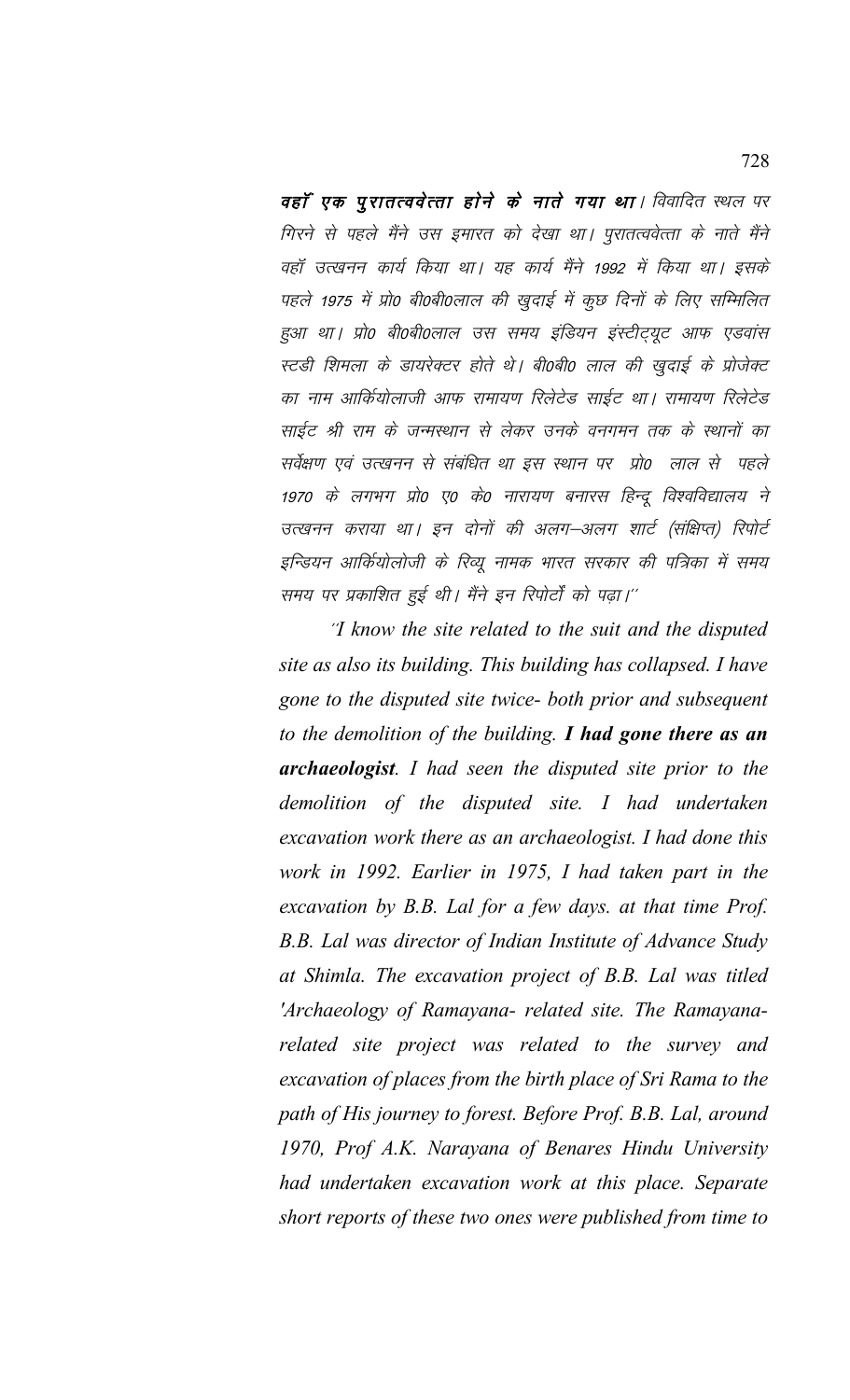***वहाँ एक पुरातत्ववेत्ता होने के नाते गया था।*** *विवादित स्थल पर गिरने से पहले मैंने उस इमारत को देखा था। पुरातत्ववेत्ता के नाते मैंने वहाँ उत्खनन कार्य किया था। यह कार्य मैंने 1992 में किया था। इसके पहले 1975 में प्रो0 बी0बी0लाल की खुदाई में कुछ दिनों के लिए सम्मिलित हुआ था। प्रो0 बी0बी0लाल उस समय इंडियन इंस्टीट्यूट आफ एडवांस स्टडी शिमला के डायरेक्टर होते थे। बी0बी0 लाल की खुदाई के प्रोजेक्ट का नाम आर्कियोलाजी आफ रामायण रिलेटेड साईट था। रामायण रिलेटेड साईट श्री राम के जन्मस्थान से लेकर उनके वनगमन तक के स्थानों का सर्वेक्षण एवं उत्खनन से संबंधित था इस स्थान पर प्रो0 लाल से पहले 1970 के लगभग प्रो0 ए0 के0 नारायण बनारस हिन्दू विश्वविद्यालय ने उत्खनन कराया था। इन दोनों की अलग–अलग शार्ट (संक्षिप्त) रिपोर्ट इन्डियन आर्कियोलोजी के रिव्यू नामक भारत सरकार की पत्रिका में समय समय पर प्रकाशित हुई थी। मैंने इन रिपोर्टों को पढ़ा।''*

*"I know the site related to the suit and the disputed site as also its building. This building has collapsed. I have gone to the disputed site twice- both prior and subsequent to the demolition of the building.* ***I had gone there as an archaeologist****. I had seen the disputed site prior to the demolition of the disputed site. I had undertaken excavation work there as an archaeologist. I had done this work in 1992. Earlier in 1975, I had taken part in the excavation by B.B. Lal for a few days. at that time Prof. B.B. Lal was director of Indian Institute of Advance Study at Shimla. The excavation project of B.B. Lal was titled 'Archaeology of Ramayana- related site. The Ramayana-related site project was related to the survey and excavation of places from the birth place of Sri Rama to the path of His journey to forest. Before Prof. B.B. Lal, around 1970, Prof A.K. Narayana of Benares Hindu University had undertaken excavation work at this place. Separate short reports of these two ones were published from time to*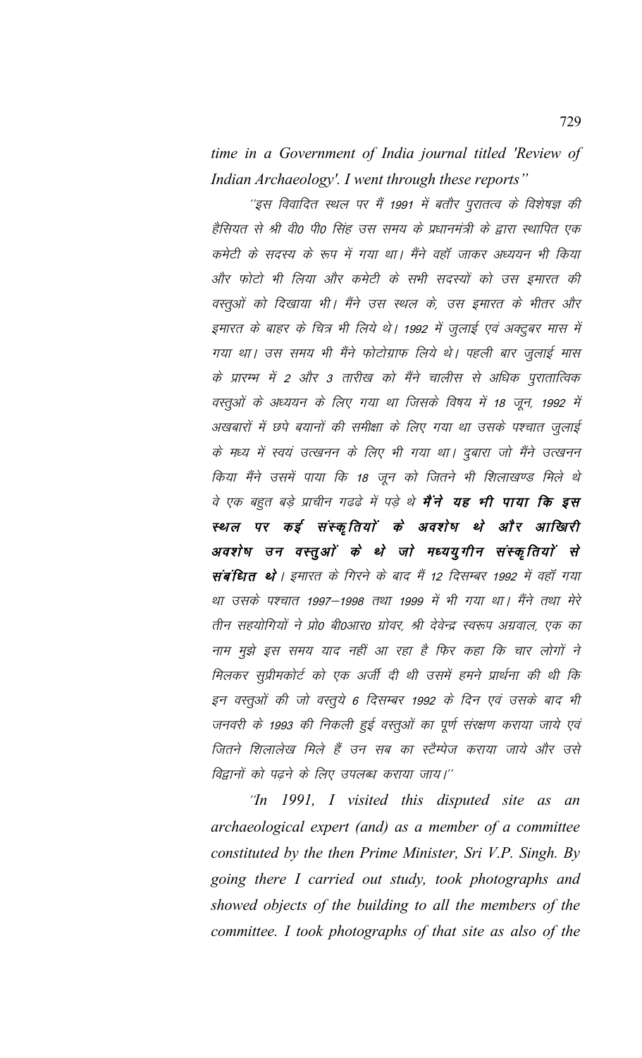*time in a Government of India journal titled 'Review of Indian Archaeology'. I went through these reports"*

*''इस विवादित स्थल पर मैं 1991 में बतौर पुरातत्व के विशेषज्ञ की हैसियत से श्री वी0 पी0 सिंह उस समय के प्रधानमंत्री के द्वारा स्थापित एक कमेटी के सदस्य के रूप में गया था। मैंने वहाँ जाकर अध्ययन भी किया और फोटो भी लिया और कमेटी के सभी सदस्यों को उस इमारत की वस्तुओं को दिखाया भी। मैंने उस स्थल के, उस इमारत के भीतर और इमारत के बाहर के चित्र भी लिये थे। 1992 में जुलाई एवं अक्टुबर मास में गया था। उस समय भी मैंने फोटोग्राफ लिये थे। पहली बार जुलाई मास के प्रारम्भ में 2 और 3 तारीख को मैंने चालीस से अधिक पुरातात्विक वस्तुओं के अध्ययन के लिए गया था जिसके विषय में 18 जून, 1992 में अखबारों में छपे बयानों की समीक्षा के लिए गया था उसके पश्चात जुलाई के मध्य में स्वयं उत्खनन के लिए भी गया था। दुबारा जो मैंने उत्खनन किया मैंने उसमें पाया कि 18 जून को जितने भी शिलाखण्ड मिले थे वे एक बहुत बड़े प्राचीन गढढे में पड़े थे* ***मैंने यह भी पाया कि इस स्थल पर कई संस्कृतियों के अवशेष थे और आखिरी अवशेष उन वस्तुओं के थे जो मध्ययुगीन संस्कृतियों से संबंधित थे****। इमारत के गिरने के बाद मैं 12 दिसम्बर 1992 में वहाँ गया था उसके पश्चात 1997–1998 तथा 1999 में भी गया था। मैंने तथा मेरे तीन सहयोगियों ने प्रो0 बी0आर0 ग्रोवर, श्री देवेन्द्र स्वरूप अग्रवाल, एक का नाम मुझे इस समय याद नहीं आ रहा है फिर कहा कि चार लोगों ने मिलकर सुप्रीमकोर्ट को एक अर्जी दी थी उसमें हमने प्रार्थना की थी कि इन वस्तुओं की जो वस्तुये 6 दिसम्बर 1992 के दिन एवं उसके बाद भी जनवरी के 1993 की निकली हुई वस्तुओं का पूर्ण संरक्षण कराया जाये एवं जितने शिलालेख मिले हैं उन सब का स्टैम्पेज कराया जाये और उसे विद्वानों को पढ़ने के लिए उपलब्ध कराया जाय।''*

*"In 1991, I visited this disputed site as an archaeological expert (and) as a member of a committee constituted by the then Prime Minister, Sri V.P. Singh. By going there I carried out study, took photographs and showed objects of the building to all the members of the committee. I took photographs of that site as also of the*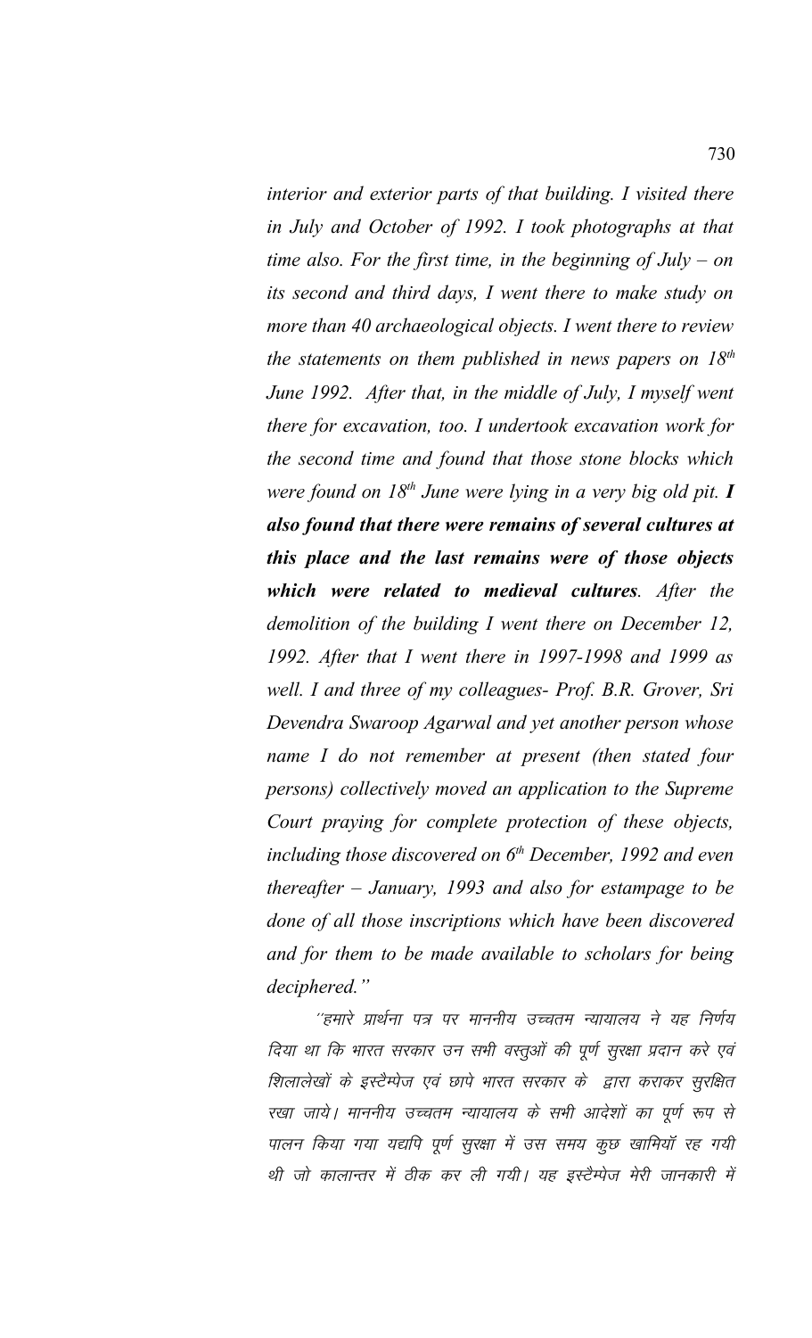*interior and exterior parts of that building. I visited there in July and October of 1992. I took photographs at that time also. For the first time, in the beginning of July – on its second and third days, I went there to make study on more than 40 archaeological objects. I went there to review the statements on them published in news papers on 18th June 1992. After that, in the middle of July, I myself went there for excavation, too. I undertook excavation work for the second time and found that those stone blocks which were found on 18th June were lying in a very big old pit.* ***I also found that there were remains of several cultures at this place and the last remains were of those objects which were related to medieval cultures****. After the demolition of the building I went there on December 12, 1992. After that I went there in 1997-1998 and 1999 as well. I and three of my colleagues- Prof. B.R. Grover, Sri Devendra Swaroop Agarwal and yet another person whose name I do not remember at present (then stated four persons) collectively moved an application to the Supreme Court praying for complete protection of these objects, including those discovered on 6th December, 1992 and even thereafter – January, 1993 and also for estampage to be done of all those inscriptions which have been discovered and for them to be made available to scholars for being deciphered."*

*''हमारे प्रार्थना पत्र पर माननीय उच्चतम न्यायालय ने यह निर्णय दिया था कि भारत सरकार उन सभी वस्तुओं की पूर्ण सुरक्षा प्रदान करे एवं शिलालेखों के इस्टैम्पेज एवं छापे भारत सरकार के द्वारा कराकर सुरक्षित रखा जाये। माननीय उच्चतम न्यायालय के सभी आदेशों का पूर्ण रूप से पालन किया गया यद्यपि पूर्ण सुरक्षा में उस समय कुछ खामियॉं रह गयी थी जो कालान्तर में ठीक कर ली गयी। यह इस्टैम्पेज मेरी जानकारी में*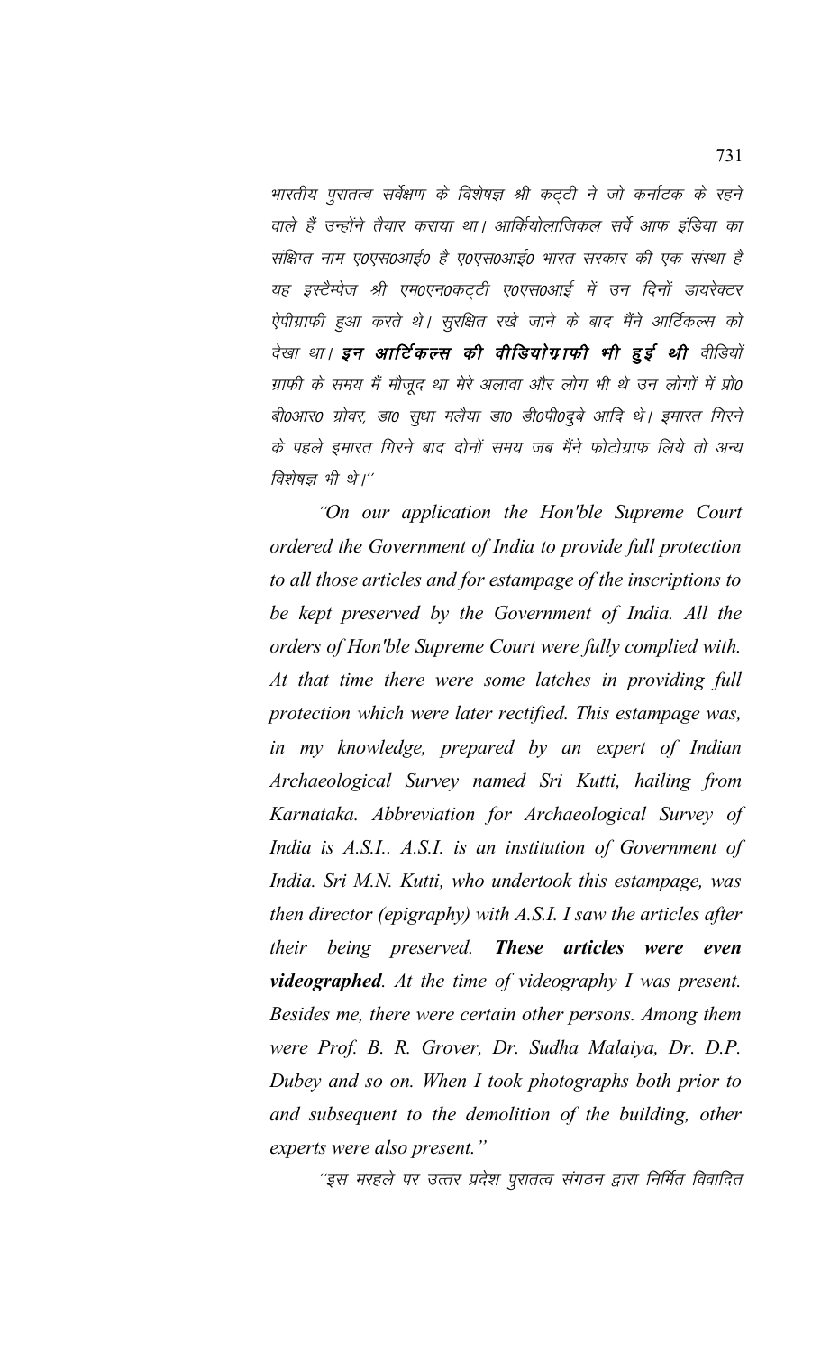*भारतीय पुरातत्व सर्वेक्षण के विशेषज्ञ श्री कट्टी ने जो कर्नाटक के रहने वाले हैं उन्होंने तैयार कराया था। आर्कियोलाजिकल सर्वे आफ इंडिया का संक्षिप्त नाम ए0एस0आई0 है ए0एस0आई0 भारत सरकार की एक संस्था है यह इस्टैम्पेज श्री एम0एन0कट्टी ए0एस0आई में उन दिनों डायरेक्टर ऐपीग्राफी हुआ करते थे। सुरक्षित रखे जाने के बाद मैंने आर्टिकल्स को देखा था। **इन आर्टिकल्स की वीडियोग्राफी भी हुई थी** वीडियों ग्राफी के समय मैं मौजूद था मेरे अलावा और लोग भी थे उन लोगों में प्रो0 बी0आर0 ग्रोवर, डा0 सुधा मलैया डा0 डी0पी0दुबे आदि थे। इमारत गिरने के पहले इमारत गिरने बाद दोनों समय जब मैंने फोटोग्राफ लिये तो अन्य विशेषज्ञ भी थे।''*

*"On our application the Hon'ble Supreme Court ordered the Government of India to provide full protection to all those articles and for estampage of the inscriptions to be kept preserved by the Government of India. All the orders of Hon'ble Supreme Court were fully complied with. At that time there were some latches in providing full protection which were later rectified. This estampage was, in my knowledge, prepared by an expert of Indian Archaeological Survey named Sri Kutti, hailing from Karnataka. Abbreviation for Archaeological Survey of India is A.S.I.. A.S.I. is an institution of Government of India. Sri M.N. Kutti, who undertook this estampage, was then director (epigraphy) with A.S.I. I saw the articles after their being preserved. **These articles were even videographed**. At the time of videography I was present. Besides me, there were certain other persons. Among them were Prof. B. R. Grover, Dr. Sudha Malaiya, Dr. D.P. Dubey and so on. When I took photographs both prior to and subsequent to the demolition of the building, other experts were also present."*

*''इस मरहले पर उत्तर प्रदेश पुरातत्व संगठन द्वारा निर्मित विवादित*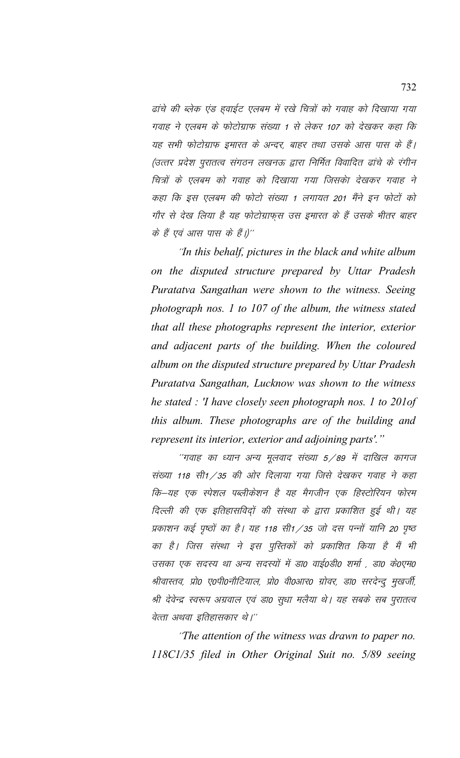*ढांचे की ब्लेक एंड ह्वाईट एलबम में रखे चित्रों को गवाह को दिखाया गया गवाह ने एलबम के फोटोग्राफ संख्या 1 से लेकर 107 को देखकर कहा कि यह सभी फोटोग्राफ इमारत के अन्दर, बाहर तथा उसके आस पास के हैं। (उत्तर प्रदेश पुरातत्व संगठन लखनऊ द्वारा निर्मित विवादित ढांचे के रंगीन चित्रों के एलबम को गवाह को दिखाया गया जिसको देखकर गवाह ने कहा कि इस एलबम की फोटो संख्या 1 लगायत 201 मैंने इन फोटों को गौर से देख लिया है यह फोटोग्राफ्स उस इमारत के हैं उसके भीतर बाहर के हैं एवं आस पास के हैं।)''*

*''In this behalf, pictures in the black and white album on the disputed structure prepared by Uttar Pradesh Puratatva Sangathan were shown to the witness. Seeing photograph nos. 1 to 107 of the album, the witness stated that all these photographs represent the interior, exterior and adjacent parts of the building. When the coloured album on the disputed structure prepared by Uttar Pradesh Puratatva Sangathan, Lucknow was shown to the witness he stated : 'I have closely seen photograph nos. 1 to 201of this album. These photographs are of the building and represent its interior, exterior and adjoining parts'."*

*''गवाह का ध्यान अन्य मूलवाद संख्या 5/89 में दाखिल कागज संख्या 118 सी1/35 की ओर दिलाया गया जिसे देखकर गवाह ने कहा कि–यह एक स्पेशल पब्लीकेशन है यह मैगजीन एक हिस्टोरियन फोरम दिल्ली की एक इतिहासविदों की संस्था के द्वारा प्रकाशित हुई थी। यह प्रकाशन कई पृष्ठों का है। यह 118 सी1/35 जो दस पन्नों यानि 20 पृष्ठ का है। जिस संस्था ने इस पुस्तिकों को प्रकाशित किया है मैं भी उसका एक सदस्य था अन्य सदस्यों में डा0 वाई0डी0 शर्मा , डा0 के0एम0 श्रीवास्तव, प्रो0 ए0पी0नौटियाल, प्रो0 वी0आर0 ग्रोवर, डा0 सरदेन्दु मुखर्जी, श्री देवेन्द्र स्वरूप अग्रवाल एवं डा0 सुधा मलैया थे। यह सबके सब पुरातत्व वेत्ता अथवा इतिहासकार थे।''*

*''The attention of the witness was drawn to paper no. 118C1/35 filed in Other Original Suit no. 5/89 seeing*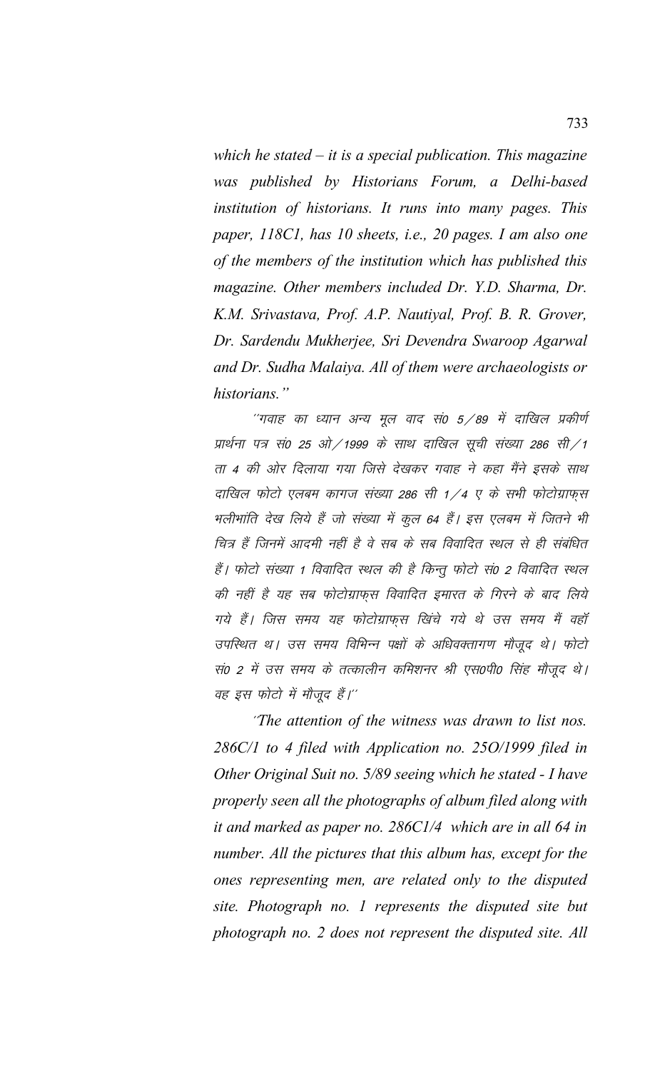*which he stated – it is a special publication. This magazine was published by Historians Forum, a Delhi-based institution of historians. It runs into many pages. This paper, 118C1, has 10 sheets, i.e., 20 pages. I am also one of the members of the institution which has published this magazine. Other members included Dr. Y.D. Sharma, Dr. K.M. Srivastava, Prof. A.P. Nautiyal, Prof. B. R. Grover, Dr. Sardendu Mukherjee, Sri Devendra Swaroop Agarwal and Dr. Sudha Malaiya. All of them were archaeologists or historians."*

*''गवाह का ध्यान अन्य मूल वाद सं0 5/89 में दाखिल प्रकीर्ण प्रार्थना पत्र सं0 25 ओ/1999 के साथ दाखिल सूची संख्या 286 सी/1 ता 4 की ओर दिलाया गया जिसे देखकर गवाह ने कहा मैंने इसके साथ दाखिल फोटो एलबम कागज संख्या 286 सी 1/4 ए के सभी फोटोग्राफ्स भलीभांति देख लिये हैं जो संख्या में कुल 64 हैं। इस एलबम में जितने भी चित्र हैं जिनमें आदमी नहीं है वे सब के सब विवादित स्थल से ही संबंधित हैं। फोटो संख्या 1 विवादित स्थल की है किन्तु फोटो सं0 2 विवादित स्थल की नहीं है यह सब फोटोग्राफ्स विवादित इमारत के गिरने के बाद लिये गये हैं। जिस समय यह फोटोग्राफ्स खिंचे गये थे उस समय मैं वहॉ उपस्थित था। उस समय विभिन्न पक्षों के अधिवक्तागण मौजूद थे। फोटो सं0 2 में उस समय के तत्कालीन कमिशनर श्री एस0पी0 सिंह मौजूद थे। वह इस फोटो में मौजूद हैं।''*

*"The attention of the witness was drawn to list nos. 286C/1 to 4 filed with Application no. 25O/1999 filed in Other Original Suit no. 5/89 seeing which he stated - I have properly seen all the photographs of album filed along with it and marked as paper no. 286C1/4 which are in all 64 in number. All the pictures that this album has, except for the ones representing men, are related only to the disputed site. Photograph no. 1 represents the disputed site but photograph no. 2 does not represent the disputed site. All*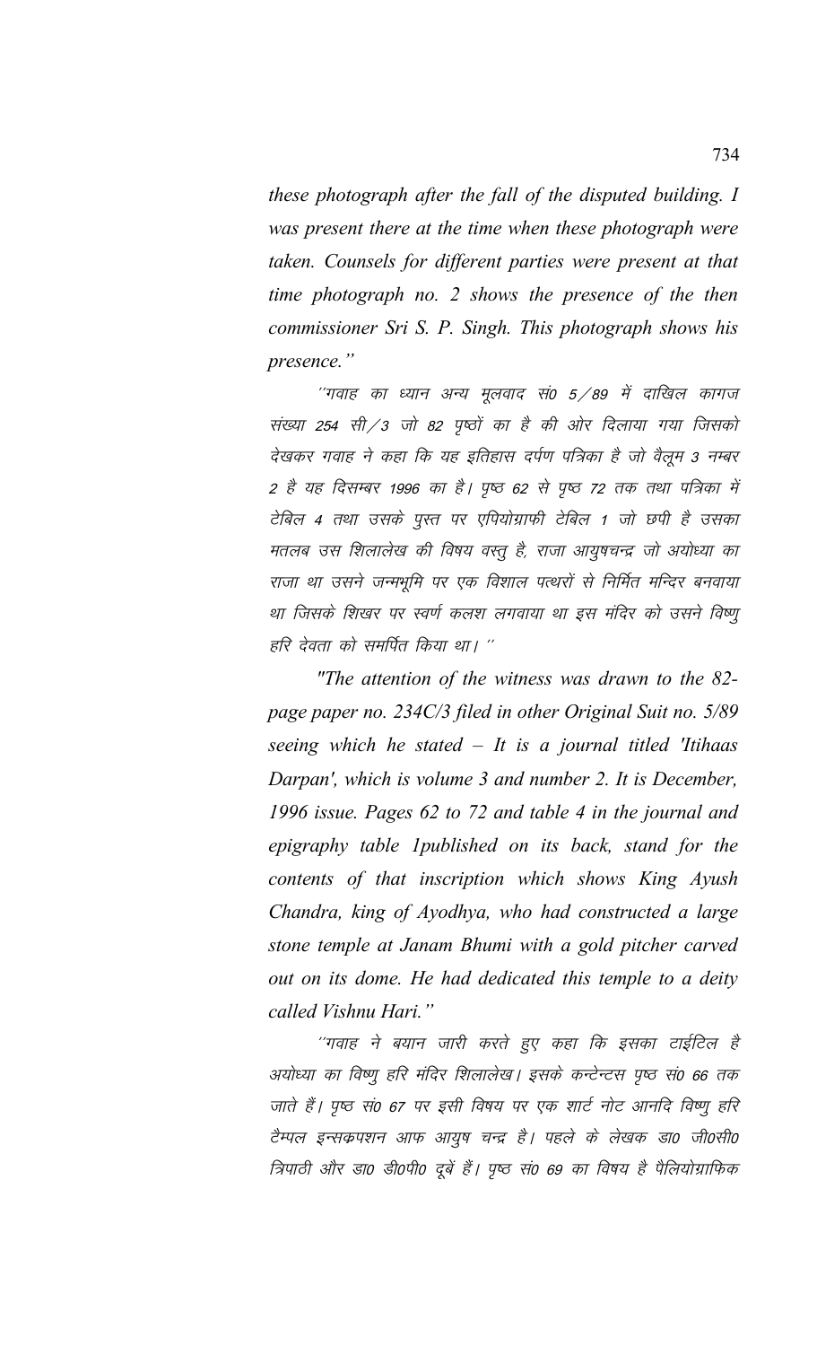*these photograph after the fall of the disputed building. I was present there at the time when these photograph were taken. Counsels for different parties were present at that time photograph no. 2 shows the presence of the then commissioner Sri S. P. Singh. This photograph shows his presence."*

''गवाह का ध्यान अन्य मूलवाद सं0 5/89 में दाखिल कागज संख्या 254 सी/3 जो 82 पृष्ठों का है की ओर दिलाया गया जिसको देखकर गवाह ने कहा कि यह इतिहास दर्पण पत्रिका है जो वैलूम 3 नम्बर 2 है यह दिसम्बर 1996 का है। पृष्ठ 62 से पृष्ठ 72 तक तथा पत्रिका में टेबिल 4 तथा उसके पुस्त पर एपियोग्राफी टेबिल 1 जो छपी है उसका मतलब उस शिलालेख की विषय वस्तु है, राजा आयुषचन्द्र जो अयोध्या का राजा था उसने जन्मभूमि पर एक विशाल पत्थरों से निर्मित मन्दिर बनवाया था जिसके शिखर पर स्वर्ण कलश लगवाया था इस मंदिर को उसने विष्णु हरि देवता को समर्पित किया था। ''

*"The attention of the witness was drawn to the 82-page paper no. 234C/3 filed in other Original Suit no. 5/89 seeing which he stated – It is a journal titled 'Itihaas Darpan', which is volume 3 and number 2. It is December, 1996 issue. Pages 62 to 72 and table 4 in the journal and epigraphy table 1published on its back, stand for the contents of that inscription which shows King Ayush Chandra, king of Ayodhya, who had constructed a large stone temple at Janam Bhumi with a gold pitcher carved out on its dome. He had dedicated this temple to a deity called Vishnu Hari."*

''गवाह ने बयान जारी करते हुए कहा कि इसका टाईटिल है अयोध्या का विष्णु हरि मंदिर शिलालेख। इसके कन्टेन्टस पृष्ठ सं0 66 तक जाते हैं। पृष्ठ सं0 67 पर इसी विषय पर एक शार्ट नोट आनदि विष्णु हरि टैम्पल इन्सक्रपशन आफ आयुष चन्द्र है। पहले के लेखक डा0 जी0सी0 त्रिपाठी और डा0 डी0पी0 दूबें हैं। पृष्ठ सं0 69 का विषय है पैलियोग्राफिक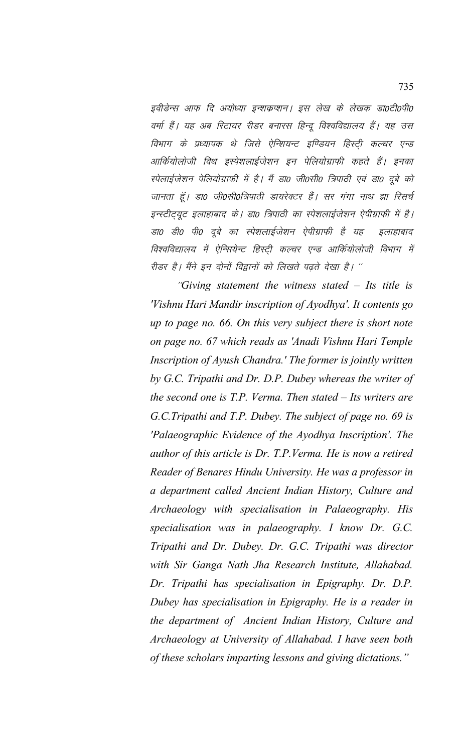इवीडेन्स आफ दि अयोध्या इन्शक्रप्शन। इस लेख के लेखक डा0टी0पी0 वर्मा हैं। यह अब रिटायर रीडर बनारस हिन्दू विश्वविद्यालय हैं। यह उस विभाग के प्राध्यापक थे जिसे ऐन्शियन्ट इण्डियन हिस्ट्री कल्चर एन्ड आर्कियोलोजी विथ इस्पेशलाईजेशन इन पेलियोग्राफी कहते हैं। इनका स्पेलाईजेशन पेलियोग्राफी में है। मैं डा0 जी0सी0 त्रिपाठी एवं डा0 दूबे को जानता हूँ। डा0 जी0सी0त्रिपाठी डायरेक्टर हैं। सर गंगा नाथ झा रिसर्च इन्स्टीट्यूट इलाहाबाद के। डा0 त्रिपाठी का स्पेशलाईजेशन ऐपीग्राफी में है। डा0 डी0 पी0 दूबे का स्पेशलाईजेशन ऐपीग्राफी है यह इलाहाबाद विश्वविद्यालय में ऐन्सियेन्ट हिस्ट्री कल्चर एन्ड आर्कियोलोजी विभाग में रीडर है। मैंने इन दोनों विद्वानों को लिखते पढ़ते देखा है। "

*"Giving statement the witness stated – Its title is 'Vishnu Hari Mandir inscription of Ayodhya'. It contents go up to page no. 66. On this very subject there is short note on page no. 67 which reads as 'Anadi Vishnu Hari Temple Inscription of Ayush Chandra.' The former is jointly written by G.C. Tripathi and Dr. D.P. Dubey whereas the writer of the second one is T.P. Verma. Then stated – Its writers are G.C.Tripathi and T.P. Dubey. The subject of page no. 69 is 'Palaeographic Evidence of the Ayodhya Inscription'. The author of this article is Dr. T.P.Verma. He is now a retired Reader of Benares Hindu University. He was a professor in a department called Ancient Indian History, Culture and Archaeology with specialisation in Palaeography. His specialisation was in palaeography. I know Dr. G.C. Tripathi and Dr. Dubey. Dr. G.C. Tripathi was director with Sir Ganga Nath Jha Research Institute, Allahabad. Dr. Tripathi has specialisation in Epigraphy. Dr. D.P. Dubey has specialisation in Epigraphy. He is a reader in the department of Ancient Indian History, Culture and Archaeology at University of Allahabad. I have seen both of these scholars imparting lessons and giving dictations."*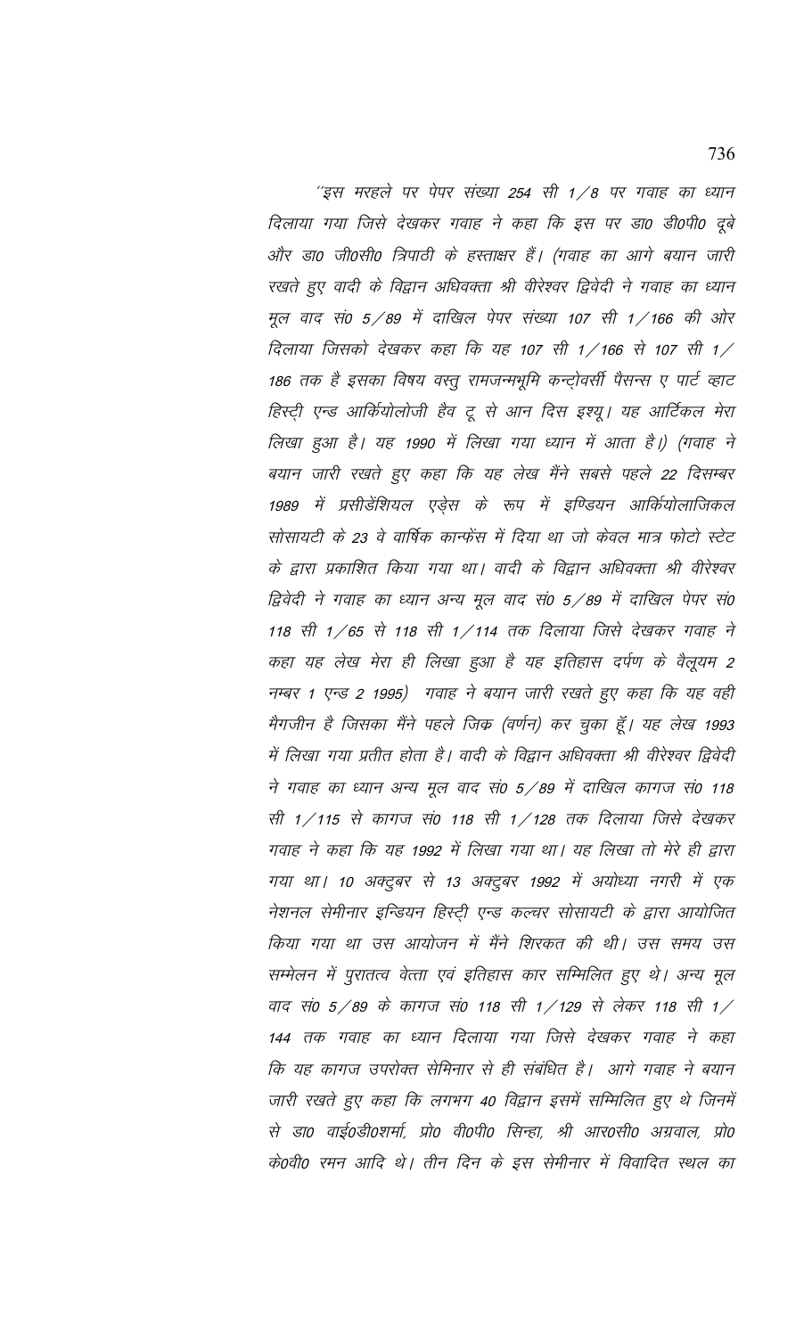*''इस मरहले पर पेपर संख्या 254 सी 1/8 पर गवाह का ध्यान दिलाया गया जिसे देखकर गवाह ने कहा कि इस पर डा0 डी0पी0 दूबे और डा0 जी0सी0 त्रिपाठी के हस्ताक्षर हैं। (गवाह का आगे बयान जारी रखते हुए वादी के विद्वान अधिवक्ता श्री वीरेश्वर द्विवेदी ने गवाह का ध्यान मूल वाद सं0 5/89 में दाखिल पेपर संख्या 107 सी 1/166 की ओर दिलाया जिसको देखकर कहा कि यह 107 सी 1/166 से 107 सी 1/186 तक है इसका विषय वस्तु रामजन्मभूमि कन्ट्रोवर्सी पैसन्स ए पार्ट व्हाट हिस्ट्री एन्ड आर्कियोलोजी हैव टू से आन दिस इश्यू। यह आर्टिकल मेरा लिखा हुआ है। यह 1990 में लिखा गया ध्यान में आता है।) (गवाह ने बयान जारी रखते हुए कहा कि यह लेख मैंने सबसे पहले 22 दिसम्बर 1989 में प्रसीडेंशियल एड्रेस के रूप में इण्डियन आर्कियोलाजिकल सोसायटी के 23 वे वार्षिक कान्फेंस में दिया था जो केवल मात्र फोटो स्टेट के द्वारा प्रकाशित किया गया था। वादी के विद्वान अधिवक्ता श्री वीरेश्वर द्विवेदी ने गवाह का ध्यान अन्य मूल वाद सं0 5/89 में दाखिल पेपर सं0 118 सी 1/65 से 118 सी 1/114 तक दिलाया जिसे देखकर गवाह ने कहा यह लेख मेरा ही लिखा हुआ है यह इतिहास दर्पण के वैलूयम 2 नम्बर 1 एन्ड 2 1995) गवाह ने बयान जारी रखते हुए कहा कि यह वही मैगजीन है जिसका मैंने पहले जिक (वर्णन) कर चुका हूँ। यह लेख 1993 में लिखा गया प्रतीत होता है। वादी के विद्वान अधिवक्ता श्री वीरेश्वर द्विवेदी ने गवाह का ध्यान अन्य मूल वाद सं0 5/89 में दाखिल कागज सं0 118 सी 1/115 से कागज सं0 118 सी 1/128 तक दिलाया जिसे देखकर गवाह ने कहा कि यह 1992 में लिखा गया था। यह लिखा तो मेरे ही द्वारा गया था। 10 अक्टुबर से 13 अक्टुबर 1992 में अयोध्या नगरी में एक नेशनल सेमीनार इन्डियन हिस्ट्री एन्ड कल्चर सोसायटी के द्वारा आयोजित किया गया था उस आयोजन में मैंने शिरकत की थी। उस समय उस सम्मेलन में पुरातत्व वेत्ता एवं इतिहास कार सम्मिलित हुए थे। अन्य मूल वाद सं0 5/89 के कागज सं0 118 सी 1/129 से लेकर 118 सी 1/144 तक गवाह का ध्यान दिलाया गया जिसे देखकर गवाह ने कहा कि यह कागज उपरोक्त सेमिनार से ही संबंधित है। आगे गवाह ने बयान जारी रखते हुए कहा कि लगभग 40 विद्वान इसमें सम्मिलित हुए थे जिनमें से डा0 वाई0डी0शर्मा, प्रो0 वी0पी0 सिन्हा, श्री आर0सी0 अग्रवाल, प्रो0 के0वी0 रमन आदि थे। तीन दिन के इस सेमीनार में विवादित स्थल का*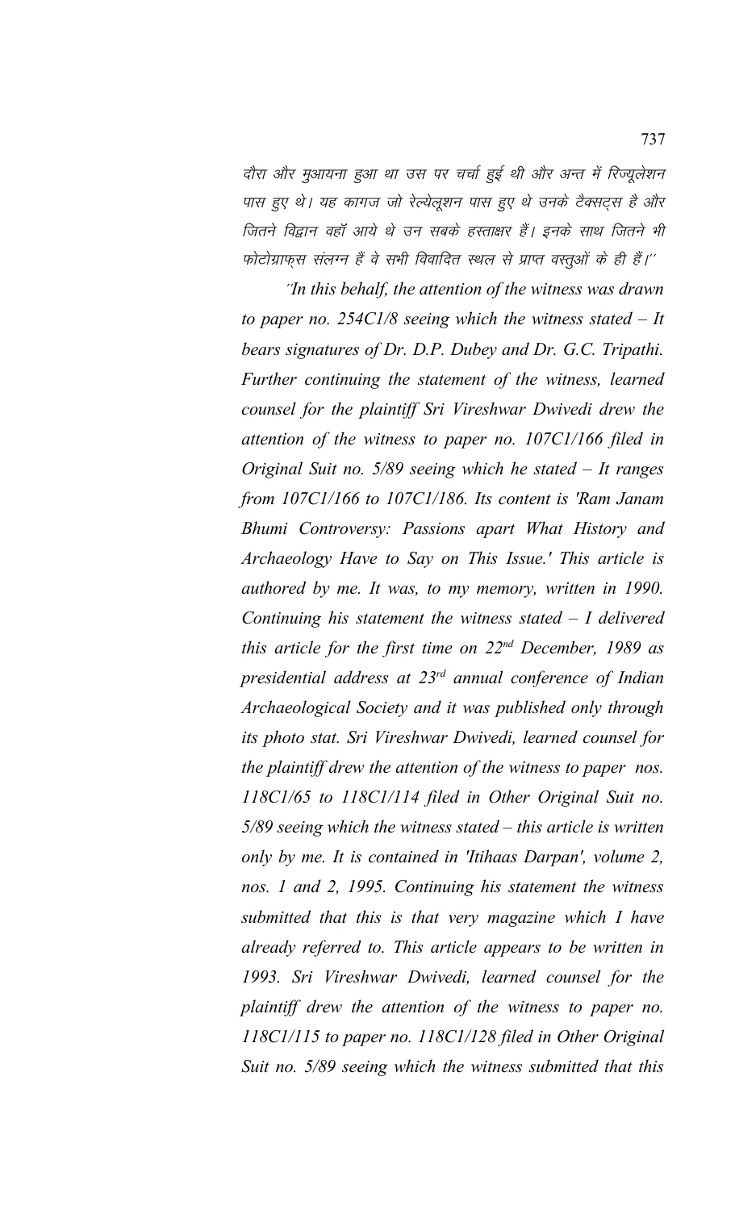दौरा और मुआयना हुआ था उस पर चर्चा हुई थी और अन्त में रिज्यूलेशन पास हुए थे। यह कागज जो रेल्येलूशन पास हुए थे उनके टैक्सट्स है और जितने विद्वान वहाँ आये थे उन सबके हस्ताक्षर हैं। इनके साथ जितने भी फोटोग्राफ्स संलग्न हैं वे सभी विवादित स्थल से प्राप्त वस्तुओं के ही हैं।''

*"In this behalf, the attention of the witness was drawn to paper no. 254C1/8 seeing which the witness stated – It bears signatures of Dr. D.P. Dubey and Dr. G.C. Tripathi. Further continuing the statement of the witness, learned counsel for the plaintiff Sri Vireshwar Dwivedi drew the attention of the witness to paper no. 107C1/166 filed in Original Suit no. 5/89 seeing which he stated – It ranges from 107C1/166 to 107C1/186. Its content is 'Ram Janam Bhumi Controversy: Passions apart What History and Archaeology Have to Say on This Issue.' This article is authored by me. It was, to my memory, written in 1990. Continuing his statement the witness stated – I delivered this article for the first time on 22nd December, 1989 as presidential address at 23rd annual conference of Indian Archaeological Society and it was published only through its photo stat. Sri Vireshwar Dwivedi, learned counsel for the plaintiff drew the attention of the witness to paper nos. 118C1/65 to 118C1/114 filed in Other Original Suit no. 5/89 seeing which the witness stated – this article is written only by me. It is contained in 'Itihaas Darpan', volume 2, nos. 1 and 2, 1995. Continuing his statement the witness submitted that this is that very magazine which I have already referred to. This article appears to be written in 1993. Sri Vireshwar Dwivedi, learned counsel for the plaintiff drew the attention of the witness to paper no. 118C1/115 to paper no. 118C1/128 filed in Other Original Suit no. 5/89 seeing which the witness submitted that this*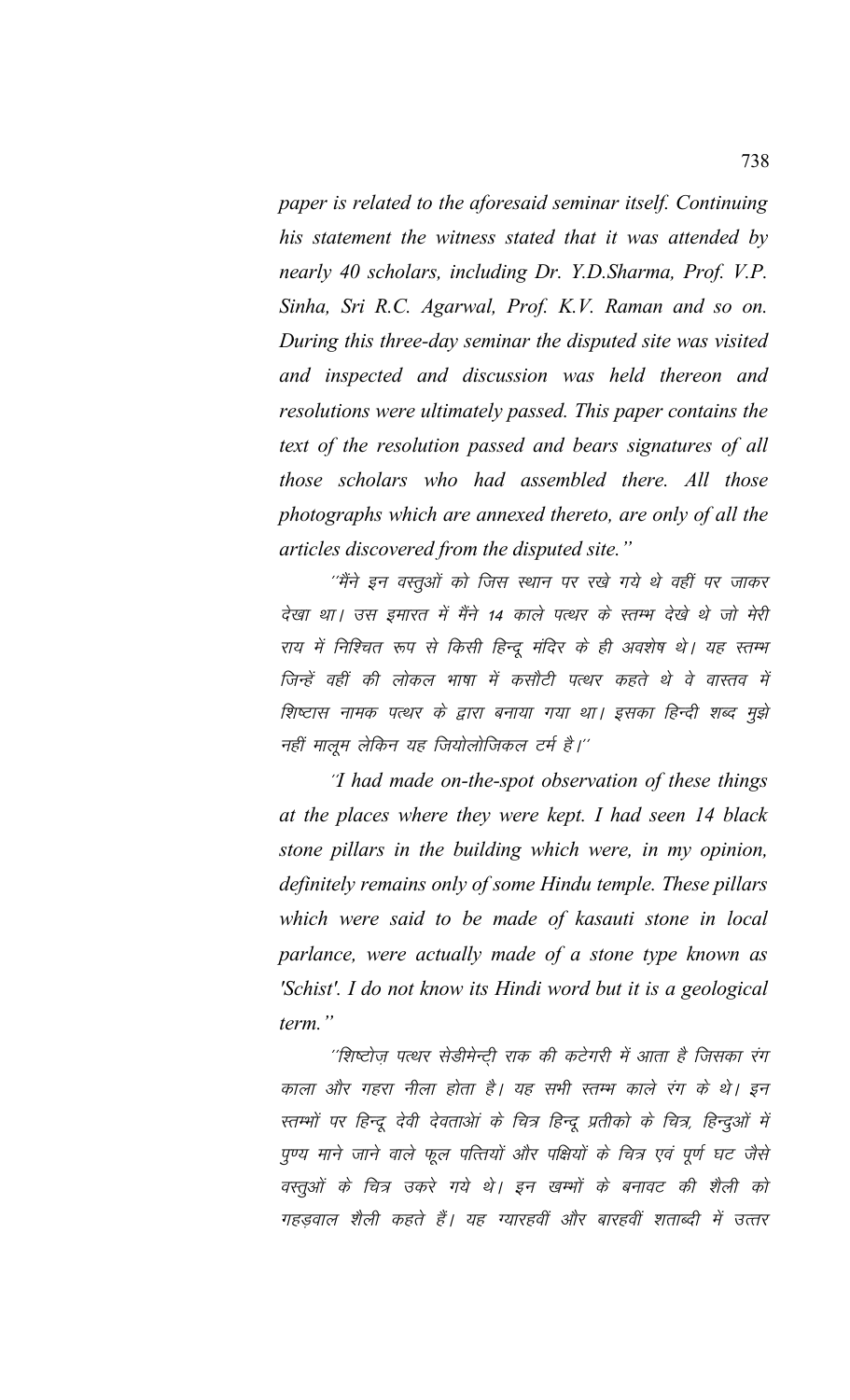*paper is related to the aforesaid seminar itself. Continuing his statement the witness stated that it was attended by nearly 40 scholars, including Dr. Y.D.Sharma, Prof. V.P. Sinha, Sri R.C. Agarwal, Prof. K.V. Raman and so on. During this three-day seminar the disputed site was visited and inspected and discussion was held thereon and resolutions were ultimately passed. This paper contains the text of the resolution passed and bears signatures of all those scholars who had assembled there. All those photographs which are annexed thereto, are only of all the articles discovered from the disputed site."*

*"मैंने इन वस्तुओं को जिस स्थान पर रखे गये थे वहीं पर जाकर देखा था। उस इमारत में मैंने 14 काले पत्थर के स्तम्भ देखे थे जो मेरी राय में निश्चित रूप से किसी हिन्दू मंदिर के ही अवशेष थे। यह स्तम्भ जिन्हें वहीं की लोकल भाषा में कसौटी पत्थर कहते थे वे वास्तव में शिष्टास नामक पत्थर के द्वारा बनाया गया था। इसका हिन्दी शब्द मुझे नहीं मालूम लेकिन यह जियोलोजिकल टर्म है।"*

*"I had made on-the-spot observation of these things at the places where they were kept. I had seen 14 black stone pillars in the building which were, in my opinion, definitely remains only of some Hindu temple. These pillars which were said to be made of kasauti stone in local parlance, were actually made of a stone type known as 'Schist'. I do not know its Hindi word but it is a geological term."*

*"शिष्टोज़ पत्थर सेडीमेन्ट्री राक की कटेगरी में आता है जिसका रंग काला और गहरा नीला होता है। यह सभी स्तम्भ काले रंग के थे। इन स्तम्भों पर हिन्दू देवी देवताओं के चित्र हिन्दू प्रतीको के चित्र, हिन्दुओं में पुण्य माने जाने वाले फूल पत्तियों और पक्षियों के चित्र एवं पूर्ण घट जैसे वस्तुओं के चित्र उकरे गये थे। इन खम्भों के बनावट की शैली को गहड़वाल शैली कहते हैं। यह ग्यारहवीं और बारहवीं शताब्दी में उत्तर*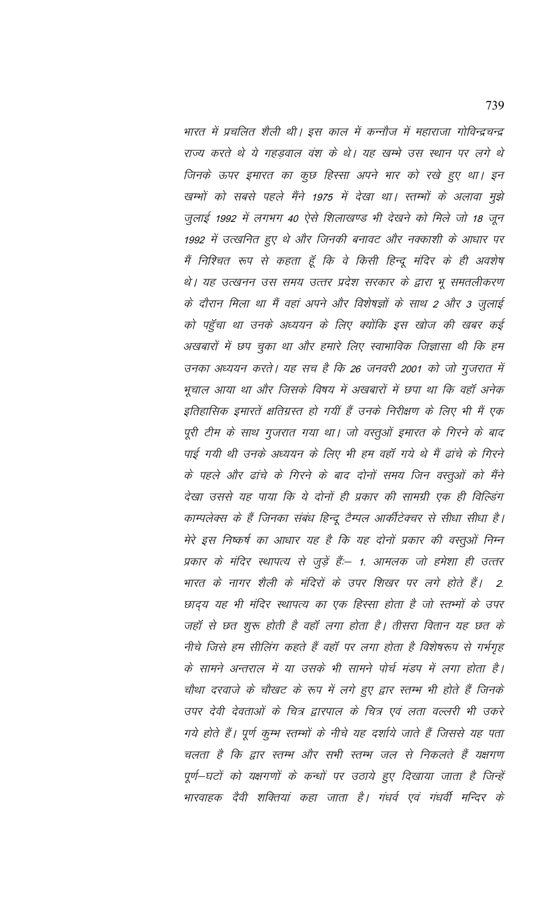भारत में प्रचलित शैली थी। इस काल में कन्नौज में महाराजा गोविन्द्रचन्द्र राज्य करते थे ये गहड़वाल वंश के थे। यह खम्भे उस स्थान पर लगे थे जिनके ऊपर इमारत का कुछ हिस्सा अपने भार को रखे हुए था। इन खम्भों को सबसे पहले मैंने 1975 में देखा था। स्तम्भों के अलावा मुझे जुलाई 1992 में लगभग 40 ऐसे शिलाखण्ड भी देखने को मिले जो 18 जून 1992 में उत्खनित हुए थे और जिनकी बनावट और नक्काशी के आधार पर मैं निश्चित रूप से कहता हूँ कि वे किसी हिन्दू मंदिर के ही अवशेष थे। यह उत्खनन उस समय उत्तर प्रदेश सरकार के द्वारा भू समतलीकरण के दौरान मिला था मैं वहां अपने और विशेषज्ञों के साथ 2 और 3 जुलाई को पहुँचा था उनके अध्ययन के लिए क्योंकि इस खोज की खबर कई अखबारों में छप चुका था और हमारे लिए स्वाभाविक जिज्ञासा थी कि हम उनका अध्ययन करते। यह सच है कि 26 जनवरी 2001 को जो गुजरात में भूचाल आया था और जिसके विषय में अखबारों में छपा था कि वहॉ अनेक इतिहासिक इमारतें क्षतिग्रस्त हो गयीं हैं उनके निरीक्षण के लिए भी मैं एक पूरी टीम के साथ गुजरात गया था। जो वस्तुओं इमारत के गिरने के बाद पाई गयी थी उनके अध्ययन के लिए भी हम वहॉ गये थे मैं ढांचे के गिरने के पहले और ढांचे के गिरने के बाद दोनों समय जिन वस्तुओं को मैंने देखा उससे यह पाया कि ये दोनों ही प्रकार की सामग्री एक ही विल्डिंग काम्पलेक्स के हैं जिनका संबंध हिन्दू टैम्पल आर्कीटेक्चर से सीधा सीधा है। मेरे इस निष्कर्ष का आधार यह है कि यह दोनों प्रकार की वस्तुओं निम्न प्रकार के मंदिर स्थापत्य से जुड़ें हैं:– 1. आमलक जो हमेशा ही उत्तर भारत के नागर शैली के मंदिरों के उपर शिखर पर लगे होते हैं। 2. छाद्य यह भी मंदिर स्थापत्य का एक हिस्सा होता है जो स्तम्भों के उपर जहॉ से छत शुरू होती है वहॉ लगा होता है। तीसरा वितान यह छत के नीचे जिसे हम सीलिंग कहते हैं वहॉ पर लगा होता है विशेषरूप से गर्भगृह के सामने अन्तराल में या उसके भी सामने पोर्च मंडप में लगा होता है। चौथा दरवाजे के चौखट के रूप में लगे हुए द्वार स्तम्भ भी होते हैं जिनके उपर देवी देवताओं के चित्र द्वारपाल के चित्र एवं लता वल्लरी भी उकरे गये होते हैं। पूर्ण कुम्भ स्तम्भों के नीचे यह दर्शाये जाते हैं जिससे यह पता चलता है कि द्वार स्तम्भ और सभी स्तम्भ जल से निकलते हैं यक्षगण पूर्ण–घटों को यक्षगणों के कन्धों पर उठाये हुए दिखाया जाता है जिन्हें भारवाहक दैवी शक्तियां कहा जाता है। गंधर्व एवं गंधर्वी मन्दिर के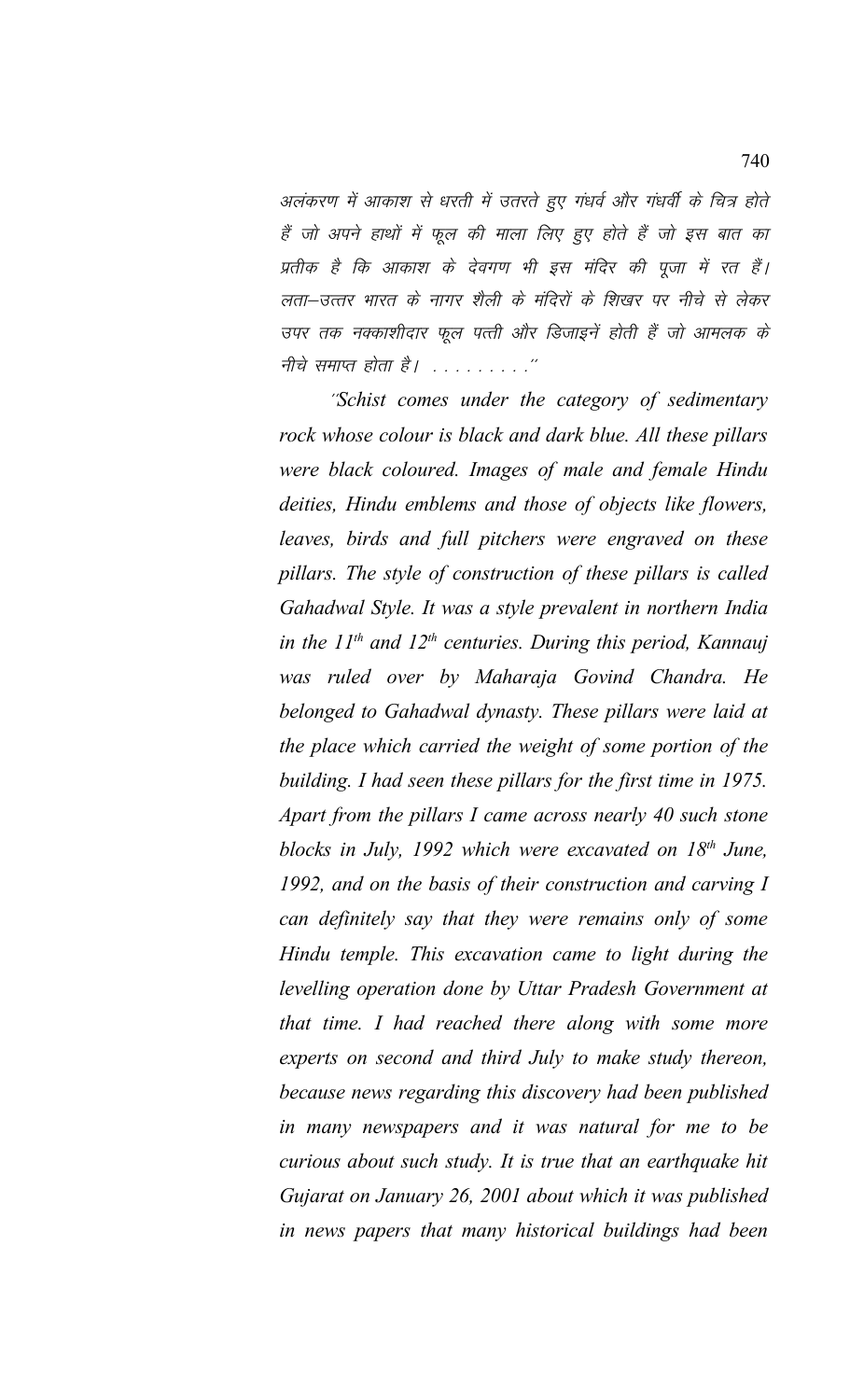अलंकरण में आकाश से धरती में उतरते हुए गंधर्व और गंधर्वी के चित्र होते हैं जो अपने हाथों में फूल की माला लिए हुए होते हैं जो इस बात का प्रतीक है कि आकाश के देवगण भी इस मंदिर की पूजा में रत हैं। लता–उत्तर भारत के नागर शैली के मंदिरों के शिखर पर नीचे से लेकर उपर तक नक्काशीदार फूल पत्ती और डिजाइनें होती हैं जो आमलक के नीचे समाप्त होता है। . . . . . . . . .''

*"Schist comes under the category of sedimentary rock whose colour is black and dark blue. All these pillars were black coloured. Images of male and female Hindu deities, Hindu emblems and those of objects like flowers, leaves, birds and full pitchers were engraved on these pillars. The style of construction of these pillars is called Gahadwal Style. It was a style prevalent in northern India in the 11th and 12th centuries. During this period, Kannauj was ruled over by Maharaja Govind Chandra. He belonged to Gahadwal dynasty. These pillars were laid at the place which carried the weight of some portion of the building. I had seen these pillars for the first time in 1975. Apart from the pillars I came across nearly 40 such stone blocks in July, 1992 which were excavated on 18th June, 1992, and on the basis of their construction and carving I can definitely say that they were remains only of some Hindu temple. This excavation came to light during the levelling operation done by Uttar Pradesh Government at that time. I had reached there along with some more experts on second and third July to make study thereon, because news regarding this discovery had been published in many newspapers and it was natural for me to be curious about such study. It is true that an earthquake hit Gujarat on January 26, 2001 about which it was published in news papers that many historical buildings had been*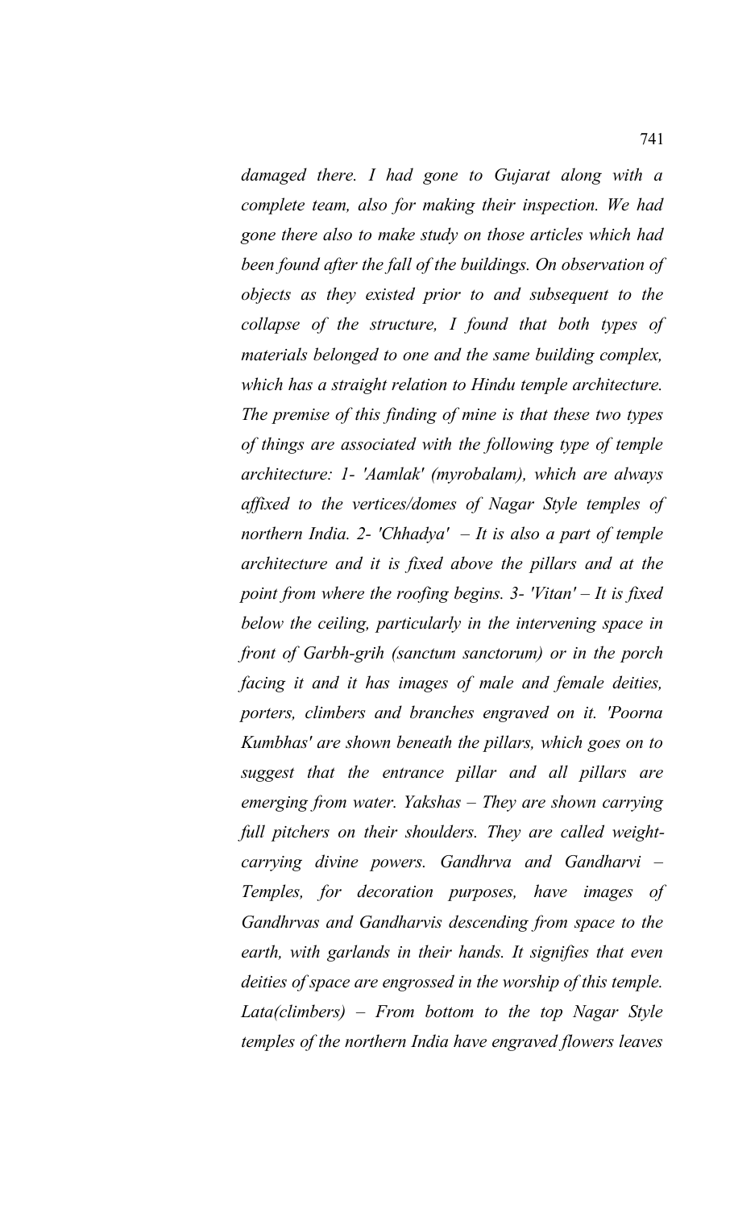*damaged there. I had gone to Gujarat along with a complete team, also for making their inspection. We had gone there also to make study on those articles which had been found after the fall of the buildings. On observation of objects as they existed prior to and subsequent to the collapse of the structure, I found that both types of materials belonged to one and the same building complex, which has a straight relation to Hindu temple architecture. The premise of this finding of mine is that these two types of things are associated with the following type of temple architecture: 1- 'Aamlak' (myrobalam), which are always affixed to the vertices/domes of Nagar Style temples of northern India. 2- 'Chhadya' – It is also a part of temple architecture and it is fixed above the pillars and at the point from where the roofing begins. 3- 'Vitan' – It is fixed below the ceiling, particularly in the intervening space in front of Garbh-grih (sanctum sanctorum) or in the porch facing it and it has images of male and female deities, porters, climbers and branches engraved on it. 'Poorna Kumbhas' are shown beneath the pillars, which goes on to suggest that the entrance pillar and all pillars are emerging from water. Yakshas – They are shown carrying full pitchers on their shoulders. They are called weight-carrying divine powers. Gandhrva and Gandharvi – Temples, for decoration purposes, have images of Gandhrvas and Gandharvis descending from space to the earth, with garlands in their hands. It signifies that even deities of space are engrossed in the worship of this temple. Lata(climbers) – From bottom to the top Nagar Style temples of the northern India have engraved flowers leaves*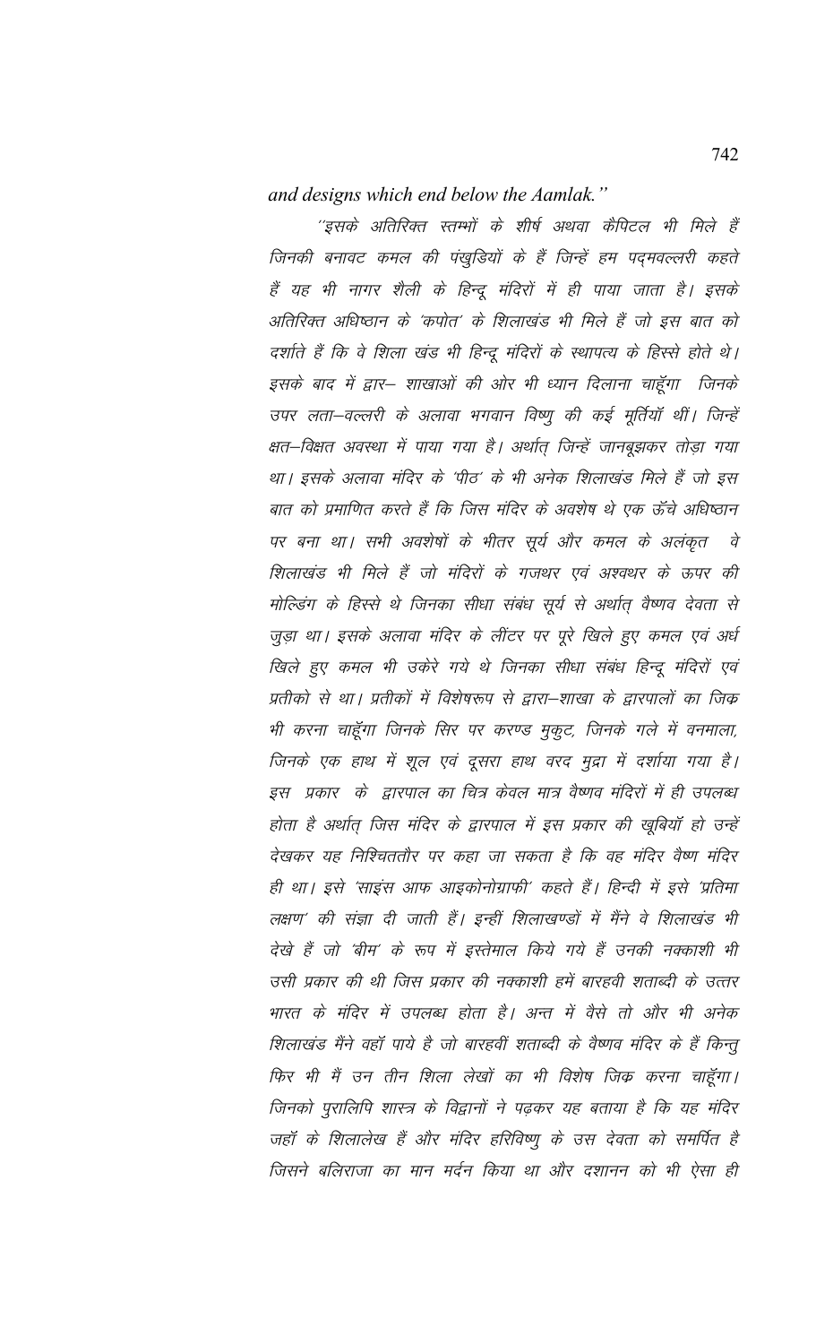*and designs which end below the Aamlak."*

*"इसके अतिरिक्त स्तम्भों के शीर्ष अथवा कैपिटल भी मिले हैं जिनकी बनावट कमल की पंखुडियों के हैं जिन्हें हम पद्मवल्लरी कहते हैं यह भी नागर शैली के हिन्दू मंदिरों में ही पाया जाता है। इसके अतिरिक्त अधिष्ठान के 'कपोत' के शिलाखंड भी मिले हैं जो इस बात को दर्शाते हैं कि वे शिला खंड भी हिन्दू मंदिरों के स्थापत्य के हिस्से होते थे। इसके बाद में द्वार– शाखाओं की ओर भी ध्यान दिलाना चाहूँगा जिनके उपर लता–वल्लरी के अलावा भगवान विष्णु की कई मूर्तियॉ थीं। जिन्हें क्षत–विक्षत अवस्था में पाया गया है। अर्थात् जिन्हें जानबूझकर तोड़ा गया था। इसके अलावा मंदिर के 'पीठ' के भी अनेक शिलाखंड मिले हैं जो इस बात को प्रमाणित करते हैं कि जिस मंदिर के अवशेष थे एक ऊँचे अधिष्ठान पर बना था। सभी अवशेषों के भीतर सूर्य और कमल के अलंकृत वे शिलाखंड भी मिले हैं जो मंदिरों के गजथर एवं अश्वथर के ऊपर की मोल्डिंग के हिस्से थे जिनका सीधा संबंध सूर्य से अर्थात् वैष्णव देवता से जुड़ा था। इसके अलावा मंदिर के लींटर पर पूरे खिले हुए कमल एवं अर्ध खिले हुए कमल भी उकेरे गये थे जिनका सीधा संबंध हिन्दू मंदिरों एवं प्रतीको से था। प्रतीकों में विशेषरूप से द्वारा–शाखा के द्वारपालों का जिक्र भी करना चाहूँगा जिनके सिर पर करण्ड मुकुट, जिनके गले में वनमाला, जिनके एक हाथ में शूल एवं दूसरा हाथ वरद मुद्रा में दर्शाया गया है। इस प्रकार के द्वारपाल का चित्र केवल मात्र वैष्णव मंदिरों में ही उपलब्ध होता है अर्थात् जिस मंदिर के द्वारपाल में इस प्रकार की खूबियॉ हो उन्हें देखकर यह निश्चिततौर पर कहा जा सकता है कि वह मंदिर वैष्ण मंदिर ही था। इसे 'साइंस आफ आइकोनोग्राफी' कहते हैं। हिन्दी में इसे 'प्रतिमा लक्षण' की संज्ञा दी जाती हैं। इन्हीं शिलाखण्डों में मैंने वे शिलाखंड भी देखे हैं जो 'बीम' के रूप में इस्तेमाल किये गये हैं उनकी नक्काशी भी उसी प्रकार की थी जिस प्रकार की नक्काशी हमें बारहवी शताब्दी के उत्तर भारत के मंदिर में उपलब्ध होता है। अन्त में वैसे तो और भी अनेक शिलाखंड मैंने वहॉ पाये है जो बारहवीं शताब्दी के वैष्णव मंदिर के हैं किन्तु फिर भी मैं उन तीन शिला लेखों का भी विशेष जिक्र करना चाहूँगा। जिनको पुरालिपि शास्त्र के विद्वानों ने पढ़कर यह बताया है कि यह मंदिर जहॉ के शिलालेख हैं और मंदिर हरिविष्णु के उस देवता को समर्पित है जिसने बलिराजा का मान मर्दन किया था और दशानन को भी ऐसा ही*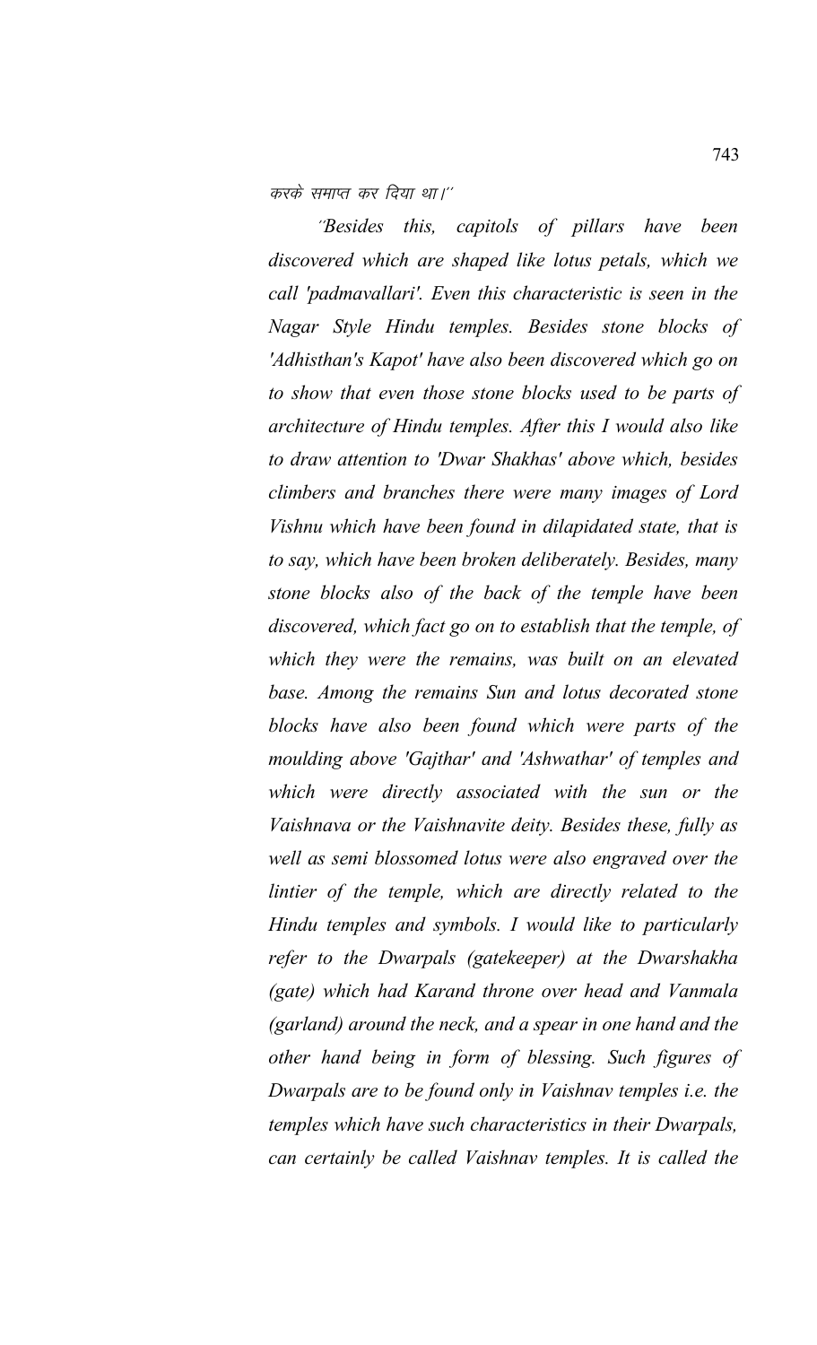करके समाप्त कर दिया था।''

*''Besides this, capitols of pillars have been discovered which are shaped like lotus petals, which we call 'padmavallari'. Even this characteristic is seen in the Nagar Style Hindu temples. Besides stone blocks of 'Adhisthan's Kapot' have also been discovered which go on to show that even those stone blocks used to be parts of architecture of Hindu temples. After this I would also like to draw attention to 'Dwar Shakhas' above which, besides climbers and branches there were many images of Lord Vishnu which have been found in dilapidated state, that is to say, which have been broken deliberately. Besides, many stone blocks also of the back of the temple have been discovered, which fact go on to establish that the temple, of which they were the remains, was built on an elevated base. Among the remains Sun and lotus decorated stone blocks have also been found which were parts of the moulding above 'Gajthar' and 'Ashwathar' of temples and which were directly associated with the sun or the Vaishnava or the Vaishnavite deity. Besides these, fully as well as semi blossomed lotus were also engraved over the lintier of the temple, which are directly related to the Hindu temples and symbols. I would like to particularly refer to the Dwarpals (gatekeeper) at the Dwarshakha (gate) which had Karand throne over head and Vanmala (garland) around the neck, and a spear in one hand and the other hand being in form of blessing. Such figures of Dwarpals are to be found only in Vaishnav temples i.e. the temples which have such characteristics in their Dwarpals, can certainly be called Vaishnav temples. It is called the*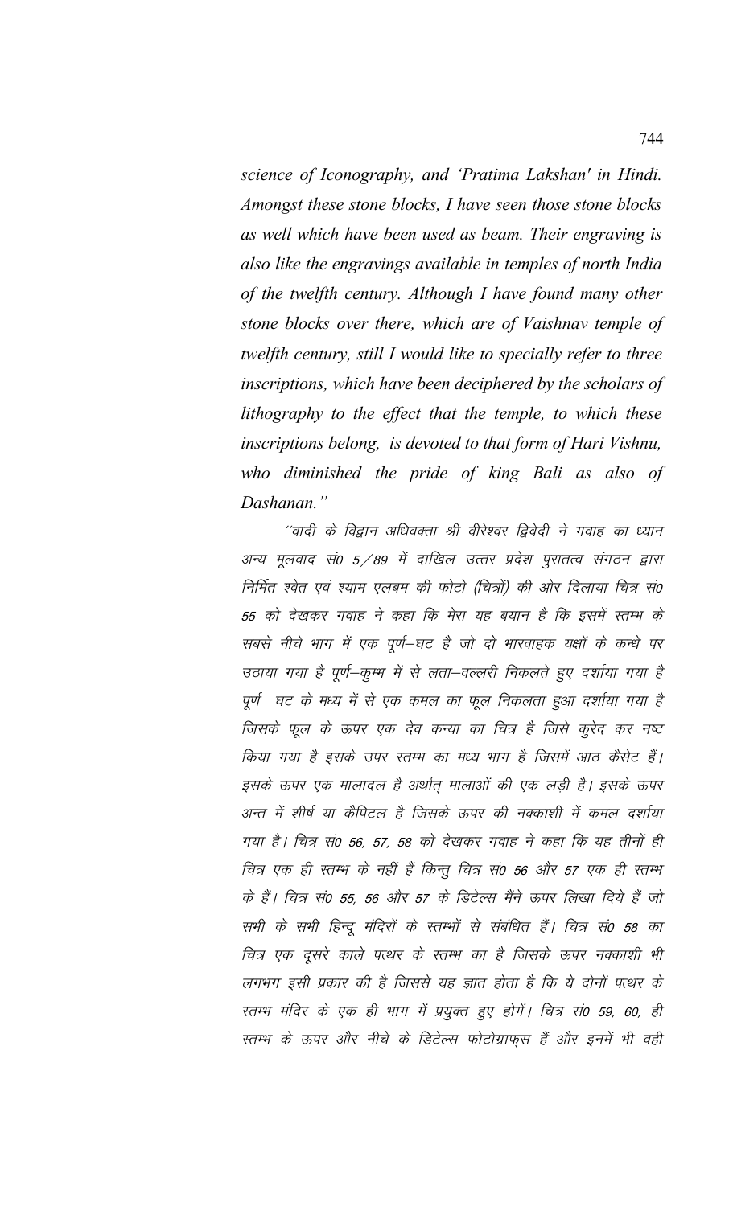*science of Iconography, and 'Pratima Lakshan' in Hindi. Amongst these stone blocks, I have seen those stone blocks as well which have been used as beam. Their engraving is also like the engravings available in temples of north India of the twelfth century. Although I have found many other stone blocks over there, which are of Vaishnav temple of twelfth century, still I would like to specially refer to three inscriptions, which have been deciphered by the scholars of lithography to the effect that the temple, to which these inscriptions belong, is devoted to that form of Hari Vishnu, who diminished the pride of king Bali as also of Dashanan."*

*"वादी के विद्वान अधिवक्ता श्री वीरेश्वर द्विवेदी ने गवाह का ध्यान अन्य मूलवाद सं० 5/89 में दाखिल उत्तर प्रदेश पुरातत्व संगठन द्वारा निर्मित श्वेत एवं श्याम एलबम की फोटो (चित्रों) की ओर दिलाया चित्र सं० 55 को देखकर गवाह ने कहा कि मेरा यह बयान है कि इसमें स्तम्भ के सबसे नीचे भाग में एक पूर्ण–घट है जो दो भारवाहक यक्षों के कन्धे पर उठाया गया है पूर्ण–कुम्भ में से लता–वल्लरी निकलते हुए दर्शाया गया है पूर्ण घट के मध्य में से एक कमल का फूल निकलता हुआ दर्शाया गया है जिसके फूल के ऊपर एक देव कन्या का चित्र है जिसे कुरेद कर नष्ट किया गया है इसके उपर स्तम्भ का मध्य भाग है जिसमें आठ कैसेट हैं। इसके ऊपर एक मालादल है अर्थात् मालाओं की एक लड़ी है। इसके ऊपर अन्त में शीर्ष या कैपिटल है जिसके ऊपर की नक्काशी में कमल दर्शाया गया है। चित्र सं० 56, 57, 58 को देखकर गवाह ने कहा कि यह तीनों ही चित्र एक ही स्तम्भ के नहीं हैं किन्तु चित्र सं० 56 और 57 एक ही स्तम्भ के हैं। चित्र सं० 55, 56 और 57 के डिटेल्स मैंने ऊपर लिखा दिये हैं जो सभी के सभी हिन्दू मंदिरों के स्तम्भों से संबंधित हैं। चित्र सं० 58 का चित्र एक दूसरे काले पत्थर के स्तम्भ का है जिसके ऊपर नक्काशी भी लगभग इसी प्रकार की है जिससे यह ज्ञात होता है कि ये दोनों पत्थर के स्तम्भ मंदिर के एक ही भाग में प्रयुक्त हुए होगें। चित्र सं० 59, 60, ही स्तम्भ के ऊपर और नीचे के डिटेल्स फोटोग्राफ्स हैं और इनमें भी वही*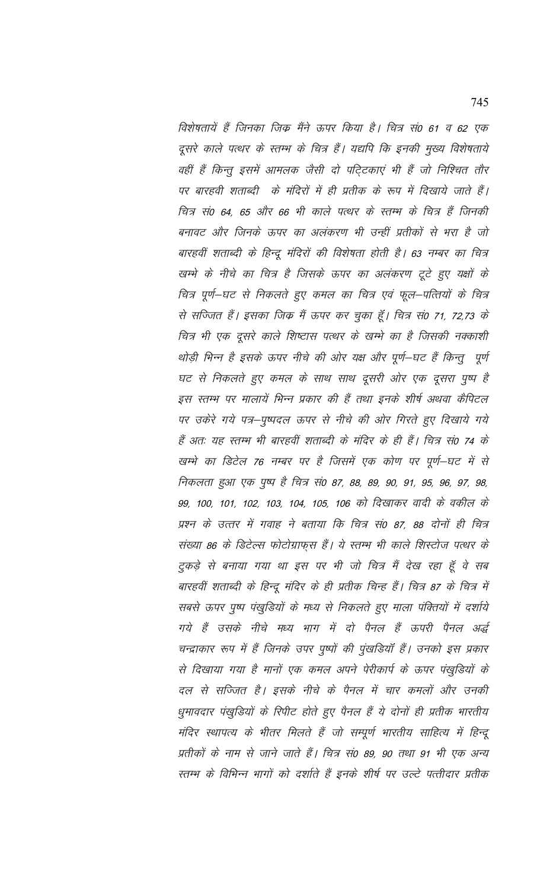विशेषतायें हैं जिनका जिक्र मैंने ऊपर किया है। चित्र सं0 61 व 62 एक दूसरे काले पत्थर के स्तम्भ के चित्र हैं। यद्यपि कि इनकी मुख्य विशेषताये वहीं हैं किन्तु इसमें आमलक जैसी दो पट्टिकाएं भी हैं जो निश्चित तौर पर बारहवी शताब्दी के मंदिरों में ही प्रतीक के रूप में दिखाये जाते हैं। चित्र सं0 64, 65 और 66 भी काले पत्थर के स्तम्भ के चित्र हैं जिनकी बनावट और जिनके ऊपर का अलंकरण भी उन्हीं प्रतीकों से भरा है जो बारहवीं शताब्दी के हिन्दू मंदिरों की विशेषता होती है। 63 नम्बर का चित्र खम्भे के नीचे का चित्र है जिसके ऊपर का अलंकरण टूटे हुए यक्षों के चित्र पूर्ण–घट से निकलते हुए कमल का चित्र एवं फूल–पत्तियों के चित्र से सज्जित हैं। इसका जिक्र मैं ऊपर कर चुका हूँ। चित्र सं0 71, 72,73 के चित्र भी एक दूसरे काले शिष्टास पत्थर के खम्भे का है जिसकी नक्काशी थोड़ी भिन्न है इसके ऊपर नीचे की ओर यक्ष और पूर्ण–घट हैं किन्तु पूर्ण घट से निकलते हुए कमल के साथ साथ दूसरी ओर एक दूसरा पुष्प है इस स्तम्भ पर मालायें भिन्न प्रकार की हैं तथा इनके शीर्ष अथवा कैपिटल पर उकेरे गये पत्र–पुष्पदल ऊपर से नीचे की ओर गिरते हुए दिखाये गये हैं अतः यह स्तम्भ भी बारहवीं शताब्दी के मंदिर के ही हैं। चित्र सं0 74 के खम्भे का डिटेल 76 नम्बर पर है जिसमें एक कोण पर पूर्ण–घट में से निकलता हुआ एक पुष्प है चित्र सं0 87, 88, 89, 90, 91, 95, 96, 97, 98, 99, 100, 101, 102, 103, 104, 105, 106 को दिखाकर वादी के वकील के प्रश्न के उत्तर में गवाह ने बताया कि चित्र सं0 87, 88 दोनों ही चित्र संख्या 86 के डिटेल्स फोटोग्राफ्स हैं। ये स्तम्भ भी काले शिस्टोज पत्थर के टुकड़े से बनाया गया था इस पर भी जो चित्र मैं देख रहा हूँ वे सब बारहवीं शताब्दी के हिन्दू मंदिर के ही प्रतीक चिन्ह हैं। चित्र 87 के चित्र में सबसे ऊपर पुष्प पंखुडियों के मध्य से निकलते हुए माला पंक्तियों में दर्शाये गये हैं उसके नीचे मध्य भाग में दो पैनल हैं ऊपरी पैनल अर्द्ध चन्द्राकार रूप में हैं जिनके उपर पुष्पों की पुंखडियॉ हैं। उनको इस प्रकार से दिखाया गया है मानों एक कमल अपने पेरीकार्प के ऊपर पंखुडियों के दल से सज्जित है। इसके नीचे के पैनल में चार कमलों और उनकी धुमावदार पंखुडियों के रिपीट होते हुए पैनल हैं ये दोनों ही प्रतीक भारतीय मंदिर स्थापत्य के भीतर मिलते हैं जो सम्पूर्ण भारतीय साहित्य में हिन्दू प्रतीकों के नाम से जाने जाते हैं। चित्र सं0 89, 90 तथा 91 भी एक अन्य स्तम्भ के विभिन्न भागों को दर्शाते हैं इनके शीर्ष पर उल्टे पत्तीदार प्रतीक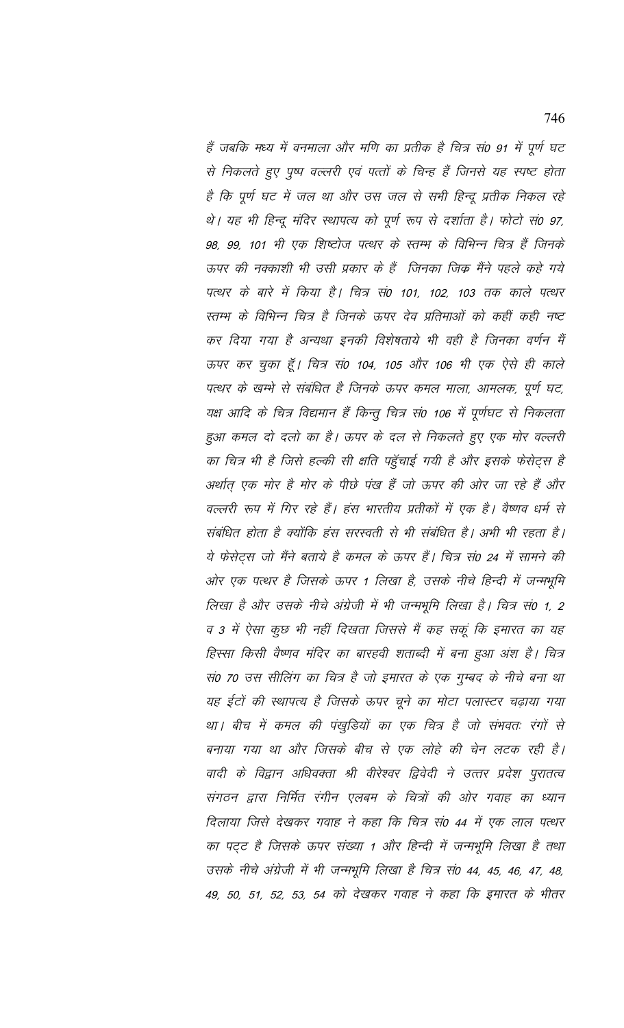*हैं जबकि मध्य में वनमाला और मणि का प्रतीक है चित्र सं0 91 में पूर्ण घट से निकलते हुए पुष्प वल्लरी एवं पत्तों के चिन्ह हैं जिनसे यह स्पष्ट होता है कि पूर्ण घट में जल था और उस जल से सभी हिन्दू प्रतीक निकल रहे थे। यह भी हिन्दू मंदिर स्थापत्य को पूर्ण रूप से दर्शाता है। फोटो सं0 97, 98, 99, 101 भी एक शिष्टोज पत्थर के स्तम्भ के विभिन्न चित्र हैं जिनके ऊपर की नक्काशी भी उसी प्रकार के हैं जिनका जिक्र मैंने पहले कहे गये पत्थर के बारे में किया है। चित्र सं0 101, 102, 103 तक काले पत्थर स्तम्भ के विभिन्न चित्र है जिनके ऊपर देव प्रतिमाओं को कहीं कही नष्ट कर दिया गया है अन्यथा इनकी विशेषताये भी वही है जिनका वर्णन मैं ऊपर कर चुका हूँ। चित्र सं0 104, 105 और 106 भी एक ऐसे ही काले पत्थर के खम्भे से संबंधित है जिनके ऊपर कमल माला, आमलक, पूर्ण घट, यक्ष आदि के चित्र विद्यमान हैं किन्तु चित्र सं0 106 में पूर्णघट से निकलता हुआ कमल दो दलो का है। ऊपर के दल से निकलते हुए एक मोर वल्लरी का चित्र भी है जिसे हल्की सी क्षति पहुँचाई गयी है और इसके फेसेट्स है अर्थात् एक मोर है मोर के पीछे पंख हैं जो ऊपर की ओर जा रहे हैं और वल्लरी रूप में गिर रहे हैं। हंस भारतीय प्रतीकों में एक है। वैष्णव धर्म से संबंधित होता है क्योंकि हंस सरस्वती से भी संबंधित है। अभी भी रहता है। ये फेसेट्स जो मैंने बताये है कमल के ऊपर हैं। चित्र सं0 24 में सामने की ओर एक पत्थर है जिसके ऊपर 1 लिखा है, उसके नीचे हिन्दी में जन्मभूमि लिखा है और उसके नीचे अंग्रेजी में भी जन्मभूमि लिखा है। चित्र सं0 1, 2 व 3 में ऐसा कुछ भी नहीं दिखता जिससे मैं कह सकूं कि इमारत का यह हिस्सा किसी वैष्णव मंदिर का बारहवी शताब्दी में बना हुआ अंश है। चित्र सं0 70 उस सीलिंग का चित्र है जो इमारत के एक गुम्बद के नीचे बना था यह ईटों की स्थापत्य है जिसके ऊपर चूने का मोटा पलास्टर चढ़ाया गया था। बीच में कमल की पंखुडियों का एक चित्र है जो संभवतः रंगों से बनाया गया था और जिसके बीच से एक लोहे की चेन लटक रही है। वादी के विद्वान अधिवक्ता श्री वीरेश्वर द्विवेदी ने उत्तर प्रदेश पुरातत्व संगठन द्वारा निर्मित रंगीन एलबम के चित्रों की ओर गवाह का ध्यान दिलाया जिसे देखकर गवाह ने कहा कि चित्र सं0 44 में एक लाल पत्थर का पट्ट है जिसके ऊपर संख्या 1 और हिन्दी में जन्मभूमि लिखा है तथा उसके नीचे अंग्रेजी में भी जन्मभूमि लिखा है चित्र सं0 44, 45, 46, 47, 48, 49, 50, 51, 52, 53, 54 को देखकर गवाह ने कहा कि इमारत के भीतर*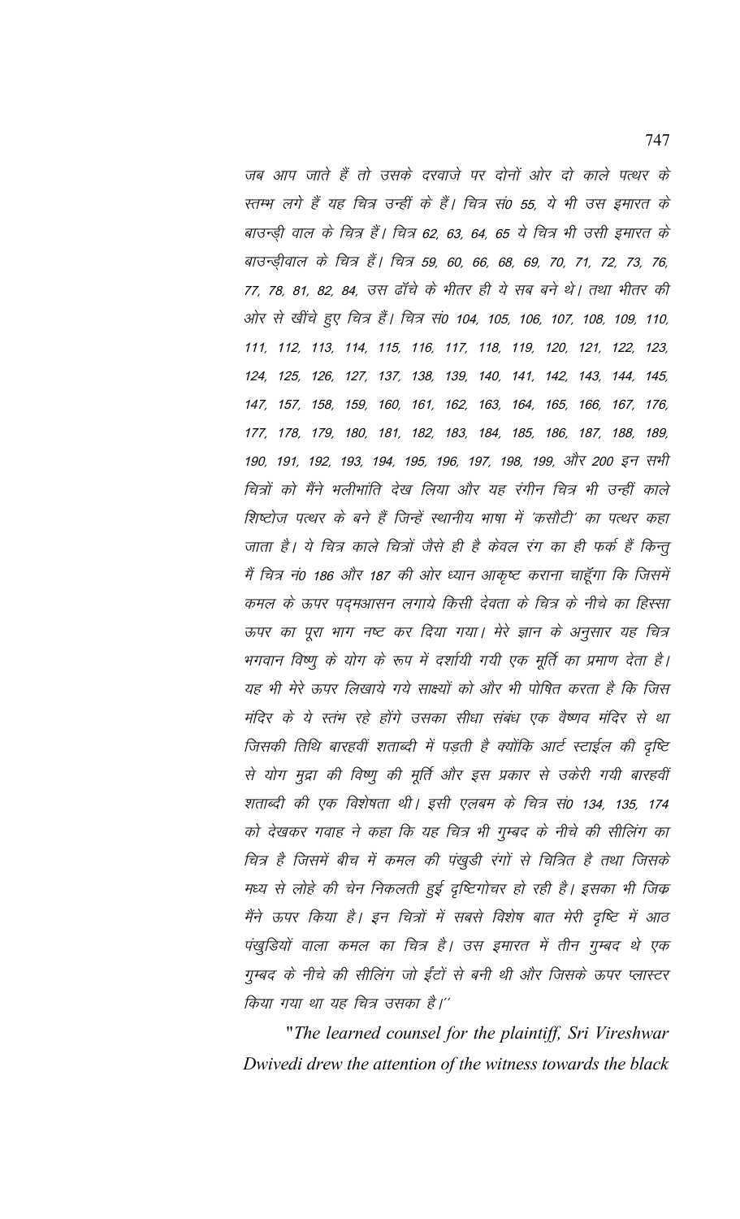*जब आप जाते हैं तो उसके दरवाजे पर दोनों ओर दो काले पत्थर के स्तम्भ लगे हैं यह चित्र उन्हीं के हैं। चित्र सं0 55, ये भी उस इमारत के बाउन्ड्री वाल के चित्र हैं। चित्र 62, 63, 64, 65 ये चित्र भी उसी इमारत के बाउन्ड्रीवाल के चित्र हैं। चित्र 59, 60, 66, 68, 69, 70, 71, 72, 73, 76, 77, 78, 81, 82, 84, उस ढॉचे के भीतर ही ये सब बने थे। तथा भीतर की ओर से खींचे हुए चित्र हैं। चित्र सं0 104, 105, 106, 107, 108, 109, 110, 111, 112, 113, 114, 115, 116, 117, 118, 119, 120, 121, 122, 123, 124, 125, 126, 127, 137, 138, 139, 140, 141, 142, 143, 144, 145, 147, 157, 158, 159, 160, 161, 162, 163, 164, 165, 166, 167, 176, 177, 178, 179, 180, 181, 182, 183, 184, 185, 186, 187, 188, 189, 190, 191, 192, 193, 194, 195, 196, 197, 198, 199, और 200 इन सभी चित्रों को मैंने भलीभांति देख लिया और यह रंगीन चित्र भी उन्हीं काले शिष्टोज पत्थर के बने हैं जिन्हें स्थानीय भाषा में 'कसौटी' का पत्थर कहा जाता है। ये चित्र काले चित्रों जैसे ही है केवल रंग का ही फर्क हैं किन्तु मैं चित्र नं0 186 और 187 की ओर ध्यान आकृष्ट कराना चाहूँगा कि जिसमें कमल के ऊपर पद्मआसन लगाये किसी देवता के चित्र के नीचे का हिस्सा ऊपर का पूरा भाग नष्ट कर दिया गया। मेरे ज्ञान के अनुसार यह चित्र भगवान विष्णु के योग के रूप में दर्शायी गयी एक मूर्ति का प्रमाण देता है। यह भी मेरे ऊपर लिखाये गये साक्ष्यों को और भी पोषित करता है कि जिस मंदिर के ये स्तंभ रहे होंगे उसका सीधा संबंध एक वैष्णव मंदिर से था जिसकी तिथि बारहवीं शताब्दी में पड़ती है क्योंकि आर्ट स्टाईल की दृष्टि से योग मुद्रा की विष्णु की मूर्ति और इस प्रकार से उकेरी गयी बारहवीं शताब्दी की एक विशेषता थी। इसी एलबम के चित्र सं0 134, 135, 174 को देखकर गवाह ने कहा कि यह चित्र भी गुम्बद के नीचे की सीलिंग का चित्र है जिसमें बीच में कमल की पंखुडी रंगों से चित्रित है तथा जिसके मध्य से लोहे की चेन निकलती हुई दृष्टिगोचर हो रही है। इसका भी जिक्र मैंने ऊपर किया है। इन चित्रों में सबसे विशेष बात मेरी दृष्टि में आठ पंखुडियों वाला कमल का चित्र है। उस इमारत में तीन गुम्बद थे एक गुम्बद के नीचे की सीलिंग जो ईंटों से बनी थी और जिसके ऊपर प्लास्टर किया गया था यह चित्र उसका है।"*

*"The learned counsel for the plaintiff, Sri Vireshwar Dwivedi drew the attention of the witness towards the black*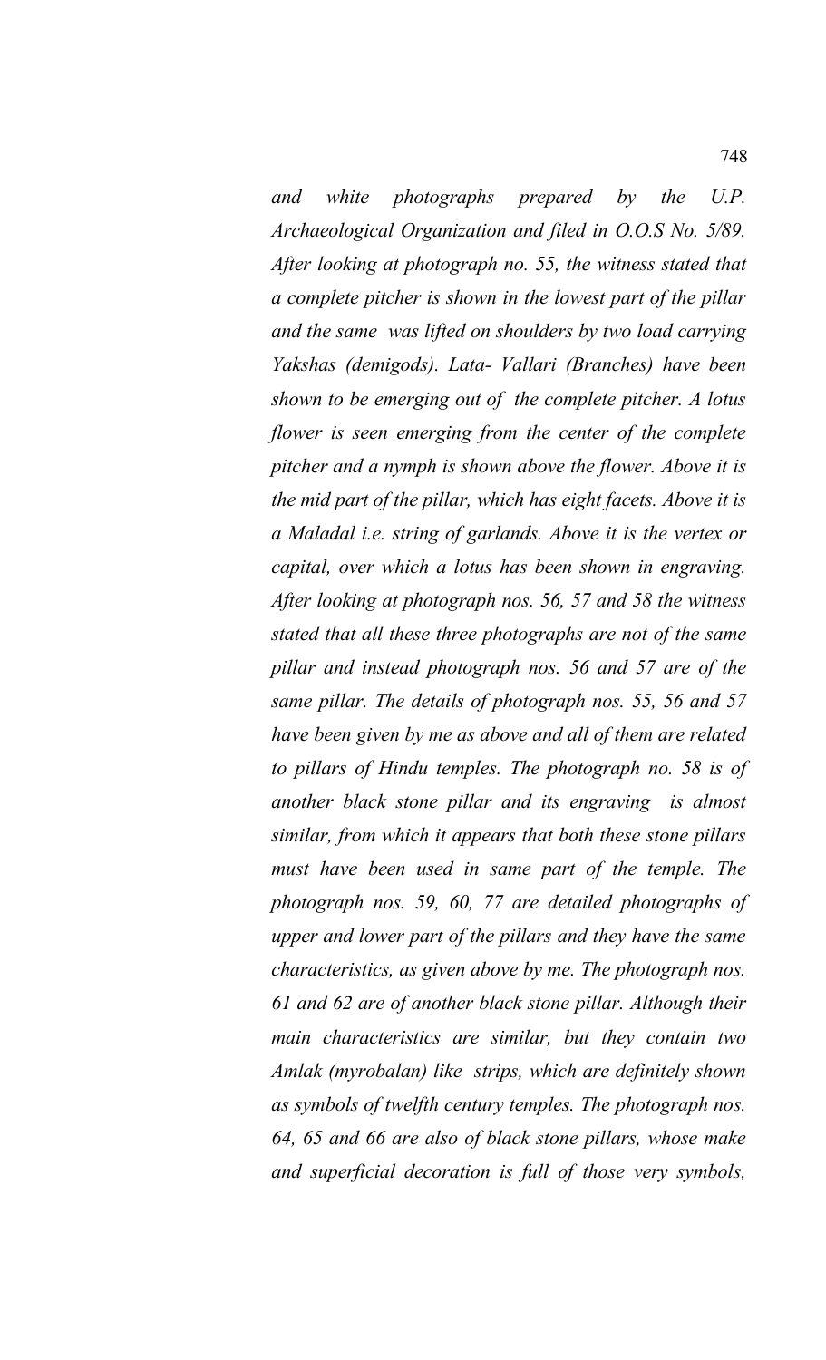*and white photographs prepared by the U.P. Archaeological Organization and filed in O.O.S No. 5/89. After looking at photograph no. 55, the witness stated that a complete pitcher is shown in the lowest part of the pillar and the same was lifted on shoulders by two load carrying Yakshas (demigods). Lata- Vallari (Branches) have been shown to be emerging out of the complete pitcher. A lotus flower is seen emerging from the center of the complete pitcher and a nymph is shown above the flower. Above it is the mid part of the pillar, which has eight facets. Above it is a Maladal i.e. string of garlands. Above it is the vertex or capital, over which a lotus has been shown in engraving. After looking at photograph nos. 56, 57 and 58 the witness stated that all these three photographs are not of the same pillar and instead photograph nos. 56 and 57 are of the same pillar. The details of photograph nos. 55, 56 and 57 have been given by me as above and all of them are related to pillars of Hindu temples. The photograph no. 58 is of another black stone pillar and its engraving is almost similar, from which it appears that both these stone pillars must have been used in same part of the temple. The photograph nos. 59, 60, 77 are detailed photographs of upper and lower part of the pillars and they have the same characteristics, as given above by me. The photograph nos. 61 and 62 are of another black stone pillar. Although their main characteristics are similar, but they contain two Amlak (myrobalan) like strips, which are definitely shown as symbols of twelfth century temples. The photograph nos. 64, 65 and 66 are also of black stone pillars, whose make and superficial decoration is full of those very symbols,*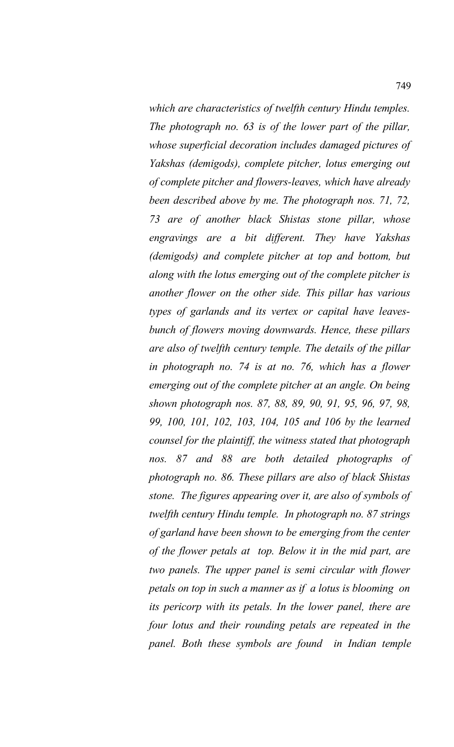*which are characteristics of twelfth century Hindu temples. The photograph no. 63 is of the lower part of the pillar, whose superficial decoration includes damaged pictures of Yakshas (demigods), complete pitcher, lotus emerging out of complete pitcher and flowers-leaves, which have already been described above by me. The photograph nos. 71, 72, 73 are of another black Shistas stone pillar, whose engravings are a bit different. They have Yakshas (demigods) and complete pitcher at top and bottom, but along with the lotus emerging out of the complete pitcher is another flower on the other side. This pillar has various types of garlands and its vertex or capital have leaves-bunch of flowers moving downwards. Hence, these pillars are also of twelfth century temple. The details of the pillar in photograph no. 74 is at no. 76, which has a flower emerging out of the complete pitcher at an angle. On being shown photograph nos. 87, 88, 89, 90, 91, 95, 96, 97, 98, 99, 100, 101, 102, 103, 104, 105 and 106 by the learned counsel for the plaintiff, the witness stated that photograph nos. 87 and 88 are both detailed photographs of photograph no. 86. These pillars are also of black Shistas stone. The figures appearing over it, are also of symbols of twelfth century Hindu temple. In photograph no. 87 strings of garland have been shown to be emerging from the center of the flower petals at top. Below it in the mid part, are two panels. The upper panel is semi circular with flower petals on top in such a manner as if a lotus is blooming on its pericorp with its petals. In the lower panel, there are four lotus and their rounding petals are repeated in the panel. Both these symbols are found in Indian temple*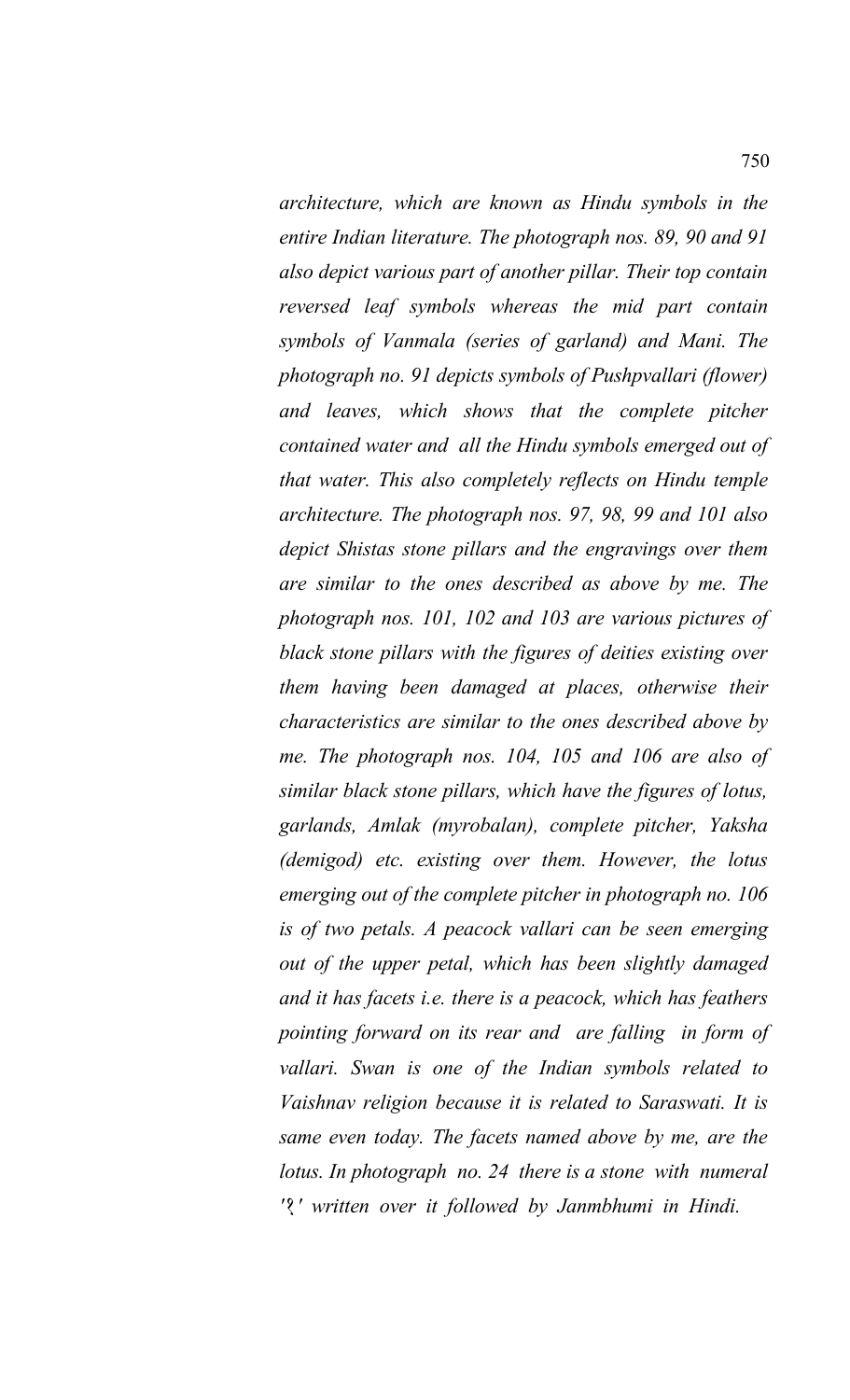*architecture, which are known as Hindu symbols in the entire Indian literature. The photograph nos. 89, 90 and 91 also depict various part of another pillar. Their top contain reversed leaf symbols whereas the mid part contain symbols of Vanmala (series of garland) and Mani. The photograph no. 91 depicts symbols of Pushpvallari (flower) and leaves, which shows that the complete pitcher contained water and all the Hindu symbols emerged out of that water. This also completely reflects on Hindu temple architecture. The photograph nos. 97, 98, 99 and 101 also depict Shistas stone pillars and the engravings over them are similar to the ones described as above by me. The photograph nos. 101, 102 and 103 are various pictures of black stone pillars with the figures of deities existing over them having been damaged at places, otherwise their characteristics are similar to the ones described above by me. The photograph nos. 104, 105 and 106 are also of similar black stone pillars, which have the figures of lotus, garlands, Amlak (myrobalan), complete pitcher, Yaksha (demigod) etc. existing over them. However, the lotus emerging out of the complete pitcher in photograph no. 106 is of two petals. A peacock vallari can be seen emerging out of the upper petal, which has been slightly damaged and it has facets i.e. there is a peacock, which has feathers pointing forward on its rear and are falling in form of vallari. Swan is one of the Indian symbols related to Vaishnav religion because it is related to Saraswati. It is same even today. The facets named above by me, are the lotus. In photograph no. 24 there is a stone with numeral '१' written over it followed by Janmbhumi in Hindi.*